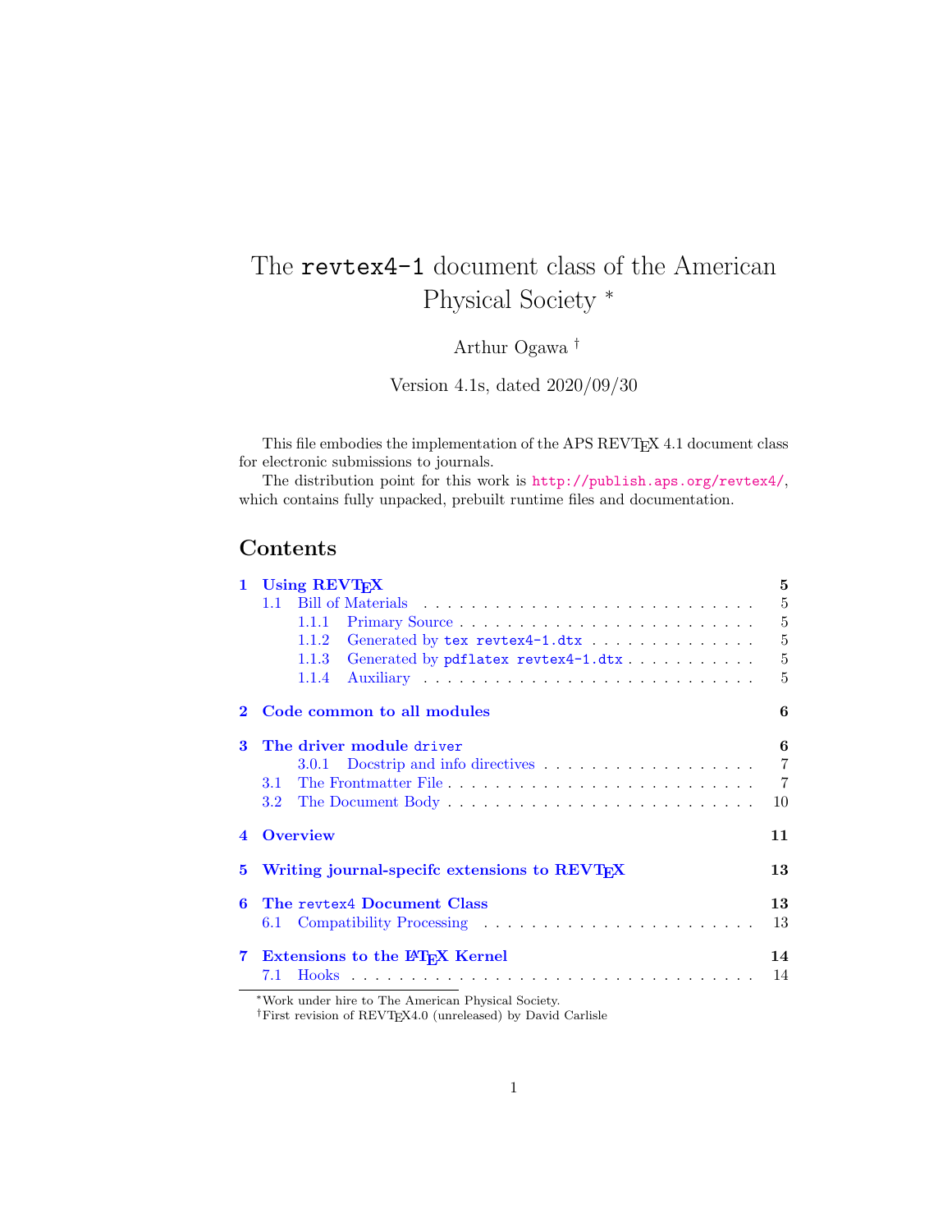# The `revtex4-1` document class of the American Physical Society [*]

Arthur Ogawa [†]

Version 4.1s, dated 2020/09/30

This file embodies the implementation of the APS REVTEX 4.1 document class for electronic submissions to journals.

The distribution point for this work is http://publish.aps.org/revtex4/, which contains fully unpacked, prebuilt runtime files and documentation.

## Contents

- **1 Using REVTEX** — 5
  - 1.1 Bill of Materials — 5
    - 1.1.1 Primary Source — 5
    - 1.1.2 Generated by `tex revtex4-1.dtx` — 5
    - 1.1.3 Generated by `pdflatex revtex4-1.dtx` — 5
    - 1.1.4 Auxiliary — 5
- **2 Code common to all modules** — 6
- **3 The driver module `driver`** — 6
  - 3.0.1 Docstrip and info directives — 7
  - 3.1 The Frontmatter File — 7
  - 3.2 The Document Body — 10
- **4 Overview** — 11
- **5 Writing journal-specifc extensions to REVTEX** — 13
- **6 The `revtex4` Document Class** — 13
  - 6.1 Compatibility Processing — 13
- **7 Extensions to the LATEX Kernel** — 14
  - 7.1 Hooks — 14

[*] Work under hire to The American Physical Society.

[†] First revision of REVTEX4.0 (unreleased) by David Carlisle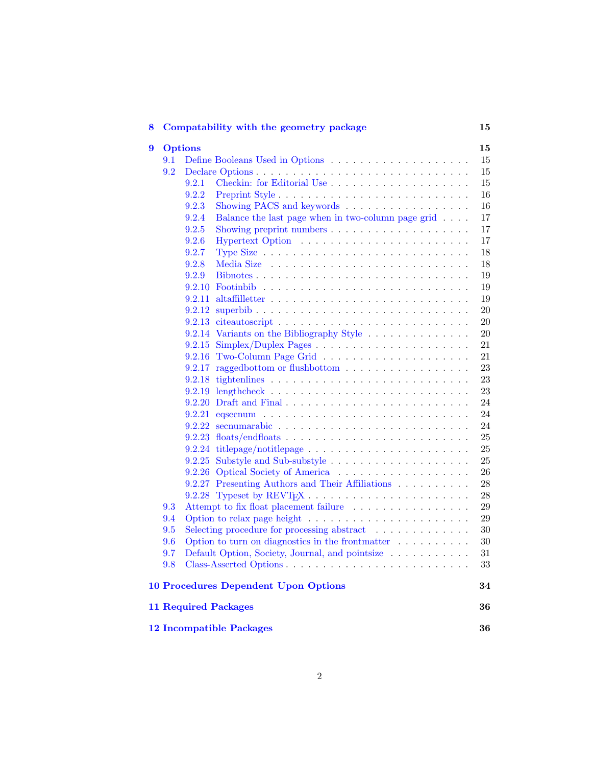**8 Compatability with the geometry package** 15

**9 Options** 15

- 9.1 Define Booleans Used in Options . . . . . . . . . . . . . . . . . . . 15
- 9.2 Declare Options . . . . . . . . . . . . . . . . . . . . . . . . . . . . 15
  - 9.2.1 Checkin: for Editorial Use . . . . . . . . . . . . . . . . . . 15
  - 9.2.2 Preprint Style . . . . . . . . . . . . . . . . . . . . . . . . 16
  - 9.2.3 Showing PACS and keywords . . . . . . . . . . . . . . . . 16
  - 9.2.4 Balance the last page when in two-column page grid . . . . 17
  - 9.2.5 Showing preprint numbers . . . . . . . . . . . . . . . . . . 17
  - 9.2.6 Hypertext Option . . . . . . . . . . . . . . . . . . . . . . 17
  - 9.2.7 Type Size . . . . . . . . . . . . . . . . . . . . . . . . . . 18
  - 9.2.8 Media Size . . . . . . . . . . . . . . . . . . . . . . . . . 18
  - 9.2.9 Bibnotes . . . . . . . . . . . . . . . . . . . . . . . . . . 19
  - 9.2.10 Footinbib . . . . . . . . . . . . . . . . . . . . . . . . . . 19
  - 9.2.11 altaffilletter . . . . . . . . . . . . . . . . . . . . . . . . 19
  - 9.2.12 superbib . . . . . . . . . . . . . . . . . . . . . . . . . . 20
  - 9.2.13 citeautoscript . . . . . . . . . . . . . . . . . . . . . . . 20
  - 9.2.14 Variants on the Bibliography Style . . . . . . . . . . . . . 20
  - 9.2.15 Simplex/Duplex Pages . . . . . . . . . . . . . . . . . . . 21
  - 9.2.16 Two-Column Page Grid . . . . . . . . . . . . . . . . . . . 21
  - 9.2.17 raggedbottom or flushbottom . . . . . . . . . . . . . . . . 23
  - 9.2.18 tightenlines . . . . . . . . . . . . . . . . . . . . . . . . 23
  - 9.2.19 lengthcheck . . . . . . . . . . . . . . . . . . . . . . . . 23
  - 9.2.20 Draft and Final . . . . . . . . . . . . . . . . . . . . . . 24
  - 9.2.21 eqsecnum . . . . . . . . . . . . . . . . . . . . . . . . . 24
  - 9.2.22 secnumarabic . . . . . . . . . . . . . . . . . . . . . . . 24
  - 9.2.23 floats/endfloats . . . . . . . . . . . . . . . . . . . . . . 25
  - 9.2.24 titlepage/notitlepage . . . . . . . . . . . . . . . . . . . 25
  - 9.2.25 Substyle and Sub-substyle . . . . . . . . . . . . . . . . . 25
  - 9.2.26 Optical Society of America . . . . . . . . . . . . . . . . . 26
  - 9.2.27 Presenting Authors and Their Affiliations . . . . . . . . . 28
  - 9.2.28 Typeset by REVTEX . . . . . . . . . . . . . . . . . . . . 28
- 9.3 Attempt to fix float placement failure . . . . . . . . . . . . . . . 29
- 9.4 Option to relax page height . . . . . . . . . . . . . . . . . . . . . 29
- 9.5 Selecting procedure for processing abstract . . . . . . . . . . . . . 30
- 9.6 Option to turn on diagnostics in the frontmatter . . . . . . . . . . 30
- 9.7 Default Option, Society, Journal, and pointsize . . . . . . . . . . . 31
- 9.8 Class-Asserted Options . . . . . . . . . . . . . . . . . . . . . . . . 33

**10 Procedures Dependent Upon Options** 34

**11 Required Packages** 36

**12 Incompatible Packages** 36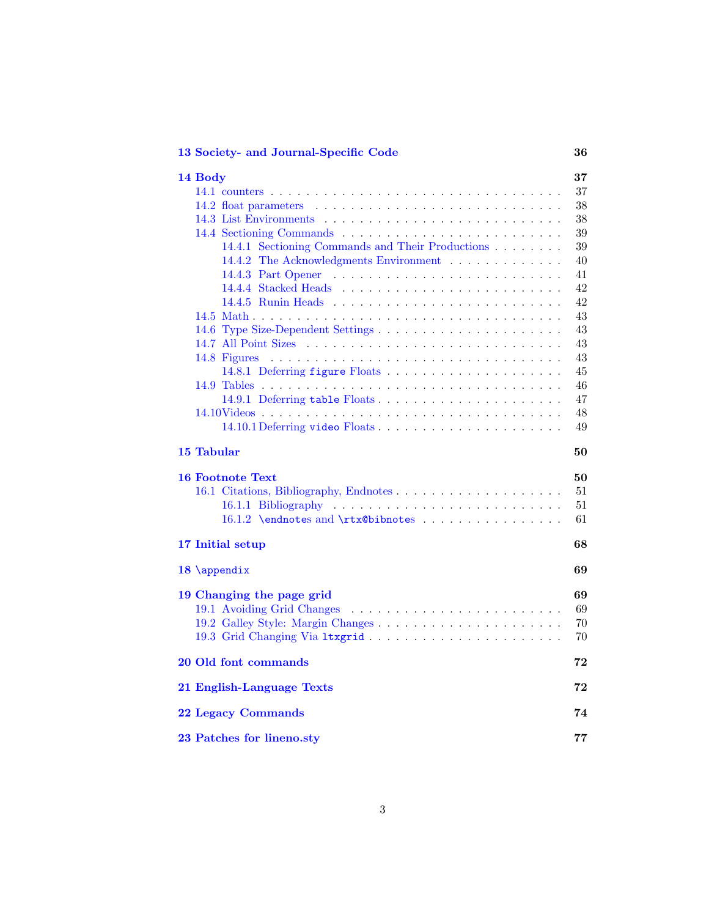**13 Society- and Journal-Specific Code** 36

**14 Body** 37

- 14.1 counters . . . 37
- 14.2 float parameters . . . 38
- 14.3 List Environments . . . 38
- 14.4 Sectioning Commands . . . 39
  - 14.4.1 Sectioning Commands and Their Productions . . . 39
  - 14.4.2 The Acknowledgments Environment . . . 40
  - 14.4.3 Part Opener . . . 41
  - 14.4.4 Stacked Heads . . . 42
  - 14.4.5 Runin Heads . . . 42
- 14.5 Math . . . 43
- 14.6 Type Size-Dependent Settings . . . 43
- 14.7 All Point Sizes . . . 43
- 14.8 Figures . . . 43
  - 14.8.1 Deferring `figure` Floats . . . 45
- 14.9 Tables . . . 46
  - 14.9.1 Deferring `table` Floats . . . 47
- 14.10 Videos . . . 48
  - 14.10.1 Deferring `video` Floats . . . 49

**15 Tabular** 50

**16 Footnote Text** 50

- 16.1 Citations, Bibliography, Endnotes . . . 51
  - 16.1.1 Bibliography . . . 51
  - 16.1.2 `\endnotes` and `\rtx@bibnotes` . . . 61

**17 Initial setup** 68

**18 `\appendix`** 69

**19 Changing the page grid** 69

- 19.1 Avoiding Grid Changes . . . 69
- 19.2 Galley Style: Margin Changes . . . 70
- 19.3 Grid Changing Via `ltxgrid` . . . 70

**20 Old font commands** 72

**21 English-Language Texts** 72

**22 Legacy Commands** 74

**23 Patches for lineno.sty** 77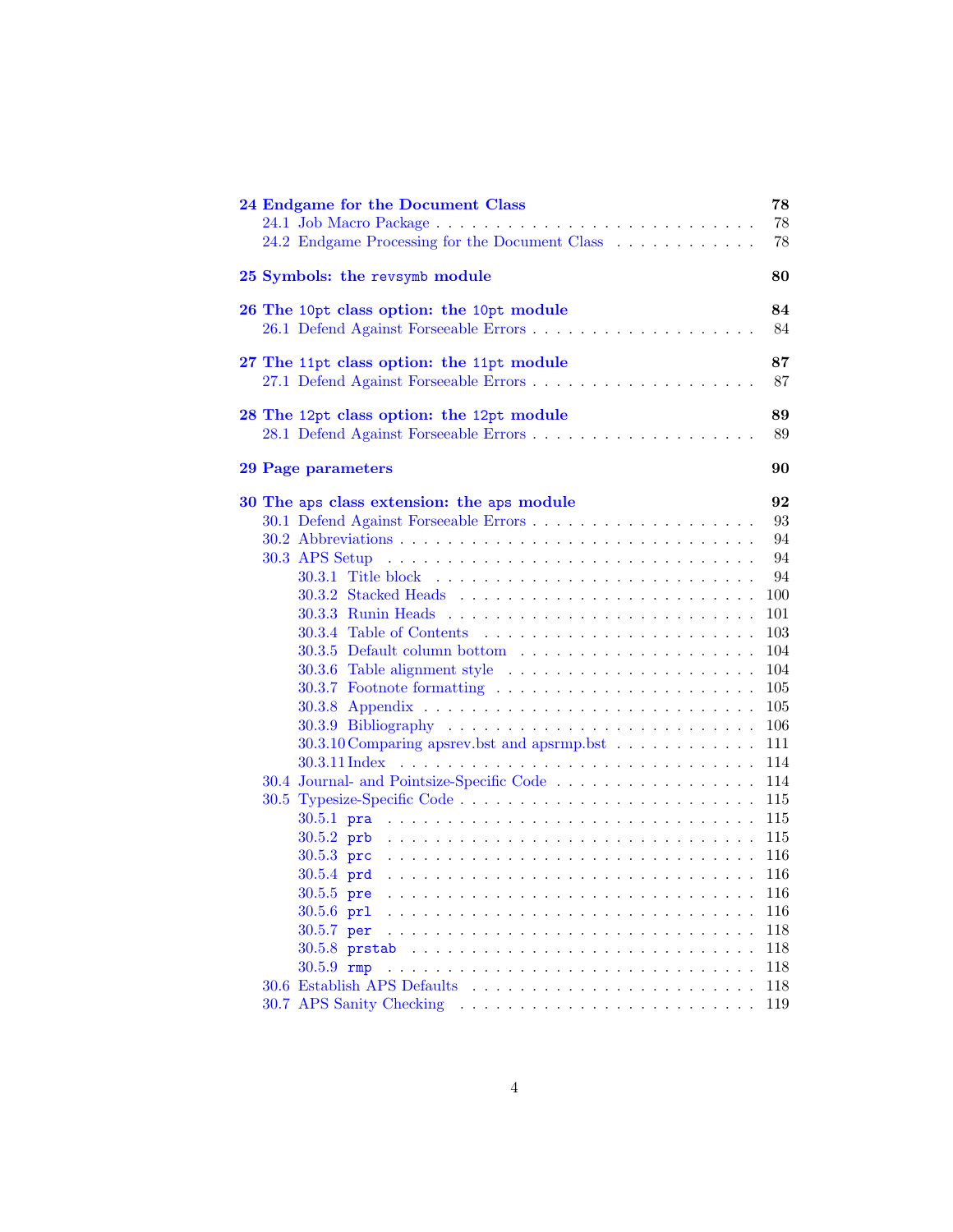**24 Endgame for the Document Class** **78**
- 24.1 Job Macro Package . . . . . . . . . . . . . . . . . . . . . . . . . 78
- 24.2 Endgame Processing for the Document Class . . . . . . . . . . . 78

**25 Symbols: the `revsymb` module** **80**

**26 The `10pt` class option: the `10pt` module** **84**
- 26.1 Defend Against Forseeable Errors . . . . . . . . . . . . . . . . . . 84

**27 The `11pt` class option: the `11pt` module** **87**
- 27.1 Defend Against Forseeable Errors . . . . . . . . . . . . . . . . . . 87

**28 The `12pt` class option: the `12pt` module** **89**
- 28.1 Defend Against Forseeable Errors . . . . . . . . . . . . . . . . . . 89

**29 Page parameters** **90**

**30 The `aps` class extension: the `aps` module** **92**
- 30.1 Defend Against Forseeable Errors . . . . . . . . . . . . . . . . . . 93
- 30.2 Abbreviations . . . . . . . . . . . . . . . . . . . . . . . . . . . . 94
- 30.3 APS Setup . . . . . . . . . . . . . . . . . . . . . . . . . . . . . . 94
  - 30.3.1 Title block . . . . . . . . . . . . . . . . . . . . . . . . . . 94
  - 30.3.2 Stacked Heads . . . . . . . . . . . . . . . . . . . . . . . . 100
  - 30.3.3 Runin Heads . . . . . . . . . . . . . . . . . . . . . . . . . 101
  - 30.3.4 Table of Contents . . . . . . . . . . . . . . . . . . . . . . 103
  - 30.3.5 Default column bottom . . . . . . . . . . . . . . . . . . . 104
  - 30.3.6 Table alignment style . . . . . . . . . . . . . . . . . . . . 104
  - 30.3.7 Footnote formatting . . . . . . . . . . . . . . . . . . . . . 105
  - 30.3.8 Appendix . . . . . . . . . . . . . . . . . . . . . . . . . . . 105
  - 30.3.9 Bibliography . . . . . . . . . . . . . . . . . . . . . . . . . 106
  - 30.3.10 Comparing apsrev.bst and apsrmp.bst . . . . . . . . . . . 111
  - 30.3.11 Index . . . . . . . . . . . . . . . . . . . . . . . . . . . . . 114
- 30.4 Journal- and Pointsize-Specific Code . . . . . . . . . . . . . . . . 114
- 30.5 Typesize-Specific Code . . . . . . . . . . . . . . . . . . . . . . . 115
  - 30.5.1 `pra` . . . . . . . . . . . . . . . . . . . . . . . . . . . . . 115
  - 30.5.2 `prb` . . . . . . . . . . . . . . . . . . . . . . . . . . . . . 115
  - 30.5.3 `prc` . . . . . . . . . . . . . . . . . . . . . . . . . . . . . 116
  - 30.5.4 `prd` . . . . . . . . . . . . . . . . . . . . . . . . . . . . . 116
  - 30.5.5 `pre` . . . . . . . . . . . . . . . . . . . . . . . . . . . . . 116
  - 30.5.6 `prl` . . . . . . . . . . . . . . . . . . . . . . . . . . . . . 116
  - 30.5.7 `per` . . . . . . . . . . . . . . . . . . . . . . . . . . . . . 118
  - 30.5.8 `prstab` . . . . . . . . . . . . . . . . . . . . . . . . . . . 118
  - 30.5.9 `rmp` . . . . . . . . . . . . . . . . . . . . . . . . . . . . . 118
- 30.6 Establish APS Defaults . . . . . . . . . . . . . . . . . . . . . . . 118
- 30.7 APS Sanity Checking . . . . . . . . . . . . . . . . . . . . . . . . 119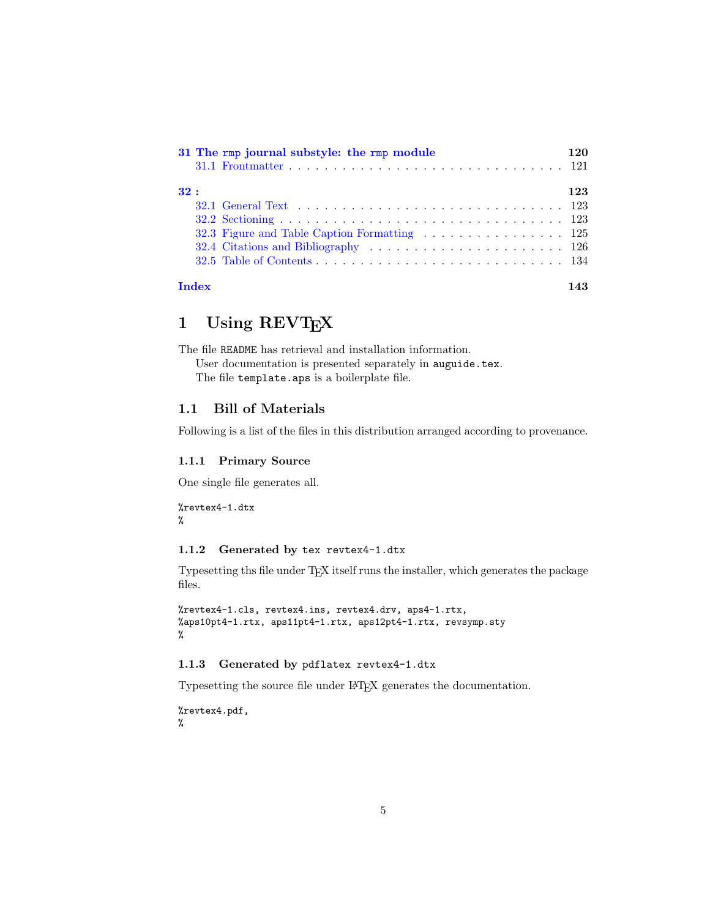**31 The rmp journal substyle: the rmp module** — 120
- 31.1 Frontmatter — 121

**32 :** — 123
- 32.1 General Text — 123
- 32.2 Sectioning — 123
- 32.3 Figure and Table Caption Formatting — 125
- 32.4 Citations and Bibliography — 126
- 32.5 Table of Contents — 134

**Index** — 143

# 1 Using REVTeX

The file `README` has retrieval and installation information.

User documentation is presented separately in `auguide.tex`.

The file `template.aps` is a boilerplate file.

## 1.1 Bill of Materials

Following is a list of the files in this distribution arranged according to provenance.

### 1.1.1 Primary Source

One single file generates all.

```
%revtex4-1.dtx
%
```

### 1.1.2 Generated by `tex revtex4-1.dtx`

Typesetting ths file under TeX itself runs the installer, which generates the package files.

```
%revtex4-1.cls, revtex4.ins, revtex4.drv, aps4-1.rtx,
%aps10pt4-1.rtx, aps11pt4-1.rtx, aps12pt4-1.rtx, revsymp.sty
%
```

### 1.1.3 Generated by `pdflatex revtex4-1.dtx`

Typesetting the source file under LaTeX generates the documentation.

```
%revtex4.pdf,
%
```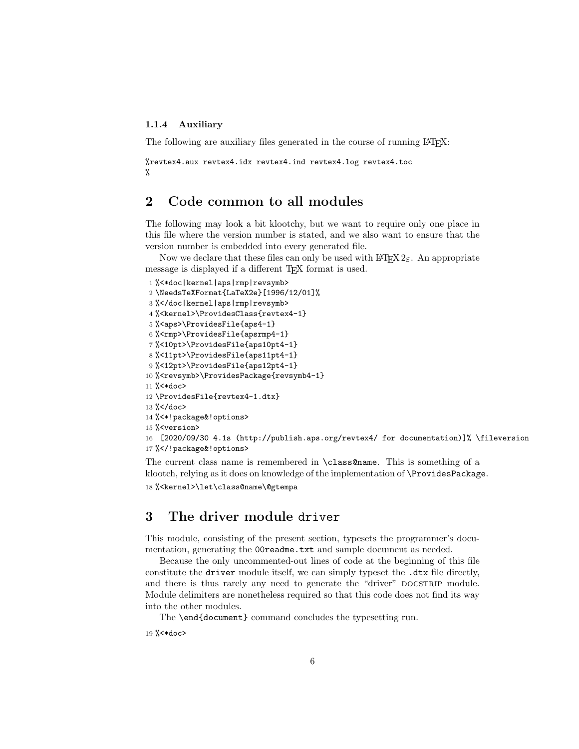### 1.1.4 Auxiliary

The following are auxiliary files generated in the course of running LaTeX:

```
%revtex4.aux revtex4.idx revtex4.ind revtex4.log revtex4.toc
%
```

## 2 Code common to all modules

The following may look a bit klootchy, but we want to require only one place in this file where the version number is stated, and we also want to ensure that the version number is embedded into every generated file.

Now we declare that these files can only be used with LaTeX $2_\varepsilon$. An appropriate message is displayed if a different TeX format is used.

```
1 %<*doc|kernel|aps|rmp|revsymb>
2 \NeedsTeXFormat{LaTeX2e}[1996/12/01]%
3 %</doc|kernel|aps|rmp|revsymb>
4 %<kernel>\ProvidesClass{revtex4-1}
5 %<aps>\ProvidesFile{aps4-1}
6 %<rmp>\ProvidesFile{apsrmp4-1}
7 %<10pt>\ProvidesFile{aps10pt4-1}
8 %<11pt>\ProvidesFile{aps11pt4-1}
9 %<12pt>\ProvidesFile{aps12pt4-1}
10 %<revsymb>\ProvidesPackage{revsymb4-1}
11 %<*doc>
12 \ProvidesFile{revtex4-1.dtx}
13 %</doc>
14 %<*!package&!options>
15 %<version>
16 [2020/09/30 4.1s (http://publish.aps.org/revtex4/ for documentation)]% \fileversion
17 %</!package&!options>
```

The current class name is remembered in `\class@name`. This is something of a klootch, relying as it does on knowledge of the implementation of `\ProvidesPackage`.

```
18 %<kernel>\let\class@name\@gtempa
```

## 3 The driver module `driver`

This module, consisting of the present section, typesets the programmer's documentation, generating the `00readme.txt` and sample document as needed.

Because the only uncommented-out lines of code at the beginning of this file constitute the `driver` module itself, we can simply typeset the `.dtx` file directly, and there is thus rarely any need to generate the "driver" DOCSTRIP module. Module delimiters are nonetheless required so that this code does not find its way into the other modules.

The `\end{document}` command concludes the typesetting run.

```
19 %<*doc>
```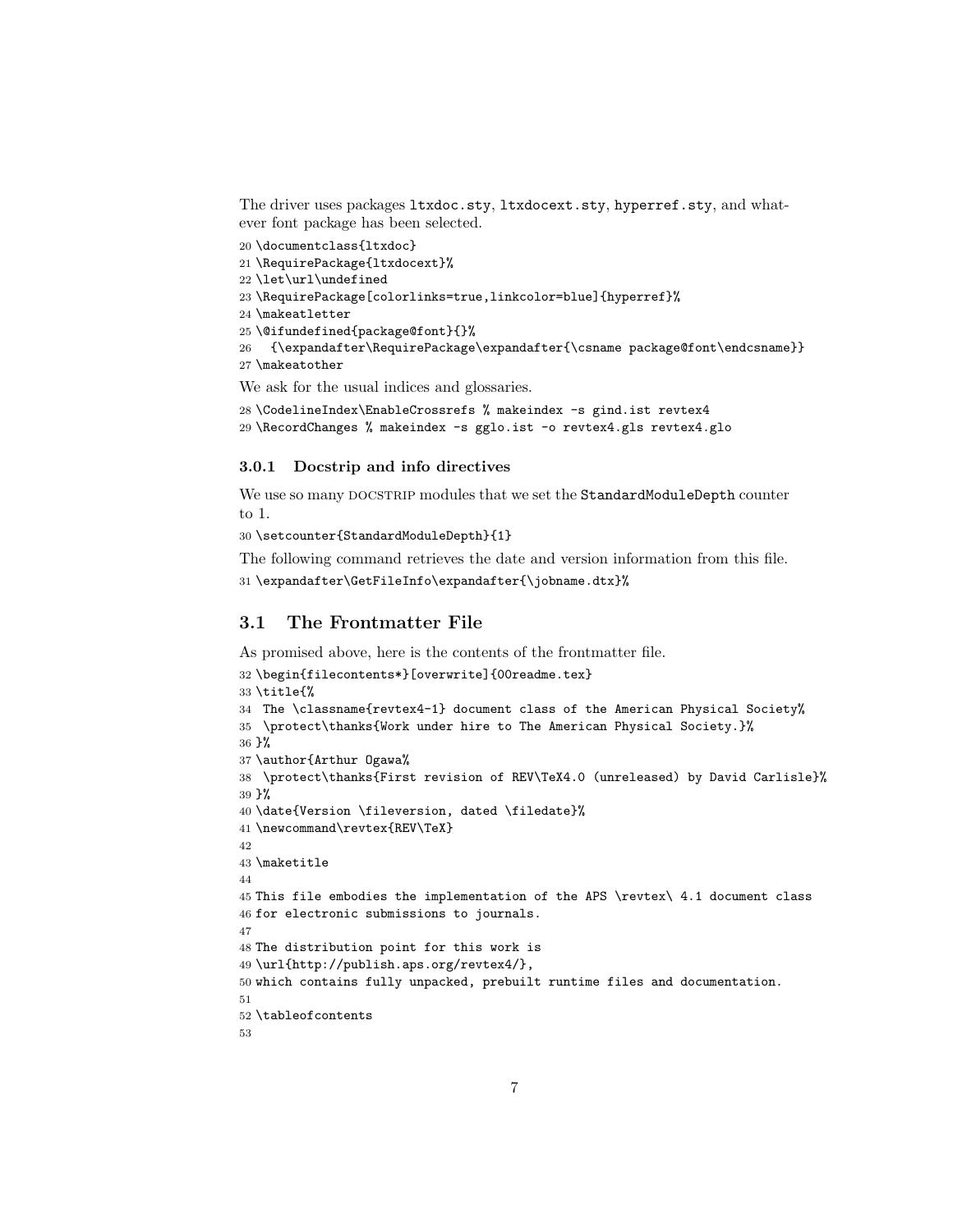The driver uses packages `ltxdoc.sty`, `ltxdocext.sty`, `hyperref.sty`, and whatever font package has been selected.

```
20 \documentclass{ltxdoc}
21 \RequirePackage{ltxdocext}%
22 \let\url\undefined
23 \RequirePackage[colorlinks=true,linkcolor=blue]{hyperref}%
24 \makeatletter
25 \@ifundefined{package@font}{}%
26   {\expandafter\RequirePackage\expandafter{\csname package@font\endcsname}}
27 \makeatother
```

We ask for the usual indices and glossaries.

```
28 \CodelineIndex\EnableCrossrefs % makeindex -s gind.ist revtex4
29 \RecordChanges % makeindex -s gglo.ist -o revtex4.gls revtex4.glo
```

### 3.0.1 Docstrip and info directives

We use so many DOCSTRIP modules that we set the `StandardModuleDepth` counter to 1.

```
30 \setcounter{StandardModuleDepth}{1}
```

The following command retrieves the date and version information from this file.

```
31 \expandafter\GetFileInfo\expandafter{\jobname.dtx}%
```

## 3.1 The Frontmatter File

As promised above, here is the contents of the frontmatter file.

```
32 \begin{filecontents*}[overwrite]{00readme.tex}
33 \title{%
34  The \classname{revtex4-1} document class of the American Physical Society%
35  \protect\thanks{Work under hire to The American Physical Society.}%
36 }%
37 \author{Arthur Ogawa%
38  \protect\thanks{First revision of REV\TeX4.0 (unreleased) by David Carlisle}%
39 }%
40 \date{Version \fileversion, dated \filedate}%
41 \newcommand\revtex{REV\TeX}
42
43 \maketitle
44
45 This file embodies the implementation of the APS \revtex\ 4.1 document class
46 for electronic submissions to journals.
47
48 The distribution point for this work is
49 \url{http://publish.aps.org/revtex4/},
50 which contains fully unpacked, prebuilt runtime files and documentation.
51
52 \tableofcontents
53
```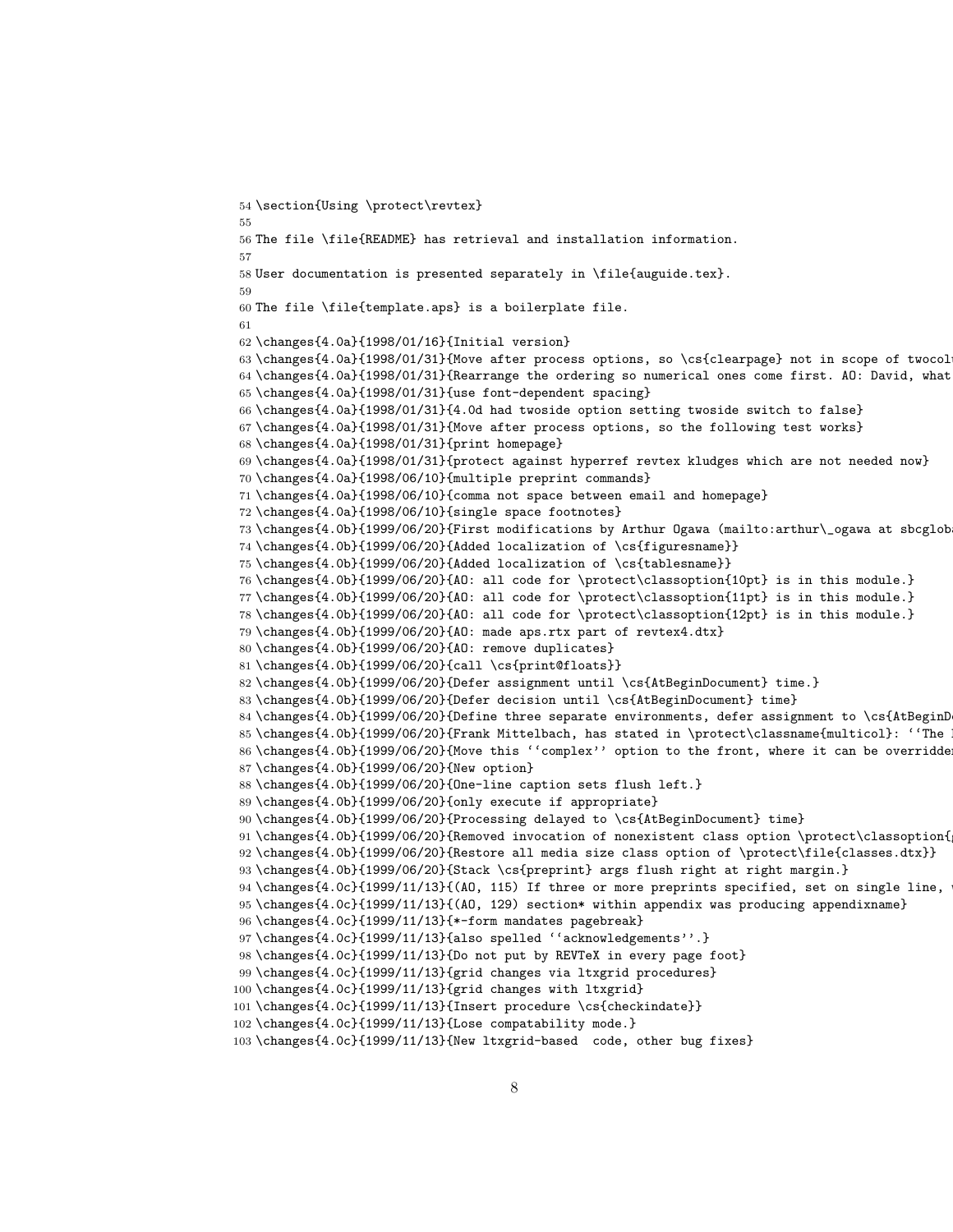```
54 \section{Using \protect\revtex}
55
56 The file \file{README} has retrieval and installation information.
57
58 User documentation is presented separately in \file{auguide.tex}.
59
60 The file \file{template.aps} is a boilerplate file.
61
62 \changes{4.0a}{1998/01/16}{Initial version}
63 \changes{4.0a}{1998/01/31}{Move after process options, so \cs{clearpage} not in scope of twocol
64 \changes{4.0a}{1998/01/31}{Rearrange the ordering so numerical ones come first. AO: David, what
65 \changes{4.0a}{1998/01/31}{use font-dependent spacing}
66 \changes{4.0a}{1998/01/31}{4.0d had twoside option setting twoside switch to false}
67 \changes{4.0a}{1998/01/31}{Move after process options, so the following test works}
68 \changes{4.0a}{1998/01/31}{print homepage}
69 \changes{4.0a}{1998/01/31}{protect against hyperref revtex kludges which are not needed now}
70 \changes{4.0a}{1998/06/10}{multiple preprint commands}
71 \changes{4.0a}{1998/06/10}{comma not space between email and homepage}
72 \changes{4.0a}{1998/06/10}{single space footnotes}
73 \changes{4.0b}{1999/06/20}{First modifications by Arthur Ogawa (mailto:arthur\_ogawa at sbcglob
74 \changes{4.0b}{1999/06/20}{Added localization of \cs{figuresname}}
75 \changes{4.0b}{1999/06/20}{Added localization of \cs{tablesname}}
76 \changes{4.0b}{1999/06/20}{AO: all code for \protect\classoption{10pt} is in this module.}
77 \changes{4.0b}{1999/06/20}{AO: all code for \protect\classoption{11pt} is in this module.}
78 \changes{4.0b}{1999/06/20}{AO: all code for \protect\classoption{12pt} is in this module.}
79 \changes{4.0b}{1999/06/20}{AO: made aps.rtx part of revtex4.dtx}
80 \changes{4.0b}{1999/06/20}{AO: remove duplicates}
81 \changes{4.0b}{1999/06/20}{call \cs{print@floats}}
82 \changes{4.0b}{1999/06/20}{Defer assignment until \cs{AtBeginDocument} time.}
83 \changes{4.0b}{1999/06/20}{Defer decision until \cs{AtBeginDocument} time}
84 \changes{4.0b}{1999/06/20}{Define three separate environments, defer assignment to \cs{AtBeginD
85 \changes{4.0b}{1999/06/20}{Frank Mittelbach, has stated in \protect\classname{multicol}: ``The 
86 \changes{4.0b}{1999/06/20}{Move this ``complex'' option to the front, where it can be overridden
87 \changes{4.0b}{1999/06/20}{New option}
88 \changes{4.0b}{1999/06/20}{One-line caption sets flush left.}
89 \changes{4.0b}{1999/06/20}{only execute if appropriate}
90 \changes{4.0b}{1999/06/20}{Processing delayed to \cs{AtBeginDocument} time}
91 \changes{4.0b}{1999/06/20}{Removed invocation of nonexistent class option \protect\classoption{
92 \changes{4.0b}{1999/06/20}{Restore all media size class option of \protect\file{classes.dtx}}
93 \changes{4.0b}{1999/06/20}{Stack \cs{preprint} args flush right at right margin.}
94 \changes{4.0c}{1999/11/13}{(AO, 115) If three or more preprints specified, set on single line, 
95 \changes{4.0c}{1999/11/13}{(AO, 129) section* within appendix was producing appendixname}
96 \changes{4.0c}{1999/11/13}{*-form mandates pagebreak}
97 \changes{4.0c}{1999/11/13}{also spelled ``acknowledgements''.}
98 \changes{4.0c}{1999/11/13}{Do not put by REVTeX in every page foot}
99 \changes{4.0c}{1999/11/13}{grid changes via ltxgrid procedures}
100 \changes{4.0c}{1999/11/13}{grid changes with ltxgrid}
101 \changes{4.0c}{1999/11/13}{Insert procedure \cs{checkindate}}
102 \changes{4.0c}{1999/11/13}{Lose compatability mode.}
103 \changes{4.0c}{1999/11/13}{New ltxgrid-based  code, other bug fixes}
```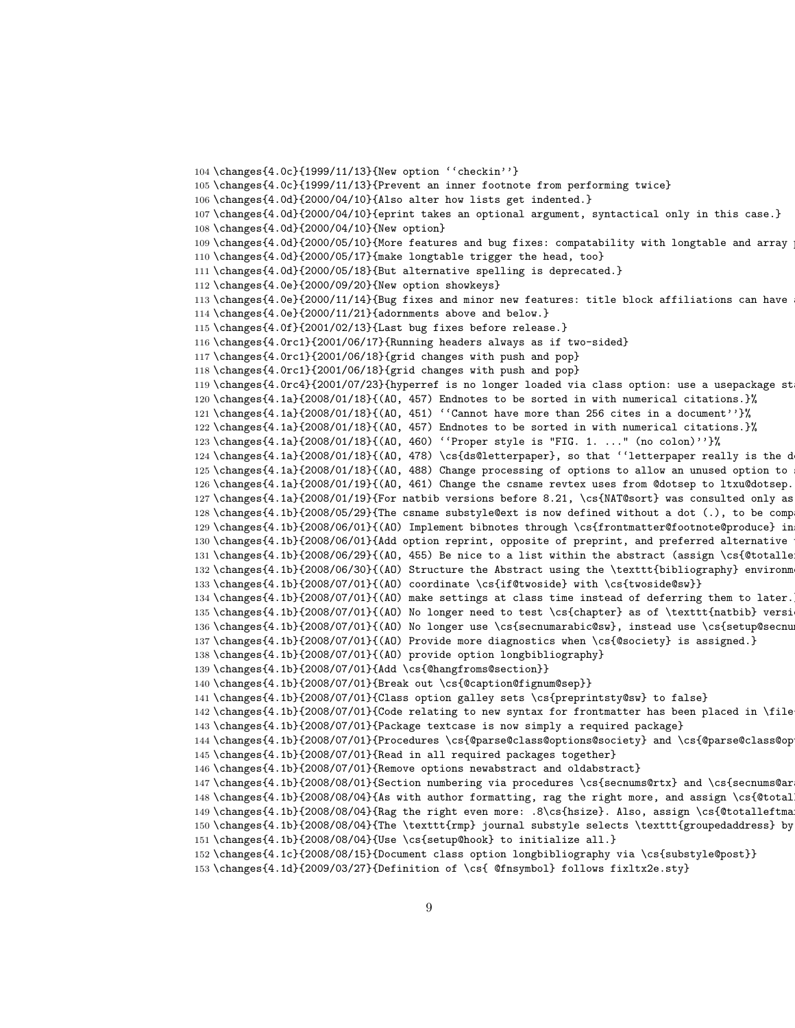```
104 \changes{4.0c}{1999/11/13}{New option ‘‘checkin’’}
105 \changes{4.0c}{1999/11/13}{Prevent an inner footnote from performing twice}
106 \changes{4.0d}{2000/04/10}{Also alter how lists get indented.}
107 \changes{4.0d}{2000/04/10}{eprint takes an optional argument, syntactical only in this case.}
108 \changes{4.0d}{2000/04/10}{New option}
109 \changes{4.0d}{2000/05/10}{More features and bug fixes: compatability with longtable and array p
110 \changes{4.0d}{2000/05/17}{make longtable trigger the head, too}
111 \changes{4.0d}{2000/05/18}{But alternative spelling is deprecated.}
112 \changes{4.0e}{2000/09/20}{New option showkeys}
113 \changes{4.0e}{2000/11/14}{Bug fixes and minor new features: title block affiliations can have a
114 \changes{4.0e}{2000/11/21}{adornments above and below.}
115 \changes{4.0f}{2001/02/13}{Last bug fixes before release.}
116 \changes{4.0rc1}{2001/06/17}{Running headers always as if two-sided}
117 \changes{4.0rc1}{2001/06/18}{grid changes with push and pop}
118 \changes{4.0rc1}{2001/06/18}{grid changes with push and pop}
119 \changes{4.0rc4}{2001/07/23}{hyperref is no longer loaded via class option: use a usepackage sta
120 \changes{4.1a}{2008/01/18}{(AO, 457) Endnotes to be sorted in with numerical citations.}%
121 \changes{4.1a}{2008/01/18}{(AO, 451) ‘‘Cannot have more than 256 cites in a document’’}%
122 \changes{4.1a}{2008/01/18}{(AO, 457) Endnotes to be sorted in with numerical citations.}%
123 \changes{4.1a}{2008/01/18}{(AO, 460) ‘‘Proper style is "FIG. 1. ..." (no colon)’’}%
124 \changes{4.1a}{2008/01/18}{(AO, 478) \cs{ds@letterpaper}, so that ‘‘letterpaper really is the de
125 \changes{4.1a}{2008/01/18}{(AO, 488) Change processing of options to allow an unused option to s
126 \changes{4.1a}{2008/01/19}{(AO, 461) Change the csname revtex uses from @dotsep to ltxu@dotsep.
127 \changes{4.1a}{2008/01/19}{For natbib versions before 8.21, \cs{NAT@sort} was consulted only as
128 \changes{4.1b}{2008/05/29}{The csname substyle@ext is now defined without a dot (.), to be compa
129 \changes{4.1b}{2008/06/01}{(AO) Implement bibnotes through \cs{frontmatter@footnote@produce} ins
130 \changes{4.1b}{2008/06/01}{Add option reprint, opposite of preprint, and preferred alternative t
131 \changes{4.1b}{2008/06/29}{(AO, 455) Be nice to a list within the abstract (assign \cs{@totallef
132 \changes{4.1b}{2008/06/30}{(AO) Structure the Abstract using the \texttt{bibliography} environme
133 \changes{4.1b}{2008/07/01}{(AO) coordinate \cs{if@twoside} with \cs{twoside@sw}}
134 \changes{4.1b}{2008/07/01}{(AO) make settings at class time instead of deferring them to later.}
135 \changes{4.1b}{2008/07/01}{(AO) No longer need to test \cs{chapter} as of \texttt{natbib} versio
136 \changes{4.1b}{2008/07/01}{(AO) No longer use \cs{secnumarabic@sw}, instead use \cs{setup@secnum
137 \changes{4.1b}{2008/07/01}{(AO) Provide more diagnostics when \cs{@society} is assigned.}
138 \changes{4.1b}{2008/07/01}{(AO) provide option longbibliography}
139 \changes{4.1b}{2008/07/01}{Add \cs{@hangfroms@section}}
140 \changes{4.1b}{2008/07/01}{Break out \cs{@caption@fignum@sep}}
141 \changes{4.1b}{2008/07/01}{Class option galley sets \cs{preprintsty@sw} to false}
142 \changes{4.1b}{2008/07/01}{Code relating to new syntax for frontmatter has been placed in \file{
143 \changes{4.1b}{2008/07/01}{Package textcase is now simply a required package}
144 \changes{4.1b}{2008/07/01}{Procedures \cs{@parse@class@options@society} and \cs{@parse@class@opt
145 \changes{4.1b}{2008/07/01}{Read in all required packages together}
146 \changes{4.1b}{2008/07/01}{Remove options newabstract and oldabstract}
147 \changes{4.1b}{2008/08/01}{Section numbering via procedures \cs{secnums@rtx} and \cs{secnums@ara
148 \changes{4.1b}{2008/08/04}{As with author formatting, rag the right more, and assign \cs{@totall
149 \changes{4.1b}{2008/08/04}{Rag the right even more: .8\cs{hsize}. Also, assign \cs{@totalleftmar
150 \changes{4.1b}{2008/08/04}{The \texttt{rmp} journal substyle selects \texttt{groupedaddress} by
151 \changes{4.1b}{2008/08/04}{Use \cs{setup@hook} to initialize all.}
152 \changes{4.1c}{2008/08/15}{Document class option longbibliography via \cs{substyle@post}}
153 \changes{4.1d}{2009/03/27}{Definition of \cs{ @fnsymbol} follows fixltx2e.sty}
```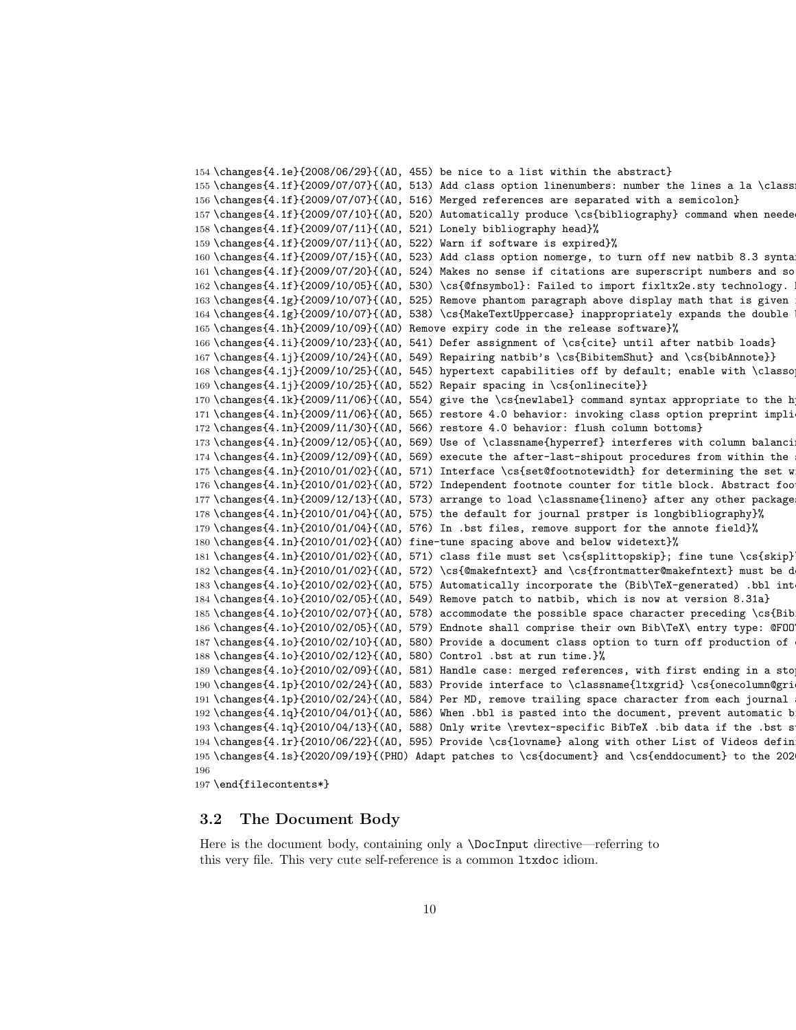```
154 \changes{4.1e}{2008/06/29}{(AO, 455) be nice to a list within the abstract}
155 \changes{4.1f}{2009/07/07}{(AO, 513) Add class option linenumbers: number the lines a la \class
156 \changes{4.1f}{2009/07/07}{(AO, 516) Merged references are separated with a semicolon}
157 \changes{4.1f}{2009/07/10}{(AO, 520) Automatically produce \cs{bibliography} command when neede
158 \changes{4.1f}{2009/07/11}{(AO, 521) Lonely bibliography head}%
159 \changes{4.1f}{2009/07/11}{(AO, 522) Warn if software is expired}%
160 \changes{4.1f}{2009/07/15}{(AO, 523) Add class option nomerge, to turn off new natbib 8.3 synta
161 \changes{4.1f}{2009/07/20}{(AO, 524) Makes no sense if citations are superscript numbers and so
162 \changes{4.1f}{2009/10/05}{(AO, 530) \cs{@fnsymbol}: Failed to import fixltx2e.sty technology. 
163 \changes{4.1g}{2009/10/07}{(AO, 525) Remove phantom paragraph above display math that is given 
164 \changes{4.1g}{2009/10/07}{(AO, 538) \cs{MakeTextUppercase} inappropriately expands the double 
165 \changes{4.1h}{2009/10/09}{(AO) Remove expiry code in the release software}%
166 \changes{4.1i}{2009/10/23}{(AO, 541) Defer assignment of \cs{cite} until after natbib loads}
167 \changes{4.1j}{2009/10/24}{(AO, 549) Repairing natbib's \cs{BibitemShut} and \cs{bibAnnote}}
168 \changes{4.1j}{2009/10/25}{(AO, 545) hypertext capabilities off by default; enable with \classo
169 \changes{4.1j}{2009/10/25}{(AO, 552) Repair spacing in \cs{onlinecite}}
170 \changes{4.1k}{2009/11/06}{(AO, 554) give the \cs{newlabel} command syntax appropriate to the h
171 \changes{4.1n}{2009/11/06}{(AO, 565) restore 4.0 behavior: invoking class option preprint impli
172 \changes{4.1n}{2009/11/30}{(AO, 566) restore 4.0 behavior: flush column bottoms}
173 \changes{4.1n}{2009/12/05}{(AO, 569) Use of \classname{hyperref} interferes with column balanci
174 \changes{4.1n}{2009/12/09}{(AO, 569) execute the after-last-shipout procedures from within the 
175 \changes{4.1n}{2010/01/02}{(AO, 571) Interface \cs{set@footnotewidth} for determining the set w
176 \changes{4.1n}{2010/01/02}{(AO, 572) Independent footnote counter for title block. Abstract foo
177 \changes{4.1n}{2009/12/13}{(AO, 573) arrange to load \classname{lineno} after any other package
178 \changes{4.1n}{2010/01/04}{(AO, 575) the default for journal prstper is longbibliography}%
179 \changes{4.1n}{2010/01/04}{(AO, 576) In .bst files, remove support for the annote field}%
180 \changes{4.1n}{2010/01/02}{(AO) fine-tune spacing above and below widetext}%
181 \changes{4.1n}{2010/01/02}{(AO, 571) class file must set \cs{splittopskip}; fine tune \cs{skip}
182 \changes{4.1n}{2010/01/02}{(AO, 572) \cs{@makefntext} and \cs{frontmatter@makefntext} must be d
183 \changes{4.1o}{2010/02/02}{(AO, 575) Automatically incorporate the (Bib\TeX-generated) .bbl int
184 \changes{4.1o}{2010/02/05}{(AO, 549) Remove patch to natbib, which is now at version 8.31a}
185 \changes{4.1o}{2010/02/07}{(AO, 578) accommodate the possible space character preceding \cs{Bib
186 \changes{4.1o}{2010/02/05}{(AO, 579) Endnote shall comprise their own Bib\TeX\ entry type: @FOO
187 \changes{4.1o}{2010/02/10}{(AO, 580) Provide a document class option to turn off production of 
188 \changes{4.1o}{2010/02/12}{(AO, 580) Control .bst at run time.}%
189 \changes{4.1o}{2010/02/09}{(AO, 581) Handle case: merged references, with first ending in a sto
190 \changes{4.1p}{2010/02/24}{(AO, 583) Provide interface to \classname{ltxgrid} \cs{onecolumn@gri
191 \changes{4.1p}{2010/02/24}{(AO, 584) Per MD, remove trailing space character from each journal 
192 \changes{4.1q}{2010/04/01}{(AO, 586) When .bbl is pasted into the document, prevent automatic b
193 \changes{4.1q}{2010/04/13}{(AO, 588) Only write \revtex-specific BibTeX .bib data if the .bst s
194 \changes{4.1r}{2010/06/22}{(AO, 595) Provide \cs{lovname} along with other List of Videos defin
195 \changes{4.1s}{2020/09/19}{(PHO) Adapt patches to \cs{document} and \cs{enddocument} to the 202
196 
197 \end{filecontents*}
```

### 3.2 The Document Body

Here is the document body, containing only a \DocInput directive—referring to this very file. This very cute self-reference is a common ltxdoc idiom.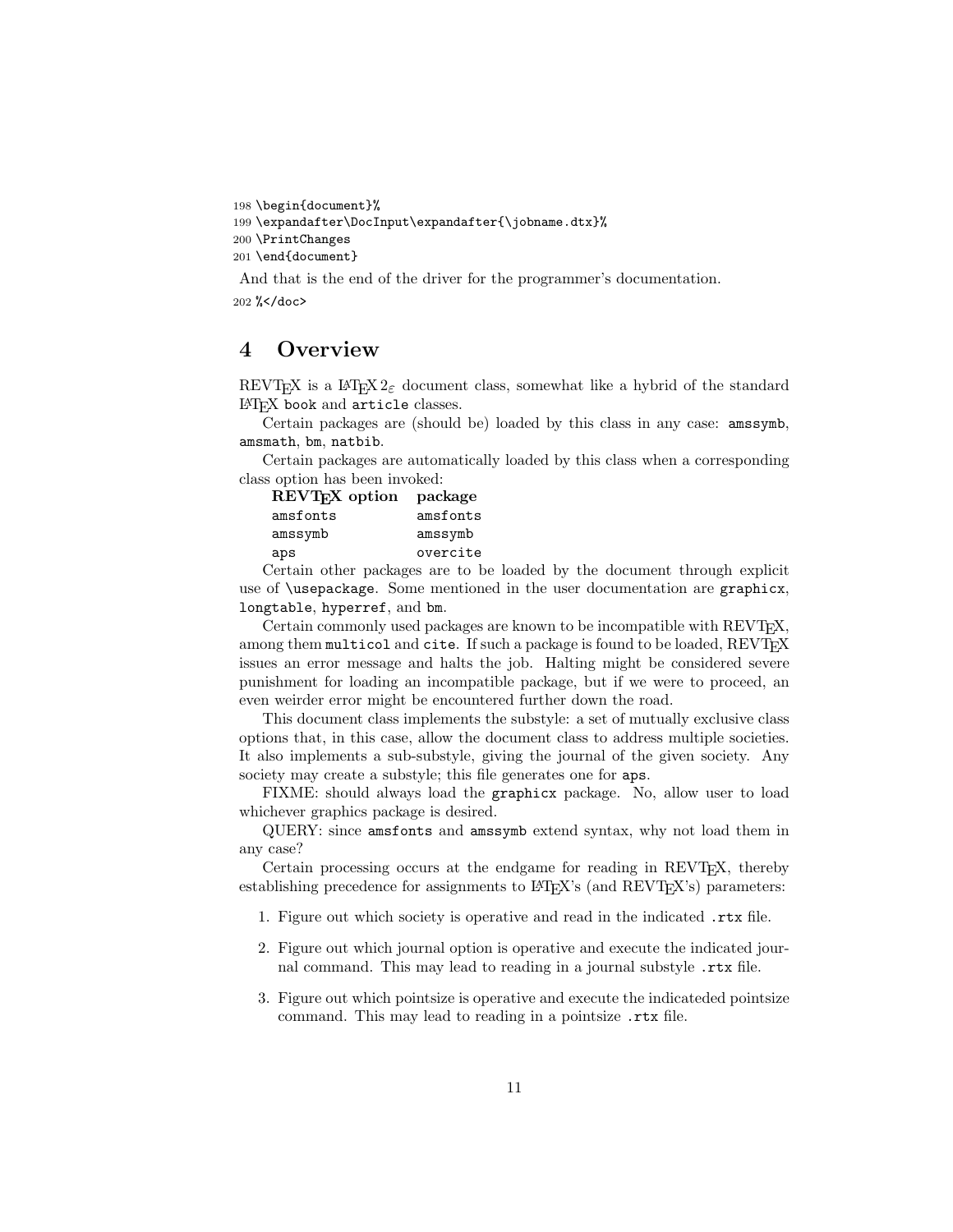```
198 \begin{document}%
199 \expandafter\DocInput\expandafter{\jobname.dtx}%
200 \PrintChanges
201 \end{document}
```

And that is the end of the driver for the programmer's documentation.

```
202 %</doc>
```

## 4 Overview

REVTEX is a LATEX $2_\varepsilon$ document class, somewhat like a hybrid of the standard LATEX book and article classes.

Certain packages are (should be) loaded by this class in any case: amssymb, amsmath, bm, natbib.

Certain packages are automatically loaded by this class when a corresponding class option has been invoked:

| **REVTEX option** | **package** |
|---|---|
| amsfonts | amsfonts |
| amssymb | amssymb |
| aps | overcite |

Certain other packages are to be loaded by the document through explicit use of \usepackage. Some mentioned in the user documentation are graphicx, longtable, hyperref, and bm.

Certain commonly used packages are known to be incompatible with REVTEX, among them multicol and cite. If such a package is found to be loaded, REVTEX issues an error message and halts the job. Halting might be considered severe punishment for loading an incompatible package, but if we were to proceed, an even weirder error might be encountered further down the road.

This document class implements the substyle: a set of mutually exclusive class options that, in this case, allow the document class to address multiple societies. It also implements a sub-substyle, giving the journal of the given society. Any society may create a substyle; this file generates one for aps.

FIXME: should always load the graphicx package. No, allow user to load whichever graphics package is desired.

QUERY: since amsfonts and amssymb extend syntax, why not load them in any case?

Certain processing occurs at the endgame for reading in REVTEX, thereby establishing precedence for assignments to LATEX's (and REVTEX's) parameters:

1. Figure out which society is operative and read in the indicated .rtx file.
2. Figure out which journal option is operative and execute the indicated journal command. This may lead to reading in a journal substyle .rtx file.
3. Figure out which pointsize is operative and execute the indicateded pointsize command. This may lead to reading in a pointsize .rtx file.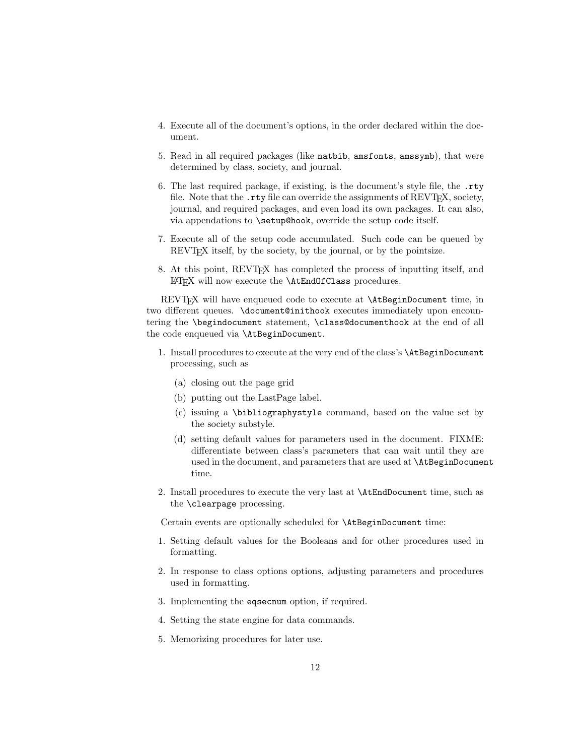4. Execute all of the document's options, in the order declared within the document.

5. Read in all required packages (like `natbib`, `amsfonts`, `amssymb`), that were determined by class, society, and journal.

6. The last required package, if existing, is the document's style file, the `.rty` file. Note that the `.rty` file can override the assignments of REVTEX, society, journal, and required packages, and even load its own packages. It can also, via appendations to `\setup@hook`, override the setup code itself.

7. Execute all of the setup code accumulated. Such code can be queued by REVTEX itself, by the society, by the journal, or by the pointsize.

8. At this point, REVTEX has completed the process of inputting itself, and LATEX will now execute the `\AtEndOfClass` procedures.

REVTEX will have enqueued code to execute at `\AtBeginDocument` time, in two different queues. `\document@inithook` executes immediately upon encountering the `\begindocument` statement, `\class@documenthook` at the end of all the code enqueued via `\AtBeginDocument`.

1. Install procedures to execute at the very end of the class's `\AtBeginDocument` processing, such as

   (a) closing out the page grid

   (b) putting out the LastPage label.

   (c) issuing a `\bibliographystyle` command, based on the value set by the society substyle.

   (d) setting default values for parameters used in the document. FIXME: differentiate between class's parameters that can wait until they are used in the document, and parameters that are used at `\AtBeginDocument` time.

2. Install procedures to execute the very last at `\AtEndDocument` time, such as the `\clearpage` processing.

Certain events are optionally scheduled for `\AtBeginDocument` time:

1. Setting default values for the Booleans and for other procedures used in formatting.

2. In response to class options options, adjusting parameters and procedures used in formatting.

3. Implementing the `eqsecnum` option, if required.

4. Setting the state engine for data commands.

5. Memorizing procedures for later use.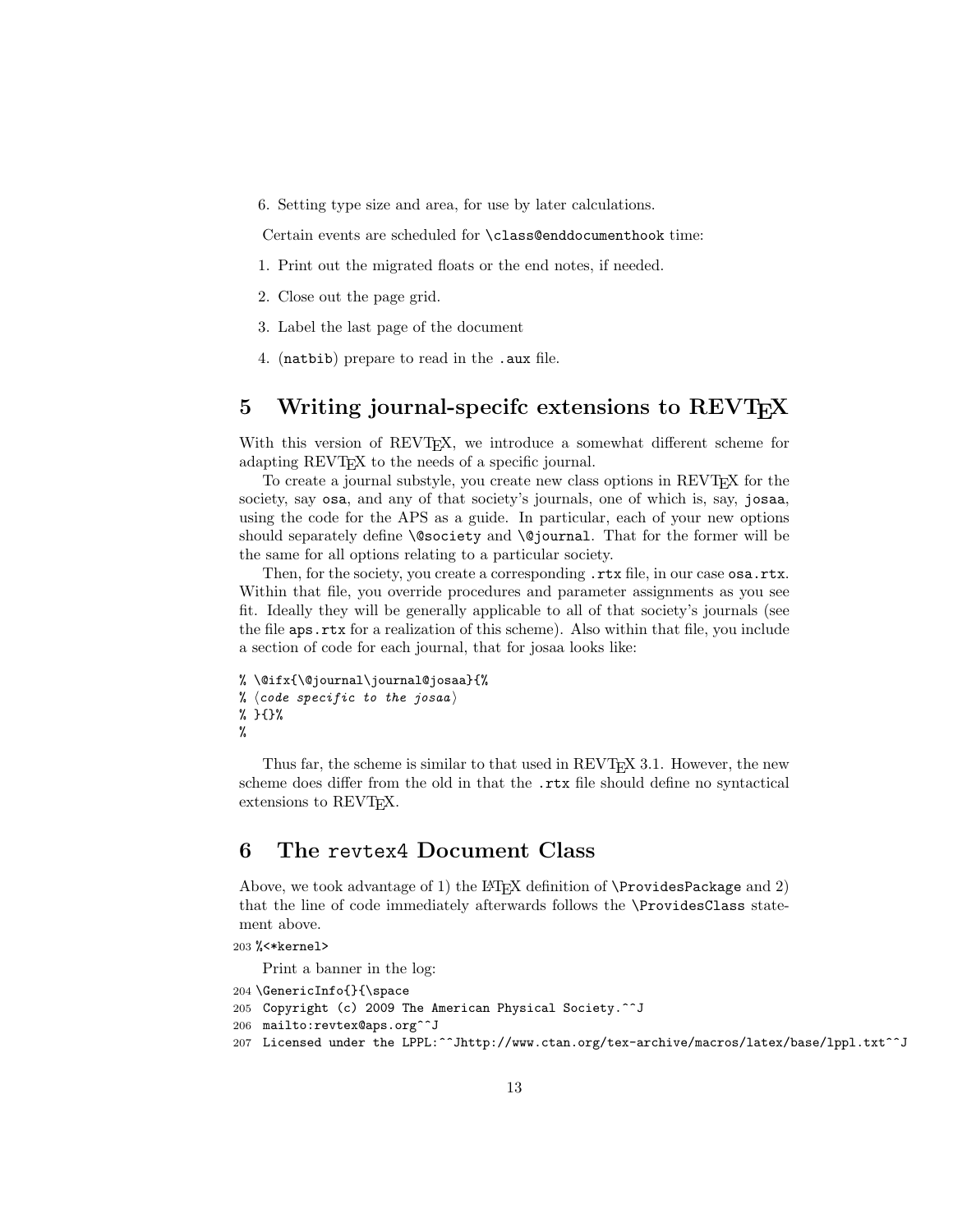6. Setting type size and area, for use by later calculations.

Certain events are scheduled for `\class@enddocumenthook` time:

1. Print out the migrated floats or the end notes, if needed.
2. Close out the page grid.
3. Label the last page of the document
4. (`natbib`) prepare to read in the `.aux` file.

## 5 Writing journal-specifc extensions to REVTeX

With this version of REVTeX, we introduce a somewhat different scheme for adapting REVTeX to the needs of a specific journal.

To create a journal substyle, you create new class options in REVTeX for the society, say `osa`, and any of that society's journals, one of which is, say, `josaa`, using the code for the APS as a guide. In particular, each of your new options should separately define `\@society` and `\@journal`. That for the former will be the same for all options relating to a particular society.

Then, for the society, you create a corresponding `.rtx` file, in our case `osa.rtx`. Within that file, you override procedures and parameter assignments as you see fit. Ideally they will be generally applicable to all of that society's journals (see the file `aps.rtx` for a realization of this scheme). Also within that file, you include a section of code for each journal, that for josaa looks like:

```
% \@ifx{\@journal\journal@josaa}{%
% ⟨code specific to the josaa⟩
% }{}%
%
```

Thus far, the scheme is similar to that used in REVTeX 3.1. However, the new scheme does differ from the old in that the `.rtx` file should define no syntactical extensions to REVTeX.

## 6 The `revtex4` Document Class

Above, we took advantage of 1) the LaTeX definition of `\ProvidesPackage` and 2) that the line of code immediately afterwards follows the `\ProvidesClass` statement above.

```
203 %<*kernel>
```

Print a banner in the log:

```
204 \GenericInfo{}{\space
205  Copyright (c) 2009 The American Physical Society.^^J
206  mailto:revtex@aps.org^^J
207  Licensed under the LPPL:^^Jhttp://www.ctan.org/tex-archive/macros/latex/base/lppl.txt^^J
```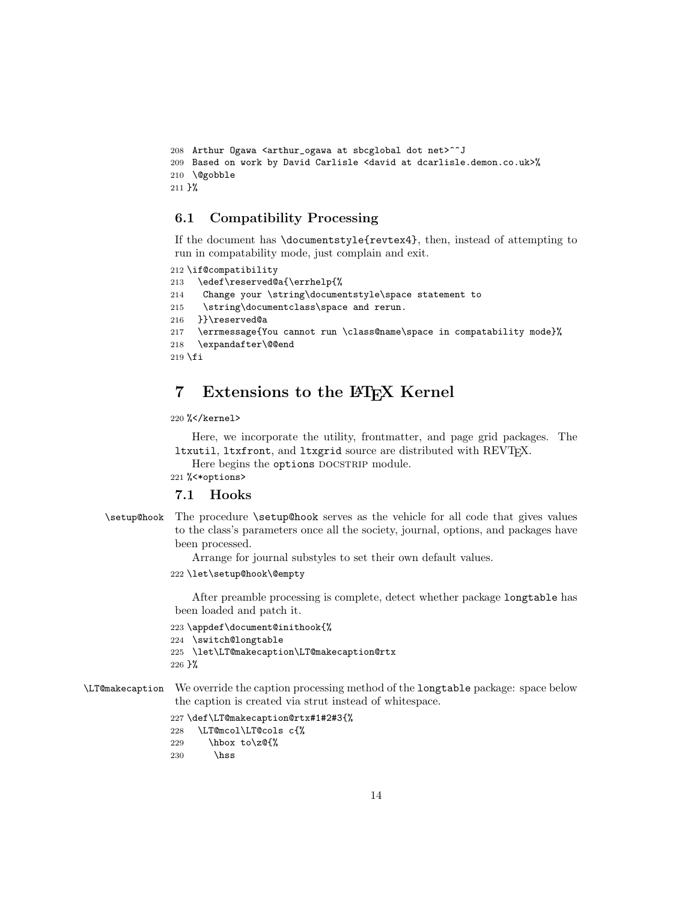```
208 Arthur Ogawa <arthur_ogawa at sbcglobal dot net>^^J
209 Based on work by David Carlisle <david at dcarlisle.demon.co.uk>%
210 \@gobble
211 }%
```

### 6.1 Compatibility Processing

If the document has `\documentstyle{revtex4}`, then, instead of attempting to run in compatability mode, just complain and exit.

```
212 \if@compatibility
213   \edef\reserved@a{\errhelp{%
214    Change your \string\documentstyle\space statement to
215    \string\documentclass\space and rerun.
216   }}\reserved@a
217   \errmessage{You cannot run \class@name\space in compatability mode}%
218   \expandafter\@@end
219 \fi
```

## 7 Extensions to the LaTeX Kernel

```
220 %</kernel>
```

Here, we incorporate the utility, frontmatter, and page grid packages. The `ltxutil`, `ltxfront`, and `ltxgrid` source are distributed with REVTeX.

Here begins the `options` DOCSTRIP module.

```
221 %<*options>
```

### 7.1 Hooks

`\setup@hook` The procedure `\setup@hook` serves as the vehicle for all code that gives values to the class's parameters once all the society, journal, options, and packages have been processed.

Arrange for journal substyles to set their own default values.

```
222 \let\setup@hook\@empty
```

After preamble processing is complete, detect whether package `longtable` has been loaded and patch it.

```
223 \appdef\document@inithook{%
224  \switch@longtable
225  \let\LT@makecaption\LT@makecaption@rtx
226 }%
```

`\LT@makecaption` We override the caption processing method of the `longtable` package: space below the caption is created via strut instead of whitespace.

```
227 \def\LT@makecaption@rtx#1#2#3{%
228   \LT@mcol\LT@cols c{%
229     \hbox to\z@{%
230      \hss
```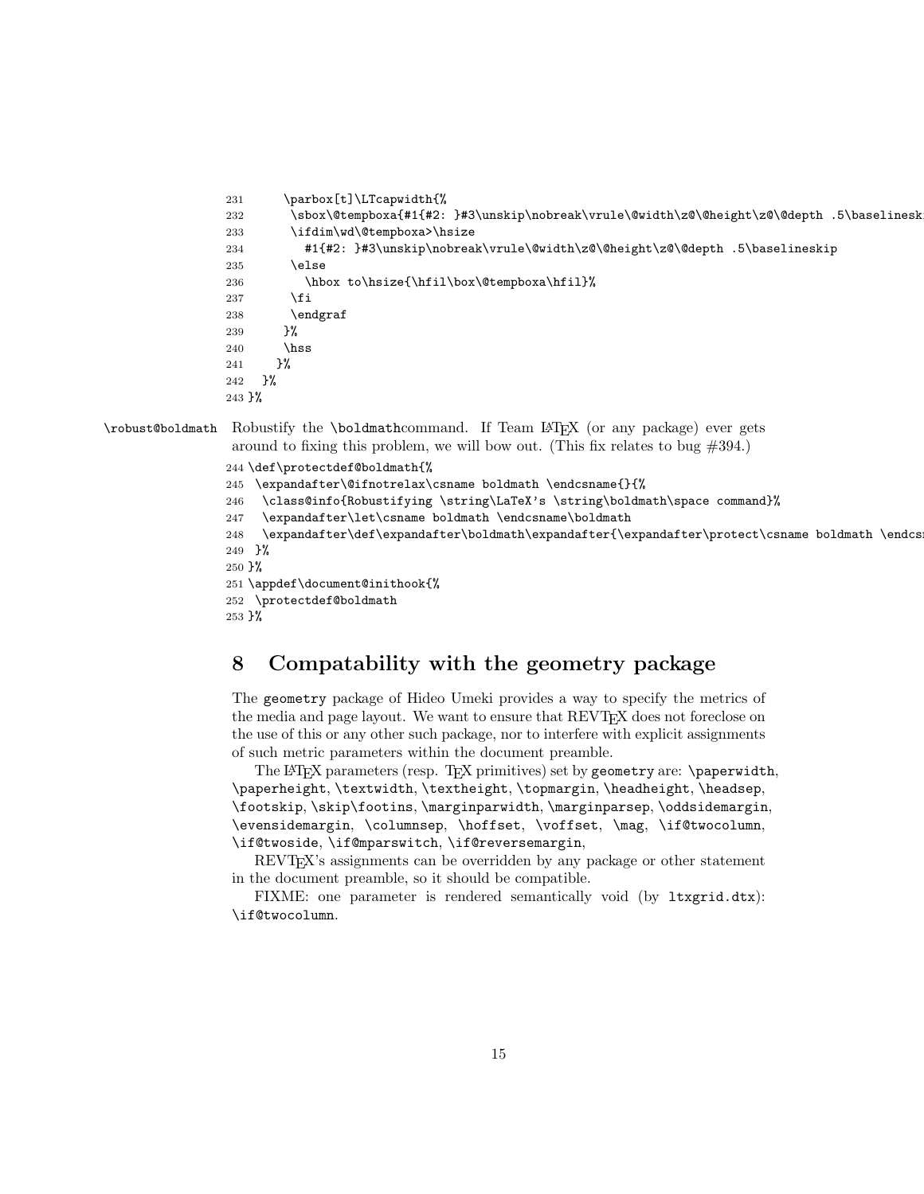```
231     \parbox[t]\LTcapwidth{%
232      \sbox\@tempboxa{#1{#2: }#3\unskip\nobreak\vrule\@width\z@\@height\z@\@depth .5\baselinesk
233      \ifdim\wd\@tempboxa>\hsize
234        #1{#2: }#3\unskip\nobreak\vrule\@width\z@\@height\z@\@depth .5\baselineskip
235      \else
236        \hbox to\hsize{\hfil\box\@tempboxa\hfil}%
237      \fi
238      \endgraf
239     }%
240     \hss
241    }%
242  }%
243 }%
```

\robust@boldmath Robustify the \boldmathcommand. If Team LaTeX (or any package) ever gets around to fixing this problem, we will bow out. (This fix relates to bug #394.)

```
244 \def\protectdef@boldmath{%
245  \expandafter\@ifnotrelax\csname boldmath \endcsname{}{%
246   \class@info{Robustifying \string\LaTeX's \string\boldmath\space command}%
247   \expandafter\let\csname boldmath \endcsname\boldmath
248   \expandafter\def\expandafter\boldmath\expandafter{\expandafter\protect\csname boldmath \endcs
249  }%
250 }%
251 \appdef\document@inithook{%
252  \protectdef@boldmath
253 }%
```

## 8 Compatability with the geometry package

The geometry package of Hideo Umeki provides a way to specify the metrics of the media and page layout. We want to ensure that REVTeX does not foreclose on the use of this or any other such package, nor to interfere with explicit assignments of such metric parameters within the document preamble.

The LaTeX parameters (resp. TeX primitives) set by geometry are: \paperwidth, \paperheight, \textwidth, \textheight, \topmargin, \headheight, \headsep, \footskip, \skip\footins, \marginparwidth, \marginparsep, \oddsidemargin, \evensidemargin, \columnsep, \hoffset, \voffset, \mag, \if@twocolumn, \if@twoside, \if@mparswitch, \if@reversemargin,

REVTeX's assignments can be overridden by any package or other statement in the document preamble, so it should be compatible.

FIXME: one parameter is rendered semantically void (by ltxgrid.dtx): \if@twocolumn.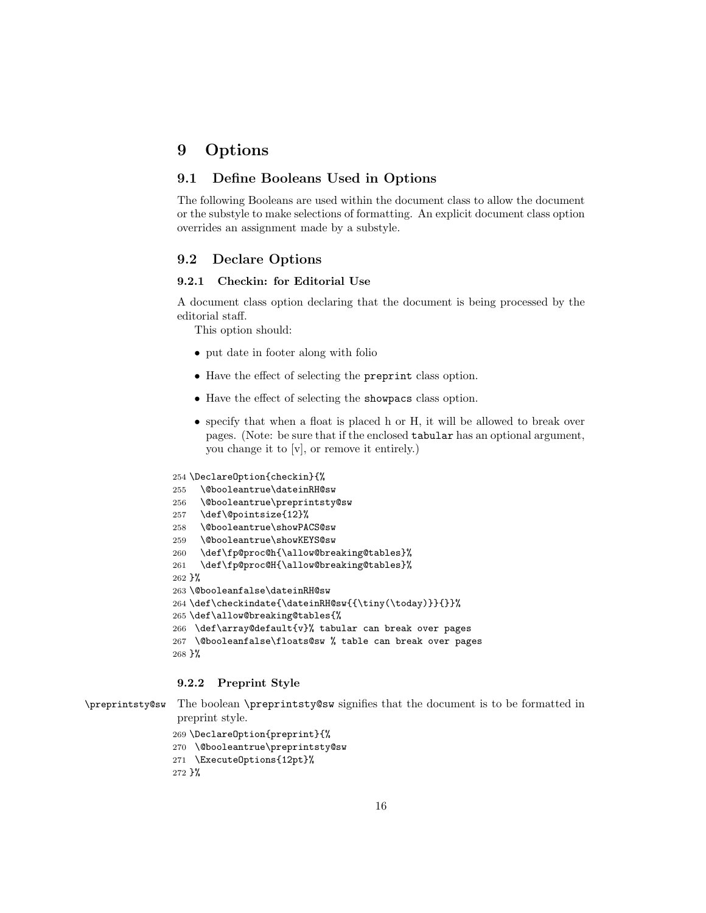# 9 Options

## 9.1 Define Booleans Used in Options

The following Booleans are used within the document class to allow the document or the substyle to make selections of formatting. An explicit document class option overrides an assignment made by a substyle.

## 9.2 Declare Options

### 9.2.1 Checkin: for Editorial Use

A document class option declaring that the document is being processed by the editorial staff.

This option should:

- put date in footer along with folio
- Have the effect of selecting the `preprint` class option.
- Have the effect of selecting the `showpacs` class option.
- specify that when a float is placed h or H, it will be allowed to break over pages. (Note: be sure that if the enclosed `tabular` has an optional argument, you change it to [v], or remove it entirely.)

```
254 \DeclareOption{checkin}{%
255   \@booleantrue\dateinRH@sw
256   \@booleantrue\preprintsty@sw
257   \def\@pointsize{12}%
258   \@booleantrue\showPACS@sw
259   \@booleantrue\showKEYS@sw
260   \def\fp@proc@h{\allow@breaking@tables}%
261   \def\fp@proc@H{\allow@breaking@tables}%
262 }%
263 \@booleanfalse\dateinRH@sw
264 \def\checkindate{\dateinRH@sw{{\tiny(\today)}}{}}%
265 \def\allow@breaking@tables{%
266  \def\array@default{v}% tabular can break over pages
267  \@booleanfalse\floats@sw % table can break over pages
268 }%
```

### 9.2.2 Preprint Style

`\preprintsty@sw` The boolean `\preprintsty@sw` signifies that the document is to be formatted in preprint style.

```
269 \DeclareOption{preprint}{%
270  \@booleantrue\preprintsty@sw
271  \ExecuteOptions{12pt}%
272 }%
```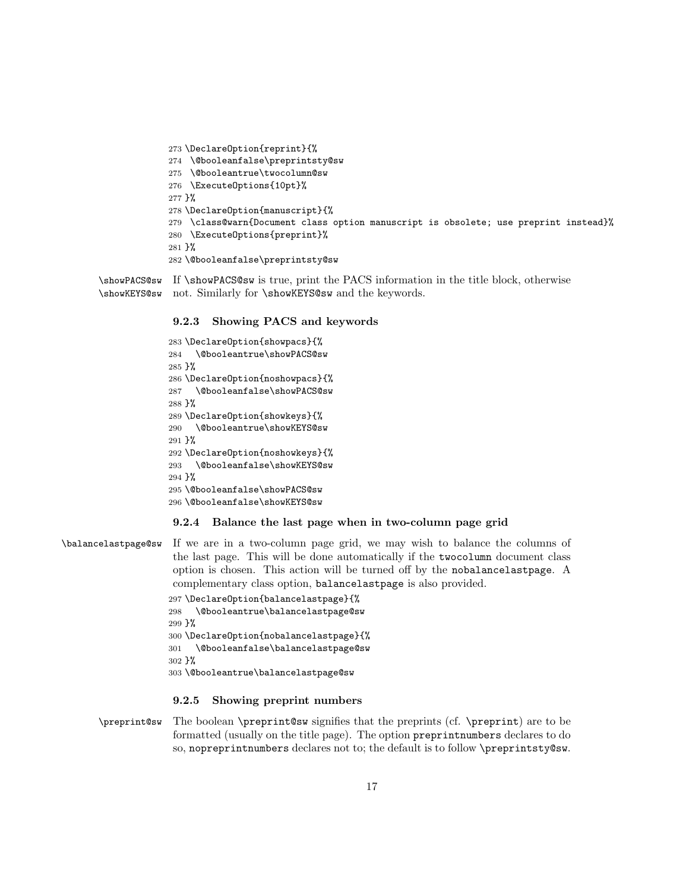```
273 \DeclareOption{reprint}{%
274  \@booleanfalse\preprintsty@sw
275  \@booleantrue\twocolumn@sw
276  \ExecuteOptions{10pt}%
277 }%
278 \DeclareOption{manuscript}{%
279  \class@warn{Document class option manuscript is obsolete; use preprint instead}%
280  \ExecuteOptions{preprint}%
281 }%
282 \@booleanfalse\preprintsty@sw
```

\showPACS@sw \showKEYS@sw If \showPACS@sw is true, print the PACS information in the title block, otherwise not. Similarly for \showKEYS@sw and the keywords.

### 9.2.3 Showing PACS and keywords

```
283 \DeclareOption{showpacs}{%
284   \@booleantrue\showPACS@sw
285 }%
286 \DeclareOption{noshowpacs}{%
287   \@booleanfalse\showPACS@sw
288 }%
289 \DeclareOption{showkeys}{%
290   \@booleantrue\showKEYS@sw
291 }%
292 \DeclareOption{noshowkeys}{%
293   \@booleanfalse\showKEYS@sw
294 }%
295 \@booleanfalse\showPACS@sw
296 \@booleanfalse\showKEYS@sw
```

### 9.2.4 Balance the last page when in two-column page grid

\balancelastpage@sw If we are in a two-column page grid, we may wish to balance the columns of the last page. This will be done automatically if the twocolumn document class option is chosen. This action will be turned off by the nobalancelastpage. A complementary class option, balancelastpage is also provided.

```
297 \DeclareOption{balancelastpage}{%
298   \@booleantrue\balancelastpage@sw
299 }%
300 \DeclareOption{nobalancelastpage}{%
301   \@booleanfalse\balancelastpage@sw
302 }%
303 \@booleantrue\balancelastpage@sw
```

### 9.2.5 Showing preprint numbers

\preprint@sw The boolean \preprint@sw signifies that the preprints (cf. \preprint) are to be formatted (usually on the title page). The option preprintnumbers declares to do so, nopreprintnumbers declares not to; the default is to follow \preprintsty@sw.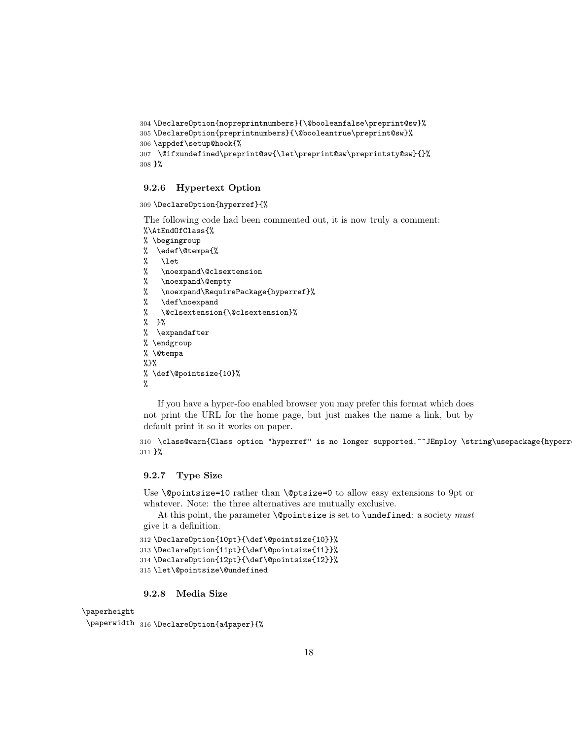```
304 \DeclareOption{nopreprintnumbers}{\@booleanfalse\preprint@sw}%
305 \DeclareOption{preprintnumbers}{\@booleantrue\preprint@sw}%
306 \appdef\setup@hook{%
307  \@ifxundefined\preprint@sw{\let\preprint@sw\preprintsty@sw}{}%
308 }%
```

### 9.2.6 Hypertext Option

```
309 \DeclareOption{hyperref}{%
```

The following code had been commented out, it is now truly a comment:

```
%\AtEndOfClass{%
% \begingroup
%  \edef\@tempa{%
%   \let
%   \noexpand\@clsextension
%   \noexpand\@empty
%   \noexpand\RequirePackage{hyperref}%
%   \def\noexpand
%   \@clsextension{\@clsextension}%
%  }%
%  \expandafter
% \endgroup
% \@tempa
%}%
% \def\@pointsize{10}%
%
```

If you have a hyper-foo enabled browser you may prefer this format which does not print the URL for the home page, but just makes the name a link, but by default print it so it works on paper.

```
310  \class@warn{Class option "hyperref" is no longer supported.^^JEmploy \string\usepackage{hyperre
311 }%
```

### 9.2.7 Type Size

Use `\@pointsize=10` rather than `\@ptsize=0` to allow easy extensions to 9pt or whatever. Note: the three alternatives are mutually exclusive.

At this point, the parameter `\@pointsize` is set to `\undefined`: a society *must* give it a definition.

```
312 \DeclareOption{10pt}{\def\@pointsize{10}}%
313 \DeclareOption{11pt}{\def\@pointsize{11}}%
314 \DeclareOption{12pt}{\def\@pointsize{12}}%
315 \let\@pointsize\@undefined
```

### 9.2.8 Media Size

\paperheight
\paperwidth

```
316 \DeclareOption{a4paper}{%
```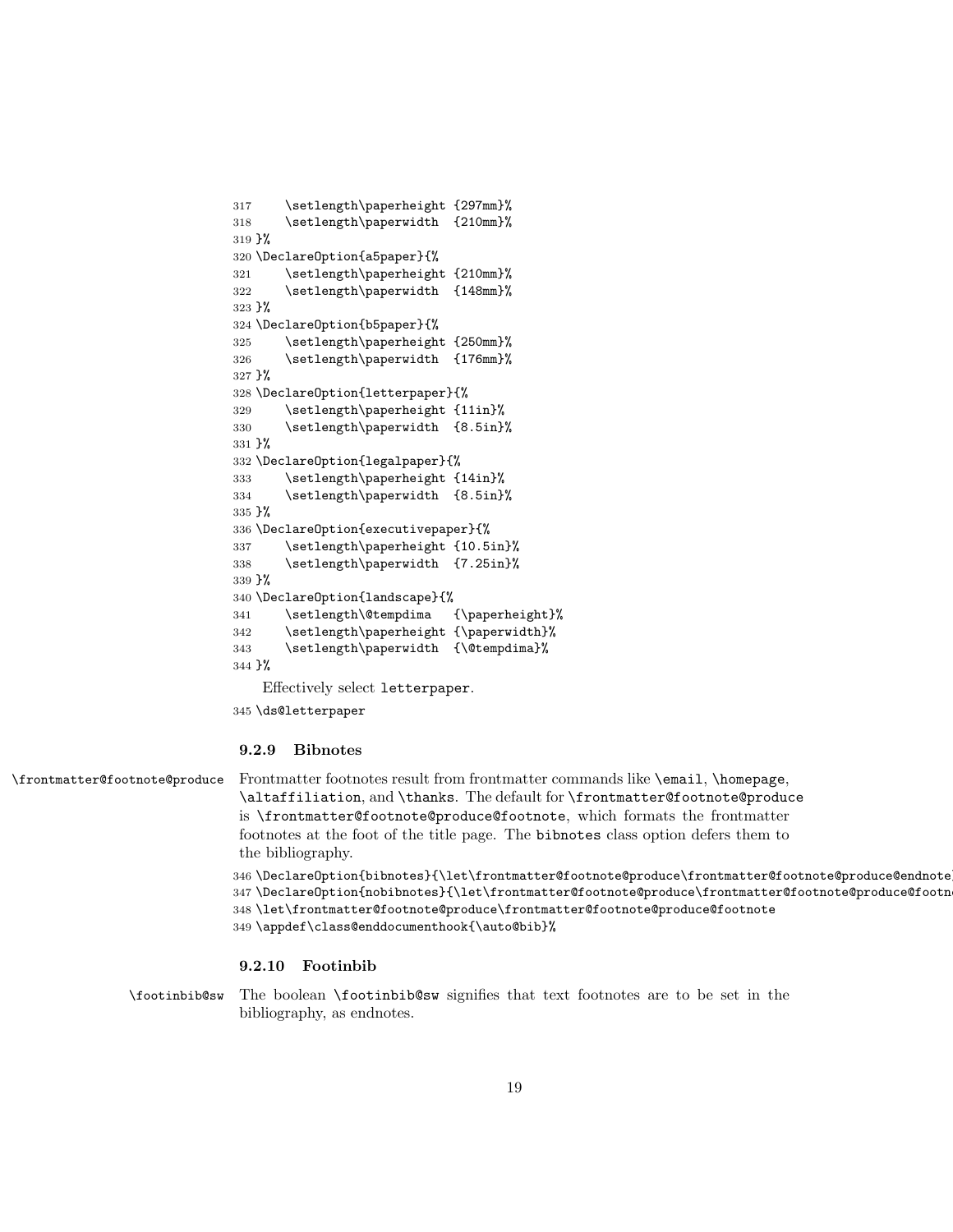```
317     \setlength\paperheight {297mm}%
318     \setlength\paperwidth  {210mm}%
319 }%
320 \DeclareOption{a5paper}{%
321     \setlength\paperheight {210mm}%
322     \setlength\paperwidth  {148mm}%
323 }%
324 \DeclareOption{b5paper}{%
325     \setlength\paperheight {250mm}%
326     \setlength\paperwidth  {176mm}%
327 }%
328 \DeclareOption{letterpaper}{%
329     \setlength\paperheight {11in}%
330     \setlength\paperwidth  {8.5in}%
331 }%
332 \DeclareOption{legalpaper}{%
333     \setlength\paperheight {14in}%
334     \setlength\paperwidth  {8.5in}%
335 }%
336 \DeclareOption{executivepaper}{%
337     \setlength\paperheight {10.5in}%
338     \setlength\paperwidth  {7.25in}%
339 }%
340 \DeclareOption{landscape}{%
341     \setlength\@tempdima   {\paperheight}%
342     \setlength\paperheight {\paperwidth}%
343     \setlength\paperwidth  {\@tempdima}%
344 }%
```

Effectively select `letterpaper`.

```
345 \ds@letterpaper
```

### 9.2.9 Bibnotes

`\frontmatter@footnote@produce` Frontmatter footnotes result from frontmatter commands like `\email`, `\homepage`, `\altaffiliation`, and `\thanks`. The default for `\frontmatter@footnote@produce` is `\frontmatter@footnote@produce@footnote`, which formats the frontmatter footnotes at the foot of the title page. The `bibnotes` class option defers them to the bibliography.

```
346 \DeclareOption{bibnotes}{\let\frontmatter@footnote@produce\frontmatter@footnote@produce@endnote}
347 \DeclareOption{nobibnotes}{\let\frontmatter@footnote@produce\frontmatter@footnote@produce@footnote}
348 \let\frontmatter@footnote@produce\frontmatter@footnote@produce@footnote
349 \appdef\class@enddocumenthook{\auto@bib}%
```

### 9.2.10 Footinbib

`\footinbib@sw` The boolean `\footinbib@sw` signifies that text footnotes are to be set in the bibliography, as endnotes.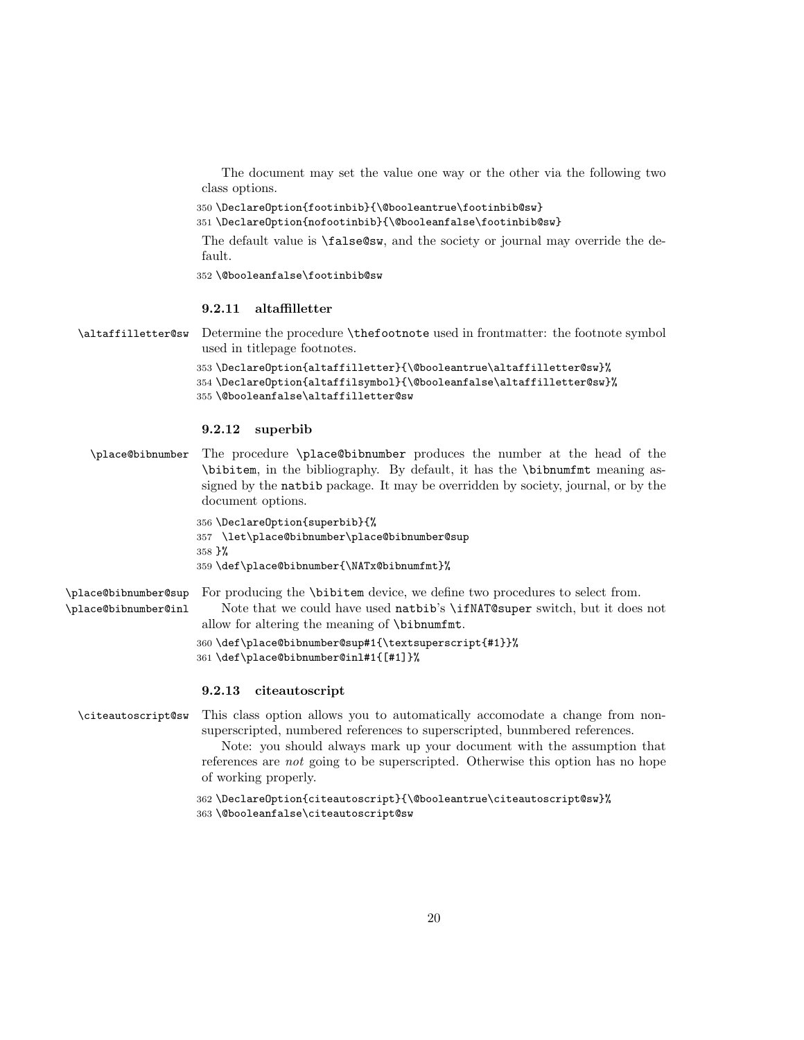The document may set the value one way or the other via the following two class options.

```
350 \DeclareOption{footinbib}{\@booleantrue\footinbib@sw}
351 \DeclareOption{nofootinbib}{\@booleanfalse\footinbib@sw}
```

The default value is `\false@sw`, and the society or journal may override the default.

```
352 \@booleanfalse\footinbib@sw
```

### 9.2.11 altaffilletter

`\altaffilletter@sw` Determine the procedure `\thefootnote` used in frontmatter: the footnote symbol used in titlepage footnotes.

```
353 \DeclareOption{altaffilletter}{\@booleantrue\altaffilletter@sw}%
354 \DeclareOption{altaffilsymbol}{\@booleanfalse\altaffilletter@sw}%
355 \@booleanfalse\altaffilletter@sw
```

### 9.2.12 superbib

`\place@bibnumber` The procedure `\place@bibnumber` produces the number at the head of the `\bibitem`, in the bibliography. By default, it has the `\bibnumfmt` meaning assigned by the **natbib** package. It may be overridden by society, journal, or by the document options.

```
356 \DeclareOption{superbib}{%
357  \let\place@bibnumber\place@bibnumber@sup
358 }%
359 \def\place@bibnumber{\NATx@bibnumfmt}%
```

`\place@bibnumber@sup` `\place@bibnumber@inl` For producing the `\bibitem` device, we define two procedures to select from.

Note that we could have used natbib's `\ifNAT@super` switch, but it does not allow for altering the meaning of `\bibnumfmt`.

```
360 \def\place@bibnumber@sup#1{\textsuperscript{#1}}%
361 \def\place@bibnumber@inl#1{[#1]}%
```

### 9.2.13 citeautoscript

`\citeautoscript@sw` This class option allows you to automatically accomodate a change from non-superscripted, numbered references to superscripted, bunmbered references.

Note: you should always mark up your document with the assumption that references are *not* going to be superscripted. Otherwise this option has no hope of working properly.

```
362 \DeclareOption{citeautoscript}{\@booleantrue\citeautoscript@sw}%
363 \@booleanfalse\citeautoscript@sw
```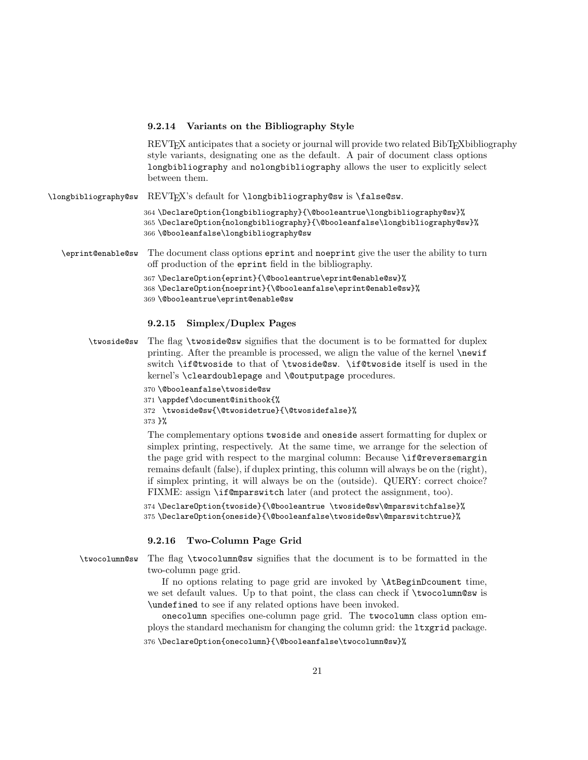#### 9.2.14 Variants on the Bibliography Style

REVTEX anticipates that a society or journal will provide two related BibTEXbibliography style variants, designating one as the default. A pair of document class options `longbibliography` and `nolongbibliography` allows the user to explicitly select between them.

`\longbibliography@sw` REVTEX's default for `\longbibliography@sw` is `\false@sw`.

```
364 \DeclareOption{longbibliography}{\@booleantrue\longbibliography@sw}%
365 \DeclareOption{nolongbibliography}{\@booleanfalse\longbibliography@sw}%
366 \@booleanfalse\longbibliography@sw
```

`\eprint@enable@sw` The document class options `eprint` and `noeprint` give the user the ability to turn off production of the `eprint` field in the bibliography.

```
367 \DeclareOption{eprint}{\@booleantrue\eprint@enable@sw}%
368 \DeclareOption{noeprint}{\@booleanfalse\eprint@enable@sw}%
369 \@booleantrue\eprint@enable@sw
```

#### 9.2.15 Simplex/Duplex Pages

`\twoside@sw` The flag `\twoside@sw` signifies that the document is to be formatted for duplex printing. After the preamble is processed, we align the value of the kernel `\newif` switch `\if@twoside` to that of `\twoside@sw`. `\if@twoside` itself is used in the kernel's `\cleardoublepage` and `\@outputpage` procedures.

```
370 \@booleanfalse\twoside@sw
371 \appdef\document@inithook{%
372  \twoside@sw{\@twosidetrue}{\@twosidefalse}%
373 }%
```

The complementary options `twoside` and `oneside` assert formatting for duplex or simplex printing, respectively. At the same time, we arrange for the selection of the page grid with respect to the marginal column: Because `\if@reversemargin` remains default (false), if duplex printing, this column will always be on the (right), if simplex printing, it will always be on the (outside). QUERY: correct choice? FIXME: assign `\if@mparswitch` later (and protect the assignment, too).

```
374 \DeclareOption{twoside}{\@booleantrue \twoside@sw\@mparswitchfalse}%
375 \DeclareOption{oneside}{\@booleanfalse\twoside@sw\@mparswitchtrue}%
```

#### 9.2.16 Two-Column Page Grid

`\twocolumn@sw` The flag `\twocolumn@sw` signifies that the document is to be formatted in the two-column page grid.

If no options relating to page grid are invoked by `\AtBeginDcoument` time, we set default values. Up to that point, the class can check if `\twocolumn@sw` is `\undefined` to see if any related options have been invoked.

`onecolumn` specifies one-column page grid. The `twocolumn` class option employs the standard mechanism for changing the column grid: the `ltxgrid` package.

```
376 \DeclareOption{onecolumn}{\@booleanfalse\twocolumn@sw}%
```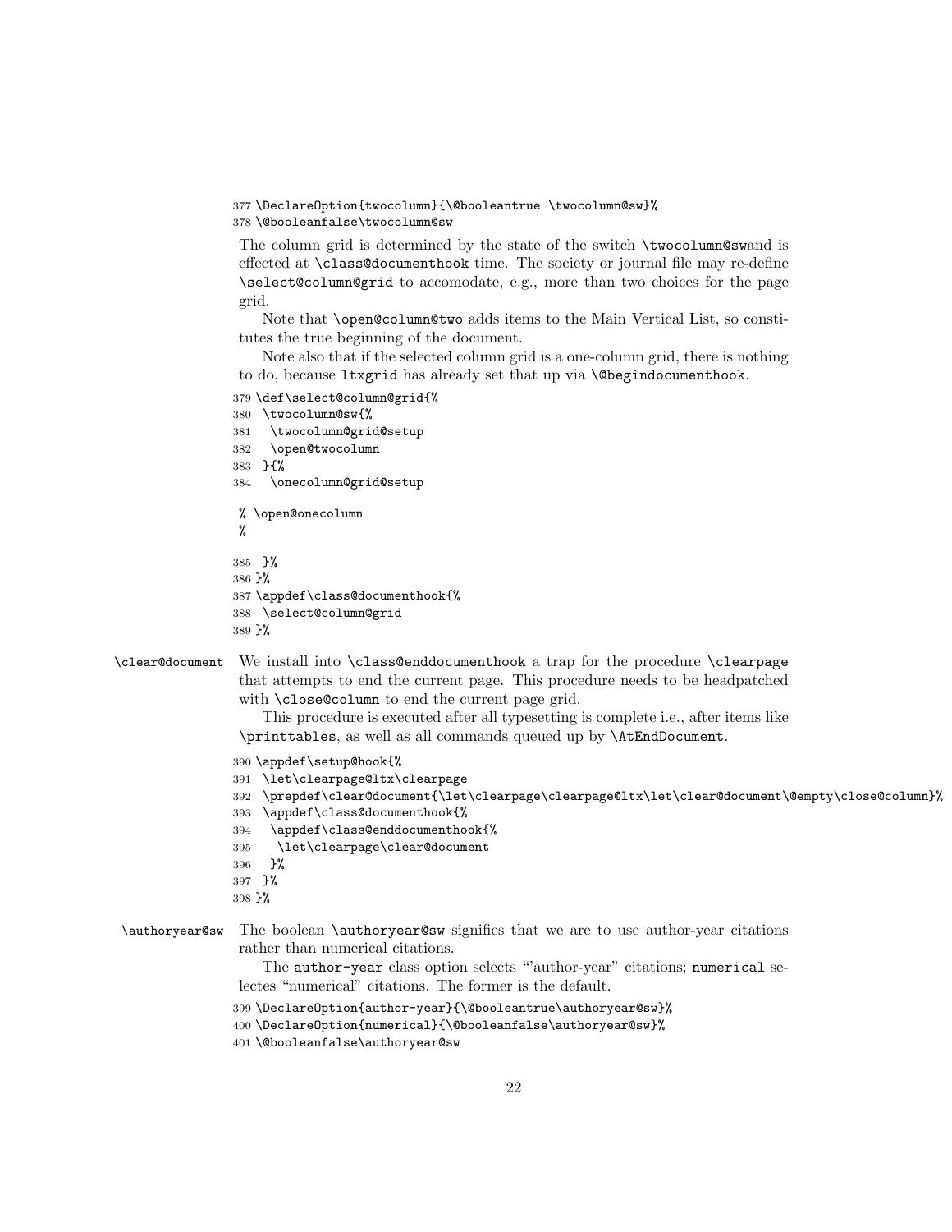```
377 \DeclareOption{twocolumn}{\@booleantrue \twocolumn@sw}%
378 \@booleanfalse\twocolumn@sw
```

The column grid is determined by the state of the switch `\twocolumn@sw`and is effected at `\class@documenthook` time. The society or journal file may re-define `\select@column@grid` to accomodate, e.g., more than two choices for the page grid.

Note that `\open@column@two` adds items to the Main Vertical List, so constitutes the true beginning of the document.

Note also that if the selected column grid is a one-column grid, there is nothing to do, because `ltxgrid` has already set that up via `\@begindocumenthook`.

```
379 \def\select@column@grid{%
380  \twocolumn@sw{%
381   \twocolumn@grid@setup
382   \open@twocolumn
383  }{%
384   \onecolumn@grid@setup

% \open@onecolumn
%

385  }%
386 }%
387 \appdef\class@documenthook{%
388  \select@column@grid
389 }%
```

`\clear@document` We install into `\class@enddocumenthook` a trap for the procedure `\clearpage` that attempts to end the current page. This procedure needs to be headpatched with `\close@column` to end the current page grid.

This procedure is executed after all typesetting is complete i.e., after items like `\printtables`, as well as all commands queued up by `\AtEndDocument`.

```
390 \appdef\setup@hook{%
391  \let\clearpage@ltx\clearpage
392  \prepdef\clear@document{\let\clearpage\clearpage@ltx\let\clear@document\@empty\close@column}%
393  \appdef\class@documenthook{%
394   \appdef\class@enddocumenthook{%
395    \let\clearpage\clear@document
396   }%
397  }%
398 }%
```

`\authoryear@sw` The boolean `\authoryear@sw` signifies that we are to use author-year citations rather than numerical citations.

The `author-year` class option selects "'author-year" citations; `numerical` selectes "numerical" citations. The former is the default.

```
399 \DeclareOption{author-year}{\@booleantrue\authoryear@sw}%
400 \DeclareOption{numerical}{\@booleanfalse\authoryear@sw}%
401 \@booleanfalse\authoryear@sw
```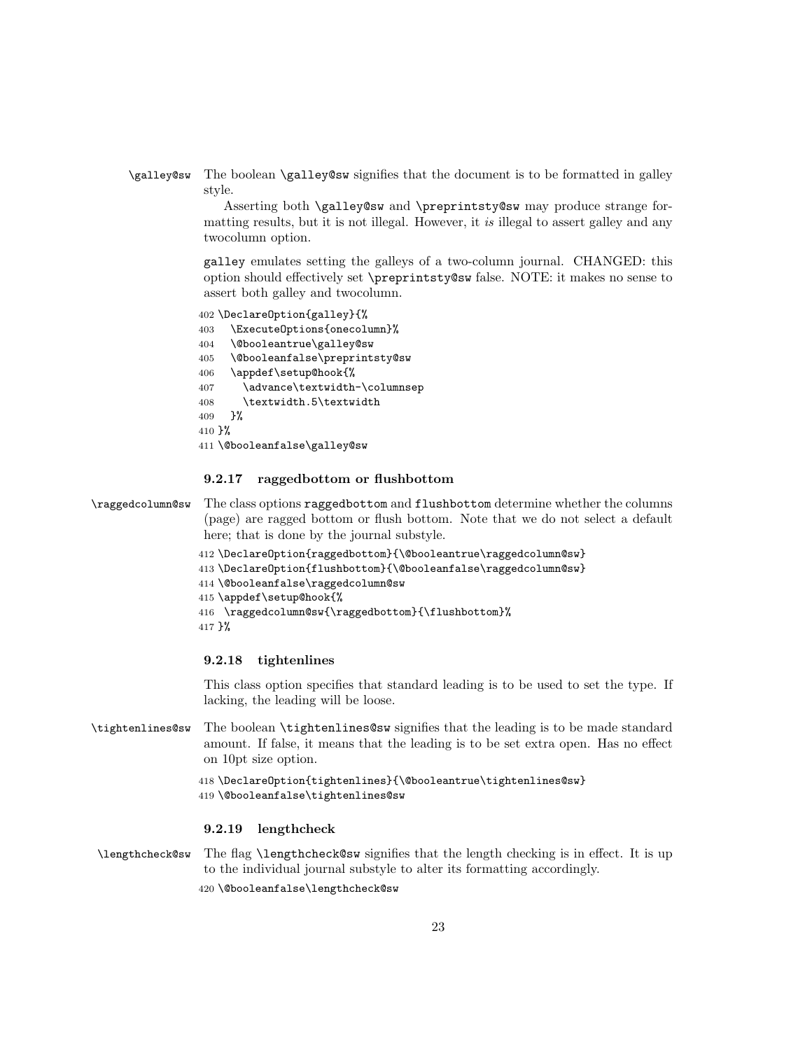`\galley@sw` The boolean `\galley@sw` signifies that the document is to be formatted in galley style.

Asserting both `\galley@sw` and `\preprintsty@sw` may produce strange formatting results, but it is not illegal. However, it *is* illegal to assert galley and any twocolumn option.

`galley` emulates setting the galleys of a two-column journal. CHANGED: this option should effectively set `\preprintsty@sw` false. NOTE: it makes no sense to assert both galley and twocolumn.

```
402 \DeclareOption{galley}{%
403   \ExecuteOptions{onecolumn}%
404   \@booleantrue\galley@sw
405   \@booleanfalse\preprintsty@sw
406   \appdef\setup@hook{%
407     \advance\textwidth-\columnsep
408     \textwidth.5\textwidth
409   }%
410 }%
411 \@booleanfalse\galley@sw
```

### 9.2.17 raggedbottom or flushbottom

`\raggedcolumn@sw` The class options `raggedbottom` and `flushbottom` determine whether the columns (page) are ragged bottom or flush bottom. Note that we do not select a default here; that is done by the journal substyle.

```
412 \DeclareOption{raggedbottom}{\@booleantrue\raggedcolumn@sw}
413 \DeclareOption{flushbottom}{\@booleanfalse\raggedcolumn@sw}
414 \@booleanfalse\raggedcolumn@sw
415 \appdef\setup@hook{%
416  \raggedcolumn@sw{\raggedbottom}{\flushbottom}%
417 }%
```

### 9.2.18 tightenlines

This class option specifies that standard leading is to be used to set the type. If lacking, the leading will be loose.

`\tightenlines@sw` The boolean `\tightenlines@sw` signifies that the leading is to be made standard amount. If false, it means that the leading is to be set extra open. Has no effect on 10pt size option.

```
418 \DeclareOption{tightenlines}{\@booleantrue\tightenlines@sw}
419 \@booleanfalse\tightenlines@sw
```

### 9.2.19 lengthcheck

`\lengthcheck@sw` The flag `\lengthcheck@sw` signifies that the length checking is in effect. It is up to the individual journal substyle to alter its formatting accordingly.

```
420 \@booleanfalse\lengthcheck@sw
```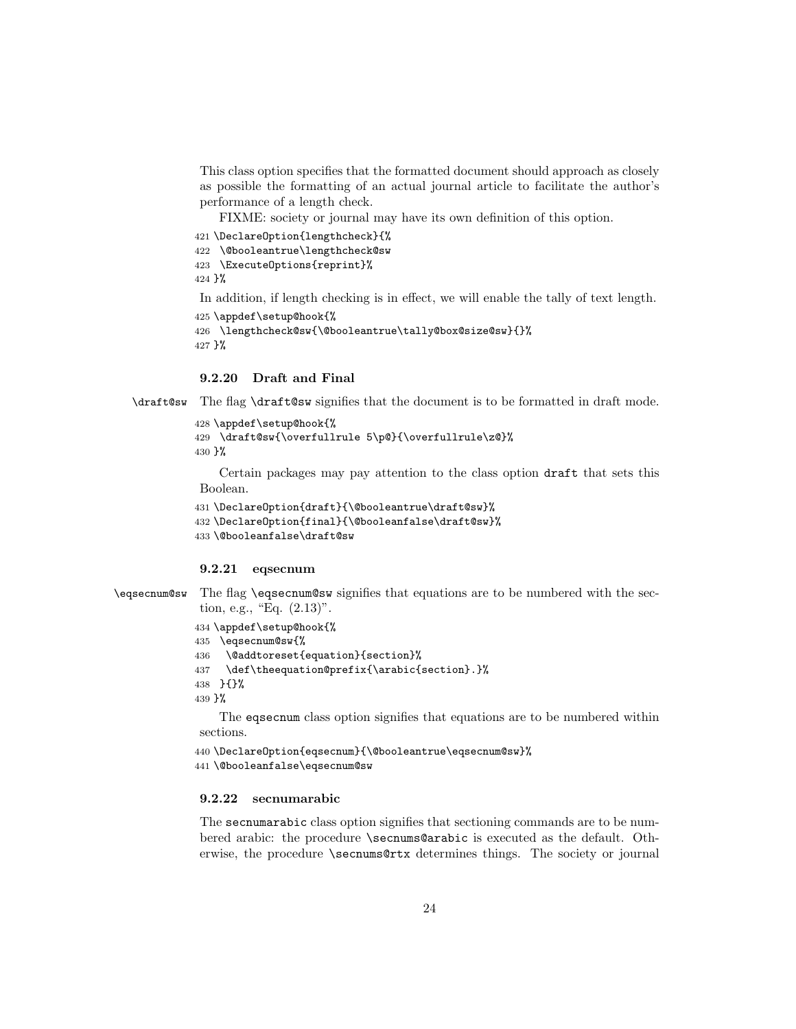This class option specifies that the formatted document should approach as closely as possible the formatting of an actual journal article to facilitate the author's performance of a length check.

FIXME: society or journal may have its own definition of this option.

```
421 \DeclareOption{lengthcheck}{%
422  \@booleantrue\lengthcheck@sw
423  \ExecuteOptions{reprint}%
424 }%
```

In addition, if length checking is in effect, we will enable the tally of text length.

```
425 \appdef\setup@hook{%
426  \lengthcheck@sw{\@booleantrue\tally@box@size@sw}{}%
427 }%
```

#### 9.2.20 Draft and Final

\draft@sw The flag \draft@sw signifies that the document is to be formatted in draft mode.

```
428 \appdef\setup@hook{%
429  \draft@sw{\overfullrule 5\p@}{\overfullrule\z@}%
430 }%
```

Certain packages may pay attention to the class option `draft` that sets this Boolean.

```
431 \DeclareOption{draft}{\@booleantrue\draft@sw}%
432 \DeclareOption{final}{\@booleanfalse\draft@sw}%
433 \@booleanfalse\draft@sw
```

#### 9.2.21 eqsecnum

\eqsecnum@sw The flag \eqsecnum@sw signifies that equations are to be numbered with the section, e.g., "Eq. (2.13)".

```
434 \appdef\setup@hook{%
435  \eqsecnum@sw{%
436   \@addtoreset{equation}{section}%
437   \def\theequation@prefix{\arabic{section}.}%
438  }{}%
439 }%
```

The `eqsecnum` class option signifies that equations are to be numbered within sections.

```
440 \DeclareOption{eqsecnum}{\@booleantrue\eqsecnum@sw}%
441 \@booleanfalse\eqsecnum@sw
```

#### 9.2.22 secnumarabic

The `secnumarabic` class option signifies that sectioning commands are to be numbered arabic: the procedure \secnums@arabic is executed as the default. Otherwise, the procedure \secnums@rtx determines things. The society or journal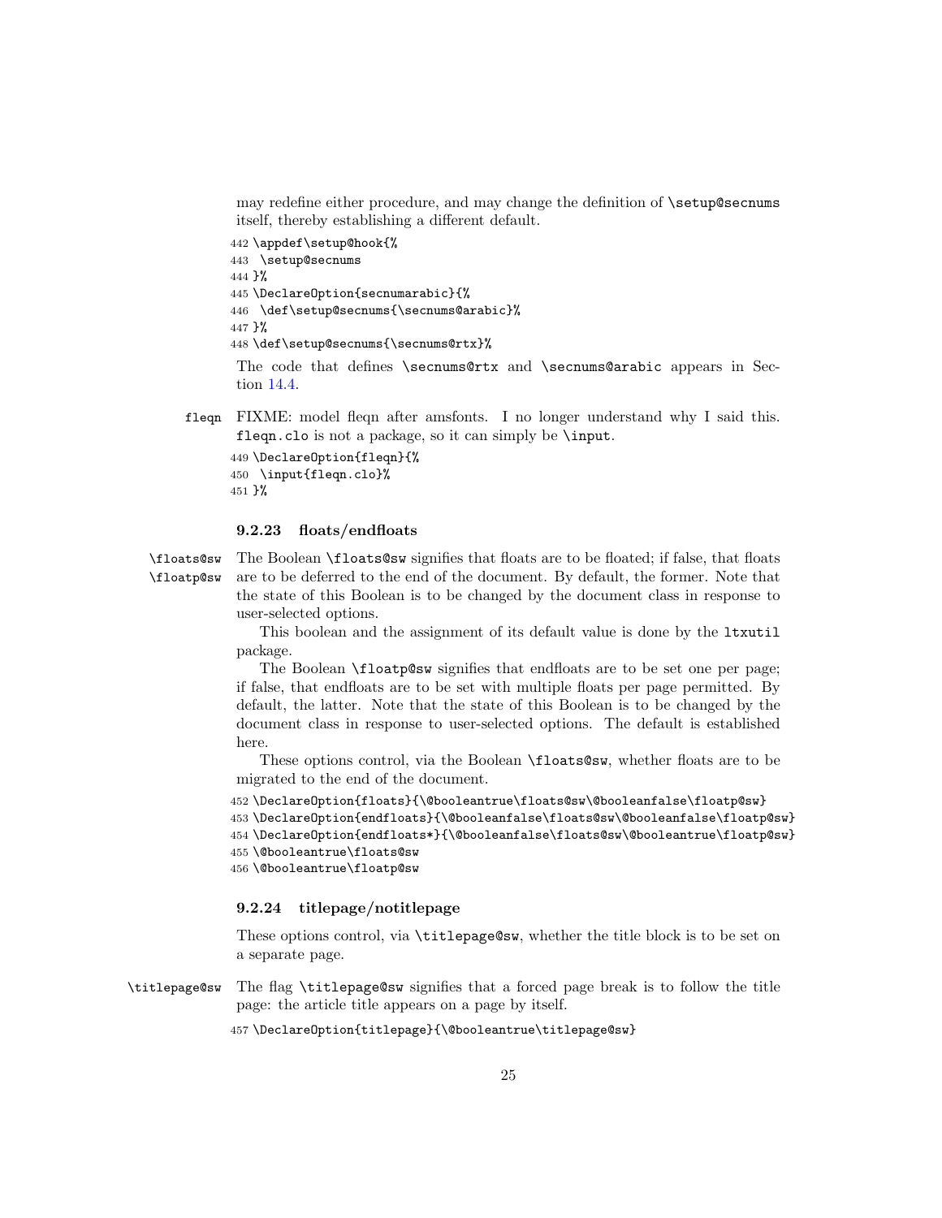may redefine either procedure, and may change the definition of \setup@secnums itself, thereby establishing a different default.

```
442 \appdef\setup@hook{%
443  \setup@secnums
444 }%
445 \DeclareOption{secnumarabic}{%
446  \def\setup@secnums{\secnums@arabic}%
447 }%
448 \def\setup@secnums{\secnums@rtx}%
```

The code that defines \secnums@rtx and \secnums@arabic appears in Section 14.4.

fleqn FIXME: model fleqn after amsfonts. I no longer understand why I said this. fleqn.clo is not a package, so it can simply be \input.

```
449 \DeclareOption{fleqn}{%
450  \input{fleqn.clo}%
451 }%
```

#### 9.2.23 floats/endfloats

\floats@sw \floatp@sw The Boolean \floats@sw signifies that floats are to be floated; if false, that floats are to be deferred to the end of the document. By default, the former. Note that the state of this Boolean is to be changed by the document class in response to user-selected options.

This boolean and the assignment of its default value is done by the ltxutil package.

The Boolean \floatp@sw signifies that endfloats are to be set one per page; if false, that endfloats are to be set with multiple floats per page permitted. By default, the latter. Note that the state of this Boolean is to be changed by the document class in response to user-selected options. The default is established here.

These options control, via the Boolean \floats@sw, whether floats are to be migrated to the end of the document.

```
452 \DeclareOption{floats}{\@booleantrue\floats@sw\@booleanfalse\floatp@sw}
453 \DeclareOption{endfloats}{\@booleanfalse\floats@sw\@booleanfalse\floatp@sw}
454 \DeclareOption{endfloats*}{\@booleanfalse\floats@sw\@booleantrue\floatp@sw}
455 \@booleantrue\floats@sw
456 \@booleantrue\floatp@sw
```

#### 9.2.24 titlepage/notitlepage

These options control, via \titlepage@sw, whether the title block is to be set on a separate page.

\titlepage@sw The flag \titlepage@sw signifies that a forced page break is to follow the title page: the article title appears on a page by itself.

```
457 \DeclareOption{titlepage}{\@booleantrue\titlepage@sw}
```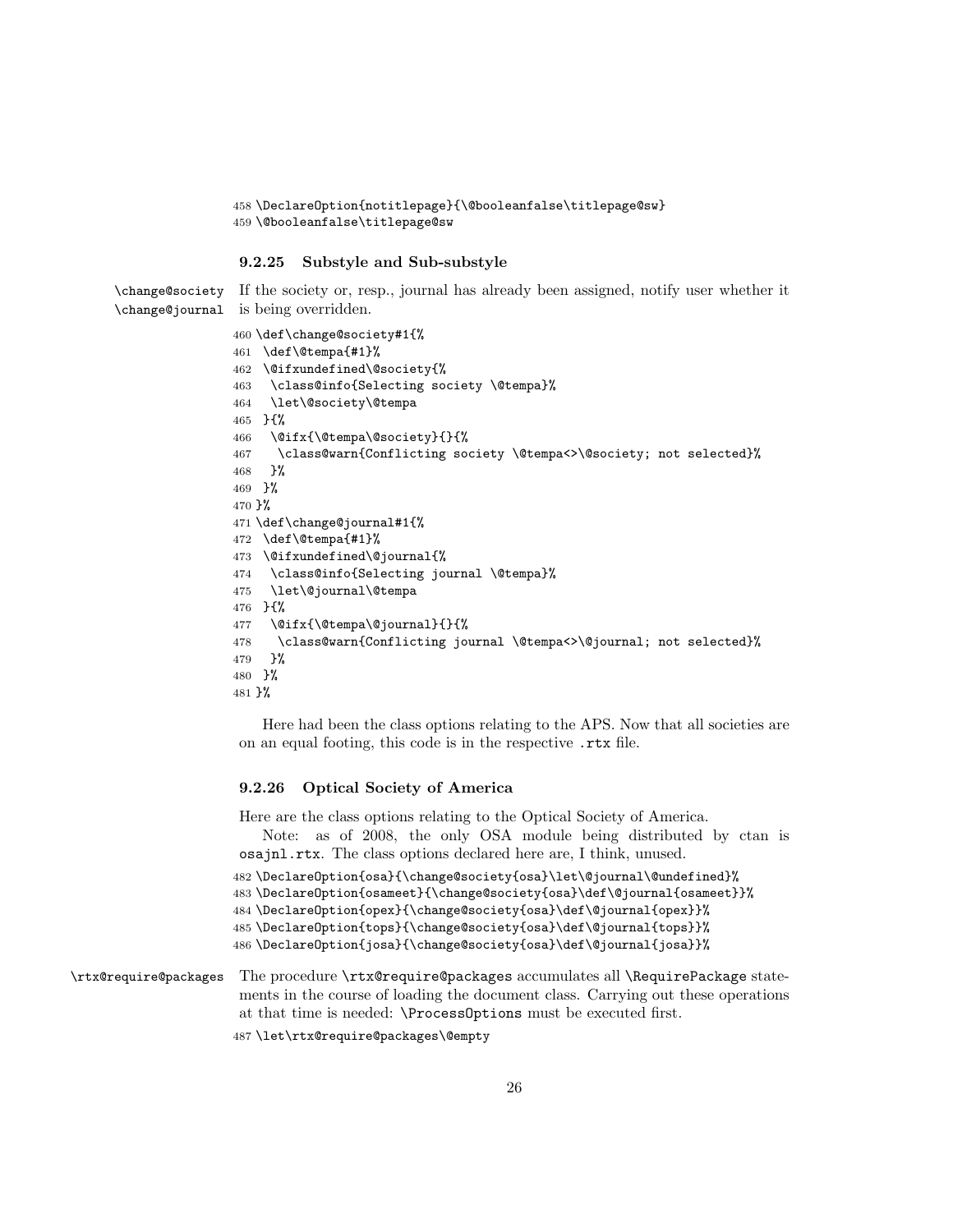```
458 \DeclareOption{notitlepage}{\@booleanfalse\titlepage@sw}
459 \@booleanfalse\titlepage@sw
```

### 9.2.25 Substyle and Sub-substyle

\change@society \change@journal If the society or, resp., journal has already been assigned, notify user whether it is being overridden.

```
460 \def\change@society#1{%
461  \def\@tempa{#1}%
462  \@ifxundefined\@society{%
463   \class@info{Selecting society \@tempa}%
464   \let\@society\@tempa
465  }{%
466   \@ifx{\@tempa\@society}{}{%
467    \class@warn{Conflicting society \@tempa<>\@society; not selected}%
468   }%
469  }%
470 }%
471 \def\change@journal#1{%
472  \def\@tempa{#1}%
473  \@ifxundefined\@journal{%
474   \class@info{Selecting journal \@tempa}%
475   \let\@journal\@tempa
476  }{%
477   \@ifx{\@tempa\@journal}{}{%
478    \class@warn{Conflicting journal \@tempa<>\@journal; not selected}%
479   }%
480  }%
481 }%
```

Here had been the class options relating to the APS. Now that all societies are on an equal footing, this code is in the respective .rtx file.

### 9.2.26 Optical Society of America

Here are the class options relating to the Optical Society of America.

Note: as of 2008, the only OSA module being distributed by ctan is osajnl.rtx. The class options declared here are, I think, unused.

```
482 \DeclareOption{osa}{\change@society{osa}\let\@journal\@undefined}%
483 \DeclareOption{osameet}{\change@society{osa}\def\@journal{osameet}}%
484 \DeclareOption{opex}{\change@society{osa}\def\@journal{opex}}%
485 \DeclareOption{tops}{\change@society{osa}\def\@journal{tops}}%
486 \DeclareOption{josa}{\change@society{osa}\def\@journal{josa}}%
```

\rtx@require@packages The procedure \rtx@require@packages accumulates all \RequirePackage statements in the course of loading the document class. Carrying out these operations at that time is needed: \ProcessOptions must be executed first.

```
487 \let\rtx@require@packages\@empty
```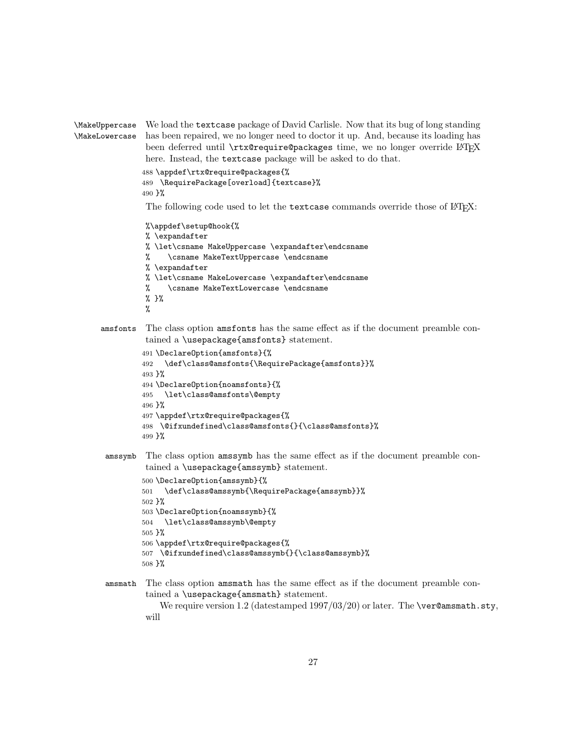\MakeUppercase \MakeLowercase We load the `textcase` package of David Carlisle. Now that its bug of long standing has been repaired, we no longer need to doctor it up. And, because its loading has been deferred until `\rtx@require@packages` time, we no longer override LaTeX here. Instead, the `textcase` package will be asked to do that.

```
488 \appdef\rtx@require@packages{%
489  \RequirePackage[overload]{textcase}%
490 }%
```

The following code used to let the `textcase` commands override those of LaTeX:

```
%\appdef\setup@hook{%
% \expandafter
% \let\csname MakeUppercase \expandafter\endcsname
%    \csname MakeTextUppercase \endcsname
% \expandafter
% \let\csname MakeLowercase \expandafter\endcsname
%    \csname MakeTextLowercase \endcsname
% }%
%
```

amsfonts The class option `amsfonts` has the same effect as if the document preamble contained a `\usepackage{amsfonts}` statement.

```
491 \DeclareOption{amsfonts}{%
492   \def\class@amsfonts{\RequirePackage{amsfonts}}%
493 }%
494 \DeclareOption{noamsfonts}{%
495   \let\class@amsfonts\@empty
496 }%
497 \appdef\rtx@require@packages{%
498  \@ifxundefined\class@amsfonts{}{\class@amsfonts}%
499 }%
```

amssymb The class option `amssymb` has the same effect as if the document preamble contained a `\usepackage{amssymb}` statement.

```
500 \DeclareOption{amssymb}{%
501   \def\class@amssymb{\RequirePackage{amssymb}}%
502 }%
503 \DeclareOption{noamssymb}{%
504   \let\class@amssymb\@empty
505 }%
506 \appdef\rtx@require@packages{%
507  \@ifxundefined\class@amssymb{}{\class@amssymb}%
508 }%
```

amsmath The class option `amsmath` has the same effect as if the document preamble contained a `\usepackage{amsmath}` statement.

We require version 1.2 (datestamped 1997/03/20) or later. The `\ver@amsmath.sty`, will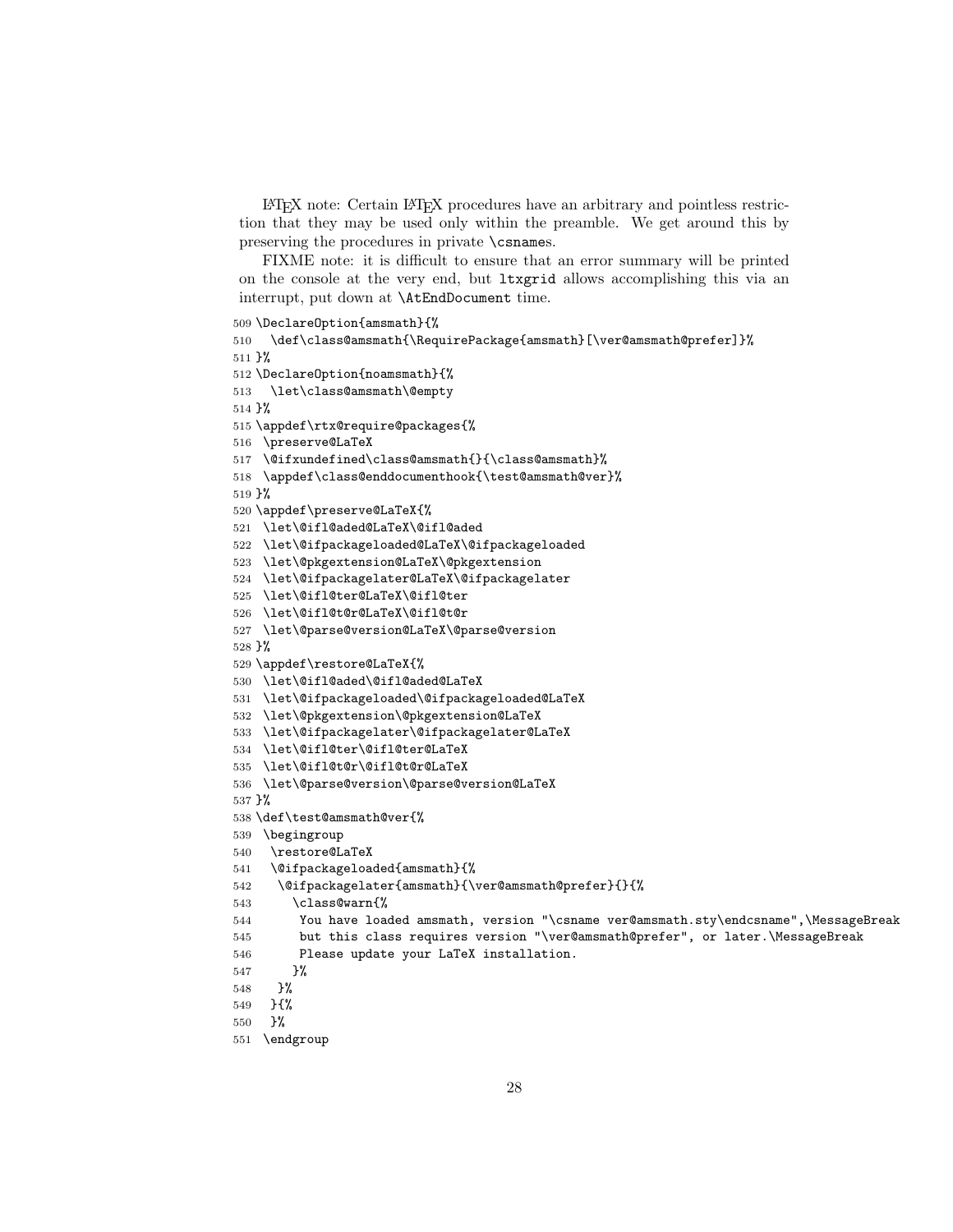LaTeX note: Certain LaTeX procedures have an arbitrary and pointless restriction that they may be used only within the preamble. We get around this by preserving the procedures in private `\csname`s.

FIXME note: it is difficult to ensure that an error summary will be printed on the console at the very end, but `ltxgrid` allows accomplishing this via an interrupt, put down at `\AtEndDocument` time.

```
509 \DeclareOption{amsmath}{%
510   \def\class@amsmath{\RequirePackage{amsmath}[\ver@amsmath@prefer]}%
511 }%
512 \DeclareOption{noamsmath}{%
513   \let\class@amsmath\@empty
514 }%
515 \appdef\rtx@require@packages{%
516  \preserve@LaTeX
517  \@ifxundefined\class@amsmath{}{\class@amsmath}%
518  \appdef\class@enddocumenthook{\test@amsmath@ver}%
519 }%
520 \appdef\preserve@LaTeX{%
521  \let\@ifl@aded@LaTeX\@ifl@aded
522  \let\@ifpackageloaded@LaTeX\@ifpackageloaded
523  \let\@pkgextension@LaTeX\@pkgextension
524  \let\@ifpackagelater@LaTeX\@ifpackagelater
525  \let\@ifl@ter@LaTeX\@ifl@ter
526  \let\@ifl@t@r@LaTeX\@ifl@t@r
527  \let\@parse@version@LaTeX\@parse@version
528 }%
529 \appdef\restore@LaTeX{%
530  \let\@ifl@aded\@ifl@aded@LaTeX
531  \let\@ifpackageloaded\@ifpackageloaded@LaTeX
532  \let\@pkgextension\@pkgextension@LaTeX
533  \let\@ifpackagelater\@ifpackagelater@LaTeX
534  \let\@ifl@ter\@ifl@ter@LaTeX
535  \let\@ifl@t@r\@ifl@t@r@LaTeX
536  \let\@parse@version\@parse@version@LaTeX
537 }%
538 \def\test@amsmath@ver{%
539  \begingroup
540   \restore@LaTeX
541   \@ifpackageloaded{amsmath}{%
542    \@ifpackagelater{amsmath}{\ver@amsmath@prefer}{}{%
543      \class@warn{%
544       You have loaded amsmath, version "\csname ver@amsmath.sty\endcsname",\MessageBreak
545       but this class requires version "\ver@amsmath@prefer", or later.\MessageBreak
546       Please update your LaTeX installation.
547      }%
548    }%
549   }{%
550   }%
551  \endgroup
```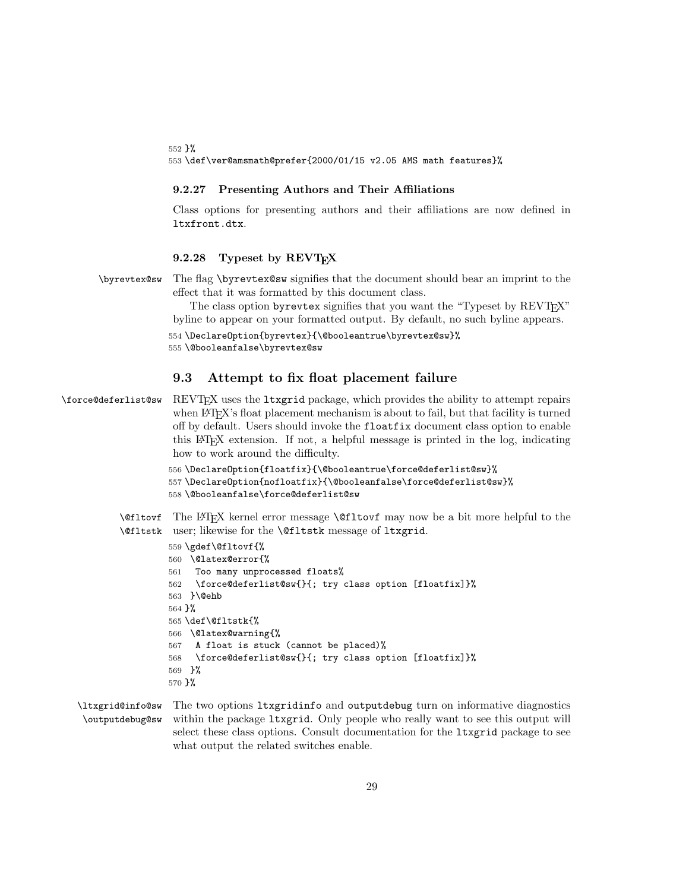```
552 }%
553 \def\ver@amsmath@prefer{2000/01/15 v2.05 AMS math features}%
```

#### 9.2.27 Presenting Authors and Their Affiliations

Class options for presenting authors and their affiliations are now defined in ltxfront.dtx.

#### 9.2.28 Typeset by REVTeX

\byrevtex@sw The flag \byrevtex@sw signifies that the document should bear an imprint to the effect that it was formatted by this document class.

The class option byrevtex signifies that you want the "Typeset by REVTeX" byline to appear on your formatted output. By default, no such byline appears.

```
554 \DeclareOption{byrevtex}{\@booleantrue\byrevtex@sw}%
555 \@booleanfalse\byrevtex@sw
```

### 9.3 Attempt to fix float placement failure

\force@deferlist@sw REVTeX uses the ltxgrid package, which provides the ability to attempt repairs when LaTeX's float placement mechanism is about to fail, but that facility is turned off by default. Users should invoke the floatfix document class option to enable this LaTeX extension. If not, a helpful message is printed in the log, indicating how to work around the difficulty.

```
556 \DeclareOption{floatfix}{\@booleantrue\force@deferlist@sw}%
557 \DeclareOption{nofloatfix}{\@booleanfalse\force@deferlist@sw}%
558 \@booleanfalse\force@deferlist@sw
```

\@fltovf \@fltstk The LaTeX kernel error message \@fltovf may now be a bit more helpful to the user; likewise for the \@fltstk message of ltxgrid.

```
559 \gdef\@fltovf{%
560  \@latex@error{%
561   Too many unprocessed floats%
562   \force@deferlist@sw{}{; try class option [floatfix]}%
563  }\@ehb
564 }%
565 \def\@fltstk{%
566  \@latex@warning{%
567   A float is stuck (cannot be placed)%
568   \force@deferlist@sw{}{; try class option [floatfix]}%
569  }%
570 }%
```

\ltxgrid@info@sw \outputdebug@sw The two options ltxgridinfo and outputdebug turn on informative diagnostics within the package ltxgrid. Only people who really want to see this output will select these class options. Consult documentation for the ltxgrid package to see what output the related switches enable.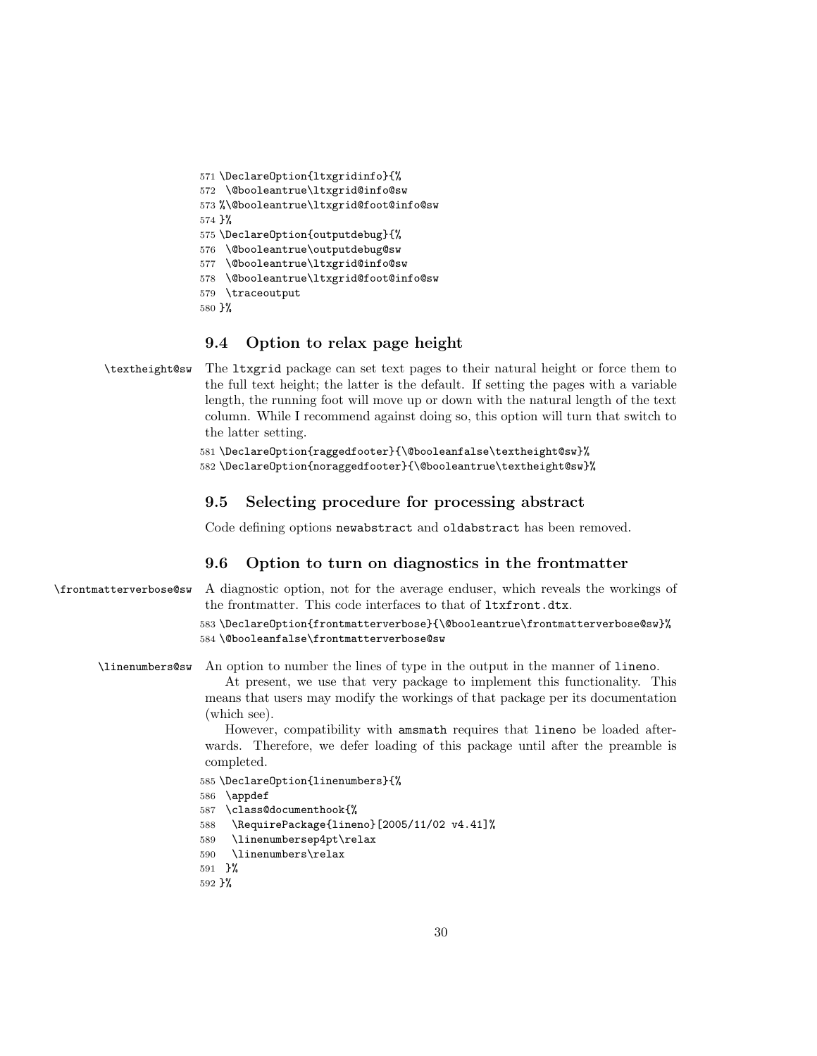```
571 \DeclareOption{ltxgridinfo}{%
572  \@booleantrue\ltxgrid@info@sw
573 %\@booleantrue\ltxgrid@foot@info@sw
574 }%
575 \DeclareOption{outputdebug}{%
576  \@booleantrue\outputdebug@sw
577  \@booleantrue\ltxgrid@info@sw
578  \@booleantrue\ltxgrid@foot@info@sw
579  \traceoutput
580 }%
```

### 9.4 Option to relax page height

\textheight@sw The ltxgrid package can set text pages to their natural height or force them to the full text height; the latter is the default. If setting the pages with a variable length, the running foot will move up or down with the natural length of the text column. While I recommend against doing so, this option will turn that switch to the latter setting.

```
581 \DeclareOption{raggedfooter}{\@booleanfalse\textheight@sw}%
582 \DeclareOption{noraggedfooter}{\@booleantrue\textheight@sw}%
```

### 9.5 Selecting procedure for processing abstract

Code defining options newabstract and oldabstract has been removed.

### 9.6 Option to turn on diagnostics in the frontmatter

\frontmatterverbose@sw A diagnostic option, not for the average enduser, which reveals the workings of the frontmatter. This code interfaces to that of ltxfront.dtx.

```
583 \DeclareOption{frontmatterverbose}{\@booleantrue\frontmatterverbose@sw}%
584 \@booleanfalse\frontmatterverbose@sw
```

\linenumbers@sw An option to number the lines of type in the output in the manner of lineno.

At present, we use that very package to implement this functionality. This means that users may modify the workings of that package per its documentation (which see).

However, compatibility with amsmath requires that lineno be loaded afterwards. Therefore, we defer loading of this package until after the preamble is completed.

```
585 \DeclareOption{linenumbers}{%
586  \appdef
587  \class@documenthook{%
588   \RequirePackage{lineno}[2005/11/02 v4.41]%
589   \linenumbersep4pt\relax
590   \linenumbers\relax
591  }%
592 }%
```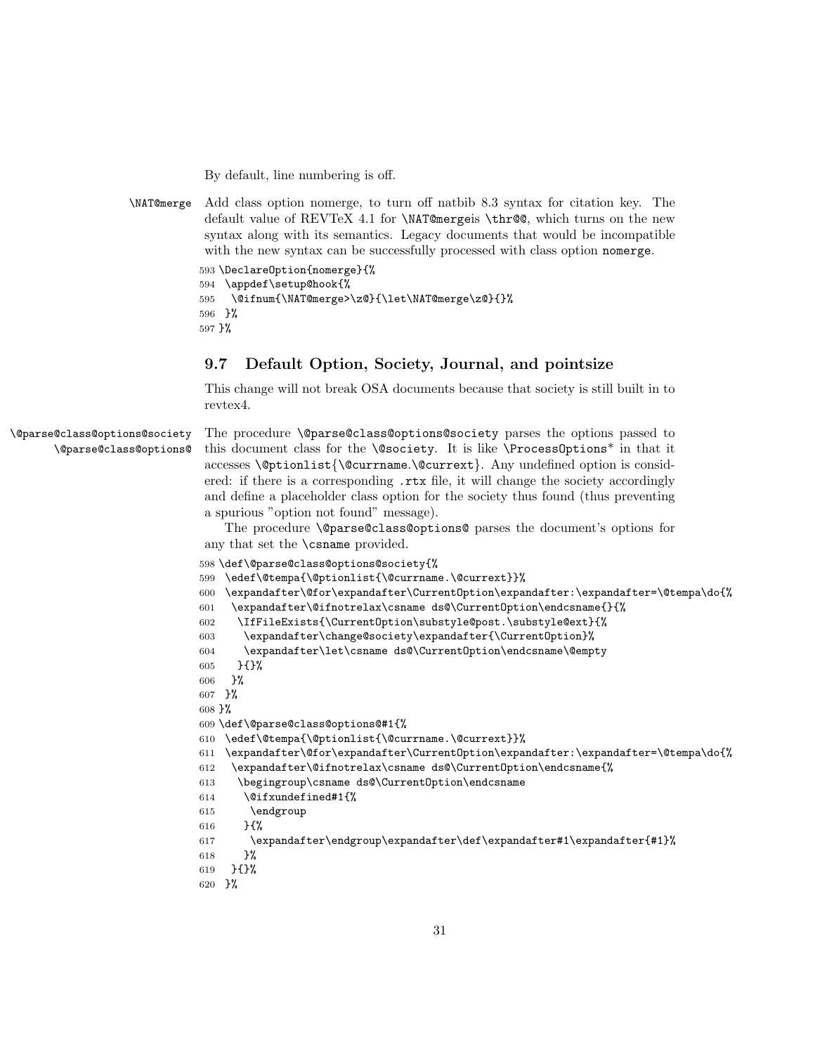By default, line numbering is off.

\NAT@merge Add class option nomerge, to turn off natbib 8.3 syntax for citation key. The default value of REVTeX 4.1 for \NAT@mergeis \thr@@, which turns on the new syntax along with its semantics. Legacy documents that would be incompatible with the new syntax can be successfully processed with class option nomerge.

```
593 \DeclareOption{nomerge}{%
594  \appdef\setup@hook{%
595   \@ifnum{\NAT@merge>\z@}{\let\NAT@merge\z@}{}%
596  }%
597 }%
```

## 9.7 Default Option, Society, Journal, and pointsize

This change will not break OSA documents because that society is still built in to revtex4.

\@parse@class@options@society
\@parse@class@options@

The procedure \@parse@class@options@society parses the options passed to this document class for the \@society. It is like \ProcessOptions* in that it accesses \@ptionlist{\@currname.\@currext}. Any undefined option is considered: if there is a corresponding .rtx file, it will change the society accordingly and define a placeholder class option for the society thus found (thus preventing a spurious "option not found" message).

The procedure \@parse@class@options@ parses the document's options for any that set the \csname provided.

```
598 \def\@parse@class@options@society{%
599  \edef\@tempa{\@ptionlist{\@currname.\@currext}}%
600  \expandafter\@for\expandafter\CurrentOption\expandafter:\expandafter=\@tempa\do{%
601   \expandafter\@ifnotrelax\csname ds@\CurrentOption\endcsname{}{%
602    \IfFileExists{\CurrentOption\substyle@post.\substyle@ext}{%
603     \expandafter\change@society\expandafter{\CurrentOption}%
604     \expandafter\let\csname ds@\CurrentOption\endcsname\@empty
605    }{}%
606   }%
607  }%
608 }%
609 \def\@parse@class@options@#1{%
610  \edef\@tempa{\@ptionlist{\@currname.\@currext}}%
611  \expandafter\@for\expandafter\CurrentOption\expandafter:\expandafter=\@tempa\do{%
612   \expandafter\@ifnotrelax\csname ds@\CurrentOption\endcsname{%
613    \begingroup\csname ds@\CurrentOption\endcsname
614     \@ifxundefined#1{%
615      \endgroup
616     }{%
617      \expandafter\endgroup\expandafter\def\expandafter#1\expandafter{#1}%
618     }%
619   }{}%
620  }%
```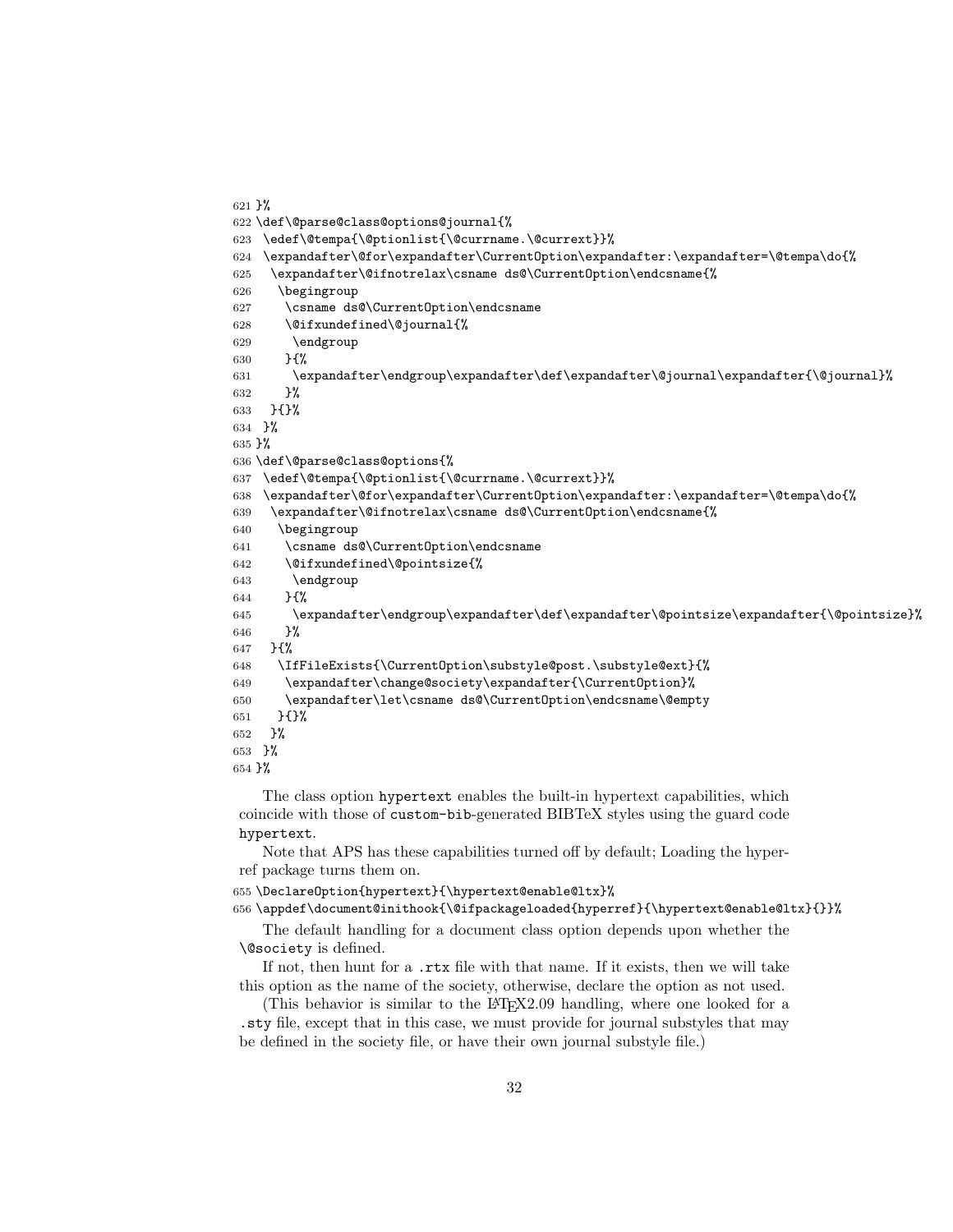```
621 }%
622 \def\@parse@class@options@journal{%
623  \edef\@tempa{\@ptionlist{\@currname.\@currext}}%
624  \expandafter\@for\expandafter\CurrentOption\expandafter:\expandafter=\@tempa\do{%
625   \expandafter\@ifnotrelax\csname ds@\CurrentOption\endcsname{%
626    \begingroup
627     \csname ds@\CurrentOption\endcsname
628     \@ifxundefined\@journal{%
629      \endgroup
630     }{%
631      \expandafter\endgroup\expandafter\def\expandafter\@journal\expandafter{\@journal}%
632     }%
633   }{}%
634  }%
635 }%
636 \def\@parse@class@options{%
637  \edef\@tempa{\@ptionlist{\@currname.\@currext}}%
638  \expandafter\@for\expandafter\CurrentOption\expandafter:\expandafter=\@tempa\do{%
639   \expandafter\@ifnotrelax\csname ds@\CurrentOption\endcsname{%
640    \begingroup
641     \csname ds@\CurrentOption\endcsname
642     \@ifxundefined\@pointsize{%
643      \endgroup
644     }{%
645      \expandafter\endgroup\expandafter\def\expandafter\@pointsize\expandafter{\@pointsize}%
646     }%
647   }{%
648    \IfFileExists{\CurrentOption\substyle@post.\substyle@ext}{%
649     \expandafter\change@society\expandafter{\CurrentOption}%
650     \expandafter\let\csname ds@\CurrentOption\endcsname\@empty
651    }{}%
652   }%
653  }%
654 }%
```

The class option `hypertext` enables the built-in hypertext capabilities, which coincide with those of `custom-bib`-generated BIBTeX styles using the guard code `hypertext`.

Note that APS has these capabilities turned off by default; Loading the hyperref package turns them on.

```
655 \DeclareOption{hypertext}{\hypertext@enable@ltx}%
656 \appdef\document@inithook{\@ifpackageloaded{hyperref}{\hypertext@enable@ltx}{}}%
```

The default handling for a document class option depends upon whether the `\@society` is defined.

If not, then hunt for a `.rtx` file with that name. If it exists, then we will take this option as the name of the society, otherwise, declare the option as not used.

(This behavior is similar to the LaTeX2.09 handling, where one looked for a `.sty` file, except that in this case, we must provide for journal substyles that may be defined in the society file, or have their own journal substyle file.)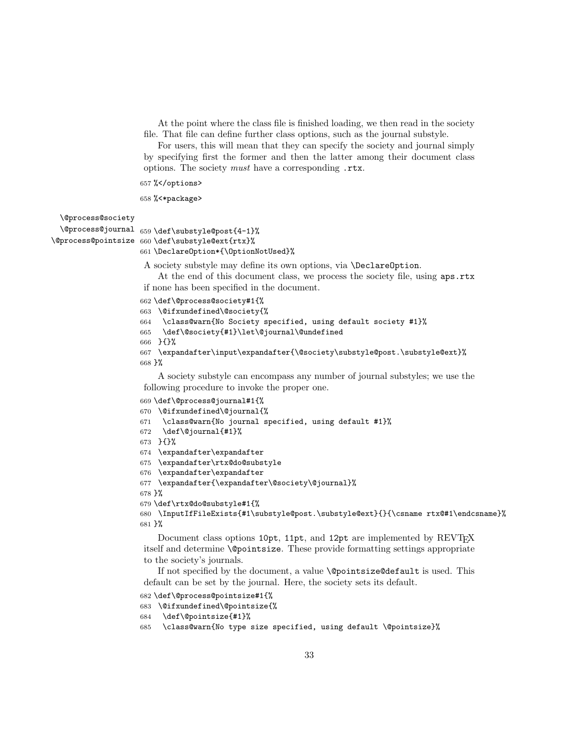At the point where the class file is finished loading, we then read in the society file. That file can define further class options, such as the journal substyle.

For users, this will mean that they can specify the society and journal simply by specifying first the former and then the latter among their document class options. The society *must* have a corresponding `.rtx`.

```
657 %</options>
```

```
658 %<*package>
```

`\@process@society`
`\@process@journal`
`\@process@pointsize`

```
659 \def\substyle@post{4-1}%
660 \def\substyle@ext{rtx}%
661 \DeclareOption*{\OptionNotUsed}%
```

A society substyle may define its own options, via `\DeclareOption`.

At the end of this document class, we process the society file, using `aps.rtx` if none has been specified in the document.

```
662 \def\@process@society#1{%
663  \@ifxundefined\@society{%
664   \class@warn{No Society specified, using default society #1}%
665   \def\@society{#1}\let\@journal\@undefined
666  }{}%
667  \expandafter\input\expandafter{\@society\substyle@post.\substyle@ext}%
668 }%
```

A society substyle can encompass any number of journal substyles; we use the following procedure to invoke the proper one.

```
669 \def\@process@journal#1{%
670  \@ifxundefined\@journal{%
671   \class@warn{No journal specified, using default #1}%
672   \def\@journal{#1}%
673  }{}%
674  \expandafter\expandafter
675  \expandafter\rtx@do@substyle
676  \expandafter\expandafter
677  \expandafter{\expandafter\@society\@journal}%
678 }%
679 \def\rtx@do@substyle#1{%
680  \InputIfFileExists{#1\substyle@post.\substyle@ext}{}{\csname rtx@#1\endcsname}%
681 }%
```

Document class options `10pt`, `11pt`, and `12pt` are implemented by REVTEX itself and determine `\@pointsize`. These provide formatting settings appropriate to the society's journals.

If not specified by the document, a value `\@pointsize@default` is used. This default can be set by the journal. Here, the society sets its default.

```
682 \def\@process@pointsize#1{%
683  \@ifxundefined\@pointsize{%
684   \def\@pointsize{#1}%
685   \class@warn{No type size specified, using default \@pointsize}%
```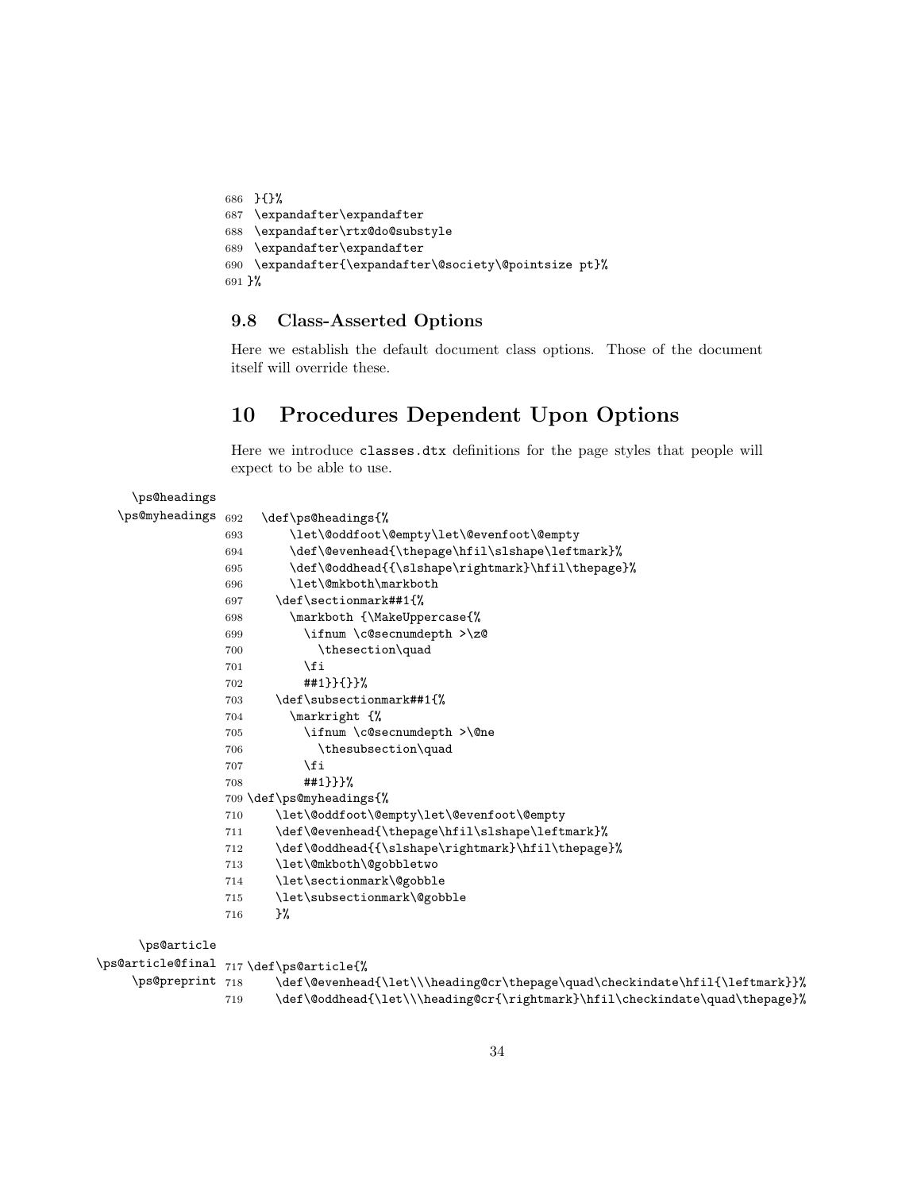```
686 }{}%
687 \expandafter\expandafter
688 \expandafter\rtx@do@substyle
689 \expandafter\expandafter
690 \expandafter{\expandafter\@society\@pointsize pt}%
691 }%
```

### 9.8 Class-Asserted Options

Here we establish the default document class options. Those of the document itself will override these.

## 10 Procedures Dependent Upon Options

Here we introduce `classes.dtx` definitions for the page styles that people will expect to be able to use.

\ps@headings
\ps@myheadings

```
692   \def\ps@headings{%
693       \let\@oddfoot\@empty\let\@evenfoot\@empty
694       \def\@evenhead{\thepage\hfil\slshape\leftmark}%
695       \def\@oddhead{{\slshape\rightmark}\hfil\thepage}%
696       \let\@mkboth\markboth
697     \def\sectionmark##1{%
698       \markboth {\MakeUppercase{%
699         \ifnum \c@secnumdepth >\z@
700           \thesection\quad
701         \fi
702         ##1}}{}}%
703     \def\subsectionmark##1{%
704       \markright {%
705         \ifnum \c@secnumdepth >\@ne
706           \thesubsection\quad
707         \fi
708         ##1}}}%
709 \def\ps@myheadings{%
710     \let\@oddfoot\@empty\let\@evenfoot\@empty
711     \def\@evenhead{\thepage\hfil\slshape\leftmark}%
712     \def\@oddhead{{\slshape\rightmark}\hfil\thepage}%
713     \let\@mkboth\@gobbletwo
714     \let\sectionmark\@gobble
715     \let\subsectionmark\@gobble
716     }%
```

\ps@article
\ps@article@final
\ps@preprint

```
717 \def\ps@article{%
718     \def\@evenhead{\let\\\heading@cr\thepage\quad\checkindate\hfil{\leftmark}}%
719     \def\@oddhead{\let\\\heading@cr{\rightmark}\hfil\checkindate\quad\thepage}%
```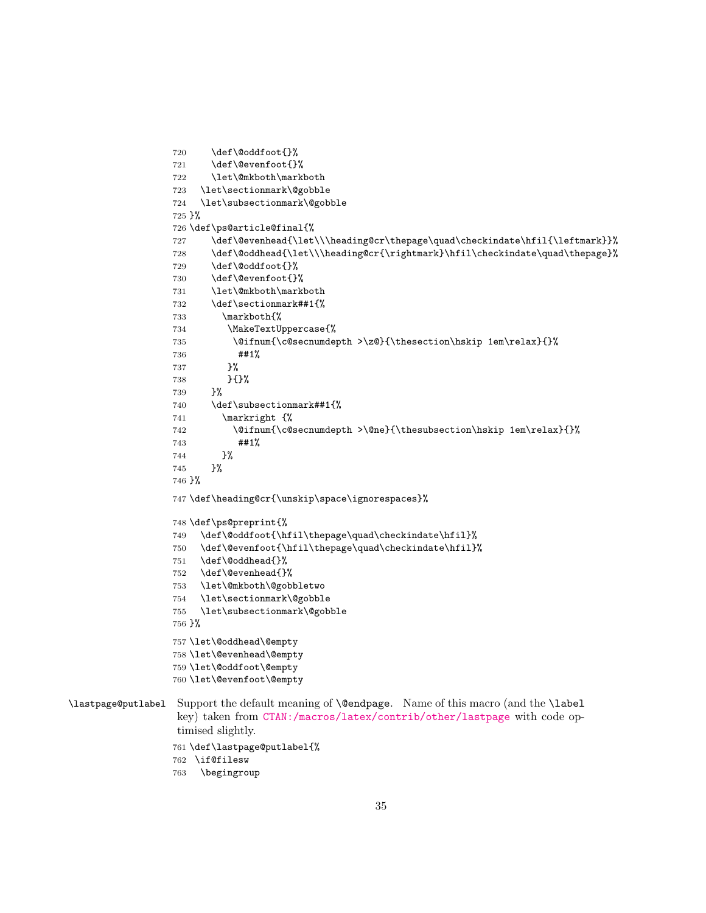```
720     \def\@oddfoot{}%
721     \def\@evenfoot{}%
722     \let\@mkboth\markboth
723   \let\sectionmark\@gobble
724   \let\subsectionmark\@gobble
725 }%
726 \def\ps@article@final{%
727     \def\@evenhead{\let\\\heading@cr\thepage\quad\checkindate\hfil{\leftmark}}%
728     \def\@oddhead{\let\\\heading@cr{\rightmark}\hfil\checkindate\quad\thepage}%
729     \def\@oddfoot{}%
730     \def\@evenfoot{}%
731     \let\@mkboth\markboth
732     \def\sectionmark##1{%
733       \markboth{%
734        \MakeTextUppercase{%
735         \@ifnum{\c@secnumdepth >\z@}{\thesection\hskip 1em\relax}{}%
736          ##1%
737        }%
738        }{}%
739     }%
740     \def\subsectionmark##1{%
741       \markright {%
742         \@ifnum{\c@secnumdepth >\@ne}{\thesubsection\hskip 1em\relax}{}%
743          ##1%
744       }%
745     }%
746 }%
747 \def\heading@cr{\unskip\space\ignorespaces}%
748 \def\ps@preprint{%
749   \def\@oddfoot{\hfil\thepage\quad\checkindate\hfil}%
750   \def\@evenfoot{\hfil\thepage\quad\checkindate\hfil}%
751   \def\@oddhead{}%
752   \def\@evenhead{}%
753   \let\@mkboth\@gobbletwo
754   \let\sectionmark\@gobble
755   \let\subsectionmark\@gobble
756 }%
757 \let\@oddhead\@empty
758 \let\@evenhead\@empty
759 \let\@oddfoot\@empty
760 \let\@evenfoot\@empty
```

`\lastpage@putlabel` Support the default meaning of `\@endpage`. Name of this macro (and the `\label` key) taken from `CTAN:/macros/latex/contrib/other/lastpage` with code optimised slightly.

```
761 \def\lastpage@putlabel{%
762  \if@filesw
763   \begingroup
```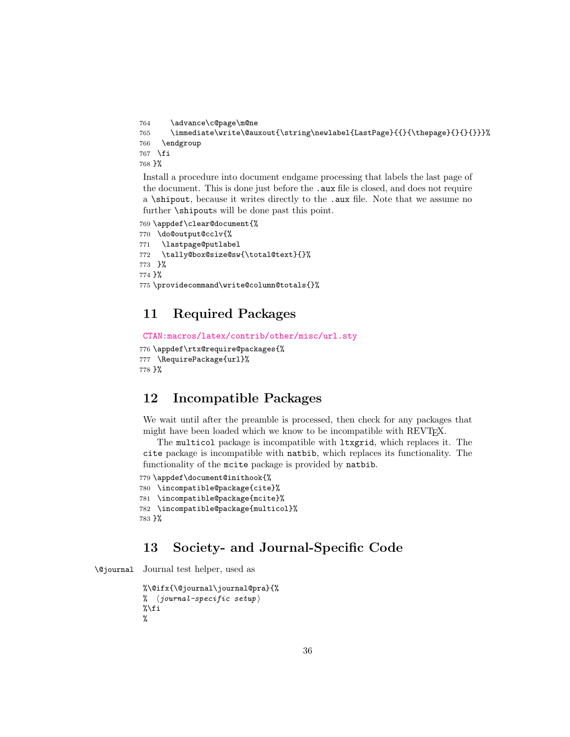```
764     \advance\c@page\m@ne
765     \immediate\write\@auxout{\string\newlabel{LastPage}{{}{\thepage}{}{}{}}}%
766   \endgroup
767  \fi
768 }%
```

Install a procedure into document endgame processing that labels the last page of the document. This is done just before the .aux file is closed, and does not require a \shipout, because it writes directly to the .aux file. Note that we assume no further \shipouts will be done past this point.

```
769 \appdef\clear@document{%
770  \do@output@cclv{%
771   \lastpage@putlabel
772   \tally@box@size@sw{\total@text}{}%
773  }%
774 }%
775 \providecommand\write@column@totals{}%
```

## 11 Required Packages

CTAN:macros/latex/contrib/other/misc/url.sty

```
776 \appdef\rtx@require@packages{%
777  \RequirePackage{url}%
778 }%
```

## 12 Incompatible Packages

We wait until after the preamble is processed, then check for any packages that might have been loaded which we know to be incompatible with REVTEX.

The multicol package is incompatible with ltxgrid, which replaces it. The cite package is incompatible with natbib, which replaces its functionality. The functionality of the mcite package is provided by natbib.

```
779 \appdef\document@inithook{%
780  \incompatible@package{cite}%
781  \incompatible@package{mcite}%
782  \incompatible@package{multicol}%
783 }%
```

## 13 Society- and Journal-Specific Code

\@journal Journal test helper, used as

```
%\@ifx{\@journal\journal@pra}{%
% ⟨journal-specific setup⟩
%\fi
%
```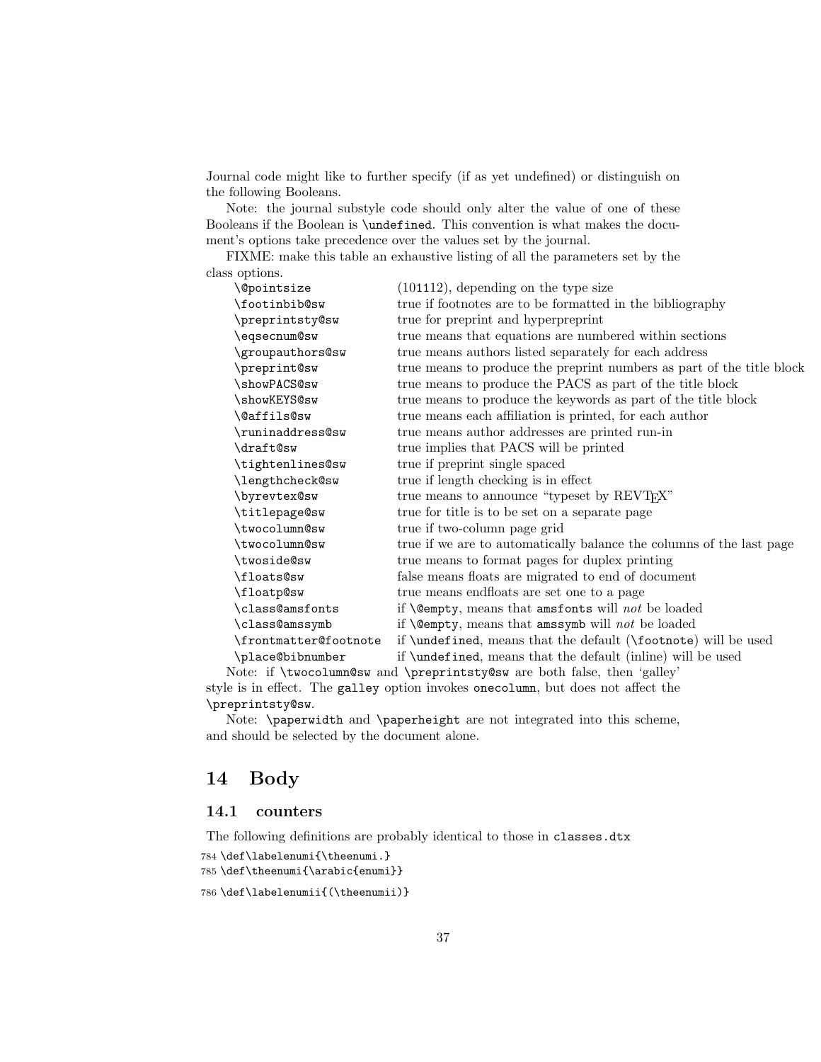Journal code might like to further specify (if as yet undefined) or distinguish on the following Booleans.

Note: the journal substyle code should only alter the value of one of these Booleans if the Boolean is `\undefined`. This convention is what makes the document's options take precedence over the values set by the journal.

FIXME: make this table an exhaustive listing of all the parameters set by the class options.

| | |
|---|---|
| `\@pointsize` | (101112), depending on the type size |
| `\footinbib@sw` | true if footnotes are to be formatted in the bibliography |
| `\preprintsty@sw` | true for preprint and hyperpreprint |
| `\eqsecnum@sw` | true means that equations are numbered within sections |
| `\groupauthors@sw` | true means authors listed separately for each address |
| `\preprint@sw` | true means to produce the preprint numbers as part of the title block |
| `\showPACS@sw` | true means to produce the PACS as part of the title block |
| `\showKEYS@sw` | true means to produce the keywords as part of the title block |
| `\@affils@sw` | true means each affiliation is printed, for each author |
| `\runinaddress@sw` | true means author addresses are printed run-in |
| `\draft@sw` | true implies that PACS will be printed |
| `\tightenlines@sw` | true if preprint single spaced |
| `\lengthcheck@sw` | true if length checking is in effect |
| `\byrevtex@sw` | true means to announce "typeset by REVTeX" |
| `\titlepage@sw` | true for title is to be set on a separate page |
| `\twocolumn@sw` | true if two-column page grid |
| `\twocolumn@sw` | true if we are to automatically balance the columns of the last page |
| `\twoside@sw` | true means to format pages for duplex printing |
| `\floats@sw` | false means floats are migrated to end of document |
| `\floatp@sw` | true means endfloats are set one to a page |
| `\class@amsfonts` | if `\@empty`, means that `amsfonts` will *not* be loaded |
| `\class@amssymb` | if `\@empty`, means that `amssymb` will *not* be loaded |
| `\frontmatter@footnote` | if `\undefined`, means that the default (`\footnote`) will be used |
| `\place@bibnumber` | if `\undefined`, means that the default (inline) will be used |

Note: if `\twocolumn@sw` and `\preprintsty@sw` are both false, then 'galley' style is in effect. The `galley` option invokes `onecolumn`, but does not affect the `\preprintsty@sw`.

Note: `\paperwidth` and `\paperheight` are not integrated into this scheme, and should be selected by the document alone.

# 14 Body

## 14.1 counters

The following definitions are probably identical to those in `classes.dtx`

```
784 \def\labelenumi{\theenumi.}
785 \def\theenumi{\arabic{enumi}}
786 \def\labelenumii{(\theenumii)}
```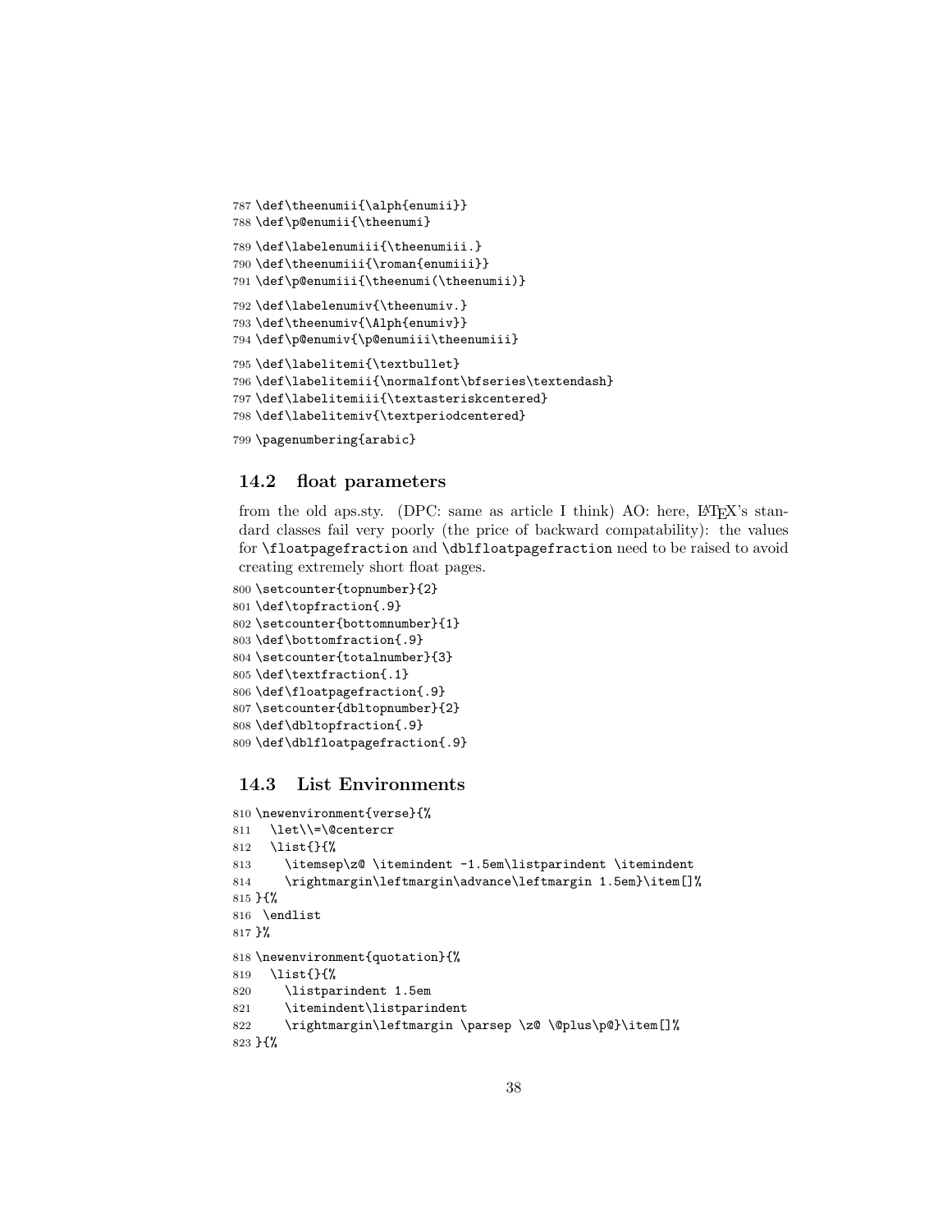```
787 \def\theenumii{\alph{enumii}}
788 \def\p@enumii{\theenumi}
789 \def\labelenumiii{\theenumiii.}
790 \def\theenumiii{\roman{enumiii}}
791 \def\p@enumiii{\theenumi(\theenumii)}
792 \def\labelenumiv{\theenumiv.}
793 \def\theenumiv{\Alph{enumiv}}
794 \def\p@enumiv{\p@enumiii\theenumiii}
795 \def\labelitemi{\textbullet}
796 \def\labelitemii{\normalfont\bfseries\textendash}
797 \def\labelitemiii{\textasteriskcentered}
798 \def\labelitemiv{\textperiodcentered}
799 \pagenumbering{arabic}
```

### 14.2 float parameters

from the old aps.sty. (DPC: same as article I think) AO: here, LaTeX's standard classes fail very poorly (the price of backward compatability): the values for `\floatpagefraction` and `\dblfloatpagefraction` need to be raised to avoid creating extremely short float pages.

```
800 \setcounter{topnumber}{2}
801 \def\topfraction{.9}
802 \setcounter{bottomnumber}{1}
803 \def\bottomfraction{.9}
804 \setcounter{totalnumber}{3}
805 \def\textfraction{.1}
806 \def\floatpagefraction{.9}
807 \setcounter{dbltopnumber}{2}
808 \def\dbltopfraction{.9}
809 \def\dblfloatpagefraction{.9}
```

### 14.3 List Environments

```
810 \newenvironment{verse}{%
811   \let\\=\@centercr
812   \list{}{%
813     \itemsep\z@ \itemindent -1.5em\listparindent \itemindent
814     \rightmargin\leftmargin\advance\leftmargin 1.5em}\item[]%
815 }{%
816  \endlist
817 }%
818 \newenvironment{quotation}{%
819   \list{}{%
820     \listparindent 1.5em
821     \itemindent\listparindent
822     \rightmargin\leftmargin \parsep \z@ \@plus\p@}\item[]%
823 }{%
```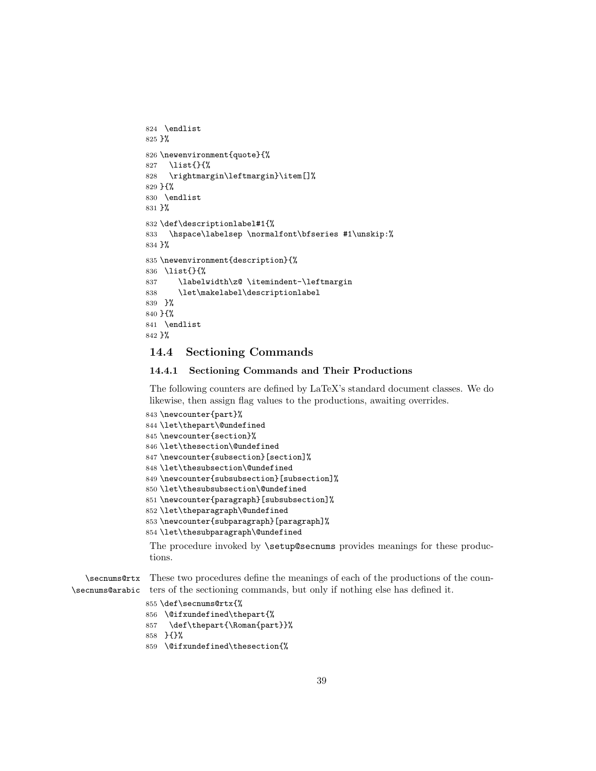```
824 \endlist
825 }%
826 \newenvironment{quote}{%
827   \list{}{%
828   \rightmargin\leftmargin}\item[]%
829 }{%
830  \endlist
831 }%
832 \def\descriptionlabel#1{%
833   \hspace\labelsep \normalfont\bfseries #1\unskip:%
834 }%
835 \newenvironment{description}{%
836  \list{}{%
837     \labelwidth\z@ \itemindent-\leftmargin
838     \let\makelabel\descriptionlabel
839  }%
840 }{%
841  \endlist
842 }%
```

## 14.4 Sectioning Commands

### 14.4.1 Sectioning Commands and Their Productions

The following counters are defined by LaTeX's standard document classes. We do likewise, then assign flag values to the productions, awaiting overrides.

```
843 \newcounter{part}%
844 \let\thepart\@undefined
845 \newcounter{section}%
846 \let\thesection\@undefined
847 \newcounter{subsection}[section]%
848 \let\thesubsection\@undefined
849 \newcounter{subsubsection}[subsection]%
850 \let\thesubsubsection\@undefined
851 \newcounter{paragraph}[subsubsection]%
852 \let\theparagraph\@undefined
853 \newcounter{subparagraph}[paragraph]%
854 \let\thesubparagraph\@undefined
```

The procedure invoked by `\setup@secnums` provides meanings for these productions.

`\secnums@rtx` `\secnums@arabic` These two procedures define the meanings of each of the productions of the counters of the sectioning commands, but only if nothing else has defined it.

```
855 \def\secnums@rtx{%
856  \@ifxundefined\thepart{%
857   \def\thepart{\Roman{part}}%
858  }{}%
859  \@ifxundefined\thesection{%
```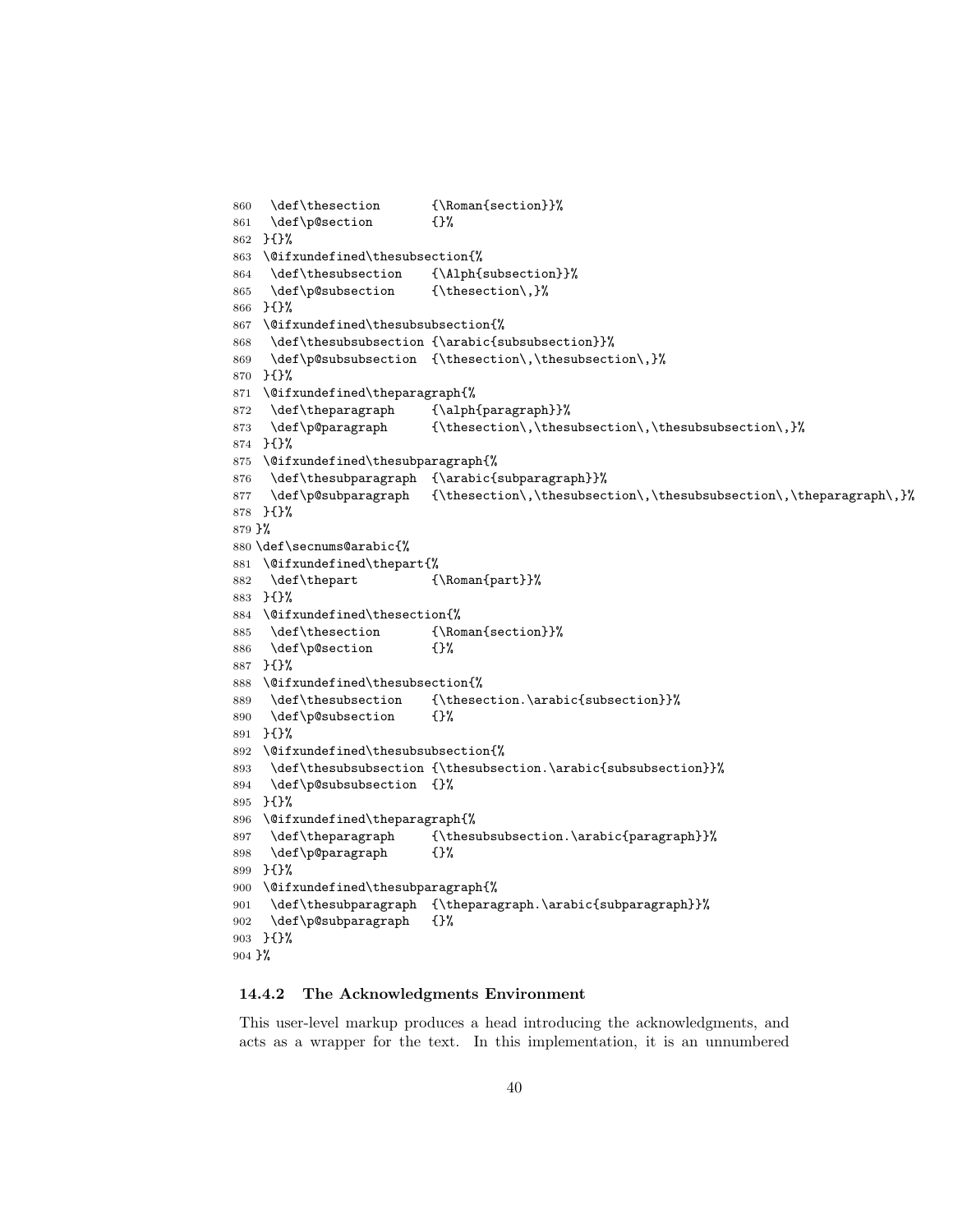```
860   \def\thesection       {\Roman{section}}%
861   \def\p@section        {}%
862  }{}%
863  \@ifxundefined\thesubsection{%
864   \def\thesubsection    {\Alph{subsection}}%
865   \def\p@subsection     {\thesection\,}%
866  }{}%
867  \@ifxundefined\thesubsubsection{%
868   \def\thesubsubsection {\arabic{subsubsection}}%
869   \def\p@subsubsection  {\thesection\,\thesubsection\,}%
870  }{}%
871  \@ifxundefined\theparagraph{%
872   \def\theparagraph     {\alph{paragraph}}%
873   \def\p@paragraph      {\thesection\,\thesubsection\,\thesubsubsection\,}%
874  }{}%
875  \@ifxundefined\thesubparagraph{%
876   \def\thesubparagraph  {\arabic{subparagraph}}%
877   \def\p@subparagraph   {\thesection\,\thesubsection\,\thesubsubsection\,\theparagraph\,}%
878  }{}%
879 }%
880 \def\secnums@arabic{%
881  \@ifxundefined\thepart{%
882   \def\thepart          {\Roman{part}}%
883  }{}%
884  \@ifxundefined\thesection{%
885   \def\thesection       {\Roman{section}}%
886   \def\p@section        {}%
887  }{}%
888  \@ifxundefined\thesubsection{%
889   \def\thesubsection    {\thesection.\arabic{subsection}}%
890   \def\p@subsection     {}%
891  }{}%
892  \@ifxundefined\thesubsubsection{%
893   \def\thesubsubsection {\thesubsection.\arabic{subsubsection}}%
894   \def\p@subsubsection  {}%
895  }{}%
896  \@ifxundefined\theparagraph{%
897   \def\theparagraph     {\thesubsubsection.\arabic{paragraph}}%
898   \def\p@paragraph      {}%
899  }{}%
900  \@ifxundefined\thesubparagraph{%
901   \def\thesubparagraph  {\theparagraph.\arabic{subparagraph}}%
902   \def\p@subparagraph   {}%
903  }{}%
904 }%
```

### 14.4.2 The Acknowledgments Environment

This user-level markup produces a head introducing the acknowledgments, and acts as a wrapper for the text. In this implementation, it is an unnumbered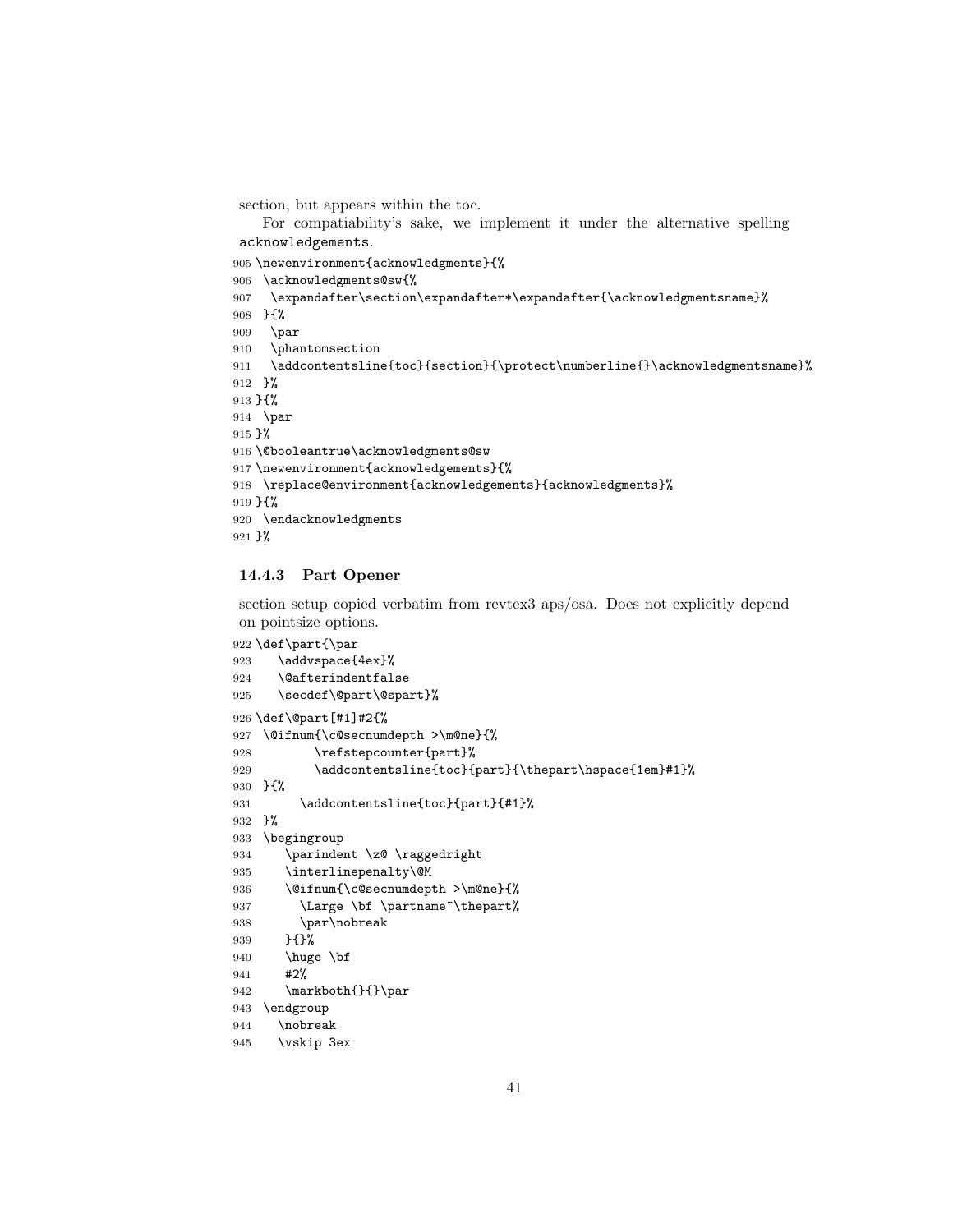section, but appears within the toc.

For compatiability's sake, we implement it under the alternative spelling `acknowledgements`.

```
905 \newenvironment{acknowledgments}{%
906  \acknowledgments@sw{%
907   \expandafter\section\expandafter*\expandafter{\acknowledgmentsname}%
908  }{%
909   \par
910   \phantomsection
911   \addcontentsline{toc}{section}{\protect\numberline{}\acknowledgmentsname}%
912  }%
913 }{%
914  \par
915 }%
916 \@booleantrue\acknowledgments@sw
917 \newenvironment{acknowledgements}{%
918  \replace@environment{acknowledgements}{acknowledgments}%
919 }{%
920  \endacknowledgments
921 }%
```

### 14.4.3 Part Opener

section setup copied verbatim from revtex3 aps/osa. Does not explicitly depend on pointsize options.

```
922 \def\part{\par
923    \addvspace{4ex}%
924    \@afterindentfalse
925    \secdef\@part\@spart}%
926 \def\@part[#1]#2{%
927  \@ifnum{\c@secnumdepth >\m@ne}{%
928         \refstepcounter{part}%
929         \addcontentsline{toc}{part}{\thepart\hspace{1em}#1}%
930  }{%
931       \addcontentsline{toc}{part}{#1}%
932  }%
933  \begingroup
934     \parindent \z@ \raggedright
935     \interlinepenalty\@M
936     \@ifnum{\c@secnumdepth >\m@ne}{%
937       \Large \bf \partname~\thepart%
938       \par\nobreak
939     }{}%
940     \huge \bf
941     #2%
942     \markboth{}{}\par
943  \endgroup
944    \nobreak
945    \vskip 3ex
```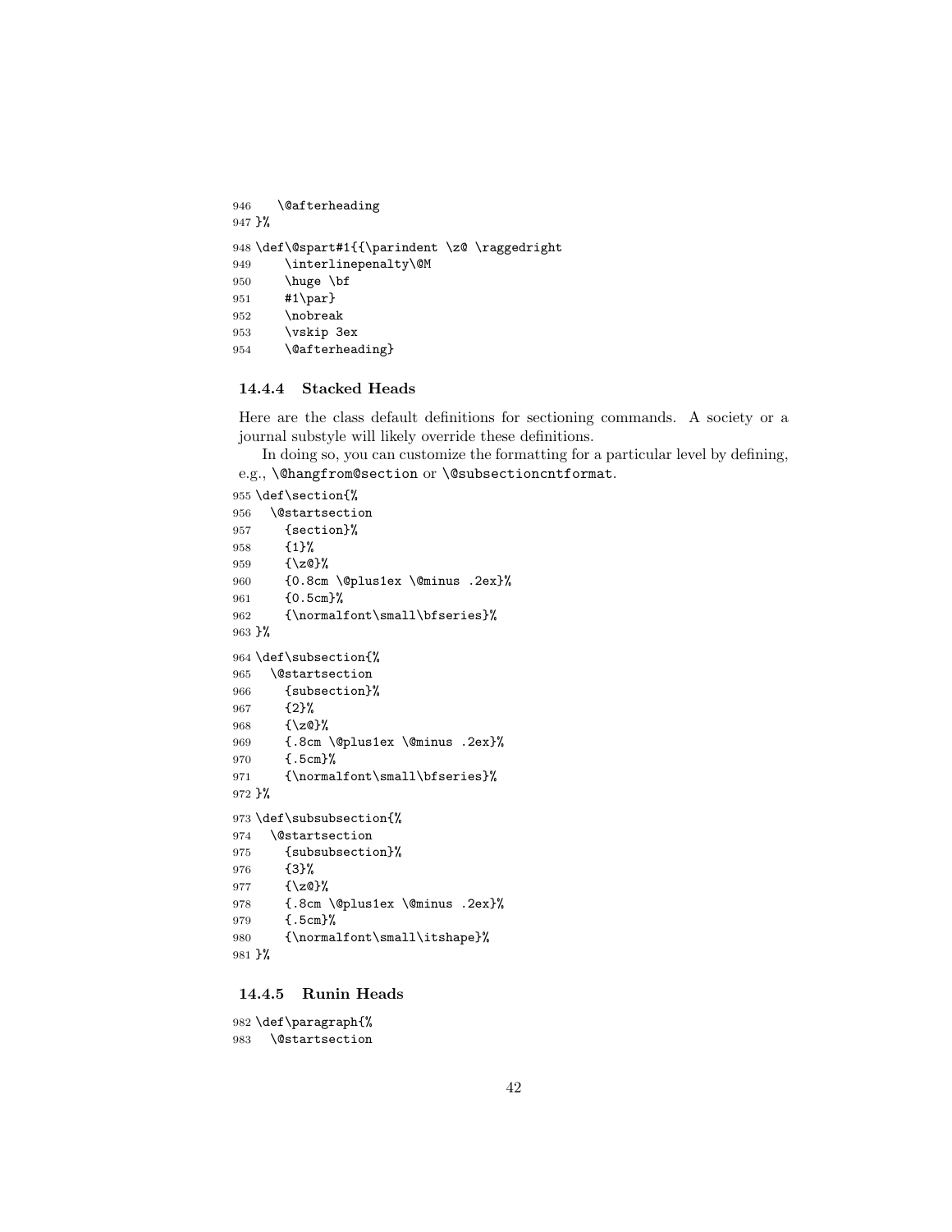```
946   \@afterheading
947 }%
948 \def\@spart#1{{\parindent \z@ \raggedright
949     \interlinepenalty\@M
950     \huge \bf
951     #1\par}
952     \nobreak
953     \vskip 3ex
954     \@afterheading}
```

### 14.4.4 Stacked Heads

Here are the class default definitions for sectioning commands. A society or a journal substyle will likely override these definitions.

In doing so, you can customize the formatting for a particular level by defining, e.g., `\@hangfrom@section` or `\@subsectioncntformat`.

```
955 \def\section{%
956   \@startsection
957     {section}%
958     {1}%
959     {\z@}%
960     {0.8cm \@plus1ex \@minus .2ex}%
961     {0.5cm}%
962     {\normalfont\small\bfseries}%
963 }%
964 \def\subsection{%
965   \@startsection
966     {subsection}%
967     {2}%
968     {\z@}%
969     {.8cm \@plus1ex \@minus .2ex}%
970     {.5cm}%
971     {\normalfont\small\bfseries}%
972 }%
973 \def\subsubsection{%
974   \@startsection
975     {subsubsection}%
976     {3}%
977     {\z@}%
978     {.8cm \@plus1ex \@minus .2ex}%
979     {.5cm}%
980     {\normalfont\small\itshape}%
981 }%
```

### 14.4.5 Runin Heads

```
982 \def\paragraph{%
983   \@startsection
```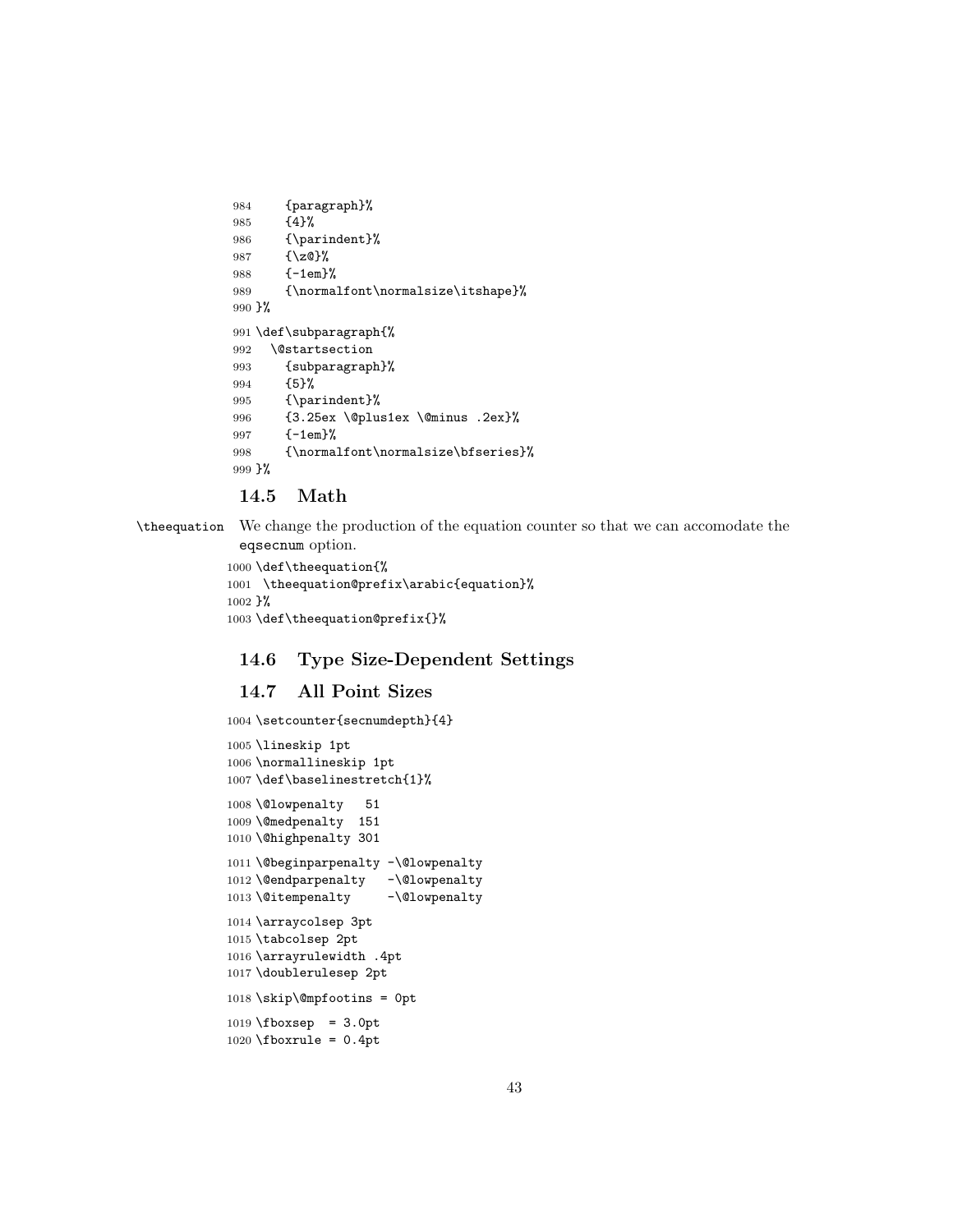```
984     {paragraph}%
985     {4}%
986     {\parindent}%
987     {\z@}%
988     {-1em}%
989     {\normalfont\normalsize\itshape}%
990 }%
991 \def\subparagraph{%
992   \@startsection
993     {subparagraph}%
994     {5}%
995     {\parindent}%
996     {3.25ex \@plus1ex \@minus .2ex}%
997     {-1em}%
998     {\normalfont\normalsize\bfseries}%
999 }%
```

## 14.5 Math

\theequation We change the production of the equation counter so that we can accomodate the `eqsecnum` option.

```
1000 \def\theequation{%
1001  \theequation@prefix\arabic{equation}%
1002 }%
1003 \def\theequation@prefix{}%
```

## 14.6 Type Size-Dependent Settings

## 14.7 All Point Sizes

```
1004 \setcounter{secnumdepth}{4}
1005 \lineskip 1pt
1006 \normallineskip 1pt
1007 \def\baselinestretch{1}%
1008 \@lowpenalty   51
1009 \@medpenalty  151
1010 \@highpenalty 301
1011 \@beginparpenalty -\@lowpenalty
1012 \@endparpenalty   -\@lowpenalty
1013 \@itempenalty     -\@lowpenalty
1014 \arraycolsep 3pt
1015 \tabcolsep 2pt
1016 \arrayrulewidth .4pt
1017 \doublerulesep 2pt
1018 \skip\@mpfootins = 0pt
1019 \fboxsep  = 3.0pt
1020 \fboxrule = 0.4pt
```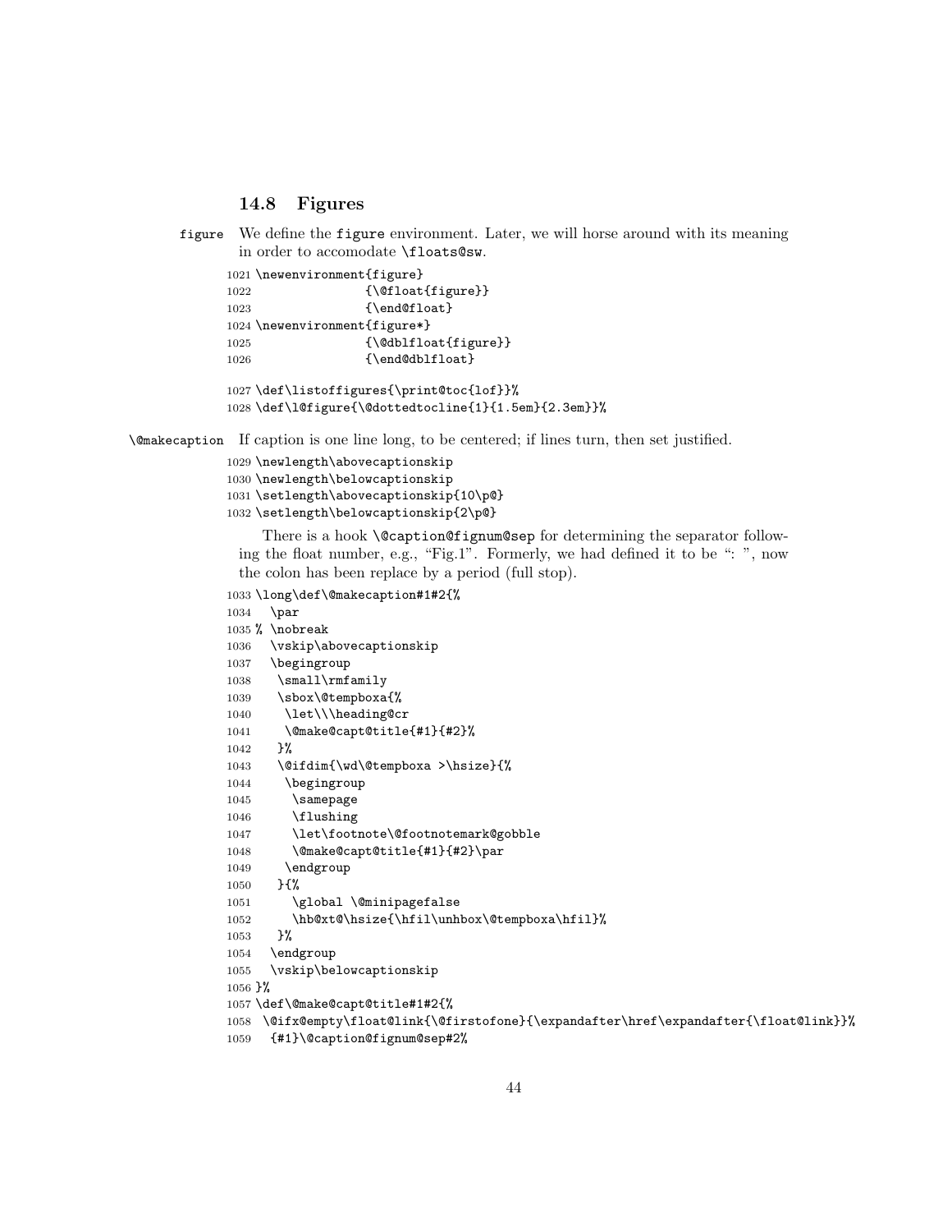### 14.8 Figures

figure We define the figure environment. Later, we will horse around with its meaning in order to accomodate \floats@sw.

```
1021 \newenvironment{figure}
1022                {\@float{figure}}
1023                {\end@float}
1024 \newenvironment{figure*}
1025                {\@dblfloat{figure}}
1026                {\end@dblfloat}
```

```
1027 \def\listoffigures{\print@toc{lof}}%
1028 \def\l@figure{\@dottedtocline{1}{1.5em}{2.3em}}%
```

\@makecaption If caption is one line long, to be centered; if lines turn, then set justified.

```
1029 \newlength\abovecaptionskip
1030 \newlength\belowcaptionskip
1031 \setlength\abovecaptionskip{10\p@}
1032 \setlength\belowcaptionskip{2\p@}
```

There is a hook \@caption@fignum@sep for determining the separator following the float number, e.g., "Fig.1". Formerly, we had defined it to be ": ", now the colon has been replace by a period (full stop).

```
1033 \long\def\@makecaption#1#2{%
1034   \par
1035 % \nobreak
1036   \vskip\abovecaptionskip
1037   \begingroup
1038    \small\rmfamily
1039    \sbox\@tempboxa{%
1040     \let\\\heading@cr
1041     \@make@capt@title{#1}{#2}%
1042    }%
1043    \@ifdim{\wd\@tempboxa >\hsize}{%
1044     \begingroup
1045      \samepage
1046      \flushing
1047      \let\footnote\@footnotemark@gobble
1048      \@make@capt@title{#1}{#2}\par
1049     \endgroup
1050    }{%
1051      \global \@minipagefalse
1052      \hb@xt@\hsize{\hfil\unhbox\@tempboxa\hfil}%
1053    }%
1054   \endgroup
1055   \vskip\belowcaptionskip
1056 }%
1057 \def\@make@capt@title#1#2{%
1058  \@ifx@empty\float@link{\@firstofone}{\expandafter\href\expandafter{\float@link}}%
1059   {#1}\@caption@fignum@sep#2%
```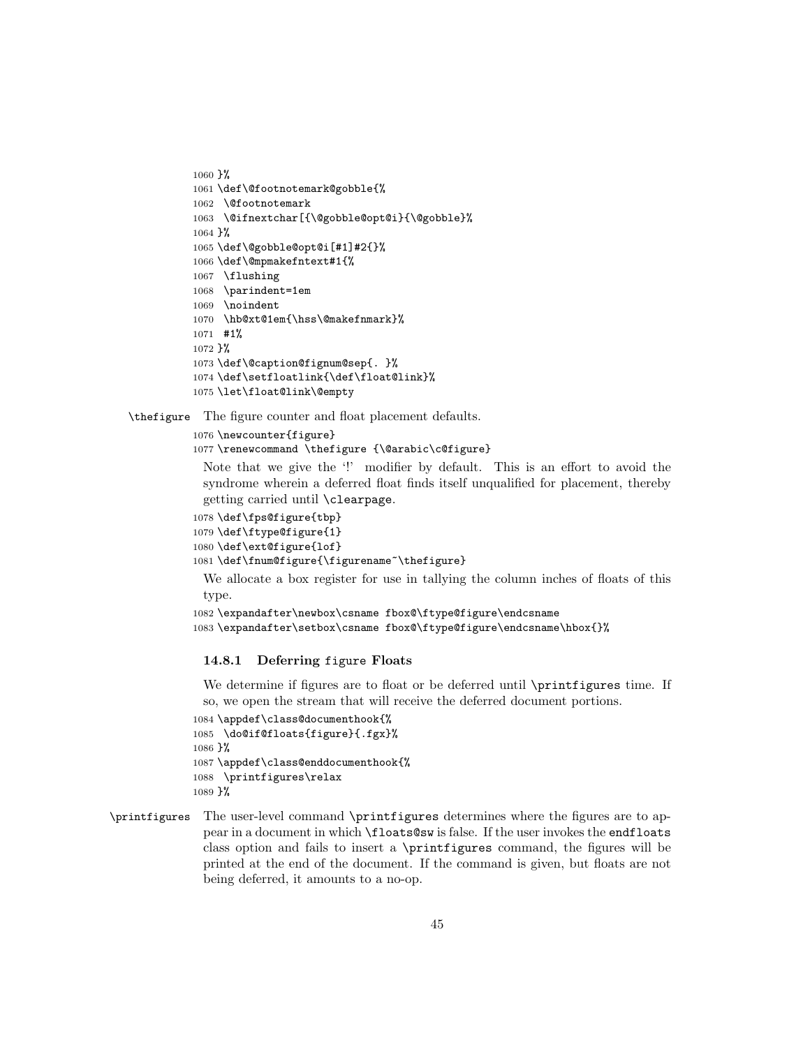```
1060 }%
1061 \def\@footnotemark@gobble{%
1062  \@footnotemark
1063  \@ifnextchar[{\@gobble@opt@i}{\@gobble}%
1064 }%
1065 \def\@gobble@opt@i[#1]#2{}%
1066 \def\@mpmakefntext#1{%
1067  \flushing
1068  \parindent=1em
1069  \noindent
1070  \hb@xt@1em{\hss\@makefnmark}%
1071  #1%
1072 }%
1073 \def\@caption@fignum@sep{. }%
1074 \def\setfloatlink{\def\float@link}%
1075 \let\float@link\@empty
```

\thefigure The figure counter and float placement defaults.

```
1076 \newcounter{figure}
1077 \renewcommand \thefigure {\@arabic\c@figure}
```

Note that we give the '!' modifier by default. This is an effort to avoid the syndrome wherein a deferred float finds itself unqualified for placement, thereby getting carried until `\clearpage`.

```
1078 \def\fps@figure{tbp}
1079 \def\ftype@figure{1}
1080 \def\ext@figure{lof}
1081 \def\fnum@figure{\figurename~\thefigure}
```

We allocate a box register for use in tallying the column inches of floats of this type.

```
1082 \expandafter\newbox\csname fbox@\ftype@figure\endcsname
1083 \expandafter\setbox\csname fbox@\ftype@figure\endcsname\hbox{}%
```

### 14.8.1 Deferring figure Floats

We determine if figures are to float or be deferred until `\printfigures` time. If so, we open the stream that will receive the deferred document portions.

```
1084 \appdef\class@documenthook{%
1085  \do@if@floats{figure}{.fgx}%
1086 }%
1087 \appdef\class@enddocumenthook{%
1088  \printfigures\relax
1089 }%
```

\printfigures The user-level command `\printfigures` determines where the figures are to appear in a document in which `\floats@sw` is false. If the user invokes the `endfloats` class option and fails to insert a `\printfigures` command, the figures will be printed at the end of the document. If the command is given, but floats are not being deferred, it amounts to a no-op.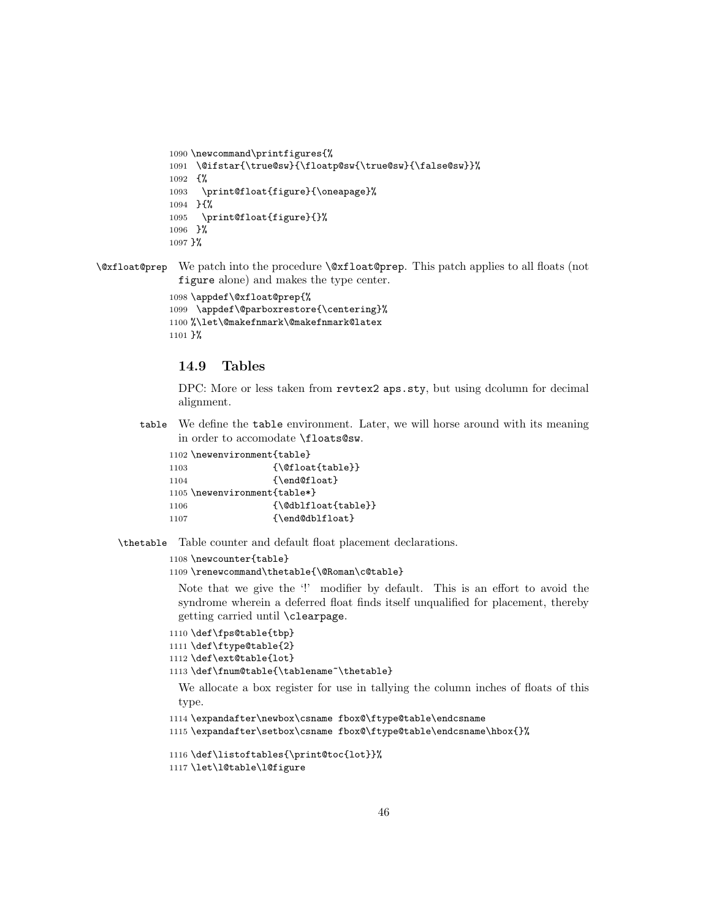```
1090 \newcommand\printfigures{%
1091  \@ifstar{\true@sw}{\floatp@sw{\true@sw}{\false@sw}}%
1092  {%
1093   \print@float{figure}{\oneapage}%
1094  }{%
1095   \print@float{figure}{}%
1096  }%
1097 }%
```

`\@xfloat@prep` We patch into the procedure `\@xfloat@prep`. This patch applies to all floats (not `figure` alone) and makes the type center.

```
1098 \appdef\@xfloat@prep{%
1099  \appdef\@parboxrestore{\centering}%
1100 %\let\@makefnmark\@makefnmark@latex
1101 }%
```

### 14.9 Tables

DPC: More or less taken from `revtex2 aps.sty`, but using dcolumn for decimal alignment.

`table` We define the `table` environment. Later, we will horse around with its meaning in order to accomodate `\floats@sw`.

```
1102 \newenvironment{table}
1103                {\@float{table}}
1104                {\end@float}
1105 \newenvironment{table*}
1106                {\@dblfloat{table}}
1107                {\end@dblfloat}
```

`\thetable` Table counter and default float placement declarations.

```
1108 \newcounter{table}
1109 \renewcommand\thetable{\@Roman\c@table}
```

Note that we give the '!' modifier by default. This is an effort to avoid the syndrome wherein a deferred float finds itself unqualified for placement, thereby getting carried until `\clearpage`.

```
1110 \def\fps@table{tbp}
1111 \def\ftype@table{2}
1112 \def\ext@table{lot}
1113 \def\fnum@table{\tablename~\thetable}
```

We allocate a box register for use in tallying the column inches of floats of this type.

```
1114 \expandafter\newbox\csname fbox@\ftype@table\endcsname
1115 \expandafter\setbox\csname fbox@\ftype@table\endcsname\hbox{}%
```

```
1116 \def\listoftables{\print@toc{lot}}%
1117 \let\l@table\l@figure
```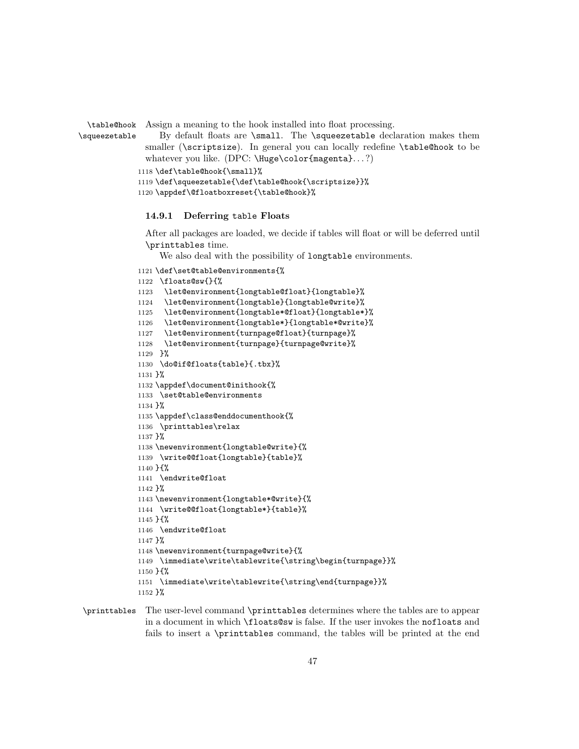`\table@hook` `\squeezetable` Assign a meaning to the hook installed into float processing.

By default floats are `\small`. The `\squeezetable` declaration makes them smaller (`\scriptsize`). In general you can locally redefine `\table@hook` to be whatever you like. (DPC: `\Huge\color{magenta}`. . . ?)

```
1118 \def\table@hook{\small}%
1119 \def\squeezetable{\def\table@hook{\scriptsize}}%
1120 \appdef\@floatboxreset{\table@hook}%
```

### 14.9.1 Deferring `table` Floats

After all packages are loaded, we decide if tables will float or will be deferred until `\printtables` time.

We also deal with the possibility of `longtable` environments.

```
1121 \def\set@table@environments{%
1122  \floats@sw{}{%
1123   \let@environment{longtable@float}{longtable}%
1124   \let@environment{longtable}{longtable@write}%
1125   \let@environment{longtable*@float}{longtable*}%
1126   \let@environment{longtable*}{longtable*@write}%
1127   \let@environment{turnpage@float}{turnpage}%
1128   \let@environment{turnpage}{turnpage@write}%
1129  }%
1130  \do@if@floats{table}{.tbx}%
1131 }%
1132 \appdef\document@inithook{%
1133  \set@table@environments
1134 }%
1135 \appdef\class@enddocumenthook{%
1136  \printtables\relax
1137 }%
1138 \newenvironment{longtable@write}{%
1139  \write@@float{longtable}{table}%
1140 }{%
1141  \endwrite@float
1142 }%
1143 \newenvironment{longtable*@write}{%
1144  \write@@float{longtable*}{table}%
1145 }{%
1146  \endwrite@float
1147 }%
1148 \newenvironment{turnpage@write}{%
1149  \immediate\write\tablewrite{\string\begin{turnpage}}%
1150 }{%
1151  \immediate\write\tablewrite{\string\end{turnpage}}%
1152 }%
```

`\printtables` The user-level command `\printtables` determines where the tables are to appear in a document in which `\floats@sw` is false. If the user invokes the `nofloats` and fails to insert a `\printtables` command, the tables will be printed at the end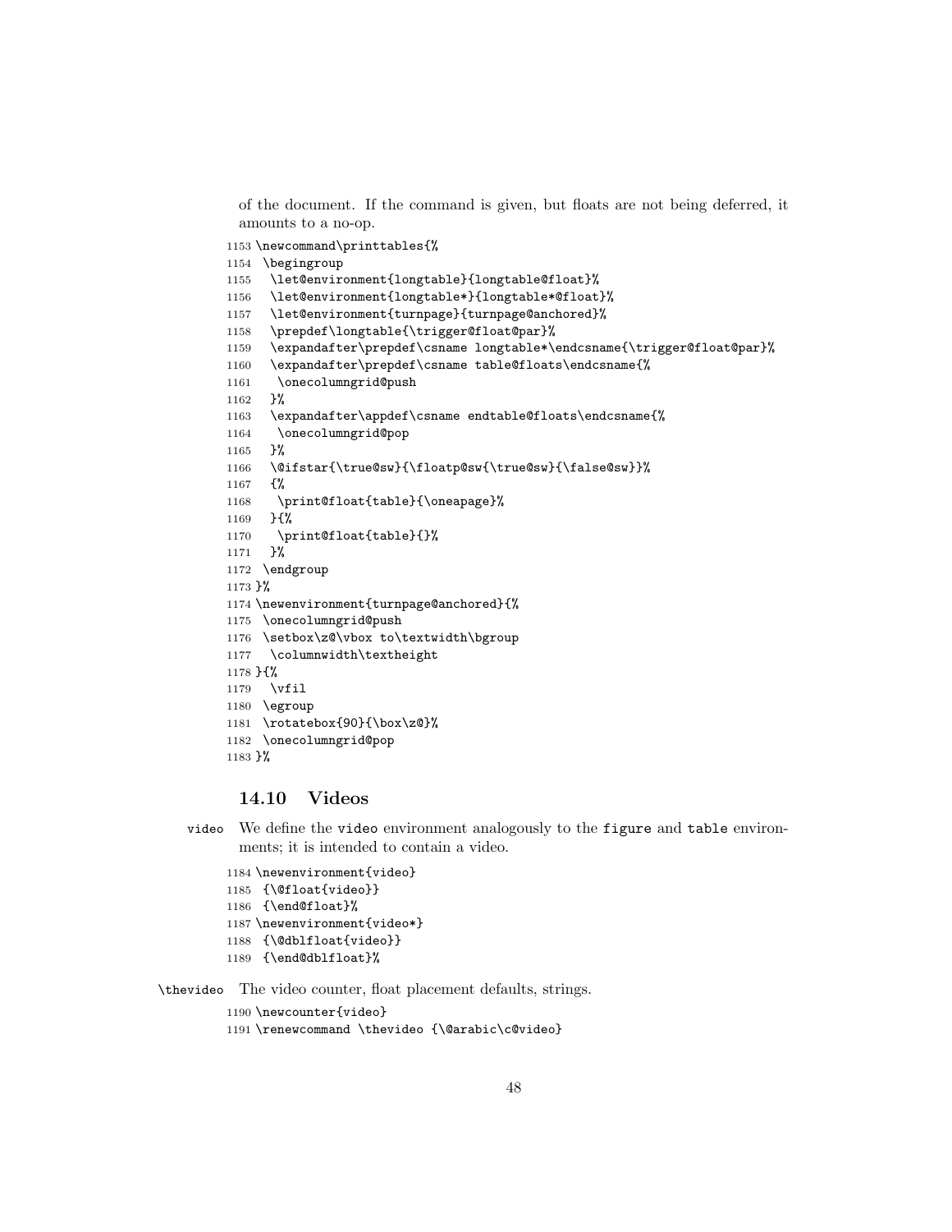of the document. If the command is given, but floats are not being deferred, it amounts to a no-op.

```
1153 \newcommand\printtables{%
1154  \begingroup
1155   \let@environment{longtable}{longtable@float}%
1156   \let@environment{longtable*}{longtable*@float}%
1157   \let@environment{turnpage}{turnpage@anchored}%
1158   \prepdef\longtable{\trigger@float@par}%
1159   \expandafter\prepdef\csname longtable*\endcsname{\trigger@float@par}%
1160   \expandafter\prepdef\csname table@floats\endcsname{%
1161    \onecolumngrid@push
1162   }%
1163   \expandafter\appdef\csname endtable@floats\endcsname{%
1164    \onecolumngrid@pop
1165   }%
1166   \@ifstar{\true@sw}{\floatp@sw{\true@sw}{\false@sw}}%
1167   {%
1168    \print@float{table}{\oneapage}%
1169   }{%
1170    \print@float{table}{}%
1171   }%
1172  \endgroup
1173 }%
1174 \newenvironment{turnpage@anchored}{%
1175  \onecolumngrid@push
1176  \setbox\z@\vbox to\textwidth\bgroup
1177   \columnwidth\textheight
1178 }{%
1179   \vfil
1180  \egroup
1181  \rotatebox{90}{\box\z@}%
1182  \onecolumngrid@pop
1183 }%
```

### 14.10 Videos

video We define the video environment analogously to the figure and table environments; it is intended to contain a video.

```
1184 \newenvironment{video}
1185  {\@float{video}}
1186  {\end@float}%
1187 \newenvironment{video*}
1188  {\@dblfloat{video}}
1189  {\end@dblfloat}%
```

\thevideo The video counter, float placement defaults, strings.

```
1190 \newcounter{video}
1191 \renewcommand \thevideo {\@arabic\c@video}
```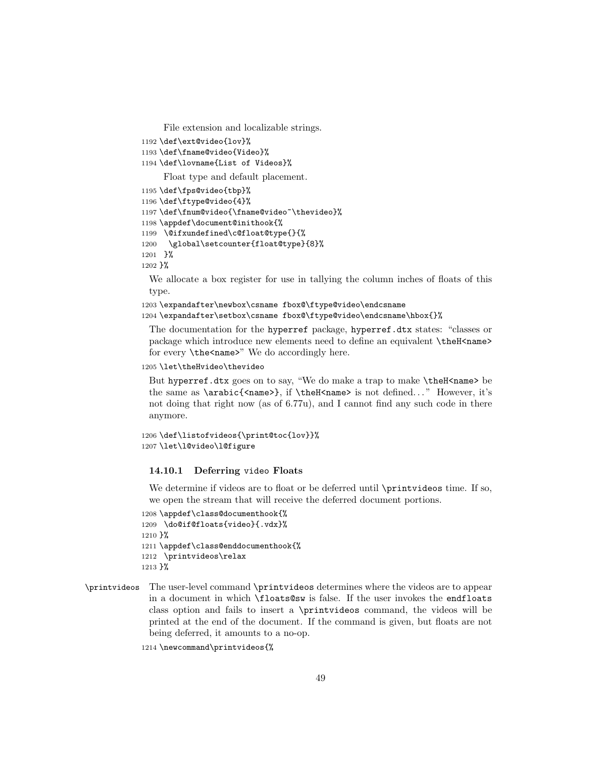File extension and localizable strings.

```
1192 \def\ext@video{lov}%
1193 \def\fname@video{Video}%
1194 \def\lovname{List of Videos}%
```

Float type and default placement.

```
1195 \def\fps@video{tbp}%
1196 \def\ftype@video{4}%
1197 \def\fnum@video{\fname@video~\thevideo}%
1198 \appdef\document@inithook{%
1199  \@ifxundefined\c@float@type{}{%
1200   \global\setcounter{float@type}{8}%
1201  }%
1202 }%
```

We allocate a box register for use in tallying the column inches of floats of this type.

```
1203 \expandafter\newbox\csname fbox@\ftype@video\endcsname
1204 \expandafter\setbox\csname fbox@\ftype@video\endcsname\hbox{}%
```

The documentation for the `hyperref` package, `hyperref.dtx` states: "classes or package which introduce new elements need to define an equivalent `\theH<name>` for every `\the<name>`" We do accordingly here.

```
1205 \let\theHvideo\thevideo
```

But `hyperref.dtx` goes on to say, "We do make a trap to make `\theH<name>` be the same as `\arabic{<name>}`, if `\theH<name>` is not defined. . . " However, it's not doing that right now (as of 6.77u), and I cannot find any such code in there anymore.

```
1206 \def\listofvideos{\print@toc{lov}}%
1207 \let\l@video\l@figure
```

### 14.10.1 Deferring `video` Floats

We determine if videos are to float or be deferred until `\printvideos` time. If so, we open the stream that will receive the deferred document portions.

```
1208 \appdef\class@documenthook{%
1209  \do@if@floats{video}{.vdx}%
1210 }%
1211 \appdef\class@enddocumenthook{%
1212  \printvideos\relax
1213 }%
```

`\printvideos` The user-level command `\printvideos` determines where the videos are to appear in a document in which `\floats@sw` is false. If the user invokes the `endfloats` class option and fails to insert a `\printvideos` command, the videos will be printed at the end of the document. If the command is given, but floats are not being deferred, it amounts to a no-op.

```
1214 \newcommand\printvideos{%
```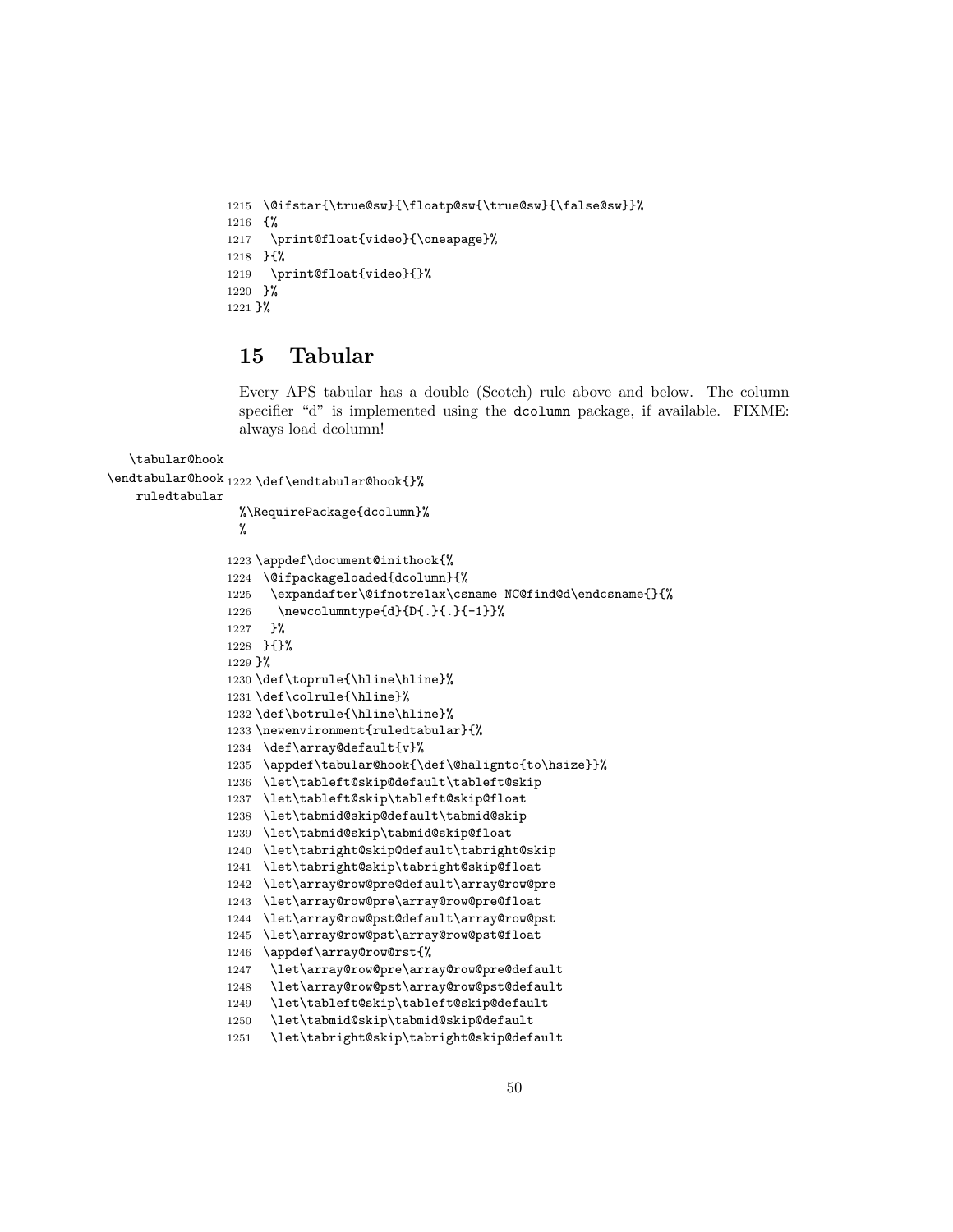```
1215  \@ifstar{\true@sw}{\floatp@sw{\true@sw}{\false@sw}}%
1216  {%
1217   \print@float{video}{\onepage}%
1218  }{%
1219   \print@float{video}{}%
1220  }%
1221 }%
```

## 15 Tabular

Every APS tabular has a double (Scotch) rule above and below. The column specifier "d" is implemented using the dcolumn package, if available. FIXME: always load dcolumn!

\tabular@hook
\endtabular@hook
ruledtabular

```
1222 \def\endtabular@hook{}%
     %\RequirePackage{dcolumn}%
     %
1223 \appdef\document@inithook{%
1224  \@ifpackageloaded{dcolumn}{%
1225   \expandafter\@ifnotrelax\csname NC@find@d\endcsname{}{%
1226    \newcolumntype{d}{D{.}{.}{-1}}%
1227   }%
1228  }{}%
1229 }%
1230 \def\toprule{\hline\hline}%
1231 \def\colrule{\hline}%
1232 \def\botrule{\hline\hline}%
1233 \newenvironment{ruledtabular}{%
1234  \def\array@default{v}%
1235  \appdef\tabular@hook{\def\@halignto{to\hsize}}%
1236  \let\tableft@skip@default\tableft@skip
1237  \let\tableft@skip\tableft@skip@float
1238  \let\tabmid@skip@default\tabmid@skip
1239  \let\tabmid@skip\tabmid@skip@float
1240  \let\tabright@skip@default\tabright@skip
1241  \let\tabright@skip\tabright@skip@float
1242  \let\array@row@pre@default\array@row@pre
1243  \let\array@row@pre\array@row@pre@float
1244  \let\array@row@pst@default\array@row@pst
1245  \let\array@row@pst\array@row@pst@float
1246  \appdef\array@row@rst{%
1247   \let\array@row@pre\array@row@pre@default
1248   \let\array@row@pst\array@row@pst@default
1249   \let\tableft@skip\tableft@skip@default
1250   \let\tabmid@skip\tabmid@skip@default
1251   \let\tabright@skip\tabright@skip@default
```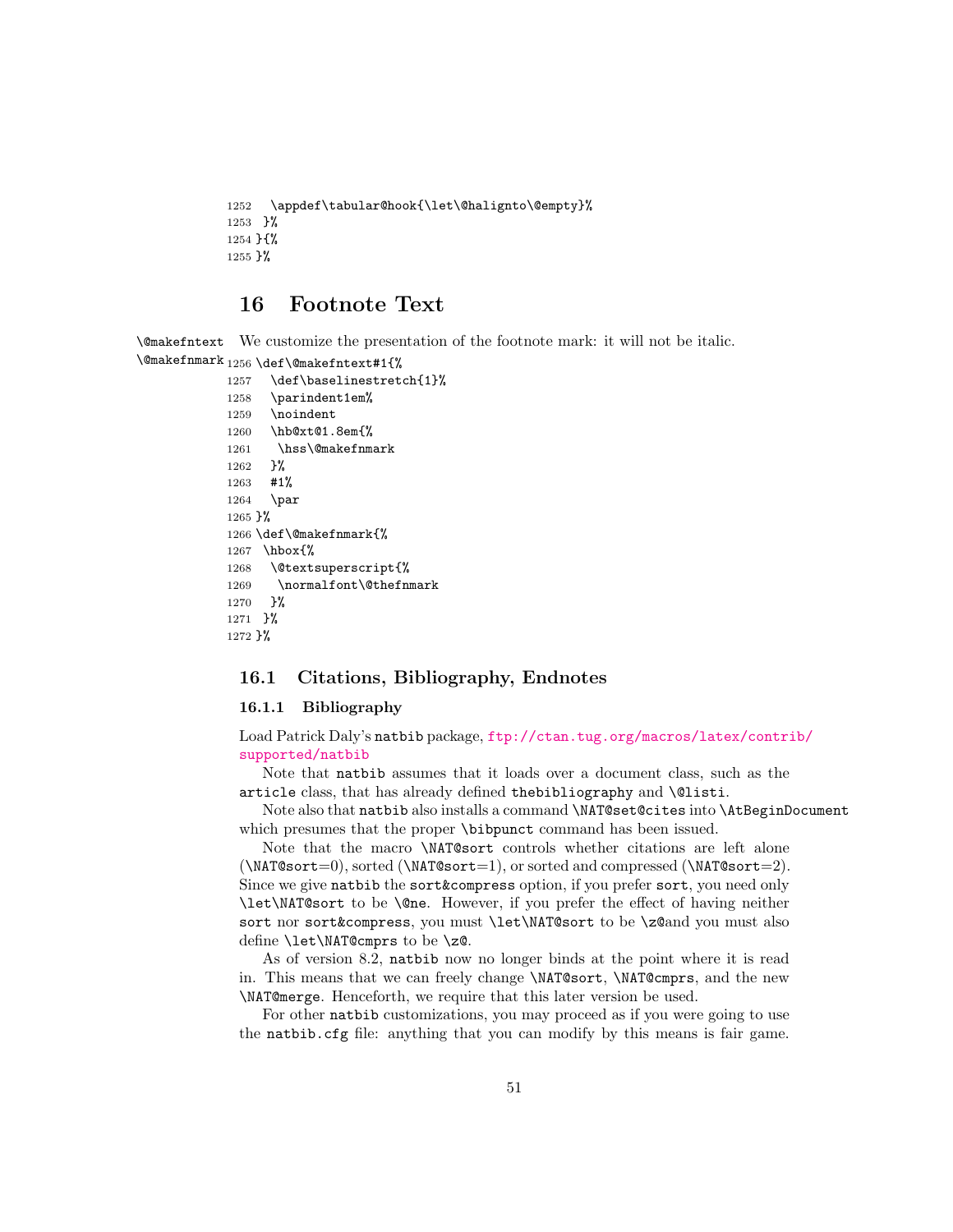```
1252   \appdef\tabular@hook{\let\@halignto\@empty}%
1253  }%
1254 }{%
1255 }%
```

# 16 Footnote Text

\@makefntext \@makefnmark We customize the presentation of the footnote mark: it will not be italic.

```
1256 \def\@makefntext#1{%
1257   \def\baselinestretch{1}%
1258   \parindent1em%
1259   \noindent
1260   \hb@xt@1.8em{%
1261    \hss\@makefnmark
1262   }%
1263   #1%
1264   \par
1265 }%
1266 \def\@makefnmark{%
1267  \hbox{%
1268   \@textsuperscript{%
1269    \normalfont\@thefnmark
1270   }%
1271  }%
1272 }%
```

## 16.1 Citations, Bibliography, Endnotes

### 16.1.1 Bibliography

Load Patrick Daly's natbib package, ftp://ctan.tug.org/macros/latex/contrib/supported/natbib

Note that natbib assumes that it loads over a document class, such as the article class, that has already defined thebibliography and \@listi.

Note also that natbib also installs a command \NAT@set@cites into \AtBeginDocument which presumes that the proper \bibpunct command has been issued.

Note that the macro \NAT@sort controls whether citations are left alone (\NAT@sort=0), sorted (\NAT@sort=1), or sorted and compressed (\NAT@sort=2). Since we give natbib the sort&compress option, if you prefer sort, you need only \let\NAT@sort to be \@ne. However, if you prefer the effect of having neither sort nor sort&compress, you must \let\NAT@sort to be \z@and you must also define \let\NAT@cmprs to be \z@.

As of version 8.2, natbib now no longer binds at the point where it is read in. This means that we can freely change \NAT@sort, \NAT@cmprs, and the new \NAT@merge. Henceforth, we require that this later version be used.

For other natbib customizations, you may proceed as if you were going to use the natbib.cfg file: anything that you can modify by this means is fair game.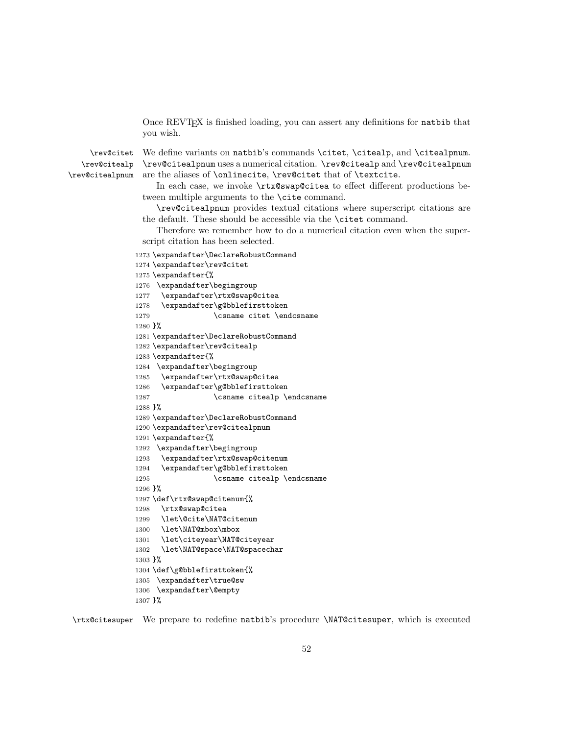Once REVTEX is finished loading, you can assert any definitions for natbib that you wish.

\rev@citet \rev@citealp \rev@citealpnum

We define variants on natbib's commands \citet, \citealp, and \citealpnum. \rev@citealpnum uses a numerical citation. \rev@citealp and \rev@citealpnum are the aliases of \onlinecite, \rev@citet that of \textcite.

In each case, we invoke \rtx@swap@citea to effect different productions between multiple arguments to the \cite command.

\rev@citealpnum provides textual citations where superscript citations are the default. These should be accessible via the \citet command.

Therefore we remember how to do a numerical citation even when the superscript citation has been selected.

```
1273 \expandafter\DeclareRobustCommand
1274 \expandafter\rev@citet
1275 \expandafter{%
1276  \expandafter\begingroup
1277   \expandafter\rtx@swap@citea
1278   \expandafter\g@bblefirsttoken
1279                \csname citet \endcsname
1280 }%
1281 \expandafter\DeclareRobustCommand
1282 \expandafter\rev@citealp
1283 \expandafter{%
1284  \expandafter\begingroup
1285   \expandafter\rtx@swap@citea
1286   \expandafter\g@bblefirsttoken
1287                \csname citealp \endcsname
1288 }%
1289 \expandafter\DeclareRobustCommand
1290 \expandafter\rev@citealpnum
1291 \expandafter{%
1292  \expandafter\begingroup
1293   \expandafter\rtx@swap@citenum
1294   \expandafter\g@bblefirsttoken
1295                \csname citealp \endcsname
1296 }%
1297 \def\rtx@swap@citenum{%
1298   \rtx@swap@citea
1299   \let\@cite\NAT@citenum
1300   \let\NAT@mbox\mbox
1301   \let\citeyear\NAT@citeyear
1302   \let\NAT@space\NAT@spacechar
1303 }%
1304 \def\g@bblefirsttoken{%
1305  \expandafter\true@sw
1306  \expandafter\@empty
1307 }%
```

\rtx@citesuper We prepare to redefine natbib's procedure \NAT@citesuper, which is executed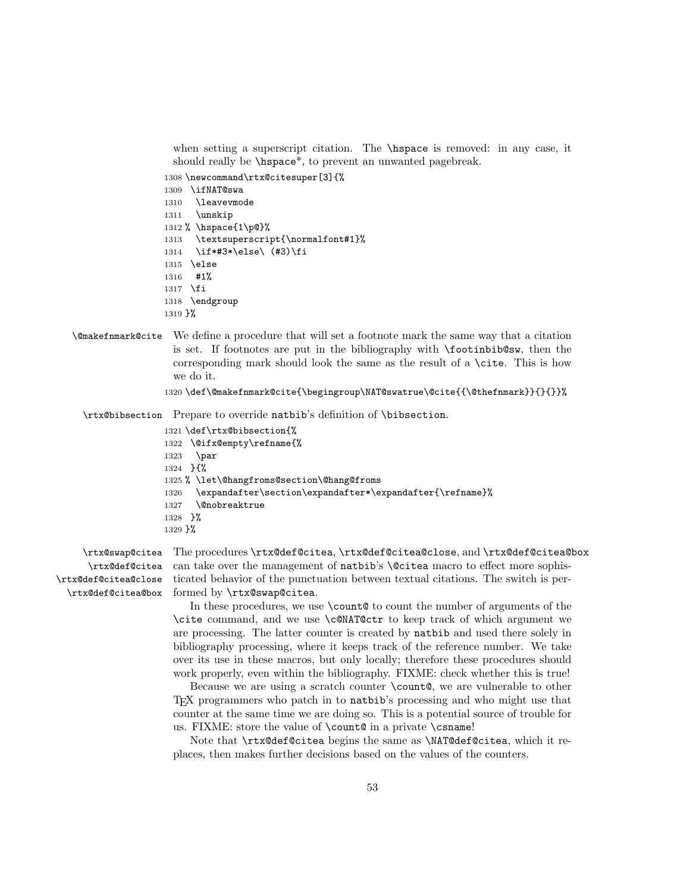when setting a superscript citation. The \hspace is removed: in any case, it should really be \hspace*, to prevent an unwanted pagebreak.

```
1308 \newcommand\rtx@citesuper[3]{%
1309  \ifNAT@swa
1310   \leavevmode
1311   \unskip
1312 % \hspace{1\p@}%
1313   \textsuperscript{\normalfont#1}%
1314   \if*#3*\else\ (#3)\fi
1315  \else
1316   #1%
1317  \fi
1318  \endgroup
1319 }%
```

\@makefnmark@cite We define a procedure that will set a footnote mark the same way that a citation is set. If footnotes are put in the bibliography with \footinbib@sw, then the corresponding mark should look the same as the result of a \cite. This is how we do it.

```
1320 \def\@makefnmark@cite{\begingroup\NAT@swatrue\@cite{{\@thefnmark}}{}{}}%
```

\rtx@bibsection Prepare to override natbib's definition of \bibsection.

```
1321 \def\rtx@bibsection{%
1322  \@ifx@empty\refname{%
1323   \par
1324  }{%
1325 % \let\@hangfroms@section\@hang@froms
1326   \expandafter\section\expandafter*\expandafter{\refname}%
1327   \@nobreaktrue
1328  }%
1329 }%
```

\rtx@swap@citea \rtx@def@citea \rtx@def@citea@close \rtx@def@citea@box The procedures \rtx@def@citea, \rtx@def@citea@close, and \rtx@def@citea@box can take over the management of natbib's \@citea macro to effect more sophisticated behavior of the punctuation between textual citations. The switch is performed by \rtx@swap@citea.

In these procedures, we use \count@ to count the number of arguments of the \cite command, and we use \c@NAT@ctr to keep track of which argument we are processing. The latter counter is created by natbib and used there solely in bibliography processing, where it keeps track of the reference number. We take over its use in these macros, but only locally; therefore these procedures should work properly, even within the bibliography. FIXME: check whether this is true!

Because we are using a scratch counter \count@, we are vulnerable to other TEX programmers who patch in to natbib's processing and who might use that counter at the same time we are doing so. This is a potential source of trouble for us. FIXME: store the value of \count@ in a private \csname!

Note that \rtx@def@citea begins the same as \NAT@def@citea, which it replaces, then makes further decisions based on the values of the counters.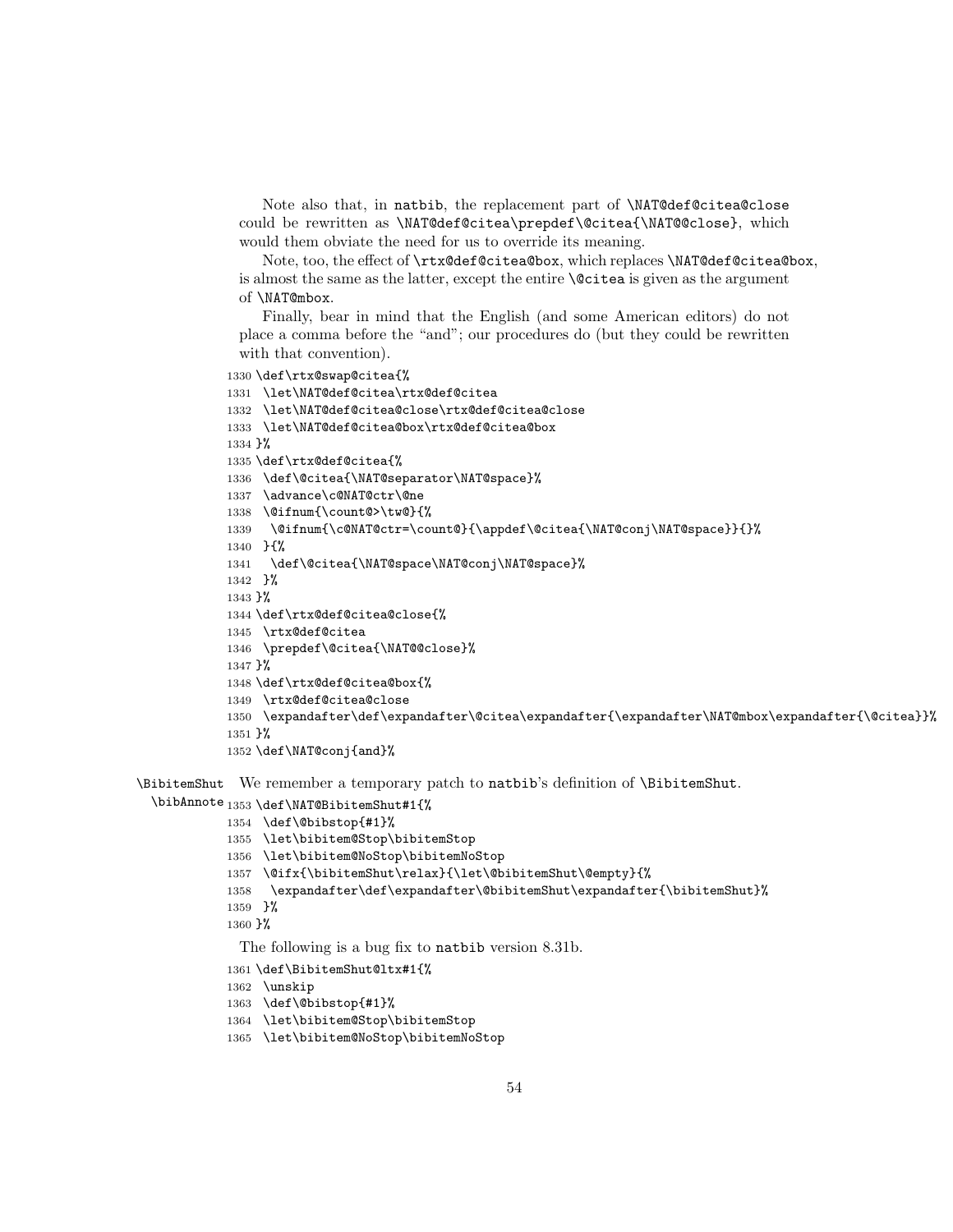Note also that, in natbib, the replacement part of `\NAT@def@citea@close` could be rewritten as `\NAT@def@citea\prepdef\@citea{\NAT@@close}`, which would them obviate the need for us to override its meaning.

Note, too, the effect of `\rtx@def@citea@box`, which replaces `\NAT@def@citea@box`, is almost the same as the latter, except the entire `\@citea` is given as the argument of `\NAT@mbox`.

Finally, bear in mind that the English (and some American editors) do not place a comma before the "and"; our procedures do (but they could be rewritten with that convention).

```
1330 \def\rtx@swap@citea{%
1331  \let\NAT@def@citea\rtx@def@citea
1332  \let\NAT@def@citea@close\rtx@def@citea@close
1333  \let\NAT@def@citea@box\rtx@def@citea@box
1334 }%
1335 \def\rtx@def@citea{%
1336  \def\@citea{\NAT@separator\NAT@space}%
1337  \advance\c@NAT@ctr\@ne
1338  \@ifnum{\count@>\tw@}{%
1339   \@ifnum{\c@NAT@ctr=\count@}{\appdef\@citea{\NAT@conj\NAT@space}}{}%
1340  }{%
1341   \def\@citea{\NAT@space\NAT@conj\NAT@space}%
1342  }%
1343 }%
1344 \def\rtx@def@citea@close{%
1345  \rtx@def@citea
1346  \prepdef\@citea{\NAT@@close}%
1347 }%
1348 \def\rtx@def@citea@box{%
1349  \rtx@def@citea@close
1350  \expandafter\def\expandafter\@citea\expandafter{\expandafter\NAT@mbox\expandafter{\@citea}}%
1351 }%
1352 \def\NAT@conj{and}%
```

`\BibitemShut` `\bibAnnote` We remember a temporary patch to natbib's definition of `\BibitemShut`.

```
1353 \def\NAT@BibitemShut#1{%
1354  \def\@bibstop{#1}%
1355  \let\bibitem@Stop\bibitemStop
1356  \let\bibitem@NoStop\bibitemNoStop
1357  \@ifx{\bibitemShut\relax}{\let\@bibitemShut\@empty}{%
1358   \expandafter\def\expandafter\@bibitemShut\expandafter{\bibitemShut}%
1359  }%
1360 }%
```

The following is a bug fix to natbib version 8.31b.

```
1361 \def\BibitemShut@ltx#1{%
1362  \unskip
1363  \def\@bibstop{#1}%
1364  \let\bibitem@Stop\bibitemStop
1365  \let\bibitem@NoStop\bibitemNoStop
```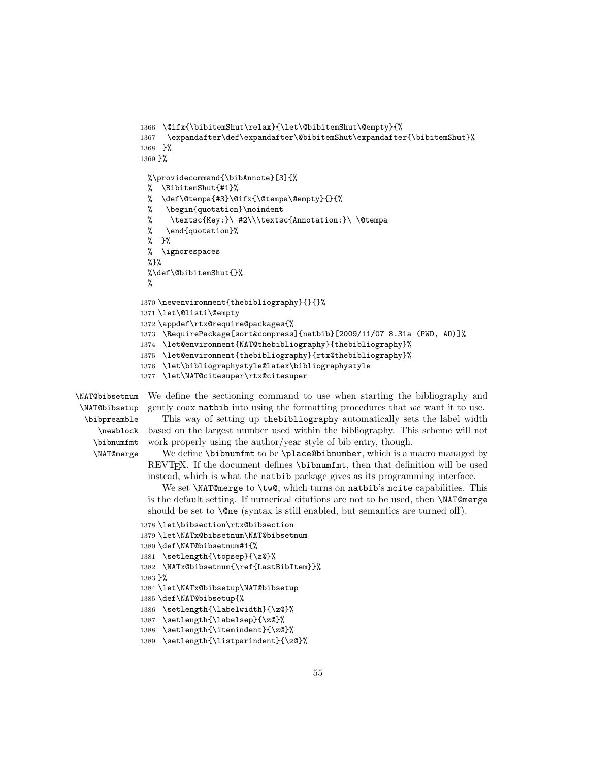```
1366  \@ifx{\bibitemShut\relax}{\let\@bibitemShut\@empty}{%
1367   \expandafter\def\expandafter\@bibitemShut\expandafter{\bibitemShut}%
1368  }%
1369 }%
```

```
%\providecommand{\bibAnnote}[3]{%
%  \BibitemShut{#1}%
%  \def\@tempa{#3}\@ifx{\@tempa\@empty}{}{%
%   \begin{quotation}\noindent
%    \textsc{Key:}\ #2\\\textsc{Annotation:}\ \@tempa
%   \end{quotation}%
%  }%
%  \ignorespaces
%}%
%\def\@bibitemShut{}%
%
```

```
1370 \newenvironment{thebibliography}{}{}%
1371 \let\@listi\@empty
1372 \appdef\rtx@require@packages{%
1373  \RequirePackage[sort&compress]{natbib}[2009/11/07 8.31a (PWD, AO)]%
1374  \let@environment{NAT@thebibliography}{thebibliography}%
1375  \let@environment{thebibliography}{rtx@thebibliography}%
1376  \let\bibliographystyle@latex\bibliographystyle
1377  \let\NAT@citesuper\rtx@citesuper
```

\NAT@bibsetnum \NAT@bibsetup \bibpreamble \newblock \bibnumfmt \NAT@merge

We define the sectioning command to use when starting the bibliography and gently coax natbib into using the formatting procedures that *we* want it to use.

This way of setting up thebibliography automatically sets the label width based on the largest number used within the bibliography. This scheme will not work properly using the author/year style of bib entry, though.

We define \bibnumfmt to be \place@bibnumber, which is a macro managed by REVTeX. If the document defines \bibnumfmt, then that definition will be used instead, which is what the natbib package gives as its programming interface.

We set \NAT@merge to \tw@, which turns on natbib's mcite capabilities. This is the default setting. If numerical citations are not to be used, then \NAT@merge should be set to \@ne (syntax is still enabled, but semantics are turned off).

```
1378 \let\bibsection\rtx@bibsection
1379 \let\NATx@bibsetnum\NAT@bibsetnum
1380 \def\NAT@bibsetnum#1{%
1381  \setlength{\topsep}{\z@}%
1382  \NATx@bibsetnum{\ref{LastBibItem}}%
1383 }%
1384 \let\NATx@bibsetup\NAT@bibsetup
1385 \def\NAT@bibsetup{%
1386  \setlength{\labelwidth}{\z@}%
1387  \setlength{\labelsep}{\z@}%
1388  \setlength{\itemindent}{\z@}%
1389  \setlength{\listparindent}{\z@}%
```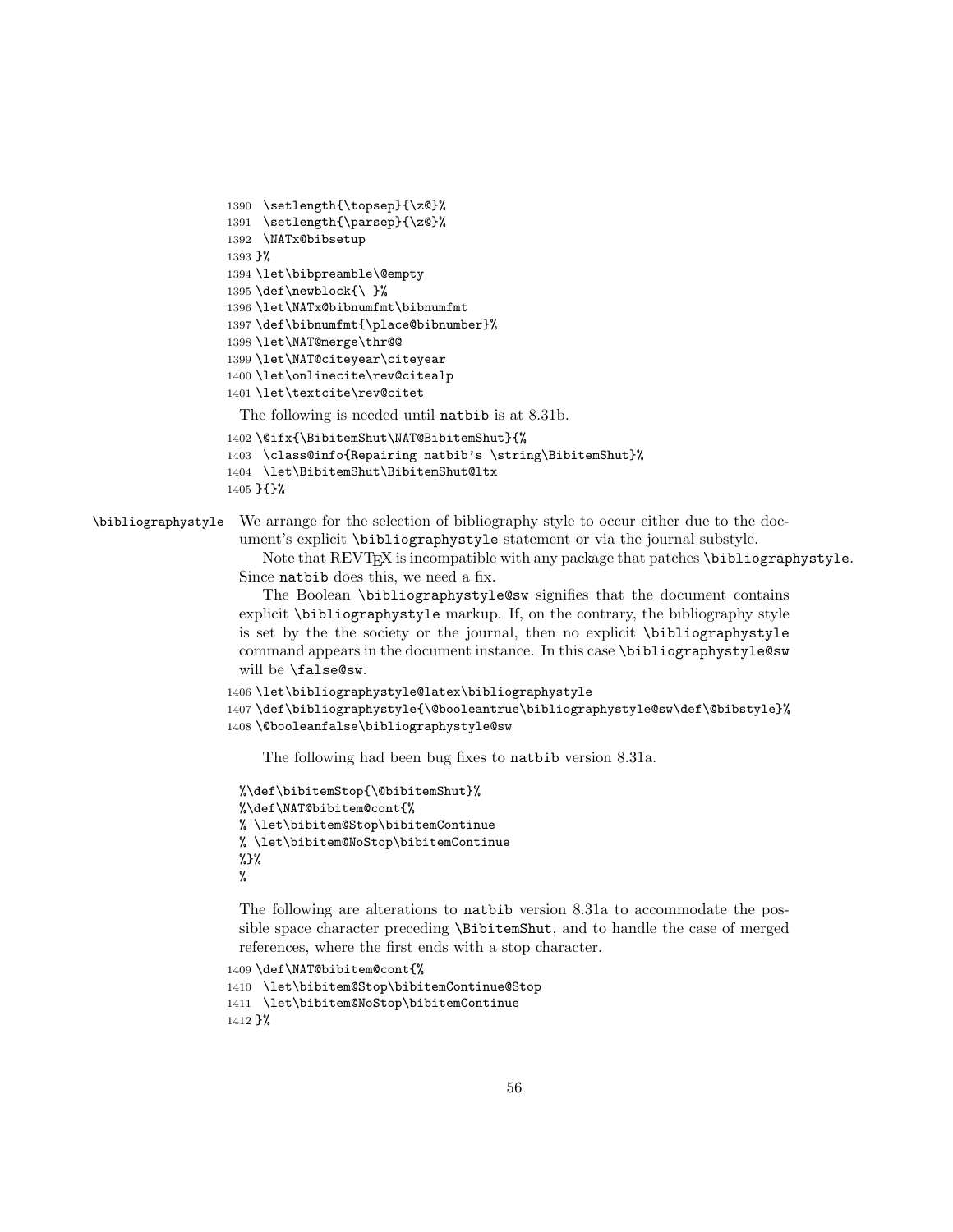```
1390  \setlength{\topsep}{\z@}%
1391  \setlength{\parsep}{\z@}%
1392  \NATx@bibsetup
1393 }%
1394 \let\bibpreamble\@empty
1395 \def\newblock{\ }%
1396 \let\NATx@bibnumfmt\bibnumfmt
1397 \def\bibnumfmt{\place@bibnumber}%
1398 \let\NAT@merge\thr@@
1399 \let\NAT@citeyear\citeyear
1400 \let\onlinecite\rev@citealp
1401 \let\textcite\rev@citet
```

The following is needed until natbib is at 8.31b.

```
1402 \@ifx{\BibitemShut\NAT@BibitemShut}{%
1403  \class@info{Repairing natbib's \string\BibitemShut}%
1404  \let\BibitemShut\BibitemShut@ltx
1405 }{}%
```

\bibliographystyle We arrange for the selection of bibliography style to occur either due to the document's explicit \bibliographystyle statement or via the journal substyle.

Note that REVTEX is incompatible with any package that patches \bibliographystyle. Since natbib does this, we need a fix.

The Boolean \bibliographystyle@sw signifies that the document contains explicit \bibliographystyle markup. If, on the contrary, the bibliography style is set by the the society or the journal, then no explicit \bibliographystyle command appears in the document instance. In this case \bibliographystyle@sw will be \false@sw.

```
1406 \let\bibliographystyle@latex\bibliographystyle
1407 \def\bibliographystyle{\@booleantrue\bibliographystyle@sw\def\@bibstyle}%
1408 \@booleanfalse\bibliographystyle@sw
```

The following had been bug fixes to natbib version 8.31a.

```
%\def\bibitemStop{\@bibitemShut}%
%\def\NAT@bibitem@cont{%
% \let\bibitem@Stop\bibitemContinue
% \let\bibitem@NoStop\bibitemContinue
%}%
%
```

The following are alterations to natbib version 8.31a to accommodate the possible space character preceding \BibitemShut, and to handle the case of merged references, where the first ends with a stop character.

```
1409 \def\NAT@bibitem@cont{%
1410  \let\bibitem@Stop\bibitemContinue@Stop
1411  \let\bibitem@NoStop\bibitemContinue
1412 }%
```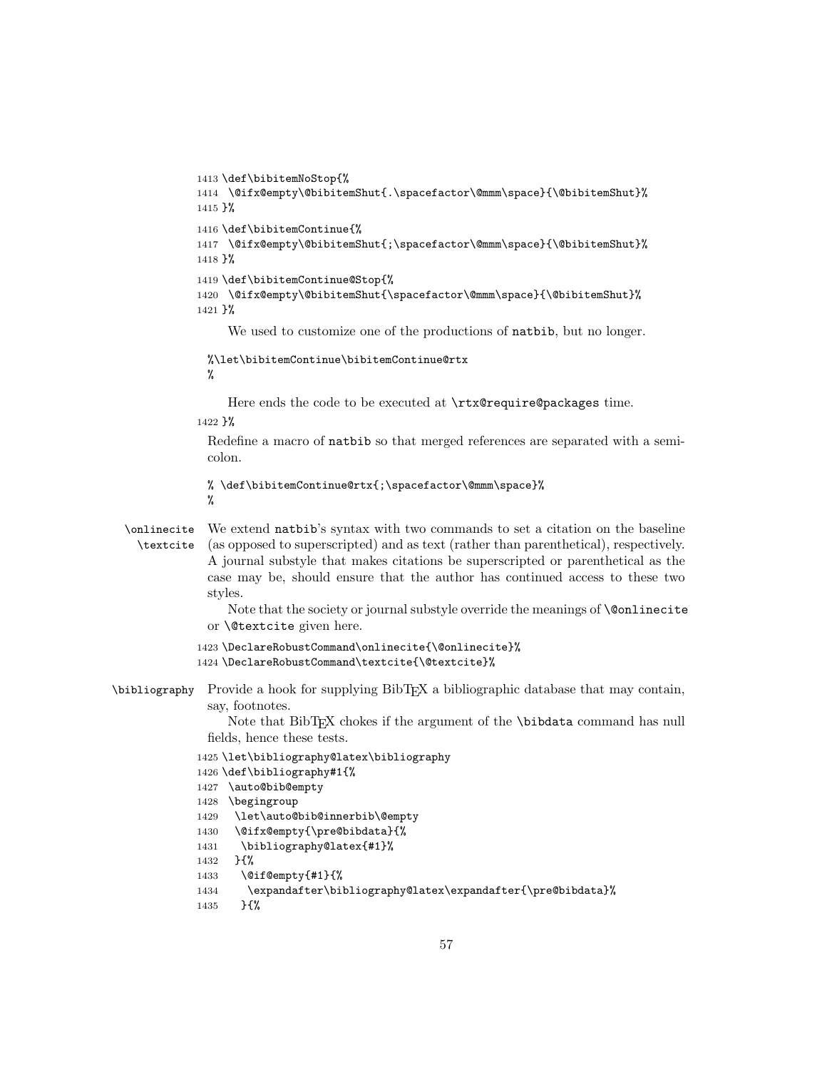```
1413 \def\bibitemNoStop{%
1414  \@ifx@empty\@bibitemShut{.\spacefactor\@mmm\space}{\@bibitemShut}%
1415 }%
1416 \def\bibitemContinue{%
1417  \@ifx@empty\@bibitemShut{;\spacefactor\@mmm\space}{\@bibitemShut}%
1418 }%
1419 \def\bibitemContinue@Stop{%
1420  \@ifx@empty\@bibitemShut{\spacefactor\@mmm\space}{\@bibitemShut}%
1421 }%
```

We used to customize one of the productions of natbib, but no longer.

```
%\let\bibitemContinue\bibitemContinue@rtx
%
```

Here ends the code to be executed at `\rtx@require@packages` time.

```
1422 }%
```

Redefine a macro of natbib so that merged references are separated with a semicolon.

```
% \def\bibitemContinue@rtx{;\spacefactor\@mmm\space}%
%
```

`\onlinecite` `\textcite` We extend natbib's syntax with two commands to set a citation on the baseline (as opposed to superscripted) and as text (rather than parenthetical), respectively. A journal substyle that makes citations be superscripted or parenthetical as the case may be, should ensure that the author has continued access to these two styles.

Note that the society or journal substyle override the meanings of `\@onlinecite` or `\@textcite` given here.

```
1423 \DeclareRobustCommand\onlinecite{\@onlinecite}%
1424 \DeclareRobustCommand\textcite{\@textcite}%
```

`\bibliography` Provide a hook for supplying BibTEX a bibliographic database that may contain, say, footnotes.

Note that BibTEX chokes if the argument of the `\bibdata` command has null fields, hence these tests.

```
1425 \let\bibliography@latex\bibliography
1426 \def\bibliography#1{%
1427  \auto@bib@empty
1428  \begingroup
1429   \let\auto@bib@innerbib\@empty
1430   \@ifx@empty{\pre@bibdata}{%
1431    \bibliography@latex{#1}%
1432   }{%
1433    \@if@empty{#1}{%
1434     \expandafter\bibliography@latex\expandafter{\pre@bibdata}%
1435    }{%
```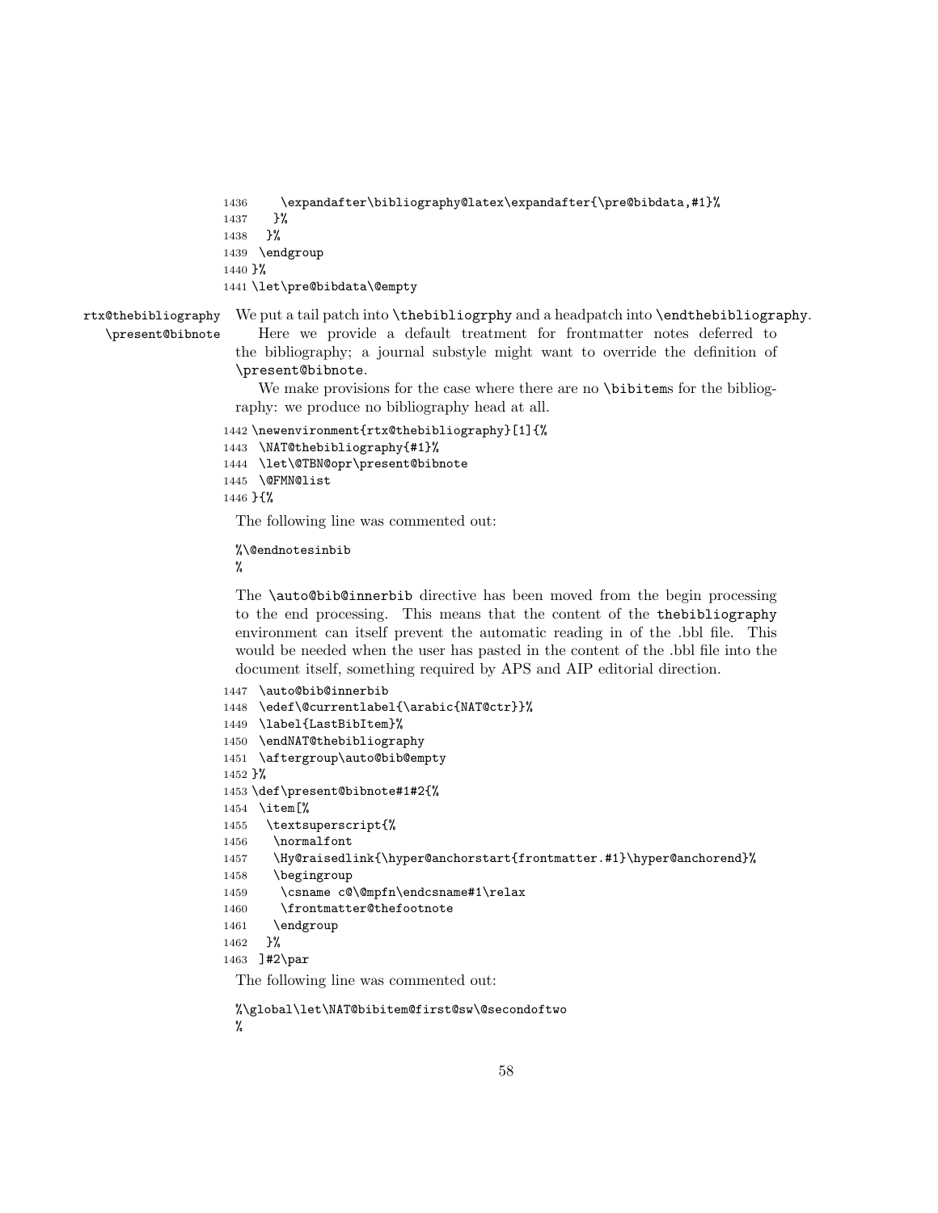```
1436     \expandafter\bibliography@latex\expandafter{\pre@bibdata,#1}%
1437    }%
1438   }%
1439  \endgroup
1440 }%
1441 \let\pre@bibdata\@empty
```

rtx@thebibliography \present@bibnote

We put a tail patch into `\thebibliogrphy` and a headpatch into `\endthebibliography`.

Here we provide a default treatment for frontmatter notes deferred to the bibliography; a journal substyle might want to override the definition of `\present@bibnote`.

We make provisions for the case where there are no `\bibitem`s for the bibliography: we produce no bibliography head at all.

```
1442 \newenvironment{rtx@thebibliography}[1]{%
1443  \NAT@thebibliography{#1}%
1444  \let\@TBN@opr\present@bibnote
1445  \@FMN@list
1446 }{%
```

The following line was commented out:

```
%\@endnotesinbib
%
```

The `\auto@bib@innerbib` directive has been moved from the begin processing to the end processing. This means that the content of the `thebibliography` environment can itself prevent the automatic reading in of the .bbl file. This would be needed when the user has pasted in the content of the .bbl file into the document itself, something required by APS and AIP editorial direction.

```
1447  \auto@bib@innerbib
1448  \edef\@currentlabel{\arabic{NAT@ctr}}%
1449  \label{LastBibItem}%
1450  \endNAT@thebibliography
1451  \aftergroup\auto@bib@empty
1452 }%
1453 \def\present@bibnote#1#2{%
1454  \item[%
1455   \textsuperscript{%
1456    \normalfont
1457    \Hy@raisedlink{\hyper@anchorstart{frontmatter.#1}\hyper@anchorend}%
1458    \begingroup
1459     \csname c@\@mpfn\endcsname#1\relax
1460     \frontmatter@thefootnote
1461    \endgroup
1462   }%
1463  ]#2\par
```

The following line was commented out:

```
%\global\let\NAT@bibitem@first@sw\@secondoftwo
%
```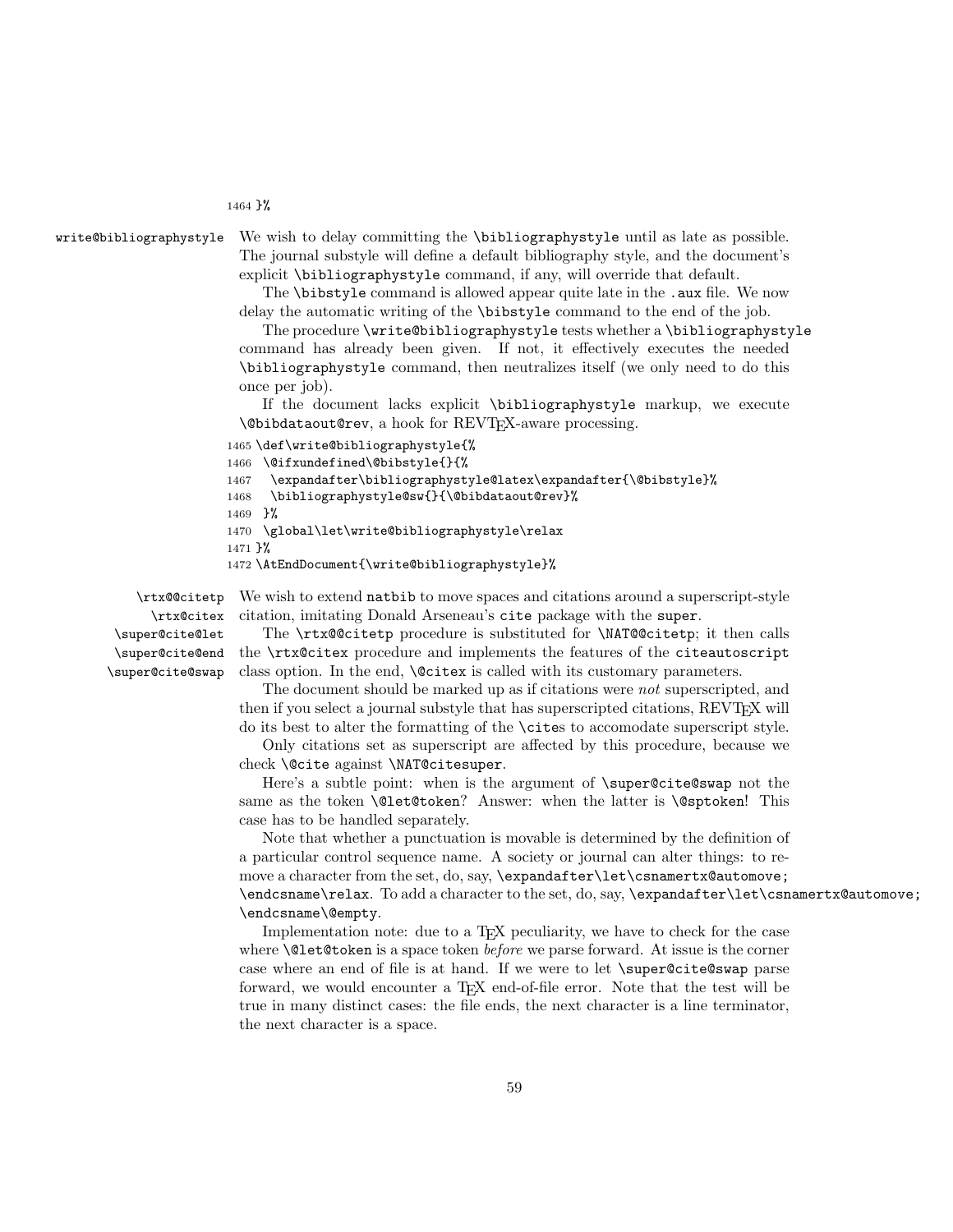```
1464 }%
```

**write@bibliographystyle** We wish to delay committing the `\bibliographystyle` until as late as possible. The journal substyle will define a default bibliography style, and the document's explicit `\bibliographystyle` command, if any, will override that default.

The `\bibstyle` command is allowed appear quite late in the `.aux` file. We now delay the automatic writing of the `\bibstyle` command to the end of the job.

The procedure `\write@bibliographystyle` tests whether a `\bibliographystyle` command has already been given. If not, it effectively executes the needed `\bibliographystyle` command, then neutralizes itself (we only need to do this once per job).

If the document lacks explicit `\bibliographystyle` markup, we execute `\@bibdataout@rev`, a hook for REVTeX-aware processing.

```
1465 \def\write@bibliographystyle{%
1466  \@ifxundefined\@bibstyle{}{%
1467   \expandafter\bibliographystyle@latex\expandafter{\@bibstyle}%
1468   \bibliographystyle@sw{}{\@bibdataout@rev}%
1469  }%
1470  \global\let\write@bibliographystyle\relax
1471 }%
1472 \AtEndDocument{\write@bibliographystyle}%
```

**\rtx@@citetp \rtx@citex \super@cite@let \super@cite@end \super@cite@swap** We wish to extend `natbib` to move spaces and citations around a superscript-style citation, imitating Donald Arseneau's `cite` package with the `super`.

The `\rtx@@citetp` procedure is substituted for `\NAT@@citetp`; it then calls the `\rtx@citex` procedure and implements the features of the `citeautoscript` class option. In the end, `\@citex` is called with its customary parameters.

The document should be marked up as if citations were *not* superscripted, and then if you select a journal substyle that has superscripted citations, REVTeX will do its best to alter the formatting of the `\cite`s to accomodate superscript style.

Only citations set as superscript are affected by this procedure, because we check `\@cite` against `\NAT@citesuper`.

Here's a subtle point: when is the argument of `\super@cite@swap` not the same as the token `\@let@token`? Answer: when the latter is `\@sptoken`! This case has to be handled separately.

Note that whether a punctuation is movable is determined by the definition of a particular control sequence name. A society or journal can alter things: to remove a character from the set, do, say, `\expandafter\let\csname rtx@automove;\endcsname\relax`. To add a character to the set, do, say, `\expandafter\let\csname rtx@automove;\endcsname\@empty`.

Implementation note: due to a TeX peculiarity, we have to check for the case where `\@let@token` is a space token *before* we parse forward. At issue is the corner case where an end of file is at hand. If we were to let `\super@cite@swap` parse forward, we would encounter a TeX end-of-file error. Note that the test will be true in many distinct cases: the file ends, the next character is a line terminator, the next character is a space.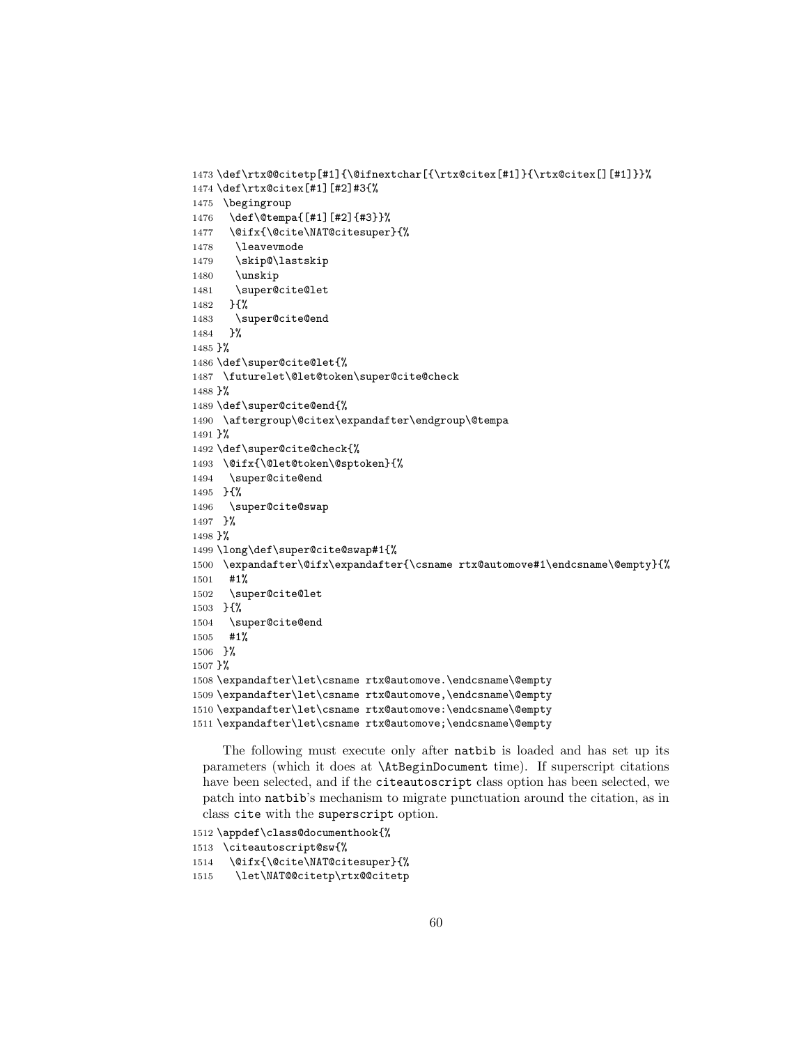```
1473 \def\rtx@@citetp[#1]{\@ifnextchar[{\rtx@citex[#1]}{\rtx@citex[][#1]}}%
1474 \def\rtx@citex[#1][#2]#3{%
1475  \begingroup
1476   \def\@tempa{[#1][#2]{#3}}%
1477   \@ifx{\@cite\NAT@citesuper}{%
1478    \leavevmode
1479    \skip@\lastskip
1480    \unskip
1481    \super@cite@let
1482   }{%
1483    \super@cite@end
1484   }%
1485 }%
1486 \def\super@cite@let{%
1487  \futurelet\@let@token\super@cite@check
1488 }%
1489 \def\super@cite@end{%
1490  \aftergroup\@citex\expandafter\endgroup\@tempa
1491 }%
1492 \def\super@cite@check{%
1493  \@ifx{\@let@token\@sptoken}{%
1494   \super@cite@end
1495  }{%
1496   \super@cite@swap
1497  }%
1498 }%
1499 \long\def\super@cite@swap#1{%
1500  \expandafter\@ifx\expandafter{\csname rtx@automove#1\endcsname\@empty}{%
1501   #1%
1502   \super@cite@let
1503  }{%
1504   \super@cite@end
1505   #1%
1506  }%
1507 }%
1508 \expandafter\let\csname rtx@automove.\endcsname\@empty
1509 \expandafter\let\csname rtx@automove,\endcsname\@empty
1510 \expandafter\let\csname rtx@automove:\endcsname\@empty
1511 \expandafter\let\csname rtx@automove;\endcsname\@empty
```

The following must execute only after natbib is loaded and has set up its parameters (which it does at \AtBeginDocument time). If superscript citations have been selected, and if the citeautoscript class option has been selected, we patch into natbib's mechanism to migrate punctuation around the citation, as in class cite with the superscript option.

```
1512 \appdef\class@documenthook{%
1513  \citeautoscript@sw{%
1514   \@ifx{\@cite\NAT@citesuper}{%
1515    \let\NAT@@citetp\rtx@@citetp
```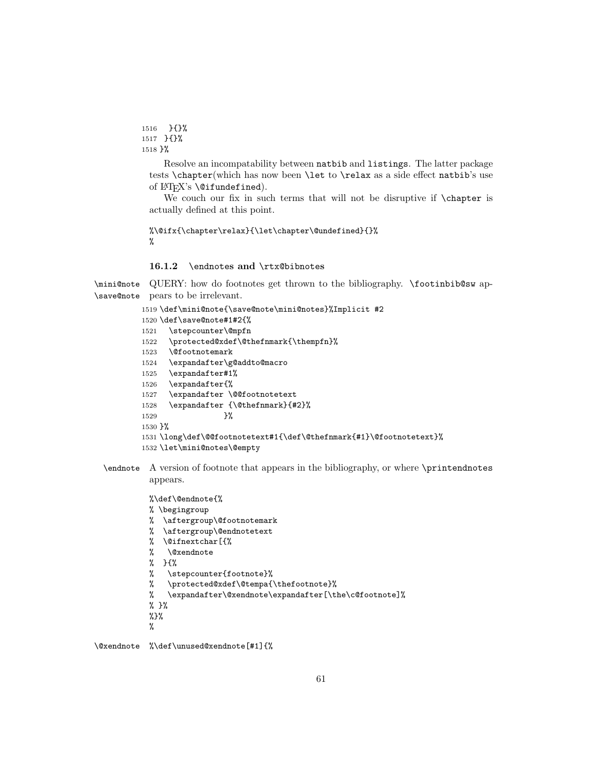```
1516   }{}%
1517  }{}%
1518 }%
```

Resolve an incompatability between natbib and listings. The latter package tests \chapter(which has now been \let to \relax as a side effect natbib's use of LaTeX's \@ifundefined).

We couch our fix in such terms that will not be disruptive if \chapter is actually defined at this point.

```
%\@ifx{\chapter\relax}{\let\chapter\@undefined}{}%
%
```

#### 16.1.2 \endnotes and \rtx@bibnotes

\mini@note \save@note — QUERY: how do footnotes get thrown to the bibliography. \footinbib@sw appears to be irrelevant.

```
1519 \def\mini@note{\save@note\mini@notes}%Implicit #2
1520 \def\save@note#1#2{%
1521   \stepcounter\@mpfn
1522   \protected@xdef\@thefnmark{\thempfn}%
1523   \@footnotemark
1524   \expandafter\g@addto@macro
1525   \expandafter#1%
1526   \expandafter{%
1527   \expandafter \@@footnotetext
1528   \expandafter {\@thefnmark}{#2}%
1529               }%
1530 }%
1531 \long\def\@@footnotetext#1{\def\@thefnmark{#1}\@footnotetext}%
1532 \let\mini@notes\@empty
```

\endnote — A version of footnote that appears in the bibliography, or where \printendnotes appears.

```
%\def\@endnote{%
% \begingroup
%  \aftergroup\@footnotemark
%  \aftergroup\@endnotetext
%  \@ifnextchar[{%
%   \@xendnote
%  }{%
%   \stepcounter{footnote}%
%   \protected@xdef\@tempa{\thefootnote}%
%   \expandafter\@xendnote\expandafter[\the\c@footnote]%
% }%
%}%
%
```

\@xendnote

```
%\def\unused@xendnote[#1]{%
```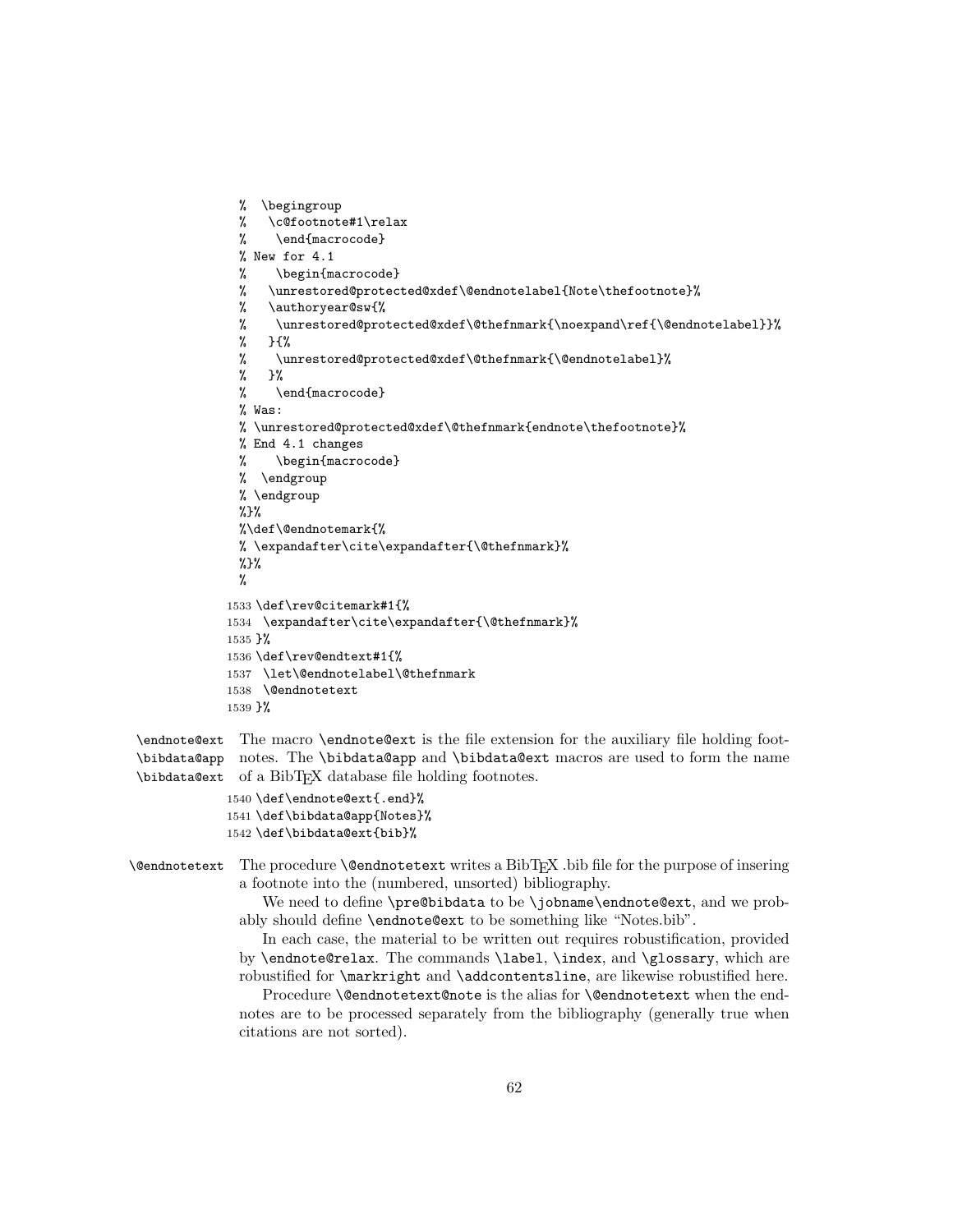```
%  \begingroup
%   \c@footnote#1\relax
%    \end{macrocode}
% New for 4.1
%    \begin{macrocode}
%   \unrestored@protected@xdef\@endnotelabel{Note\thefootnote}%
%   \authoryear@sw{%
%    \unrestored@protected@xdef\@thefnmark{\noexpand\ref{\@endnotelabel}}%
%   }{%
%    \unrestored@protected@xdef\@thefnmark{\@endnotelabel}%
%   }%
%    \end{macrocode}
% Was:
% \unrestored@protected@xdef\@thefnmark{endnote\thefootnote}%
% End 4.1 changes
%    \begin{macrocode}
%  \endgroup
% \endgroup
%}%
%\def\@endnotemark{%
% \expandafter\cite\expandafter{\@thefnmark}%
%}%
%
1533 \def\rev@citemark#1{%
1534  \expandafter\cite\expandafter{\@thefnmark}%
1535 }%
1536 \def\rev@endtext#1{%
1537  \let\@endnotelabel\@thefnmark
1538  \@endnotetext
1539 }%
```

`\endnote@ext` `\bibdata@app` `\bibdata@ext` The macro `\endnote@ext` is the file extension for the auxiliary file holding footnotes. The `\bibdata@app` and `\bibdata@ext` macros are used to form the name of a BibTEX database file holding footnotes.

```
1540 \def\endnote@ext{.end}%
1541 \def\bibdata@app{Notes}%
1542 \def\bibdata@ext{bib}%
```

`\@endnotetext` The procedure `\@endnotetext` writes a BibTEX .bib file for the purpose of insering a footnote into the (numbered, unsorted) bibliography.

We need to define `\pre@bibdata` to be `\jobname\endnote@ext`, and we probably should define `\endnote@ext` to be something like "Notes.bib".

In each case, the material to be written out requires robustification, provided by `\endnote@relax`. The commands `\label`, `\index`, and `\glossary`, which are robustified for `\markright` and `\addcontentsline`, are likewise robustified here.

Procedure `\@endnotetext@note` is the alias for `\@endnotetext` when the endnotes are to be processed separately from the bibliography (generally true when citations are not sorted).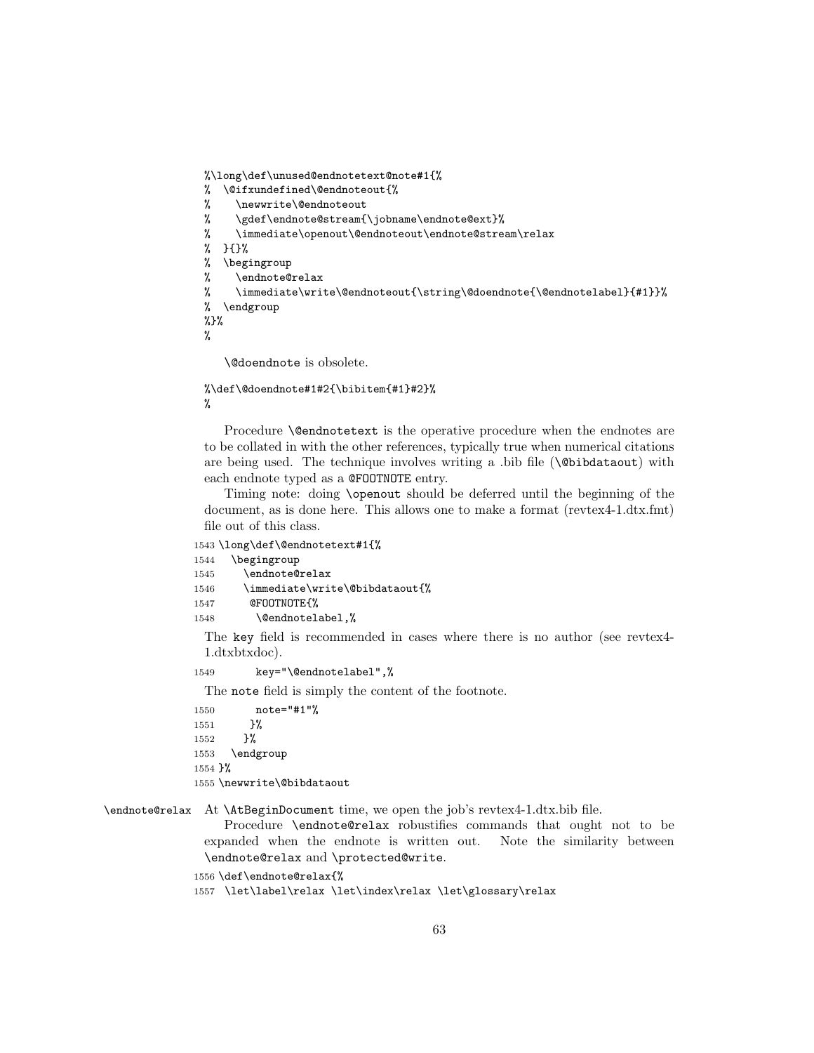```
%\long\def\unused@endnotetext@note#1{%
%  \@ifxundefined\@endnoteout{%
%    \newwrite\@endnoteout
%    \gdef\endnote@stream{\jobname\endnote@ext}%
%    \immediate\openout\@endnoteout\endnote@stream\relax
%  }{}%
%  \begingroup
%    \endnote@relax
%    \immediate\write\@endnoteout{\string\@doendnote{\@endnotelabel}{#1}}%
%  \endgroup
%}%
%
```

`\@doendnote` is obsolete.

```
%\def\@doendnote#1#2{\bibitem{#1}#2}%
%
```

Procedure `\@endnotetext` is the operative procedure when the endnotes are to be collated in with the other references, typically true when numerical citations are being used. The technique involves writing a .bib file (`\@bibdataout`) with each endnote typed as a `@FOOTNOTE` entry.

Timing note: doing `\openout` should be deferred until the beginning of the document, as is done here. This allows one to make a format (revtex4-1.dtx.fmt) file out of this class.

```
1543 \long\def\@endnotetext#1{%
1544   \begingroup
1545     \endnote@relax
1546     \immediate\write\@bibdataout{%
1547      @FOOTNOTE{%
1548       \@endnotelabel,%
```

The `key` field is recommended in cases where there is no author (see revtex4-1.dtxbtxdoc).

```
1549        key="\@endnotelabel",%
```

The `note` field is simply the content of the footnote.

```
1550        note="#1"%
1551       }%
1552     }%
1553   \endgroup
1554 }%
1555 \newwrite\@bibdataout
```

`\endnote@relax` At `\AtBeginDocument` time, we open the job's revtex4-1.dtx.bib file.

Procedure `\endnote@relax` robustifies commands that ought not to be expanded when the endnote is written out. Note the similarity between `\endnote@relax` and `\protected@write`.

```
1556 \def\endnote@relax{%
1557  \let\label\relax \let\index\relax \let\glossary\relax
```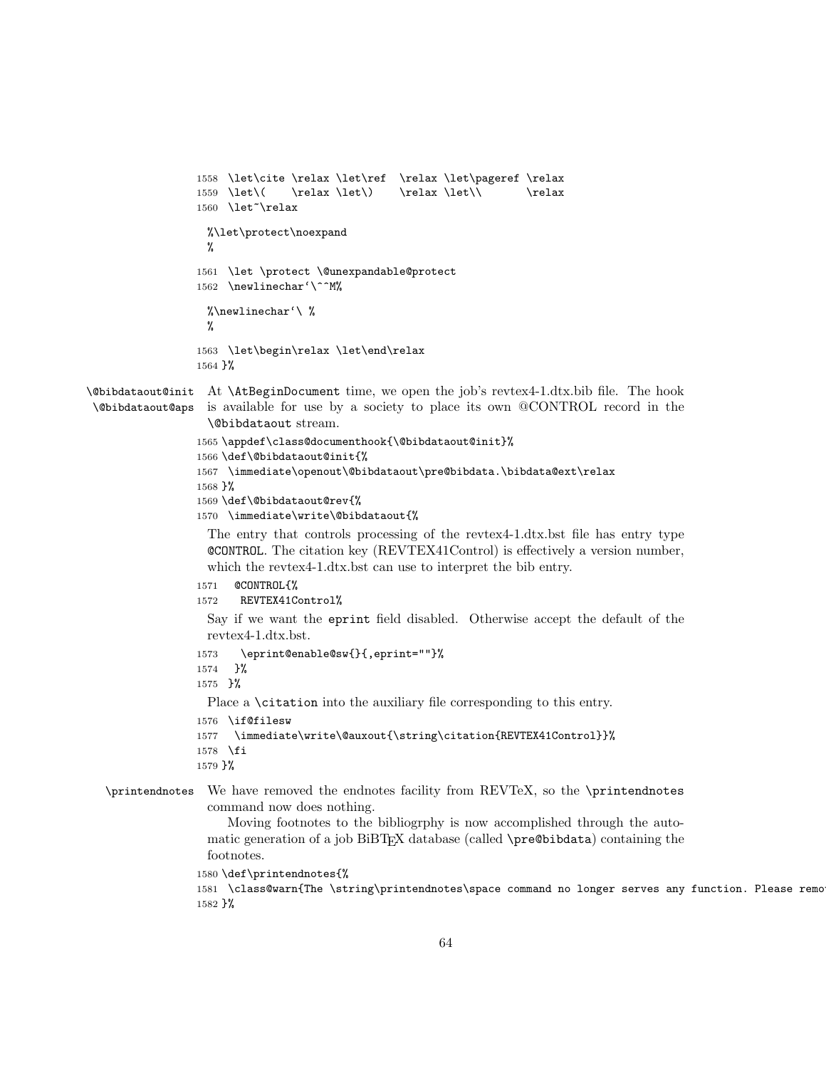```
1558 \let\cite \relax \let\ref  \relax \let\pageref \relax
1559 \let\(    \relax \let\)    \relax \let\\       \relax
1560 \let~\relax
```

```
%\let\protect\noexpand
%
```

```
1561 \let \protect \@unexpandable@protect
1562 \newlinechar`\^^M%
```

```
%\newlinechar`\ %
%
```

```
1563 \let\begin\relax \let\end\relax
1564 }%
```

`\@bibdataout@init` `\@bibdataout@aps` At `\AtBeginDocument` time, we open the job's revtex4-1.dtx.bib file. The hook is available for use by a society to place its own @CONTROL record in the `\@bibdataout` stream.

```
1565 \appdef\class@documenthook{\@bibdataout@init}%
1566 \def\@bibdataout@init{%
1567 \immediate\openout\@bibdataout\pre@bibdata.\bibdata@ext\relax
1568 }%
1569 \def\@bibdataout@rev{%
1570 \immediate\write\@bibdataout{%
```

The entry that controls processing of the revtex4-1.dtx.bst file has entry type `@CONTROL`. The citation key (REVTEX41Control) is effectively a version number, which the revtex4-1.dtx.bst can use to interpret the bib entry.

```
1571  @CONTROL{%
1572   REVTEX41Control%
```

Say if we want the `eprint` field disabled. Otherwise accept the default of the revtex4-1.dtx.bst.

```
1573    \eprint@enable@sw{}{,eprint=""}%
1574   }%
1575  }%
```

Place a `\citation` into the auxiliary file corresponding to this entry.

```
1576 \if@filesw
1577  \immediate\write\@auxout{\string\citation{REVTEX41Control}}%
1578 \fi
1579 }%
```

`\printendnotes` We have removed the endnotes facility from REVTeX, so the `\printendnotes` command now does nothing.

Moving footnotes to the bibliogrphy is now accomplished through the automatic generation of a job BiBTEX database (called `\pre@bibdata`) containing the footnotes.

```
1580 \def\printendnotes{%
1581 \class@warn{The \string\printendnotes\space command no longer serves any function. Please remo
1582 }%
```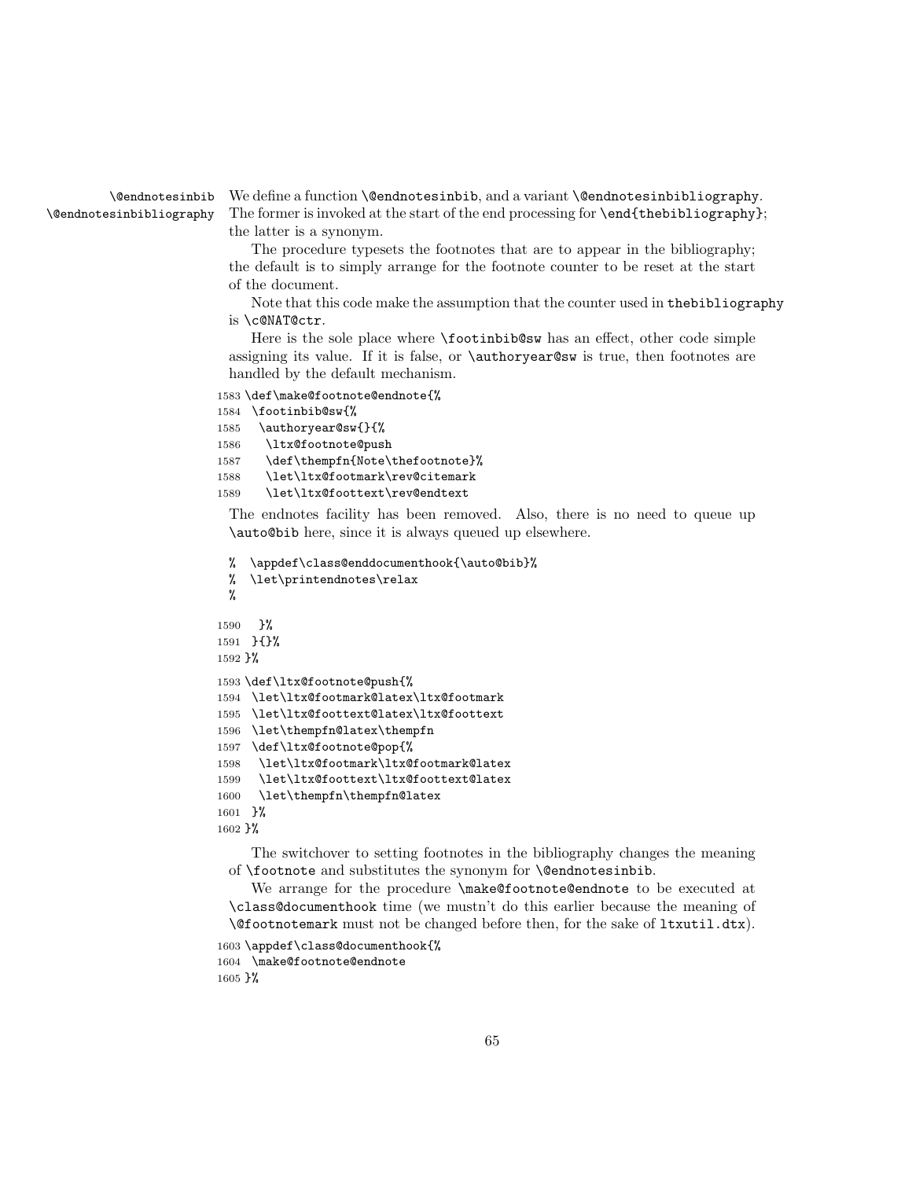**\@endnotesinbib** **\@endnotesinbibliography** We define a function \@endnotesinbib, and a variant \@endnotesinbibliography. The former is invoked at the start of the end processing for \end{thebibliography}; the latter is a synonym.

The procedure typesets the footnotes that are to appear in the bibliography; the default is to simply arrange for the footnote counter to be reset at the start of the document.

Note that this code make the assumption that the counter used in thebibliography is \c@NAT@ctr.

Here is the sole place where \footinbib@sw has an effect, other code simple assigning its value. If it is false, or \authoryear@sw is true, then footnotes are handled by the default mechanism.

```
1583 \def\make@footnote@endnote{%
1584  \footinbib@sw{%
1585   \authoryear@sw{}{%
1586    \ltx@footnote@push
1587    \def\thempfn{Note\thefootnote}%
1588    \let\ltx@footmark\rev@citemark
1589    \let\ltx@foottext\rev@endtext
```

The endnotes facility has been removed. Also, there is no need to queue up \auto@bib here, since it is always queued up elsewhere.

```
%  \appdef\class@enddocumenthook{\auto@bib}%
%  \let\printendnotes\relax
%
```

```
1590   }%
1591  }{}%
1592 }%
1593 \def\ltx@footnote@push{%
1594  \let\ltx@footmark@latex\ltx@footmark
1595  \let\ltx@foottext@latex\ltx@foottext
1596  \let\thempfn@latex\thempfn
1597  \def\ltx@footnote@pop{%
1598   \let\ltx@footmark\ltx@footmark@latex
1599   \let\ltx@foottext\ltx@foottext@latex
1600   \let\thempfn\thempfn@latex
1601  }%
1602 }%
```

The switchover to setting footnotes in the bibliography changes the meaning of \footnote and substitutes the synonym for \@endnotesinbib.

We arrange for the procedure \make@footnote@endnote to be executed at \class@documenthook time (we mustn't do this earlier because the meaning of \@footnotemark must not be changed before then, for the sake of ltxutil.dtx).

```
1603 \appdef\class@documenthook{%
1604  \make@footnote@endnote
1605 }%
```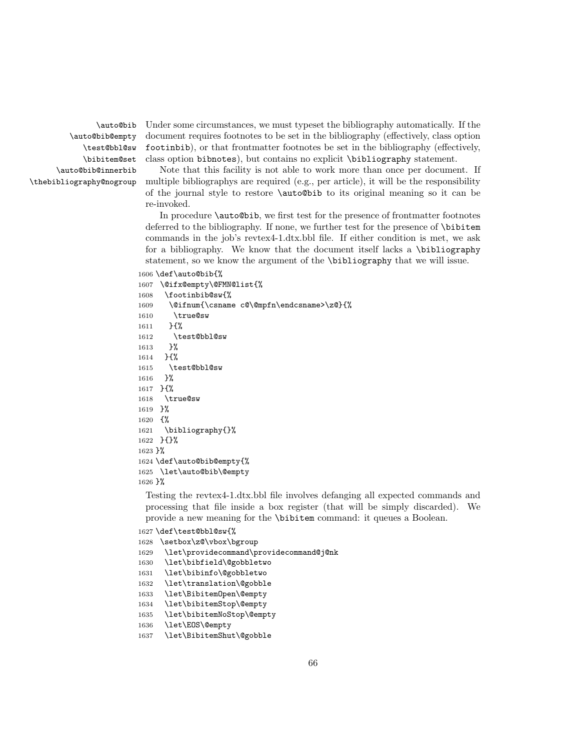\auto@bib
\auto@bib@empty
\test@bbl@sw
\bibitem@set
\auto@bib@innerbib
\thebibliography@nogroup

Under some circumstances, we must typeset the bibliography automatically. If the document requires footnotes to be set in the bibliography (effectively, class option `footinbib`), or that frontmatter footnotes be set in the bibliography (effectively, class option `bibnotes`), but contains no explicit `\bibliography` statement.

Note that this facility is not able to work more than once per document. If multiple bibliographys are required (e.g., per article), it will be the responsibility of the journal style to restore `\auto@bib` to its original meaning so it can be re-invoked.

In procedure `\auto@bib`, we first test for the presence of frontmatter footnotes deferred to the bibliography. If none, we further test for the presence of `\bibitem` commands in the job's revtex4-1.dtx.bbl file. If either condition is met, we ask for a bibliography. We know that the document itself lacks a `\bibliography` statement, so we know the argument of the `\bibliography` that we will issue.

```
1606 \def\auto@bib{%
1607  \@ifx@empty\@FMN@list{%
1608   \footinbib@sw{%
1609    \@ifnum{\csname c@\@mpfn\endcsname>\z@}{%
1610     \true@sw
1611    }{%
1612     \test@bbl@sw
1613    }%
1614   }{%
1615    \test@bbl@sw
1616   }%
1617  }{%
1618   \true@sw
1619  }%
1620  {%
1621   \bibliography{}%
1622  }{}%
1623 }%
1624 \def\auto@bib@empty{%
1625  \let\auto@bib\@empty
1626 }%
```

Testing the revtex4-1.dtx.bbl file involves defanging all expected commands and processing that file inside a box register (that will be simply discarded). We provide a new meaning for the `\bibitem` command: it queues a Boolean.

```
1627 \def\test@bbl@sw{%
1628  \setbox\z@\vbox\bgroup
1629   \let\providecommand\providecommand@j@nk
1630   \let\bibfield\@gobbletwo
1631   \let\bibinfo\@gobbletwo
1632   \let\translation\@gobble
1633   \let\BibitemOpen\@empty
1634   \let\bibitemStop\@empty
1635   \let\bibitemNoStop\@empty
1636   \let\EOS\@empty
1637   \let\BibitemShut\@gobble
```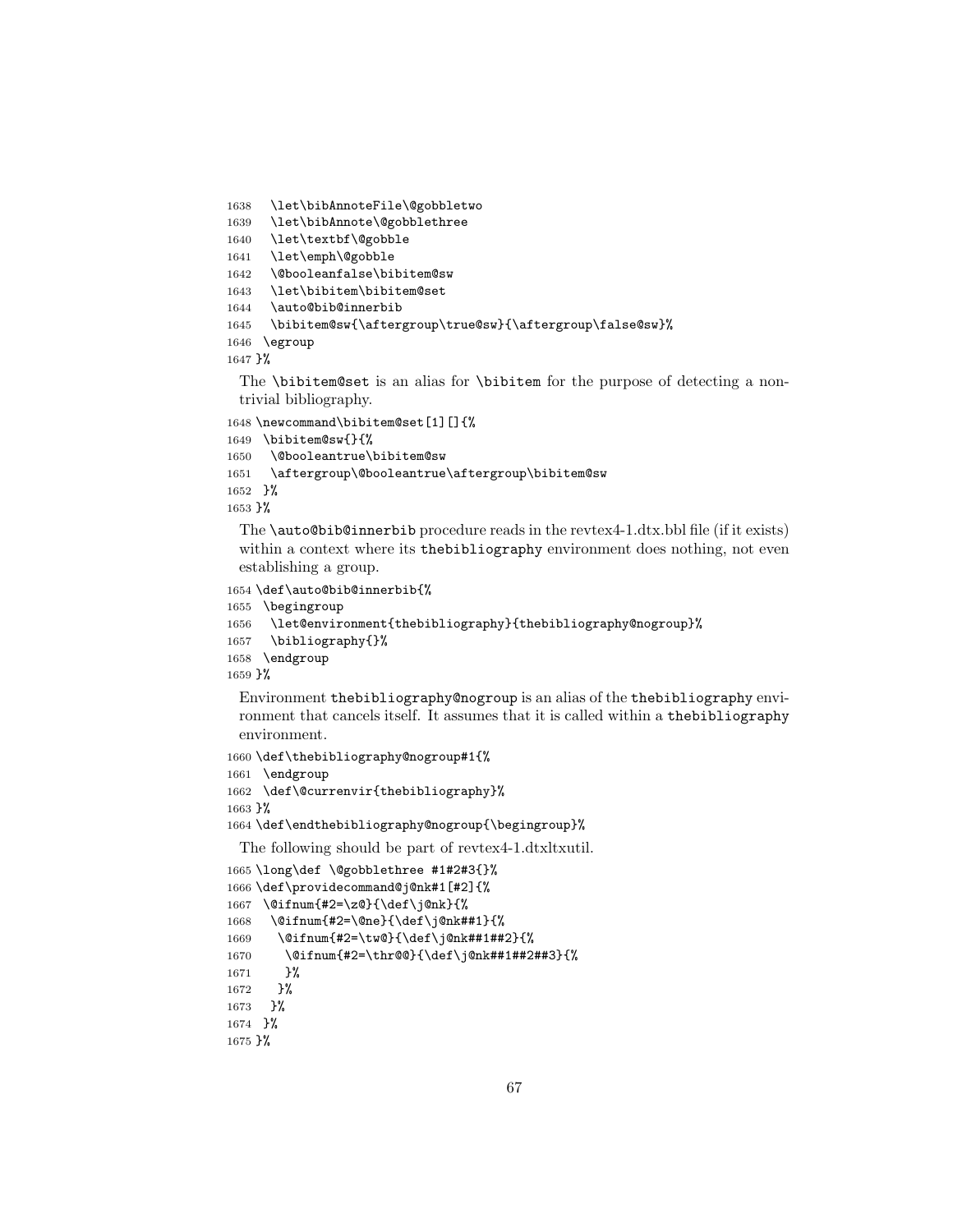```
1638   \let\bibAnnoteFile\@gobbletwo
1639   \let\bibAnnote\@gobblethree
1640   \let\textbf\@gobble
1641   \let\emph\@gobble
1642   \@booleanfalse\bibitem@sw
1643   \let\bibitem\bibitem@set
1644   \auto@bib@innerbib
1645   \bibitem@sw{\aftergroup\true@sw}{\aftergroup\false@sw}%
1646  \egroup
1647 }%
```

The `\bibitem@set` is an alias for `\bibitem` for the purpose of detecting a non-trivial bibliography.

```
1648 \newcommand\bibitem@set[1][]{%
1649  \bibitem@sw{}{%
1650   \@booleantrue\bibitem@sw
1651   \aftergroup\@booleantrue\aftergroup\bibitem@sw
1652  }%
1653 }%
```

The `\auto@bib@innerbib` procedure reads in the revtex4-1.dtx.bbl file (if it exists) within a context where its `thebibliography` environment does nothing, not even establishing a group.

```
1654 \def\auto@bib@innerbib{%
1655  \begingroup
1656   \let@environment{thebibliography}{thebibliography@nogroup}%
1657   \bibliography{}%
1658  \endgroup
1659 }%
```

Environment `thebibliography@nogroup` is an alias of the `thebibliography` environment that cancels itself. It assumes that it is called within a `thebibliography` environment.

```
1660 \def\thebibliography@nogroup#1{%
1661  \endgroup
1662  \def\@currenvir{thebibliography}%
1663 }%
1664 \def\endthebibliography@nogroup{\begingroup}%
```

The following should be part of revtex4-1.dtxltxutil.

```
1665 \long\def \@gobblethree #1#2#3{}%
1666 \def\providecommand@j@nk#1[#2]{%
1667  \@ifnum{#2=\z@}{\def\j@nk}{%
1668   \@ifnum{#2=\@ne}{\def\j@nk##1}{%
1669    \@ifnum{#2=\tw@}{\def\j@nk##1##2}{%
1670     \@ifnum{#2=\thr@@}{\def\j@nk##1##2##3}{%
1671     }%
1672    }%
1673   }%
1674  }%
1675 }%
```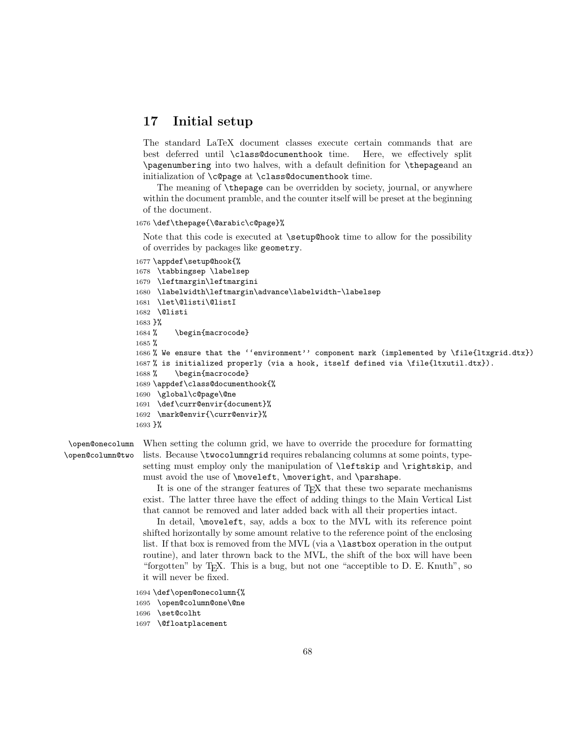## 17 Initial setup

The standard LaTeX document classes execute certain commands that are best deferred until `\class@documenthook` time. Here, we effectively split `\pagenumbering` into two halves, with a default definition for `\thepage`and an initialization of `\c@page` at `\class@documenthook` time.

The meaning of `\thepage` can be overridden by society, journal, or anywhere within the document pramble, and the counter itself will be preset at the beginning of the document.

```
1676 \def\thepage{\@arabic\c@page}%
```

Note that this code is executed at `\setup@hook` time to allow for the possibility of overrides by packages like `geometry`.

```
1677 \appdef\setup@hook{%
1678  \tabbingsep \labelsep
1679  \leftmargin\leftmargini
1680  \labelwidth\leftmargin\advance\labelwidth-\labelsep
1681  \let\@listi\@listI
1682  \@listi
1683 }%
1684 %    \begin{macrocode}
1685 %
1686 % We ensure that the ‘‘environment’’ component mark (implemented by \file{ltxgrid.dtx})
1687 % is initialized properly (via a hook, itself defined via \file{ltxutil.dtx}).
1688 %    \begin{macrocode}
1689 \appdef\class@documenthook{%
1690  \global\c@page\@ne
1691  \def\curr@envir{document}%
1692  \mark@envir{\curr@envir}%
1693 }%
```

`\open@onecolumn` `\open@column@two` When setting the column grid, we have to override the procedure for formatting lists. Because `\twocolumngrid` requires rebalancing columns at some points, typesetting must employ only the manipulation of `\leftskip` and `\rightskip`, and must avoid the use of `\moveleft`, `\moveright`, and `\parshape`.

It is one of the stranger features of TEX that these two separate mechanisms exist. The latter three have the effect of adding things to the Main Vertical List that cannot be removed and later added back with all their properties intact.

In detail, `\moveleft`, say, adds a box to the MVL with its reference point shifted horizontally by some amount relative to the reference point of the enclosing list. If that box is removed from the MVL (via a `\lastbox` operation in the output routine), and later thrown back to the MVL, the shift of the box will have been "forgotten" by TEX. This is a bug, but not one "acceptible to D. E. Knuth", so it will never be fixed.

```
1694 \def\open@onecolumn{%
1695  \open@column@one\@ne
1696  \set@colht
1697  \@floatplacement
```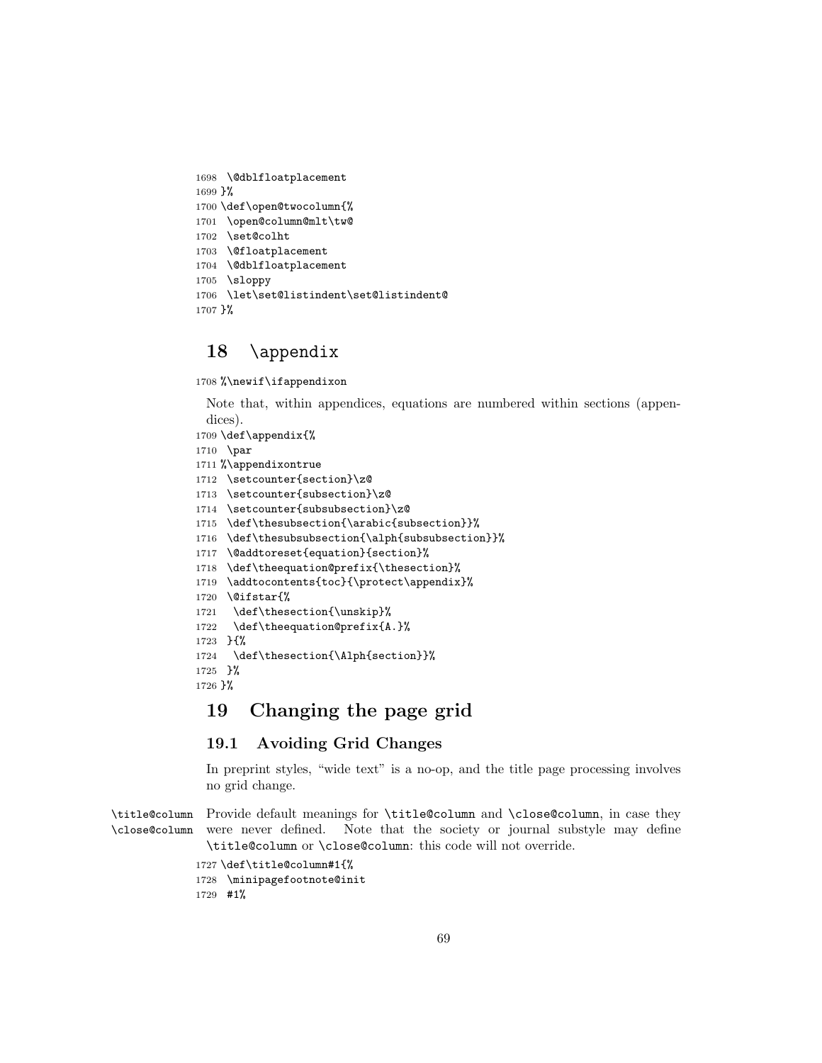```
1698 \@dblfloatplacement
1699 }%
1700 \def\open@twocolumn{%
1701 \open@column@mlt\tw@
1702 \set@colht
1703 \@floatplacement
1704 \@dblfloatplacement
1705 \sloppy
1706 \let\set@listindent\set@listindent@
1707 }%
```

# 18 \appendix

```
1708 %\newif\ifappendixon
```

Note that, within appendices, equations are numbered within sections (appendices).

```
1709 \def\appendix{%
1710 \par
1711 %\appendixontrue
1712 \setcounter{section}\z@
1713 \setcounter{subsection}\z@
1714 \setcounter{subsubsection}\z@
1715 \def\thesubsection{\arabic{subsection}}%
1716 \def\thesubsubsection{\alph{subsubsection}}%
1717 \@addtoreset{equation}{section}%
1718 \def\theequation@prefix{\thesection}%
1719 \addtocontents{toc}{\protect\appendix}%
1720 \@ifstar{%
1721  \def\thesection{\unskip}%
1722  \def\theequation@prefix{A.}%
1723 }{%
1724  \def\thesection{\Alph{section}}%
1725 }%
1726 }%
```

# 19 Changing the page grid

## 19.1 Avoiding Grid Changes

In preprint styles, "wide text" is a no-op, and the title page processing involves no grid change.

\title@column \close@column Provide default meanings for \title@column and \close@column, in case they were never defined. Note that the society or journal substyle may define \title@column or \close@column: this code will not override.

```
1727 \def\title@column#1{%
1728 \minipagefootnote@init
1729 #1%
```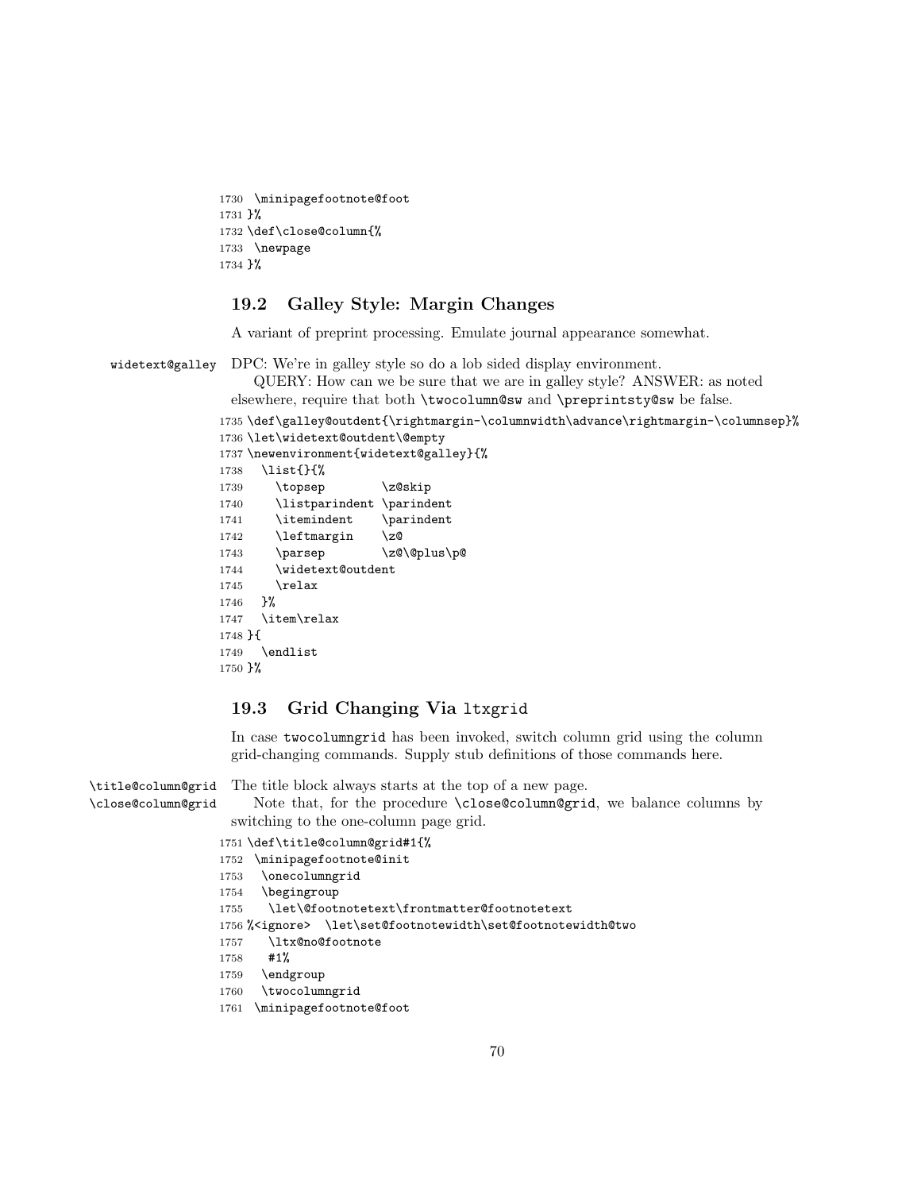```
1730  \minipagefootnote@foot
1731 }%
1732 \def\close@column{%
1733  \newpage
1734 }%
```

## 19.2 Galley Style: Margin Changes

A variant of preprint processing. Emulate journal appearance somewhat.

widetext@galley DPC: We're in galley style so do a lob sided display environment.

QUERY: How can we be sure that we are in galley style? ANSWER: as noted elsewhere, require that both `\twocolumn@sw` and `\preprintsty@sw` be false.

```
1735 \def\galley@outdent{\rightmargin-\columnwidth\advance\rightmargin-\columnsep}%
1736 \let\widetext@outdent\@empty
1737 \newenvironment{widetext@galley}{%
1738   \list{}{%
1739     \topsep        \z@skip
1740     \listparindent \parindent
1741     \itemindent    \parindent
1742     \leftmargin    \z@
1743     \parsep        \z@\@plus\p@
1744     \widetext@outdent
1745     \relax
1746   }%
1747   \item\relax
1748 }{
1749   \endlist
1750 }%
```

## 19.3 Grid Changing Via ltxgrid

In case twocolumngrid has been invoked, switch column grid using the column grid-changing commands. Supply stub definitions of those commands here.

\title@column@grid \close@column@grid The title block always starts at the top of a new page.

Note that, for the procedure `\close@column@grid`, we balance columns by switching to the one-column page grid.

```
1751 \def\title@column@grid#1{%
1752  \minipagefootnote@init
1753   \onecolumngrid
1754   \begingroup
1755    \let\@footnotetext\frontmatter@footnotetext
1756 %<ignore>  \let\set@footnotewidth\set@footnotewidth@two
1757    \ltx@no@footnote
1758    #1%
1759   \endgroup
1760   \twocolumngrid
1761  \minipagefootnote@foot
```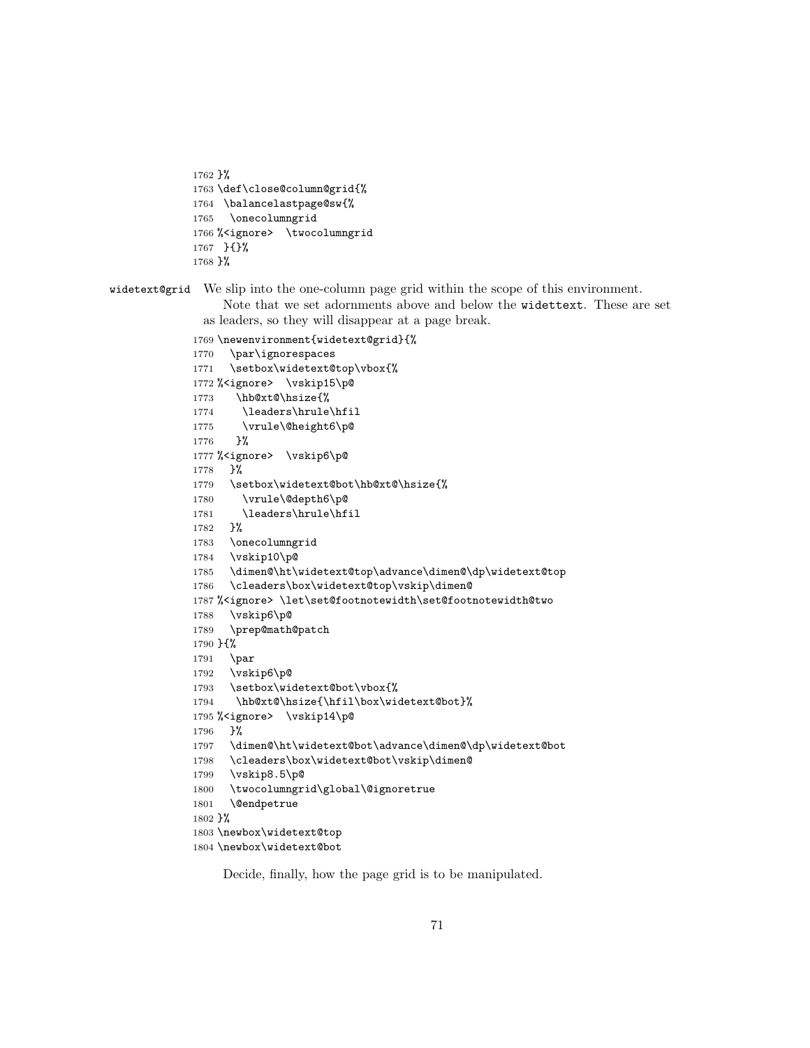```
1762 }%
1763 \def\close@column@grid{%
1764  \balancelastpage@sw{%
1765   \onecolumngrid
1766 %<ignore>  \twocolumngrid
1767  }{}%
1768 }%
```

**widetext@grid** We slip into the one-column page grid within the scope of this environment.

Note that we set adornments above and below the widettext. These are set as leaders, so they will disappear at a page break.

```
1769 \newenvironment{widetext@grid}{%
1770   \par\ignorespaces
1771   \setbox\widetext@top\vbox{%
1772 %<ignore>  \vskip15\p@
1773    \hb@xt@\hsize{%
1774     \leaders\hrule\hfil
1775     \vrule\@height6\p@
1776    }%
1777 %<ignore>  \vskip6\p@
1778   }%
1779   \setbox\widetext@bot\hb@xt@\hsize{%
1780     \vrule\@depth6\p@
1781     \leaders\hrule\hfil
1782   }%
1783   \onecolumngrid
1784   \vskip10\p@
1785   \dimen@\ht\widetext@top\advance\dimen@\dp\widetext@top
1786   \cleaders\box\widetext@top\vskip\dimen@
1787 %<ignore> \let\set@footnotewidth\set@footnotewidth@two
1788   \vskip6\p@
1789   \prep@math@patch
1790 }{%
1791   \par
1792   \vskip6\p@
1793   \setbox\widetext@bot\vbox{%
1794    \hb@xt@\hsize{\hfil\box\widetext@bot}%
1795 %<ignore>  \vskip14\p@
1796   }%
1797   \dimen@\ht\widetext@bot\advance\dimen@\dp\widetext@bot
1798   \cleaders\box\widetext@bot\vskip\dimen@
1799   \vskip8.5\p@
1800   \twocolumngrid\global\@ignoretrue
1801   \@endpetrue
1802 }%
1803 \newbox\widetext@top
1804 \newbox\widetext@bot
```

Decide, finally, how the page grid is to be manipulated.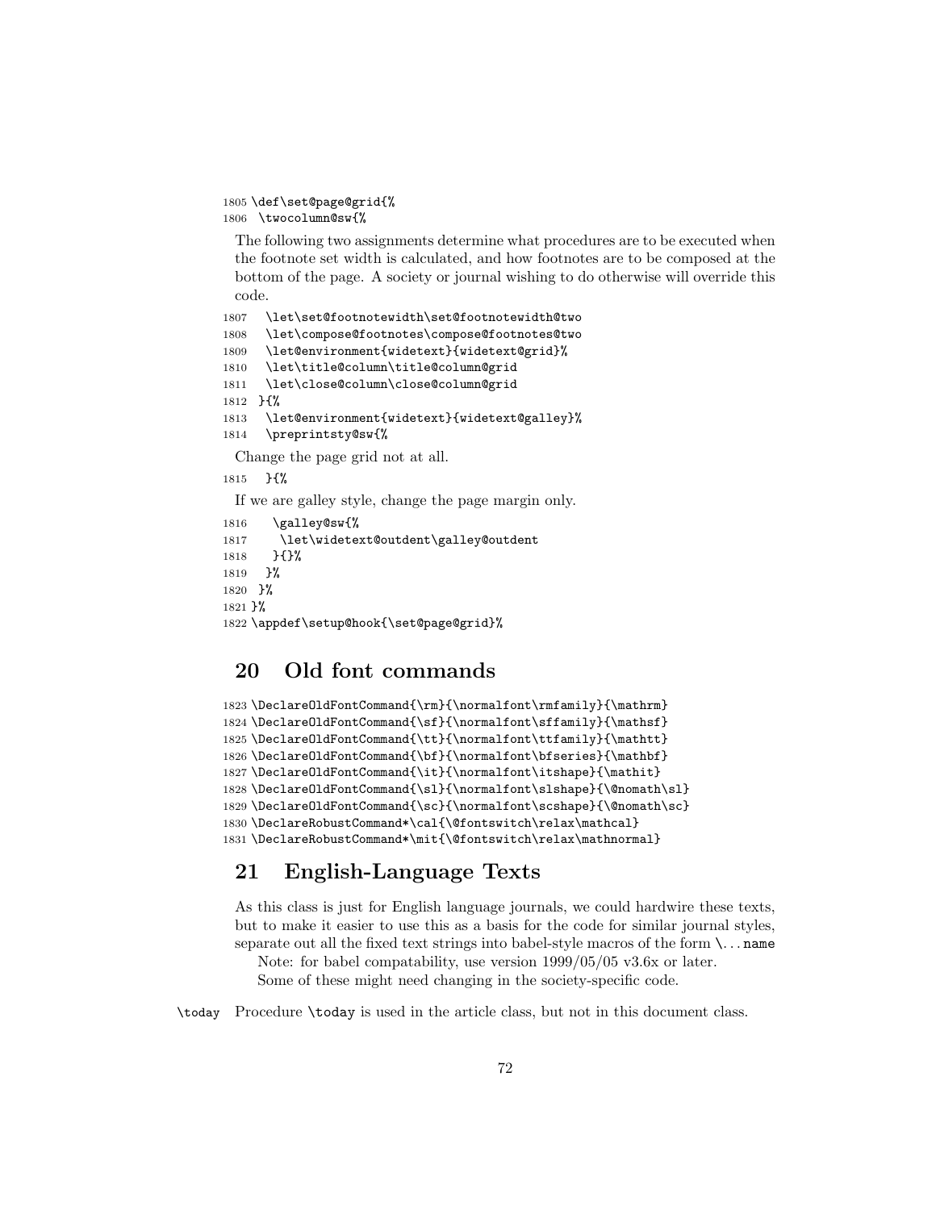```
1805 \def\set@page@grid{%
1806  \twocolumn@sw{%
```

The following two assignments determine what procedures are to be executed when the footnote set width is calculated, and how footnotes are to be composed at the bottom of the page. A society or journal wishing to do otherwise will override this code.

```
1807   \let\set@footnotewidth\set@footnotewidth@two
1808   \let\compose@footnotes\compose@footnotes@two
1809   \let@environment{widetext}{widetext@grid}%
1810   \let\title@column\title@column@grid
1811   \let\close@column\close@column@grid
1812  }{%
1813   \let@environment{widetext}{widetext@galley}%
1814   \preprintsty@sw{%
```

Change the page grid not at all.

```
1815   }{%
```

If we are galley style, change the page margin only.

```
1816    \galley@sw{%
1817     \let\widetext@outdent\galley@outdent
1818    }{}%
1819   }%
1820  }%
1821 }%
1822 \appdef\setup@hook{\set@page@grid}%
```

# 20 Old font commands

```
1823 \DeclareOldFontCommand{\rm}{\normalfont\rmfamily}{\mathrm}
1824 \DeclareOldFontCommand{\sf}{\normalfont\sffamily}{\mathsf}
1825 \DeclareOldFontCommand{\tt}{\normalfont\ttfamily}{\mathtt}
1826 \DeclareOldFontCommand{\bf}{\normalfont\bfseries}{\mathbf}
1827 \DeclareOldFontCommand{\it}{\normalfont\itshape}{\mathit}
1828 \DeclareOldFontCommand{\sl}{\normalfont\slshape}{\@nomath\sl}
1829 \DeclareOldFontCommand{\sc}{\normalfont\scshape}{\@nomath\sc}
1830 \DeclareRobustCommand*\cal{\@fontswitch\relax\mathcal}
1831 \DeclareRobustCommand*\mit{\@fontswitch\relax\mathnormal}
```

# 21 English-Language Texts

As this class is just for English language journals, we could hardwire these texts, but to make it easier to use this as a basis for the code for similar journal styles, separate out all the fixed text strings into babel-style macros of the form `\...name`

Note: for babel compatability, use version 1999/05/05 v3.6x or later.

Some of these might need changing in the society-specific code.

`\today` Procedure `\today` is used in the article class, but not in this document class.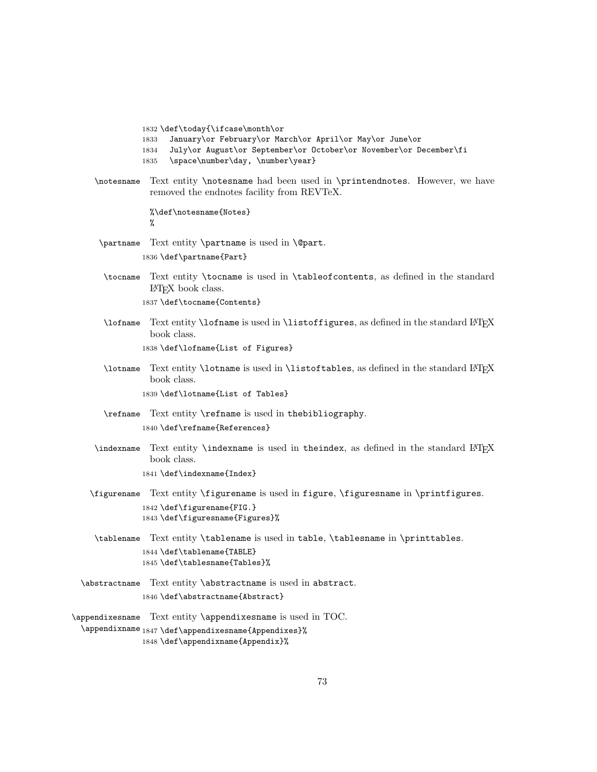```
1832 \def\today{\ifcase\month\or
1833   January\or February\or March\or April\or May\or June\or
1834   July\or August\or September\or October\or November\or December\fi
1835   \space\number\day, \number\year}
```

`\notesname` Text entity `\notesname` had been used in `\printendnotes`. However, we have removed the endnotes facility from REVTeX.

```
%\def\notesname{Notes}
%
```

`\partname` Text entity `\partname` is used in `\@part`.

```
1836 \def\partname{Part}
```

`\tocname` Text entity `\tocname` is used in `\tableofcontents`, as defined in the standard LaTeX book class.

```
1837 \def\tocname{Contents}
```

`\lofname` Text entity `\lofname` is used in `\listoffigures`, as defined in the standard LaTeX book class.

```
1838 \def\lofname{List of Figures}
```

`\lotname` Text entity `\lotname` is used in `\listoftables`, as defined in the standard LaTeX book class.

```
1839 \def\lotname{List of Tables}
```

`\refname` Text entity `\refname` is used in `thebibliography`.

```
1840 \def\refname{References}
```

`\indexname` Text entity `\indexname` is used in `theindex`, as defined in the standard LaTeX book class.

```
1841 \def\indexname{Index}
```

`\figurename` Text entity `\figurename` is used in `figure`, `\figuresname` in `\printfigures`.

```
1842 \def\figurename{FIG.}
1843 \def\figuresname{Figures}%
```

`\tablename` Text entity `\tablename` is used in `table`, `\tablesname` in `\printtables`.

```
1844 \def\tablename{TABLE}
1845 \def\tablesname{Tables}%
```

`\abstractname` Text entity `\abstractname` is used in `abstract`.

```
1846 \def\abstractname{Abstract}
```

`\appendixesname` Text entity `\appendixesname` is used in TOC.

`\appendixname`

```
1847 \def\appendixesname{Appendixes}%
1848 \def\appendixname{Appendix}%
```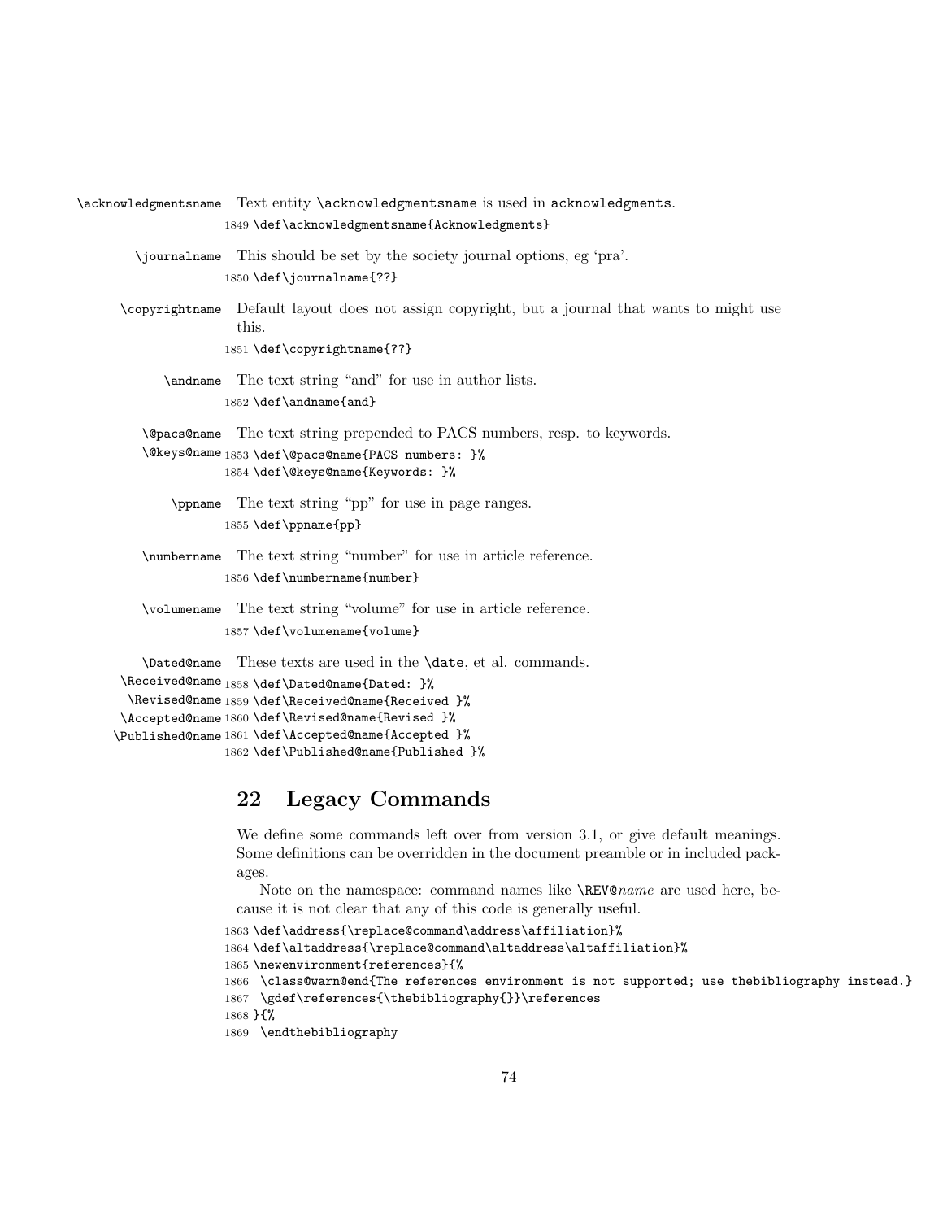`\acknowledgmentsname` Text entity `\acknowledgmentsname` is used in `acknowledgments`.

```
1849 \def\acknowledgmentsname{Acknowledgments}
```

`\journalname` This should be set by the society journal options, eg 'pra'.

```
1850 \def\journalname{??}
```

`\copyrightname` Default layout does not assign copyright, but a journal that wants to might use this.

```
1851 \def\copyrightname{??}
```

`\andname` The text string "and" for use in author lists.

```
1852 \def\andname{and}
```

`\@pacs@name` `\@keys@name` The text string prepended to PACS numbers, resp. to keywords.

```
1853 \def\@pacs@name{PACS numbers: }%
1854 \def\@keys@name{Keywords: }%
```

`\ppname` The text string "pp" for use in page ranges.

```
1855 \def\ppname{pp}
```

`\numbername` The text string "number" for use in article reference.

```
1856 \def\numbername{number}
```

`\volumename` The text string "volume" for use in article reference.

```
1857 \def\volumename{volume}
```

`\Dated@name` `\Received@name` `\Revised@name` `\Accepted@name` `\Published@name` These texts are used in the `\date`, et al. commands.

```
1858 \def\Dated@name{Dated: }%
1859 \def\Received@name{Received }%
1860 \def\Revised@name{Revised }%
1861 \def\Accepted@name{Accepted }%
1862 \def\Published@name{Published }%
```

## 22 Legacy Commands

We define some commands left over from version 3.1, or give default meanings. Some definitions can be overridden in the document preamble or in included packages.

Note on the namespace: command names like `\REV@`*name* are used here, because it is not clear that any of this code is generally useful.

```
1863 \def\address{\replace@command\address\affiliation}%
1864 \def\altaddress{\replace@command\altaddress\altaffiliation}%
1865 \newenvironment{references}{%
1866  \class@warn@end{The references environment is not supported; use thebibliography instead.}
1867  \gdef\references{\thebibliography{}}\references
1868 }{%
1869  \endthebibliography
```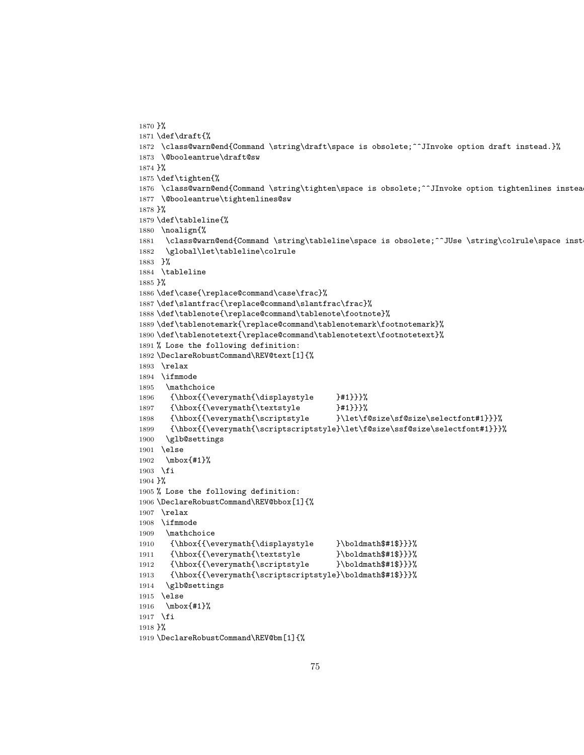```
1870 }%
1871 \def\draft{%
1872  \class@warn@end{Command \string\draft\space is obsolete;^^JInvoke option draft instead.}%
1873  \@booleantrue\draft@sw
1874 }%
1875 \def\tighten{%
1876  \class@warn@end{Command \string\tighten\space is obsolete;^^JInvoke option tightenlines instea
1877  \@booleantrue\tightenlines@sw
1878 }%
1879 \def\tableline{%
1880  \noalign{%
1881   \class@warn@end{Command \string\tableline\space is obsolete;^^JUse \string\colrule\space inst
1882   \global\let\tableline\colrule
1883  }%
1884  \tableline
1885 }%
1886 \def\case{\replace@command\case\frac}%
1887 \def\slantfrac{\replace@command\slantfrac\frac}%
1888 \def\tablenote{\replace@command\tablenote\footnote}%
1889 \def\tablenotemark{\replace@command\tablenotemark\footnotemark}%
1890 \def\tablenotetext{\replace@command\tablenotetext\footnotetext}%
1891 % Lose the following definition:
1892 \DeclareRobustCommand\REV@text[1]{%
1893  \relax
1894  \ifmmode
1895   \mathchoice
1896    {\hbox{{\everymath{\displaystyle     }#1}}}%
1897    {\hbox{{\everymath{\textstyle        }#1}}}%
1898    {\hbox{{\everymath{\scriptstyle      }\let\f@size\sf@size\selectfont#1}}}%
1899    {\hbox{{\everymath{\scriptscriptstyle}\let\f@size\ssf@size\selectfont#1}}}%
1900   \glb@settings
1901  \else
1902   \mbox{#1}%
1903  \fi
1904 }%
1905 % Lose the following definition:
1906 \DeclareRobustCommand\REV@bbox[1]{%
1907  \relax
1908  \ifmmode
1909   \mathchoice
1910    {\hbox{{\everymath{\displaystyle     }\boldmath$#1$}}}%
1911    {\hbox{{\everymath{\textstyle        }\boldmath$#1$}}}%
1912    {\hbox{{\everymath{\scriptstyle      }\boldmath$#1$}}}%
1913    {\hbox{{\everymath{\scriptscriptstyle}\boldmath$#1$}}}%
1914   \glb@settings
1915  \else
1916   \mbox{#1}%
1917  \fi
1918 }%
1919 \DeclareRobustCommand\REV@bm[1]{%
```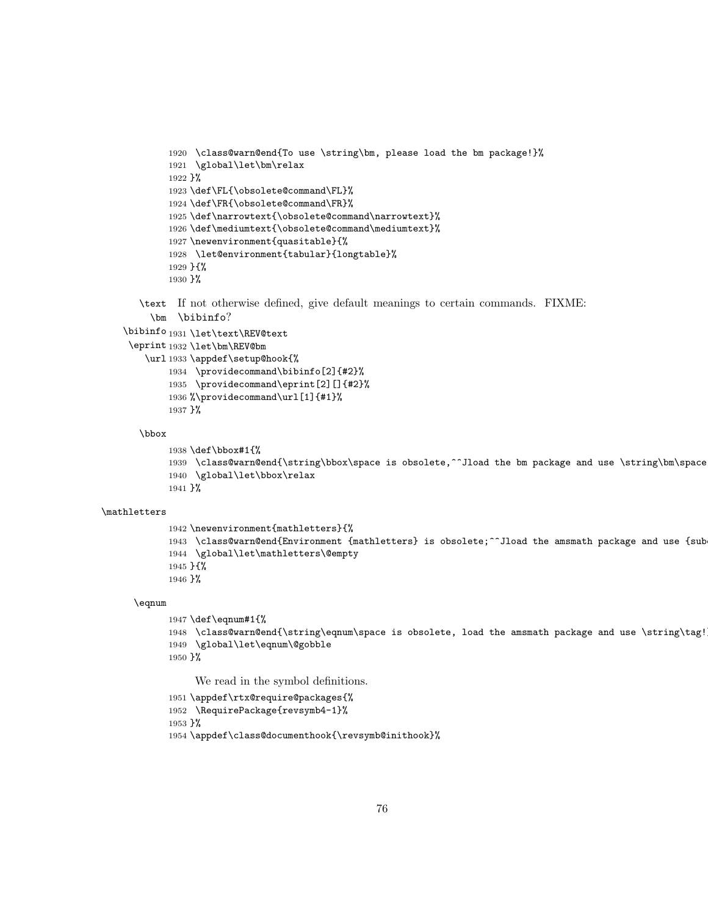```
1920  \class@warn@end{To use \string\bm, please load the bm package!}%
1921  \global\let\bm\relax
1922 }%
1923 \def\FL{\obsolete@command\FL}%
1924 \def\FR{\obsolete@command\FR}%
1925 \def\narrowtext{\obsolete@command\narrowtext}%
1926 \def\mediumtext{\obsolete@command\mediumtext}%
1927 \newenvironment{quasitable}{%
1928  \let@environment{tabular}{longtable}%
1929 }{%
1930 }%
```

\text \bm \bibinfo \eprint \url If not otherwise defined, give default meanings to certain commands. FIXME: \bibinfo?

```
1931 \let\text\REV@text
1932 \let\bm\REV@bm
1933 \appdef\setup@hook{%
1934  \providecommand\bibinfo[2]{#2}%
1935  \providecommand\eprint[2][]{#2}%
1936 %\providecommand\url[1]{#1}%
1937 }%
```

\bbox

```
1938 \def\bbox#1{%
1939  \class@warn@end{\string\bbox\space is obsolete,^^Jload the bm package and use \string\bm\space
1940  \global\let\bbox\relax
1941 }%
```

\mathletters

```
1942 \newenvironment{mathletters}{%
1943  \class@warn@end{Environment {mathletters} is obsolete;^^Jload the amsmath package and use {sub
1944  \global\let\mathletters\@empty
1945 }{%
1946 }%
```

\eqnum

```
1947 \def\eqnum#1{%
1948  \class@warn@end{\string\eqnum\space is obsolete, load the amsmath package and use \string\tag!
1949  \global\let\eqnum\@gobble
1950 }%
```

We read in the symbol definitions.

```
1951 \appdef\rtx@require@packages{%
1952  \RequirePackage{revsymb4-1}%
1953 }%
1954 \appdef\class@documenthook{\revsymb@inithook}%
```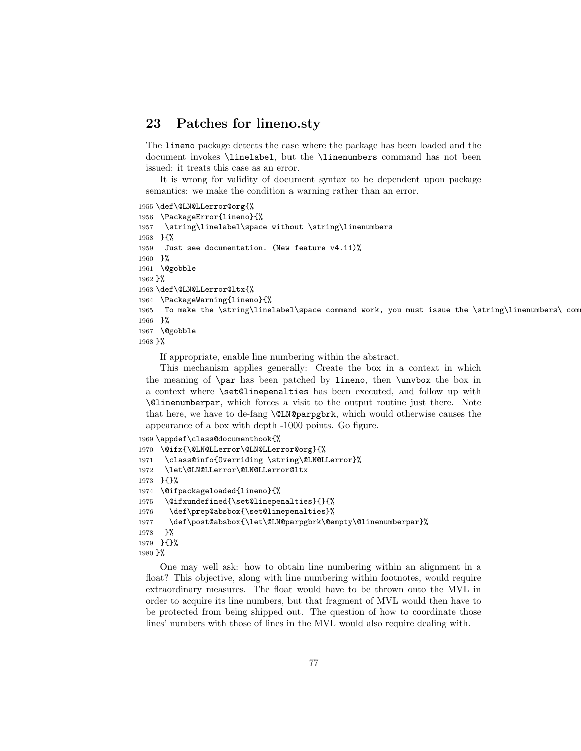## 23 Patches for lineno.sty

The `lineno` package detects the case where the package has been loaded and the document invokes `\linelabel`, but the `\linenumbers` command has not been issued: it treats this case as an error.

It is wrong for validity of document syntax to be dependent upon package semantics: we make the condition a warning rather than an error.

```
1955 \def\@LN@LLerror@org{%
1956  \PackageError{lineno}{%
1957   \string\linelabel\space without \string\linenumbers
1958  }{%
1959   Just see documentation. (New feature v4.11)%
1960  }%
1961  \@gobble
1962 }%
1963 \def\@LN@LLerror@ltx{%
1964  \PackageWarning{lineno}{%
1965   To make the \string\linelabel\space command work, you must issue the \string\linenumbers\ comm
1966  }%
1967  \@gobble
1968 }%
```

If appropriate, enable line numbering within the abstract.

This mechanism applies generally: Create the box in a context in which the meaning of `\par` has been patched by `lineno`, then `\unvbox` the box in a context where `\set@linepenalties` has been executed, and follow up with `\@linenumberpar`, which forces a visit to the output routine just there. Note that here, we have to de-fang `\@LN@parpgbrk`, which would otherwise causes the appearance of a box with depth -1000 points. Go figure.

```
1969 \appdef\class@documenthook{%
1970  \@ifx{\@LN@LLerror\@LN@LLerror@org}{%
1971   \class@info{Overriding \string\@LN@LLerror}%
1972   \let\@LN@LLerror\@LN@LLerror@ltx
1973  }{}%
1974  \@ifpackageloaded{lineno}{%
1975   \@ifxundefined{\set@linepenalties}{}{%
1976    \def\prep@absbox{\set@linepenalties}%
1977    \def\post@absbox{\let\@LN@parpgbrk\@empty\@linenumberpar}%
1978   }%
1979  }{}%
1980 }%
```

One may well ask: how to obtain line numbering within an alignment in a float? This objective, along with line numbering within footnotes, would require extraordinary measures. The float would have to be thrown onto the MVL in order to acquire its line numbers, but that fragment of MVL would then have to be protected from being shipped out. The question of how to coordinate those lines' numbers with those of lines in the MVL would also require dealing with.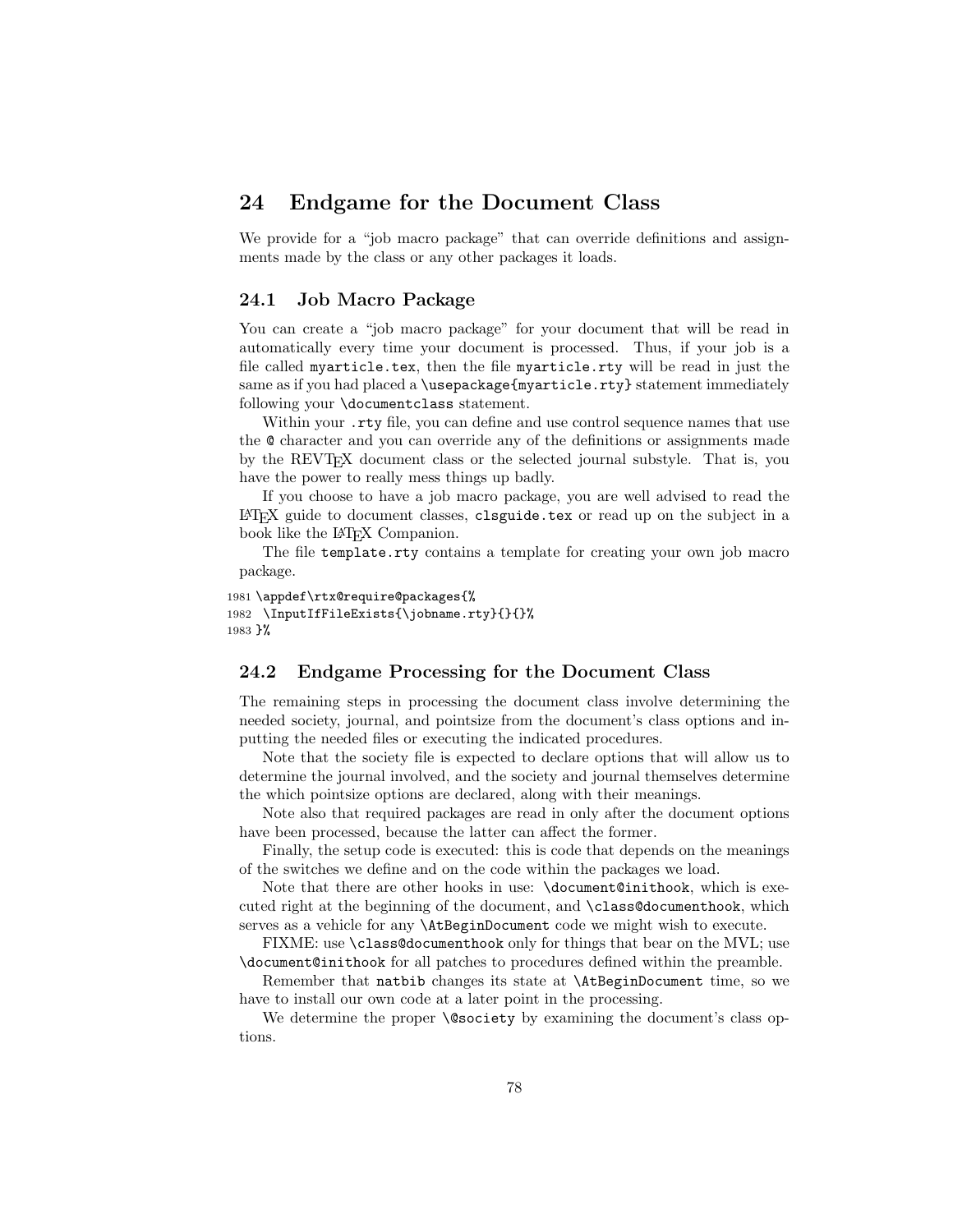# 24 Endgame for the Document Class

We provide for a "job macro package" that can override definitions and assignments made by the class or any other packages it loads.

## 24.1 Job Macro Package

You can create a "job macro package" for your document that will be read in automatically every time your document is processed. Thus, if your job is a file called `myarticle.tex`, then the file `myarticle.rty` will be read in just the same as if you had placed a `\usepackage{myarticle.rty}` statement immediately following your `\documentclass` statement.

Within your `.rty` file, you can define and use control sequence names that use the `@` character and you can override any of the definitions or assignments made by the REVTEX document class or the selected journal substyle. That is, you have the power to really mess things up badly.

If you choose to have a job macro package, you are well advised to read the LATEX guide to document classes, `clsguide.tex` or read up on the subject in a book like the LATEX Companion.

The file `template.rty` contains a template for creating your own job macro package.

```
1981 \appdef\rtx@require@packages{%
1982  \InputIfFileExists{\jobname.rty}{}{}%
1983 }%
```

## 24.2 Endgame Processing for the Document Class

The remaining steps in processing the document class involve determining the needed society, journal, and pointsize from the document's class options and inputting the needed files or executing the indicated procedures.

Note that the society file is expected to declare options that will allow us to determine the journal involved, and the society and journal themselves determine the which pointsize options are declared, along with their meanings.

Note also that required packages are read in only after the document options have been processed, because the latter can affect the former.

Finally, the setup code is executed: this is code that depends on the meanings of the switches we define and on the code within the packages we load.

Note that there are other hooks in use: `\document@inithook`, which is executed right at the beginning of the document, and `\class@documenthook`, which serves as a vehicle for any `\AtBeginDocument` code we might wish to execute.

FIXME: use `\class@documenthook` only for things that bear on the MVL; use `\document@inithook` for all patches to procedures defined within the preamble.

Remember that `natbib` changes its state at `\AtBeginDocument` time, so we have to install our own code at a later point in the processing.

We determine the proper `\@society` by examining the document's class options.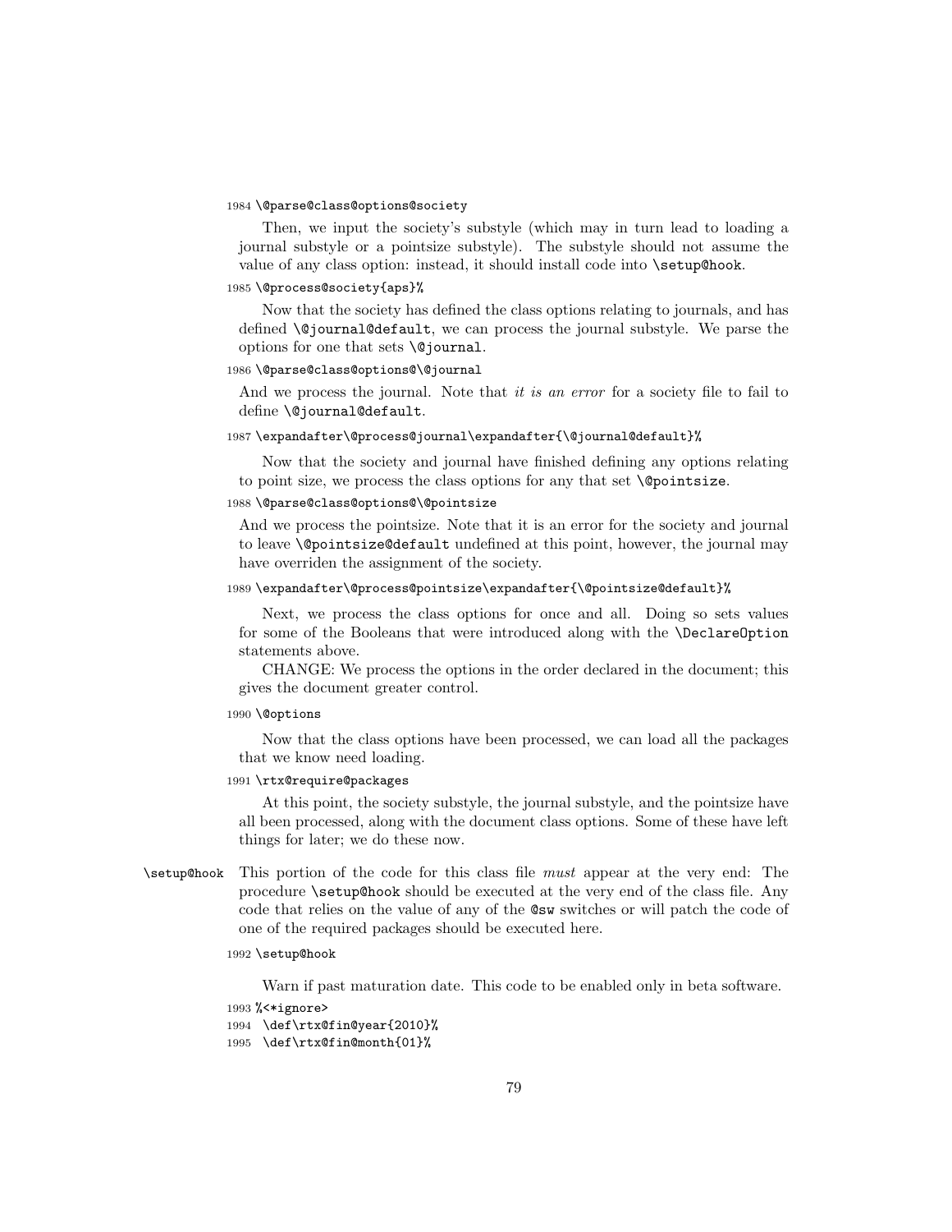```
1984 \@parse@class@options@society
```

Then, we input the society's substyle (which may in turn lead to loading a journal substyle or a pointsize substyle). The substyle should not assume the value of any class option: instead, it should install code into `\setup@hook`.

```
1985 \@process@society{aps}%
```

Now that the society has defined the class options relating to journals, and has defined `\@journal@default`, we can process the journal substyle. We parse the options for one that sets `\@journal`.

```
1986 \@parse@class@options@\@journal
```

And we process the journal. Note that *it is an error* for a society file to fail to define `\@journal@default`.

```
1987 \expandafter\@process@journal\expandafter{\@journal@default}%
```

Now that the society and journal have finished defining any options relating to point size, we process the class options for any that set `\@pointsize`.

```
1988 \@parse@class@options@\@pointsize
```

And we process the pointsize. Note that it is an error for the society and journal to leave `\@pointsize@default` undefined at this point, however, the journal may have overriden the assignment of the society.

```
1989 \expandafter\@process@pointsize\expandafter{\@pointsize@default}%
```

Next, we process the class options for once and all. Doing so sets values for some of the Booleans that were introduced along with the `\DeclareOption` statements above.

CHANGE: We process the options in the order declared in the document; this gives the document greater control.

```
1990 \@options
```

Now that the class options have been processed, we can load all the packages that we know need loading.

```
1991 \rtx@require@packages
```

At this point, the society substyle, the journal substyle, and the pointsize have all been processed, along with the document class options. Some of these have left things for later; we do these now.

`\setup@hook` This portion of the code for this class file *must* appear at the very end: The procedure `\setup@hook` should be executed at the very end of the class file. Any code that relies on the value of any of the `@sw` switches or will patch the code of one of the required packages should be executed here.

```
1992 \setup@hook
```

Warn if past maturation date. This code to be enabled only in beta software.

```
1993 %<*ignore>
1994  \def\rtx@fin@year{2010}%
1995  \def\rtx@fin@month{01}%
```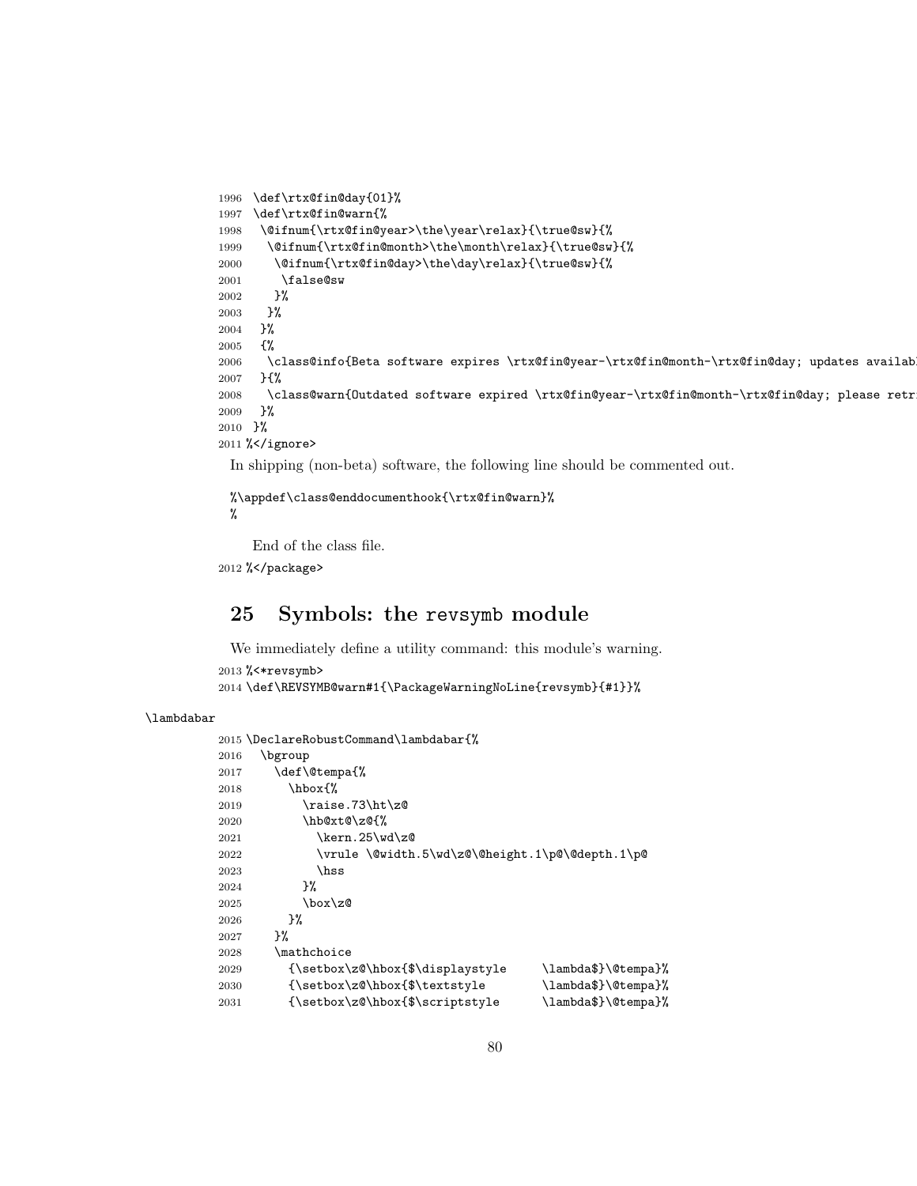```
1996 \def\rtx@fin@day{01}%
1997 \def\rtx@fin@warn{%
1998  \@ifnum{\rtx@fin@year>\the\year\relax}{\true@sw}{%
1999   \@ifnum{\rtx@fin@month>\the\month\relax}{\true@sw}{%
2000    \@ifnum{\rtx@fin@day>\the\day\relax}{\true@sw}{%
2001     \false@sw
2002    }%
2003   }%
2004  }%
2005  {%
2006   \class@info{Beta software expires \rtx@fin@year-\rtx@fin@month-\rtx@fin@day; updates availabl
2007  }{%
2008   \class@warn{Outdated software expired \rtx@fin@year-\rtx@fin@month-\rtx@fin@day; please retr
2009  }%
2010 }%
2011 %</ignore>
```

In shipping (non-beta) software, the following line should be commented out.

```
%\appdef\class@enddocumenthook{\rtx@fin@warn}%
%
```

End of the class file.

```
2012 %</package>
```

# 25 Symbols: the revsymb module

We immediately define a utility command: this module's warning.

```
2013 %<*revsymb>
2014 \def\REVSYMB@warn#1{\PackageWarningNoLine{revsymb}{#1}}%
```

\lambdabar

```
2015 \DeclareRobustCommand\lambdabar{%
2016   \bgroup
2017     \def\@tempa{%
2018       \hbox{%
2019         \raise.73\ht\z@
2020         \hb@xt@\z@{%
2021           \kern.25\wd\z@
2022           \vrule \@width.5\wd\z@\@height.1\p@\@depth.1\p@
2023           \hss
2024         }%
2025         \box\z@
2026       }%
2027     }%
2028     \mathchoice
2029       {\setbox\z@\hbox{$\displaystyle     \lambda$}\@tempa}%
2030       {\setbox\z@\hbox{$\textstyle        \lambda$}\@tempa}%
2031       {\setbox\z@\hbox{$\scriptstyle      \lambda$}\@tempa}%
```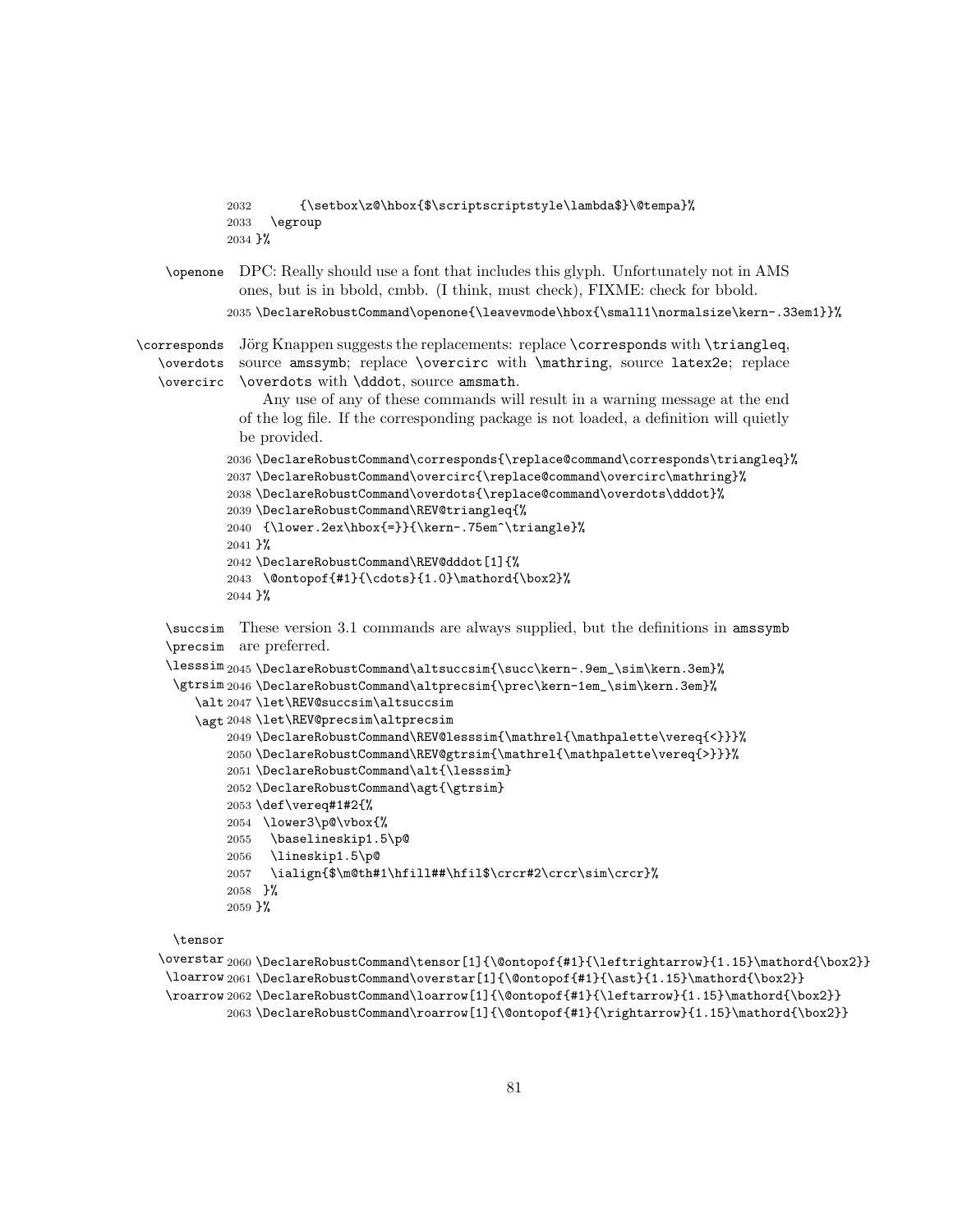```
2032      {\setbox\z@\hbox{$\scriptscriptstyle\lambda$}\@tempa}%
2033  \egroup
2034 }%
```

\openone DPC: Really should use a font that includes this glyph. Unfortunately not in AMS ones, but is in bbold, cmbb. (I think, must check), FIXME: check for bbold.

```
2035 \DeclareRobustCommand\openone{\leavevmode\hbox{\small1\normalsize\kern-.33em1}}%
```

\corresponds \overdots \overcirc Jörg Knappen suggests the replacements: replace `\corresponds` with `\triangleq`, source `amssymb`; replace `\overcirc` with `\mathring`, source `latex2e`; replace `\overdots` with `\dddot`, source `amsmath`.

Any use of any of these commands will result in a warning message at the end of the log file. If the corresponding package is not loaded, a definition will quietly be provided.

```
2036 \DeclareRobustCommand\corresponds{\replace@command\corresponds\triangleq}%
2037 \DeclareRobustCommand\overcirc{\replace@command\overcirc\mathring}%
2038 \DeclareRobustCommand\overdots{\replace@command\overdots\dddot}%
2039 \DeclareRobustCommand\REV@triangleq{%
2040  {\lower.2ex\hbox{=}}{\kern-.75em^\triangle}%
2041 }%
2042 \DeclareRobustCommand\REV@dddot[1]{%
2043  \@ontopof{#1}{\cdots}{1.0}\mathord{\box2}%
2044 }%
```

\succsim \precsim \lesssim \gtrsim \alt \agt These version 3.1 commands are always supplied, but the definitions in `amssymb` are preferred.

```
2045 \DeclareRobustCommand\altsuccsim{\succ\kern-.9em_\sim\kern.3em}%
2046 \DeclareRobustCommand\altprecsim{\prec\kern-1em_\sim\kern.3em}%
2047 \let\REV@succsim\altsuccsim
2048 \let\REV@precsim\altprecsim
2049 \DeclareRobustCommand\REV@lesssim{\mathrel{\mathpalette\vereq{<}}}%
2050 \DeclareRobustCommand\REV@gtrsim{\mathrel{\mathpalette\vereq{>}}}%
2051 \DeclareRobustCommand\alt{\lesssim}
2052 \DeclareRobustCommand\agt{\gtrsim}
2053 \def\vereq#1#2{%
2054  \lower3\p@\vbox{%
2055   \baselineskip1.5\p@
2056   \lineskip1.5\p@
2057   \ialign{$\m@th#1\hfill##\hfil$\crcr#2\crcr\sim\crcr}%
2058  }%
2059 }%
```

\tensor \overstar \loarrow \roarrow

```
2060 \DeclareRobustCommand\tensor[1]{\@ontopof{#1}{\leftrightarrow}{1.15}\mathord{\box2}}
2061 \DeclareRobustCommand\overstar[1]{\@ontopof{#1}{\ast}{1.15}\mathord{\box2}}
2062 \DeclareRobustCommand\loarrow[1]{\@ontopof{#1}{\leftarrow}{1.15}\mathord{\box2}}
2063 \DeclareRobustCommand\roarrow[1]{\@ontopof{#1}{\rightarrow}{1.15}\mathord{\box2}}
```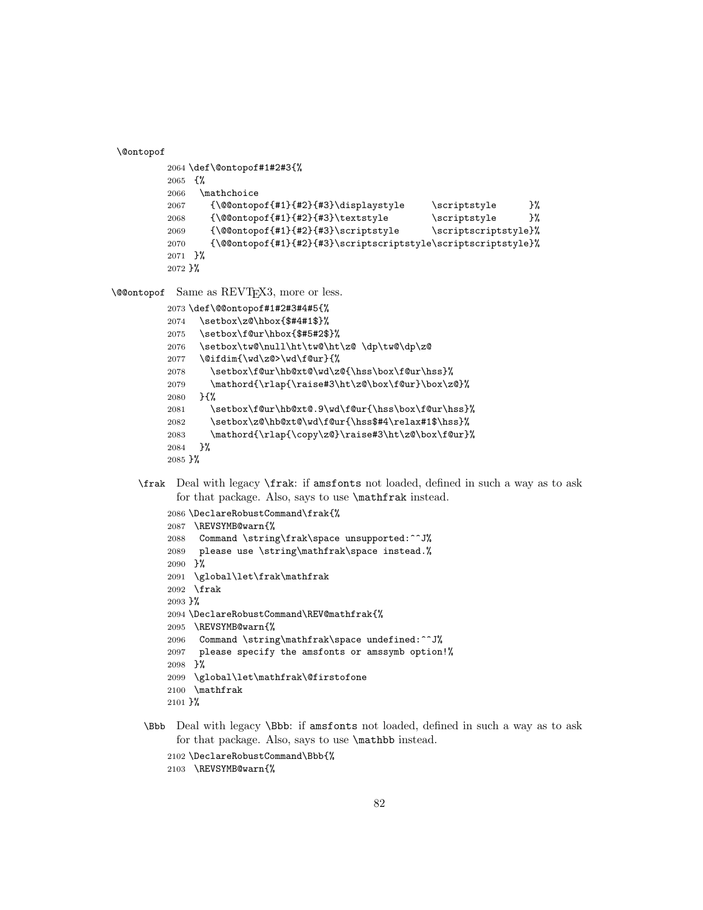`\@ontopof`

```
2064 \def\@ontopof#1#2#3{%
2065  {%
2066   \mathchoice
2067     {\@@ontopof{#1}{#2}{#3}\displaystyle      \scriptstyle      }%
2068     {\@@ontopof{#1}{#2}{#3}\textstyle         \scriptstyle      }%
2069     {\@@ontopof{#1}{#2}{#3}\scriptstyle       \scriptscriptstyle}%
2070     {\@@ontopof{#1}{#2}{#3}\scriptscriptstyle\scriptscriptstyle}%
2071  }%
2072 }%
```

`\@@ontopof` Same as REVTEX3, more or less.

```
2073 \def\@@ontopof#1#2#3#4#5{%
2074   \setbox\z@\hbox{$#4#1$}%
2075   \setbox\f@ur\hbox{$#5#2$}%
2076   \setbox\tw@\null\ht\tw@\ht\z@ \dp\tw@\dp\z@
2077   \@ifdim{\wd\z@>\wd\f@ur}{%
2078     \setbox\f@ur\hb@xt@\wd\z@{\hss\box\f@ur\hss}%
2079     \mathord{\rlap{\raise#3\ht\z@\box\f@ur}\box\z@}%
2080   }{%
2081     \setbox\f@ur\hb@xt@.9\wd\f@ur{\hss\box\f@ur\hss}%
2082     \setbox\z@\hb@xt@\wd\f@ur{\hss$#4\relax#1$\hss}%
2083     \mathord{\rlap{\copy\z@}\raise#3\ht\z@\box\f@ur}%
2084   }%
2085 }%
```

`\frak` Deal with legacy `\frak`: if `amsfonts` not loaded, defined in such a way as to ask for that package. Also, says to use `\mathfrak` instead.

```
2086 \DeclareRobustCommand\frak{%
2087  \REVSYMB@warn{%
2088   Command \string\frak\space unsupported:^^J%
2089   please use \string\mathfrak\space instead.%
2090  }%
2091  \global\let\frak\mathfrak
2092  \frak
2093 }%
2094 \DeclareRobustCommand\REV@mathfrak{%
2095  \REVSYMB@warn{%
2096   Command \string\mathfrak\space undefined:^^J%
2097   please specify the amsfonts or amssymb option!%
2098  }%
2099  \global\let\mathfrak\@firstofone
2100  \mathfrak
2101 }%
```

`\Bbb` Deal with legacy `\Bbb`: if `amsfonts` not loaded, defined in such a way as to ask for that package. Also, says to use `\mathbb` instead.

```
2102 \DeclareRobustCommand\Bbb{%
2103  \REVSYMB@warn{%
```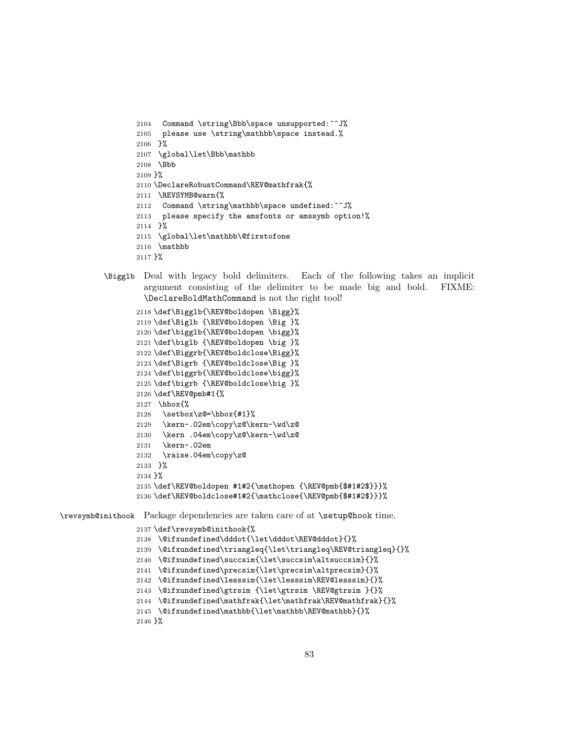```
2104   Command \string\Bbb\space unsupported:^^J%
2105   please use \string\mathbb\space instead.%
2106  }%
2107  \global\let\Bbb\mathbb
2108  \Bbb
2109 }%
2110 \DeclareRobustCommand\REV@mathfrak{%
2111  \REVSYMB@warn{%
2112   Command \string\mathbb\space undefined:^^J%
2113   please specify the amsfonts or amssymb option!%
2114  }%
2115  \global\let\mathbb\@firstofone
2116  \mathbb
2117 }%
```

\Bigglb Deal with legacy bold delimiters. Each of the following takes an implicit argument consisting of the delimiter to be made big and bold. FIXME: \DeclareBoldMathCommand is not the right tool!

```
2118 \def\Bigglb{\REV@boldopen \Bigg}%
2119 \def\Biglb {\REV@boldopen \Big }%
2120 \def\bigglb{\REV@boldopen \bigg}%
2121 \def\biglb {\REV@boldopen \big }%
2122 \def\Biggrb{\REV@boldclose\Bigg}%
2123 \def\Bigrb {\REV@boldclose\Big }%
2124 \def\biggrb{\REV@boldclose\bigg}%
2125 \def\bigrb {\REV@boldclose\big }%
2126 \def\REV@pmb#1{%
2127  \hbox{%
2128   \setbox\z@=\hbox{#1}%
2129   \kern-.02em\copy\z@\kern-\wd\z@
2130   \kern .04em\copy\z@\kern-\wd\z@
2131   \kern-.02em
2132   \raise.04em\copy\z@
2133  }%
2134 }%
2135 \def\REV@boldopen #1#2{\mathopen {\REV@pmb{$#1#2$}}}%
2136 \def\REV@boldclose#1#2{\mathclose{\REV@pmb{$#1#2$}}}%
```

\revsymb@inithook Package dependencies are taken care of at \setup@hook time.

```
2137 \def\revsymb@inithook{%
2138  \@ifxundefined\dddot{\let\dddot\REV@dddot}{}%
2139  \@ifxundefined\triangleq{\let\triangleq\REV@triangleq}{}%
2140  \@ifxundefined\succsim{\let\succsim\altsuccsim}{}%
2141  \@ifxundefined\precsim{\let\precsim\altprecsim}{}%
2142  \@ifxundefined\lesssim{\let\lesssim\REV@lesssim}{}%
2143  \@ifxundefined\gtrsim {\let\gtrsim \REV@gtrsim }{}%
2144  \@ifxundefined\mathfrak{\let\mathfrak\REV@mathfrak}{}%
2145  \@ifxundefined\mathbb{\let\mathbb\REV@mathbb}{}%
2146 }%
```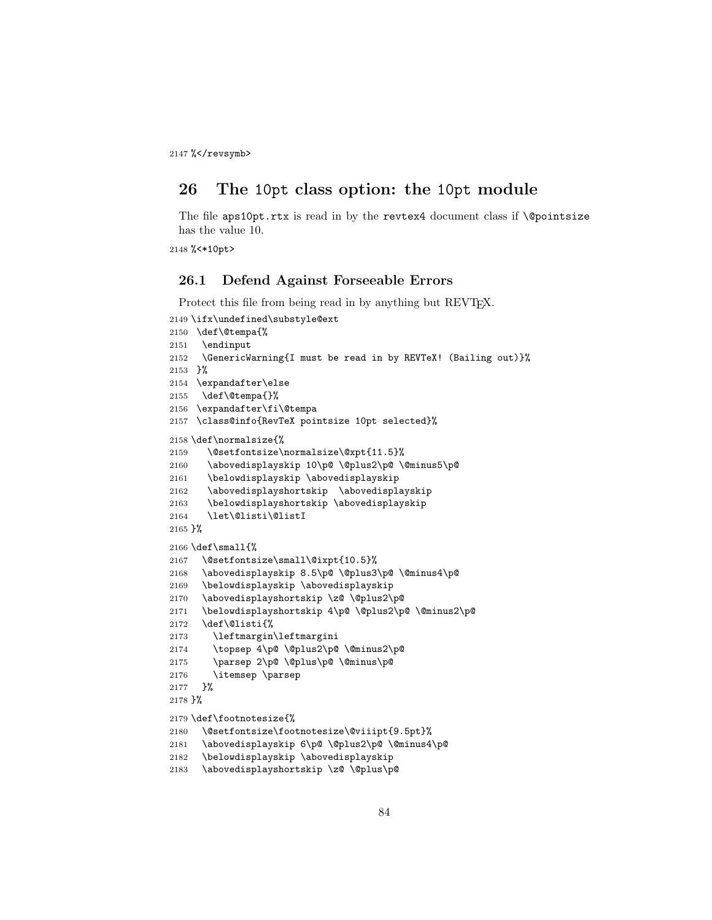```
2147 %</revsymb>
```

## 26 The 10pt class option: the 10pt module

The file aps10pt.rtx is read in by the revtex4 document class if \@pointsize has the value 10.

```
2148 %<*10pt>
```

### 26.1 Defend Against Forseeable Errors

Protect this file from being read in by anything but REVTEX.

```
2149 \ifx\undefined\substyle@ext
2150  \def\@tempa{%
2151   \endinput
2152   \GenericWarning{I must be read in by REVTeX! (Bailing out)}%
2153  }%
2154  \expandafter\else
2155   \def\@tempa{}%
2156  \expandafter\fi\@tempa
2157  \class@info{RevTeX pointsize 10pt selected}%
2158 \def\normalsize{%
2159     \@setfontsize\normalsize\@xpt{11.5}%
2160     \abovedisplayskip 10\p@ \@plus2\p@ \@minus5\p@
2161     \belowdisplayskip \abovedisplayskip
2162     \abovedisplayshortskip  \abovedisplayskip
2163     \belowdisplayshortskip \abovedisplayskip
2164     \let\@listi\@listI
2165 }%
2166 \def\small{%
2167   \@setfontsize\small\@ixpt{10.5}%
2168   \abovedisplayskip 8.5\p@ \@plus3\p@ \@minus4\p@
2169   \belowdisplayskip \abovedisplayskip
2170   \abovedisplayshortskip \z@ \@plus2\p@
2171   \belowdisplayshortskip 4\p@ \@plus2\p@ \@minus2\p@
2172   \def\@listi{%
2173     \leftmargin\leftmargini
2174     \topsep 4\p@ \@plus2\p@ \@minus2\p@
2175     \parsep 2\p@ \@plus\p@ \@minus\p@
2176     \itemsep \parsep
2177   }%
2178 }%
2179 \def\footnotesize{%
2180   \@setfontsize\footnotesize\@viiipt{9.5pt}%
2181   \abovedisplayskip 6\p@ \@plus2\p@ \@minus4\p@
2182   \belowdisplayskip \abovedisplayskip
2183   \abovedisplayshortskip \z@ \@plus\p@
```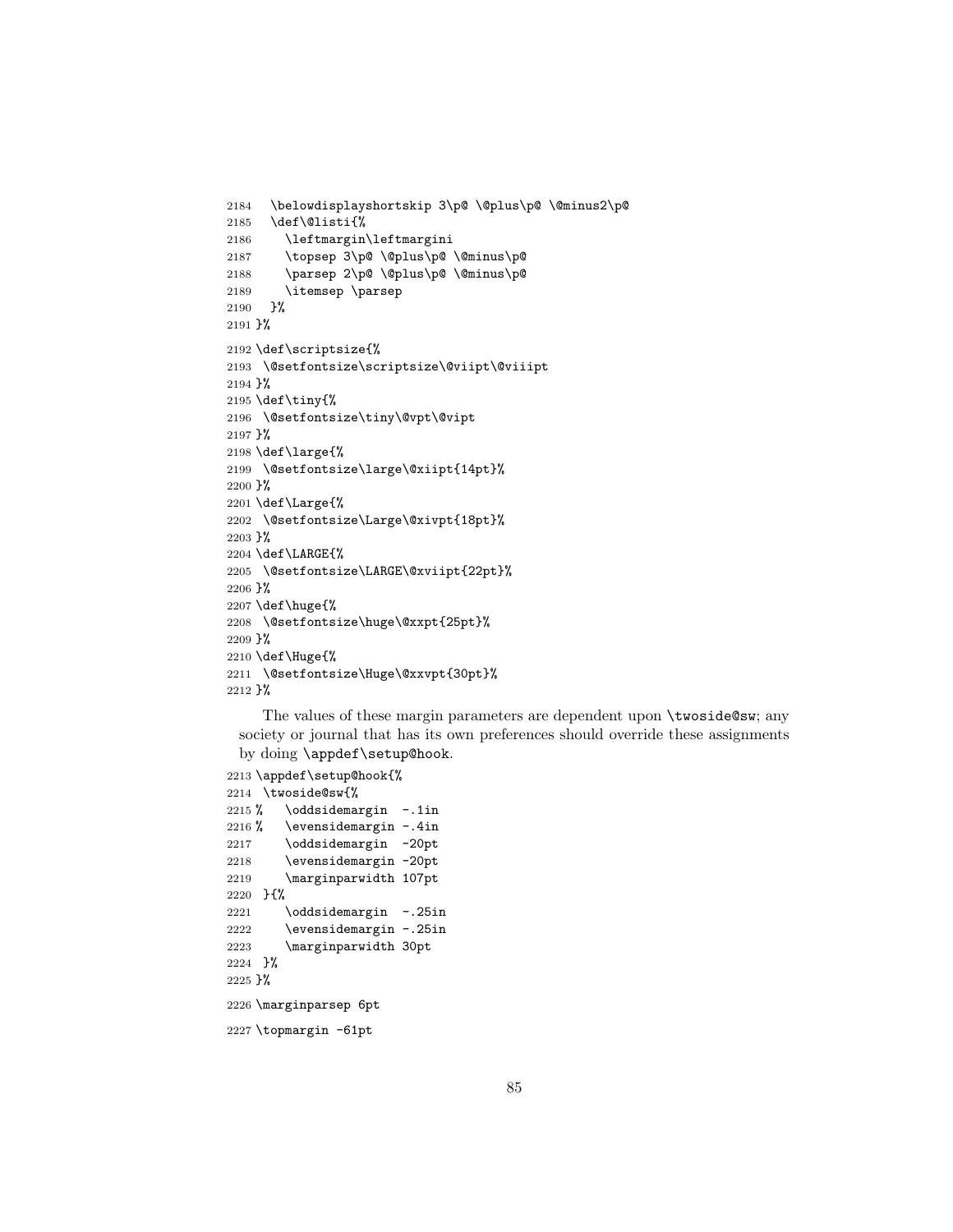```
2184   \belowdisplayshortskip 3\p@ \@plus\p@ \@minus2\p@
2185   \def\@listi{%
2186     \leftmargin\leftmargini
2187     \topsep 3\p@ \@plus\p@ \@minus\p@
2188     \parsep 2\p@ \@plus\p@ \@minus\p@
2189     \itemsep \parsep
2190   }%
2191 }%
2192 \def\scriptsize{%
2193  \@setfontsize\scriptsize\@viipt\@viiipt
2194 }%
2195 \def\tiny{%
2196  \@setfontsize\tiny\@vpt\@vipt
2197 }%
2198 \def\large{%
2199  \@setfontsize\large\@xiipt{14pt}%
2200 }%
2201 \def\Large{%
2202  \@setfontsize\Large\@xivpt{18pt}%
2203 }%
2204 \def\LARGE{%
2205  \@setfontsize\LARGE\@xviipt{22pt}%
2206 }%
2207 \def\huge{%
2208  \@setfontsize\huge\@xxpt{25pt}%
2209 }%
2210 \def\Huge{%
2211  \@setfontsize\Huge\@xxvpt{30pt}%
2212 }%
```

The values of these margin parameters are dependent upon `\twoside@sw`; any society or journal that has its own preferences should override these assignments by doing `\appdef\setup@hook`.

```
2213 \appdef\setup@hook{%
2214  \twoside@sw{%
2215 %   \oddsidemargin  -.1in
2216 %   \evensidemargin -.4in
2217     \oddsidemargin  -20pt
2218     \evensidemargin -20pt
2219     \marginparwidth 107pt
2220  }{%
2221     \oddsidemargin  -.25in
2222     \evensidemargin -.25in
2223     \marginparwidth 30pt
2224  }%
2225 }%
2226 \marginparsep 6pt
2227 \topmargin -61pt
```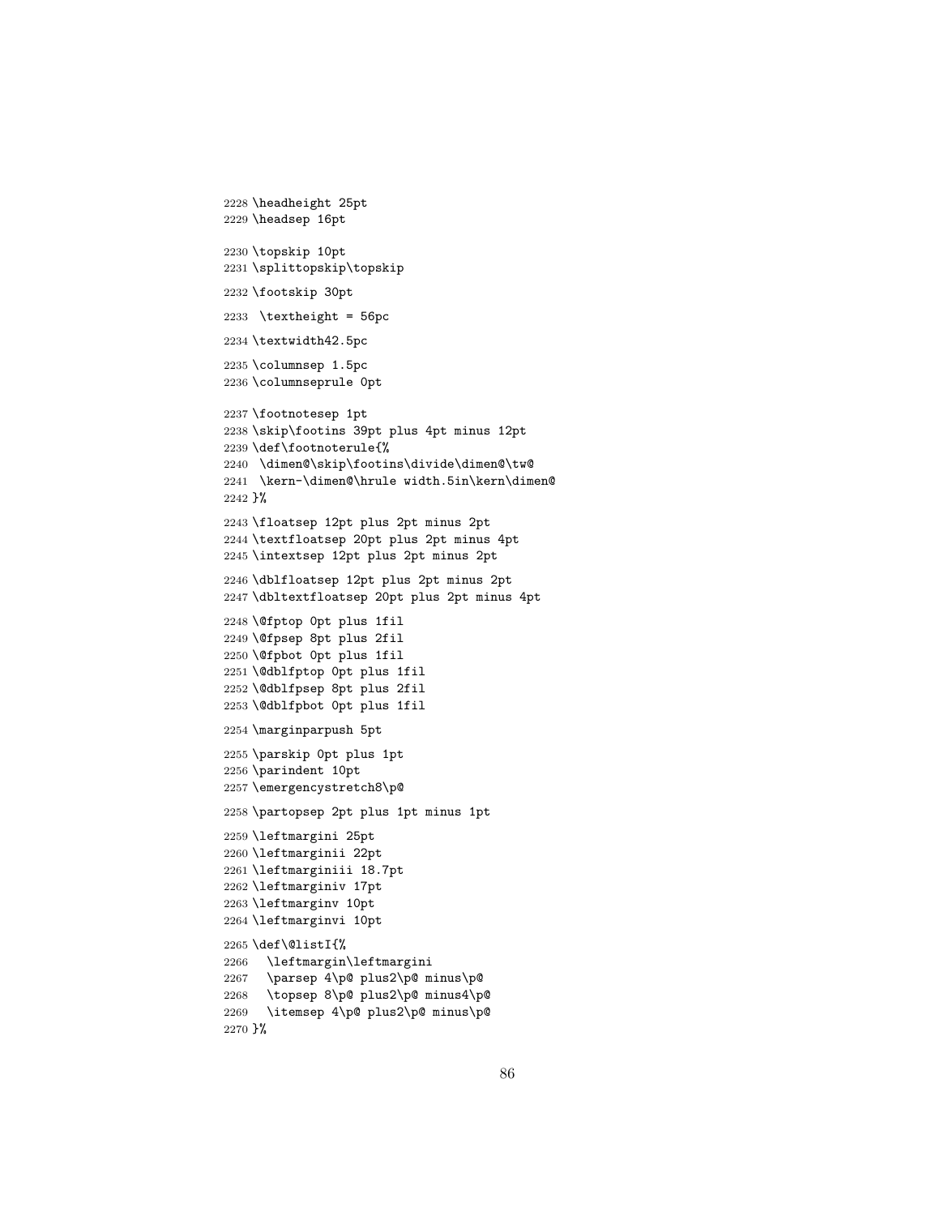```
2228 \headheight 25pt
2229 \headsep 16pt

2230 \topskip 10pt
2231 \splittopskip\topskip

2232 \footskip 30pt

2233  \textheight = 56pc

2234 \textwidth42.5pc

2235 \columnsep 1.5pc
2236 \columnseprule 0pt

2237 \footnotesep 1pt
2238 \skip\footins 39pt plus 4pt minus 12pt
2239 \def\footnoterule{%
2240  \dimen@\skip\footins\divide\dimen@\tw@
2241  \kern-\dimen@\hrule width.5in\kern\dimen@
2242 }%

2243 \floatsep 12pt plus 2pt minus 2pt
2244 \textfloatsep 20pt plus 2pt minus 4pt
2245 \intextsep 12pt plus 2pt minus 2pt

2246 \dblfloatsep 12pt plus 2pt minus 2pt
2247 \dbltextfloatsep 20pt plus 2pt minus 4pt

2248 \@fptop 0pt plus 1fil
2249 \@fpsep 8pt plus 2fil
2250 \@fpbot 0pt plus 1fil
2251 \@dblfptop 0pt plus 1fil
2252 \@dblfpsep 8pt plus 2fil
2253 \@dblfpbot 0pt plus 1fil

2254 \marginparpush 5pt

2255 \parskip 0pt plus 1pt
2256 \parindent 10pt
2257 \emergencystretch8\p@

2258 \partopsep 2pt plus 1pt minus 1pt

2259 \leftmargini 25pt
2260 \leftmarginii 22pt
2261 \leftmarginiii 18.7pt
2262 \leftmarginiv 17pt
2263 \leftmarginv 10pt
2264 \leftmarginvi 10pt

2265 \def\@listI{%
2266   \leftmargin\leftmargini
2267   \parsep 4\p@ plus2\p@ minus\p@
2268   \topsep 8\p@ plus2\p@ minus4\p@
2269   \itemsep 4\p@ plus2\p@ minus\p@
2270 }%
```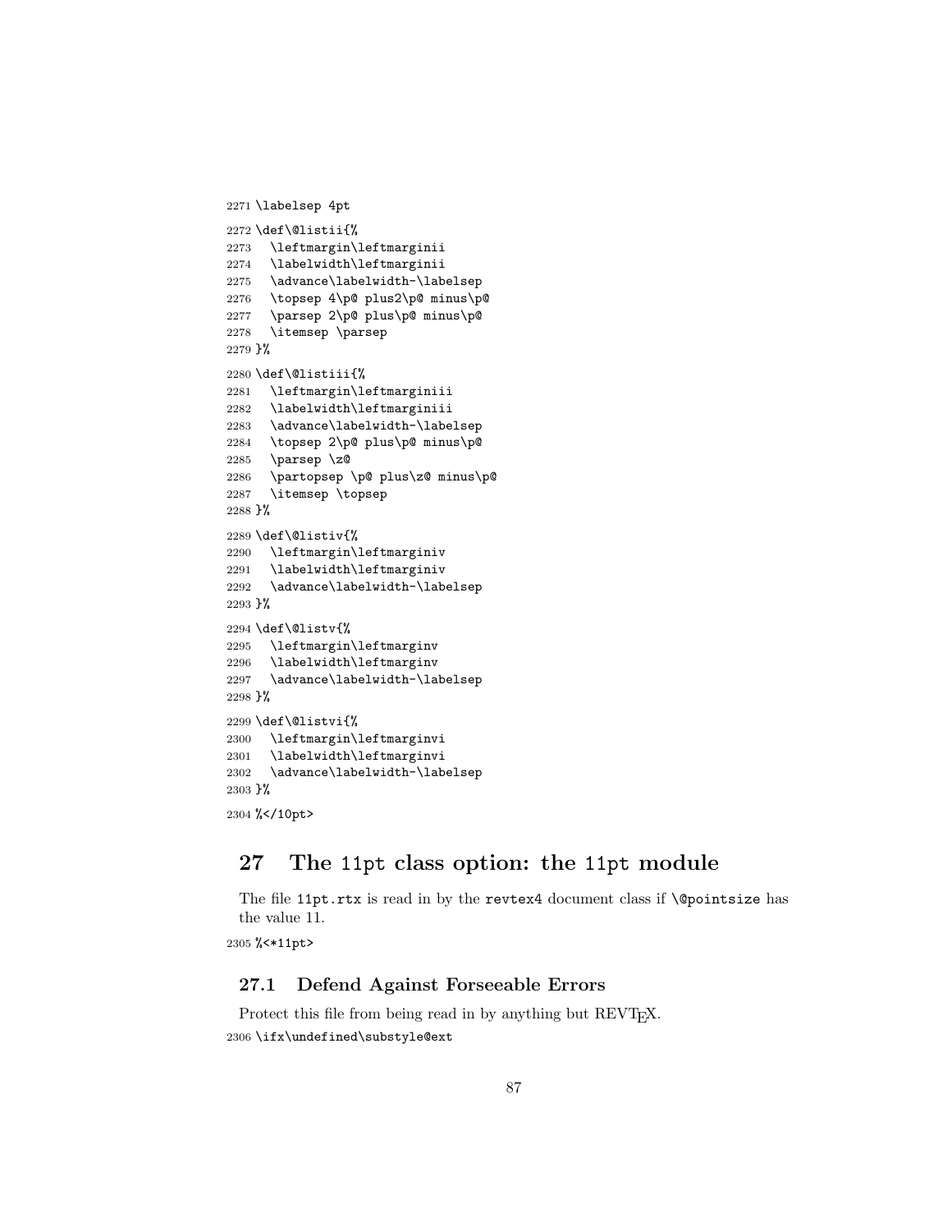```
2271 \labelsep 4pt
2272 \def\@listii{%
2273   \leftmargin\leftmarginii
2274   \labelwidth\leftmarginii
2275   \advance\labelwidth-\labelsep
2276   \topsep 4\p@ plus2\p@ minus\p@
2277   \parsep 2\p@ plus\p@ minus\p@
2278   \itemsep \parsep
2279 }%
2280 \def\@listiii{%
2281   \leftmargin\leftmarginiii
2282   \labelwidth\leftmarginiii
2283   \advance\labelwidth-\labelsep
2284   \topsep 2\p@ plus\p@ minus\p@
2285   \parsep \z@
2286   \partopsep \p@ plus\z@ minus\p@
2287   \itemsep \topsep
2288 }%
2289 \def\@listiv{%
2290   \leftmargin\leftmarginiv
2291   \labelwidth\leftmarginiv
2292   \advance\labelwidth-\labelsep
2293 }%
2294 \def\@listv{%
2295   \leftmargin\leftmarginv
2296   \labelwidth\leftmarginv
2297   \advance\labelwidth-\labelsep
2298 }%
2299 \def\@listvi{%
2300   \leftmargin\leftmarginvi
2301   \labelwidth\leftmarginvi
2302   \advance\labelwidth-\labelsep
2303 }%
2304 %</10pt>
```

# 27 The 11pt class option: the 11pt module

The file 11pt.rtx is read in by the revtex4 document class if \@pointsize has the value 11.

```
2305 %<*11pt>
```

## 27.1 Defend Against Forseeable Errors

Protect this file from being read in by anything but REVTEX.

```
2306 \ifx\undefined\substyle@ext
```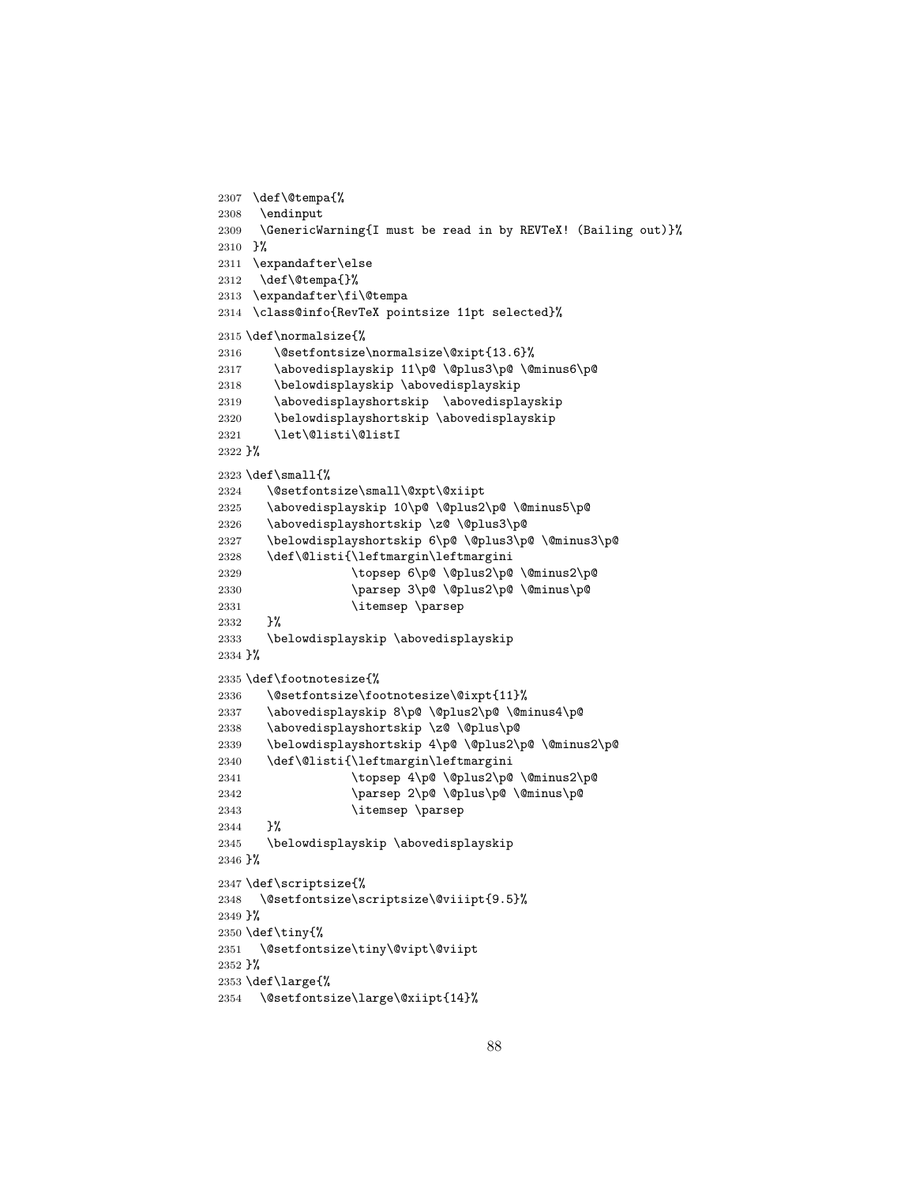```
2307 \def\@tempa{%
2308  \endinput
2309  \GenericWarning{I must be read in by REVTeX! (Bailing out)}%
2310 }%
2311 \expandafter\else
2312  \def\@tempa{}%
2313 \expandafter\fi\@tempa
2314 \class@info{RevTeX pointsize 11pt selected}%
2315 \def\normalsize{%
2316     \@setfontsize\normalsize\@xipt{13.6}%
2317     \abovedisplayskip 11\p@ \@plus3\p@ \@minus6\p@
2318     \belowdisplayskip \abovedisplayskip
2319     \abovedisplayshortskip  \abovedisplayskip
2320     \belowdisplayshortskip \abovedisplayskip
2321     \let\@listi\@listI
2322 }%
2323 \def\small{%
2324    \@setfontsize\small\@xpt\@xiipt
2325    \abovedisplayskip 10\p@ \@plus2\p@ \@minus5\p@
2326    \abovedisplayshortskip \z@ \@plus3\p@
2327    \belowdisplayshortskip 6\p@ \@plus3\p@ \@minus3\p@
2328    \def\@listi{\leftmargin\leftmargini
2329               \topsep 6\p@ \@plus2\p@ \@minus2\p@
2330               \parsep 3\p@ \@plus2\p@ \@minus\p@
2331               \itemsep \parsep
2332    }%
2333    \belowdisplayskip \abovedisplayskip
2334 }%
2335 \def\footnotesize{%
2336    \@setfontsize\footnotesize\@ixpt{11}%
2337    \abovedisplayskip 8\p@ \@plus2\p@ \@minus4\p@
2338    \abovedisplayshortskip \z@ \@plus\p@
2339    \belowdisplayshortskip 4\p@ \@plus2\p@ \@minus2\p@
2340    \def\@listi{\leftmargin\leftmargini
2341               \topsep 4\p@ \@plus2\p@ \@minus2\p@
2342               \parsep 2\p@ \@plus\p@ \@minus\p@
2343               \itemsep \parsep
2344    }%
2345    \belowdisplayskip \abovedisplayskip
2346 }%
2347 \def\scriptsize{%
2348   \@setfontsize\scriptsize\@viiipt{9.5}%
2349 }%
2350 \def\tiny{%
2351   \@setfontsize\tiny\@vipt\@viipt
2352 }%
2353 \def\large{%
2354   \@setfontsize\large\@xiipt{14}%
```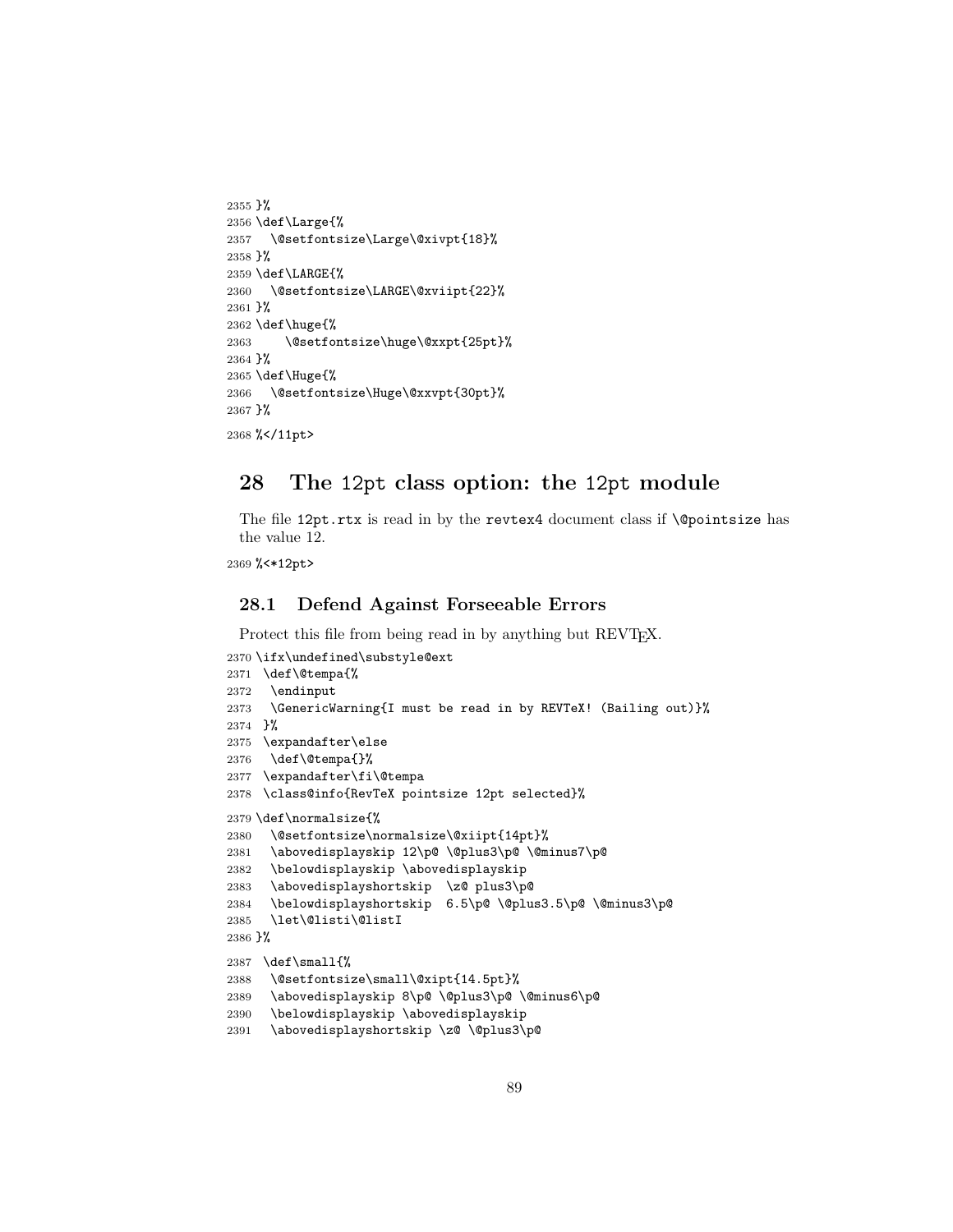```
2355 }%
2356 \def\Large{%
2357   \@setfontsize\Large\@xivpt{18}%
2358 }%
2359 \def\LARGE{%
2360   \@setfontsize\LARGE\@xviipt{22}%
2361 }%
2362 \def\huge{%
2363     \@setfontsize\huge\@xxpt{25pt}%
2364 }%
2365 \def\Huge{%
2366   \@setfontsize\Huge\@xxvpt{30pt}%
2367 }%
2368 %</11pt>
```

## 28 The 12pt class option: the 12pt module

The file `12pt.rtx` is read in by the `revtex4` document class if `\@pointsize` has the value 12.

```
2369 %<*12pt>
```

### 28.1 Defend Against Forseeable Errors

Protect this file from being read in by anything but REVTEX.

```
2370 \ifx\undefined\substyle@ext
2371  \def\@tempa{%
2372   \endinput
2373   \GenericWarning{I must be read in by REVTeX! (Bailing out)}%
2374  }%
2375  \expandafter\else
2376   \def\@tempa{}%
2377  \expandafter\fi\@tempa
2378  \class@info{RevTeX pointsize 12pt selected}%
2379 \def\normalsize{%
2380   \@setfontsize\normalsize\@xiipt{14pt}%
2381   \abovedisplayskip 12\p@ \@plus3\p@ \@minus7\p@
2382   \belowdisplayskip \abovedisplayskip
2383   \abovedisplayshortskip  \z@ plus3\p@
2384   \belowdisplayshortskip  6.5\p@ \@plus3.5\p@ \@minus3\p@
2385   \let\@listi\@listI
2386 }%
2387  \def\small{%
2388   \@setfontsize\small\@xipt{14.5pt}%
2389   \abovedisplayskip 8\p@ \@plus3\p@ \@minus6\p@
2390   \belowdisplayskip \abovedisplayskip
2391   \abovedisplayshortskip \z@ \@plus3\p@
```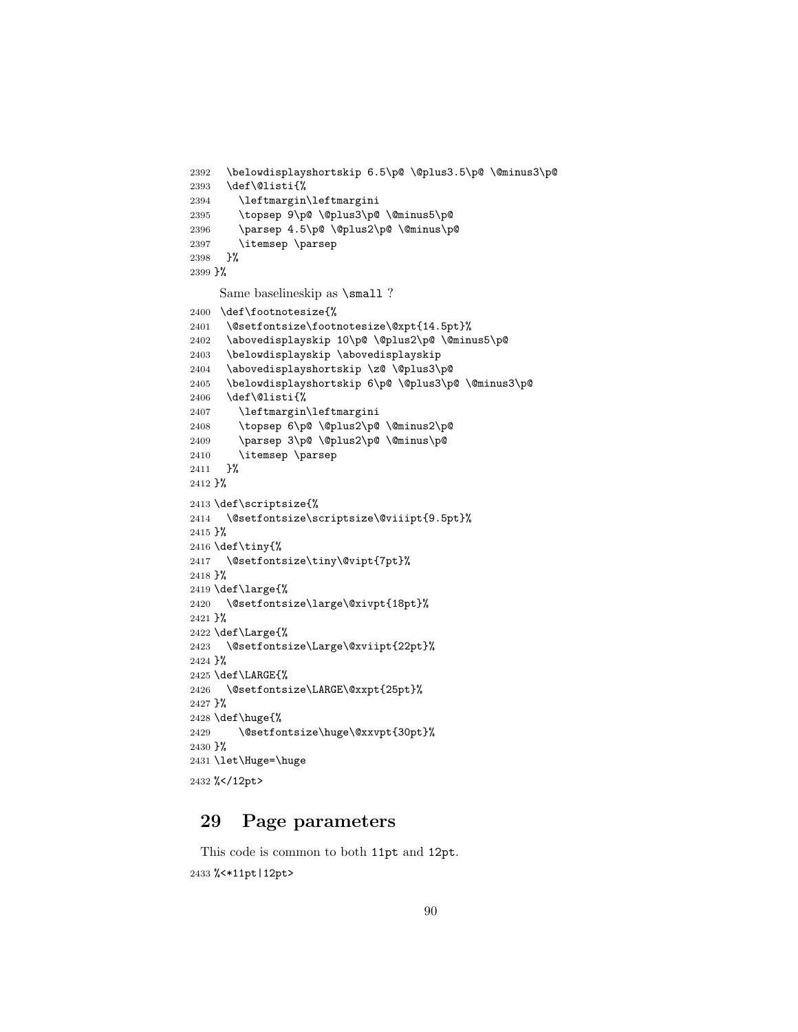```
2392   \belowdisplayshortskip 6.5\p@ \@plus3.5\p@ \@minus3\p@
2393   \def\@listi{%
2394     \leftmargin\leftmargini
2395     \topsep 9\p@ \@plus3\p@ \@minus5\p@
2396     \parsep 4.5\p@ \@plus2\p@ \@minus\p@
2397     \itemsep \parsep
2398   }%
2399 }%
```

Same baselineskip as `\small` ?

```
2400 \def\footnotesize{%
2401   \@setfontsize\footnotesize\@xpt{14.5pt}%
2402   \abovedisplayskip 10\p@ \@plus2\p@ \@minus5\p@
2403   \belowdisplayskip \abovedisplayskip
2404   \abovedisplayshortskip \z@ \@plus3\p@
2405   \belowdisplayshortskip 6\p@ \@plus3\p@ \@minus3\p@
2406   \def\@listi{%
2407     \leftmargin\leftmargini
2408     \topsep 6\p@ \@plus2\p@ \@minus2\p@
2409     \parsep 3\p@ \@plus2\p@ \@minus\p@
2410     \itemsep \parsep
2411   }%
2412 }%
2413 \def\scriptsize{%
2414   \@setfontsize\scriptsize\@viiipt{9.5pt}%
2415 }%
2416 \def\tiny{%
2417   \@setfontsize\tiny\@vipt{7pt}%
2418 }%
2419 \def\large{%
2420   \@setfontsize\large\@xivpt{18pt}%
2421 }%
2422 \def\Large{%
2423   \@setfontsize\Large\@xviipt{22pt}%
2424 }%
2425 \def\LARGE{%
2426   \@setfontsize\LARGE\@xxpt{25pt}%
2427 }%
2428 \def\huge{%
2429     \@setfontsize\huge\@xxvpt{30pt}%
2430 }%
2431 \let\Huge=\huge
2432 %</12pt>
```

# 29 Page parameters

This code is common to both `11pt` and `12pt`.

```
2433 %<*11pt|12pt>
```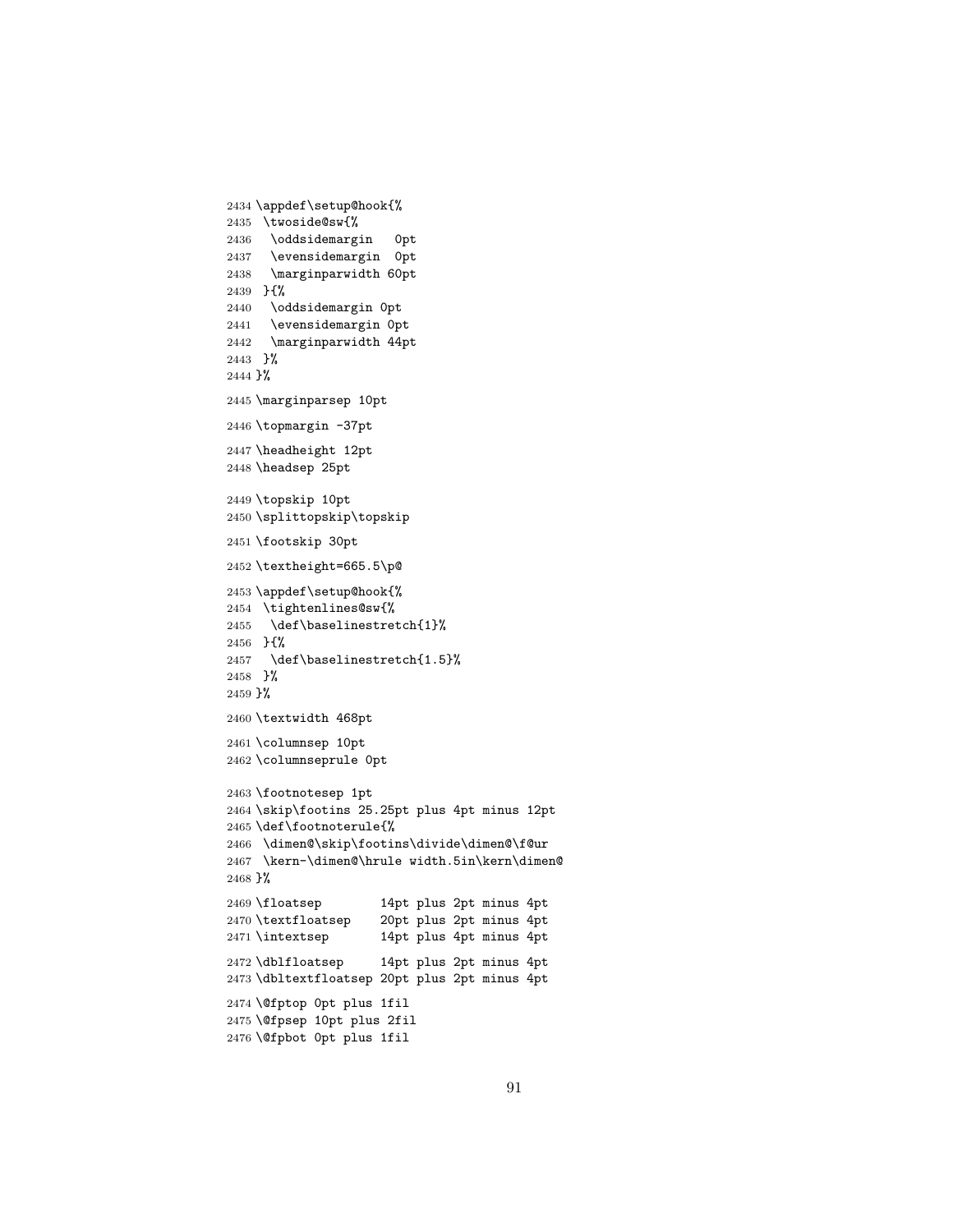```
2434 \appdef\setup@hook{%
2435  \twoside@sw{%
2436   \oddsidemargin   0pt
2437   \evensidemargin  0pt
2438   \marginparwidth 60pt
2439  }{%
2440   \oddsidemargin 0pt
2441   \evensidemargin 0pt
2442   \marginparwidth 44pt
2443  }%
2444 }%
2445 \marginparsep 10pt
2446 \topmargin -37pt
2447 \headheight 12pt
2448 \headsep 25pt
2449 \topskip 10pt
2450 \splittopskip\topskip
2451 \footskip 30pt
2452 \textheight=665.5\p@
2453 \appdef\setup@hook{%
2454  \tightenlines@sw{%
2455   \def\baselinestretch{1}%
2456  }{%
2457   \def\baselinestretch{1.5}%
2458  }%
2459 }%
2460 \textwidth 468pt
2461 \columnsep 10pt
2462 \columnseprule 0pt
2463 \footnotesep 1pt
2464 \skip\footins 25.25pt plus 4pt minus 12pt
2465 \def\footnoterule{%
2466  \dimen@\skip\footins\divide\dimen@\f@ur
2467  \kern-\dimen@\hrule width.5in\kern\dimen@
2468 }%
2469 \floatsep        14pt plus 2pt minus 4pt
2470 \textfloatsep    20pt plus 2pt minus 4pt
2471 \intextsep       14pt plus 4pt minus 4pt
2472 \dblfloatsep     14pt plus 2pt minus 4pt
2473 \dbltextfloatsep 20pt plus 2pt minus 4pt
2474 \@fptop 0pt plus 1fil
2475 \@fpsep 10pt plus 2fil
2476 \@fpbot 0pt plus 1fil
```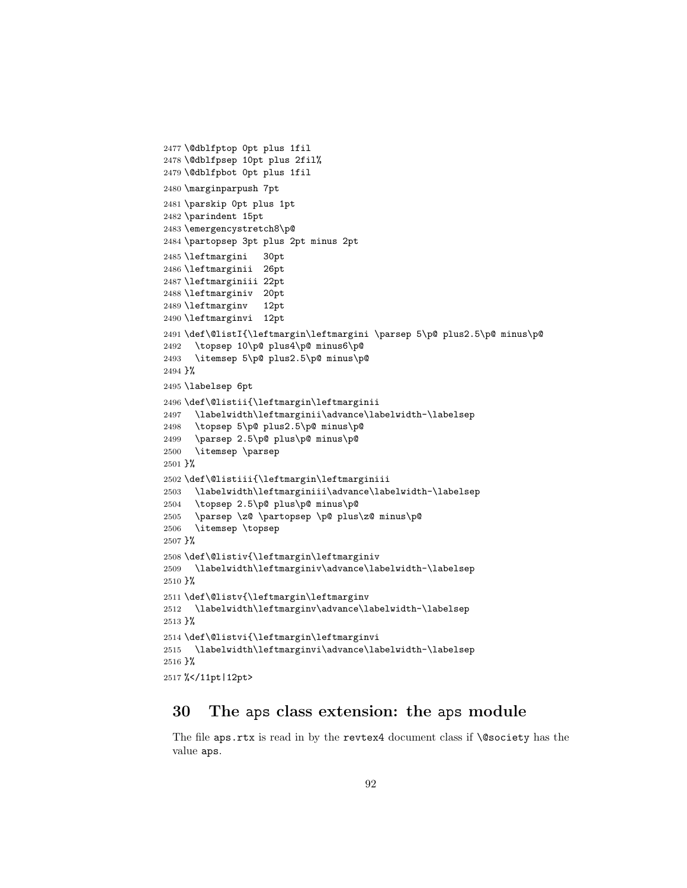```
2477 \@dblfptop 0pt plus 1fil
2478 \@dblfpsep 10pt plus 2fil%
2479 \@dblfpbot 0pt plus 1fil
2480 \marginparpush 7pt
2481 \parskip 0pt plus 1pt
2482 \parindent 15pt
2483 \emergencystretch8\p@
2484 \partopsep 3pt plus 2pt minus 2pt
2485 \leftmargini   30pt
2486 \leftmarginii  26pt
2487 \leftmarginiii 22pt
2488 \leftmarginiv  20pt
2489 \leftmarginv   12pt
2490 \leftmarginvi  12pt
2491 \def\@listI{\leftmargin\leftmargini \parsep 5\p@ plus2.5\p@ minus\p@
2492   \topsep 10\p@ plus4\p@ minus6\p@
2493   \itemsep 5\p@ plus2.5\p@ minus\p@
2494 }%
2495 \labelsep 6pt
2496 \def\@listii{\leftmargin\leftmarginii
2497   \labelwidth\leftmarginii\advance\labelwidth-\labelsep
2498   \topsep 5\p@ plus2.5\p@ minus\p@
2499   \parsep 2.5\p@ plus\p@ minus\p@
2500   \itemsep \parsep
2501 }%
2502 \def\@listiii{\leftmargin\leftmarginiii
2503   \labelwidth\leftmarginiii\advance\labelwidth-\labelsep
2504   \topsep 2.5\p@ plus\p@ minus\p@
2505   \parsep \z@ \partopsep \p@ plus\z@ minus\p@
2506   \itemsep \topsep
2507 }%
2508 \def\@listiv{\leftmargin\leftmarginiv
2509   \labelwidth\leftmarginiv\advance\labelwidth-\labelsep
2510 }%
2511 \def\@listv{\leftmargin\leftmarginv
2512   \labelwidth\leftmarginv\advance\labelwidth-\labelsep
2513 }%
2514 \def\@listvi{\leftmargin\leftmarginvi
2515   \labelwidth\leftmarginvi\advance\labelwidth-\labelsep
2516 }%
2517 %</11pt|12pt>
```

## 30 The aps class extension: the aps module

The file `aps.rtx` is read in by the `revtex4` document class if `\@society` has the value `aps`.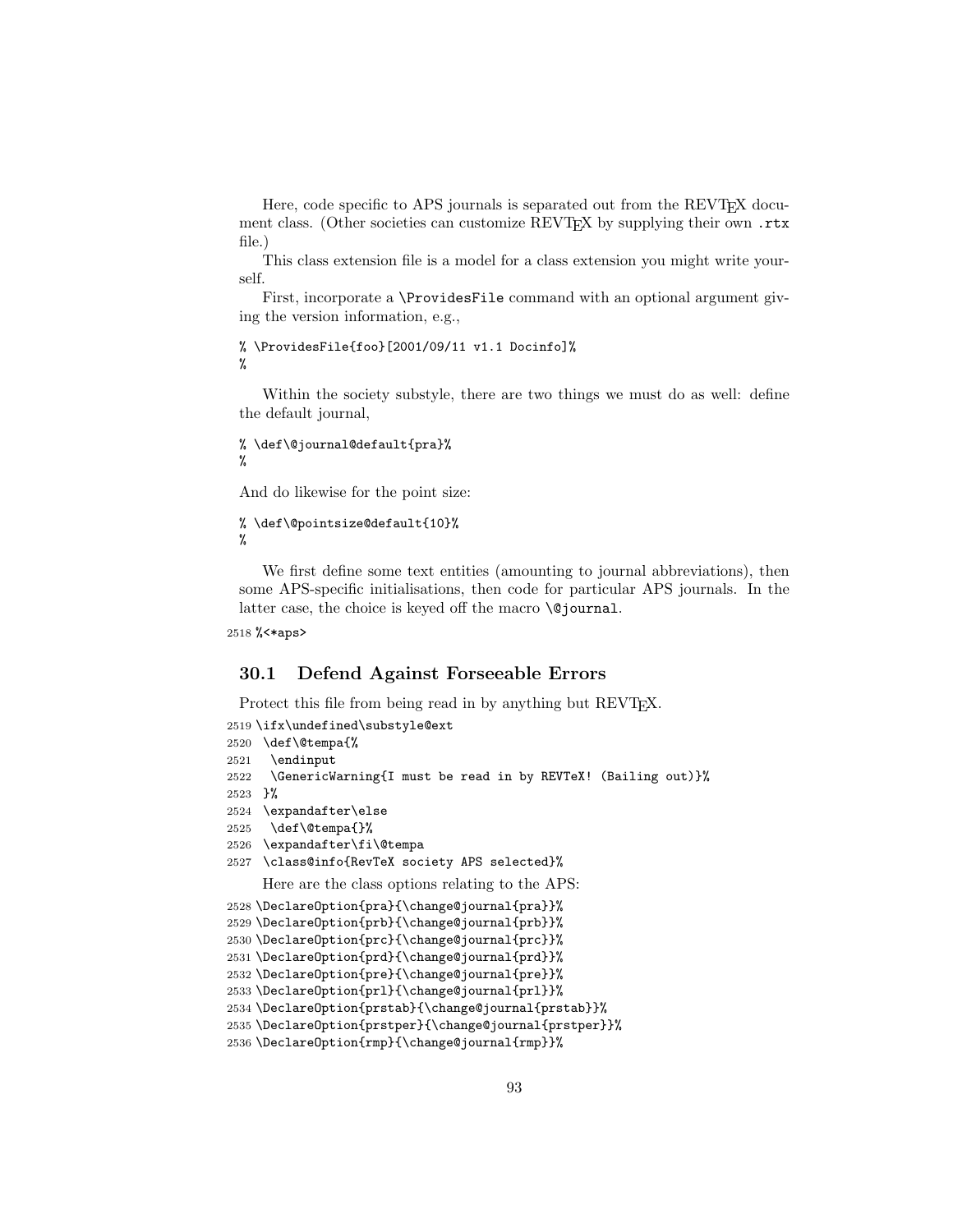Here, code specific to APS journals is separated out from the REVTEX document class. (Other societies can customize REVTEX by supplying their own .rtx file.)

This class extension file is a model for a class extension you might write yourself.

First, incorporate a \ProvidesFile command with an optional argument giving the version information, e.g.,

```
% \ProvidesFile{foo}[2001/09/11 v1.1 Docinfo]%
%
```

Within the society substyle, there are two things we must do as well: define the default journal,

```
% \def\@journal@default{pra}%
%
```

And do likewise for the point size:

```
% \def\@pointsize@default{10}%
%
```

We first define some text entities (amounting to journal abbreviations), then some APS-specific initialisations, then code for particular APS journals. In the latter case, the choice is keyed off the macro \@journal.

```
2518 %<*aps>
```

## 30.1 Defend Against Forseeable Errors

Protect this file from being read in by anything but REVTEX.

```
2519 \ifx\undefined\substyle@ext
2520  \def\@tempa{%
2521   \endinput
2522   \GenericWarning{I must be read in by REVTeX! (Bailing out)}%
2523  }%
2524  \expandafter\else
2525   \def\@tempa{}%
2526  \expandafter\fi\@tempa
2527  \class@info{RevTeX society APS selected}%
```

Here are the class options relating to the APS:

```
2528 \DeclareOption{pra}{\change@journal{pra}}%
2529 \DeclareOption{prb}{\change@journal{prb}}%
2530 \DeclareOption{prc}{\change@journal{prc}}%
2531 \DeclareOption{prd}{\change@journal{prd}}%
2532 \DeclareOption{pre}{\change@journal{pre}}%
2533 \DeclareOption{prl}{\change@journal{prl}}%
2534 \DeclareOption{prstab}{\change@journal{prstab}}%
2535 \DeclareOption{prstper}{\change@journal{prstper}}%
2536 \DeclareOption{rmp}{\change@journal{rmp}}%
```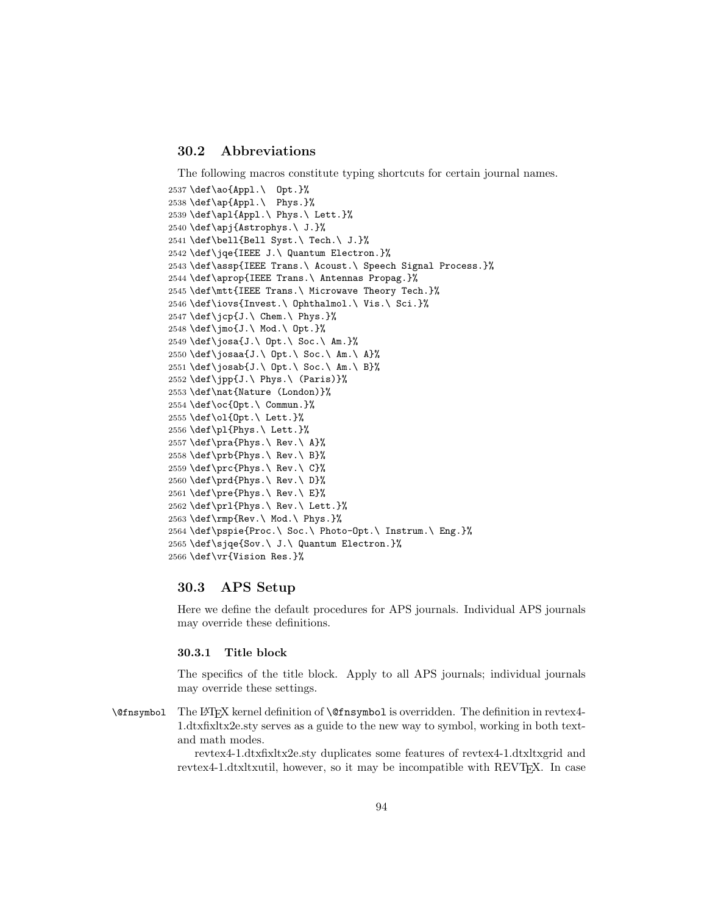## 30.2 Abbreviations

The following macros constitute typing shortcuts for certain journal names.

```
2537 \def\ao{Appl.\  Opt.}%
2538 \def\ap{Appl.\  Phys.}%
2539 \def\apl{Appl.\ Phys.\ Lett.}%
2540 \def\apj{Astrophys.\ J.}%
2541 \def\bell{Bell Syst.\ Tech.\ J.}%
2542 \def\jqe{IEEE J.\ Quantum Electron.}%
2543 \def\assp{IEEE Trans.\ Acoust.\ Speech Signal Process.}%
2544 \def\aprop{IEEE Trans.\ Antennas Propag.}%
2545 \def\mtt{IEEE Trans.\ Microwave Theory Tech.}%
2546 \def\iovs{Invest.\ Ophthalmol.\ Vis.\ Sci.}%
2547 \def\jcp{J.\ Chem.\ Phys.}%
2548 \def\jmo{J.\ Mod.\ Opt.}%
2549 \def\josa{J.\ Opt.\ Soc.\ Am.}%
2550 \def\josaa{J.\ Opt.\ Soc.\ Am.\ A}%
2551 \def\josab{J.\ Opt.\ Soc.\ Am.\ B}%
2552 \def\jpp{J.\ Phys.\ (Paris)}%
2553 \def\nat{Nature (London)}%
2554 \def\oc{Opt.\ Commun.}%
2555 \def\ol{Opt.\ Lett.}%
2556 \def\pl{Phys.\ Lett.}%
2557 \def\pra{Phys.\ Rev.\ A}%
2558 \def\prb{Phys.\ Rev.\ B}%
2559 \def\prc{Phys.\ Rev.\ C}%
2560 \def\prd{Phys.\ Rev.\ D}%
2561 \def\pre{Phys.\ Rev.\ E}%
2562 \def\prl{Phys.\ Rev.\ Lett.}%
2563 \def\rmp{Rev.\ Mod.\ Phys.}%
2564 \def\pspie{Proc.\ Soc.\ Photo-Opt.\ Instrum.\ Eng.}%
2565 \def\sjqe{Sov.\ J.\ Quantum Electron.}%
2566 \def\vr{Vision Res.}%
```

## 30.3 APS Setup

Here we define the default procedures for APS journals. Individual APS journals may override these definitions.

### 30.3.1 Title block

The specifics of the title block. Apply to all APS journals; individual journals may override these settings.

`\@fnsymbol` The LaTeX kernel definition of `\@fnsymbol` is overridden. The definition in revtex4-1.dtxfixltx2e.sty serves as a guide to the new way to symbol, working in both text- and math modes.

revtex4-1.dtxfixltx2e.sty duplicates some features of revtex4-1.dtxltxgrid and revtex4-1.dtxltxutil, however, so it may be incompatible with REVTeX. In case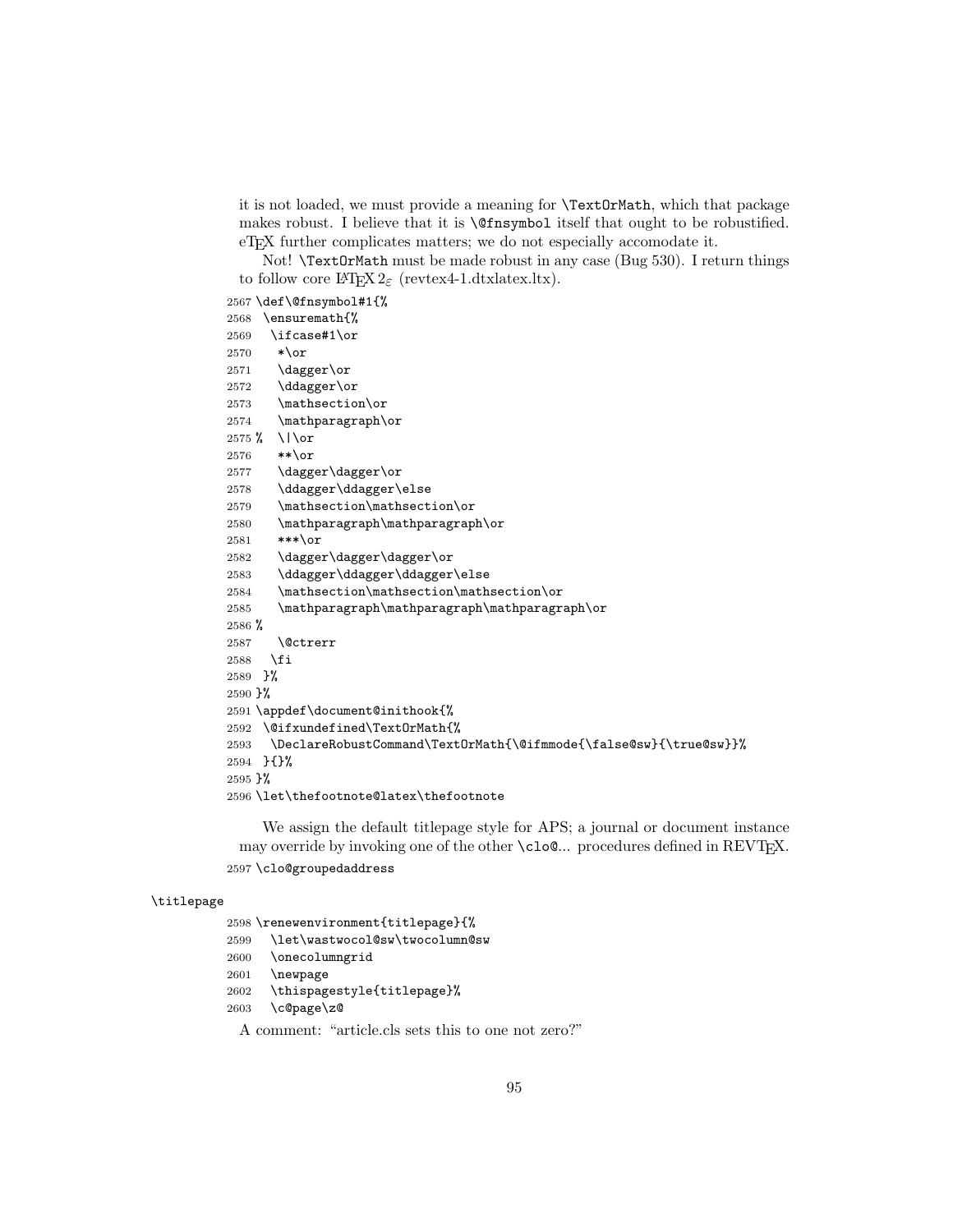it is not loaded, we must provide a meaning for \TextOrMath, which that package makes robust. I believe that it is \@fnsymbol itself that ought to be robustified. eTeX further complicates matters; we do not especially accomodate it.

Not! \TextOrMath must be made robust in any case (Bug 530). I return things to follow core LaTeX $2_\varepsilon$ (revtex4-1.dtxlatex.ltx).

```
2567 \def\@fnsymbol#1{%
2568  \ensuremath{%
2569   \ifcase#1\or
2570    *\or
2571    \dagger\or
2572    \ddagger\or
2573    \mathsection\or
2574    \mathparagraph\or
2575 %   \|\or
2576    **\or
2577    \dagger\dagger\or
2578    \ddagger\ddagger\else
2579    \mathsection\mathsection\or
2580    \mathparagraph\mathparagraph\or
2581    ***\or
2582    \dagger\dagger\dagger\or
2583    \ddagger\ddagger\ddagger\else
2584    \mathsection\mathsection\mathsection\or
2585    \mathparagraph\mathparagraph\mathparagraph\or
2586 %
2587    \@ctrerr
2588   \fi
2589  }%
2590 }%
2591 \appdef\document@inithook{%
2592  \@ifxundefined\TextOrMath{%
2593   \DeclareRobustCommand\TextOrMath{\@ifmmode{\false@sw}{\true@sw}}%
2594  }{}%
2595 }%
2596 \let\thefootnote@latex\thefootnote
```

We assign the default titlepage style for APS; a journal or document instance may override by invoking one of the other \clo@... procedures defined in REVTeX.

```
2597 \clo@groupedaddress
```

\titlepage

```
2598 \renewenvironment{titlepage}{%
2599   \let\wastwocol@sw\twocolumn@sw
2600   \onecolumngrid
2601   \newpage
2602   \thispagestyle{titlepage}%
2603   \c@page\z@
```

A comment: "article.cls sets this to one not zero?"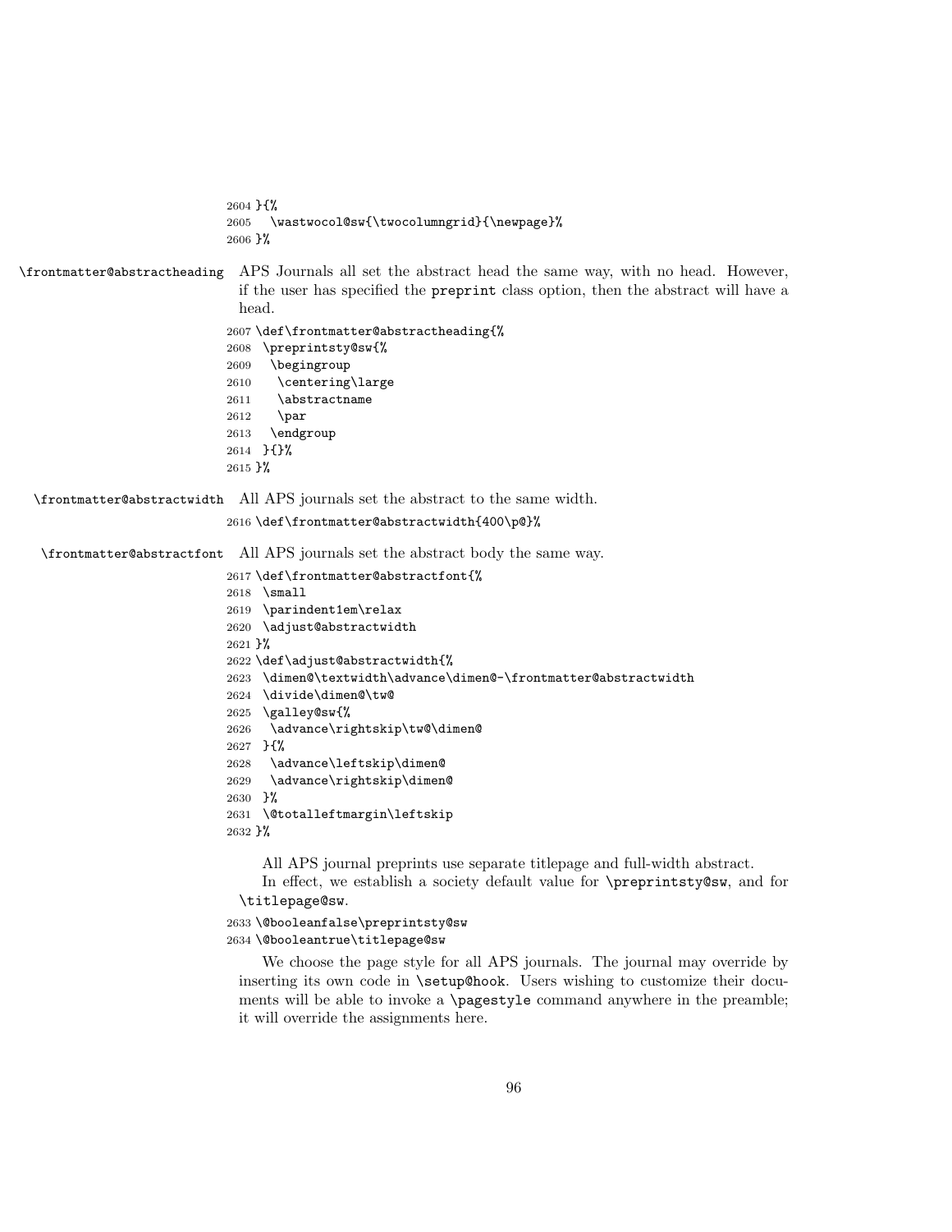```
2604 }{%
2605   \wastwocol@sw{\twocolumngrid}{\newpage}%
2606 }%
```

\frontmatter@abstractheading APS Journals all set the abstract head the same way, with no head. However, if the user has specified the preprint class option, then the abstract will have a head.

```
2607 \def\frontmatter@abstractheading{%
2608  \preprintsty@sw{%
2609   \begingroup
2610    \centering\large
2611    \abstractname
2612    \par
2613   \endgroup
2614  }{}%
2615 }%
```

\frontmatter@abstractwidth All APS journals set the abstract to the same width.

```
2616 \def\frontmatter@abstractwidth{400\p@}%
```

\frontmatter@abstractfont All APS journals set the abstract body the same way.

```
2617 \def\frontmatter@abstractfont{%
2618  \small
2619  \parindent1em\relax
2620  \adjust@abstractwidth
2621 }%
2622 \def\adjust@abstractwidth{%
2623  \dimen@\textwidth\advance\dimen@-\frontmatter@abstractwidth
2624  \divide\dimen@\tw@
2625  \galley@sw{%
2626   \advance\rightskip\tw@\dimen@
2627  }{%
2628   \advance\leftskip\dimen@
2629   \advance\rightskip\dimen@
2630  }%
2631  \@totalleftmargin\leftskip
2632 }%
```

All APS journal preprints use separate titlepage and full-width abstract.

In effect, we establish a society default value for \preprintsty@sw, and for \titlepage@sw.

```
2633 \@booleanfalse\preprintsty@sw
2634 \@booleantrue\titlepage@sw
```

We choose the page style for all APS journals. The journal may override by inserting its own code in \setup@hook. Users wishing to customize their documents will be able to invoke a \pagestyle command anywhere in the preamble; it will override the assignments here.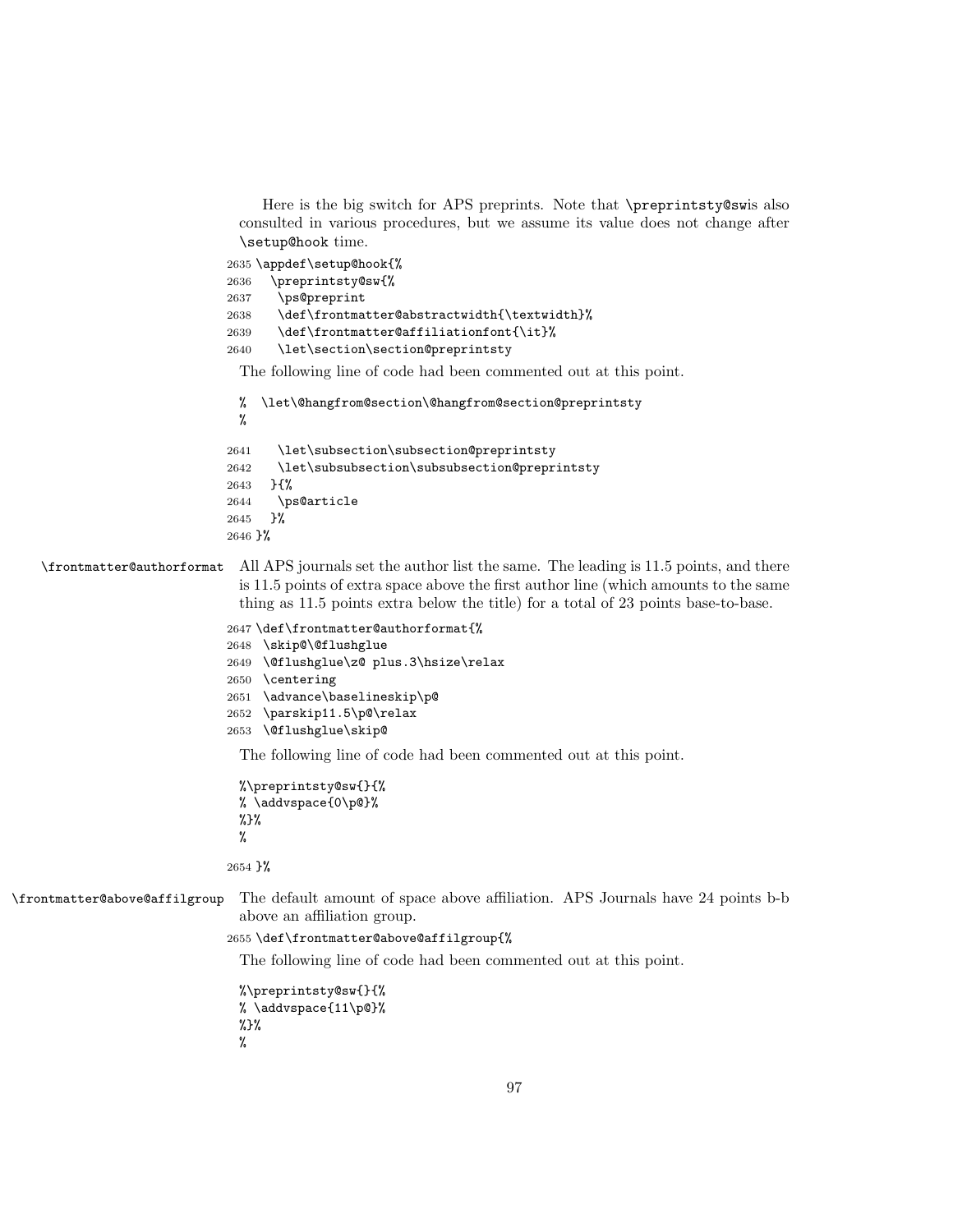Here is the big switch for APS preprints. Note that `\preprintsty@sw`is also consulted in various procedures, but we assume its value does not change after `\setup@hook` time.

```
2635 \appdef\setup@hook{%
2636  \preprintsty@sw{%
2637   \ps@preprint
2638   \def\frontmatter@abstractwidth{\textwidth}%
2639   \def\frontmatter@affiliationfont{\it}%
2640   \let\section\section@preprintsty
```

The following line of code had been commented out at this point.

```
%  \let\@hangfrom@section\@hangfrom@section@preprintsty
%
```

```
2641   \let\subsection\subsection@preprintsty
2642   \let\subsubsection\subsubsection@preprintsty
2643  }{%
2644   \ps@article
2645  }%
2646 }%
```

`\frontmatter@authorformat` All APS journals set the author list the same. The leading is 11.5 points, and there is 11.5 points of extra space above the first author line (which amounts to the same thing as 11.5 points extra below the title) for a total of 23 points base-to-base.

```
2647 \def\frontmatter@authorformat{%
2648  \skip@\@flushglue
2649  \@flushglue\z@ plus.3\hsize\relax
2650  \centering
2651  \advance\baselineskip\p@
2652  \parskip11.5\p@\relax
2653  \@flushglue\skip@
```

The following line of code had been commented out at this point.

```
%\preprintsty@sw{}{%
% \addvspace{0\p@}%
%}%
%
```

```
2654 }%
```

`\frontmatter@above@affilgroup` The default amount of space above affiliation. APS Journals have 24 points b-b above an affiliation group.

```
2655 \def\frontmatter@above@affilgroup{%
```

The following line of code had been commented out at this point.

```
%\preprintsty@sw{}{%
% \addvspace{11\p@}%
%}%
%
```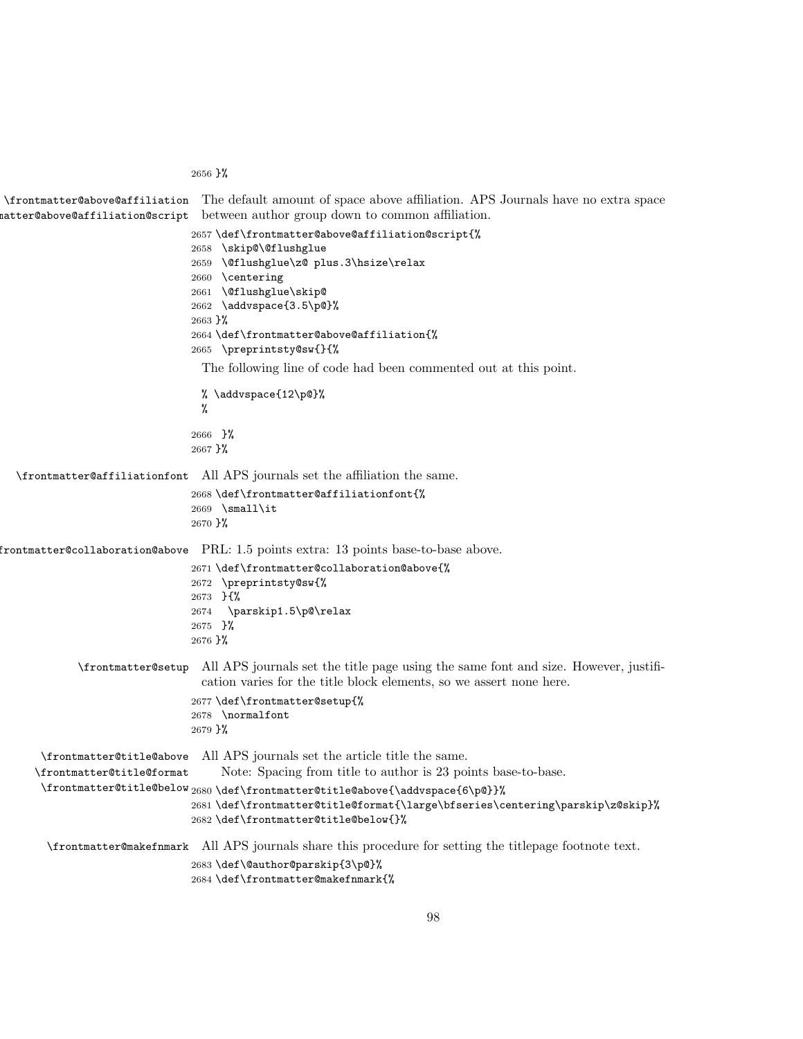```
2656 }%
```

`\frontmatter@above@affiliation` `\frontmatter@above@affiliation@script`

The default amount of space above affiliation. APS Journals have no extra space between author group down to common affiliation.

```
2657 \def\frontmatter@above@affiliation@script{%
2658  \skip@\@flushglue
2659  \@flushglue\z@ plus.3\hsize\relax
2660  \centering
2661  \@flushglue\skip@
2662  \addvspace{3.5\p@}%
2663 }%
2664 \def\frontmatter@above@affiliation{%
2665  \preprintsty@sw{}{%
```

The following line of code had been commented out at this point.

```
% \addvspace{12\p@}%
%
```

```
2666  }%
2667 }%
```

`\frontmatter@affiliationfont`

All APS journals set the affiliation the same.

```
2668 \def\frontmatter@affiliationfont{%
2669  \small\it
2670 }%
```

`\frontmatter@collaboration@above`

PRL: 1.5 points extra: 13 points base-to-base above.

```
2671 \def\frontmatter@collaboration@above{%
2672  \preprintsty@sw{%
2673  }{%
2674   \parskip1.5\p@\relax
2675  }%
2676 }%
```

`\frontmatter@setup`

All APS journals set the title page using the same font and size. However, justification varies for the title block elements, so we assert none here.

```
2677 \def\frontmatter@setup{%
2678  \normalfont
2679 }%
```

`\frontmatter@title@above` `\frontmatter@title@format` `\frontmatter@title@below`

All APS journals set the article title the same.

Note: Spacing from title to author is 23 points base-to-base.

```
2680 \def\frontmatter@title@above{\addvspace{6\p@}}%
2681 \def\frontmatter@title@format{\large\bfseries\centering\parskip\z@skip}%
2682 \def\frontmatter@title@below{}%
```

`\frontmatter@makefnmark`

All APS journals share this procedure for setting the titlepage footnote text.

```
2683 \def\@author@parskip{3\p@}%
2684 \def\frontmatter@makefnmark{%
```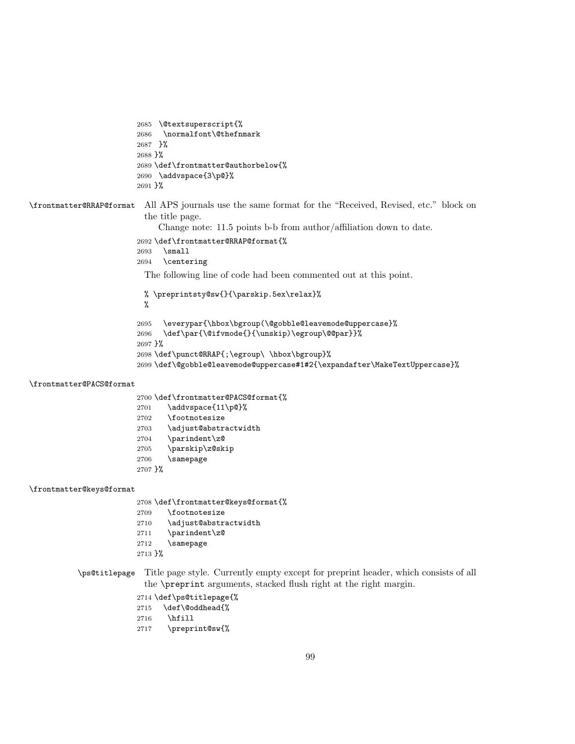```
2685 \@textsuperscript{%
2686  \normalfont\@thefnmark
2687  }%
2688 }%
2689 \def\frontmatter@authorbelow{%
2690  \addvspace{3\p@}%
2691 }%
```

`\frontmatter@RRAP@format` All APS journals use the same format for the "Received, Revised, etc." block on the title page.

Change note: 11.5 points b-b from author/affiliation down to date.

```
2692 \def\frontmatter@RRAP@format{%
2693   \small
2694   \centering
```

The following line of code had been commented out at this point.

```
% \preprintsty@sw{}{\parskip.5ex\relax}%
%
```

```
2695   \everypar{\hbox\bgroup(\@gobble@leavemode@uppercase}%
2696   \def\par{\@ifvmode{}{\unskip)\egroup\@@par}}%
2697 }%
2698 \def\punct@RRAP{;\egroup\ \hbox\bgroup}%
2699 \def\@gobble@leavemode@uppercase#1#2{\expandafter\MakeTextUppercase}%
```

`\frontmatter@PACS@format`

```
2700 \def\frontmatter@PACS@format{%
2701    \addvspace{11\p@}%
2702    \footnotesize
2703    \adjust@abstractwidth
2704    \parindent\z@
2705    \parskip\z@skip
2706    \samepage
2707 }%
```

`\frontmatter@keys@format`

```
2708 \def\frontmatter@keys@format{%
2709    \footnotesize
2710    \adjust@abstractwidth
2711    \parindent\z@
2712    \samepage
2713 }%
```

`\ps@titlepage` Title page style. Currently empty except for preprint header, which consists of all the `\preprint` arguments, stacked flush right at the right margin.

```
2714 \def\ps@titlepage{%
2715   \def\@oddhead{%
2716    \hfill
2717    \preprint@sw{%
```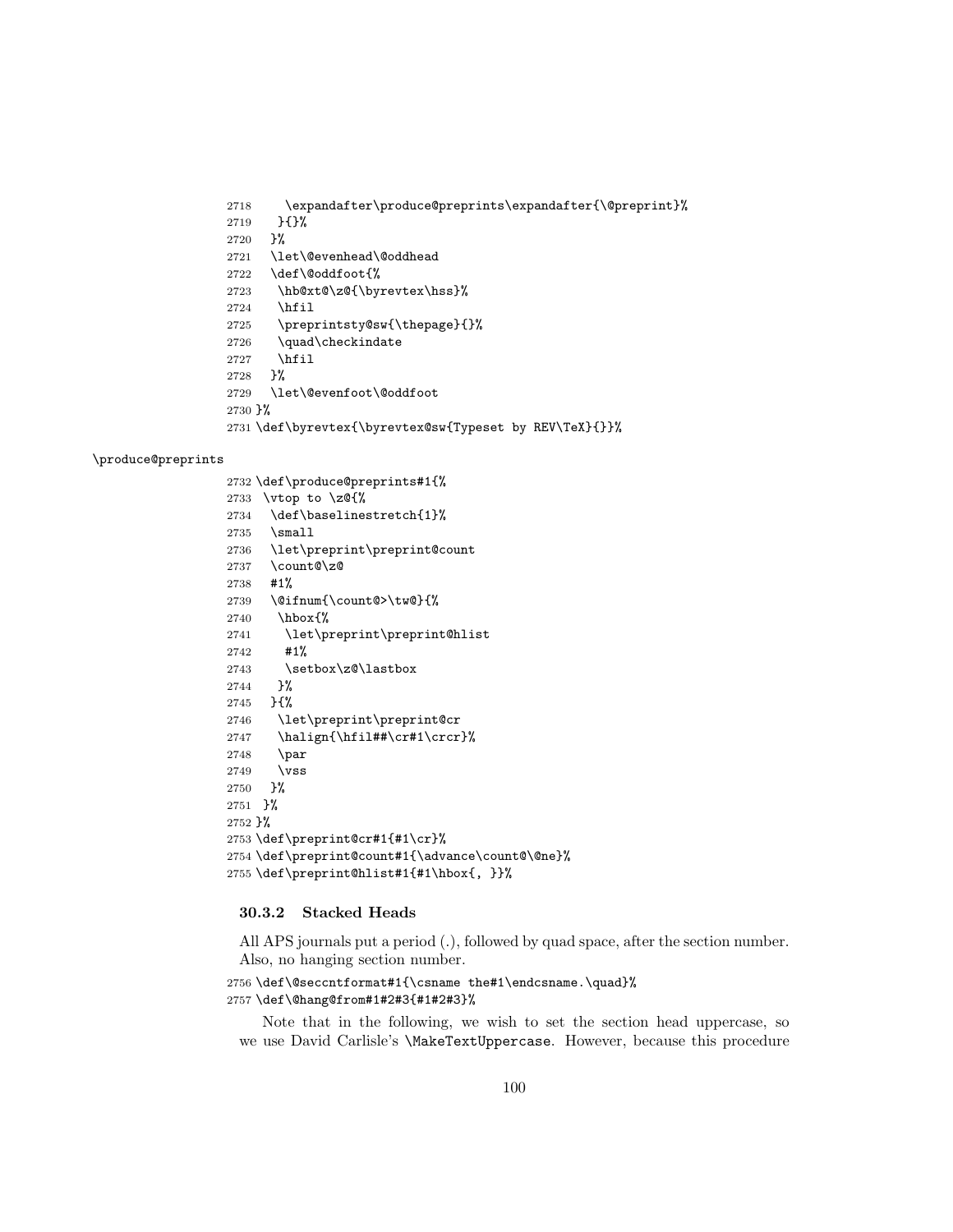```
2718     \expandafter\produce@preprints\expandafter{\@preprint}%
2719    }{}%
2720   }%
2721   \let\@evenhead\@oddhead
2722   \def\@oddfoot{%
2723    \hb@xt@\z@{\byrevtex\hss}%
2724    \hfil
2725    \preprintsty@sw{\thepage}{}%
2726    \quad\checkindate
2727    \hfil
2728   }%
2729   \let\@evenfoot\@oddfoot
2730 }%
2731 \def\byrevtex{\byrevtex@sw{Typeset by REV\TeX}{}}%
```

\produce@preprints

```
2732 \def\produce@preprints#1{%
2733  \vtop to \z@{%
2734   \def\baselinestretch{1}%
2735   \small
2736   \let\preprint\preprint@count
2737   \count@\z@
2738   #1%
2739   \@ifnum{\count@>\tw@}{%
2740    \hbox{%
2741     \let\preprint\preprint@hlist
2742     #1%
2743     \setbox\z@\lastbox
2744    }%
2745   }{%
2746    \let\preprint\preprint@cr
2747    \halign{\hfil##\cr#1\crcr}%
2748    \par
2749    \vss
2750   }%
2751  }%
2752 }%
2753 \def\preprint@cr#1{#1\cr}%
2754 \def\preprint@count#1{\advance\count@\@ne}%
2755 \def\preprint@hlist#1{#1\hbox{, }}%
```

### 30.3.2 Stacked Heads

All APS journals put a period (.), followed by quad space, after the section number. Also, no hanging section number.

```
2756 \def\@seccntformat#1{\csname the#1\endcsname.\quad}%
2757 \def\@hang@from#1#2#3{#1#2#3}%
```

Note that in the following, we wish to set the section head uppercase, so we use David Carlisle's `\MakeTextUppercase`. However, because this procedure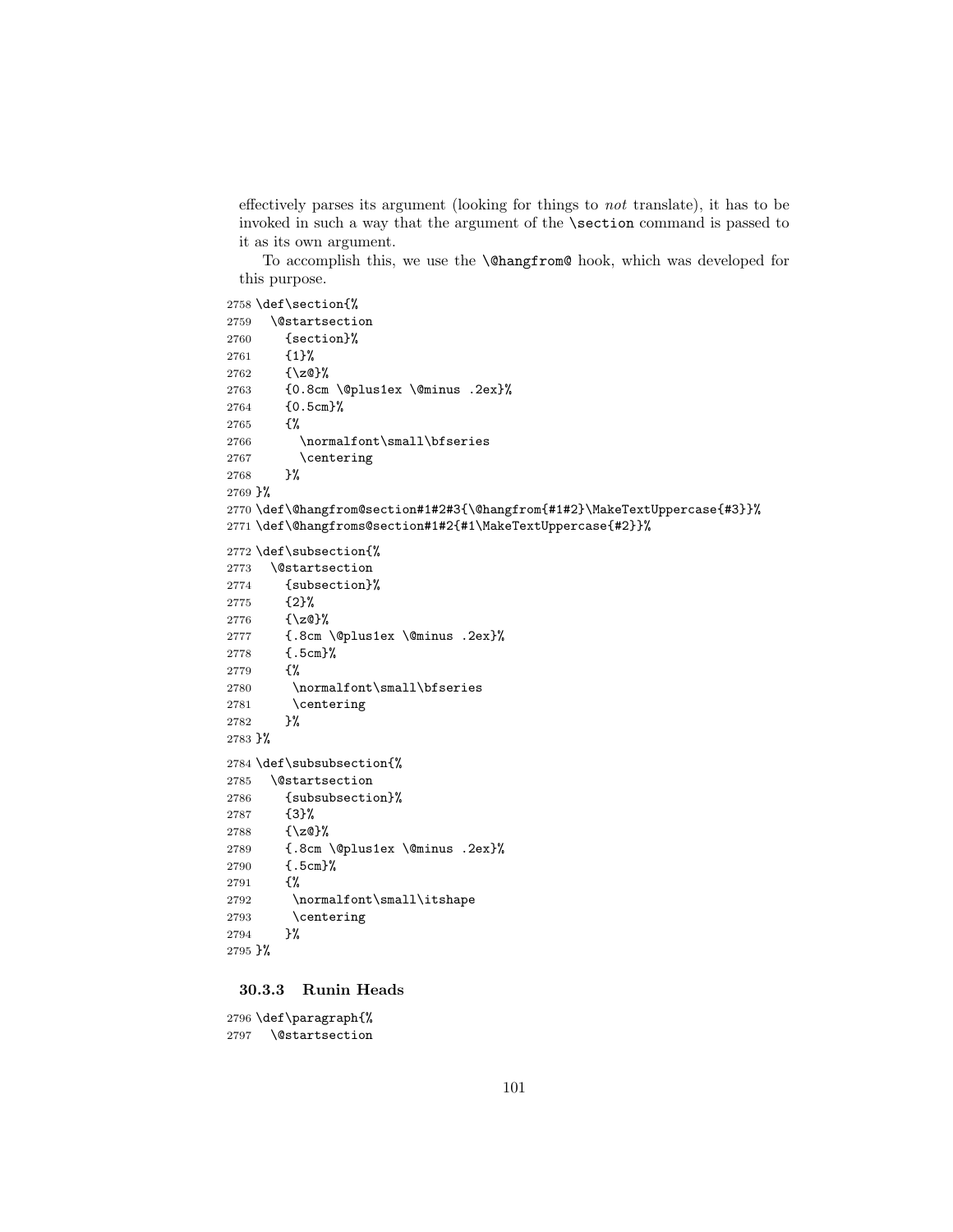effectively parses its argument (looking for things to *not* translate), it has to be invoked in such a way that the argument of the `\section` command is passed to it as its own argument.

To accomplish this, we use the `\@hangfrom@` hook, which was developed for this purpose.

```
2758 \def\section{%
2759   \@startsection
2760     {section}%
2761     {1}%
2762     {\z@}%
2763     {0.8cm \@plus1ex \@minus .2ex}%
2764     {0.5cm}%
2765     {%
2766       \normalfont\small\bfseries
2767       \centering
2768     }%
2769 }%
2770 \def\@hangfrom@section#1#2#3{\@hangfrom{#1#2}\MakeTextUppercase{#3}}%
2771 \def\@hangfroms@section#1#2{#1\MakeTextUppercase{#2}}%
```

```
2772 \def\subsection{%
2773   \@startsection
2774     {subsection}%
2775     {2}%
2776     {\z@}%
2777     {.8cm \@plus1ex \@minus .2ex}%
2778     {.5cm}%
2779     {%
2780      \normalfont\small\bfseries
2781      \centering
2782     }%
2783 }%
```

```
2784 \def\subsubsection{%
2785   \@startsection
2786     {subsubsection}%
2787     {3}%
2788     {\z@}%
2789     {.8cm \@plus1ex \@minus .2ex}%
2790     {.5cm}%
2791     {%
2792      \normalfont\small\itshape
2793      \centering
2794     }%
2795 }%
```

### 30.3.3 Runin Heads

```
2796 \def\paragraph{%
2797   \@startsection
```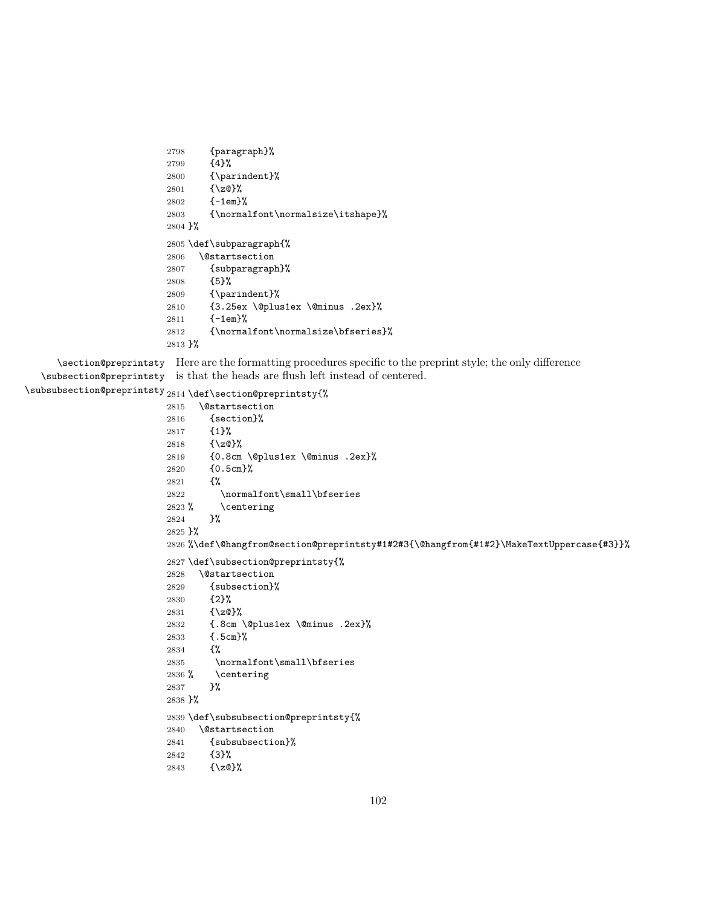```
2798     {paragraph}%
2799     {4}%
2800     {\parindent}%
2801     {\z@}%
2802     {-1em}%
2803     {\normalfont\normalsize\itshape}%
2804 }%
2805 \def\subparagraph{%
2806   \@startsection
2807     {subparagraph}%
2808     {5}%
2809     {\parindent}%
2810     {3.25ex \@plus1ex \@minus .2ex}%
2811     {-1em}%
2812     {\normalfont\normalsize\bfseries}%
2813 }%
```

\section@preprintsty \subsection@preprintsty \subsubsection@preprintsty Here are the formatting procedures specific to the preprint style; the only difference is that the heads are flush left instead of centered.

```
2814 \def\section@preprintsty{%
2815   \@startsection
2816     {section}%
2817     {1}%
2818     {\z@}%
2819     {0.8cm \@plus1ex \@minus .2ex}%
2820     {0.5cm}%
2821     {%
2822       \normalfont\small\bfseries
2823 %      \centering
2824     }%
2825 }%
2826 %\def\@hangfrom@section@preprintsty#1#2#3{\@hangfrom{#1#2}\MakeTextUppercase{#3}}%
2827 \def\subsection@preprintsty{%
2828   \@startsection
2829     {subsection}%
2830     {2}%
2831     {\z@}%
2832     {.8cm \@plus1ex \@minus .2ex}%
2833     {.5cm}%
2834     {%
2835      \normalfont\small\bfseries
2836 %     \centering
2837     }%
2838 }%
2839 \def\subsubsection@preprintsty{%
2840   \@startsection
2841     {subsubsection}%
2842     {3}%
2843     {\z@}%
```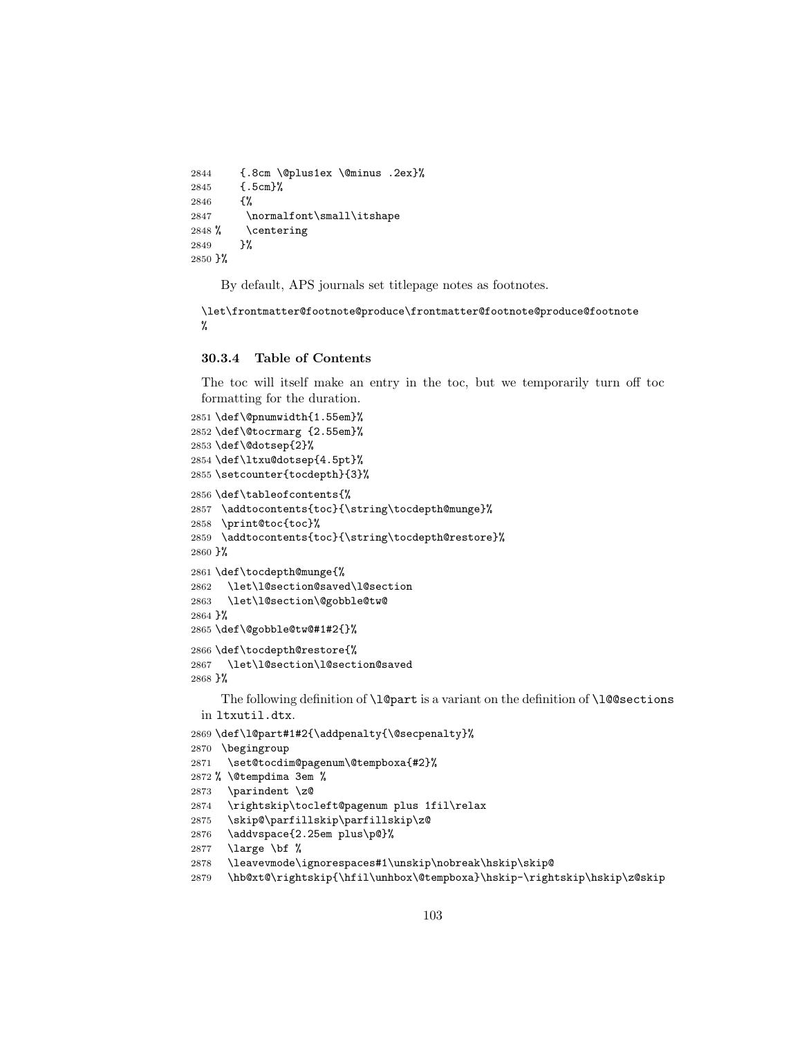```
2844     {.8cm \@plus1ex \@minus .2ex}%
2845     {.5cm}%
2846     {%
2847      \normalfont\small\itshape
2848 %     \centering
2849     }%
2850 }%
```

By default, APS journals set titlepage notes as footnotes.

```
\let\frontmatter@footnote@produce\frontmatter@footnote@produce@footnote
%
```

### 30.3.4 Table of Contents

The toc will itself make an entry in the toc, but we temporarily turn off toc formatting for the duration.

```
2851 \def\@pnumwidth{1.55em}%
2852 \def\@tocrmarg {2.55em}%
2853 \def\@dotsep{2}%
2854 \def\ltxu@dotsep{4.5pt}%
2855 \setcounter{tocdepth}{3}%
2856 \def\tableofcontents{%
2857  \addtocontents{toc}{\string\tocdepth@munge}%
2858  \print@toc{toc}%
2859  \addtocontents{toc}{\string\tocdepth@restore}%
2860 }%
2861 \def\tocdepth@munge{%
2862   \let\l@section@saved\l@section
2863   \let\l@section\@gobble@tw@
2864 }%
2865 \def\@gobble@tw@#1#2{}%
2866 \def\tocdepth@restore{%
2867   \let\l@section\l@section@saved
2868 }%
```

The following definition of `\l@part` is a variant on the definition of `\l@@sections` in `ltxutil.dtx`.

```
2869 \def\l@part#1#2{\addpenalty{\@secpenalty}%
2870  \begingroup
2871   \set@tocdim@pagenum\@tempboxa{#2}%
2872 % \@tempdima 3em %
2873   \parindent \z@
2874   \rightskip\tocleft@pagenum plus 1fil\relax
2875   \skip@\parfillskip\parfillskip\z@
2876   \addvspace{2.25em plus\p@}%
2877   \large \bf %
2878   \leavevmode\ignorespaces#1\unskip\nobreak\hskip\skip@
2879   \hb@xt@\rightskip{\hfil\unhbox\@tempboxa}\hskip-\rightskip\hskip\z@skip
```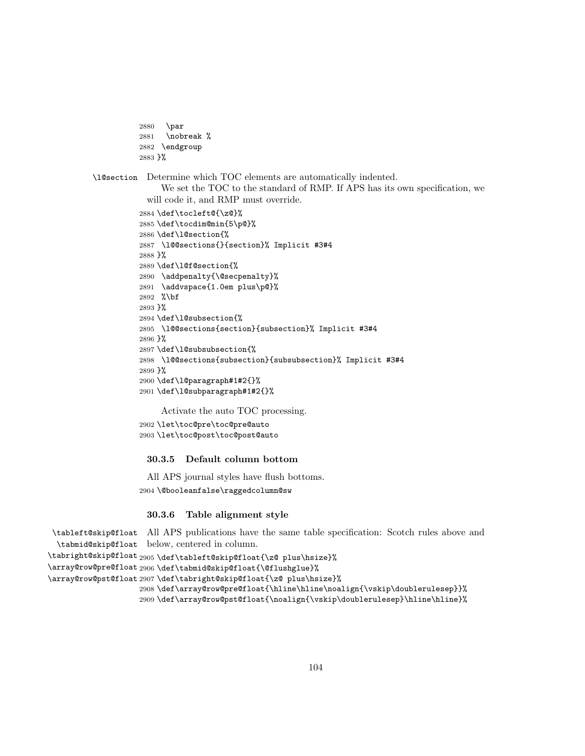```
2880  \par
2881  \nobreak %
2882 \endgroup
2883 }%
```

\l@section Determine which TOC elements are automatically indented.

We set the TOC to the standard of RMP. If APS has its own specification, we will code it, and RMP must override.

```
2884 \def\tocleft@{\z@}%
2885 \def\tocdim@min{5\p@}%
2886 \def\l@section{%
2887  \l@@sections{}{section}% Implicit #3#4
2888 }%
2889 \def\l@f@section{%
2890  \addpenalty{\@secpenalty}%
2891  \addvspace{1.0em plus\p@}%
2892  %\bf
2893 }%
2894 \def\l@subsection{%
2895  \l@@sections{section}{subsection}% Implicit #3#4
2896 }%
2897 \def\l@subsubsection{%
2898  \l@@sections{subsection}{subsubsection}% Implicit #3#4
2899 }%
2900 \def\l@paragraph#1#2{}%
2901 \def\l@subparagraph#1#2{}%
```

Activate the auto TOC processing.

```
2902 \let\toc@pre\toc@pre@auto
2903 \let\toc@post\toc@post@auto
```

### 30.3.5 Default column bottom

All APS journal styles have flush bottoms.

```
2904 \@booleanfalse\raggedcolumn@sw
```

### 30.3.6 Table alignment style

\tableft@skip@float \tabmid@skip@float \tabright@skip@float \array@row@pre@float \array@row@pst@float

All APS publications have the same table specification: Scotch rules above and below, centered in column.

```
2905 \def\tableft@skip@float{\z@ plus\hsize}%
2906 \def\tabmid@skip@float{\@flushglue}%
2907 \def\tabright@skip@float{\z@ plus\hsize}%
2908 \def\array@row@pre@float{\hline\hline\noalign{\vskip\doublerulesep}}%
2909 \def\array@row@pst@float{\noalign{\vskip\doublerulesep}\hline\hline}%
```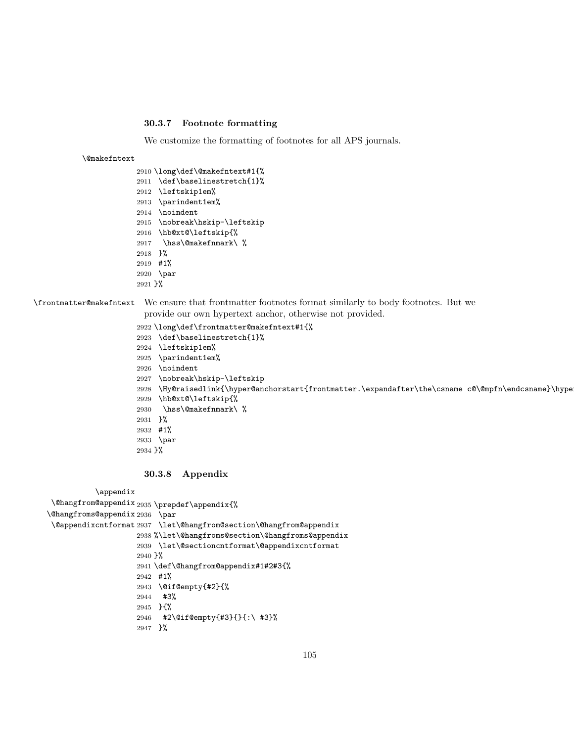### 30.3.7 Footnote formatting

We customize the formatting of footnotes for all APS journals.

\@makefntext

```
2910 \long\def\@makefntext#1{%
2911  \def\baselinestretch{1}%
2912  \leftskip1em%
2913  \parindent1em%
2914  \noindent
2915  \nobreak\hskip-\leftskip
2916  \hb@xt@\leftskip{%
2917   \hss\@makefnmark\ %
2918  }%
2919  #1%
2920  \par
2921 }%
```

\frontmatter@makefntext We ensure that frontmatter footnotes format similarly to body footnotes. But we provide our own hypertext anchor, otherwise not provided.

```
2922 \long\def\frontmatter@makefntext#1{%
2923  \def\baselinestretch{1}%
2924  \leftskip1em%
2925  \parindent1em%
2926  \noindent
2927  \nobreak\hskip-\leftskip
2928  \Hy@raisedlink{\hyper@anchorstart{frontmatter.\expandafter\the\csname c@\@mpfn\endcsname}\hyper
2929  \hb@xt@\leftskip{%
2930   \hss\@makefnmark\ %
2931  }%
2932  #1%
2933  \par
2934 }%
```

### 30.3.8 Appendix

\appendix
\@hangfrom@appendix
\@hangfroms@appendix
\@appendixcntformat

```
2935 \prepdef\appendix{%
2936  \par
2937  \let\@hangfrom@section\@hangfrom@appendix
2938 %\let\@hangfroms@section\@hangfroms@appendix
2939  \let\@sectioncntformat\@appendixcntformat
2940 }%
2941 \def\@hangfrom@appendix#1#2#3{%
2942  #1%
2943  \@if@empty{#2}{%
2944   #3%
2945  }{%
2946   #2\@if@empty{#3}{}{:\ #3}%
2947  }%
```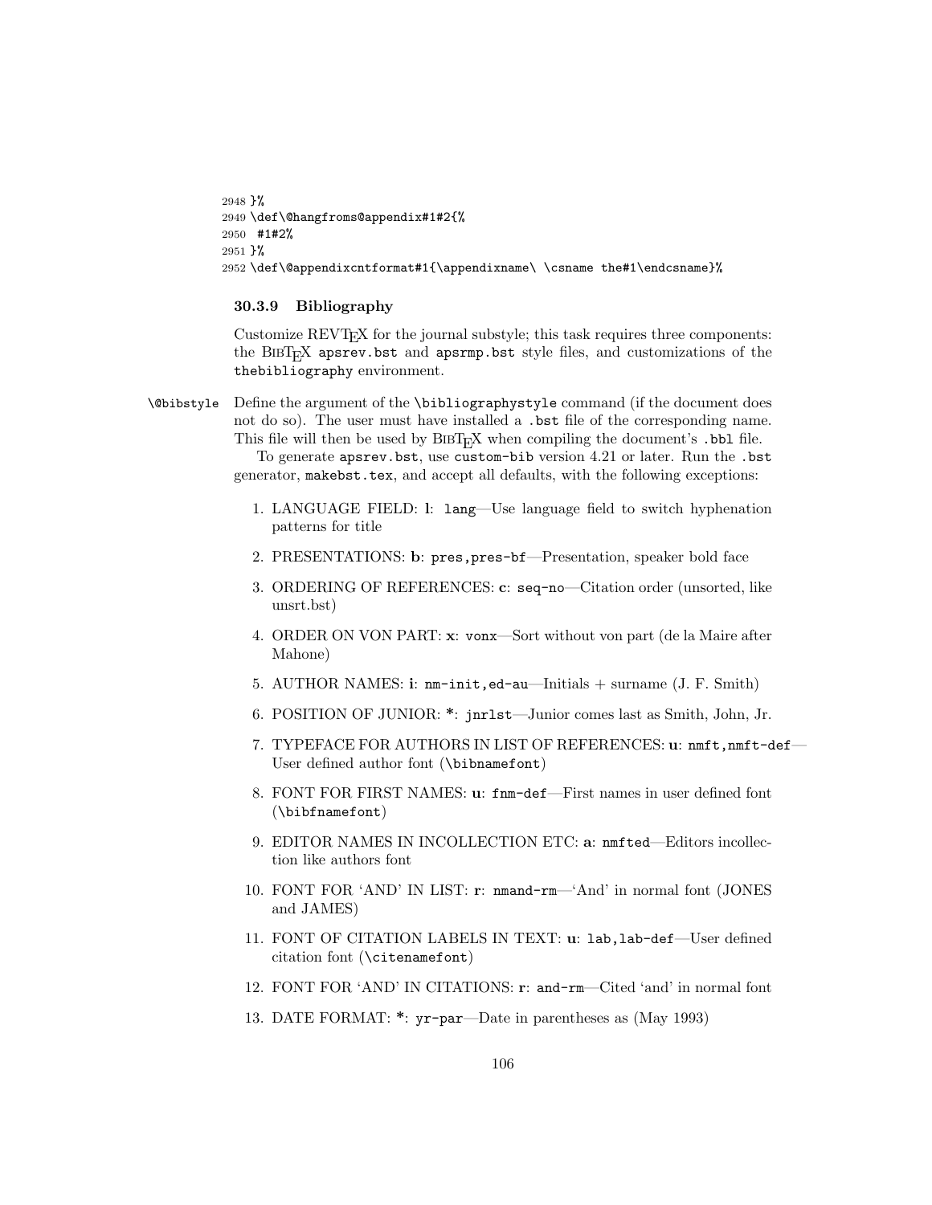```
2948 }%
2949 \def\@hangfroms@appendix#1#2{%
2950  #1#2%
2951 }%
2952 \def\@appendixcntformat#1{\appendixname\ \csname the#1\endcsname}%
```

### 30.3.9 Bibliography

Customize REVTEX for the journal substyle; this task requires three components: the BIBTEX `apsrev.bst` and `apsrmp.bst` style files, and customizations of the `thebibliography` environment.

`\@bibstyle` Define the argument of the `\bibliographystyle` command (if the document does not do so). The user must have installed a `.bst` file of the corresponding name. This file will then be used by BIBTEX when compiling the document's `.bbl` file.

To generate `apsrev.bst`, use `custom-bib` version 4.21 or later. Run the `.bst` generator, `makebst.tex`, and accept all defaults, with the following exceptions:

1. LANGUAGE FIELD: **l**: `lang`—Use language field to switch hyphenation patterns for title
2. PRESENTATIONS: **b**: `pres,pres-bf`—Presentation, speaker bold face
3. ORDERING OF REFERENCES: **c**: `seq-no`—Citation order (unsorted, like unsrt.bst)
4. ORDER ON VON PART: **x**: `vonx`—Sort without von part (de la Maire after Mahone)
5. AUTHOR NAMES: **i**: `nm-init,ed-au`—Initials + surname (J. F. Smith)
6. POSITION OF JUNIOR: **\***: `jnrlst`—Junior comes last as Smith, John, Jr.
7. TYPEFACE FOR AUTHORS IN LIST OF REFERENCES: **u**: `nmft,nmft-def`—User defined author font (`\bibnamefont`)
8. FONT FOR FIRST NAMES: **u**: `fnm-def`—First names in user defined font (`\bibfnamefont`)
9. EDITOR NAMES IN INCOLLECTION ETC: **a**: `nmfted`—Editors incollection like authors font
10. FONT FOR 'AND' IN LIST: **r**: `nmand-rm`—'And' in normal font (JONES and JAMES)
11. FONT OF CITATION LABELS IN TEXT: **u**: `lab,lab-def`—User defined citation font (`\citenamefont`)
12. FONT FOR 'AND' IN CITATIONS: **r**: `and-rm`—Cited 'and' in normal font
13. DATE FORMAT: **\***: `yr-par`—Date in parentheses as (May 1993)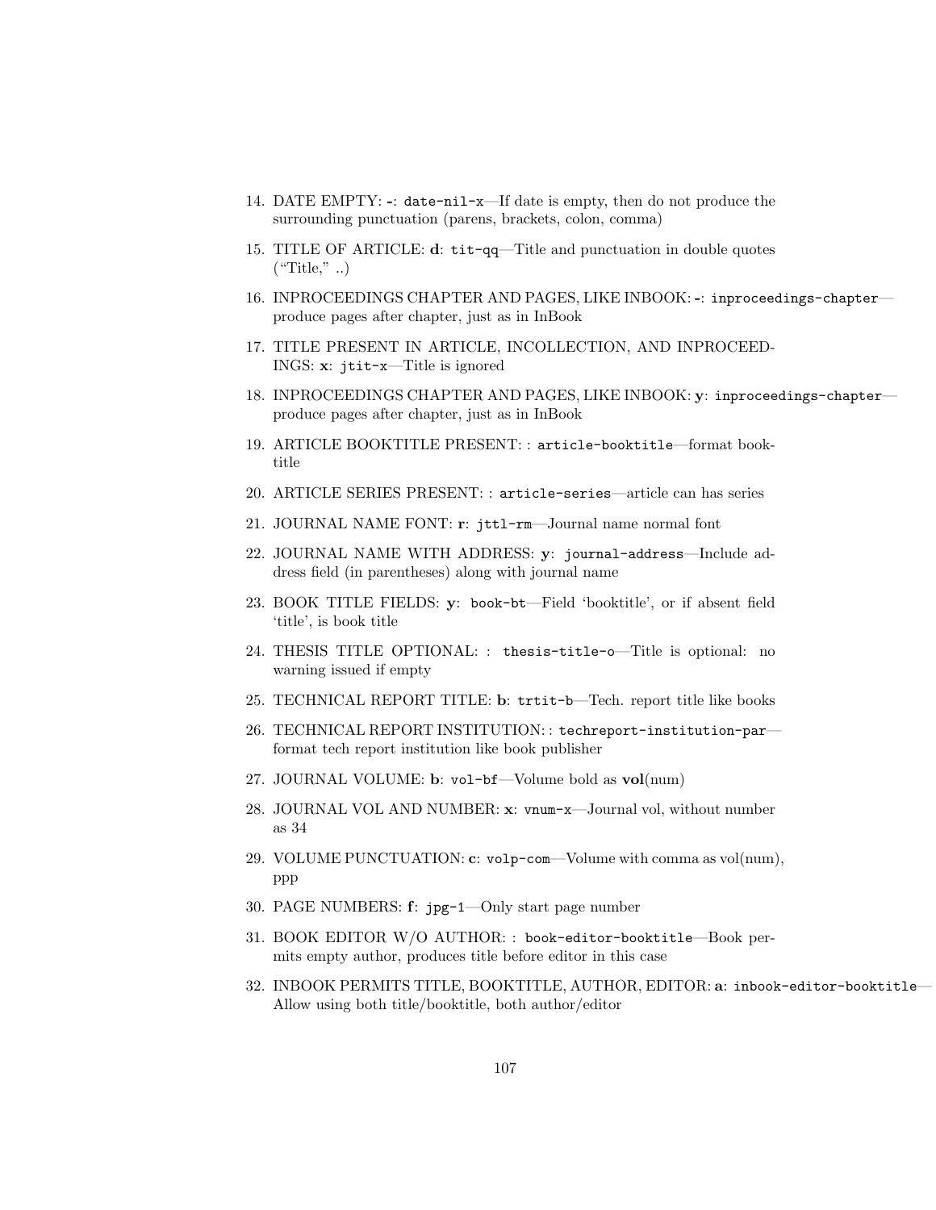14. DATE EMPTY: **-**: `date-nil-x`—If date is empty, then do not produce the surrounding punctuation (parens, brackets, colon, comma)

15. TITLE OF ARTICLE: **d**: `tit-qq`—Title and punctuation in double quotes (“Title,” ..)

16. INPROCEEDINGS CHAPTER AND PAGES, LIKE INBOOK: **-**: `inproceedings-chapter`—produce pages after chapter, just as in InBook

17. TITLE PRESENT IN ARTICLE, INCOLLECTION, AND INPROCEEDINGS: **x**: `jtit-x`—Title is ignored

18. INPROCEEDINGS CHAPTER AND PAGES, LIKE INBOOK: **y**: `inproceedings-chapter`—produce pages after chapter, just as in InBook

19. ARTICLE BOOKTITLE PRESENT: : `article-booktitle`—format booktitle

20. ARTICLE SERIES PRESENT: : `article-series`—article can has series

21. JOURNAL NAME FONT: **r**: `jttl-rm`—Journal name normal font

22. JOURNAL NAME WITH ADDRESS: **y**: `journal-address`—Include address field (in parentheses) along with journal name

23. BOOK TITLE FIELDS: **y**: `book-bt`—Field ‘booktitle’, or if absent field ‘title’, is book title

24. THESIS TITLE OPTIONAL: : `thesis-title-o`—Title is optional: no warning issued if empty

25. TECHNICAL REPORT TITLE: **b**: `trtit-b`—Tech. report title like books

26. TECHNICAL REPORT INSTITUTION: : `techreport-institution-par`—format tech report institution like book publisher

27. JOURNAL VOLUME: **b**: `vol-bf`—Volume bold as **vol**(num)

28. JOURNAL VOL AND NUMBER: **x**: `vnum-x`—Journal vol, without number as 34

29. VOLUME PUNCTUATION: **c**: `volp-com`—Volume with comma as vol(num), ppp

30. PAGE NUMBERS: **f**: `jpg-1`—Only start page number

31. BOOK EDITOR W/O AUTHOR: : `book-editor-booktitle`—Book permits empty author, produces title before editor in this case

32. INBOOK PERMITS TITLE, BOOKTITLE, AUTHOR, EDITOR: **a**: `inbook-editor-booktitle`—Allow using both title/booktitle, both author/editor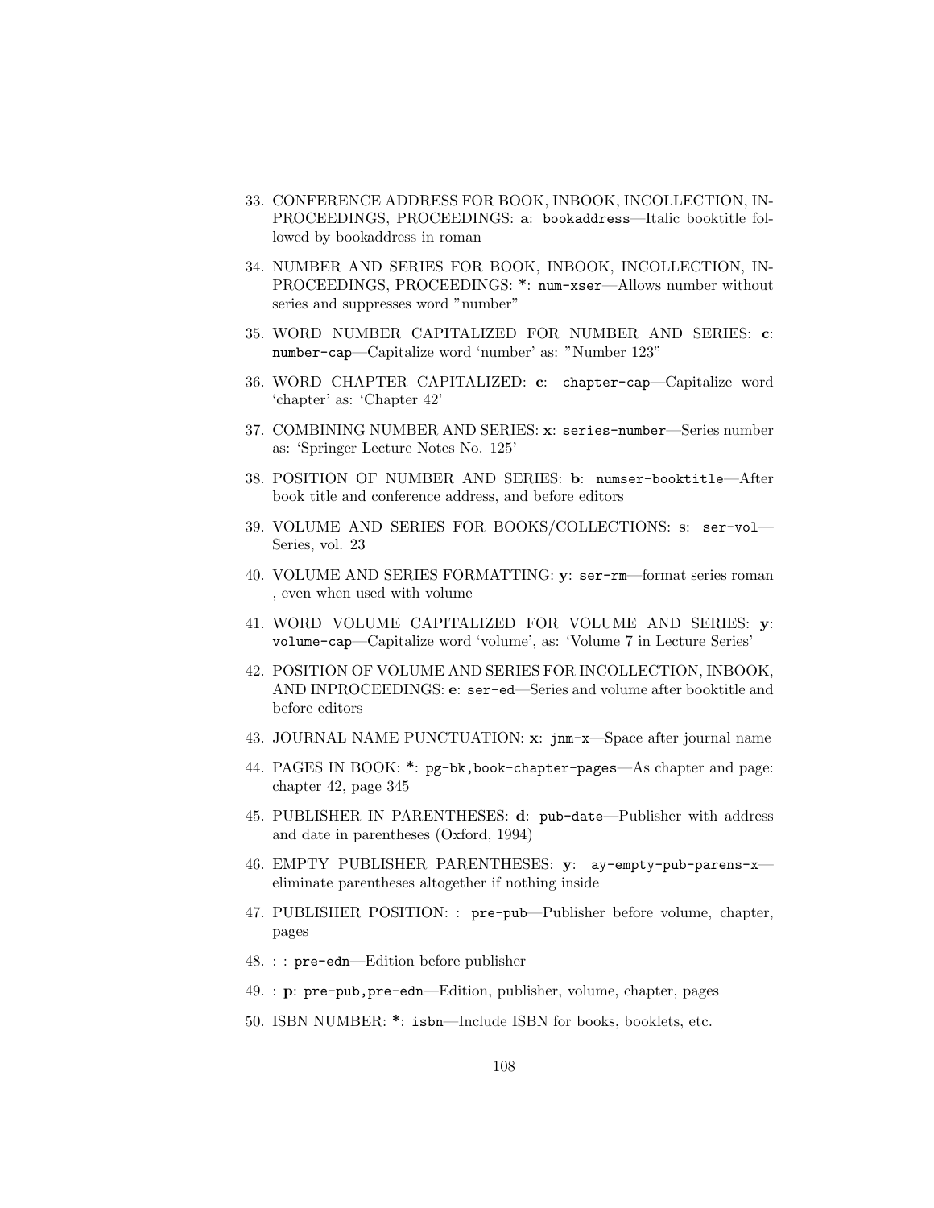33. CONFERENCE ADDRESS FOR BOOK, INBOOK, INCOLLECTION, INPROCEEDINGS, PROCEEDINGS: **a**: `bookaddress`—Italic booktitle followed by bookaddress in roman

34. NUMBER AND SERIES FOR BOOK, INBOOK, INCOLLECTION, INPROCEEDINGS, PROCEEDINGS: **\***: `num-xser`—Allows number without series and suppresses word "number"

35. WORD NUMBER CAPITALIZED FOR NUMBER AND SERIES: **c**: `number-cap`—Capitalize word 'number' as: "Number 123"

36. WORD CHAPTER CAPITALIZED: **c**: `chapter-cap`—Capitalize word 'chapter' as: 'Chapter 42'

37. COMBINING NUMBER AND SERIES: **x**: `series-number`—Series number as: 'Springer Lecture Notes No. 125'

38. POSITION OF NUMBER AND SERIES: **b**: `numser-booktitle`—After book title and conference address, and before editors

39. VOLUME AND SERIES FOR BOOKS/COLLECTIONS: **s**: `ser-vol`—Series, vol. 23

40. VOLUME AND SERIES FORMATTING: **y**: `ser-rm`—format series roman , even when used with volume

41. WORD VOLUME CAPITALIZED FOR VOLUME AND SERIES: **y**: `volume-cap`—Capitalize word 'volume', as: 'Volume 7 in Lecture Series'

42. POSITION OF VOLUME AND SERIES FOR INCOLLECTION, INBOOK, AND INPROCEEDINGS: **e**: `ser-ed`—Series and volume after booktitle and before editors

43. JOURNAL NAME PUNCTUATION: **x**: `jnm-x`—Space after journal name

44. PAGES IN BOOK: **\***: `pg-bk,book-chapter-pages`—As chapter and page: chapter 42, page 345

45. PUBLISHER IN PARENTHESES: **d**: `pub-date`—Publisher with address and date in parentheses (Oxford, 1994)

46. EMPTY PUBLISHER PARENTHESES: **y**: `ay-empty-pub-parens-x`—eliminate parentheses altogether if nothing inside

47. PUBLISHER POSITION: : `pre-pub`—Publisher before volume, chapter, pages

48. : : `pre-edn`—Edition before publisher

49. : **p**: `pre-pub,pre-edn`—Edition, publisher, volume, chapter, pages

50. ISBN NUMBER: **\***: `isbn`—Include ISBN for books, booklets, etc.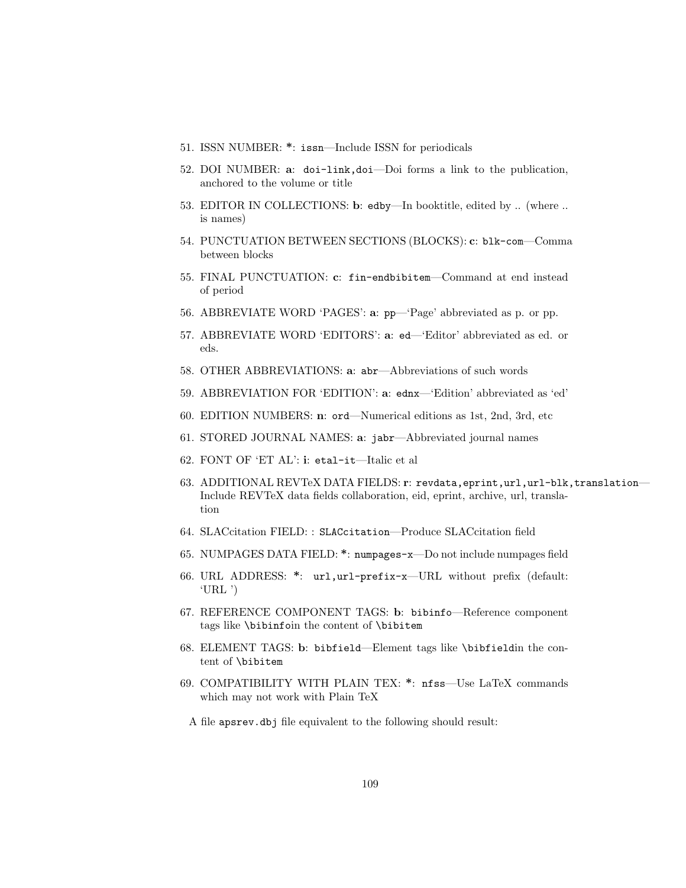51. ISSN NUMBER: **\***: `issn`—Include ISSN for periodicals
52. DOI NUMBER: **a**: `doi-link,doi`—Doi forms a link to the publication, anchored to the volume or title
53. EDITOR IN COLLECTIONS: **b**: `edby`—In booktitle, edited by .. (where .. is names)
54. PUNCTUATION BETWEEN SECTIONS (BLOCKS): **c**: `blk-com`—Comma between blocks
55. FINAL PUNCTUATION: **c**: `fin-endbibitem`—Command at end instead of period
56. ABBREVIATE WORD 'PAGES': **a**: `pp`—'Page' abbreviated as p. or pp.
57. ABBREVIATE WORD 'EDITORS': **a**: `ed`—'Editor' abbreviated as ed. or eds.
58. OTHER ABBREVIATIONS: **a**: `abr`—Abbreviations of such words
59. ABBREVIATION FOR 'EDITION': **a**: `ednx`—'Edition' abbreviated as 'ed'
60. EDITION NUMBERS: **n**: `ord`—Numerical editions as 1st, 2nd, 3rd, etc
61. STORED JOURNAL NAMES: **a**: `jabr`—Abbreviated journal names
62. FONT OF 'ET AL': **i**: `etal-it`—Italic et al
63. ADDITIONAL REVTeX DATA FIELDS: **r**: `revdata,eprint,url,url-blk,translation`—Include REVTeX data fields collaboration, eid, eprint, archive, url, translation
64. SLACcitation FIELD: : `SLACcitation`—Produce SLACcitation field
65. NUMPAGES DATA FIELD: **\***: `numpages-x`—Do not include numpages field
66. URL ADDRESS: **\***: `url,url-prefix-x`—URL without prefix (default: 'URL ')
67. REFERENCE COMPONENT TAGS: **b**: `bibinfo`—Reference component tags like `\bibinfo`in the content of `\bibitem`
68. ELEMENT TAGS: **b**: `bibfield`—Element tags like `\bibfield`in the content of `\bibitem`
69. COMPATIBILITY WITH PLAIN TEX: **\***: `nfss`—Use LaTeX commands which may not work with Plain TeX

A file `apsrev.dbj` file equivalent to the following should result: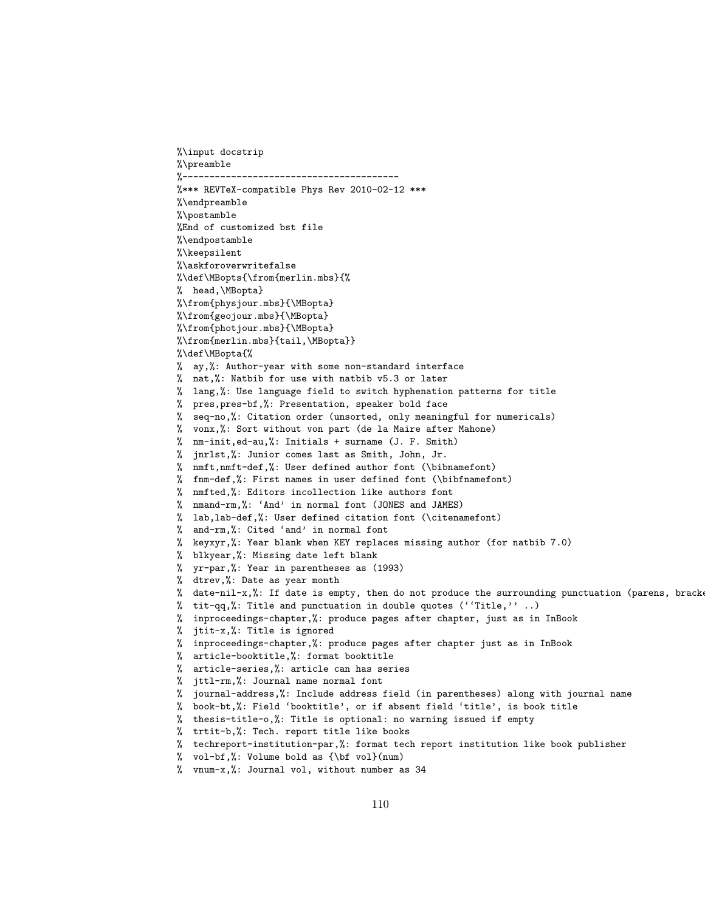```
%\input docstrip
%\preamble
%----------------------------------------
%*** REVTeX-compatible Phys Rev 2010-02-12 ***
%\endpreamble
%\postamble
%End of customized bst file
%\endpostamble
%\keepsilent
%\askforoverwritefalse
%\def\MBopts{\from{merlin.mbs}{%
%  head,\MBopta}
%\from{physjour.mbs}{\MBopta}
%\from{geojour.mbs}{\MBopta}
%\from{photjour.mbs}{\MBopta}
%\from{merlin.mbs}{tail,\MBopta}}
%\def\MBopta{%
%  ay,%: Author-year with some non-standard interface
%  nat,%: Natbib for use with natbib v5.3 or later
%  lang,%: Use language field to switch hyphenation patterns for title
%  pres,pres-bf,%: Presentation, speaker bold face
%  seq-no,%: Citation order (unsorted, only meaningful for numericals)
%  vonx,%: Sort without von part (de la Maire after Mahone)
%  nm-init,ed-au,%: Initials + surname (J. F. Smith)
%  jnrlst,%: Junior comes last as Smith, John, Jr.
%  nmft,nmft-def,%: User defined author font (\bibnamefont)
%  fnm-def,%: First names in user defined font (\bibfnamefont)
%  nmfted,%: Editors incollection like authors font
%  nmand-rm,%: `And' in normal font (JONES and JAMES)
%  lab,lab-def,%: User defined citation font (\citenamefont)
%  and-rm,%: Cited `and' in normal font
%  keyxyr,%: Year blank when KEY replaces missing author (for natbib 7.0)
%  blkyear,%: Missing date left blank
%  yr-par,%: Year in parentheses as (1993)
%  dtrev,%: Date as year month
%  date-nil-x,%: If date is empty, then do not produce the surrounding punctuation (parens, bracke
%  tit-qq,%: Title and punctuation in double quotes (``Title,'' ..)
%  inproceedings-chapter,%: produce pages after chapter, just as in InBook
%  jtit-x,%: Title is ignored
%  inproceedings-chapter,%: produce pages after chapter just as in InBook
%  article-booktitle,%: format booktitle
%  article-series,%: article can has series
%  jttl-rm,%: Journal name normal font
%  journal-address,%: Include address field (in parentheses) along with journal name
%  book-bt,%: Field `booktitle', or if absent field `title', is book title
%  thesis-title-o,%: Title is optional: no warning issued if empty
%  trtit-b,%: Tech. report title like books
%  techreport-institution-par,%: format tech report institution like book publisher
%  vol-bf,%: Volume bold as {\bf vol}(num)
%  vnum-x,%: Journal vol, without number as 34
```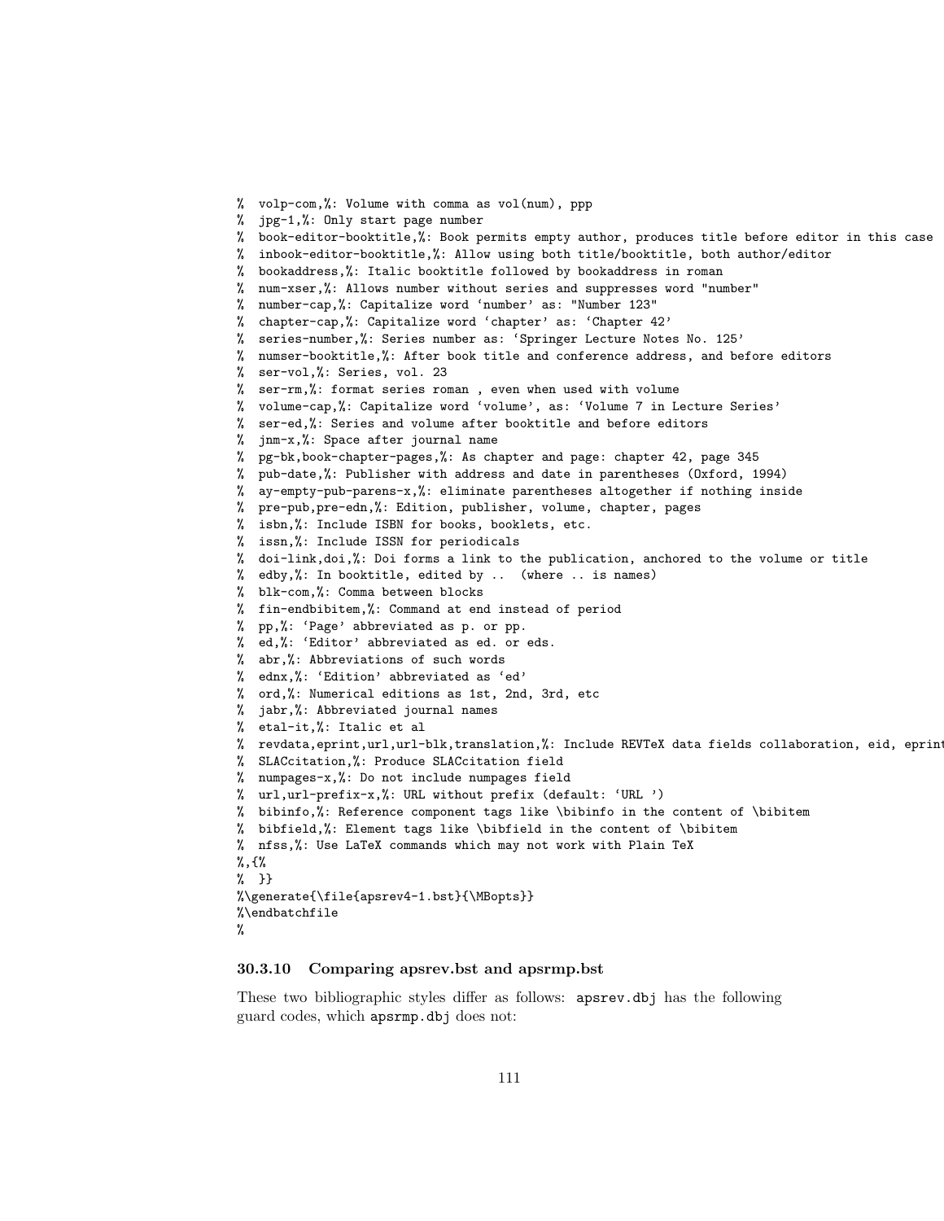```
%  volp-com,%: Volume with comma as vol(num), ppp
%  jpg-1,%: Only start page number
%  book-editor-booktitle,%: Book permits empty author, produces title before editor in this case
%  inbook-editor-booktitle,%: Allow using both title/booktitle, both author/editor
%  bookaddress,%: Italic booktitle followed by bookaddress in roman
%  num-xser,%: Allows number without series and suppresses word "number"
%  number-cap,%: Capitalize word 'number' as: "Number 123"
%  chapter-cap,%: Capitalize word 'chapter' as: 'Chapter 42'
%  series-number,%: Series number as: 'Springer Lecture Notes No. 125'
%  numser-booktitle,%: After book title and conference address, and before editors
%  ser-vol,%: Series, vol. 23
%  ser-rm,%: format series roman , even when used with volume
%  volume-cap,%: Capitalize word 'volume', as: 'Volume 7 in Lecture Series'
%  ser-ed,%: Series and volume after booktitle and before editors
%  jnm-x,%: Space after journal name
%  pg-bk,book-chapter-pages,%: As chapter and page: chapter 42, page 345
%  pub-date,%: Publisher with address and date in parentheses (Oxford, 1994)
%  ay-empty-pub-parens-x,%: eliminate parentheses altogether if nothing inside
%  pre-pub,pre-edn,%: Edition, publisher, volume, chapter, pages
%  isbn,%: Include ISBN for books, booklets, etc.
%  issn,%: Include ISSN for periodicals
%  doi-link,doi,%: Doi forms a link to the publication, anchored to the volume or title
%  edby,%: In booktitle, edited by ..  (where .. is names)
%  blk-com,%: Comma between blocks
%  fin-endbibitem,%: Command at end instead of period
%  pp,%: 'Page' abbreviated as p. or pp.
%  ed,%: 'Editor' abbreviated as ed. or eds.
%  abr,%: Abbreviations of such words
%  ednx,%: 'Edition' abbreviated as 'ed'
%  ord,%: Numerical editions as 1st, 2nd, 3rd, etc
%  jabr,%: Abbreviated journal names
%  etal-it,%: Italic et al
%  revdata,eprint,url,url-blk,translation,%: Include REVTeX data fields collaboration, eid, eprint
%  SLACcitation,%: Produce SLACcitation field
%  numpages-x,%: Do not include numpages field
%  url,url-prefix-x,%: URL without prefix (default: 'URL ')
%  bibinfo,%: Reference component tags like \bibinfo in the content of \bibitem
%  bibfield,%: Element tags like \bibfield in the content of \bibitem
%  nfss,%: Use LaTeX commands which may not work with Plain TeX
%,{%
%  }}
%\generate{\file{apsrev4-1.bst}{\MBopts}}
%\endbatchfile
%
```

### 30.3.10 Comparing apsrev.bst and apsrmp.bst

These two bibliographic styles differ as follows: `apsrev.dbj` has the following guard codes, which `apsrmp.dbj` does not: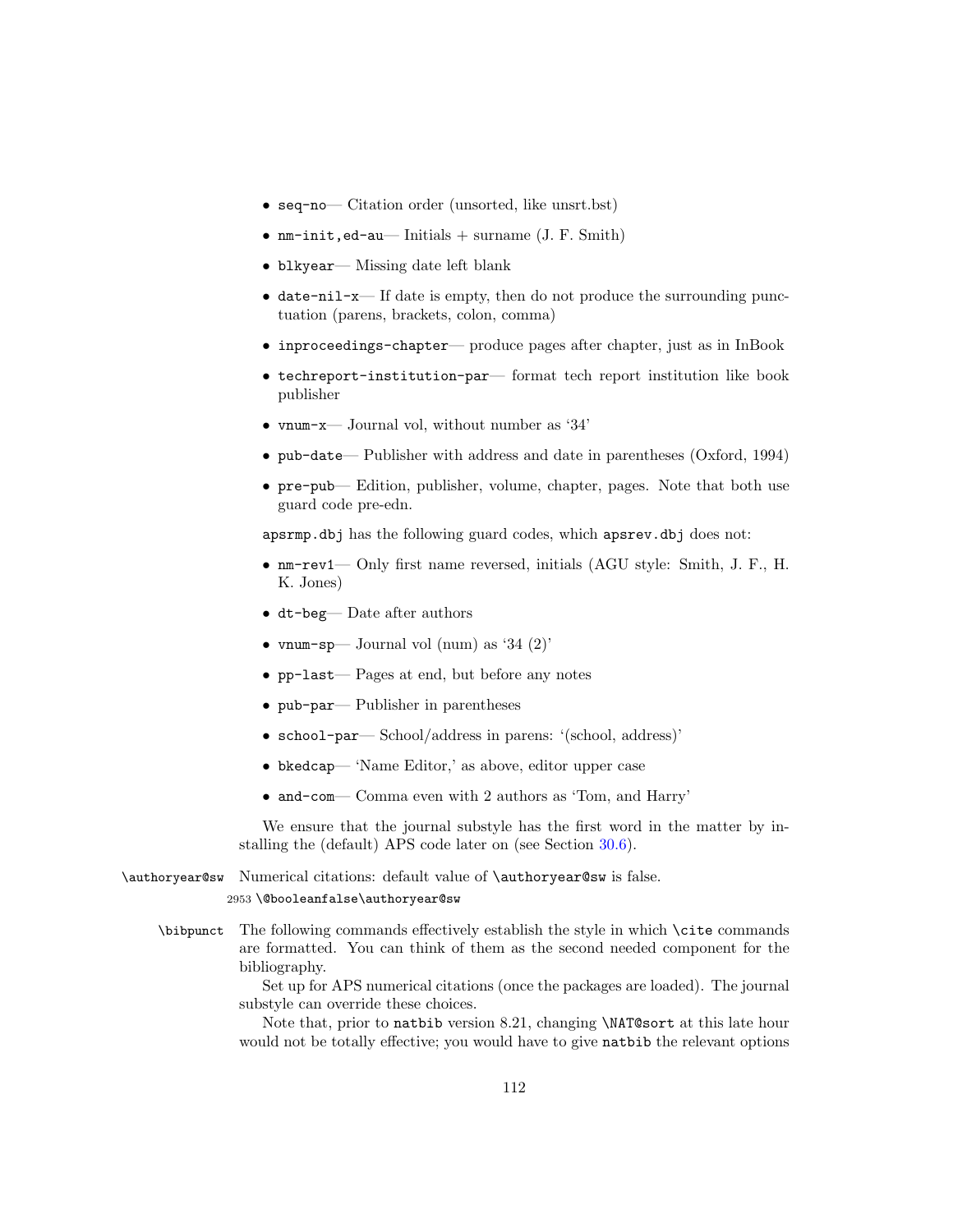- `seq-no`— Citation order (unsorted, like unsrt.bst)
- `nm-init,ed-au`— Initials + surname (J. F. Smith)
- `blkyear`— Missing date left blank
- `date-nil-x`— If date is empty, then do not produce the surrounding punctuation (parens, brackets, colon, comma)
- `inproceedings-chapter`— produce pages after chapter, just as in InBook
- `techreport-institution-par`— format tech report institution like book publisher
- `vnum-x`— Journal vol, without number as '34'
- `pub-date`— Publisher with address and date in parentheses (Oxford, 1994)
- `pre-pub`— Edition, publisher, volume, chapter, pages. Note that both use guard code pre-edn.

`apsrmp.dbj` has the following guard codes, which `apsrev.dbj` does not:

- `nm-rev1`— Only first name reversed, initials (AGU style: Smith, J. F., H. K. Jones)
- `dt-beg`— Date after authors
- `vnum-sp`— Journal vol (num) as '34 (2)'
- `pp-last`— Pages at end, but before any notes
- `pub-par`— Publisher in parentheses
- `school-par`— School/address in parens: '(school, address)'
- `bkedcap`— 'Name Editor,' as above, editor upper case
- `and-com`— Comma even with 2 authors as 'Tom, and Harry'

We ensure that the journal substyle has the first word in the matter by installing the (default) APS code later on (see Section 30.6).

`\authoryear@sw` Numerical citations: default value of `\authoryear@sw` is false.

```
2953 \@booleanfalse\authoryear@sw
```

`\bibpunct` The following commands effectively establish the style in which `\cite` commands are formatted. You can think of them as the second needed component for the bibliography.

Set up for APS numerical citations (once the packages are loaded). The journal substyle can override these choices.

Note that, prior to `natbib` version 8.21, changing `\NAT@sort` at this late hour would not be totally effective; you would have to give `natbib` the relevant options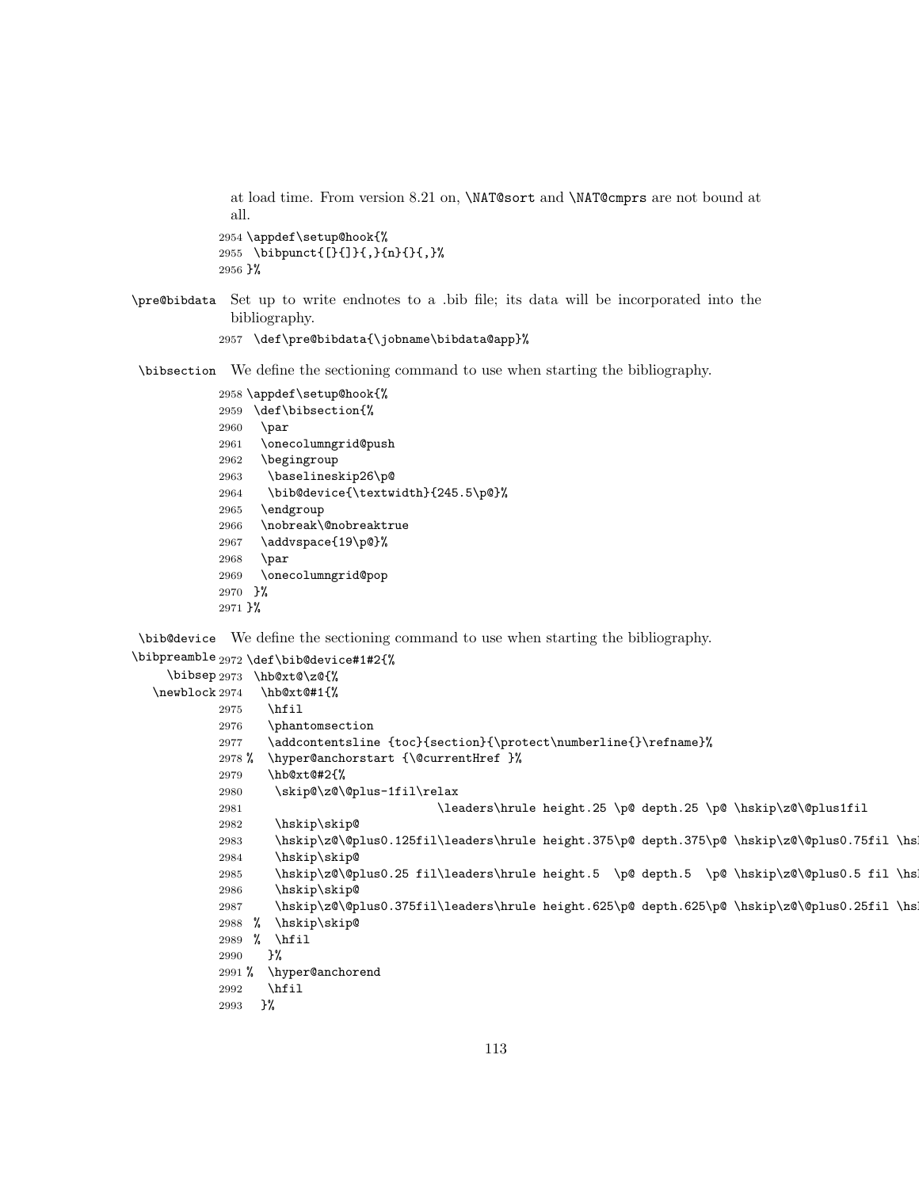at load time. From version 8.21 on, \NAT@sort and \NAT@cmprs are not bound at all.

```
2954 \appdef\setup@hook{%
2955  \bibpunct{[}{]}{,}{n}{}{,}%
2956 }%
```

\pre@bibdata Set up to write endnotes to a .bib file; its data will be incorporated into the bibliography.

```
2957  \def\pre@bibdata{\jobname\bibdata@app}%
```

\bibsection We define the sectioning command to use when starting the bibliography.

```
2958 \appdef\setup@hook{%
2959  \def\bibsection{%
2960   \par
2961   \onecolumngrid@push
2962   \begingroup
2963    \baselineskip26\p@
2964    \bib@device{\textwidth}{245.5\p@}%
2965   \endgroup
2966   \nobreak\@nobreaktrue
2967   \addvspace{19\p@}%
2968   \par
2969   \onecolumngrid@pop
2970  }%
2971 }%
```

\bib@device \bibpreamble \bibsep \newblock We define the sectioning command to use when starting the bibliography.

```
2972 \def\bib@device#1#2{%
2973  \hb@xt@\z@{%
2974   \hb@xt@#1{%
2975    \hfil
2976    \phantomsection
2977    \addcontentsline {toc}{section}{\protect\numberline{}\refname}%
2978 %  \hyper@anchorstart {\@currentHref }%
2979    \hb@xt@#2{%
2980     \skip@\z@\@plus-1fil\relax
2981                            \leaders\hrule height.25 \p@ depth.25 \p@ \hskip\z@\@plus1fil
2982     \hskip\skip@
2983     \hskip\z@\@plus0.125fil\leaders\hrule height.375\p@ depth.375\p@ \hskip\z@\@plus0.75fil \hs
2984     \hskip\skip@
2985     \hskip\z@\@plus0.25 fil\leaders\hrule height.5  \p@ depth.5  \p@ \hskip\z@\@plus0.5 fil \hs
2986     \hskip\skip@
2987     \hskip\z@\@plus0.375fil\leaders\hrule height.625\p@ depth.625\p@ \hskip\z@\@plus0.25fil \hs
2988  %  \hskip\skip@
2989  %  \hfil
2990    }%
2991 %  \hyper@anchorend
2992    \hfil
2993   }%
```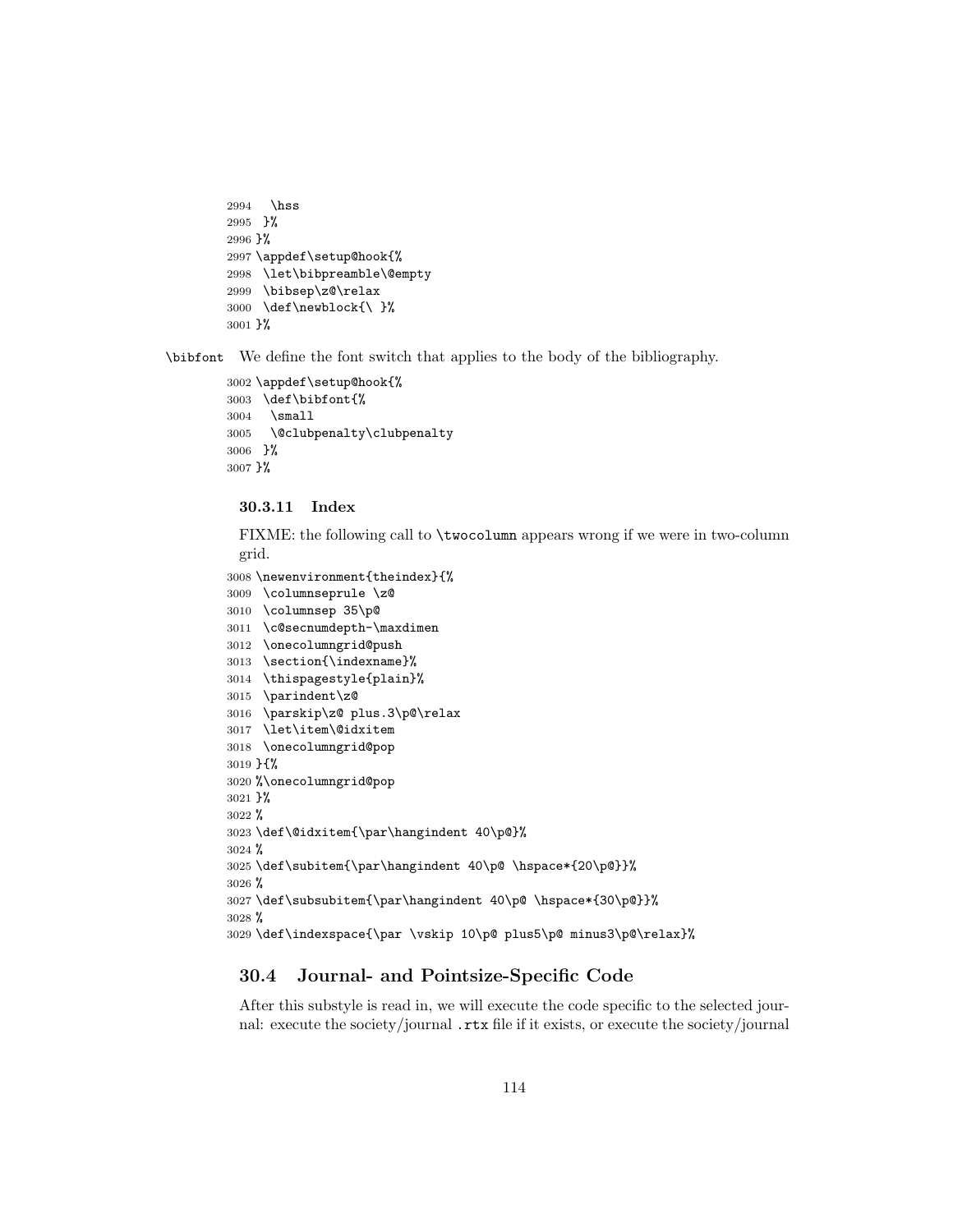```
2994   \hss
2995  }%
2996 }%
2997 \appdef\setup@hook{%
2998  \let\bibpreamble\@empty
2999  \bibsep\z@\relax
3000  \def\newblock{\ }%
3001 }%
```

\bibfont We define the font switch that applies to the body of the bibliography.

```
3002 \appdef\setup@hook{%
3003  \def\bibfont{%
3004   \small
3005   \@clubpenalty\clubpenalty
3006  }%
3007 }%
```

### 30.3.11 Index

FIXME: the following call to `\twocolumn` appears wrong if we were in two-column grid.

```
3008 \newenvironment{theindex}{%
3009  \columnseprule \z@
3010  \columnsep 35\p@
3011  \c@secnumdepth-\maxdimen
3012  \onecolumngrid@push
3013  \section{\indexname}%
3014  \thispagestyle{plain}%
3015  \parindent\z@
3016  \parskip\z@ plus.3\p@\relax
3017  \let\item\@idxitem
3018  \onecolumngrid@pop
3019 }{%
3020 %\onecolumngrid@pop
3021 }%
3022 %
3023 \def\@idxitem{\par\hangindent 40\p@}%
3024 %
3025 \def\subitem{\par\hangindent 40\p@ \hspace*{20\p@}}%
3026 %
3027 \def\subsubitem{\par\hangindent 40\p@ \hspace*{30\p@}}%
3028 %
3029 \def\indexspace{\par \vskip 10\p@ plus5\p@ minus3\p@\relax}%
```

## 30.4 Journal- and Pointsize-Specific Code

After this substyle is read in, we will execute the code specific to the selected journal: execute the society/journal `.rtx` file if it exists, or execute the society/journal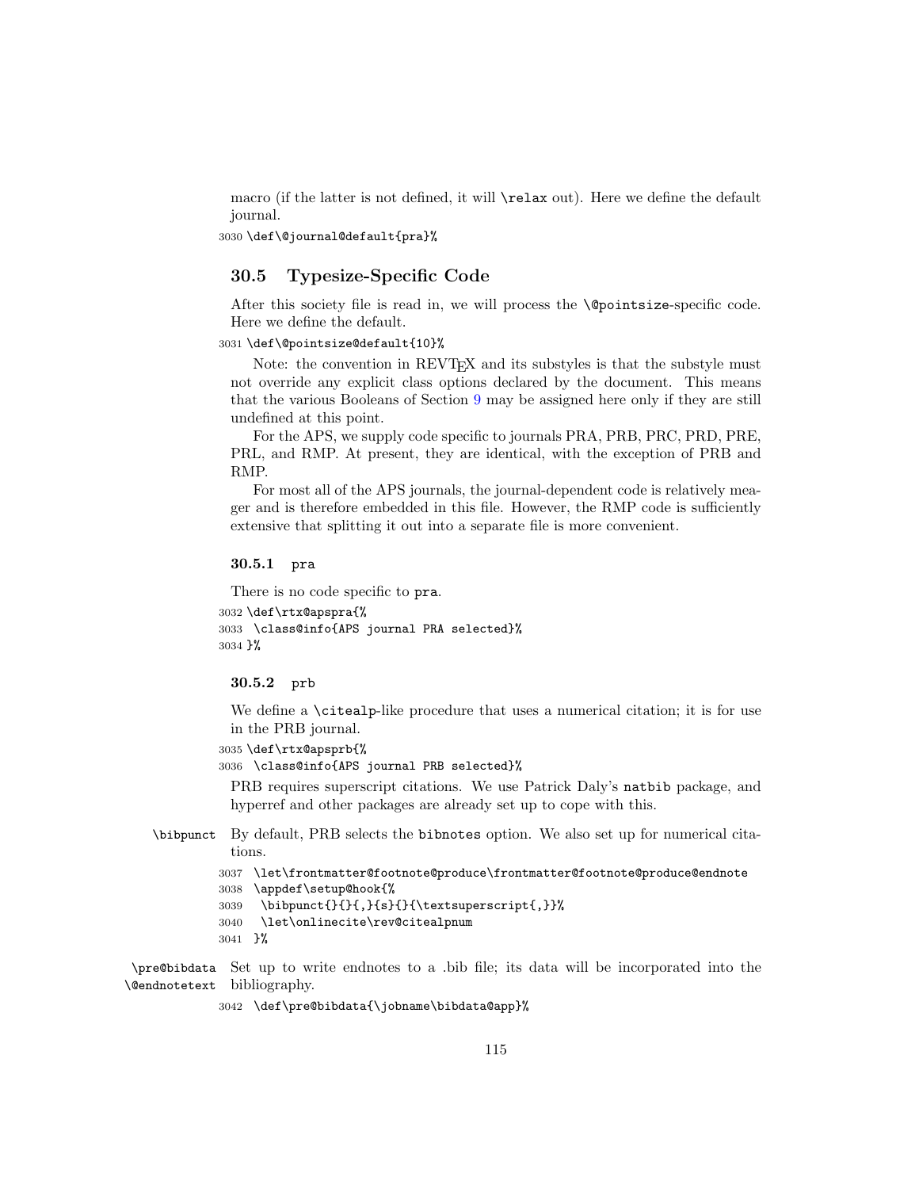macro (if the latter is not defined, it will `\relax` out). Here we define the default journal.

```
3030 \def\@journal@default{pra}%
```

## 30.5 Typesize-Specific Code

After this society file is read in, we will process the `\@pointsize`-specific code. Here we define the default.

```
3031 \def\@pointsize@default{10}%
```

Note: the convention in REVTEX and its substyles is that the substyle must not override any explicit class options declared by the document. This means that the various Booleans of Section 9 may be assigned here only if they are still undefined at this point.

For the APS, we supply code specific to journals PRA, PRB, PRC, PRD, PRE, PRL, and RMP. At present, they are identical, with the exception of PRB and RMP.

For most all of the APS journals, the journal-dependent code is relatively meager and is therefore embedded in this file. However, the RMP code is sufficiently extensive that splitting it out into a separate file is more convenient.

### 30.5.1 pra

There is no code specific to `pra`.

```
3032 \def\rtx@apspra{%
3033 \class@info{APS journal PRA selected}%
3034 }%
```

### 30.5.2 prb

We define a `\citealp`-like procedure that uses a numerical citation; it is for use in the PRB journal.

```
3035 \def\rtx@apsprb{%
3036 \class@info{APS journal PRB selected}%
```

PRB requires superscript citations. We use Patrick Daly's `natbib` package, and hyperref and other packages are already set up to cope with this.

`\bibpunct` By default, PRB selects the `bibnotes` option. We also set up for numerical citations.

```
3037 \let\frontmatter@footnote@produce\frontmatter@footnote@produce@endnote
3038 \appdef\setup@hook{%
3039  \bibpunct{}{}{,}{s}{}{\textsuperscript{,}}%
3040  \let\onlinecite\rev@citealpnum
3041 }%
```

`\pre@bibdata` `\@endnotetext` Set up to write endnotes to a .bib file; its data will be incorporated into the bibliography.

```
3042 \def\pre@bibdata{\jobname\bibdata@app}%
```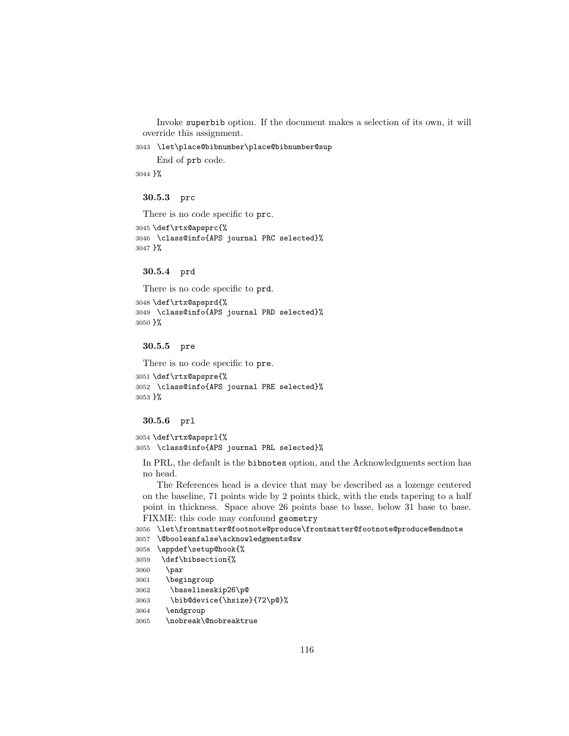Invoke `superbib` option. If the document makes a selection of its own, it will override this assignment.

```
3043 \let\place@bibnumber\place@bibnumber@sup
```

End of `prb` code.

```
3044 }%
```

### 30.5.3 prc

There is no code specific to `prc`.

```
3045 \def\rtx@apsprc{%
3046 \class@info{APS journal PRC selected}%
3047 }%
```

### 30.5.4 prd

There is no code specific to `prd`.

```
3048 \def\rtx@apsprd{%
3049 \class@info{APS journal PRD selected}%
3050 }%
```

### 30.5.5 pre

There is no code specific to `pre`.

```
3051 \def\rtx@apspre{%
3052 \class@info{APS journal PRE selected}%
3053 }%
```

### 30.5.6 prl

```
3054 \def\rtx@apsprl{%
3055 \class@info{APS journal PRL selected}%
```

In PRL, the default is the `bibnotes` option, and the Acknowledgments section has no head.

The References head is a device that may be described as a lozenge centered on the baseline, 71 points wide by 2 points thick, with the ends tapering to a half point in thickness. Space above 26 points base to base, below 31 base to base. FIXME: this code may confound `geometry`

```
3056 \let\frontmatter@footnote@produce\frontmatter@footnote@produce@endnote
3057 \@booleanfalse\acknowledgments@sw
3058 \appdef\setup@hook{%
3059  \def\bibsection{%
3060   \par
3061   \begingroup
3062    \baselineskip26\p@
3063    \bib@device{\hsize}{72\p@}%
3064   \endgroup
3065   \nobreak\@nobreaktrue
```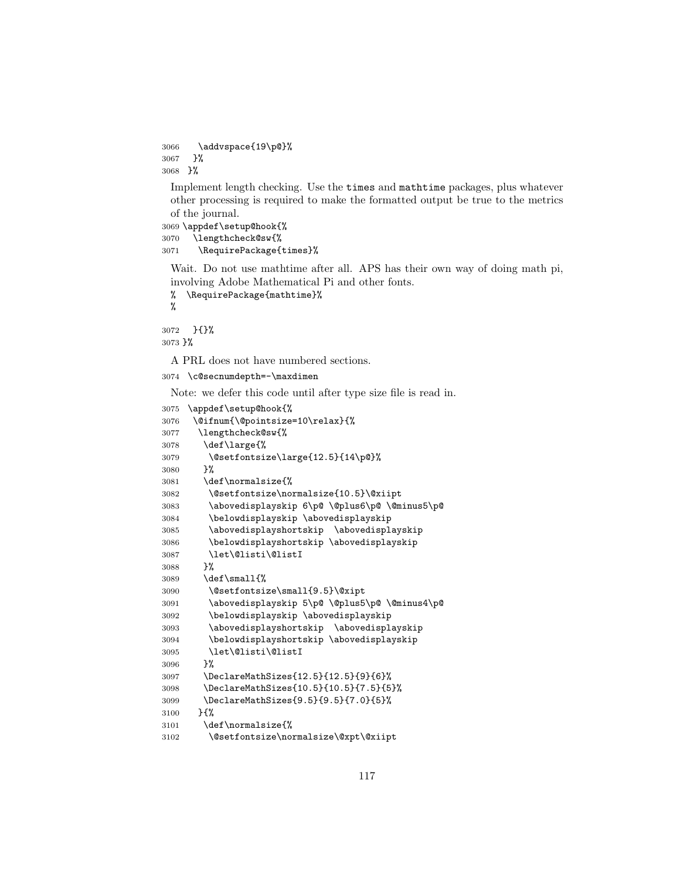```
3066    \addvspace{19\p@}%
3067   }%
3068  }%
```

Implement length checking. Use the times and mathtime packages, plus whatever other processing is required to make the formatted output be true to the metrics of the journal.

```
3069 \appdef\setup@hook{%
3070   \lengthcheck@sw{%
3071    \RequirePackage{times}%
```

Wait. Do not use mathtime after all. APS has their own way of doing math pi, involving Adobe Mathematical Pi and other fonts.

```
%  \RequirePackage{mathtime}%
%
```

```
3072   }{}%
3073 }%
```

A PRL does not have numbered sections.

```
3074  \c@secnumdepth=-\maxdimen
```

Note: we defer this code until after type size file is read in.

```
3075  \appdef\setup@hook{%
3076   \@ifnum{\@pointsize=10\relax}{%
3077    \lengthcheck@sw{%
3078     \def\large{%
3079      \@setfontsize\large{12.5}{14\p@}%
3080     }%
3081     \def\normalsize{%
3082      \@setfontsize\normalsize{10.5}\@xiipt
3083      \abovedisplayskip 6\p@ \@plus6\p@ \@minus5\p@
3084      \belowdisplayskip \abovedisplayskip
3085      \abovedisplayshortskip  \abovedisplayskip
3086      \belowdisplayshortskip \abovedisplayskip
3087      \let\@listi\@listI
3088     }%
3089     \def\small{%
3090      \@setfontsize\small{9.5}\@xipt
3091      \abovedisplayskip 5\p@ \@plus5\p@ \@minus4\p@
3092      \belowdisplayskip \abovedisplayskip
3093      \abovedisplayshortskip  \abovedisplayskip
3094      \belowdisplayshortskip \abovedisplayskip
3095      \let\@listi\@listI
3096     }%
3097     \DeclareMathSizes{12.5}{12.5}{9}{6}%
3098     \DeclareMathSizes{10.5}{10.5}{7.5}{5}%
3099     \DeclareMathSizes{9.5}{9.5}{7.0}{5}%
3100    }{%
3101     \def\normalsize{%
3102      \@setfontsize\normalsize\@xpt\@xiipt
```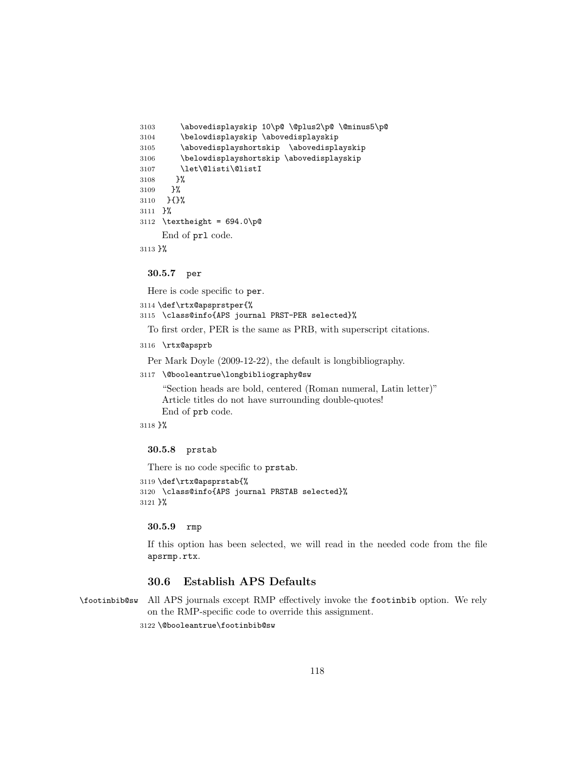```
3103      \abovedisplayskip 10\p@ \@plus2\p@ \@minus5\p@
3104      \belowdisplayskip \abovedisplayskip
3105      \abovedisplayshortskip  \abovedisplayskip
3106      \belowdisplayshortskip \abovedisplayskip
3107      \let\@listi\@listI
3108     }%
3109    }%
3110   }{}%
3111  }%
3112  \textheight = 694.0\p@
```

End of prl code.

```
3113 }%
```

### 30.5.7 per

Here is code specific to per.

```
3114 \def\rtx@apsprstper{%
3115  \class@info{APS journal PRST-PER selected}%
```

To first order, PER is the same as PRB, with superscript citations.

```
3116  \rtx@apsprb
```

Per Mark Doyle (2009-12-22), the default is longbibliography.

```
3117  \@booleantrue\longbibliography@sw
```

"Section heads are bold, centered (Roman numeral, Latin letter)"
Article titles do not have surrounding double-quotes!
End of prb code.

```
3118 }%
```

### 30.5.8 prstab

There is no code specific to prstab.

```
3119 \def\rtx@apsprstab{%
3120  \class@info{APS journal PRSTAB selected}%
3121 }%
```

### 30.5.9 rmp

If this option has been selected, we will read in the needed code from the file apsrmp.rtx.

## 30.6 Establish APS Defaults

\footinbib@sw All APS journals except RMP effectively invoke the footinbib option. We rely on the RMP-specific code to override this assignment.

```
3122 \@booleantrue\footinbib@sw
```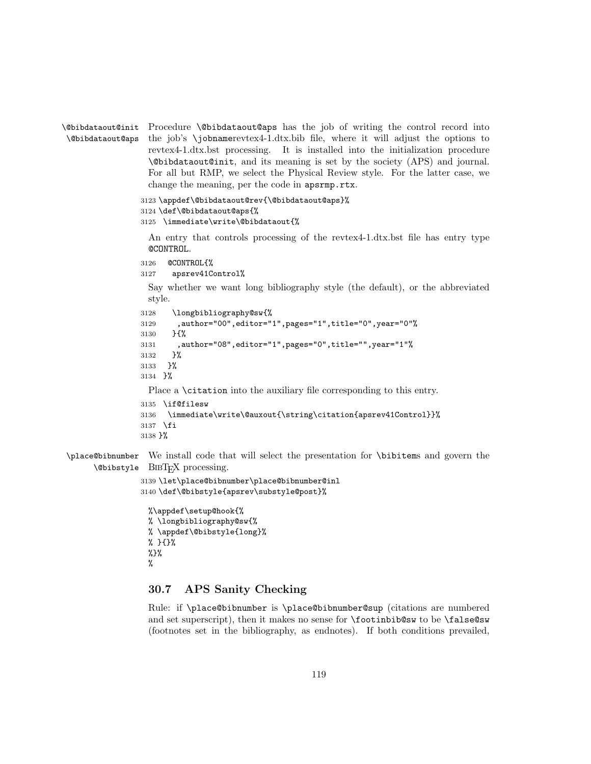\@bibdataout@init
\@bibdataout@aps

Procedure \@bibdataout@aps has the job of writing the control record into the job's \jobnamerevtex4-1.dtx.bib file, where it will adjust the options to revtex4-1.dtx.bst processing. It is installed into the initialization procedure \@bibdataout@init, and its meaning is set by the society (APS) and journal. For all but RMP, we select the Physical Review style. For the latter case, we change the meaning, per the code in apsrmp.rtx.

```
3123 \appdef\@bibdataout@rev{\@bibdataout@aps}%
3124 \def\@bibdataout@aps{%
3125  \immediate\write\@bibdataout{%
```

An entry that controls processing of the revtex4-1.dtx.bst file has entry type @CONTROL.

```
3126   @CONTROL{%
3127    apsrev41Control%
```

Say whether we want long bibliography style (the default), or the abbreviated style.

```
3128    \longbibliography@sw{%
3129     ,author="00",editor="1",pages="1",title="0",year="0"%
3130    }{%
3131     ,author="08",editor="1",pages="0",title="",year="1"%
3132    }%
3133   }%
3134  }%
```

Place a \citation into the auxiliary file corresponding to this entry.

```
3135  \if@filesw
3136   \immediate\write\@auxout{\string\citation{apsrev41Control}}%
3137  \fi
3138 }%
```

\place@bibnumber
\@bibstyle

We install code that will select the presentation for \bibitems and govern the BibTeX processing.

```
3139 \let\place@bibnumber\place@bibnumber@inl
3140 \def\@bibstyle{apsrev\substyle@post}%
```

```
%\appdef\setup@hook{%
% \longbibliography@sw{%
% \appdef\@bibstyle{long}%
% }{}%
%}%
%
```

## 30.7 APS Sanity Checking

Rule: if \place@bibnumber is \place@bibnumber@sup (citations are numbered and set superscript), then it makes no sense for \footinbib@sw to be \false@sw (footnotes set in the bibliography, as endnotes). If both conditions prevailed,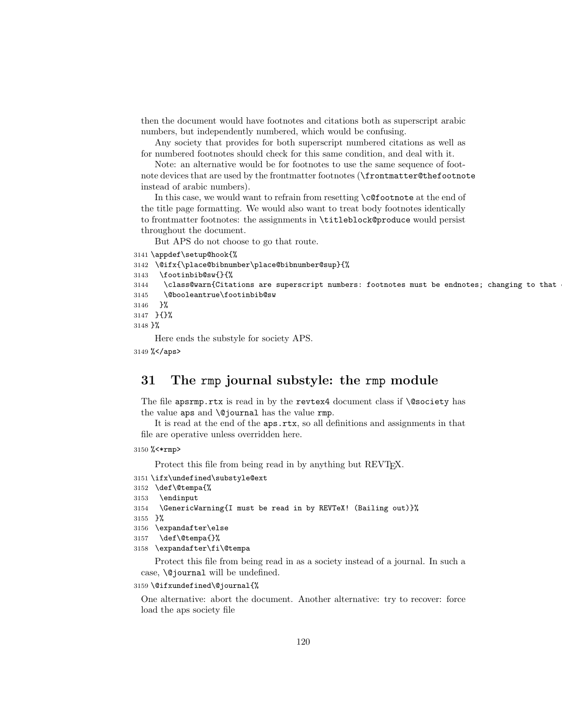then the document would have footnotes and citations both as superscript arabic numbers, but independently numbered, which would be confusing.

Any society that provides for both superscript numbered citations as well as for numbered footnotes should check for this same condition, and deal with it.

Note: an alternative would be for footnotes to use the same sequence of footnote devices that are used by the frontmatter footnotes (`\frontmatter@thefootnote` instead of arabic numbers).

In this case, we would want to refrain from resetting `\c@footnote` at the end of the title page formatting. We would also want to treat body footnotes identically to frontmatter footnotes: the assignments in `\titleblock@produce` would persist throughout the document.

But APS do not choose to go that route.

```
3141 \appdef\setup@hook{%
3142  \@ifx{\place@bibnumber\place@bibnumber@sup}{%
3143   \footinbib@sw{}{%
3144    \class@warn{Citations are superscript numbers: footnotes must be endnotes; changing to that 
3145    \@booleantrue\footinbib@sw
3146   }%
3147  }{}%
3148 }%
```

Here ends the substyle for society APS.

```
3149 %</aps>
```

## 31 The rmp journal substyle: the rmp module

The file `apsrmp.rtx` is read in by the `revtex4` document class if `\@society` has the value `aps` and `\@journal` has the value `rmp`.

It is read at the end of the `aps.rtx`, so all definitions and assignments in that file are operative unless overridden here.

```
3150 %<*rmp>
```

Protect this file from being read in by anything but REVTEX.

```
3151 \ifx\undefined\substyle@ext
3152  \def\@tempa{%
3153   \endinput
3154   \GenericWarning{I must be read in by REVTeX! (Bailing out)}%
3155  }%
3156  \expandafter\else
3157   \def\@tempa{}%
3158  \expandafter\fi\@tempa
```

Protect this file from being read in as a society instead of a journal. In such a case, `\@journal` will be undefined.

```
3159 \@ifxundefined\@journal{%
```

One alternative: abort the document. Another alternative: try to recover: force load the aps society file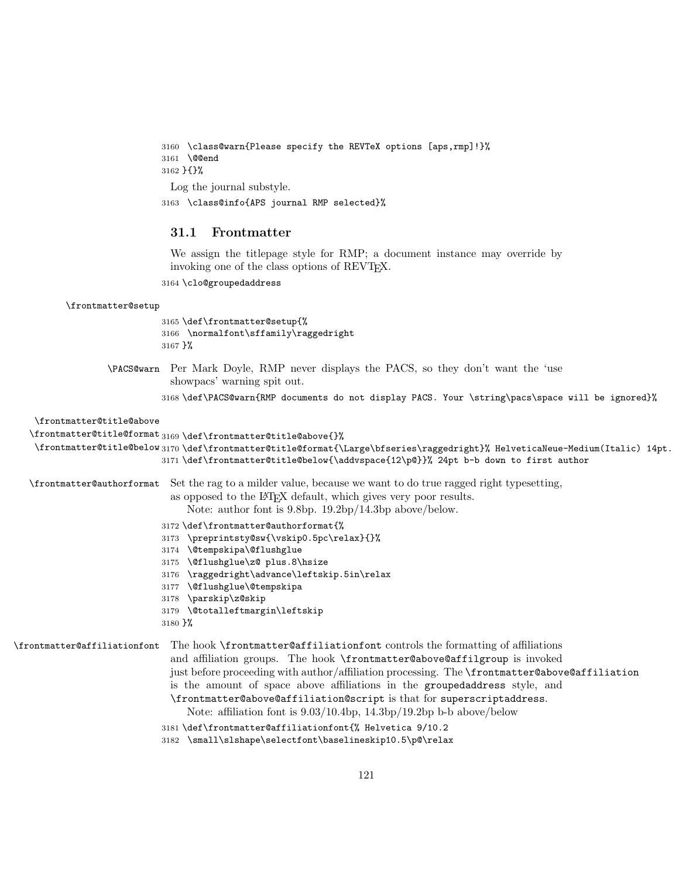```
3160  \class@warn{Please specify the REVTeX options [aps,rmp]!}%
3161  \@@end
3162 }{}%
```

Log the journal substyle.

```
3163  \class@info{APS journal RMP selected}%
```

### 31.1 Frontmatter

We assign the titlepage style for RMP; a document instance may override by invoking one of the class options of REVTEX.

```
3164 \clo@groupedaddress
```

\frontmatter@setup

```
3165 \def\frontmatter@setup{%
3166  \normalfont\sffamily\raggedright
3167 }%
```

\PACS@warn Per Mark Doyle, RMP never displays the PACS, so they don't want the 'use showpacs' warning spit out.

```
3168 \def\PACS@warn{RMP documents do not display PACS. Your \string\pacs\space will be ignored}%
```

\frontmatter@title@above
\frontmatter@title@format
\frontmatter@title@below

```
3169 \def\frontmatter@title@above{}%
3170 \def\frontmatter@title@format{\Large\bfseries\raggedright}% HelveticaNeue-Medium(Italic) 14pt.
3171 \def\frontmatter@title@below{\addvspace{12\p@}}% 24pt b-b down to first author
```

\frontmatter@authorformat Set the rag to a milder value, because we want to do true ragged right typesetting, as opposed to the LATEX default, which gives very poor results.

Note: author font is 9.8bp. 19.2bp/14.3bp above/below.

```
3172 \def\frontmatter@authorformat{%
3173  \preprintsty@sw{\vskip0.5pc\relax}{}%
3174  \@tempskipa\@flushglue
3175  \@flushglue\z@ plus.8\hsize
3176  \raggedright\advance\leftskip.5in\relax
3177  \@flushglue\@tempskipa
3178  \parskip\z@skip
3179  \@totalleftmargin\leftskip
3180 }%
```

\frontmatter@affiliationfont The hook \frontmatter@affiliationfont controls the formatting of affiliations and affiliation groups. The hook \frontmatter@above@affilgroup is invoked just before proceeding with author/affiliation processing. The \frontmatter@above@affiliation is the amount of space above affiliations in the groupedaddress style, and \frontmatter@above@affiliation@script is that for superscriptaddress.

Note: affiliation font is 9.03/10.4bp, 14.3bp/19.2bp b-b above/below

```
3181 \def\frontmatter@affiliationfont{% Helvetica 9/10.2
3182  \small\slshape\selectfont\baselineskip10.5\p@\relax
```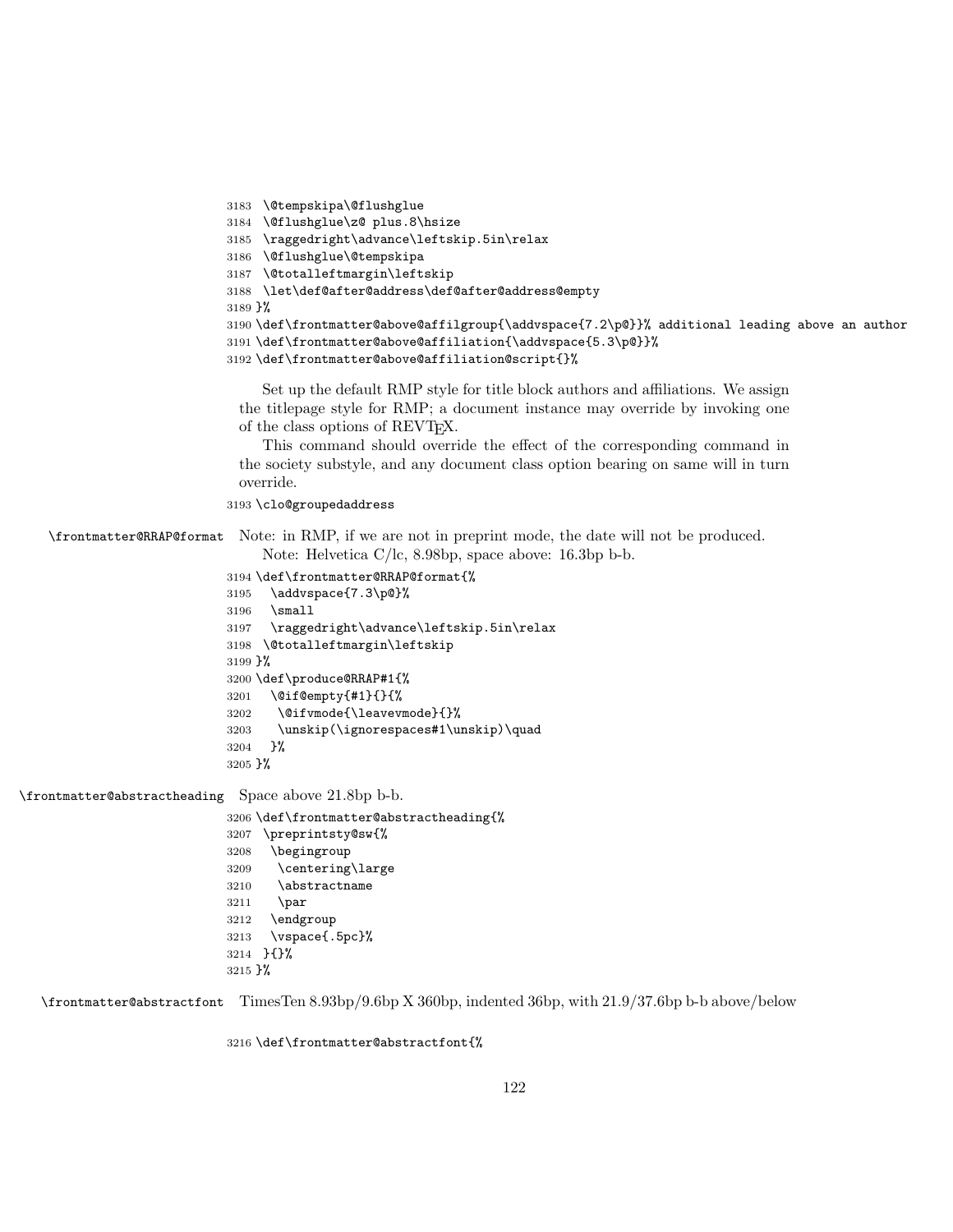```
3183 \@tempskipa\@flushglue
3184 \@flushglue\z@ plus.8\hsize
3185 \raggedright\advance\leftskip.5in\relax
3186 \@flushglue\@tempskipa
3187 \@totalleftmargin\leftskip
3188 \let\def@after@address\def@after@address@empty
3189 }%
3190 \def\frontmatter@above@affilgroup{\addvspace{7.2\p@}}% additional leading above an author
3191 \def\frontmatter@above@affiliation{\addvspace{5.3\p@}}%
3192 \def\frontmatter@above@affiliation@script{}%
```

Set up the default RMP style for title block authors and affiliations. We assign the titlepage style for RMP; a document instance may override by invoking one of the class options of REVTEX.

This command should override the effect of the corresponding command in the society substyle, and any document class option bearing on same will in turn override.

```
3193 \clo@groupedaddress
```

`\frontmatter@RRAP@format` Note: in RMP, if we are not in preprint mode, the date will not be produced.

Note: Helvetica C/lc, 8.98bp, space above: 16.3bp b-b.

```
3194 \def\frontmatter@RRAP@format{%
3195   \addvspace{7.3\p@}%
3196   \small
3197   \raggedright\advance\leftskip.5in\relax
3198  \@totalleftmargin\leftskip
3199 }%
3200 \def\produce@RRAP#1{%
3201   \@if@empty{#1}{}{%
3202    \@ifvmode{\leavevmode}{}%
3203    \unskip(\ignorespaces#1\unskip)\quad
3204   }%
3205 }%
```

`\frontmatter@abstractheading` Space above 21.8bp b-b.

```
3206 \def\frontmatter@abstractheading{%
3207  \preprintsty@sw{%
3208   \begingroup
3209    \centering\large
3210    \abstractname
3211    \par
3212   \endgroup
3213   \vspace{.5pc}%
3214  }{}%
3215 }%
```

`\frontmatter@abstractfont` TimesTen 8.93bp/9.6bp X 360bp, indented 36bp, with 21.9/37.6bp b-b above/below

```
3216 \def\frontmatter@abstractfont{%
```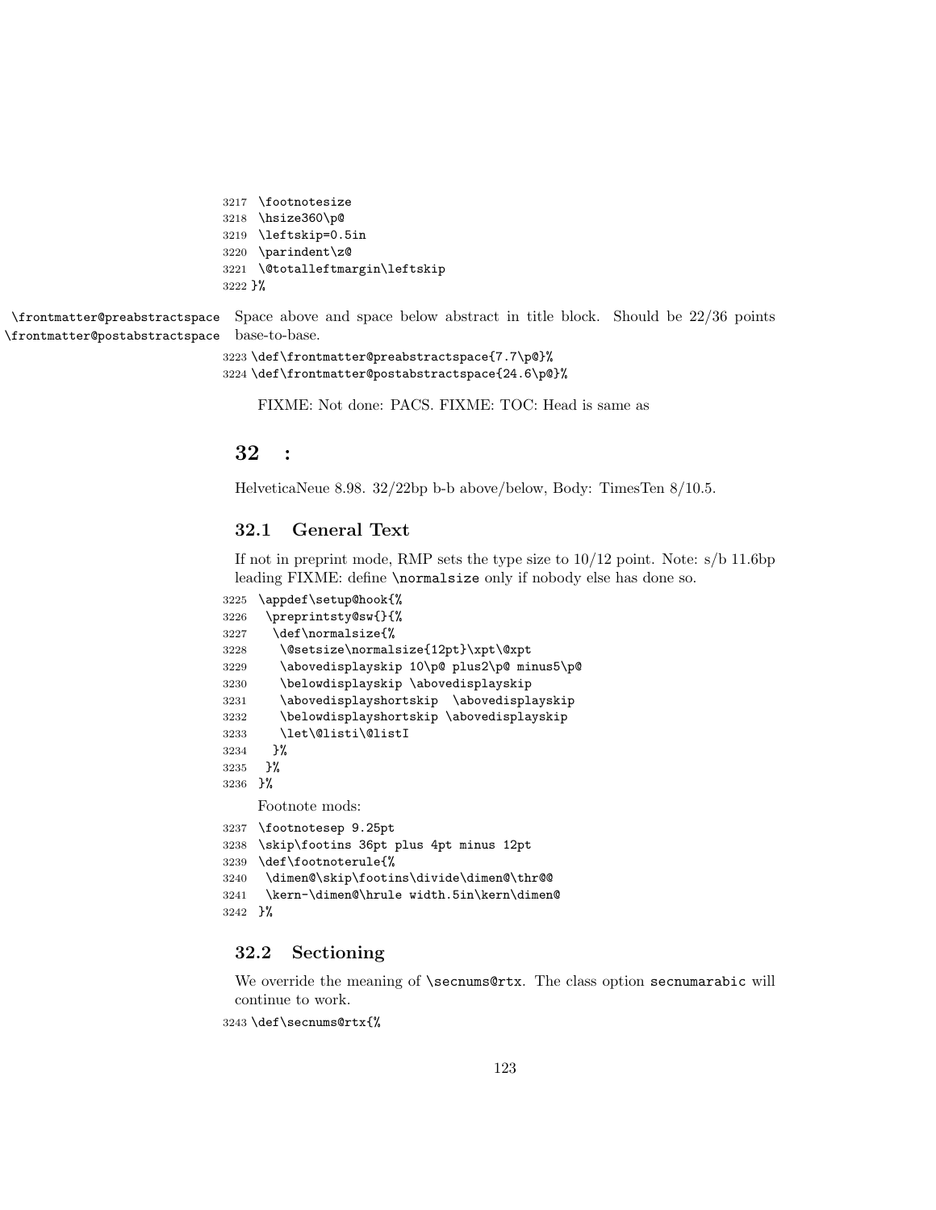```
3217 \footnotesize
3218 \hsize360\p@
3219 \leftskip=0.5in
3220 \parindent\z@
3221 \@totalleftmargin\leftskip
3222 }%
```

\frontmatter@preabstractspace \frontmatter@postabstractspace Space above and space below abstract in title block. Should be 22/36 points base-to-base.

```
3223 \def\frontmatter@preabstractspace{7.7\p@}%
3224 \def\frontmatter@postabstractspace{24.6\p@}%
```

FIXME: Not done: PACS. FIXME: TOC: Head is same as

## 32 :

HelveticaNeue 8.98. 32/22bp b-b above/below, Body: TimesTen 8/10.5.

### 32.1 General Text

If not in preprint mode, RMP sets the type size to 10/12 point. Note: s/b 11.6bp leading FIXME: define \normalsize only if nobody else has done so.

```
3225 \appdef\setup@hook{%
3226  \preprintsty@sw{}{%
3227   \def\normalsize{%
3228    \@setsize\normalsize{12pt}\xpt\@xpt
3229    \abovedisplayskip 10\p@ plus2\p@ minus5\p@
3230    \belowdisplayskip \abovedisplayskip
3231    \abovedisplayshortskip  \abovedisplayskip
3232    \belowdisplayshortskip \abovedisplayskip
3233    \let\@listi\@listI
3234   }%
3235  }%
3236 }%
```

Footnote mods:

```
3237 \footnotesep 9.25pt
3238 \skip\footins 36pt plus 4pt minus 12pt
3239 \def\footnoterule{%
3240  \dimen@\skip\footins\divide\dimen@\thr@@
3241  \kern-\dimen@\hrule width.5in\kern\dimen@
3242 }%
```

### 32.2 Sectioning

We override the meaning of \secnums@rtx. The class option secnumarabic will continue to work.

```
3243 \def\secnums@rtx{%
```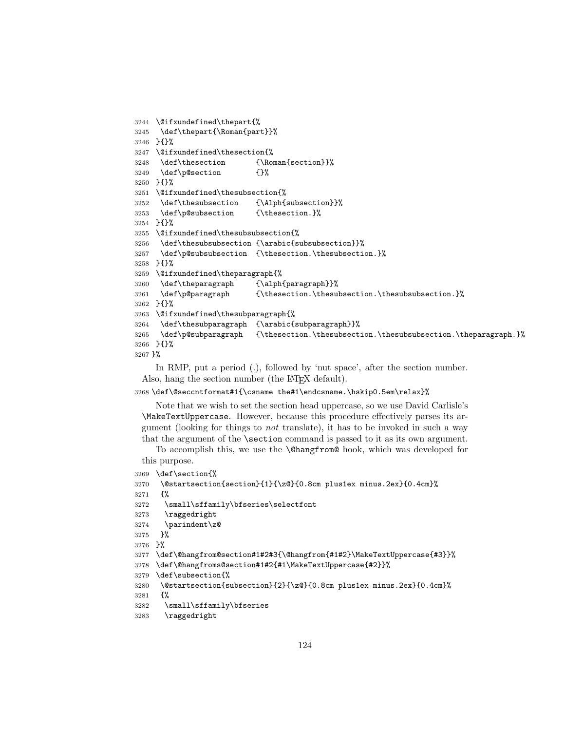```
3244 \@ifxundefined\thepart{%
3245  \def\thepart{\Roman{part}}%
3246 }{}%
3247 \@ifxundefined\thesection{%
3248  \def\thesection       {\Roman{section}}%
3249  \def\p@section        {}%
3250 }{}%
3251 \@ifxundefined\thesubsection{%
3252  \def\thesubsection    {\Alph{subsection}}%
3253  \def\p@subsection     {\thesection.}%
3254 }{}%
3255 \@ifxundefined\thesubsubsection{%
3256  \def\thesubsubsection {\arabic{subsubsection}}%
3257  \def\p@subsubsection  {\thesection.\thesubsection.}%
3258 }{}%
3259 \@ifxundefined\theparagraph{%
3260  \def\theparagraph     {\alph{paragraph}}%
3261  \def\p@paragraph      {\thesection.\thesubsection.\thesubsubsection.}%
3262 }{}%
3263 \@ifxundefined\thesubparagraph{%
3264  \def\thesubparagraph  {\arabic{subparagraph}}%
3265  \def\p@subparagraph   {\thesection.\thesubsection.\thesubsubsection.\theparagraph.}%
3266 }{}%
3267 }%
```

In RMP, put a period (.), followed by 'nut space', after the section number. Also, hang the section number (the LaTeX default).

```
3268 \def\@seccntformat#1{\csname the#1\endcsname.\hskip0.5em\relax}%
```

Note that we wish to set the section head uppercase, so we use David Carlisle's `\MakeTextUppercase`. However, because this procedure effectively parses its argument (looking for things to *not* translate), it has to be invoked in such a way that the argument of the `\section` command is passed to it as its own argument.

To accomplish this, we use the `\@hangfrom@` hook, which was developed for this purpose.

```
3269 \def\section{%
3270  \@startsection{section}{1}{\z@}{0.8cm plus1ex minus.2ex}{0.4cm}%
3271  {%
3272   \small\sffamily\bfseries\selectfont
3273   \raggedright
3274   \parindent\z@
3275  }%
3276 }%
3277 \def\@hangfrom@section#1#2#3{\@hangfrom{#1#2}\MakeTextUppercase{#3}}%
3278 \def\@hangfroms@section#1#2{#1\MakeTextUppercase{#2}}%
3279 \def\subsection{%
3280  \@startsection{subsection}{2}{\z@}{0.8cm plus1ex minus.2ex}{0.4cm}%
3281  {%
3282   \small\sffamily\bfseries
3283   \raggedright
```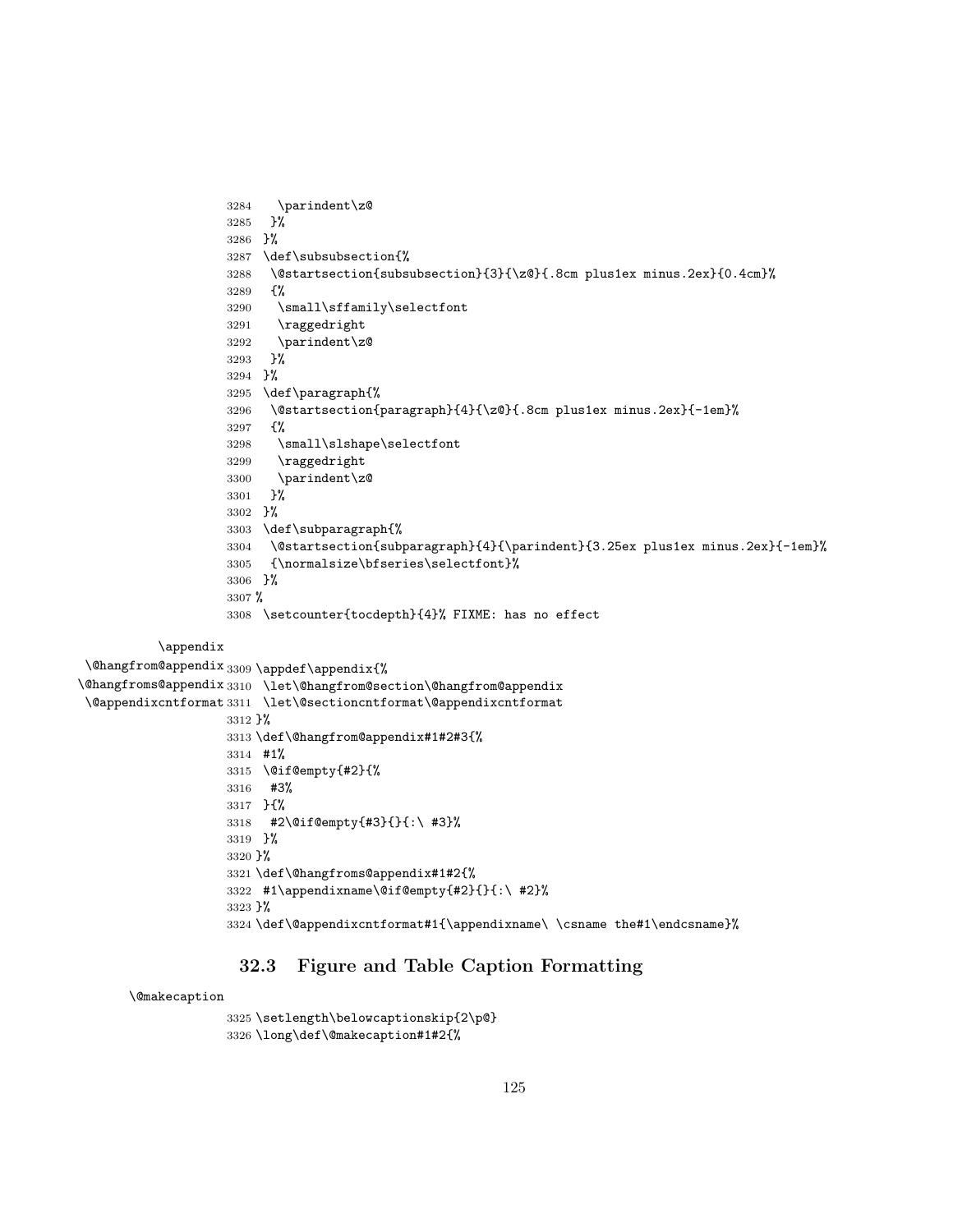```
3284    \parindent\z@
3285   }%
3286  }%
3287  \def\subsubsection{%
3288   \@startsection{subsubsection}{3}{\z@}{.8cm plus1ex minus.2ex}{0.4cm}%
3289   {%
3290    \small\sffamily\selectfont
3291    \raggedright
3292    \parindent\z@
3293   }%
3294  }%
3295  \def\paragraph{%
3296   \@startsection{paragraph}{4}{\z@}{.8cm plus1ex minus.2ex}{-1em}%
3297   {%
3298    \small\slshape\selectfont
3299    \raggedright
3300    \parindent\z@
3301   }%
3302  }%
3303  \def\subparagraph{%
3304   \@startsection{subparagraph}{4}{\parindent}{3.25ex plus1ex minus.2ex}{-1em}%
3305   {\normalsize\bfseries\selectfont}%
3306  }%
3307 %
3308  \setcounter{tocdepth}{4}% FIXME: has no effect
```

\appendix
\@hangfrom@appendix
\@hangfroms@appendix
\@appendixcntformat

```
3309 \appdef\appendix{%
3310  \let\@hangfrom@section\@hangfrom@appendix
3311  \let\@sectioncntformat\@appendixcntformat
3312 }%
3313 \def\@hangfrom@appendix#1#2#3{%
3314  #1%
3315  \@if@empty{#2}{%
3316   #3%
3317  }{%
3318   #2\@if@empty{#3}{}{:\ #3}%
3319  }%
3320 }%
3321 \def\@hangfroms@appendix#1#2{%
3322  #1\appendixname\@if@empty{#2}{}{:\ #2}%
3323 }%
3324 \def\@appendixcntformat#1{\appendixname\ \csname the#1\endcsname}%
```

### 32.3 Figure and Table Caption Formatting

\@makecaption

```
3325 \setlength\belowcaptionskip{2\p@}
3326 \long\def\@makecaption#1#2{%
```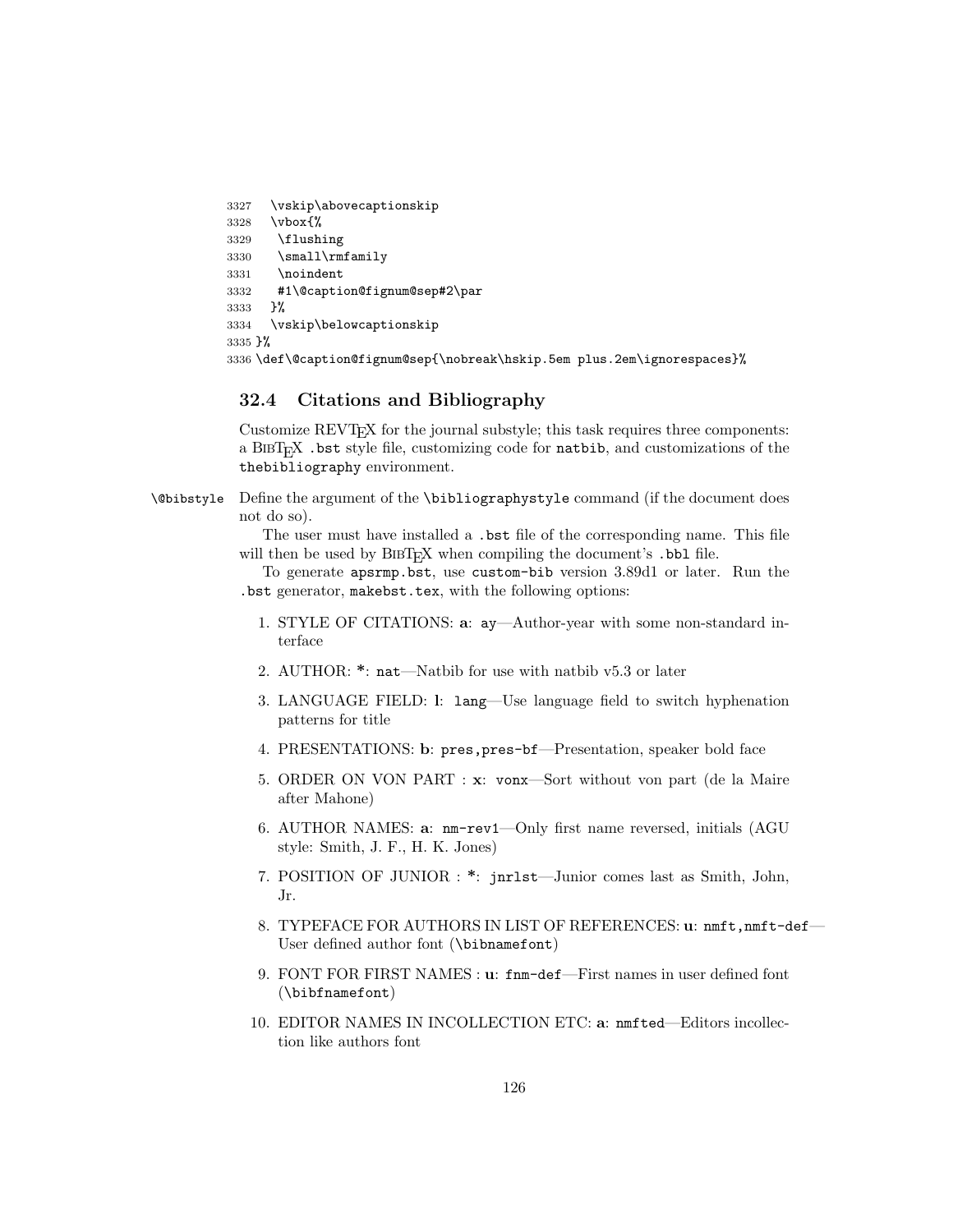```
3327  \vskip\abovecaptionskip
3328  \vbox{%
3329   \flushing
3330   \small\rmfamily
3331   \noindent
3332   #1\@caption@fignum@sep#2\par
3333  }%
3334  \vskip\belowcaptionskip
3335 }%
3336 \def\@caption@fignum@sep{\nobreak\hskip.5em plus.2em\ignorespaces}%
```

## 32.4 Citations and Bibliography

Customize REVTeX for the journal substyle; this task requires three components: a BibTeX `.bst` style file, customizing code for `natbib`, and customizations of the `thebibliography` environment.

`\@bibstyle` Define the argument of the `\bibliographystyle` command (if the document does not do so).

The user must have installed a `.bst` file of the corresponding name. This file will then be used by BibTeX when compiling the document's `.bbl` file.

To generate `apsrmp.bst`, use `custom-bib` version 3.89d1 or later. Run the `.bst` generator, `makebst.tex`, with the following options:

1. STYLE OF CITATIONS: **a**: `ay`—Author-year with some non-standard interface
2. AUTHOR: **\***: `nat`—Natbib for use with natbib v5.3 or later
3. LANGUAGE FIELD: **l**: `lang`—Use language field to switch hyphenation patterns for title
4. PRESENTATIONS: **b**: `pres,pres-bf`—Presentation, speaker bold face
5. ORDER ON VON PART : **x**: `vonx`—Sort without von part (de la Maire after Mahone)
6. AUTHOR NAMES: **a**: `nm-rev1`—Only first name reversed, initials (AGU style: Smith, J. F., H. K. Jones)
7. POSITION OF JUNIOR : **\***: `jnrlst`—Junior comes last as Smith, John, Jr.
8. TYPEFACE FOR AUTHORS IN LIST OF REFERENCES: **u**: `nmft,nmft-def`—User defined author font (`\bibnamefont`)
9. FONT FOR FIRST NAMES : **u**: `fnm-def`—First names in user defined font (`\bibfnamefont`)
10. EDITOR NAMES IN INCOLLECTION ETC: **a**: `nmfted`—Editors incollection like authors font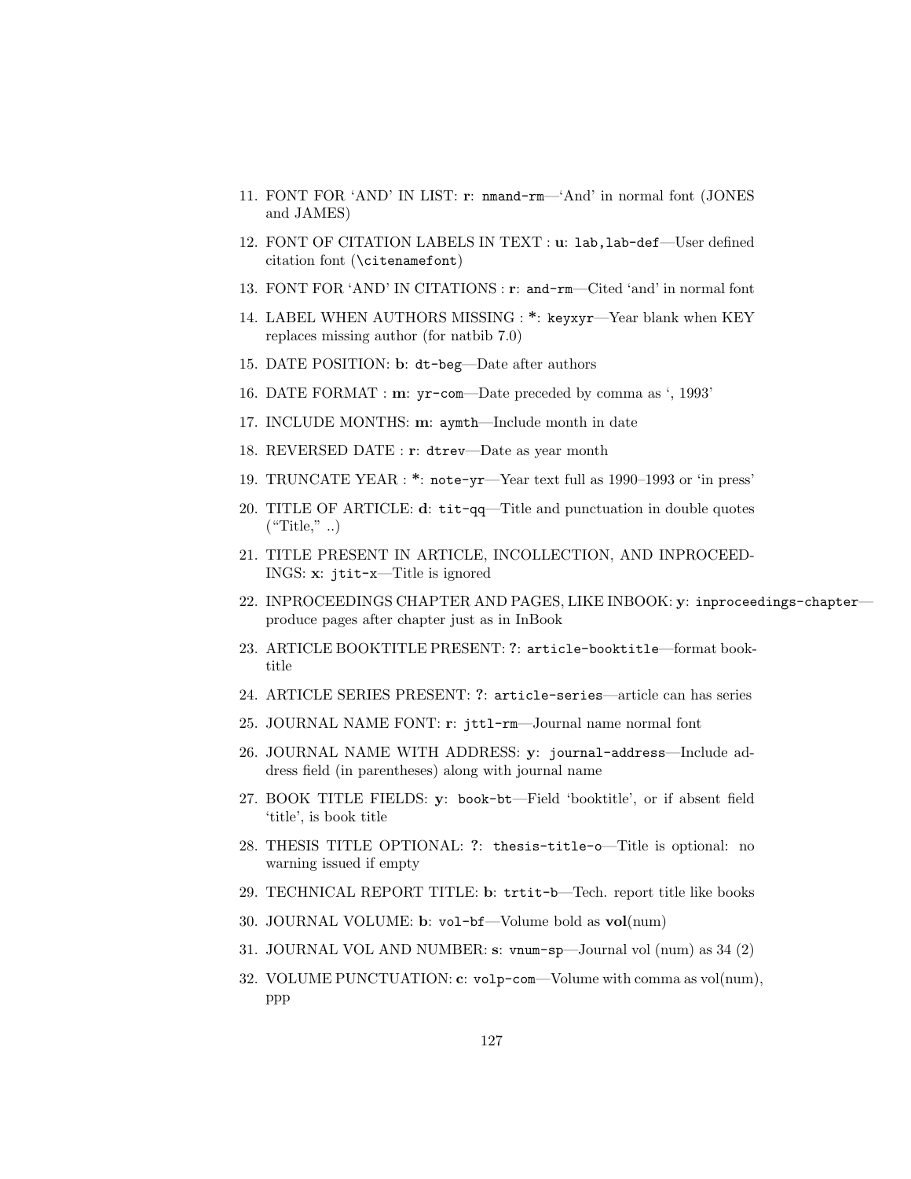11. FONT FOR 'AND' IN LIST: **r**: `nmand-rm`—'And' in normal font (JONES and JAMES)

12. FONT OF CITATION LABELS IN TEXT : **u**: `lab,lab-def`—User defined citation font (`\citenamefont`)

13. FONT FOR 'AND' IN CITATIONS : **r**: `and-rm`—Cited 'and' in normal font

14. LABEL WHEN AUTHORS MISSING : *: `keyxyr`—Year blank when KEY replaces missing author (for natbib 7.0)

15. DATE POSITION: **b**: `dt-beg`—Date after authors

16. DATE FORMAT : **m**: `yr-com`—Date preceded by comma as ', 1993'

17. INCLUDE MONTHS: **m**: `aymth`—Include month in date

18. REVERSED DATE : **r**: `dtrev`—Date as year month

19. TRUNCATE YEAR : *: `note-yr`—Year text full as 1990–1993 or 'in press'

20. TITLE OF ARTICLE: **d**: `tit-qq`—Title and punctuation in double quotes ("Title," ..)

21. TITLE PRESENT IN ARTICLE, INCOLLECTION, AND INPROCEEDINGS: **x**: `jtit-x`—Title is ignored

22. INPROCEEDINGS CHAPTER AND PAGES, LIKE INBOOK: **y**: `inproceedings-chapter`—produce pages after chapter just as in InBook

23. ARTICLE BOOKTITLE PRESENT: **?**: `article-booktitle`—format booktitle

24. ARTICLE SERIES PRESENT: **?**: `article-series`—article can has series

25. JOURNAL NAME FONT: **r**: `jttl-rm`—Journal name normal font

26. JOURNAL NAME WITH ADDRESS: **y**: `journal-address`—Include address field (in parentheses) along with journal name

27. BOOK TITLE FIELDS: **y**: `book-bt`—Field 'booktitle', or if absent field 'title', is book title

28. THESIS TITLE OPTIONAL: **?**: `thesis-title-o`—Title is optional: no warning issued if empty

29. TECHNICAL REPORT TITLE: **b**: `trtit-b`—Tech. report title like books

30. JOURNAL VOLUME: **b**: `vol-bf`—Volume bold as **vol**(num)

31. JOURNAL VOL AND NUMBER: **s**: `vnum-sp`—Journal vol (num) as 34 (2)

32. VOLUME PUNCTUATION: **c**: `volp-com`—Volume with comma as vol(num), ppp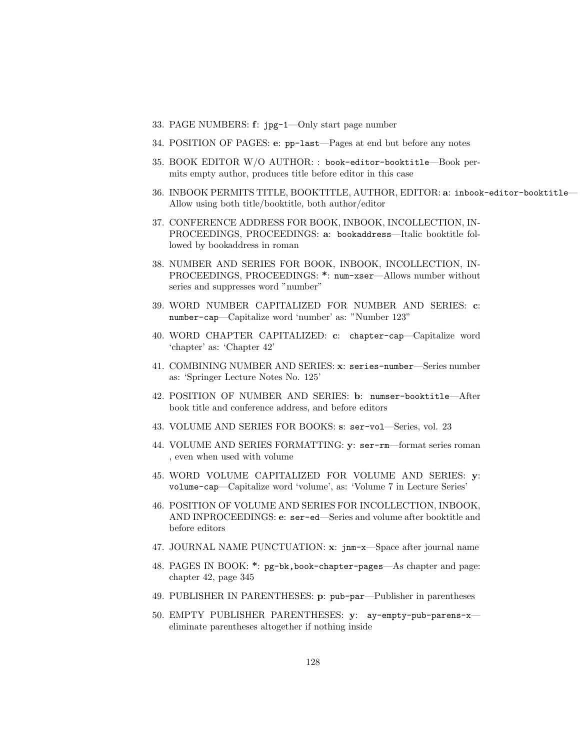33. PAGE NUMBERS: **f**: `jpg-1`—Only start page number

34. POSITION OF PAGES: **e**: `pp-last`—Pages at end but before any notes

35. BOOK EDITOR W/O AUTHOR: : `book-editor-booktitle`—Book permits empty author, produces title before editor in this case

36. INBOOK PERMITS TITLE, BOOKTITLE, AUTHOR, EDITOR: **a**: `inbook-editor-booktitle`—Allow using both title/booktitle, both author/editor

37. CONFERENCE ADDRESS FOR BOOK, INBOOK, INCOLLECTION, INPROCEEDINGS, PROCEEDINGS: **a**: `bookaddress`—Italic booktitle followed by bookaddress in roman

38. NUMBER AND SERIES FOR BOOK, INBOOK, INCOLLECTION, INPROCEEDINGS, PROCEEDINGS: *: `num-xser`—Allows number without series and suppresses word "number"

39. WORD NUMBER CAPITALIZED FOR NUMBER AND SERIES: **c**: `number-cap`—Capitalize word 'number' as: "Number 123"

40. WORD CHAPTER CAPITALIZED: **c**: `chapter-cap`—Capitalize word 'chapter' as: 'Chapter 42'

41. COMBINING NUMBER AND SERIES: **x**: `series-number`—Series number as: 'Springer Lecture Notes No. 125'

42. POSITION OF NUMBER AND SERIES: **b**: `numser-booktitle`—After book title and conference address, and before editors

43. VOLUME AND SERIES FOR BOOKS: **s**: `ser-vol`—Series, vol. 23

44. VOLUME AND SERIES FORMATTING: **y**: `ser-rm`—format series roman , even when used with volume

45. WORD VOLUME CAPITALIZED FOR VOLUME AND SERIES: **y**: `volume-cap`—Capitalize word 'volume', as: 'Volume 7 in Lecture Series'

46. POSITION OF VOLUME AND SERIES FOR INCOLLECTION, INBOOK, AND INPROCEEDINGS: **e**: `ser-ed`—Series and volume after booktitle and before editors

47. JOURNAL NAME PUNCTUATION: **x**: `jnm-x`—Space after journal name

48. PAGES IN BOOK: *: `pg-bk,book-chapter-pages`—As chapter and page: chapter 42, page 345

49. PUBLISHER IN PARENTHESES: **p**: `pub-par`—Publisher in parentheses

50. EMPTY PUBLISHER PARENTHESES: **y**: `ay-empty-pub-parens-x`—eliminate parentheses altogether if nothing inside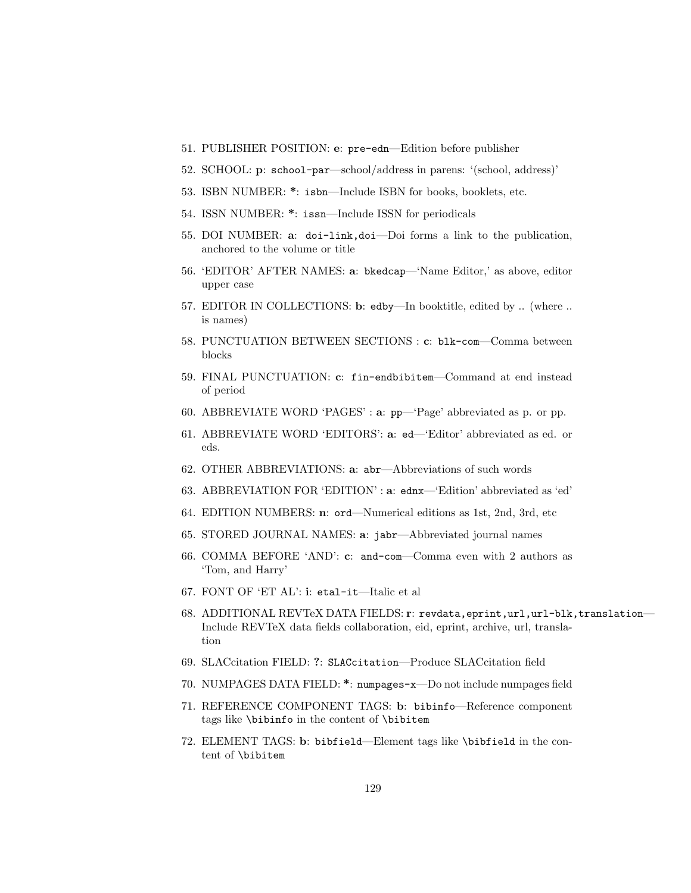51. PUBLISHER POSITION: **e**: `pre-edn`—Edition before publisher
52. SCHOOL: **p**: `school-par`—school/address in parens: '(school, address)'
53. ISBN NUMBER: *: `isbn`—Include ISBN for books, booklets, etc.
54. ISSN NUMBER: *: `issn`—Include ISSN for periodicals
55. DOI NUMBER: **a**: `doi-link,doi`—Doi forms a link to the publication, anchored to the volume or title
56. 'EDITOR' AFTER NAMES: **a**: `bkedcap`—'Name Editor,' as above, editor upper case
57. EDITOR IN COLLECTIONS: **b**: `edby`—In booktitle, edited by .. (where .. is names)
58. PUNCTUATION BETWEEN SECTIONS : **c**: `blk-com`—Comma between blocks
59. FINAL PUNCTUATION: **c**: `fin-endbibitem`—Command at end instead of period
60. ABBREVIATE WORD 'PAGES' : **a**: `pp`—'Page' abbreviated as p. or pp.
61. ABBREVIATE WORD 'EDITORS': **a**: `ed`—'Editor' abbreviated as ed. or eds.
62. OTHER ABBREVIATIONS: **a**: `abr`—Abbreviations of such words
63. ABBREVIATION FOR 'EDITION' : **a**: `ednx`—'Edition' abbreviated as 'ed'
64. EDITION NUMBERS: **n**: `ord`—Numerical editions as 1st, 2nd, 3rd, etc
65. STORED JOURNAL NAMES: **a**: `jabr`—Abbreviated journal names
66. COMMA BEFORE 'AND': **c**: `and-com`—Comma even with 2 authors as 'Tom, and Harry'
67. FONT OF 'ET AL': **i**: `etal-it`—Italic et al
68. ADDITIONAL REVTeX DATA FIELDS: **r**: `revdata,eprint,url,url-blk,translation`—Include REVTeX data fields collaboration, eid, eprint, archive, url, translation
69. SLACcitation FIELD: **?**: `SLACcitation`—Produce SLACcitation field
70. NUMPAGES DATA FIELD: *: `numpages-x`—Do not include numpages field
71. REFERENCE COMPONENT TAGS: **b**: `bibinfo`—Reference component tags like `\bibinfo` in the content of `\bibitem`
72. ELEMENT TAGS: **b**: `bibfield`—Element tags like `\bibfield` in the content of `\bibitem`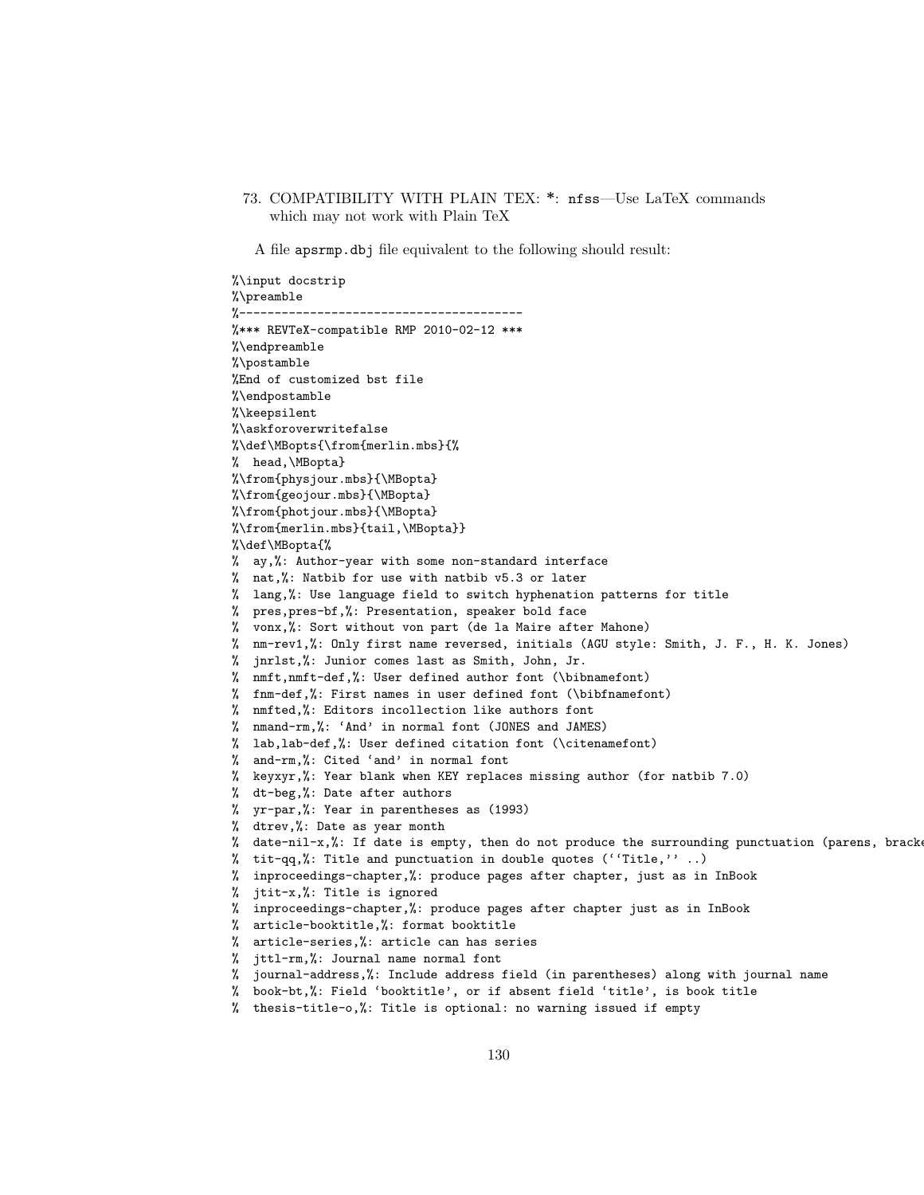73. COMPATIBILITY WITH PLAIN TEX: *: `nfss`—Use LaTeX commands which may not work with Plain TeX

A file `apsrmp.dbj` file equivalent to the following should result:

```
%\input docstrip
%\preamble
%----------------------------------------
%*** REVTeX-compatible RMP 2010-02-12 ***
%\endpreamble
%\postamble
%End of customized bst file
%\endpostamble
%\keepsilent
%\askforoverwritefalse
%\def\MBopts{\from{merlin.mbs}{%
%  head,\MBopta}
%\from{physjour.mbs}{\MBopta}
%\from{geojour.mbs}{\MBopta}
%\from{photjour.mbs}{\MBopta}
%\from{merlin.mbs}{tail,\MBopta}}
%\def\MBopta{%
%  ay,%: Author-year with some non-standard interface
%  nat,%: Natbib for use with natbib v5.3 or later
%  lang,%: Use language field to switch hyphenation patterns for title
%  pres,pres-bf,%: Presentation, speaker bold face
%  vonx,%: Sort without von part (de la Maire after Mahone)
%  nm-rev1,%: Only first name reversed, initials (AGU style: Smith, J. F., H. K. Jones)
%  jnrlst,%: Junior comes last as Smith, John, Jr.
%  nmft,nmft-def,%: User defined author font (\bibnamefont)
%  fnm-def,%: First names in user defined font (\bibfnamefont)
%  nmfted,%: Editors incollection like authors font
%  nmand-rm,%: ‘And’ in normal font (JONES and JAMES)
%  lab,lab-def,%: User defined citation font (\citenamefont)
%  and-rm,%: Cited ‘and’ in normal font
%  keyxyr,%: Year blank when KEY replaces missing author (for natbib 7.0)
%  dt-beg,%: Date after authors
%  yr-par,%: Year in parentheses as (1993)
%  dtrev,%: Date as year month
%  date-nil-x,%: If date is empty, then do not produce the surrounding punctuation (parens, bracke
%  tit-qq,%: Title and punctuation in double quotes (‘‘Title,’’ ..)
%  inproceedings-chapter,%: produce pages after chapter, just as in InBook
%  jtit-x,%: Title is ignored
%  inproceedings-chapter,%: produce pages after chapter just as in InBook
%  article-booktitle,%: format booktitle
%  article-series,%: article can has series
%  jttl-rm,%: Journal name normal font
%  journal-address,%: Include address field (in parentheses) along with journal name
%  book-bt,%: Field ‘booktitle’, or if absent field ‘title’, is book title
%  thesis-title-o,%: Title is optional: no warning issued if empty
```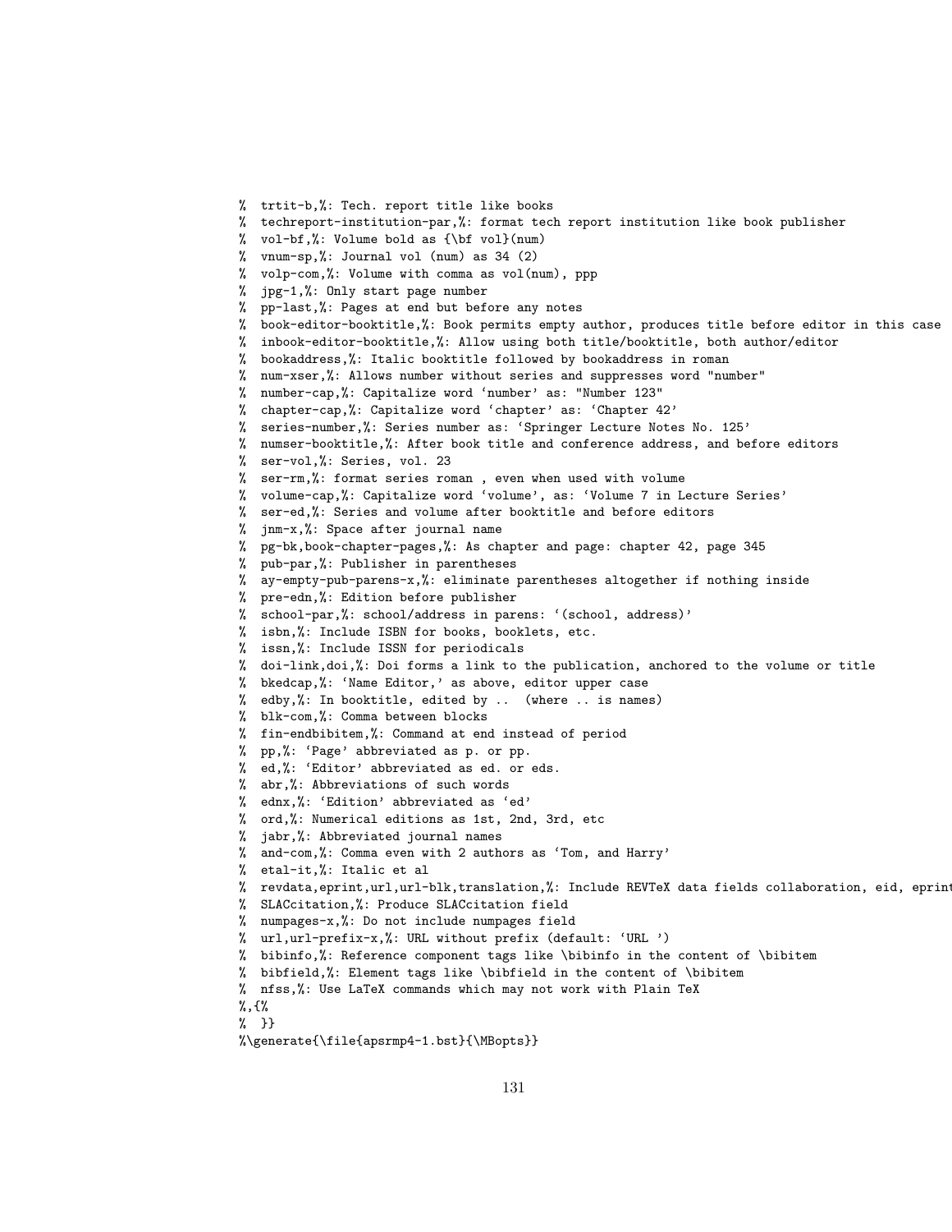```
% trtit-b,%: Tech. report title like books
% techreport-institution-par,%: format tech report institution like book publisher
% vol-bf,%: Volume bold as {\bf vol}(num)
% vnum-sp,%: Journal vol (num) as 34 (2)
% volp-com,%: Volume with comma as vol(num), ppp
% jpg-1,%: Only start page number
% pp-last,%: Pages at end but before any notes
% book-editor-booktitle,%: Book permits empty author, produces title before editor in this case
% inbook-editor-booktitle,%: Allow using both title/booktitle, both author/editor
% bookaddress,%: Italic booktitle followed by bookaddress in roman
% num-xser,%: Allows number without series and suppresses word "number"
% number-cap,%: Capitalize word `number' as: "Number 123"
% chapter-cap,%: Capitalize word `chapter' as: `Chapter 42'
% series-number,%: Series number as: `Springer Lecture Notes No. 125'
% numser-booktitle,%: After book title and conference address, and before editors
% ser-vol,%: Series, vol. 23
% ser-rm,%: format series roman , even when used with volume
% volume-cap,%: Capitalize word `volume', as: `Volume 7 in Lecture Series'
% ser-ed,%: Series and volume after booktitle and before editors
% jnm-x,%: Space after journal name
% pg-bk,book-chapter-pages,%: As chapter and page: chapter 42, page 345
% pub-par,%: Publisher in parentheses
% ay-empty-pub-parens-x,%: eliminate parentheses altogether if nothing inside
% pre-edn,%: Edition before publisher
% school-par,%: school/address in parens: `(school, address)'
% isbn,%: Include ISBN for books, booklets, etc.
% issn,%: Include ISSN for periodicals
% doi-link,doi,%: Doi forms a link to the publication, anchored to the volume or title
% bkedcap,%: `Name Editor,' as above, editor upper case
% edby,%: In booktitle, edited by ..  (where .. is names)
% blk-com,%: Comma between blocks
% fin-endbibitem,%: Command at end instead of period
% pp,%: `Page' abbreviated as p. or pp.
% ed,%: `Editor' abbreviated as ed. or eds.
% abr,%: Abbreviations of such words
% ednx,%: `Edition' abbreviated as `ed'
% ord,%: Numerical editions as 1st, 2nd, 3rd, etc
% jabr,%: Abbreviated journal names
% and-com,%: Comma even with 2 authors as `Tom, and Harry'
% etal-it,%: Italic et al
% revdata,eprint,url,url-blk,translation,%: Include REVTeX data fields collaboration, eid, eprint
% SLACcitation,%: Produce SLACcitation field
% numpages-x,%: Do not include numpages field
% url,url-prefix-x,%: URL without prefix (default: `URL ')
% bibinfo,%: Reference component tags like \bibinfo in the content of \bibitem
% bibfield,%: Element tags like \bibfield in the content of \bibitem
% nfss,%: Use LaTeX commands which may not work with Plain TeX
%,{%
% }}
%\generate{\file{apsrmp4-1.bst}{\MBopts}}
```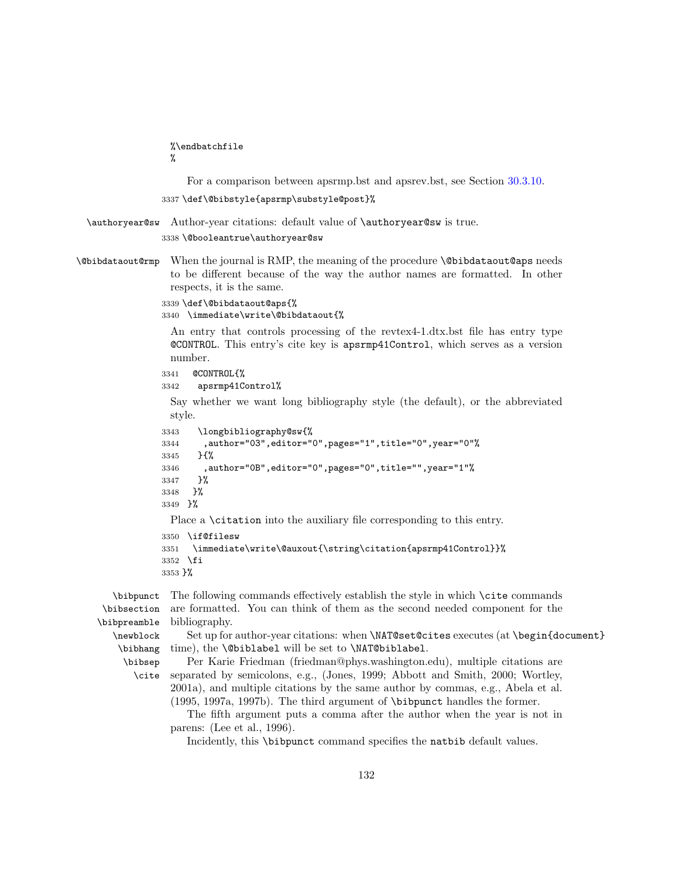```
%\endbatchfile
%
```

For a comparison between apsrmp.bst and apsrev.bst, see Section 30.3.10.

```
3337 \def\@bibstyle{apsrmp\substyle@post}%
```

`\authoryear@sw` Author-year citations: default value of `\authoryear@sw` is true.

```
3338 \@booleantrue\authoryear@sw
```

`\@bibdataout@rmp` When the journal is RMP, the meaning of the procedure `\@bibdataout@aps` needs to be different because of the way the author names are formatted. In other respects, it is the same.

```
3339 \def\@bibdataout@aps{%
3340  \immediate\write\@bibdataout{%
```

An entry that controls processing of the revtex4-1.dtx.bst file has entry type `@CONTROL`. This entry's cite key is `apsrmp41Control`, which serves as a version number.

```
3341   @CONTROL{%
3342    apsrmp41Control%
```

Say whether we want long bibliography style (the default), or the abbreviated style.

```
3343    \longbibliography@sw{%
3344     ,author="03",editor="0",pages="1",title="0",year="0"%
3345    }{%
3346     ,author="0B",editor="0",pages="0",title="",year="1"%
3347    }%
3348   }%
3349  }%
```

Place a `\citation` into the auxiliary file corresponding to this entry.

```
3350  \if@filesw
3351   \immediate\write\@auxout{\string\citation{apsrmp41Control}}%
3352  \fi
3353 }%
```

`\bibpunct` `\bibsection` `\bibpreamble` `\newblock` `\bibhang` `\bibsep` `\cite`

The following commands effectively establish the style in which `\cite` commands are formatted. You can think of them as the second needed component for the bibliography.

Set up for author-year citations: when `\NAT@set@cites` executes (at `\begin{document}` time), the `\@biblabel` will be set to `\NAT@biblabel`.

Per Karie Friedman (friedman@phys.washington.edu), multiple citations are separated by semicolons, e.g., (Jones, 1999; Abbott and Smith, 2000; Wortley, 2001a), and multiple citations by the same author by commas, e.g., Abela et al. (1995, 1997a, 1997b). The third argument of `\bibpunct` handles the former.

The fifth argument puts a comma after the author when the year is not in parens: (Lee et al., 1996).

Incidently, this `\bibpunct` command specifies the `natbib` default values.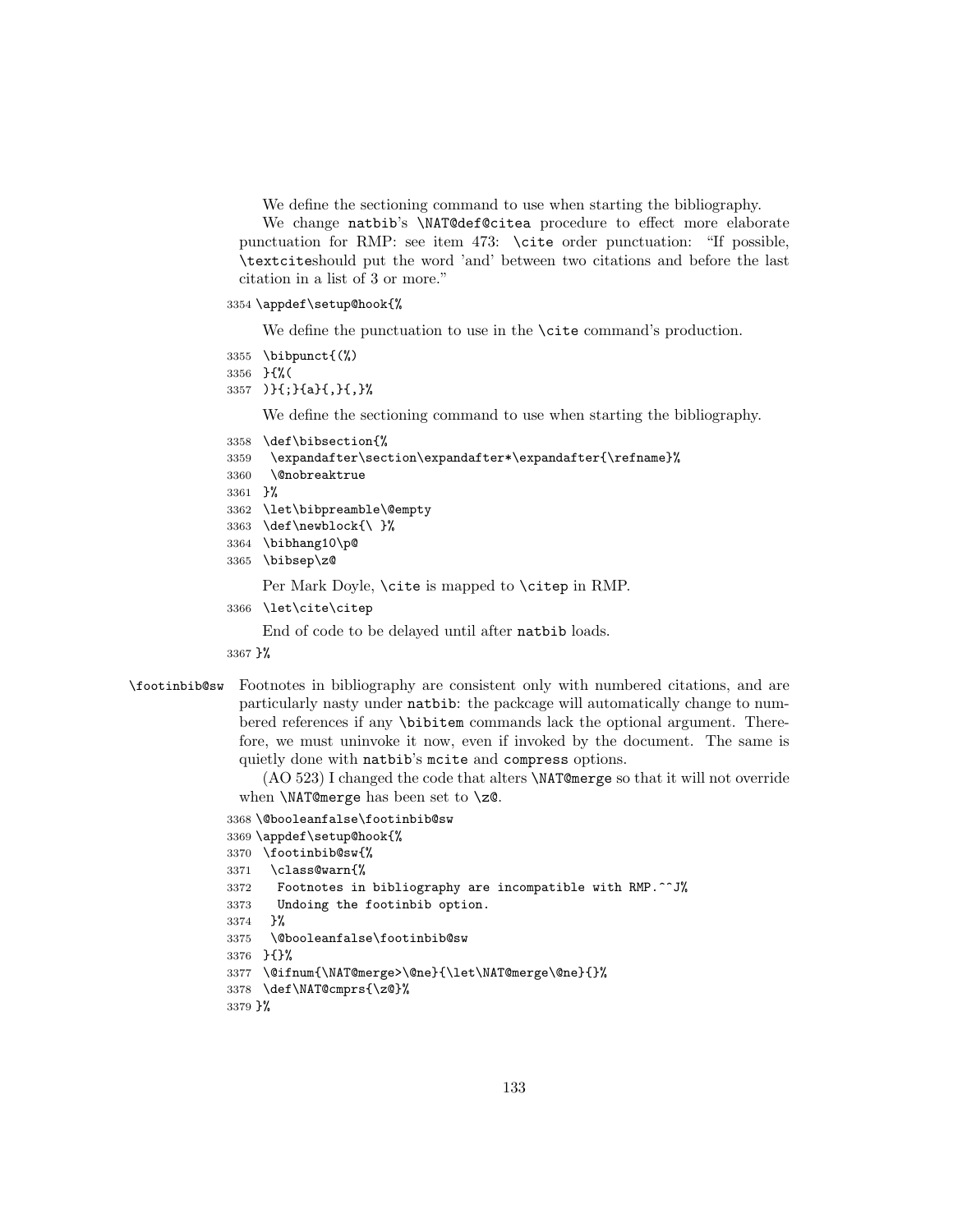We define the sectioning command to use when starting the bibliography.

We change `natbib`'s `\NAT@def@citea` procedure to effect more elaborate punctuation for RMP: see item 473: `\cite` order punctuation: "If possible, `\textcite`should put the word 'and' between two citations and before the last citation in a list of 3 or more."

```
3354 \appdef\setup@hook{%
```

We define the punctuation to use in the `\cite` command's production.

```
3355  \bibpunct{(%)
3356  }{%(
3357  )}{;}{a}{,}{,}%
```

We define the sectioning command to use when starting the bibliography.

```
3358  \def\bibsection{%
3359   \expandafter\section\expandafter*\expandafter{\refname}%
3360   \@nobreaktrue
3361  }%
3362  \let\bibpreamble\@empty
3363  \def\newblock{\ }%
3364  \bibhang10\p@
3365  \bibsep\z@
```

Per Mark Doyle, `\cite` is mapped to `\citep` in RMP.

```
3366  \let\cite\citep
```

End of code to be delayed until after `natbib` loads.

```
3367 }%
```

`\footinbib@sw` Footnotes in bibliography are consistent only with numbered citations, and are particularly nasty under `natbib`: the packcage will automatically change to numbered references if any `\bibitem` commands lack the optional argument. Therefore, we must uninvoke it now, even if invoked by the document. The same is quietly done with `natbib`'s `mcite` and `compress` options.

(AO 523) I changed the code that alters `\NAT@merge` so that it will not override when `\NAT@merge` has been set to `\z@`.

```
3368 \@booleanfalse\footinbib@sw
3369 \appdef\setup@hook{%
3370  \footinbib@sw{%
3371   \class@warn{%
3372    Footnotes in bibliography are incompatible with RMP.^^J%
3373    Undoing the footinbib option.
3374   }%
3375   \@booleanfalse\footinbib@sw
3376  }{}%
3377  \@ifnum{\NAT@merge>\@ne}{\let\NAT@merge\@ne}{}%
3378  \def\NAT@cmprs{\z@}%
3379 }%
```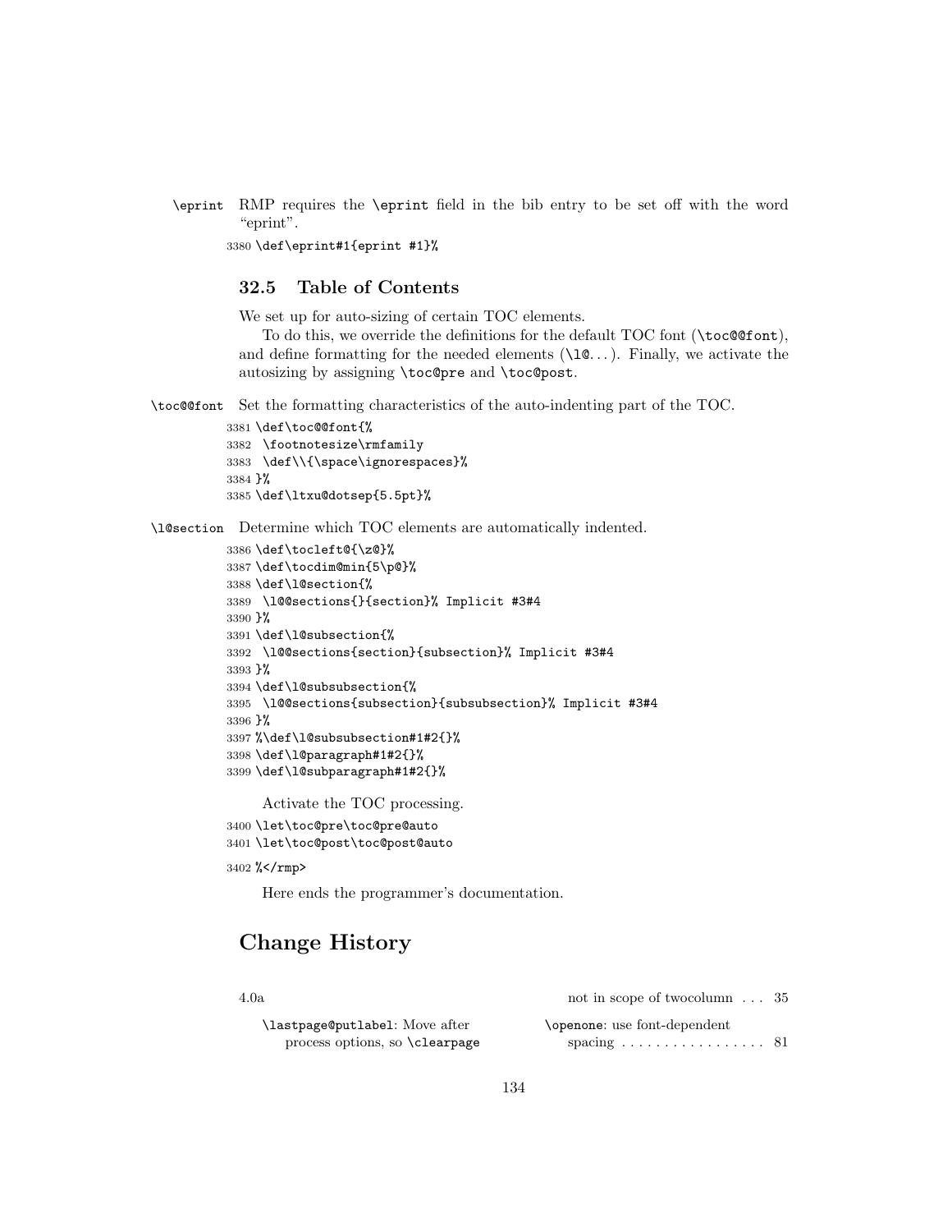\eprint RMP requires the \eprint field in the bib entry to be set off with the word "eprint".

```
3380 \def\eprint#1{eprint #1}%
```

### 32.5 Table of Contents

We set up for auto-sizing of certain TOC elements.

To do this, we override the definitions for the default TOC font (\toc@@font), and define formatting for the needed elements (\l@...). Finally, we activate the autosizing by assigning \toc@pre and \toc@post.

\toc@@font Set the formatting characteristics of the auto-indenting part of the TOC.

```
3381 \def\toc@@font{%
3382  \footnotesize\rmfamily
3383  \def\\{\space\ignorespaces}%
3384 }%
3385 \def\ltxu@dotsep{5.5pt}%
```

\l@section Determine which TOC elements are automatically indented.

```
3386 \def\tocleft@{\z@}%
3387 \def\tocdim@min{5\p@}%
3388 \def\l@section{%
3389  \l@@sections{}{section}% Implicit #3#4
3390 }%
3391 \def\l@subsection{%
3392  \l@@sections{section}{subsection}% Implicit #3#4
3393 }%
3394 \def\l@subsubsection{%
3395  \l@@sections{subsection}{subsubsection}% Implicit #3#4
3396 }%
3397 %\def\l@subsubsection#1#2{}%
3398 \def\l@paragraph#1#2{}%
3399 \def\l@subparagraph#1#2{}%
```

Activate the TOC processing.

```
3400 \let\toc@pre\toc@pre@auto
3401 \let\toc@post\toc@post@auto
```

```
3402 %</rmp>
```

Here ends the programmer's documentation.

## Change History

4.0a

\lastpage@putlabel: Move after process options, so \clearpage not in scope of twocolumn ... 35

\openone: use font-dependent spacing ... 81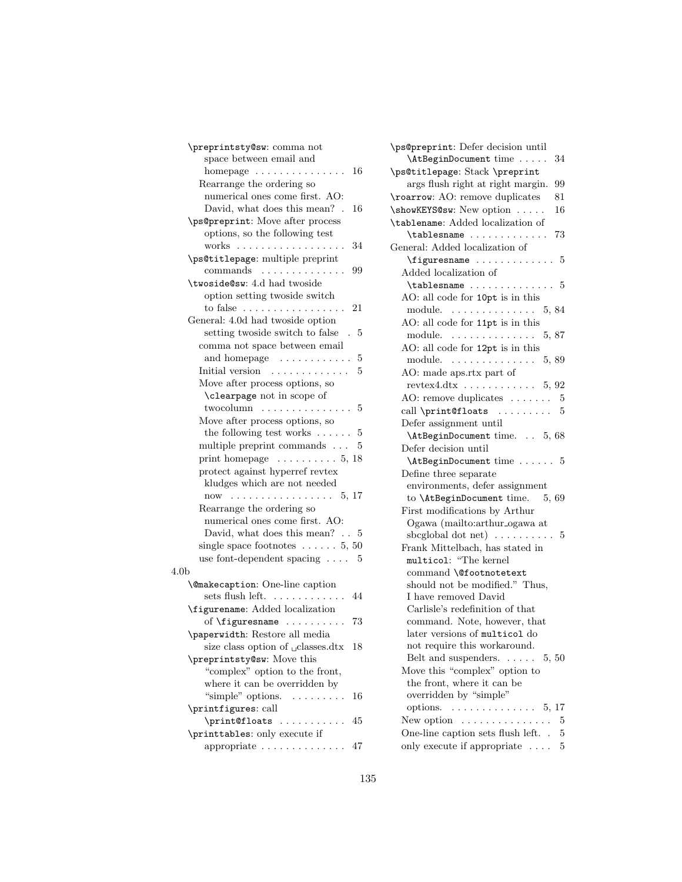\preprintsty@sw: comma not space between email and homepage . . . . . . . . . . . . . . . 16
  Rearrange the ordering so numerical ones come first. AO: David, what does this mean? . 16

\ps@preprint: Move after process options, so the following test works . . . . . . . . . . . . . . . . . 34

\ps@titlepage: multiple preprint commands . . . . . . . . . . . . . . 99

\twoside@sw: 4.d had twoside option setting twoside switch to false . . . . . . . . . . . . . . . . . 21

General: 4.0d had twoside option setting twoside switch to false . 5
  comma not space between email and homepage . . . . . . . . . . . . 5
  Initial version . . . . . . . . . . . . . 5
  Move after process options, so \clearpage not in scope of twocolumn . . . . . . . . . . . . . . . 5
  Move after process options, so the following test works . . . . . . 5
  multiple preprint commands . . . 5
  print homepage . . . . . . . . . . 5, 18
  protect against hyperref revtex kludges which are not needed now . . . . . . . . . . . . . . . . . 5, 17
  Rearrange the ordering so numerical ones come first. AO: David, what does this mean? . . 5
  single space footnotes . . . . . . 5, 50
  use font-dependent spacing . . . . 5

4.0b

\@makecaption: One-line caption sets flush left. . . . . . . . . . . . . 44

\figurename: Added localization of \figuresname . . . . . . . . . . 73

\paperwidth: Restore all media size class option of ␣classes.dtx 18

\preprintsty@sw: Move this "complex" option to the front, where it can be overridden by "simple" options. . . . . . . . . 16

\printfigures: call \print@floats . . . . . . . . . . . 45

\printtables: only execute if appropriate . . . . . . . . . . . . . . 47

\ps@preprint: Defer decision until \AtBeginDocument time . . . . . 34

\ps@titlepage: Stack \preprint args flush right at right margin. 99

\roarrow: AO: remove duplicates 81

\showKEYS@sw: New option . . . . . 16

\tablename: Added localization of \tablesname . . . . . . . . . . . . . 73

General: Added localization of \figuresname . . . . . . . . . . . . . 5
  Added localization of \tablesname . . . . . . . . . . . . . . 5
  AO: all code for 10pt is in this module. . . . . . . . . . . . . . . 5, 84
  AO: all code for 11pt is in this module. . . . . . . . . . . . . . . 5, 87
  AO: all code for 12pt is in this module. . . . . . . . . . . . . . . 5, 89
  AO: made aps.rtx part of revtex4.dtx . . . . . . . . . . . . 5, 92
  AO: remove duplicates . . . . . . . 5
  call \print@floats . . . . . . . . . 5
  Defer assignment until \AtBeginDocument time. . . 5, 68
  Defer decision until \AtBeginDocument time . . . . . . 5
  Define three separate environments, defer assignment to \AtBeginDocument time. 5, 69
  First modifications by Arthur Ogawa (mailto:arthur_ogawa at sbcglobal dot net) . . . . . . . . . . 5
  Frank Mittelbach, has stated in multicol: "The kernel command \@footnotetext should not be modified." Thus, I have removed David Carlisle's redefinition of that command. Note, however, that later versions of multicol do not require this workaround. Belt and suspenders. . . . . . 5, 50
  Move this "complex" option to the front, where it can be overridden by "simple" options. . . . . . . . . . . . . . . 5, 17
  New option . . . . . . . . . . . . . . . 5
  One-line caption sets flush left. . 5
  only execute if appropriate . . . . 5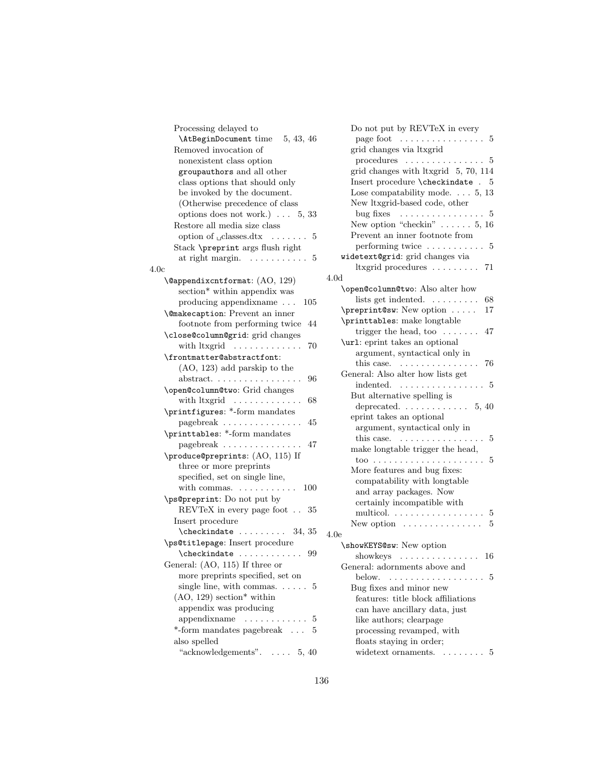Processing delayed to `\AtBeginDocument` time 5, 43, 46

Removed invocation of nonexistent class option `groupauthors` and all other class options that should only be invoked by the document. (Otherwise precedence of class options does not work.) . . . 5, 33

Restore all media size class option of ␣classes.dtx . . . . . . . 5

Stack `\preprint` args flush right at right margin. . . . . . . . . . . . 5

4.0c

- `\@appendixcntformat`: (AO, 129) section* within appendix was producing appendixname . . . 105
- `\@makecaption`: Prevent an inner footnote from performing twice 44
- `\close@column@grid`: grid changes with ltxgrid . . . . . . . . . . . . 70
- `\frontmatter@abstractfont`: (AO, 123) add parskip to the abstract. . . . . . . . . . . . . . . . . 96
- `\open@column@two`: Grid changes with ltxgrid . . . . . . . . . . . . 68
- `\printfigures`: *-form mandates pagebreak . . . . . . . . . . . . . . . 45
- `\printtables`: *-form mandates pagebreak . . . . . . . . . . . . . . . 47
- `\produce@preprints`: (AO, 115) If three or more preprints specified, set on single line, with commas. . . . . . . . . . . . 100
- `\ps@preprint`: Do not put by REVTeX in every page foot . . 35
  - Insert procedure `\checkindate` . . . . . . . . . 34, 35
- `\ps@titlepage`: Insert procedure `\checkindate` . . . . . . . . . . . . 99
- General: (AO, 115) If three or more preprints specified, set on single line, with commas. . . . . . 5
  - (AO, 129) section* within appendix was producing appendixname . . . . . . . . . . . . 5
  - *-form mandates pagebreak . . . 5
  - also spelled "acknowledgements". . . . . 5, 40
  - Do not put by REVTeX in every page foot . . . . . . . . . . . . . . . . 5
  - grid changes via ltxgrid procedures . . . . . . . . . . . . . . . 5
  - grid changes with ltxgrid 5, 70, 114
  - Insert procedure `\checkindate` . 5
  - Lose compatability mode. . . . 5, 13
  - New ltxgrid-based code, other bug fixes . . . . . . . . . . . . . . . . 5
  - New option "checkin" . . . . . . 5, 16
  - Prevent an inner footnote from performing twice . . . . . . . . . . . 5
- `widetext@grid`: grid changes via ltxgrid procedures . . . . . . . . . 71

4.0d

- `\open@column@two`: Also alter how lists get indented. . . . . . . . . . 68
- `\preprint@sw`: New option . . . . . 17
- `\printtables`: make longtable trigger the head, too . . . . . . . 47
- `\url`: eprint takes an optional argument, syntactical only in this case. . . . . . . . . . . . . . . . 76
- General: Also alter how lists get indented. . . . . . . . . . . . . . . . . 5
  - But alternative spelling is deprecated. . . . . . . . . . . . . 5, 40
  - eprint takes an optional argument, syntactical only in this case. . . . . . . . . . . . . . . . 5
  - make longtable trigger the head, too . . . . . . . . . . . . . . . . . . . . . 5
  - More features and bug fixes: compatability with longtable and array packages. Now certainly incompatible with multicol. . . . . . . . . . . . . . . . . 5
  - New option . . . . . . . . . . . . . . . 5

4.0e

- `\showKEYS@sw`: New option showkeys . . . . . . . . . . . . . . . 16
- General: adornments above and below. . . . . . . . . . . . . . . . . . 5
  - Bug fixes and minor new features: title block affiliations can have ancillary data, just like authors; clearpage processing revamped, with floats staying in order; widetext ornaments. . . . . . . . 5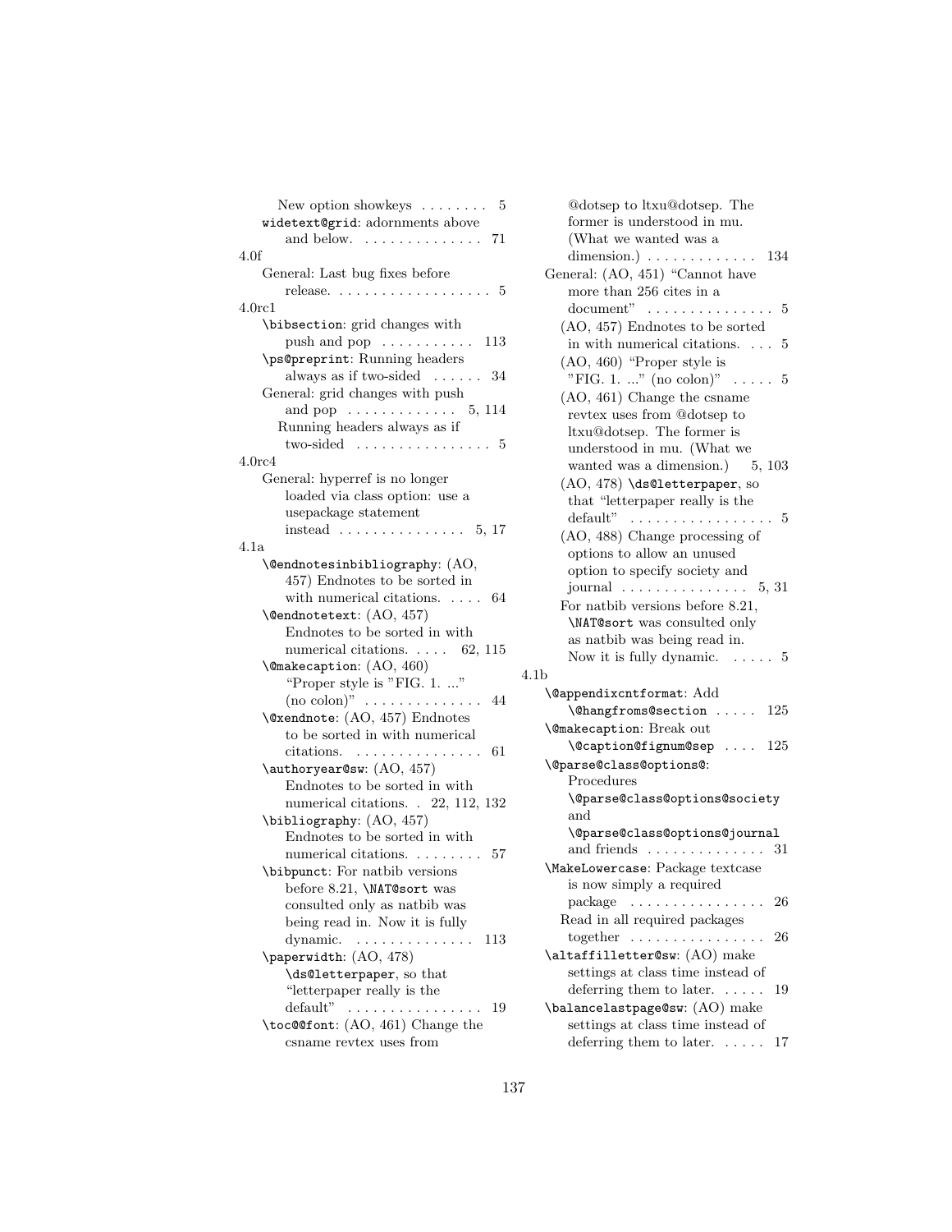New option showkeys . . . . . . . . 5

`widetext@grid`: adornments above and below. . . . . . . . . . . . . . . 71

4.0f

General: Last bug fixes before release. . . . . . . . . . . . . . . . . . . 5

4.0rc1

`\bibsection`: grid changes with push and pop . . . . . . . . . . . 113

`\ps@preprint`: Running headers always as if two-sided . . . . . . 34

General: grid changes with push and pop . . . . . . . . . . . . . 5, 114

Running headers always as if two-sided . . . . . . . . . . . . . . . . 5

4.0rc4

General: hyperref is no longer loaded via class option: use a usepackage statement instead . . . . . . . . . . . . . . . 5, 17

4.1a

`\@endnotesinbibliography`: (AO, 457) Endnotes to be sorted in with numerical citations. . . . . 64

`\@endnotetext`: (AO, 457) Endnotes to be sorted in with numerical citations. . . . . 62, 115

`\@makecaption`: (AO, 460) "Proper style is "FIG. 1. ..." (no colon)" . . . . . . . . . . . . . . 44

`\@xendnote`: (AO, 457) Endnotes to be sorted in with numerical citations. . . . . . . . . . . . . . . 61

`\authoryear@sw`: (AO, 457) Endnotes to be sorted in with numerical citations. . 22, 112, 132

`\bibliography`: (AO, 457) Endnotes to be sorted in with numerical citations. . . . . . . . . 57

`\bibpunct`: For natbib versions before 8.21, `\NAT@sort` was consulted only as natbib was being read in. Now it is fully dynamic. . . . . . . . . . . . . . . 113

`\paperwidth`: (AO, 478) `\ds@letterpaper`, so that "letterpaper really is the default" . . . . . . . . . . . . . . . . 19

`\toc@@font`: (AO, 461) Change the csname revtex uses from @dotsep to ltxu@dotsep. The former is understood in mu. (What we wanted was a dimension.) . . . . . . . . . . . . . 134

General: (AO, 451) "Cannot have more than 256 cites in a document" . . . . . . . . . . . . . . . 5

(AO, 457) Endnotes to be sorted in with numerical citations. . . . 5

(AO, 460) "Proper style is "FIG. 1. ..." (no colon)" . . . . . 5

(AO, 461) Change the csname revtex uses from @dotsep to ltxu@dotsep. The former is understood in mu. (What we wanted was a dimension.) 5, 103

(AO, 478) `\ds@letterpaper`, so that "letterpaper really is the default" . . . . . . . . . . . . . . . . . 5

(AO, 488) Change processing of options to allow an unused option to specify society and journal . . . . . . . . . . . . . . . 5, 31

For natbib versions before 8.21, `\NAT@sort` was consulted only as natbib was being read in. Now it is fully dynamic. . . . . . 5

4.1b

`\@appendixcntformat`: Add `\@hangfroms@section` . . . . . 125

`\@makecaption`: Break out `\@caption@fignum@sep` . . . . 125

`\@parse@class@options@`: Procedures `\@parse@class@options@society` and `\@parse@class@options@journal` and friends . . . . . . . . . . . . . . 31

`\MakeLowercase`: Package textcase is now simply a required package . . . . . . . . . . . . . . . . 26

Read in all required packages together . . . . . . . . . . . . . . . . 26

`\altaffilletter@sw`: (AO) make settings at class time instead of deferring them to later. . . . . . 19

`\balancelastpage@sw`: (AO) make settings at class time instead of deferring them to later. . . . . . 17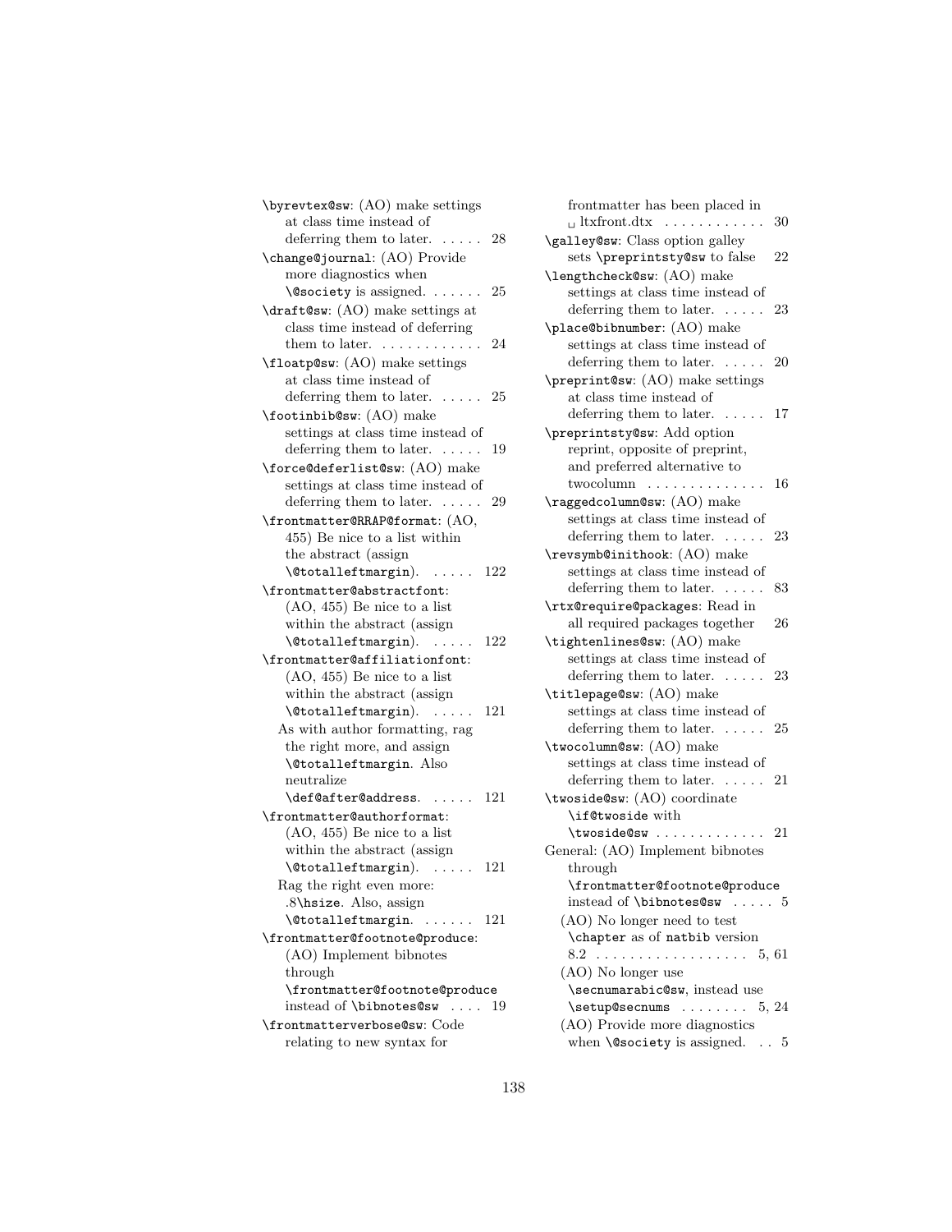\byrevtex@sw: (AO) make settings at class time instead of deferring them to later. . . . . . 28

\change@journal: (AO) Provide more diagnostics when \@society is assigned. . . . . . . 25

\draft@sw: (AO) make settings at class time instead of deferring them to later. . . . . . . . . . . . . 24

\floatp@sw: (AO) make settings at class time instead of deferring them to later. . . . . . 25

\footinbib@sw: (AO) make settings at class time instead of deferring them to later. . . . . . 19

\force@deferlist@sw: (AO) make settings at class time instead of deferring them to later. . . . . . 29

\frontmatter@RRAP@format: (AO, 455) Be nice to a list within the abstract (assign \@totalleftmargin). . . . . . 122

\frontmatter@abstractfont: (AO, 455) Be nice to a list within the abstract (assign \@totalleftmargin). . . . . . 122

\frontmatter@affiliationfont: (AO, 455) Be nice to a list within the abstract (assign \@totalleftmargin). . . . . . 121
  As with author formatting, rag the right more, and assign \@totalleftmargin. Also neutralize \def@after@address. . . . . . 121

\frontmatter@authorformat: (AO, 455) Be nice to a list within the abstract (assign \@totalleftmargin). . . . . . 121
  Rag the right even more: .8\hsize. Also, assign \@totalleftmargin. . . . . . . 121

\frontmatter@footnote@produce: (AO) Implement bibnotes through \frontmatter@footnote@produce instead of \bibnotes@sw . . . . 19

\frontmatterverbose@sw: Code relating to new syntax for frontmatter has been placed in ␣ ltxfront.dtx . . . . . . . . . . . . 30

\galley@sw: Class option galley sets \preprintsty@sw to false 22

\lengthcheck@sw: (AO) make settings at class time instead of deferring them to later. . . . . . 23

\place@bibnumber: (AO) make settings at class time instead of deferring them to later. . . . . . 20

\preprint@sw: (AO) make settings at class time instead of deferring them to later. . . . . . 17

\preprintsty@sw: Add option reprint, opposite of preprint, and preferred alternative to twocolumn . . . . . . . . . . . . . . 16

\raggedcolumn@sw: (AO) make settings at class time instead of deferring them to later. . . . . . 23

\revsymb@inithook: (AO) make settings at class time instead of deferring them to later. . . . . . 83

\rtx@require@packages: Read in all required packages together 26

\tightenlines@sw: (AO) make settings at class time instead of deferring them to later. . . . . . 23

\titlepage@sw: (AO) make settings at class time instead of deferring them to later. . . . . . 25

\twocolumn@sw: (AO) make settings at class time instead of deferring them to later. . . . . . 21

\twoside@sw: (AO) coordinate \if@twoside with \twoside@sw . . . . . . . . . . . . . 21

General: (AO) Implement bibnotes through \frontmatter@footnote@produce instead of \bibnotes@sw . . . . . 5
  (AO) No longer need to test \chapter as of natbib version 8.2 . . . . . . . . . . . . . . . . . . 5, 61
  (AO) No longer use \secnumarabic@sw, instead use \setup@secnums . . . . . . . . 5, 24
  (AO) Provide more diagnostics when \@society is assigned. . . 5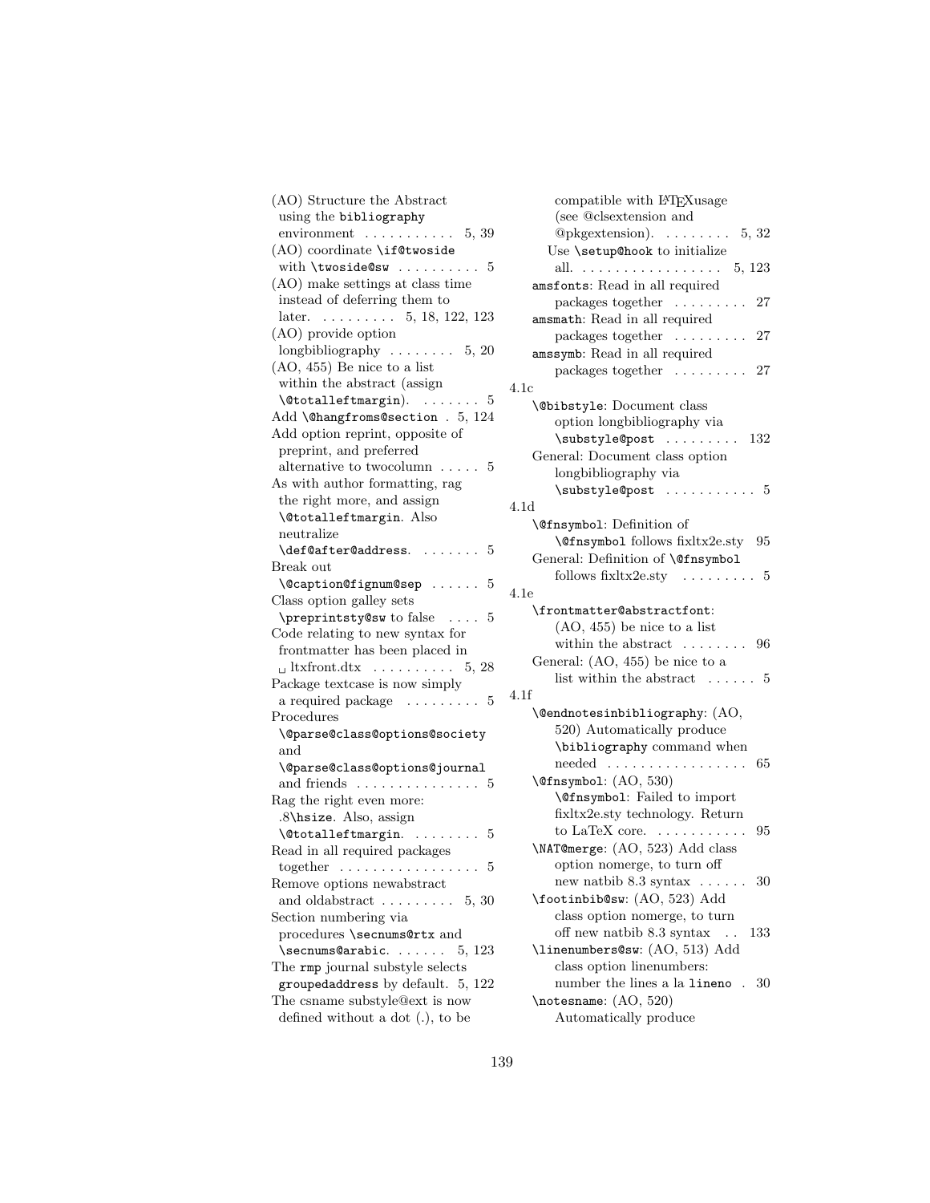(AO) Structure the Abstract using the `bibliography` environment . . . . . . . . . . . 5, 39
(AO) coordinate `\if@twoside` with `\twoside@sw` . . . . . . . . . . 5
(AO) make settings at class time instead of deferring them to later. . . . . . . . . . 5, 18, 122, 123
(AO) provide option longbibliography . . . . . . . . 5, 20
(AO, 455) Be nice to a list within the abstract (assign `\@totalleftmargin`). . . . . . . . 5
Add `\@hangfroms@section` . 5, 124
Add option reprint, opposite of preprint, and preferred alternative to twocolumn . . . . . 5
As with author formatting, rag the right more, and assign `\@totalleftmargin`. Also neutralize `\def@after@address`. . . . . . . . 5
Break out `\@caption@fignum@sep` . . . . . . 5
Class option galley sets `\preprintsty@sw` to false . . . . 5
Code relating to new syntax for frontmatter has been placed in ␣ ltxfront.dtx . . . . . . . . . . 5, 28
Package textcase is now simply a required package . . . . . . . . . 5
Procedures `\@parse@class@options@society` and `\@parse@class@options@journal` and friends . . . . . . . . . . . . . . . 5
Rag the right even more: .8`\hsize`. Also, assign `\@totalleftmargin`. . . . . . . . 5
Read in all required packages together . . . . . . . . . . . . . . . . . 5
Remove options newabstract and oldabstract . . . . . . . . . 5, 30
Section numbering via procedures `\secnums@rtx` and `\secnums@arabic`. . . . . . . 5, 123
The `rmp` journal substyle selects `groupedaddress` by default. 5, 122
The csname substyle@ext is now defined without a dot (.), to be compatible with LaTeXusage (see @clsextension and @pkgextension). . . . . . . . . 5, 32
Use `\setup@hook` to initialize all. . . . . . . . . . . . . . . . . . 5, 123

`amsfonts`: Read in all required packages together . . . . . . . . . 27
`amsmath`: Read in all required packages together . . . . . . . . . 27
`amssymb`: Read in all required packages together . . . . . . . . . 27

4.1c
`\@bibstyle`: Document class option longbibliography via `\substyle@post` . . . . . . . . . 132
General: Document class option longbibliography via `\substyle@post` . . . . . . . . . . . 5

4.1d
`\@fnsymbol`: Definition of `\@fnsymbol` follows fixltx2e.sty 95
General: Definition of `\@fnsymbol` follows fixltx2e.sty . . . . . . . . . 5

4.1e
`\frontmatter@abstractfont`: (AO, 455) be nice to a list within the abstract . . . . . . . . 96
General: (AO, 455) be nice to a list within the abstract . . . . . . 5

4.1f
`\@endnotesinbibliography`: (AO, 520) Automatically produce `\bibliography` command when needed . . . . . . . . . . . . . . . . . 65
`\@fnsymbol`: (AO, 530) `\@fnsymbol`: Failed to import fixltx2e.sty technology. Return to LaTeX core. . . . . . . . . . . . 95
`\NAT@merge`: (AO, 523) Add class option nomerge, to turn off new natbib 8.3 syntax . . . . . . 30
`\footinbib@sw`: (AO, 523) Add class option nomerge, to turn off new natbib 8.3 syntax . . 133
`\linenumbers@sw`: (AO, 513) Add class option linenumbers: number the lines a la `lineno` . 30
`\notesname`: (AO, 520) Automatically produce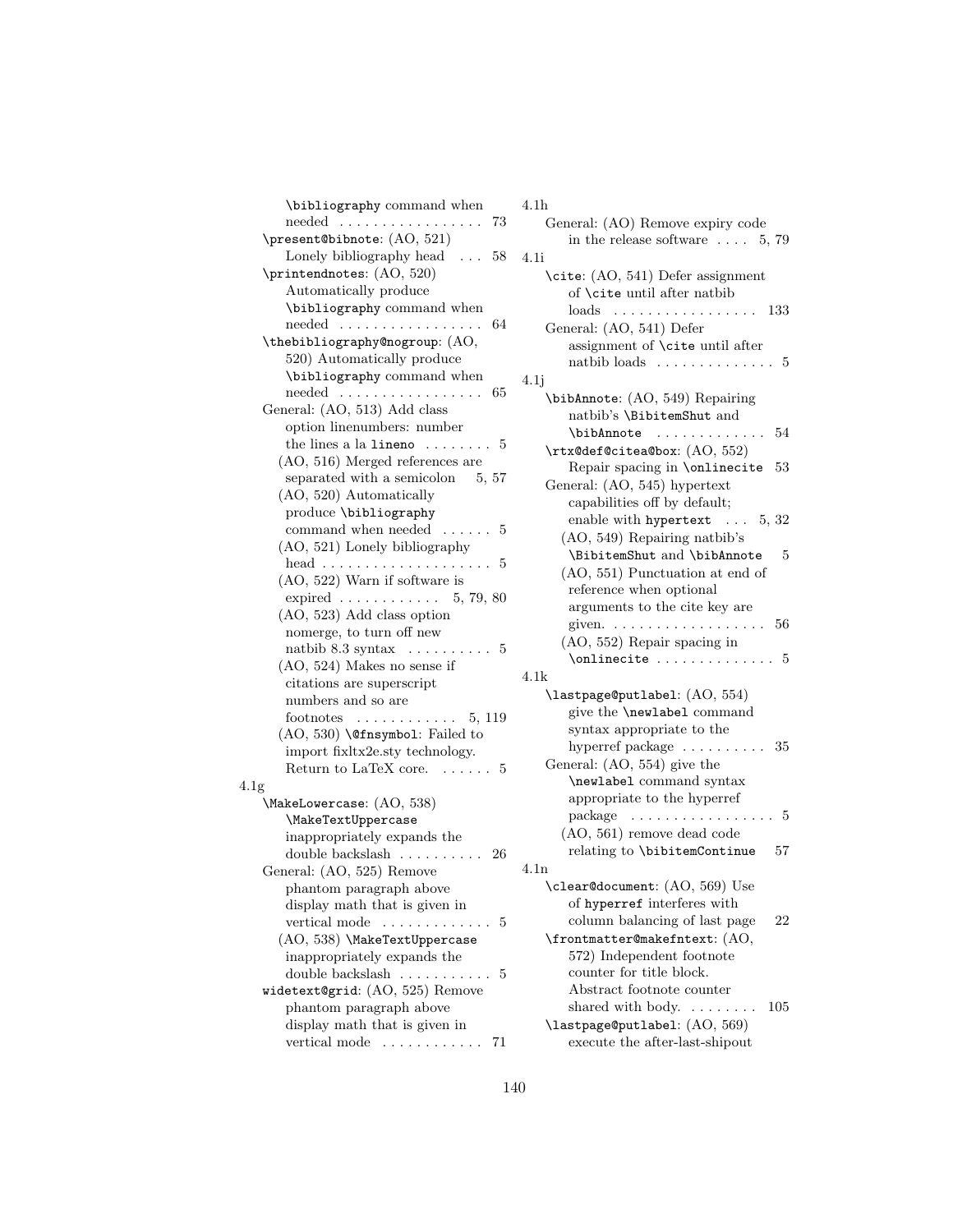\bibliography command when needed . . . . . . . . . . . . . . . . . 73

\present@bibnote: (AO, 521) Lonely bibliography head . . . 58

\printendnotes: (AO, 520) Automatically produce \bibliography command when needed . . . . . . . . . . . . . . . . . 64

\thebibliography@nogroup: (AO, 520) Automatically produce \bibliography command when needed . . . . . . . . . . . . . . . . . 65

General: (AO, 513) Add class option linenumbers: number the lines a la lineno . . . . . . . . 5
- (AO, 516) Merged references are separated with a semicolon 5, 57
- (AO, 520) Automatically produce \bibliography command when needed . . . . . . 5
- (AO, 521) Lonely bibliography head . . . . . . . . . . . . . . . . . . . . 5
- (AO, 522) Warn if software is expired . . . . . . . . . . . . 5, 79, 80
- (AO, 523) Add class option nomerge, to turn off new natbib 8.3 syntax . . . . . . . . . . 5
- (AO, 524) Makes no sense if citations are superscript numbers and so are footnotes . . . . . . . . . . . . 5, 119
- (AO, 530) \@fnsymbol: Failed to import fixltx2e.sty technology. Return to LaTeX core. . . . . . . 5

4.1g

\MakeLowercase: (AO, 538) \MakeTextUppercase inappropriately expands the double backslash . . . . . . . . . . 26

General: (AO, 525) Remove phantom paragraph above display math that is given in vertical mode . . . . . . . . . . . . . 5
- (AO, 538) \MakeTextUppercase inappropriately expands the double backslash . . . . . . . . . . . 5

widetext@grid: (AO, 525) Remove phantom paragraph above display math that is given in vertical mode . . . . . . . . . . . . 71

4.1h

General: (AO) Remove expiry code in the release software . . . . 5, 79

4.1i

\cite: (AO, 541) Defer assignment of \cite until after natbib loads . . . . . . . . . . . . . . . . . 133

General: (AO, 541) Defer assignment of \cite until after natbib loads . . . . . . . . . . . . . . 5

4.1j

\bibAnnote: (AO, 549) Repairing natbib's \BibitemShut and \bibAnnote . . . . . . . . . . . . . 54

\rtx@def@citea@box: (AO, 552) Repair spacing in \onlinecite 53

General: (AO, 545) hypertext capabilities off by default; enable with hypertext . . . 5, 32
- (AO, 549) Repairing natbib's \BibitemShut and \bibAnnote 5
- (AO, 551) Punctuation at end of reference when optional arguments to the cite key are given. . . . . . . . . . . . . . . . . . . . 56
- (AO, 552) Repair spacing in \onlinecite . . . . . . . . . . . . . . 5

4.1k

\lastpage@putlabel: (AO, 554) give the \newlabel command syntax appropriate to the hyperref package . . . . . . . . . . 35

General: (AO, 554) give the \newlabel command syntax appropriate to the hyperref package . . . . . . . . . . . . . . . . . 5
- (AO, 561) remove dead code relating to \bibitemContinue 57

4.1n

\clear@document: (AO, 569) Use of hyperref interferes with column balancing of last page 22

\frontmatter@makefntext: (AO, 572) Independent footnote counter for title block. Abstract footnote counter shared with body. . . . . . . . . 105

\lastpage@putlabel: (AO, 569) execute the after-last-shipout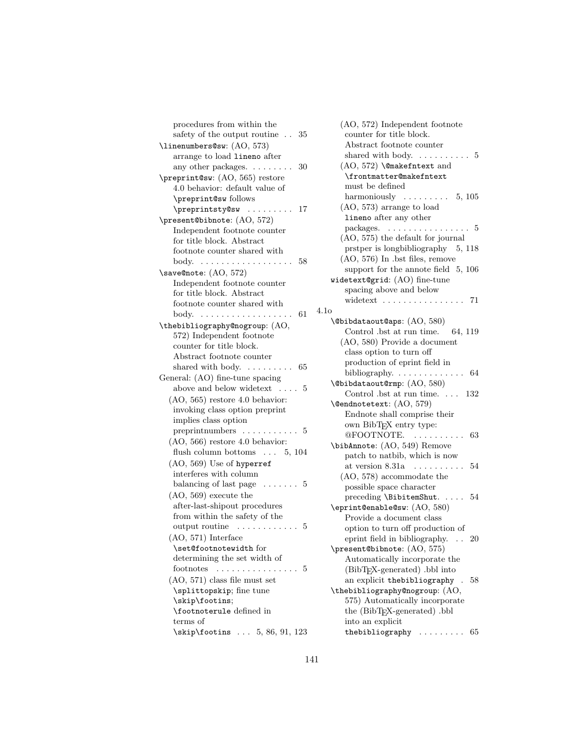procedures from within the safety of the output routine . . 35

\linenumbers@sw: (AO, 573) arrange to load lineno after any other packages. . . . . . . . . 30

\preprint@sw: (AO, 565) restore 4.0 behavior: default value of \preprint@sw follows \preprintsty@sw . . . . . . . . . 17

\present@bibnote: (AO, 572) Independent footnote counter for title block. Abstract footnote counter shared with body. . . . . . . . . . . . . . . . . . . 58

\save@note: (AO, 572) Independent footnote counter for title block. Abstract footnote counter shared with body. . . . . . . . . . . . . . . . . . . 61

\thebibliography@nogroup: (AO, 572) Independent footnote counter for title block. Abstract footnote counter shared with body. . . . . . . . . . 65

General: (AO) fine-tune spacing above and below widetext . . . . 5
- (AO, 565) restore 4.0 behavior: invoking class option preprint implies class option preprintnumbers . . . . . . . . . . . 5
- (AO, 566) restore 4.0 behavior: flush column bottoms . . . 5, 104
- (AO, 569) Use of hyperref interferes with column balancing of last page . . . . . . . 5
- (AO, 569) execute the after-last-shipout procedures from within the safety of the output routine . . . . . . . . . . . . 5
- (AO, 571) Interface \set@footnotewidth for determining the set width of footnotes . . . . . . . . . . . . . . . . 5
- (AO, 571) class file must set \splittopskip; fine tune \skip\footins; \footnoterule defined in terms of \skip\footins . . . 5, 86, 91, 123
- (AO, 572) Independent footnote counter for title block. Abstract footnote counter shared with body. . . . . . . . . . . 5
- (AO, 572) \@makefntext and \frontmatter@makefntext must be defined harmoniously . . . . . . . . . 5, 105
- (AO, 573) arrange to load lineno after any other packages. . . . . . . . . . . . . . . . . 5
- (AO, 575) the default for journal prstper is longbibliography 5, 118
- (AO, 576) In .bst files, remove support for the annote field 5, 106

widetext@grid: (AO) fine-tune spacing above and below widetext . . . . . . . . . . . . . . . . 71

4.1o

\@bibdataout@aps: (AO, 580) Control .bst at run time. 64, 119
- (AO, 580) Provide a document class option to turn off production of eprint field in bibliography. . . . . . . . . . . . . 64

\@bibdataout@rmp: (AO, 580) Control .bst at run time. . . . 132

\@endnotetext: (AO, 579) Endnote shall comprise their own BibTEX entry type: @FOOTNOTE. . . . . . . . . . 63

\bibAnnote: (AO, 549) Remove patch to natbib, which is now at version 8.31a . . . . . . . . . . 54
- (AO, 578) accommodate the possible space character preceding \BibitemShut. . . . . 54

\eprint@enable@sw: (AO, 580) Provide a document class option to turn off production of eprint field in bibliography. . . 20

\present@bibnote: (AO, 575) Automatically incorporate the (BibTEX-generated) .bbl into an explicit thebibliography . 58

\thebibliography@nogroup: (AO, 575) Automatically incorporate the (BibTEX-generated) .bbl into an explicit thebibliography . . . . . . . . . 65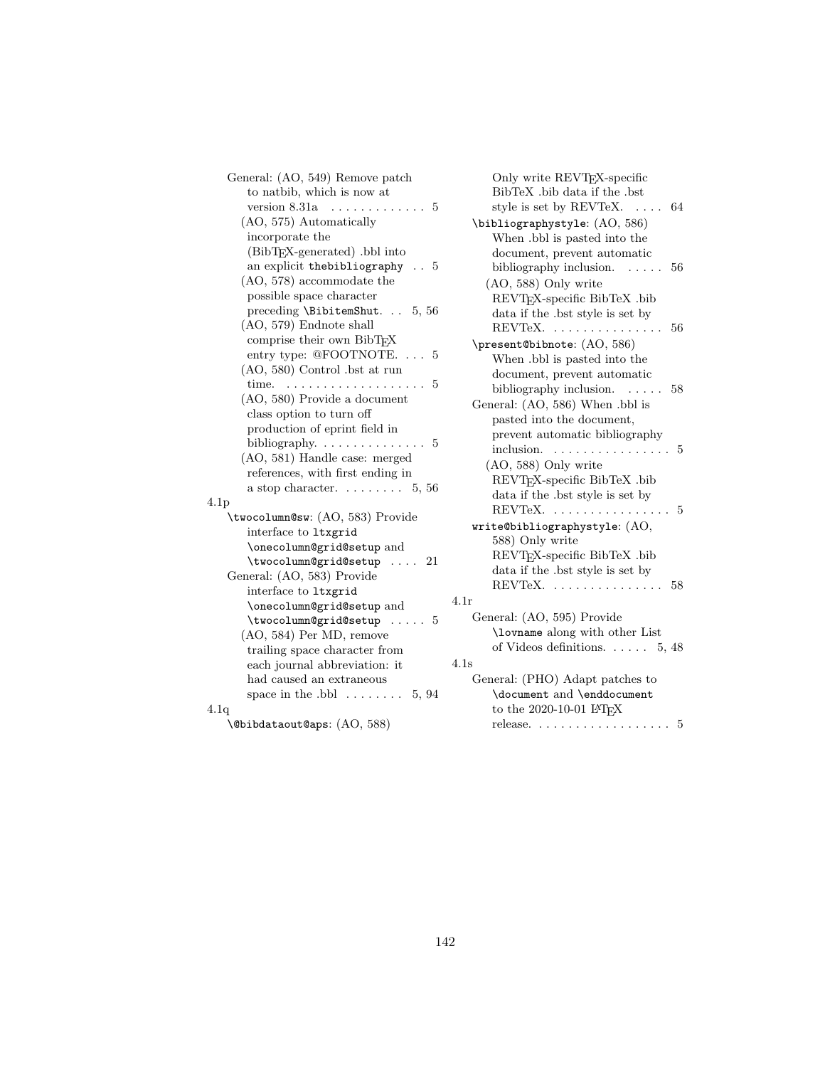General: (AO, 549) Remove patch to natbib, which is now at version 8.31a . . . . . . . . . . . . . 5

(AO, 575) Automatically incorporate the (BibTeX-generated) .bbl into an explicit `thebibliography` . . 5

(AO, 578) accommodate the possible space character preceding `\BibitemShut`. . . 5, 56

(AO, 579) Endnote shall comprise their own BibTeX entry type: @FOOTNOTE. . . . 5

(AO, 580) Control .bst at run time. . . . . . . . . . . . . . . . . . . . 5

(AO, 580) Provide a document class option to turn off production of eprint field in bibliography. . . . . . . . . . . . . . . 5

(AO, 581) Handle case: merged references, with first ending in a stop character. . . . . . . . . 5, 56

4.1p

`\twocolumn@sw`: (AO, 583) Provide interface to `ltxgrid` `\onecolumn@grid@setup` and `\twocolumn@grid@setup` . . . . 21

General: (AO, 583) Provide interface to `ltxgrid` `\onecolumn@grid@setup` and `\twocolumn@grid@setup` . . . . . 5

(AO, 584) Per MD, remove trailing space character from each journal abbreviation: it had caused an extraneous space in the .bbl . . . . . . . . 5, 94

4.1q

`\@bibdataout@aps`: (AO, 588) Only write REVTeX-specific BibTeX .bib data if the .bst style is set by REVTeX. . . . . 64

`\bibliographystyle`: (AO, 586) When .bbl is pasted into the document, prevent automatic bibliography inclusion. . . . . . 56

(AO, 588) Only write REVTeX-specific BibTeX .bib data if the .bst style is set by REVTeX. . . . . . . . . . . . . . . . 56

`\present@bibnote`: (AO, 586) When .bbl is pasted into the document, prevent automatic bibliography inclusion. . . . . . 58

General: (AO, 586) When .bbl is pasted into the document, prevent automatic bibliography inclusion. . . . . . . . . . . . . . . . . 5

(AO, 588) Only write REVTeX-specific BibTeX .bib data if the .bst style is set by REVTeX. . . . . . . . . . . . . . . . . 5

`write@bibliographystyle`: (AO, 588) Only write REVTeX-specific BibTeX .bib data if the .bst style is set by REVTeX. . . . . . . . . . . . . . . . 58

4.1r

General: (AO, 595) Provide `\lovname` along with other List of Videos definitions. . . . . . 5, 48

4.1s

General: (PHO) Adapt patches to `\document` and `\enddocument` to the 2020-10-01 LaTeX release. . . . . . . . . . . . . . . . . . . 5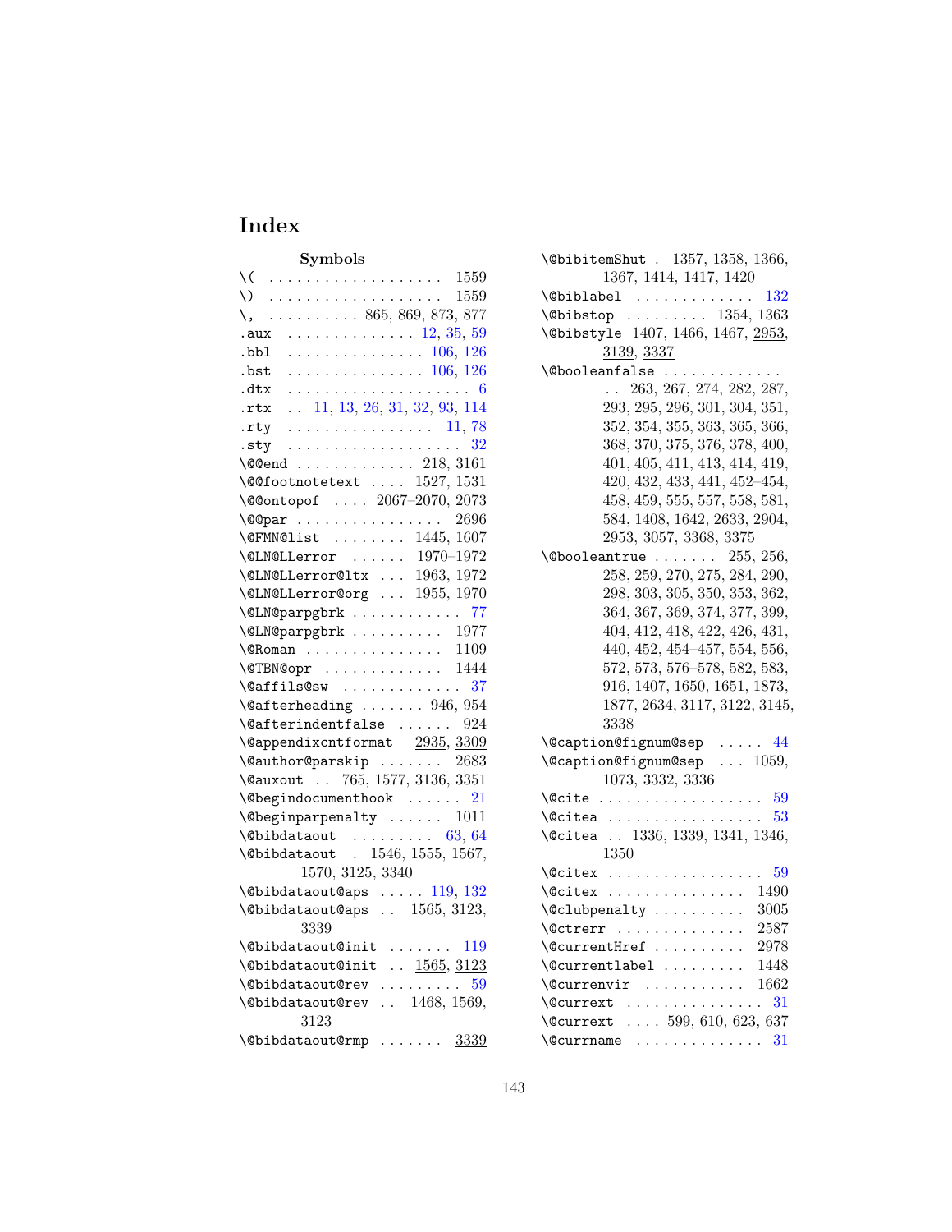# Index

**Symbols**

\( . . . . . . . . . . . . . . . . . . . 1559
\) . . . . . . . . . . . . . . . . . . . 1559
\, . . . . . . . . . . 865, 869, 873, 877
.aux . . . . . . . . . . . . . . 12, 35, 59
.bbl . . . . . . . . . . . . . . . 106, 126
.bst . . . . . . . . . . . . . . . 106, 126
.dtx . . . . . . . . . . . . . . . . . . . . 6
.rtx . . 11, 13, 26, 31, 32, 93, 114
.rty . . . . . . . . . . . . . . . . 11, 78
.sty . . . . . . . . . . . . . . . . . . . 32
\@@end . . . . . . . . . . . . . 218, 3161
\@@footnotetext . . . . 1527, 1531
\@@ontopof . . . . 2067–2070, 2073
\@@par . . . . . . . . . . . . . . . . 2696
\@FMN@list . . . . . . . . 1445, 1607
\@LN@LLerror . . . . . . 1970–1972
\@LN@LLerror@ltx . . . 1963, 1972
\@LN@LLerror@org . . . 1955, 1970
\@LN@parpgbrk . . . . . . . . . . . . 77
\@LN@parpgbrk . . . . . . . . . . 1977
\@Roman . . . . . . . . . . . . . . . 1109
\@TBN@opr . . . . . . . . . . . . . 1444
\@affils@sw . . . . . . . . . . . . . 37
\@afterheading . . . . . . . 946, 954
\@afterindentfalse . . . . . . 924
\@appendixcntformat 2935, 3309
\@author@parskip . . . . . . . 2683
\@auxout . . 765, 1577, 3136, 3351
\@begindocumenthook . . . . . . 21
\@beginparpenalty . . . . . . 1011
\@bibdataout . . . . . . . . . 63, 64
\@bibdataout . 1546, 1555, 1567, 1570, 3125, 3340
\@bibdataout@aps . . . . . 119, 132
\@bibdataout@aps . . 1565, 3123, 3339
\@bibdataout@init . . . . . . . 119
\@bibdataout@init . . 1565, 3123
\@bibdataout@rev . . . . . . . . . 59
\@bibdataout@rev . . 1468, 1569, 3123
\@bibdataout@rmp . . . . . . . 3339
\@bibitemShut . 1357, 1358, 1366, 1367, 1414, 1417, 1420
\@biblabel . . . . . . . . . . . . . 132
\@bibstop . . . . . . . . . 1354, 1363
\@bibstyle 1407, 1466, 1467, 2953, 3139, 3337
\@booleanfalse . . . . . . . . . . . . . 263, 267, 274, 282, 287, 293, 295, 296, 301, 304, 351, 352, 354, 355, 363, 365, 366, 368, 370, 375, 376, 378, 400, 401, 405, 411, 413, 414, 419, 420, 432, 433, 441, 452–454, 458, 459, 555, 557, 558, 581, 584, 1408, 1642, 2633, 2904, 2953, 3057, 3368, 3375
\@booleantrue . . . . . . . 255, 256, 258, 259, 270, 275, 284, 290, 298, 303, 305, 350, 353, 362, 364, 367, 369, 374, 377, 399, 404, 412, 418, 422, 426, 431, 440, 452, 454–457, 554, 556, 572, 573, 576–578, 582, 583, 916, 1407, 1650, 1651, 1873, 1877, 2634, 3117, 3122, 3145, 3338
\@caption@fignum@sep . . . . . 44
\@caption@fignum@sep . . . 1059, 1073, 3332, 3336
\@cite . . . . . . . . . . . . . . . . . . 59
\@citea . . . . . . . . . . . . . . . . . 53
\@citea . . 1336, 1339, 1341, 1346, 1350
\@citex . . . . . . . . . . . . . . . . . 59
\@citex . . . . . . . . . . . . . . . 1490
\@clubpenalty . . . . . . . . . . 3005
\@ctrerr . . . . . . . . . . . . . . 2587
\@currentHref . . . . . . . . . . 2978
\@currentlabel . . . . . . . . . 1448
\@currenvir . . . . . . . . . . . 1662
\@currext . . . . . . . . . . . . . . . 31
\@currext . . . . 599, 610, 623, 637
\@currname . . . . . . . . . . . . . . 31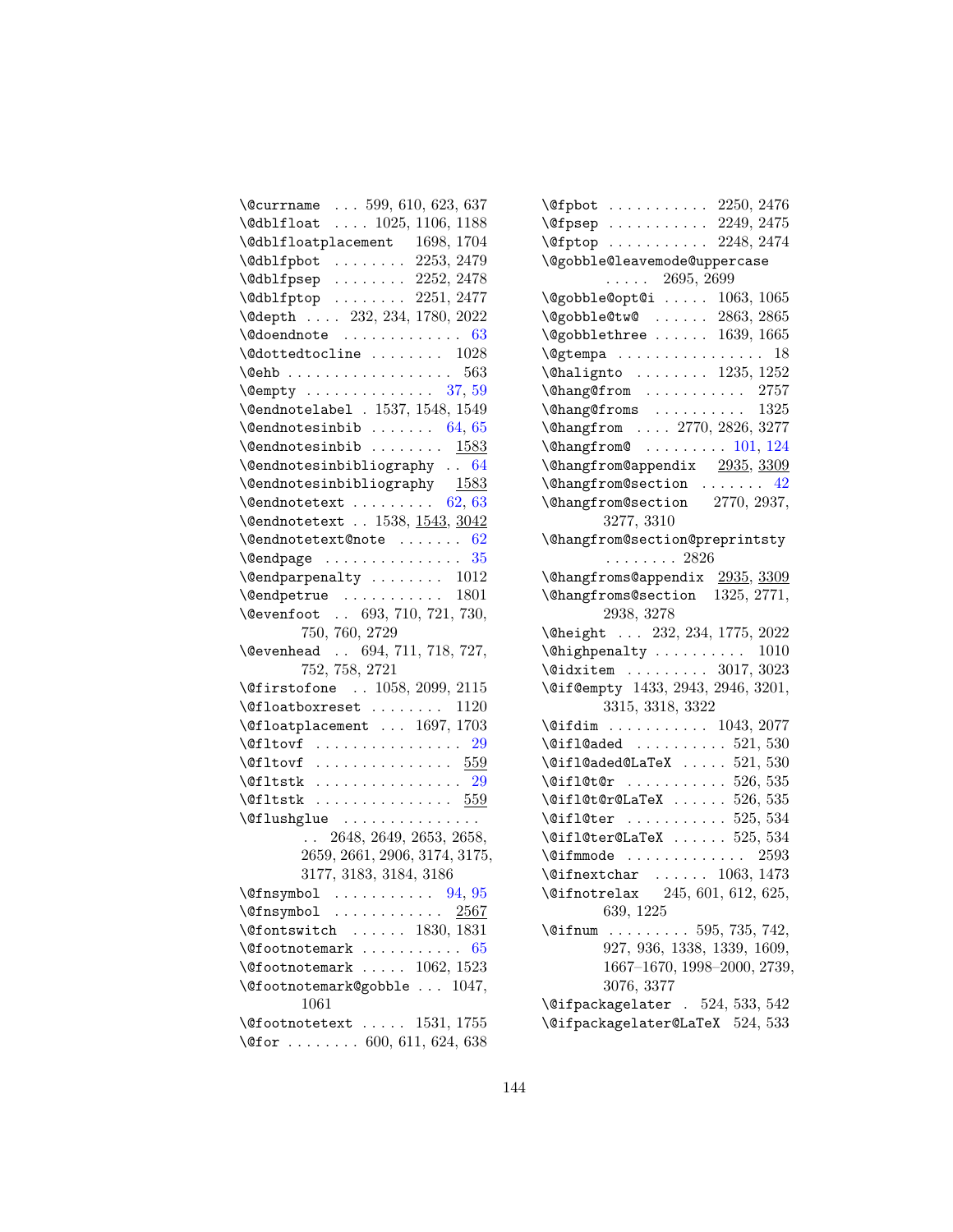\@currname . . . 599, 610, 623, 637
\@dblfloat . . . . 1025, 1106, 1188
\@dblfloatplacement 1698, 1704
\@dblfpbot . . . . . . . . 2253, 2479
\@dblfpsep . . . . . . . . 2252, 2478
\@dblfptop . . . . . . . . 2251, 2477
\@depth . . . . 232, 234, 1780, 2022
\@doendnote . . . . . . . . . . . . . 63
\@dottedtocline . . . . . . . . 1028
\@ehb . . . . . . . . . . . . . . . . . . 563
\@empty . . . . . . . . . . . . . . 37, 59
\@endnotelabel . 1537, 1548, 1549
\@endnotesinbib . . . . . . . 64, 65
\@endnotesinbib . . . . . . . . 1583
\@endnotesinbibliography . . 64
\@endnotesinbibliography 1583
\@endnotetext . . . . . . . . . 62, 63
\@endnotetext . . 1538, 1543, 3042
\@endnotetext@note . . . . . . . 62
\@endpage . . . . . . . . . . . . . . . 35
\@endparpenalty . . . . . . . . 1012
\@endpetrue . . . . . . . . . . . 1801
\@evenfoot . . 693, 710, 721, 730, 750, 760, 2729
\@evenhead . . 694, 711, 718, 727, 752, 758, 2721
\@firstofone . . 1058, 2099, 2115
\@floatboxreset . . . . . . . . 1120
\@floatplacement . . . 1697, 1703
\@fltovf . . . . . . . . . . . . . . . . 29
\@fltovf . . . . . . . . . . . . . . . 559
\@fltstk . . . . . . . . . . . . . . . . 29
\@fltstk . . . . . . . . . . . . . . . 559
\@flushglue . . . . . . . . . . . . . . . . 2648, 2649, 2653, 2658, 2659, 2661, 2906, 3174, 3175, 3177, 3183, 3184, 3186
\@fnsymbol . . . . . . . . . . . 94, 95
\@fnsymbol . . . . . . . . . . . . 2567
\@fontswitch . . . . . . 1830, 1831
\@footnotemark . . . . . . . . . . . 65
\@footnotemark . . . . . 1062, 1523
\@footnotemark@gobble . . . 1047, 1061
\@footnotetext . . . . . 1531, 1755
\@for . . . . . . . . 600, 611, 624, 638
\@fpbot . . . . . . . . . . . 2250, 2476
\@fpsep . . . . . . . . . . . 2249, 2475
\@fptop . . . . . . . . . . . 2248, 2474
\@gobble@leavemode@uppercase . . . . . 2695, 2699
\@gobble@opt@i . . . . . 1063, 1065
\@gobble@tw@ . . . . . . 2863, 2865
\@gobblethree . . . . . . 1639, 1665
\@gtempa . . . . . . . . . . . . . . . . 18
\@halignto . . . . . . . . 1235, 1252
\@hang@from . . . . . . . . . . . 2757
\@hang@froms . . . . . . . . . . 1325
\@hangfrom . . . . 2770, 2826, 3277
\@hangfrom@ . . . . . . . . . 101, 124
\@hangfrom@appendix 2935, 3309
\@hangfrom@section . . . . . . . 42
\@hangfrom@section 2770, 2937, 3277, 3310
\@hangfrom@section@preprintsty . . . . . . . . 2826
\@hangfroms@appendix 2935, 3309
\@hangfroms@section 1325, 2771, 2938, 3278
\@height . . . 232, 234, 1775, 2022
\@highpenalty . . . . . . . . . . 1010
\@idxitem . . . . . . . . . 3017, 3023
\@if@empty 1433, 2943, 2946, 3201, 3315, 3318, 3322
\@ifdim . . . . . . . . . . . 1043, 2077
\@ifl@aded . . . . . . . . . . 521, 530
\@ifl@aded@LaTeX . . . . . 521, 530
\@ifl@t@r . . . . . . . . . . . 526, 535
\@ifl@t@r@LaTeX . . . . . . 526, 535
\@ifl@ter . . . . . . . . . . . 525, 534
\@ifl@ter@LaTeX . . . . . . 525, 534
\@ifmmode . . . . . . . . . . . . . 2593
\@ifnextchar . . . . . . 1063, 1473
\@ifnotrelax 245, 601, 612, 625, 639, 1225
\@ifnum . . . . . . . . . 595, 735, 742, 927, 936, 1338, 1339, 1609, 1667–1670, 1998–2000, 2739, 3076, 3377
\@ifpackagelater . 524, 533, 542
\@ifpackagelater@LaTeX 524, 533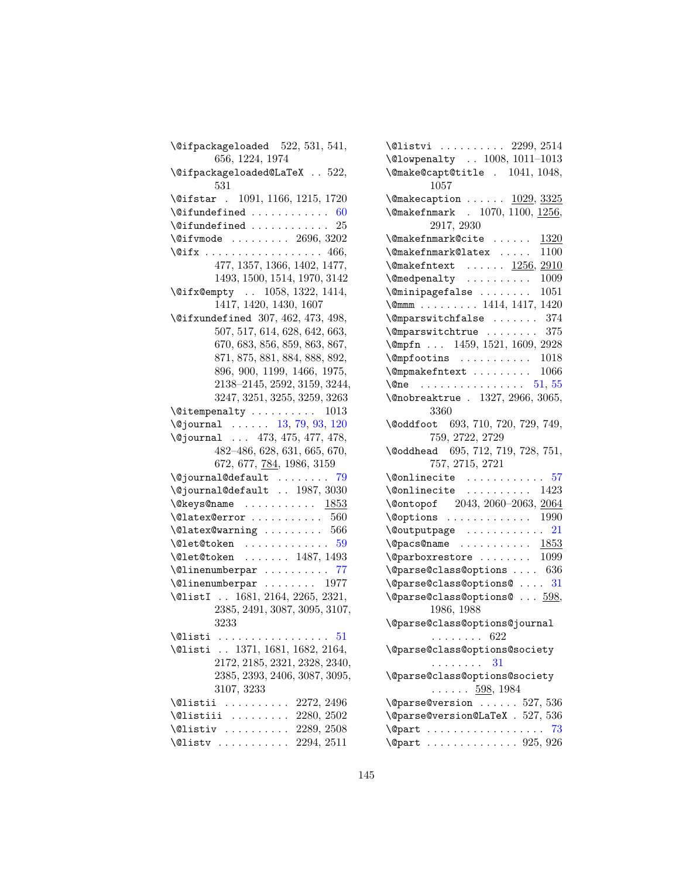\@ifpackageloaded 522, 531, 541, 656, 1224, 1974
\@ifpackageloaded@LaTeX . . 522, 531
\@ifstar . 1091, 1166, 1215, 1720
\@ifundefined . . . . . . . . . . . . 60
\@ifundefined . . . . . . . . . . . . 25
\@ifvmode . . . . . . . . . 2696, 3202
\@ifx . . . . . . . . . . . . . . . . . . 466, 477, 1357, 1366, 1402, 1477, 1493, 1500, 1514, 1970, 3142
\@ifx@empty . . 1058, 1322, 1414, 1417, 1420, 1430, 1607
\@ifxundefined 307, 462, 473, 498, 507, 517, 614, 628, 642, 663, 670, 683, 856, 859, 863, 867, 871, 875, 881, 884, 888, 892, 896, 900, 1199, 1466, 1975, 2138–2145, 2592, 3159, 3244, 3247, 3251, 3255, 3259, 3263
\@itempenalty . . . . . . . . . . 1013
\@journal . . . . . . 13, 79, 93, 120
\@journal . . . 473, 475, 477, 478, 482–486, 628, 631, 665, 670, 672, 677, 784, 1986, 3159
\@journal@default . . . . . . . . 79
\@journal@default . . 1987, 3030
\@keys@name . . . . . . . . . . . 1853
\@latex@error . . . . . . . . . . . 560
\@latex@warning . . . . . . . . . 566
\@let@token . . . . . . . . . . . . . 59
\@let@token . . . . . . . 1487, 1493
\@linenumberpar . . . . . . . . . . 77
\@linenumberpar . . . . . . . . 1977
\@listI . . 1681, 2164, 2265, 2321, 2385, 2491, 3087, 3095, 3107, 3233
\@listi . . . . . . . . . . . . . . . . . 51
\@listi . . 1371, 1681, 1682, 2164, 2172, 2185, 2321, 2328, 2340, 2385, 2393, 2406, 3087, 3095, 3107, 3233
\@listii . . . . . . . . . . 2272, 2496
\@listiii . . . . . . . . . 2280, 2502
\@listiv . . . . . . . . . . 2289, 2508
\@listv . . . . . . . . . . . 2294, 2511
\@listvi . . . . . . . . . . 2299, 2514
\@lowpenalty . . 1008, 1011–1013
\@make@capt@title . 1041, 1048, 1057
\@makecaption . . . . . . 1029, 3325
\@makefnmark . 1070, 1100, 1256, 2917, 2930
\@makefnmark@cite . . . . . . 1320
\@makefnmark@latex . . . . . 1100
\@makefntext . . . . . . 1256, 2910
\@medpenalty . . . . . . . . . . 1009
\@minipagefalse . . . . . . . . 1051
\@mmm . . . . . . . . . 1414, 1417, 1420
\@mparswitchfalse . . . . . . . 374
\@mparswitchtrue . . . . . . . . 375
\@mpfn . . . 1459, 1521, 1609, 2928
\@mpfootins . . . . . . . . . . . 1018
\@mpmakefntext . . . . . . . . . 1066
\@ne . . . . . . . . . . . . . . . . 51, 55
\@nobreaktrue . 1327, 2966, 3065, 3360
\@oddfoot 693, 710, 720, 729, 749, 759, 2722, 2729
\@oddhead 695, 712, 719, 728, 751, 757, 2715, 2721
\@onlinecite . . . . . . . . . . . . 57
\@onlinecite . . . . . . . . . . 1423
\@ontopof 2043, 2060–2063, 2064
\@options . . . . . . . . . . . . . 1990
\@outputpage . . . . . . . . . . . . 21
\@pacs@name . . . . . . . . . . . 1853
\@parboxrestore . . . . . . . . 1099
\@parse@class@options . . . . 636
\@parse@class@options@ . . . . 31
\@parse@class@options@ . . . 598, 1986, 1988
\@parse@class@options@journal . . . . . . . . 622
\@parse@class@options@society . . . . . . . . 31
\@parse@class@options@society . . . . . . 598, 1984
\@parse@version . . . . . . 527, 536
\@parse@version@LaTeX . 527, 536
\@part . . . . . . . . . . . . . . . . . . 73
\@part . . . . . . . . . . . . . . 925, 926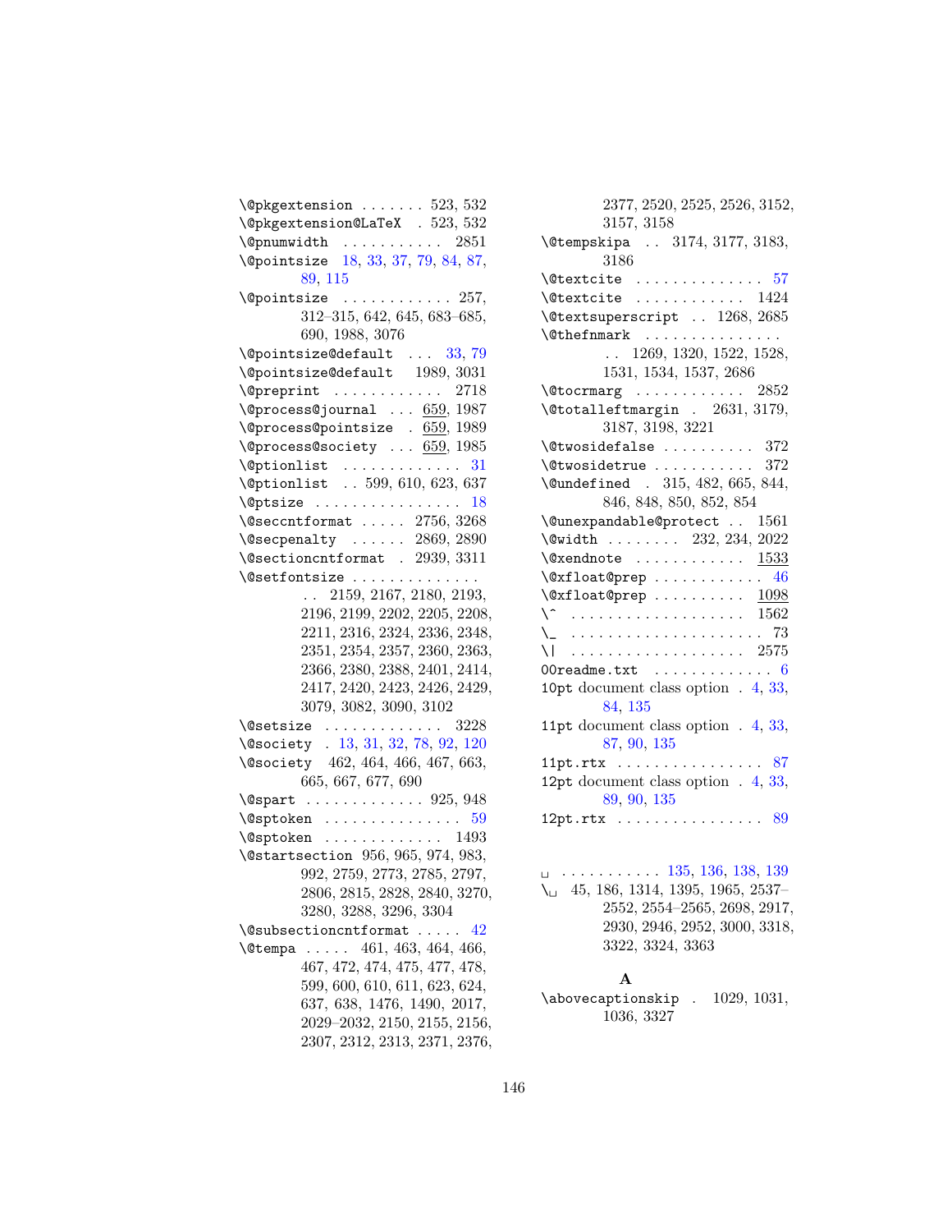\@pkgextension . . . . . . . 523, 532
\@pkgextension@LaTeX . 523, 532
\@pnumwidth . . . . . . . . . . . 2851
\@pointsize 18, 33, 37, 79, 84, 87, 89, 115
\@pointsize . . . . . . . . . . . . 257, 312–315, 642, 645, 683–685, 690, 1988, 3076
\@pointsize@default . . . 33, 79
\@pointsize@default 1989, 3031
\@preprint . . . . . . . . . . . . 2718
\@process@journal . . . 659, 1987
\@process@pointsize . 659, 1989
\@process@society . . . 659, 1985
\@ptionlist . . . . . . . . . . . . . 31
\@ptionlist . . 599, 610, 623, 637
\@ptsize . . . . . . . . . . . . . . . . 18
\@seccntformat . . . . . 2756, 3268
\@secpenalty . . . . . . 2869, 2890
\@sectioncntformat . 2939, 3311
\@setfontsize . . . . . . . . . . . . . . . 2159, 2167, 2180, 2193, 2196, 2199, 2202, 2205, 2208, 2211, 2316, 2324, 2336, 2348, 2351, 2354, 2357, 2360, 2363, 2366, 2380, 2388, 2401, 2414, 2417, 2420, 2423, 2426, 2429, 3079, 3082, 3090, 3102
\@setsize . . . . . . . . . . . . . 3228
\@society . 13, 31, 32, 78, 92, 120
\@society 462, 464, 466, 467, 663, 665, 667, 677, 690
\@spart . . . . . . . . . . . . . 925, 948
\@sptoken . . . . . . . . . . . . . . . 59
\@sptoken . . . . . . . . . . . . . 1493
\@startsection 956, 965, 974, 983, 992, 2759, 2773, 2785, 2797, 2806, 2815, 2828, 2840, 3270, 3280, 3288, 3296, 3304
\@subsectioncntformat . . . . . 42
\@tempa . . . . . 461, 463, 464, 466, 467, 472, 474, 475, 477, 478, 599, 600, 610, 611, 623, 624, 637, 638, 1476, 1490, 2017, 2029–2032, 2150, 2155, 2156, 2307, 2312, 2313, 2371, 2376, 2377, 2520, 2525, 2526, 3152, 3157, 3158
\@tempskipa . . 3174, 3177, 3183, 3186
\@textcite . . . . . . . . . . . . . . 57
\@textcite . . . . . . . . . . . . 1424
\@textsuperscript . . 1268, 2685
\@thefnmark . . . . . . . . . . . . . . . 1269, 1320, 1522, 1528, 1531, 1534, 1537, 2686
\@tocrmarg . . . . . . . . . . . . 2852
\@totalleftmargin . 2631, 3179, 3187, 3198, 3221
\@twosidefalse . . . . . . . . . . 372
\@twosidetrue . . . . . . . . . . . 372
\@undefined . 315, 482, 665, 844, 846, 848, 850, 852, 854
\@unexpandable@protect . . 1561
\@width . . . . . . . . 232, 234, 2022
\@xendnote . . . . . . . . . . . . 1533
\@xfloat@prep . . . . . . . . . . . . 46
\@xfloat@prep . . . . . . . . . . 1098
\^ . . . . . . . . . . . . . . . . . . . 1562
\_ . . . . . . . . . . . . . . . . . . . . . 73
\| . . . . . . . . . . . . . . . . . . . 2575
00readme.txt . . . . . . . . . . . . . 6
10pt document class option . 4, 33, 84, 135
11pt document class option . 4, 33, 87, 90, 135
11pt.rtx . . . . . . . . . . . . . . . . 87
12pt document class option . 4, 33, 89, 90, 135
12pt.rtx . . . . . . . . . . . . . . . . 89

␣ . . . . . . . . . . . 135, 136, 138, 139
\␣ 45, 186, 1314, 1395, 1965, 2537–2552, 2554–2565, 2698, 2917, 2930, 2946, 2952, 3000, 3318, 3322, 3324, 3363

**A**

\abovecaptionskip . 1029, 1031, 1036, 3327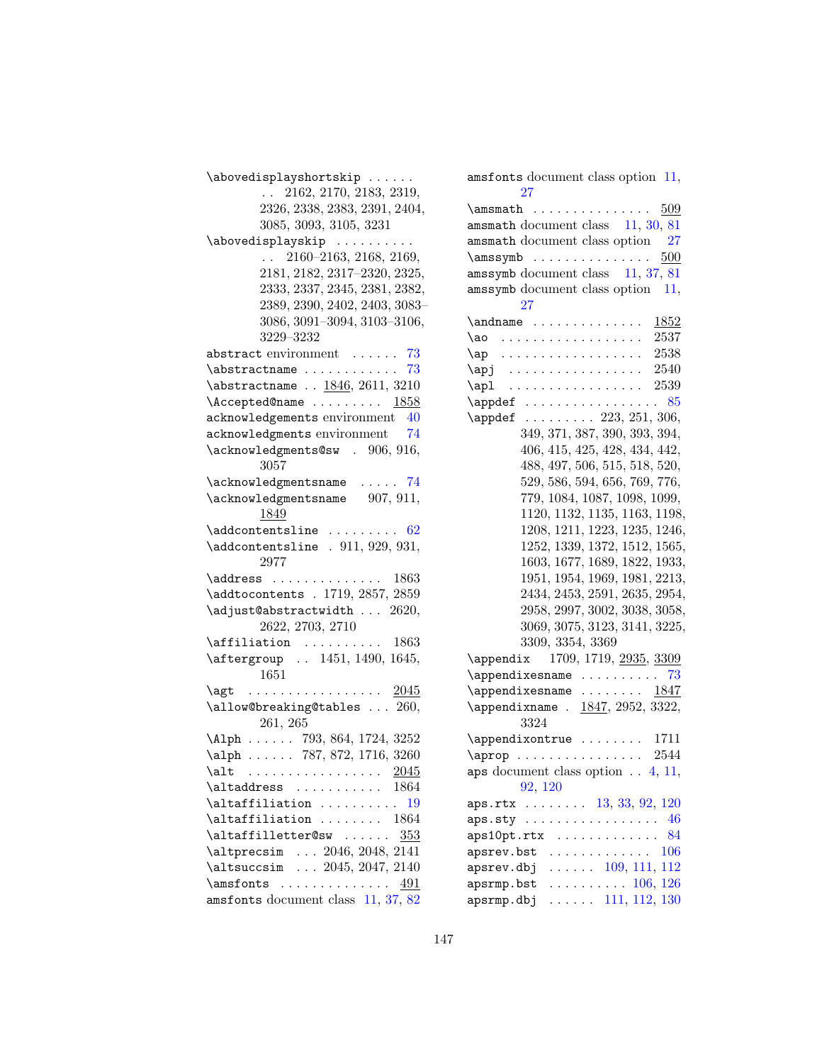\abovedisplayshortskip . . . . . . . . 2162, 2170, 2183, 2319, 2326, 2338, 2383, 2391, 2404, 3085, 3093, 3105, 3231

\abovedisplayskip . . . . . . . . . . . 2160–2163, 2168, 2169, 2181, 2182, 2317–2320, 2325, 2333, 2337, 2345, 2381, 2382, 2389, 2390, 2402, 2403, 3083–3086, 3091–3094, 3103–3106, 3229–3232

abstract environment . . . . . . 73

\abstractname . . . . . . . . . . . . 73

\abstractname . . 1846, 2611, 3210

\Accepted@name . . . . . . . . . 1858

acknowledgements environment 40

acknowledgments environment 74

\acknowledgments@sw . 906, 916, 3057

\acknowledgmentsname . . . . . 74

\acknowledgmentsname 907, 911, 1849

\addcontentsline . . . . . . . . . 62

\addcontentsline . 911, 929, 931, 2977

\address . . . . . . . . . . . . . . 1863

\addtocontents . 1719, 2857, 2859

\adjust@abstractwidth . . . 2620, 2622, 2703, 2710

\affiliation . . . . . . . . . . 1863

\aftergroup . . 1451, 1490, 1645, 1651

\agt . . . . . . . . . . . . . . . . . 2045

\allow@breaking@tables . . . 260, 261, 265

\Alph . . . . . . 793, 864, 1724, 3252

\alph . . . . . . 787, 872, 1716, 3260

\alt . . . . . . . . . . . . . . . . . 2045

\altaddress . . . . . . . . . . . 1864

\altaffiliation . . . . . . . . . . 19

\altaffiliation . . . . . . . . 1864

\altaffilletter@sw . . . . . . 353

\altprecsim . . . 2046, 2048, 2141

\altsuccsim . . . 2045, 2047, 2140

\amsfonts . . . . . . . . . . . . . 491

amsfonts document class 11, 37, 82

amsfonts document class option 11, 27

\amsmath . . . . . . . . . . . . . . 509

amsmath document class 11, 30, 81

amsmath document class option 27

\amssymb . . . . . . . . . . . . . . 500

amssymb document class 11, 37, 81

amssymb document class option 11, 27

\andname . . . . . . . . . . . . . 1852

\ao . . . . . . . . . . . . . . . . . 2537

\ap . . . . . . . . . . . . . . . . . 2538

\apj . . . . . . . . . . . . . . . . 2540

\apl . . . . . . . . . . . . . . . . 2539

\appdef . . . . . . . . . . . . . . . 85

\appdef . . . . . . . . . 223, 251, 306, 349, 371, 387, 390, 393, 394, 406, 415, 425, 428, 434, 442, 488, 497, 506, 515, 518, 520, 529, 586, 594, 656, 769, 776, 779, 1084, 1087, 1098, 1099, 1120, 1132, 1135, 1163, 1198, 1208, 1211, 1223, 1235, 1246, 1252, 1339, 1372, 1512, 1565, 1603, 1677, 1689, 1822, 1933, 1951, 1954, 1969, 1981, 2213, 2434, 2453, 2591, 2635, 2954, 2958, 2997, 3002, 3038, 3058, 3069, 3075, 3123, 3141, 3225, 3309, 3354, 3369

\appendix 1709, 1719, 2935, 3309

\appendixesname . . . . . . . . . 73

\appendixesname . . . . . . . . 1847

\appendixname . 1847, 2952, 3322, 3324

\appendixontrue . . . . . . . . 1711

\aprop . . . . . . . . . . . . . . . 2544

aps document class option . . 4, 11, 92, 120

aps.rtx . . . . . . . . 13, 33, 92, 120

aps.sty . . . . . . . . . . . . . . . . 46

aps10pt.rtx . . . . . . . . . . . . . 84

apsrev.bst . . . . . . . . . . . . . 106

apsrev.dbj . . . . . . 109, 111, 112

apsrmp.bst . . . . . . . . . . 106, 126

apsrmp.dbj . . . . . . 111, 112, 130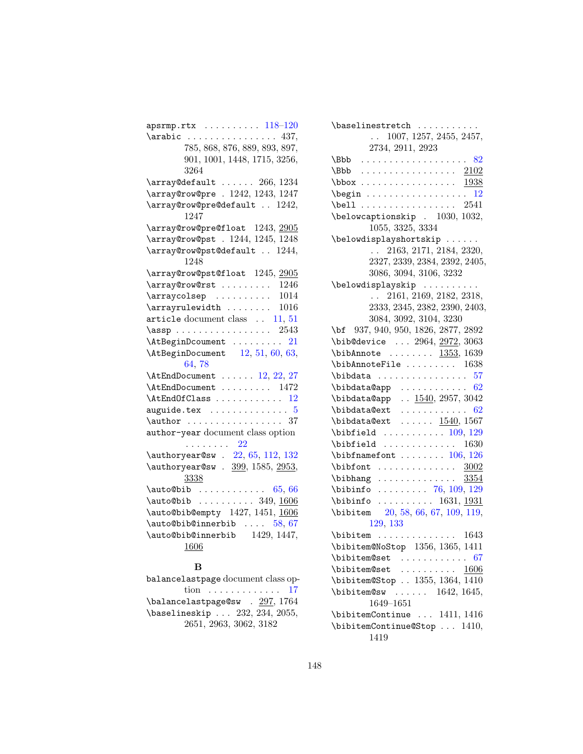apsrmp.rtx . . . . . . . . . . 118–120
\arabic . . . . . . . . . . . . . . . . 437, 785, 868, 876, 889, 893, 897, 901, 1001, 1448, 1715, 3256, 3264
\array@default . . . . . . 266, 1234
\array@row@pre . 1242, 1243, 1247
\array@row@pre@default . . 1242, 1247
\array@row@pre@float 1243, 2905
\array@row@pst . 1244, 1245, 1248
\array@row@pst@default . . 1244, 1248
\array@row@pst@float 1245, 2905
\array@row@rst . . . . . . . . . 1246
\arraycolsep . . . . . . . . . . 1014
\arrayrulewidth . . . . . . . . 1016
article document class . . 11, 51
\assp . . . . . . . . . . . . . . . . . 2543
\AtBeginDcoument . . . . . . . . . 21
\AtBeginDocument 12, 51, 60, 63, 64, 78
\AtEndDocument . . . . . . 12, 22, 27
\AtEndDocument . . . . . . . . . 1472
\AtEndOfClass . . . . . . . . . . . . 12
auguide.tex . . . . . . . . . . . . . . 5
\author . . . . . . . . . . . . . . . . . 37
author-year document class option . . . . . . . . 22
\authoryear@sw . 22, 65, 112, 132
\authoryear@sw . 399, 1585, 2953, 3338
\auto@bib . . . . . . . . . . . . 65, 66
\auto@bib . . . . . . . . . . 349, 1606
\auto@bib@empty 1427, 1451, 1606
\auto@bib@innerbib . . . . 58, 67
\auto@bib@innerbib 1429, 1447, 1606

**B**

balancelastpage document class option . . . . . . . . . . . . . 17
\balancelastpage@sw . 297, 1764
\baselineskip . . . 232, 234, 2055, 2651, 2963, 3062, 3182
\baselinestretch . . . . . . . . . . . . 1007, 1257, 2455, 2457, 2734, 2911, 2923
\Bbb . . . . . . . . . . . . . . . . . . . 82
\Bbb . . . . . . . . . . . . . . . . . 2102
\bbox . . . . . . . . . . . . . . . . . 1938
\begin . . . . . . . . . . . . . . . . . . 12
\bell . . . . . . . . . . . . . . . . . 2541
\belowcaptionskip . 1030, 1032, 1055, 3325, 3334
\belowdisplayshortskip . . . . . . . . 2163, 2171, 2184, 2320, 2327, 2339, 2384, 2392, 2405, 3086, 3094, 3106, 3232
\belowdisplayskip . . . . . . . . . . . 2161, 2169, 2182, 2318, 2333, 2345, 2382, 2390, 2403, 3084, 3092, 3104, 3230
\bf 937, 940, 950, 1826, 2877, 2892
\bib@device . . . 2964, 2972, 3063
\bibAnnote . . . . . . . . 1353, 1639
\bibAnnoteFile . . . . . . . . . 1638
\bibdata . . . . . . . . . . . . . . . . 57
\bibdata@app . . . . . . . . . . . . 62
\bibdata@app . . 1540, 2957, 3042
\bibdata@ext . . . . . . . . . . . . 62
\bibdata@ext . . . . . . 1540, 1567
\bibfield . . . . . . . . . . . 109, 129
\bibfield . . . . . . . . . . . . . 1630
\bibfnamefont . . . . . . . . 106, 126
\bibfont . . . . . . . . . . . . . . 3002
\bibhang . . . . . . . . . . . . . . 3354
\bibinfo . . . . . . . . . 76, 109, 129
\bibinfo . . . . . . . . . . 1631, 1931
\bibitem 20, 58, 66, 67, 109, 119, 129, 133
\bibitem . . . . . . . . . . . . . 1643
\bibitem@NoStop 1356, 1365, 1411
\bibitem@set . . . . . . . . . . . . 67
\bibitem@set . . . . . . . . . . 1606
\bibitem@Stop . . 1355, 1364, 1410
\bibitem@sw . . . . . . 1642, 1645, 1649–1651
\bibitemContinue . . . 1411, 1416
\bibitemContinue@Stop . . . 1410, 1419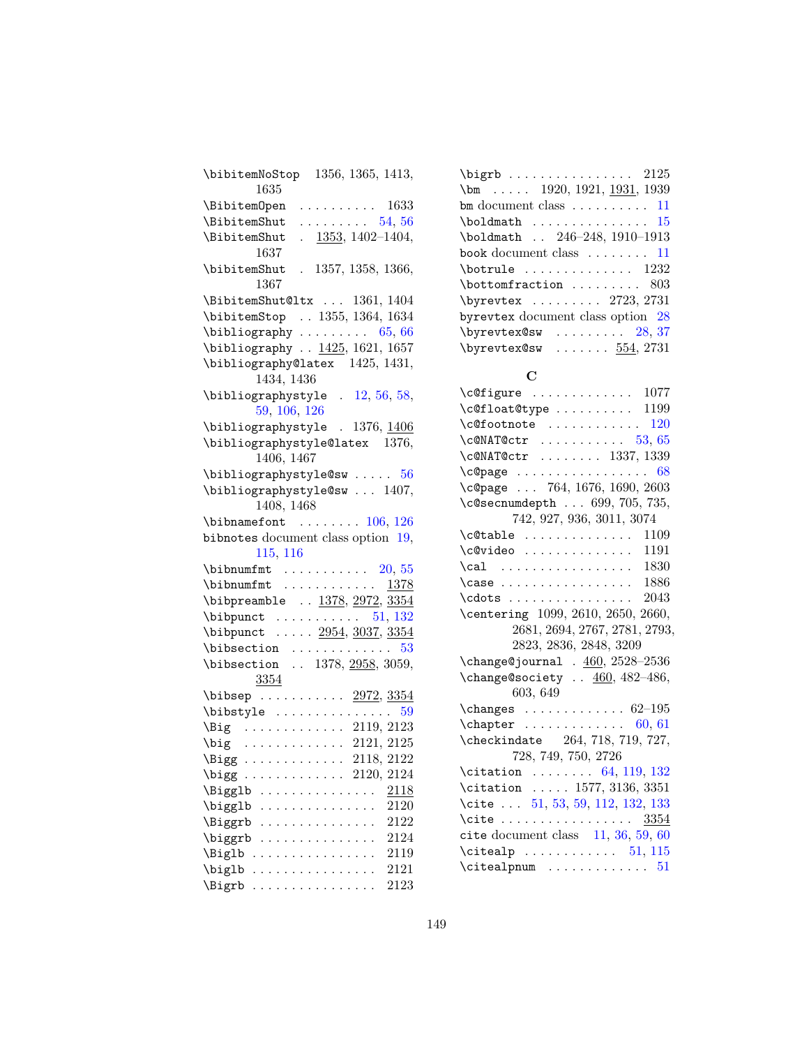\bibitemNoStop 1356, 1365, 1413, 1635
\BibitemOpen . . . . . . . . . . 1633
\BibitemShut . . . . . . . . . 54, 56
\BibitemShut . 1353, 1402–1404, 1637
\bibitemShut . 1357, 1358, 1366, 1367
\BibitemShut@ltx . . . 1361, 1404
\bibitemStop . . 1355, 1364, 1634
\bibliography . . . . . . . . . 65, 66
\bibliography . . 1425, 1621, 1657
\bibliography@latex 1425, 1431, 1434, 1436
\bibliographystyle . 12, 56, 58, 59, 106, 126
\bibliographystyle . 1376, 1406
\bibliographystyle@latex 1376, 1406, 1467
\bibliographystyle@sw . . . . . 56
\bibliographystyle@sw . . . 1407, 1408, 1468
\bibnamefont . . . . . . . . 106, 126
bibnotes document class option 19, 115, 116
\bibnumfmt . . . . . . . . . . . 20, 55
\bibnumfmt . . . . . . . . . . . . 1378
\bibpreamble . . 1378, 2972, 3354
\bibpunct . . . . . . . . . . . 51, 132
\bibpunct . . . . . 2954, 3037, 3354
\bibsection . . . . . . . . . . . . 53
\bibsection . . 1378, 2958, 3059, 3354
\bibsep . . . . . . . . . . . 2972, 3354
\bibstyle . . . . . . . . . . . . . . . 59
\Big . . . . . . . . . . . . . 2119, 2123
\big . . . . . . . . . . . . . 2121, 2125
\Bigg . . . . . . . . . . . . . 2118, 2122
\bigg . . . . . . . . . . . . . 2120, 2124
\Bigglb . . . . . . . . . . . . . . . 2118
\bigglb . . . . . . . . . . . . . . . 2120
\Biggrb . . . . . . . . . . . . . . . 2122
\biggrb . . . . . . . . . . . . . . . 2124
\Biglb . . . . . . . . . . . . . . . . 2119
\biglb . . . . . . . . . . . . . . . . 2121
\Bigrb . . . . . . . . . . . . . . . . 2123
\bigrb . . . . . . . . . . . . . . . . 2125
\bm . . . . . 1920, 1921, 1931, 1939
bm document class . . . . . . . . . . 11
\boldmath . . . . . . . . . . . . . . . 15
\boldmath . . 246–248, 1910–1913
book document class . . . . . . . . 11
\botrule . . . . . . . . . . . . . . 1232
\bottomfraction . . . . . . . . . 803
\byrevtex . . . . . . . . . 2723, 2731
byrevtex document class option 28
\byrevtex@sw . . . . . . . . . 28, 37
\byrevtex@sw . . . . . . . 554, 2731

**C**

\c@figure . . . . . . . . . . . . . 1077
\c@float@type . . . . . . . . . . 1199
\c@footnote . . . . . . . . . . . . 120
\c@NAT@ctr . . . . . . . . . . . 53, 65
\c@NAT@ctr . . . . . . . . 1337, 1339
\c@page . . . . . . . . . . . . . . . . 68
\c@page . . . 764, 1676, 1690, 2603
\c@secnumdepth . . . 699, 705, 735, 742, 927, 936, 3011, 3074
\c@table . . . . . . . . . . . . . . 1109
\c@video . . . . . . . . . . . . . . 1191
\cal . . . . . . . . . . . . . . . . . 1830
\case . . . . . . . . . . . . . . . . . 1886
\cdots . . . . . . . . . . . . . . . . 2043
\centering 1099, 2610, 2650, 2660, 2681, 2694, 2767, 2781, 2793, 2823, 2836, 2848, 3209
\change@journal . 460, 2528–2536
\change@society . . 460, 482–486, 603, 649
\changes . . . . . . . . . . . . . 62–195
\chapter . . . . . . . . . . . . . 60, 61
\checkindate 264, 718, 719, 727, 728, 749, 750, 2726
\citation . . . . . . . . 64, 119, 132
\citation . . . . . 1577, 3136, 3351
\cite . . . 51, 53, 59, 112, 132, 133
\cite . . . . . . . . . . . . . . . . . 3354
cite document class 11, 36, 59, 60
\citealp . . . . . . . . . . . . 51, 115
\citealpnum . . . . . . . . . . . . . 51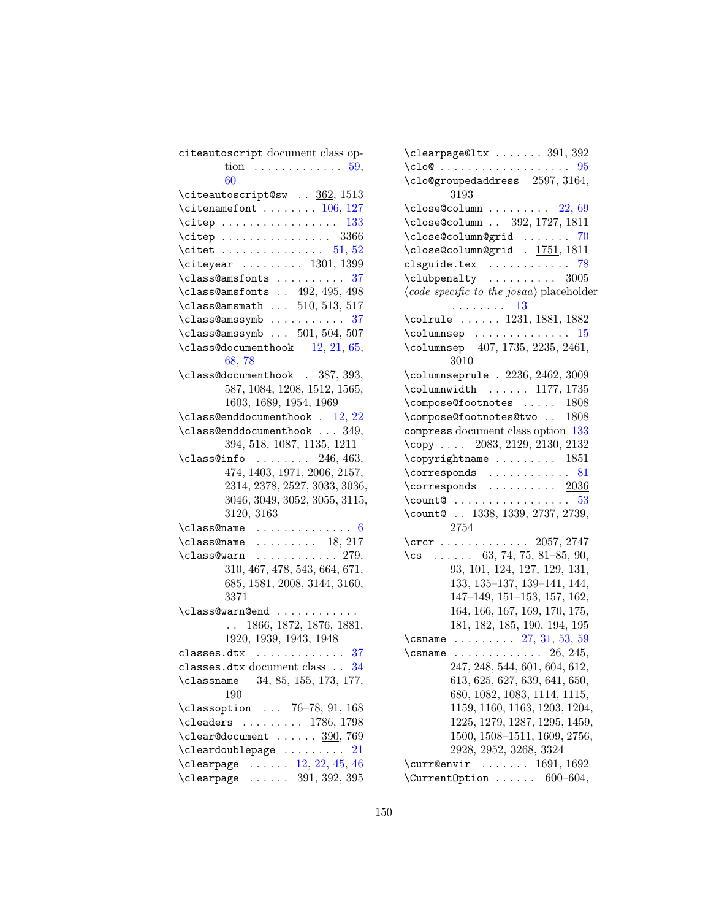citeautoscript document class option . . . . . . . . . . . . . 59, 60
\citeautoscript@sw . . 362, 1513
\citenamefont . . . . . . . . 106, 127
\citep . . . . . . . . . . . . . . . . 133
\citep . . . . . . . . . . . . . . . . 3366
\citet . . . . . . . . . . . . . . . 51, 52
\citeyear . . . . . . . . . 1301, 1399
\class@amsfonts . . . . . . . . . . 37
\class@amsfonts . . 492, 495, 498
\class@amsmath . . . 510, 513, 517
\class@amssymb . . . . . . . . . . . 37
\class@amssymb . . . 501, 504, 507
\class@documenthook 12, 21, 65, 68, 78
\class@documenthook . 387, 393, 587, 1084, 1208, 1512, 1565, 1603, 1689, 1954, 1969
\class@enddocumenthook . 12, 22
\class@enddocumenthook . . . 349, 394, 518, 1087, 1135, 1211
\class@info . . . . . . . . 246, 463, 474, 1403, 1971, 2006, 2157, 2314, 2378, 2527, 3033, 3036, 3046, 3049, 3052, 3055, 3115, 3120, 3163
\class@name . . . . . . . . . . . . . . 6
\class@name . . . . . . . . . 18, 217
\class@warn . . . . . . . . . . . . 279, 310, 467, 478, 543, 664, 671, 685, 1581, 2008, 3144, 3160, 3371
\class@warn@end . . . . . . . . . . . . . . 1866, 1872, 1876, 1881, 1920, 1939, 1943, 1948
classes.dtx . . . . . . . . . . . . . 37
classes.dtx document class . . 34
\classname 34, 85, 155, 173, 177, 190
\classoption . . . 76–78, 91, 168
\cleaders . . . . . . . . . 1786, 1798
\clear@document . . . . . . 390, 769
\cleardoublepage . . . . . . . . . 21
\clearpage . . . . . . 12, 22, 45, 46
\clearpage . . . . . . 391, 392, 395
\clearpage@ltx . . . . . . . 391, 392
\clo@ . . . . . . . . . . . . . . . . . . . 95
\clo@groupedaddress 2597, 3164, 3193
\close@column . . . . . . . . . 22, 69
\close@column . . 392, 1727, 1811
\close@column@grid . . . . . . . 70
\close@column@grid . 1751, 1811
clsguide.tex . . . . . . . . . . . . 78
\clubpenalty . . . . . . . . . . 3005
⟨*code specific to the josaa*⟩ placeholder . . . . . . . . 13
\colrule . . . . . . 1231, 1881, 1882
\columnsep . . . . . . . . . . . . . 15
\columnsep 407, 1735, 2235, 2461, 3010
\columnseprule . 2236, 2462, 3009
\columnwidth . . . . . . 1177, 1735
\compose@footnotes . . . . . 1808
\compose@footnotes@two . . 1808
compress document class option 133
\copy . . . . 2083, 2129, 2130, 2132
\copyrightname . . . . . . . . . 1851
\corresponds . . . . . . . . . . . . 81
\corresponds . . . . . . . . . . 2036
\count@ . . . . . . . . . . . . . . . . . 53
\count@ . . 1338, 1339, 2737, 2739, 2754
\crcr . . . . . . . . . . . . . 2057, 2747
\cs . . . . . . 63, 74, 75, 81–85, 90, 93, 101, 124, 127, 129, 131, 133, 135–137, 139–141, 144, 147–149, 151–153, 157, 162, 164, 166, 167, 169, 170, 175, 181, 182, 185, 190, 194, 195
\csname . . . . . . . . . 27, 31, 53, 59
\csname . . . . . . . . . . . . . 26, 245, 247, 248, 544, 601, 604, 612, 613, 625, 627, 639, 641, 650, 680, 1082, 1083, 1114, 1115, 1159, 1160, 1163, 1203, 1204, 1225, 1279, 1287, 1295, 1459, 1500, 1508–1511, 1609, 2756, 2928, 2952, 3268, 3324
\curr@envir . . . . . . . 1691, 1692
\CurrentOption . . . . . . 600–604,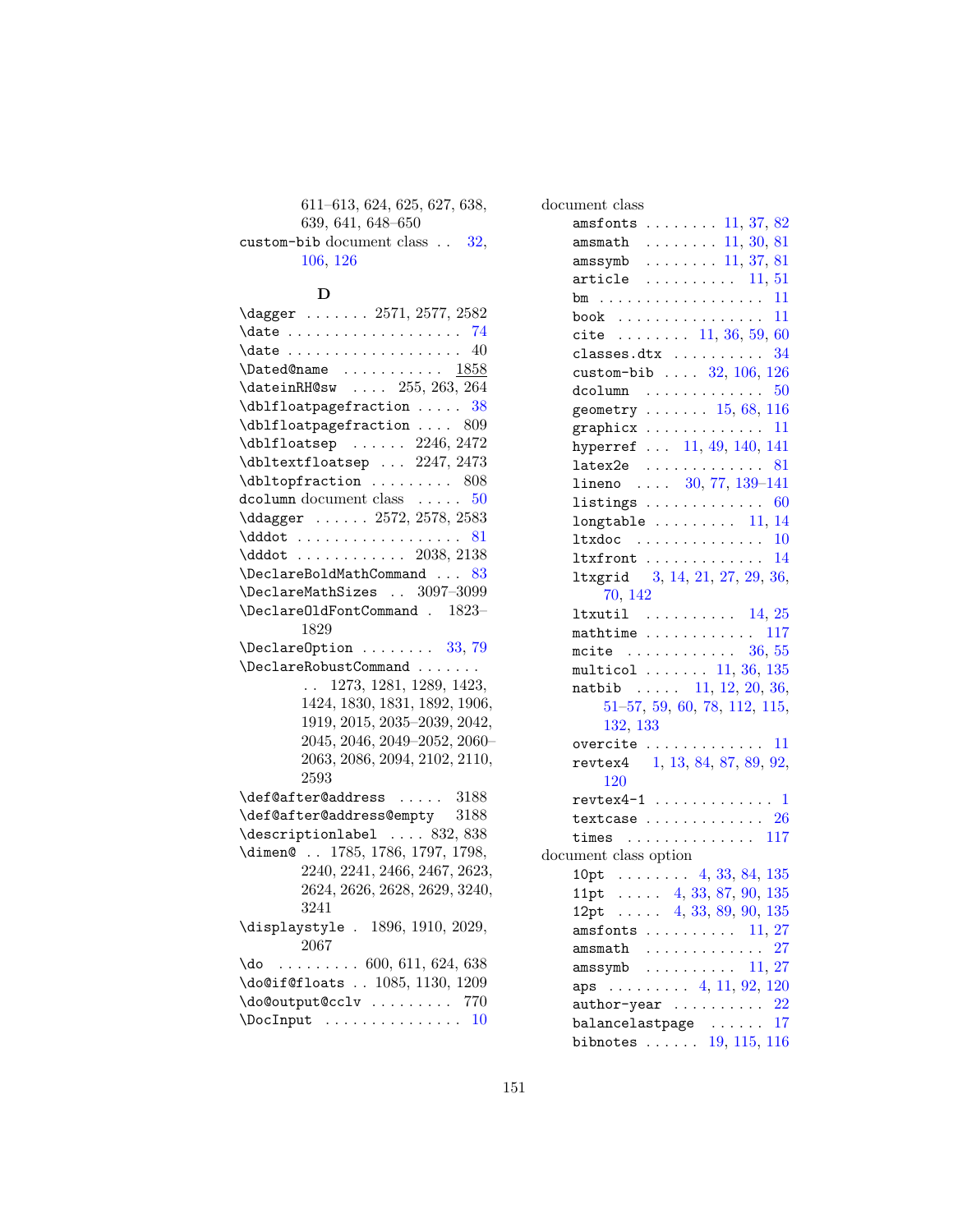611–613, 624, 625, 627, 638, 639, 641, 648–650

custom-bib document class . . 32, 106, 126

**D**

\dagger . . . . . . . 2571, 2577, 2582
\date . . . . . . . . . . . . . . . . . . . 74
\date . . . . . . . . . . . . . . . . . . . 40
\Dated@name . . . . . . . . . . . 1858
\dateinRH@sw . . . . 255, 263, 264
\dblfloatpagefraction . . . . . 38
\dblfloatpagefraction . . . . 809
\dblfloatsep . . . . . . 2246, 2472
\dbltextfloatsep . . . 2247, 2473
\dbltopfraction . . . . . . . . . 808
dcolumn document class . . . . . 50
\ddagger . . . . . . 2572, 2578, 2583
\dddot . . . . . . . . . . . . . . . . . . 81
\dddot . . . . . . . . . . . . 2038, 2138
\DeclareBoldMathCommand . . . 83
\DeclareMathSizes . . 3097–3099
\DeclareOldFontCommand . 1823–1829
\DeclareOption . . . . . . . . 33, 79
\DeclareRobustCommand . . . . . . . . 1273, 1281, 1289, 1423, 1424, 1830, 1831, 1892, 1906, 1919, 2015, 2035–2039, 2042, 2045, 2046, 2049–2052, 2060–2063, 2086, 2094, 2102, 2110, 2593
\def@after@address . . . . . 3188
\def@after@address@empty 3188
\descriptionlabel . . . . 832, 838
\dimen@ . . 1785, 1786, 1797, 1798, 2240, 2241, 2466, 2467, 2623, 2624, 2626, 2628, 2629, 3240, 3241
\displaystyle . 1896, 1910, 2029, 2067
\do . . . . . . . . . 600, 611, 624, 638
\do@if@floats . . 1085, 1130, 1209
\do@output@cclv . . . . . . . . . 770
\DocInput . . . . . . . . . . . . . . . 10

document class
- amsfonts . . . . . . . . 11, 37, 82
- amsmath . . . . . . . . 11, 30, 81
- amssymb . . . . . . . . 11, 37, 81
- article . . . . . . . . . . 11, 51
- bm . . . . . . . . . . . . . . . . . . 11
- book . . . . . . . . . . . . . . . . 11
- cite . . . . . . . . 11, 36, 59, 60
- classes.dtx . . . . . . . . . . 34
- custom-bib . . . . 32, 106, 126
- dcolumn . . . . . . . . . . . . . 50
- geometry . . . . . . . 15, 68, 116
- graphicx . . . . . . . . . . . . . 11
- hyperref . . . 11, 49, 140, 141
- latex2e . . . . . . . . . . . . . 81
- lineno . . . . 30, 77, 139–141
- listings . . . . . . . . . . . . . 60
- longtable . . . . . . . . . 11, 14
- ltxdoc . . . . . . . . . . . . . . 10
- ltxfront . . . . . . . . . . . . . 14
- ltxgrid 3, 14, 21, 27, 29, 36, 70, 142
- ltxutil . . . . . . . . . . 14, 25
- mathtime . . . . . . . . . . . . 117
- mcite . . . . . . . . . . . . 36, 55
- multicol . . . . . . . 11, 36, 135
- natbib . . . . . 11, 12, 20, 36, 51–57, 59, 60, 78, 112, 115, 132, 133
- overcite . . . . . . . . . . . . . 11
- revtex4 1, 13, 84, 87, 89, 92, 120
- revtex4-1 . . . . . . . . . . . . . 1
- textcase . . . . . . . . . . . . . 26
- times . . . . . . . . . . . . . . 117

document class option
- 10pt . . . . . . . . 4, 33, 84, 135
- 11pt . . . . . 4, 33, 87, 90, 135
- 12pt . . . . . 4, 33, 89, 90, 135
- amsfonts . . . . . . . . . . 11, 27
- amsmath . . . . . . . . . . . . . 27
- amssymb . . . . . . . . . . 11, 27
- aps . . . . . . . . . 4, 11, 92, 120
- author-year . . . . . . . . . . 22
- balancelastpage . . . . . . 17
- bibnotes . . . . . . 19, 115, 116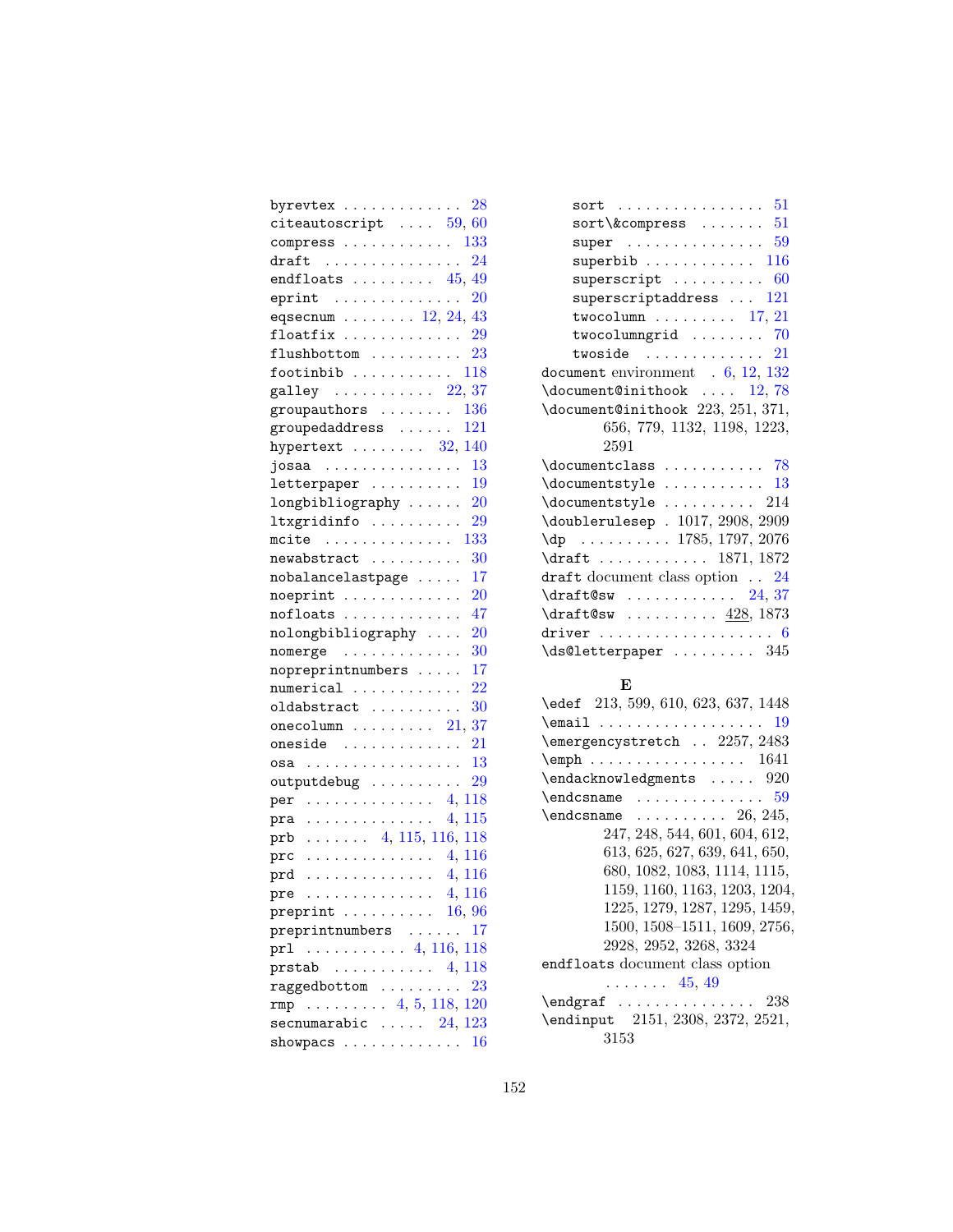byrevtex . . . . . . . . . . . . . 28
citeautoscript . . . . 59, 60
compress . . . . . . . . . . . . 133
draft . . . . . . . . . . . . . . . 24
endfloats . . . . . . . . . 45, 49
eprint . . . . . . . . . . . . . . 20
eqsecnum . . . . . . . . 12, 24, 43
floatfix . . . . . . . . . . . . . 29
flushbottom . . . . . . . . . . 23
footinbib . . . . . . . . . . . 118
galley . . . . . . . . . . . 22, 37
groupauthors . . . . . . . . 136
groupedaddress . . . . . . 121
hypertext . . . . . . . . 32, 140
josaa . . . . . . . . . . . . . . . 13
letterpaper . . . . . . . . . . 19
longbibliography . . . . . . 20
ltxgridinfo . . . . . . . . . . 29
mcite . . . . . . . . . . . . . . 133
newabstract . . . . . . . . . . 30
nobalancelastpage . . . . . 17
noeprint . . . . . . . . . . . . . 20
nofloats . . . . . . . . . . . . . 47
nolongbibliography . . . . 20
nomerge . . . . . . . . . . . . . 30
nopreprintnumbers . . . . . 17
numerical . . . . . . . . . . . . 22
oldabstract . . . . . . . . . . 30
onecolumn . . . . . . . . . 21, 37
oneside . . . . . . . . . . . . . 21
osa . . . . . . . . . . . . . . . . . 13
outputdebug . . . . . . . . . . 29
per . . . . . . . . . . . . . . 4, 118
pra . . . . . . . . . . . . . . 4, 115
prb . . . . . . . 4, 115, 116, 118
prc . . . . . . . . . . . . . . 4, 116
prd . . . . . . . . . . . . . . 4, 116
pre . . . . . . . . . . . . . . 4, 116
preprint . . . . . . . . . . 16, 96
preprintnumbers . . . . . . 17
prl . . . . . . . . . . . 4, 116, 118
prstab . . . . . . . . . . . 4, 118
raggedbottom . . . . . . . . . 23
rmp . . . . . . . . . 4, 5, 118, 120
secnumarabic . . . . . 24, 123
showpacs . . . . . . . . . . . . . 16
sort . . . . . . . . . . . . . . . . 51
sort\&compress . . . . . . . 51
super . . . . . . . . . . . . . . . 59
superbib . . . . . . . . . . . . 116
superscript . . . . . . . . . . 60
superscriptaddress . . . 121
twocolumn . . . . . . . . . 17, 21
twocolumngrid . . . . . . . . 70
twoside . . . . . . . . . . . . . 21

document environment . 6, 12, 132
\document@inithook . . . . 12, 78
\document@inithook 223, 251, 371, 656, 779, 1132, 1198, 1223, 2591
\documentclass . . . . . . . . . . . 78
\documentstyle . . . . . . . . . . . 13
\documentstyle . . . . . . . . . . 214
\doublerulesep . 1017, 2908, 2909
\dp . . . . . . . . . . 1785, 1797, 2076
\draft . . . . . . . . . . . . 1871, 1872
draft document class option . . 24
\draft@sw . . . . . . . . . . . . 24, 37
\draft@sw . . . . . . . . . . 428, 1873
driver . . . . . . . . . . . . . . . . . . . 6
\ds@letterpaper . . . . . . . . . 345

**E**

\edef 213, 599, 610, 623, 637, 1448
\email . . . . . . . . . . . . . . . . . . 19
\emergencystretch . . 2257, 2483
\emph . . . . . . . . . . . . . . . . 1641
\endacknowledgments . . . . . 920
\endcsname . . . . . . . . . . . . . . 59
\endcsname . . . . . . . . . . 26, 245, 247, 248, 544, 601, 604, 612, 613, 625, 627, 639, 641, 650, 680, 1082, 1083, 1114, 1115, 1159, 1160, 1163, 1203, 1204, 1225, 1279, 1287, 1295, 1459, 1500, 1508–1511, 1609, 2756, 2928, 2952, 3268, 3324
endfloats document class option . . . . . . . 45, 49
\endgraf . . . . . . . . . . . . . . . 238
\endinput 2151, 2308, 2372, 2521, 3153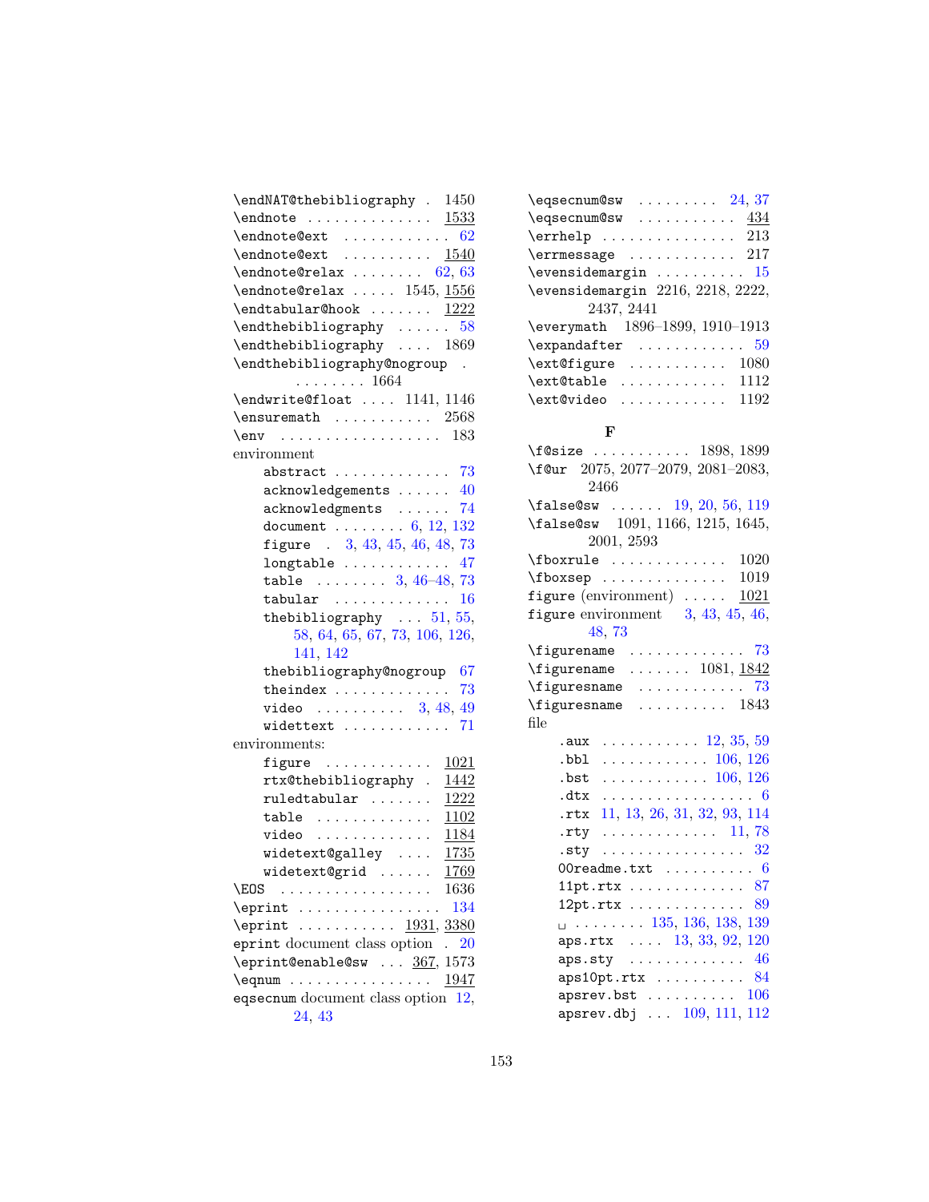\endNAT@thebibliography . 1450
\endnote . . . . . . . . . . . . . . 1533
\endnote@ext . . . . . . . . . . . . 62
\endnote@ext . . . . . . . . . . 1540
\endnote@relax . . . . . . . . 62, 63
\endnote@relax . . . . . 1545, 1556
\endtabular@hook . . . . . . . 1222
\endthebibliography . . . . . . 58
\endthebibliography . . . . 1869
\endthebibliography@nogroup . . . . . . . . . 1664
\endwrite@float . . . . 1141, 1146
\ensuremath . . . . . . . . . . . 2568
\env . . . . . . . . . . . . . . . . . . 183
environment
- abstract . . . . . . . . . . . . . 73
- acknowledgements . . . . . . 40
- acknowledgments . . . . . . 74
- document . . . . . . . . 6, 12, 132
- figure . 3, 43, 45, 46, 48, 73
- longtable . . . . . . . . . . . . 47
- table . . . . . . . . 3, 46–48, 73
- tabular . . . . . . . . . . . . . 16
- thebibliography . . . 51, 55, 58, 64, 65, 67, 73, 106, 126, 141, 142
- thebibliography@nogroup 67
- theindex . . . . . . . . . . . . . 73
- video . . . . . . . . . . 3, 48, 49
- widetext . . . . . . . . . . . . 71

environments:
- figure . . . . . . . . . . . . 1021
- rtx@thebibliography . 1442
- ruledtabular . . . . . . . 1222
- table . . . . . . . . . . . . 1102
- video . . . . . . . . . . . . 1184
- widetext@galley . . . . 1735
- widetext@grid . . . . . . 1769

\EOS . . . . . . . . . . . . . . . . . 1636
\eprint . . . . . . . . . . . . . . . . 134
\eprint . . . . . . . . . . . 1931, 3380
eprint document class option . 20
\eprint@enable@sw . . . 367, 1573
\eqnum . . . . . . . . . . . . . . . . 1947
eqsecnum document class option 12, 24, 43
\eqsecnum@sw . . . . . . . . . 24, 37
\eqsecnum@sw . . . . . . . . . . . 434
\errhelp . . . . . . . . . . . . . . . 213
\errmessage . . . . . . . . . . . . 217
\evensidemargin . . . . . . . . . . 15
\evensidemargin 2216, 2218, 2222, 2437, 2441
\everymath 1896–1899, 1910–1913
\expandafter . . . . . . . . . . . . 59
\ext@figure . . . . . . . . . . . 1080
\ext@table . . . . . . . . . . . . 1112
\ext@video . . . . . . . . . . . . 1192

## F

\f@size . . . . . . . . . . . 1898, 1899
\f@ur 2075, 2077–2079, 2081–2083, 2466
\false@sw . . . . . . 19, 20, 56, 119
\false@sw 1091, 1166, 1215, 1645, 2001, 2593
\fboxrule . . . . . . . . . . . . 1020
\fboxsep . . . . . . . . . . . . . 1019
figure (environment) . . . . . 1021
figure environment 3, 43, 45, 46, 48, 73
\figurename . . . . . . . . . . . . 73
\figurename . . . . . . . 1081, 1842
\figuresname . . . . . . . . . . . 73
\figuresname . . . . . . . . . . 1843
file
- .aux . . . . . . . . . . . 12, 35, 59
- .bbl . . . . . . . . . . . . 106, 126
- .bst . . . . . . . . . . . . 106, 126
- .dtx . . . . . . . . . . . . . . . . . 6
- .rtx 11, 13, 26, 31, 32, 93, 114
- .rty . . . . . . . . . . . . . 11, 78
- .sty . . . . . . . . . . . . . . . . 32
- 00readme.txt . . . . . . . . . . 6
- 11pt.rtx . . . . . . . . . . . . . 87
- 12pt.rtx . . . . . . . . . . . . . 89
- ␣ . . . . . . . . 135, 136, 138, 139
- aps.rtx . . . . 13, 33, 92, 120
- aps.sty . . . . . . . . . . . . . 46
- aps10pt.rtx . . . . . . . . . . 84
- apsrev.bst . . . . . . . . . . 106
- apsrev.dbj . . . 109, 111, 112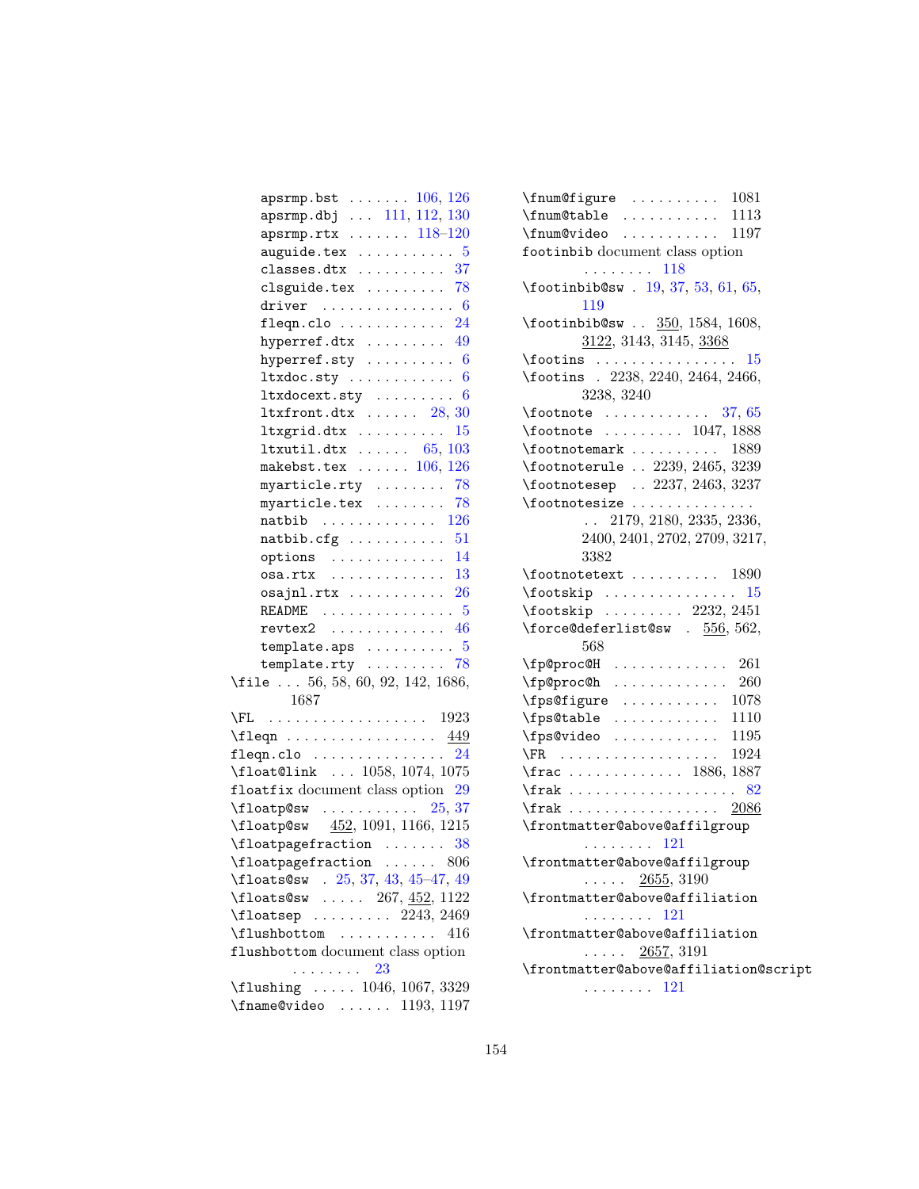apsrmp.bst . . . . . . . 106, 126
apsrmp.dbj . . . 111, 112, 130
apsrmp.rtx . . . . . . . 118–120
auguide.tex . . . . . . . . . . . 5
classes.dtx . . . . . . . . . . 37
clsguide.tex . . . . . . . . . 78
driver . . . . . . . . . . . . . . . 6
fleqn.clo . . . . . . . . . . . . 24
hyperref.dtx . . . . . . . . . 49
hyperref.sty . . . . . . . . . . 6
ltxdoc.sty . . . . . . . . . . . . 6
ltxdocext.sty . . . . . . . . . 6
ltxfront.dtx . . . . . . 28, 30
ltxgrid.dtx . . . . . . . . . . 15
ltxutil.dtx . . . . . . 65, 103
makebst.tex . . . . . . 106, 126
myarticle.rty . . . . . . . . 78
myarticle.tex . . . . . . . . 78
natbib . . . . . . . . . . . . . 126
natbib.cfg . . . . . . . . . . . 51
options . . . . . . . . . . . . . 14
osa.rtx . . . . . . . . . . . . . 13
osajnl.rtx . . . . . . . . . . . 26
README . . . . . . . . . . . . . . . 5
revtex2 . . . . . . . . . . . . . 46
template.aps . . . . . . . . . . 5
template.rty . . . . . . . . . 78

\file . . . 56, 58, 60, 92, 142, 1686, 1687
\FL . . . . . . . . . . . . . . . . . . 1923
\fleqn . . . . . . . . . . . . . . . . . 449
fleqn.clo . . . . . . . . . . . . . . . 24
\float@link . . . 1058, 1074, 1075
floatfix document class option 29
\floatp@sw . . . . . . . . . . . 25, 37
\floatp@sw 452, 1091, 1166, 1215
\floatpagefraction . . . . . . . 38
\floatpagefraction . . . . . . 806
\floats@sw . 25, 37, 43, 45–47, 49
\floats@sw . . . . . 267, 452, 1122
\floatsep . . . . . . . . . 2243, 2469
\flushbottom . . . . . . . . . . . 416
flushbottom document class option . . . . . . . . 23
\flushing . . . . . 1046, 1067, 3329
\fname@video . . . . . . 1193, 1197
\fnum@figure . . . . . . . . . . 1081
\fnum@table . . . . . . . . . . . 1113
\fnum@video . . . . . . . . . . . 1197
footinbib document class option . . . . . . . . 118
\footinbib@sw . 19, 37, 53, 61, 65, 119
\footinbib@sw . . 350, 1584, 1608, 3122, 3143, 3145, 3368
\footins . . . . . . . . . . . . . . . . 15
\footins . 2238, 2240, 2464, 2466, 3238, 3240
\footnote . . . . . . . . . . . . 37, 65
\footnote . . . . . . . . . 1047, 1888
\footnotemark . . . . . . . . . . 1889
\footnoterule . . 2239, 2465, 3239
\footnotesep . . 2237, 2463, 3237
\footnotesize . . . . . . . . . . . . . . . 2179, 2180, 2335, 2336, 2400, 2401, 2702, 2709, 3217, 3382
\footnotetext . . . . . . . . . . 1890
\footskip . . . . . . . . . . . . . . . 15
\footskip . . . . . . . . . 2232, 2451
\force@deferlist@sw . 556, 562, 568
\fp@proc@H . . . . . . . . . . . . . 261
\fp@proc@h . . . . . . . . . . . . . 260
\fps@figure . . . . . . . . . . . 1078
\fps@table . . . . . . . . . . . . 1110
\fps@video . . . . . . . . . . . . 1195
\FR . . . . . . . . . . . . . . . . . . 1924
\frac . . . . . . . . . . . . . 1886, 1887
\frak . . . . . . . . . . . . . . . . . . . 82
\frak . . . . . . . . . . . . . . . . . 2086
\frontmatter@above@affilgroup . . . . . . . . 121
\frontmatter@above@affilgroup . . . . . 2655, 3190
\frontmatter@above@affiliation . . . . . . . . 121
\frontmatter@above@affiliation . . . . . 2657, 3191
\frontmatter@above@affiliation@script . . . . . . . . 121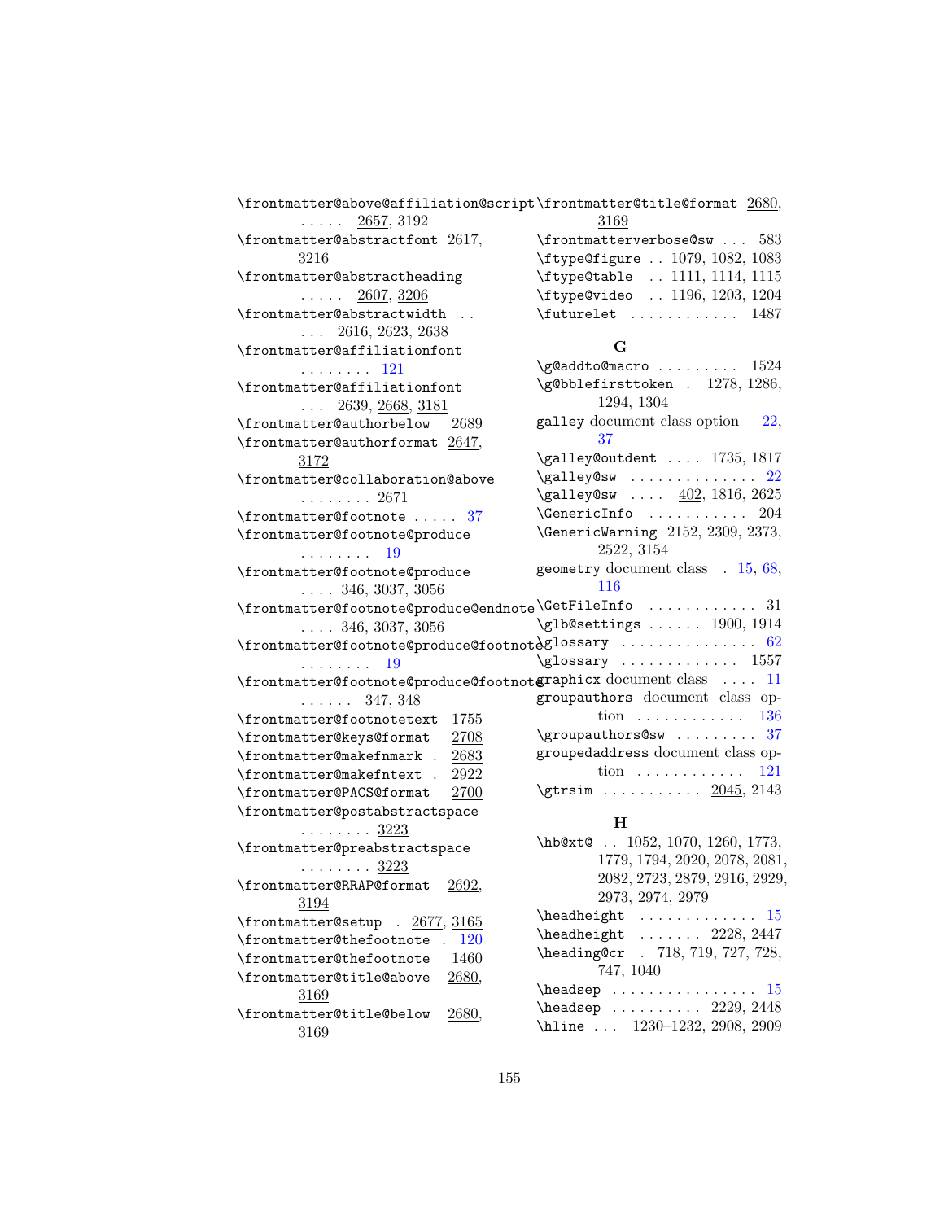\frontmatter@above@affiliation@script . . . . . 2657, 3192
\frontmatter@abstractfont 2617, 3216
\frontmatter@abstractheading . . . . . 2607, 3206
\frontmatter@abstractwidth . . . . . 2616, 2623, 2638
\frontmatter@affiliationfont . . . . . . . . 121
\frontmatter@affiliationfont . . . 2639, 2668, 3181
\frontmatter@authorbelow 2689
\frontmatter@authorformat 2647, 3172
\frontmatter@collaboration@above . . . . . . . . 2671
\frontmatter@footnote . . . . . 37
\frontmatter@footnote@produce . . . . . . . . 19
\frontmatter@footnote@produce . . . . 346, 3037, 3056
\frontmatter@footnote@produce@endnote . . . . 346, 3037, 3056
\frontmatter@footnote@produce@footnote . . . . . . . . 19
\frontmatter@footnote@produce@footnote . . . . . . 347, 348
\frontmatter@footnotetext 1755
\frontmatter@keys@format 2708
\frontmatter@makefnmark . 2683
\frontmatter@makefntext . 2922
\frontmatter@PACS@format 2700
\frontmatter@postabstractspace . . . . . . . . 3223
\frontmatter@preabstractspace . . . . . . . . 3223
\frontmatter@RRAP@format 2692, 3194
\frontmatter@setup . 2677, 3165
\frontmatter@thefootnote . 120
\frontmatter@thefootnote 1460
\frontmatter@title@above 2680, 3169
\frontmatter@title@below 2680, 3169
\frontmatter@title@format 2680, 3169
\frontmatterverbose@sw . . . 583
\ftype@figure . . 1079, 1082, 1083
\ftype@table . . 1111, 1114, 1115
\ftype@video . . 1196, 1203, 1204
\futurelet . . . . . . . . . . . 1487

## G

\g@addto@macro . . . . . . . . . 1524
\g@bblefirsttoken . 1278, 1286, 1294, 1304
galley document class option 22, 37
\galley@outdent . . . . 1735, 1817
\galley@sw . . . . . . . . . . . . . 22
\galley@sw . . . . 402, 1816, 2625
\GenericInfo . . . . . . . . . . . 204
\GenericWarning 2152, 2309, 2373, 2522, 3154
geometry document class . 15, 68, 116
\GetFileInfo . . . . . . . . . . . . 31
\glb@settings . . . . . . 1900, 1914
\glossary . . . . . . . . . . . . . . 62
\glossary . . . . . . . . . . . . . 1557
graphicx document class . . . . 11
groupauthors document class option . . . . . . . . . . . . 136
\groupauthors@sw . . . . . . . . . 37
groupedaddress document class option . . . . . . . . . . . . 121
\gtrsim . . . . . . . . . . . 2045, 2143

## H

\hb@xt@ . . 1052, 1070, 1260, 1773, 1779, 1794, 2020, 2078, 2081, 2082, 2723, 2879, 2916, 2929, 2973, 2974, 2979
\headheight . . . . . . . . . . . . . 15
\headheight . . . . . . . 2228, 2447
\heading@cr . 718, 719, 727, 728, 747, 1040
\headsep . . . . . . . . . . . . . . . . 15
\headsep . . . . . . . . . . 2229, 2448
\hline . . . 1230–1232, 2908, 2909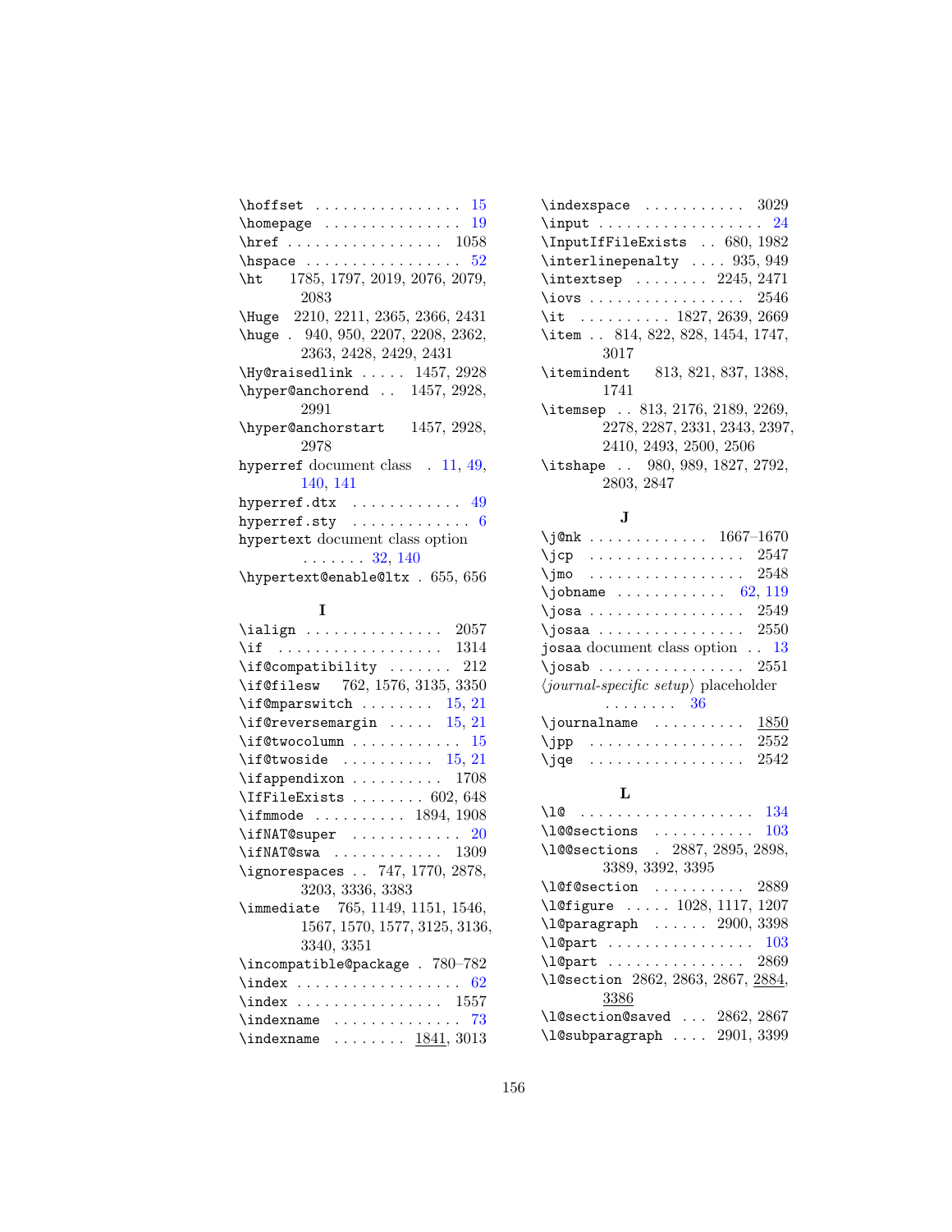\hoffset . . . . . . . . . . . . . . . . 15
\homepage . . . . . . . . . . . . . . . 19
\href . . . . . . . . . . . . . . . . . 1058
\hspace . . . . . . . . . . . . . . . . 52
\ht 1785, 1797, 2019, 2076, 2079, 2083
\Huge 2210, 2211, 2365, 2366, 2431
\huge . 940, 950, 2207, 2208, 2362, 2363, 2428, 2429, 2431
\Hy@raisedlink . . . . . 1457, 2928
\hyper@anchorend . . 1457, 2928, 2991
\hyper@anchorstart 1457, 2928, 2978
hyperref document class . 11, 49, 140, 141
hyperref.dtx . . . . . . . . . . . . 49
hyperref.sty . . . . . . . . . . . . . 6
hypertext document class option . . . . . . . 32, 140
\hypertext@enable@ltx . 655, 656

**I**

\ialign . . . . . . . . . . . . . . . 2057
\if . . . . . . . . . . . . . . . . . . 1314
\if@compatibility . . . . . . . 212
\if@filesw 762, 1576, 3135, 3350
\if@mparswitch . . . . . . . . 15, 21
\if@reversemargin . . . . . 15, 21
\if@twocolumn . . . . . . . . . . . . 15
\if@twoside . . . . . . . . . . 15, 21
\ifappendixon . . . . . . . . . . 1708
\IfFileExists . . . . . . . . 602, 648
\ifmmode . . . . . . . . . . 1894, 1908
\ifNAT@super . . . . . . . . . . . . 20
\ifNAT@swa . . . . . . . . . . . . 1309
\ignorespaces . . 747, 1770, 2878, 3203, 3336, 3383
\immediate 765, 1149, 1151, 1546, 1567, 1570, 1577, 3125, 3136, 3340, 3351
\incompatible@package . 780–782
\index . . . . . . . . . . . . . . . . . . 62
\index . . . . . . . . . . . . . . . . 1557
\indexname . . . . . . . . . . . . . . 73
\indexname . . . . . . . . 1841, 3013
\indexspace . . . . . . . . . . . 3029
\input . . . . . . . . . . . . . . . . . . 24
\InputIfFileExists . . 680, 1982
\interlinepenalty . . . . 935, 949
\intextsep . . . . . . . . 2245, 2471
\iovs . . . . . . . . . . . . . . . . . 2546
\it . . . . . . . . . . 1827, 2639, 2669
\item . . 814, 822, 828, 1454, 1747, 3017
\itemindent 813, 821, 837, 1388, 1741
\itemsep . . 813, 2176, 2189, 2269, 2278, 2287, 2331, 2343, 2397, 2410, 2493, 2500, 2506
\itshape . . 980, 989, 1827, 2792, 2803, 2847

**J**

\j@nk . . . . . . . . . . . . . 1667–1670
\jcp . . . . . . . . . . . . . . . . . 2547
\jmo . . . . . . . . . . . . . . . . . 2548
\jobname . . . . . . . . . . . . 62, 119
\josa . . . . . . . . . . . . . . . . . 2549
\josaa . . . . . . . . . . . . . . . . 2550
josaa document class option . . 13
\josab . . . . . . . . . . . . . . . . 2551
⟨*journal-specific setup*⟩ placeholder . . . . . . . . 36
\journalname . . . . . . . . . . 1850
\jpp . . . . . . . . . . . . . . . . . 2552
\jqe . . . . . . . . . . . . . . . . . 2542

**L**

\l@ . . . . . . . . . . . . . . . . . . . 134
\l@@sections . . . . . . . . . . . 103
\l@@sections . 2887, 2895, 2898, 3389, 3392, 3395
\l@f@section . . . . . . . . . . 2889
\l@figure . . . . . 1028, 1117, 1207
\l@paragraph . . . . . . 2900, 3398
\l@part . . . . . . . . . . . . . . . . 103
\l@part . . . . . . . . . . . . . . . 2869
\l@section 2862, 2863, 2867, 2884, 3386
\l@section@saved . . . 2862, 2867
\l@subparagraph . . . . 2901, 3399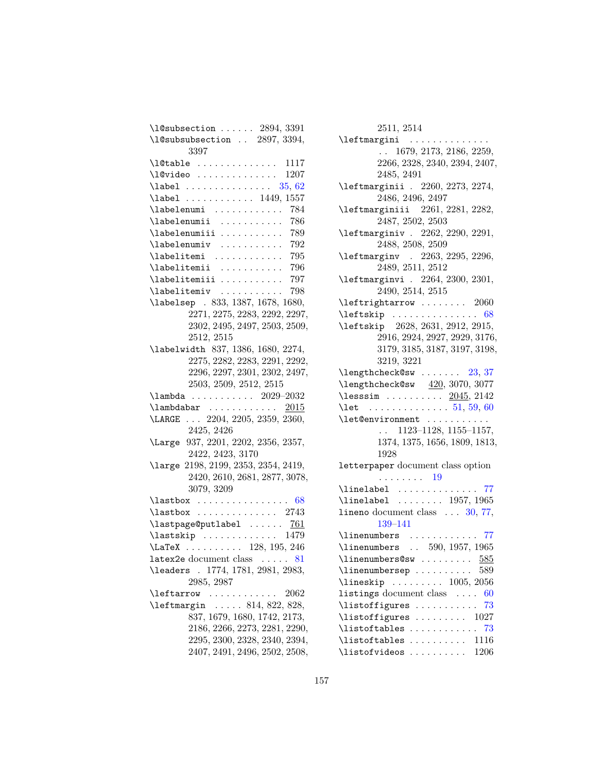\l@subsection . . . . . . 2894, 3391
\l@subsubsection . . 2897, 3394, 3397
\l@table . . . . . . . . . . . . . . 1117
\l@video . . . . . . . . . . . . . . 1207
\label . . . . . . . . . . . . . . . 35, 62
\label . . . . . . . . . . . . 1449, 1557
\labelenumi . . . . . . . . . . . . 784
\labelenumii . . . . . . . . . . . 786
\labelenumiii . . . . . . . . . . . 789
\labelenumiv . . . . . . . . . . . 792
\labelitemi . . . . . . . . . . . . 795
\labelitemii . . . . . . . . . . . 796
\labelitemiii . . . . . . . . . . . 797
\labelitemiv . . . . . . . . . . . 798
\labelsep . 833, 1387, 1678, 1680, 2271, 2275, 2283, 2292, 2297, 2302, 2495, 2497, 2503, 2509, 2512, 2515
\labelwidth 837, 1386, 1680, 2274, 2275, 2282, 2283, 2291, 2292, 2296, 2297, 2301, 2302, 2497, 2503, 2509, 2512, 2515
\lambda . . . . . . . . . . . 2029–2032
\lambdabar . . . . . . . . . . . . 2015
\LARGE . . . 2204, 2205, 2359, 2360, 2425, 2426
\Large 937, 2201, 2202, 2356, 2357, 2422, 2423, 3170
\large 2198, 2199, 2353, 2354, 2419, 2420, 2610, 2681, 2877, 3078, 3079, 3209
\lastbox . . . . . . . . . . . . . . . . 68
\lastbox . . . . . . . . . . . . . . 2743
\lastpage@putlabel . . . . . . 761
\lastskip . . . . . . . . . . . . . 1479
\LaTeX . . . . . . . . . . 128, 195, 246
latex2e document class . . . . . 81
\leaders . 1774, 1781, 2981, 2983, 2985, 2987
\leftarrow . . . . . . . . . . . . 2062
\leftmargin . . . . . 814, 822, 828, 837, 1679, 1680, 1742, 2173, 2186, 2266, 2273, 2281, 2290, 2295, 2300, 2328, 2340, 2394, 2407, 2491, 2496, 2502, 2508, 2511, 2514
\leftmargini . . . . . . . . . . . . . . . 1679, 2173, 2186, 2259, 2266, 2328, 2340, 2394, 2407, 2485, 2491
\leftmarginii . 2260, 2273, 2274, 2486, 2496, 2497
\leftmarginiii 2261, 2281, 2282, 2487, 2502, 2503
\leftmarginiv . 2262, 2290, 2291, 2488, 2508, 2509
\leftmarginv . 2263, 2295, 2296, 2489, 2511, 2512
\leftmarginvi . 2264, 2300, 2301, 2490, 2514, 2515
\leftrightarrow . . . . . . . . 2060
\leftskip . . . . . . . . . . . . . . . 68
\leftskip 2628, 2631, 2912, 2915, 2916, 2924, 2927, 2929, 3176, 3179, 3185, 3187, 3197, 3198, 3219, 3221
\lengthcheck@sw . . . . . . . 23, 37
\lengthcheck@sw 420, 3070, 3077
\lesssim . . . . . . . . . . 2045, 2142
\let . . . . . . . . . . . . . . 51, 59, 60
\let@environment . . . . . . . . . . . . 1123–1128, 1155–1157, 1374, 1375, 1656, 1809, 1813, 1928
letterpaper document class option . . . . . . . . 19
\linelabel . . . . . . . . . . . . . 77
\linelabel . . . . . . . . 1957, 1965
lineno document class . . . 30, 77, 139–141
\linenumbers . . . . . . . . . . . . 77
\linenumbers . . 590, 1957, 1965
\linenumbers@sw . . . . . . . . . 585
\linenumbersep . . . . . . . . . . 589
\lineskip . . . . . . . . . 1005, 2056
listings document class . . . . 60
\listoffigures . . . . . . . . . . . 73
\listoffigures . . . . . . . . . 1027
\listoftables . . . . . . . . . . . . 73
\listoftables . . . . . . . . . . 1116
\listofvideos . . . . . . . . . . 1206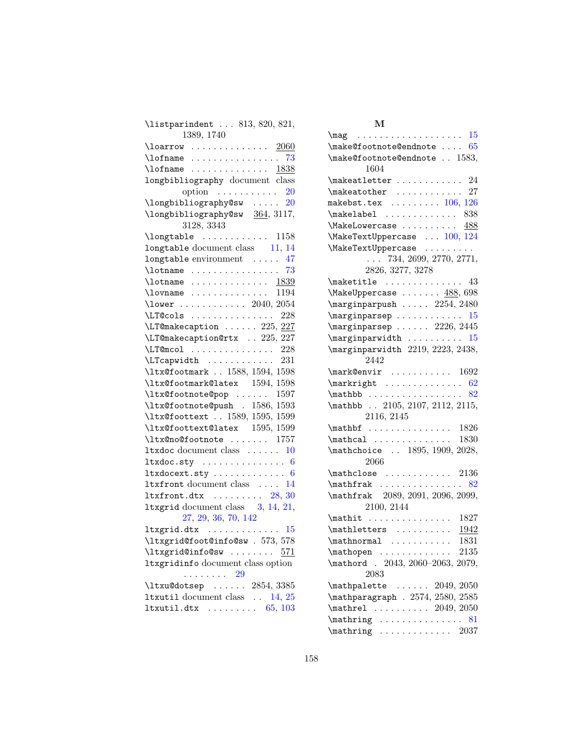\listparindent . . . 813, 820, 821, 1389, 1740
\loarrow . . . . . . . . . . . . . . 2060
\lofname . . . . . . . . . . . . . . . . 73
\lofname . . . . . . . . . . . . . . 1838
longbibliography document class option . . . . . . . . . . . 20
\longbibliography@sw . . . . . 20
\longbibliography@sw 364, 3117, 3128, 3343
\longtable . . . . . . . . . . . . 1158
longtable document class 11, 14
longtable environment . . . . . 47
\lotname . . . . . . . . . . . . . . . . 73
\lotname . . . . . . . . . . . . . . 1839
\lovname . . . . . . . . . . . . . . 1194
\lower . . . . . . . . . . . . 2040, 2054
\LT@cols . . . . . . . . . . . . . . . 228
\LT@makecaption . . . . . . 225, 227
\LT@makecaption@rtx . . 225, 227
\LT@mcol . . . . . . . . . . . . . . . 228
\LTcapwidth . . . . . . . . . . . . 231
\ltx@footmark . . 1588, 1594, 1598
\ltx@footmark@latex 1594, 1598
\ltx@footnote@pop . . . . . . 1597
\ltx@footnote@push . 1586, 1593
\ltx@foottext . . 1589, 1595, 1599
\ltx@foottext@latex 1595, 1599
\ltx@no@footnote . . . . . . . 1757
ltxdoc document class . . . . . . 10
ltxdoc.sty . . . . . . . . . . . . . . . 6
ltxdocext.sty . . . . . . . . . . . . . 6
ltxfront document class . . . . 14
ltxfront.dtx . . . . . . . . . 28, 30
ltxgrid document class 3, 14, 21, 27, 29, 36, 70, 142
ltxgrid.dtx . . . . . . . . . . . . . 15
\ltxgrid@foot@info@sw . 573, 578
\ltxgrid@info@sw . . . . . . . . 571
ltxgridinfo document class option . . . . . . . . 29
\ltxu@dotsep . . . . . . 2854, 3385
ltxutil document class . . 14, 25
ltxutil.dtx . . . . . . . . . 65, 103

**M**

\mag . . . . . . . . . . . . . . . . . . . 15
\make@footnote@endnote . . . . 65
\make@footnote@endnote . . 1583, 1604
\makeatletter . . . . . . . . . . . . 24
\makeatother . . . . . . . . . . . . 27
makebst.tex . . . . . . . . . 106, 126
\makelabel . . . . . . . . . . . . . 838
\MakeLowercase . . . . . . . . . . 488
\MakeTextUppercase . . . 100, 124
\MakeTextUppercase . . . . . . . . . . . 734, 2699, 2770, 2771, 2826, 3277, 3278
\maketitle . . . . . . . . . . . . . . 43
\MakeUppercase . . . . . . . 488, 698
\marginparpush . . . . . 2254, 2480
\marginparsep . . . . . . . . . . . . 15
\marginparsep . . . . . . 2226, 2445
\marginparwidth . . . . . . . . . . 15
\marginparwidth 2219, 2223, 2438, 2442
\mark@envir . . . . . . . . . . . 1692
\markright . . . . . . . . . . . . . . 62
\mathbb . . . . . . . . . . . . . . . . . 82
\mathbb . . 2105, 2107, 2112, 2115, 2116, 2145
\mathbf . . . . . . . . . . . . . . . 1826
\mathcal . . . . . . . . . . . . . . 1830
\mathchoice . . 1895, 1909, 2028, 2066
\mathclose . . . . . . . . . . . . 2136
\mathfrak . . . . . . . . . . . . . . . 82
\mathfrak 2089, 2091, 2096, 2099, 2100, 2144
\mathit . . . . . . . . . . . . . . . 1827
\mathletters . . . . . . . . . . 1942
\mathnormal . . . . . . . . . . . 1831
\mathopen . . . . . . . . . . . . . 2135
\mathord . 2043, 2060–2063, 2079, 2083
\mathpalette . . . . . . 2049, 2050
\mathparagraph . 2574, 2580, 2585
\mathrel . . . . . . . . . . 2049, 2050
\mathring . . . . . . . . . . . . . . . 81
\mathring . . . . . . . . . . . . . 2037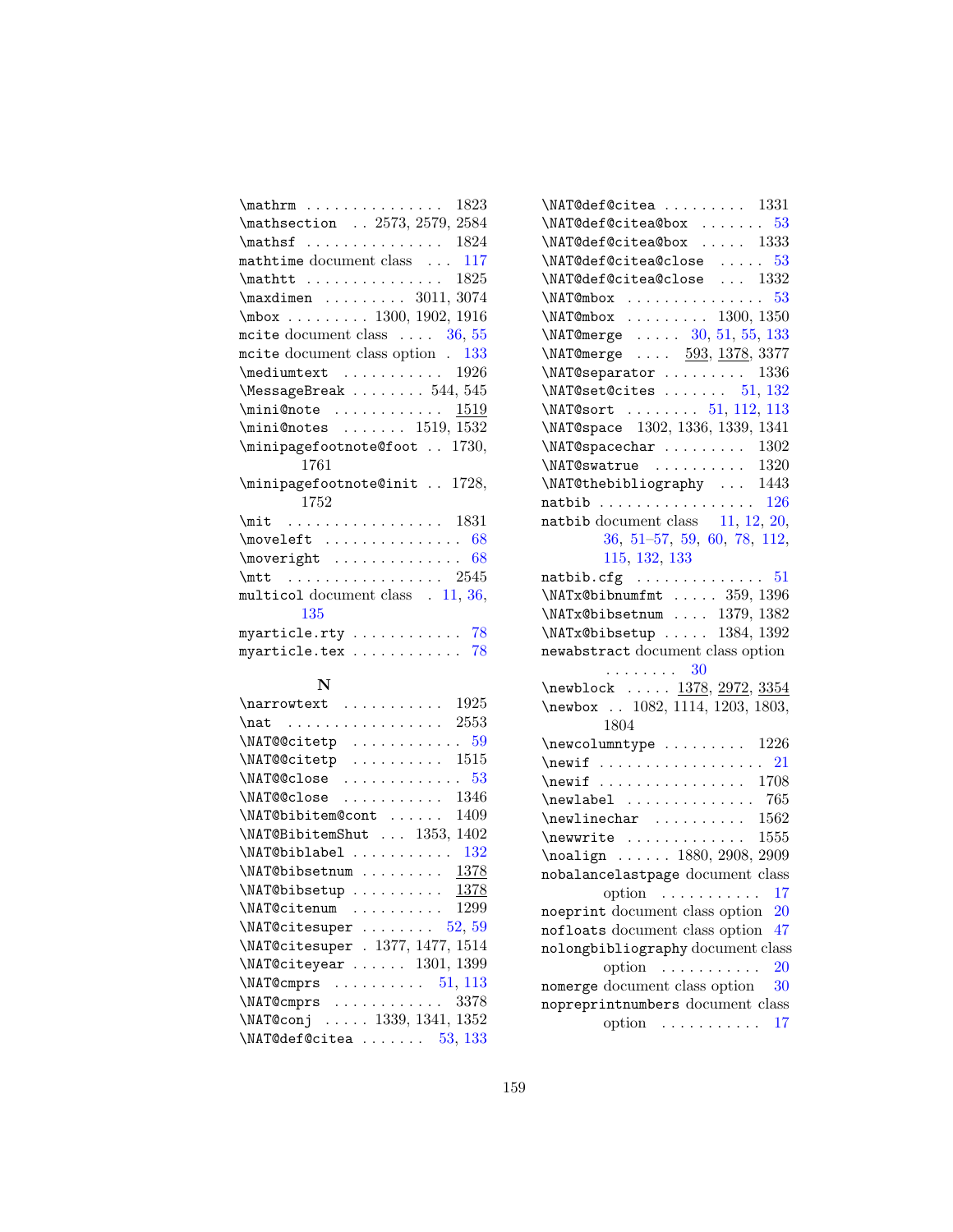\mathrm . . . . . . . . . . . . . . . 1823
\mathsection . . 2573, 2579, 2584
\mathsf . . . . . . . . . . . . . . . 1824
mathtime document class . . . 117
\mathtt . . . . . . . . . . . . . . . 1825
\maxdimen . . . . . . . . . 3011, 3074
\mbox . . . . . . . . . 1300, 1902, 1916
mcite document class . . . . 36, 55
mcite document class option . 133
\mediumtext . . . . . . . . . . . 1926
\MessageBreak . . . . . . . . 544, 545
\mini@note . . . . . . . . . . . . 1519
\mini@notes . . . . . . . 1519, 1532
\minipagefootnote@foot . . 1730, 1761
\minipagefootnote@init . . 1728, 1752
\mit . . . . . . . . . . . . . . . . . 1831
\moveleft . . . . . . . . . . . . . . . 68
\moveright . . . . . . . . . . . . . . 68
\mtt . . . . . . . . . . . . . . . . . 2545
multicol document class . 11, 36, 135
myarticle.rty . . . . . . . . . . . . 78
myarticle.tex . . . . . . . . . . . . 78

## N

\narrowtext . . . . . . . . . . . 1925
\nat . . . . . . . . . . . . . . . . . 2553
\NAT@@citetp . . . . . . . . . . . . 59
\NAT@@citetp . . . . . . . . . . 1515
\NAT@@close . . . . . . . . . . . . . 53
\NAT@@close . . . . . . . . . . . 1346
\NAT@bibitem@cont . . . . . . 1409
\NAT@BibitemShut . . . 1353, 1402
\NAT@biblabel . . . . . . . . . . . 132
\NAT@bibsetnum . . . . . . . . . 1378
\NAT@bibsetup . . . . . . . . . . 1378
\NAT@citenum . . . . . . . . . . 1299
\NAT@citesuper . . . . . . . . 52, 59
\NAT@citesuper . 1377, 1477, 1514
\NAT@citeyear . . . . . . 1301, 1399
\NAT@cmprs . . . . . . . . . . 51, 113
\NAT@cmprs . . . . . . . . . . . . 3378
\NAT@conj . . . . . 1339, 1341, 1352
\NAT@def@citea . . . . . . . 53, 133
\NAT@def@citea . . . . . . . . . 1331
\NAT@def@citea@box . . . . . . . 53
\NAT@def@citea@box . . . . . 1333
\NAT@def@citea@close . . . . . 53
\NAT@def@citea@close . . . 1332
\NAT@mbox . . . . . . . . . . . . . . 53
\NAT@mbox . . . . . . . . . 1300, 1350
\NAT@merge . . . . . 30, 51, 55, 133
\NAT@merge . . . . 593, 1378, 3377
\NAT@separator . . . . . . . . . 1336
\NAT@set@cites . . . . . . . 51, 132
\NAT@sort . . . . . . . . 51, 112, 113
\NAT@space 1302, 1336, 1339, 1341
\NAT@spacechar . . . . . . . . . 1302
\NAT@swatrue . . . . . . . . . . 1320
\NAT@thebibliography . . . 1443
natbib . . . . . . . . . . . . . . . . . 126
natbib document class 11, 12, 20, 36, 51–57, 59, 60, 78, 112, 115, 132, 133
natbib.cfg . . . . . . . . . . . . . . 51
\NATx@bibnumfmt . . . . . 359, 1396
\NATx@bibsetnum . . . . 1379, 1382
\NATx@bibsetup . . . . . 1384, 1392
newabstract document class option . . . . . . . . 30
\newblock . . . . . 1378, 2972, 3354
\newbox . . 1082, 1114, 1203, 1803, 1804
\newcolumntype . . . . . . . . . 1226
\newif . . . . . . . . . . . . . . . . . . 21
\newif . . . . . . . . . . . . . . . . 1708
\newlabel . . . . . . . . . . . . . . 765
\newlinechar . . . . . . . . . . 1562
\newwrite . . . . . . . . . . . . . 1555
\noalign . . . . . . 1880, 2908, 2909
nobalancelastpage document class option . . . . . . . . . . . 17
noeprint document class option 20
nofloats document class option 47
nolongbibliography document class option . . . . . . . . . . . 20
nomerge document class option 30
nopreprintnumbers document class option . . . . . . . . . . . 17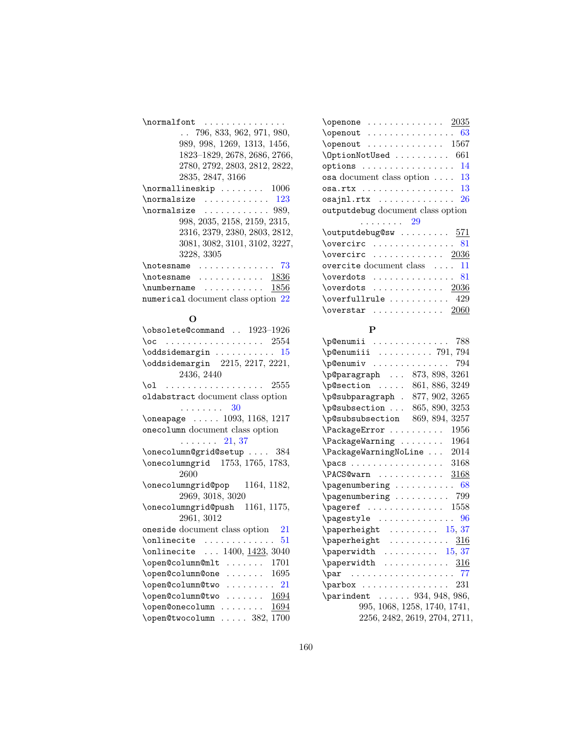\normalfont . . . . . . . . . . . . . . . . . 796, 833, 962, 971, 980, 989, 998, 1269, 1313, 1456, 1823–1829, 2678, 2686, 2766, 2780, 2792, 2803, 2812, 2822, 2835, 2847, 3166

\normallineskip . . . . . . . . 1006

\normalsize . . . . . . . . . . . . 123

\normalsize . . . . . . . . . . . . 989, 998, 2035, 2158, 2159, 2315, 2316, 2379, 2380, 2803, 2812, 3081, 3082, 3101, 3102, 3227, 3228, 3305

\notesname . . . . . . . . . . . . . . 73

\notesname . . . . . . . . . . . . 1836

\numbername . . . . . . . . . . . 1856

numerical document class option 22

## O

\obsolete@command . . 1923–1926

\oc . . . . . . . . . . . . . . . . . . 2554

\oddsidemargin . . . . . . . . . . . 15

\oddsidemargin 2215, 2217, 2221, 2436, 2440

\ol . . . . . . . . . . . . . . . . . . 2555

oldabstract document class option . . . . . . . . 30

\oneapage . . . . . 1093, 1168, 1217

onecolumn document class option . . . . . . . 21, 37

\onecolumn@grid@setup . . . . 384

\onecolumngrid 1753, 1765, 1783, 2600

\onecolumngrid@pop 1164, 1182, 2969, 3018, 3020

\onecolumngrid@push 1161, 1175, 2961, 3012

oneside document class option 21

\onlinecite . . . . . . . . . . . . . 51

\onlinecite . . . 1400, 1423, 3040

\open@column@mlt . . . . . . . 1701

\open@column@one . . . . . . . 1695

\open@column@two . . . . . . . . . 21

\open@column@two . . . . . . . 1694

\open@onecolumn . . . . . . . . 1694

\open@twocolumn . . . . . 382, 1700

\openone . . . . . . . . . . . . . . 2035

\openout . . . . . . . . . . . . . . . . 63

\openout . . . . . . . . . . . . . . 1567

\OptionNotUsed . . . . . . . . . . 661

options . . . . . . . . . . . . . . . . . 14

osa document class option . . . . 13

osa.rtx . . . . . . . . . . . . . . . . . 13

osajnl.rtx . . . . . . . . . . . . . . 26

outputdebug document class option . . . . . . . . 29

\outputdebug@sw . . . . . . . . . 571

\overcirc . . . . . . . . . . . . . . . 81

\overcirc . . . . . . . . . . . . . 2036

overcite document class . . . . 11

\overdots . . . . . . . . . . . . . . . 81

\overdots . . . . . . . . . . . . . 2036

\overfullrule . . . . . . . . . . . 429

\overstar . . . . . . . . . . . . . 2060

## P

\p@enumii . . . . . . . . . . . . . . 788

\p@enumiii . . . . . . . . . . 791, 794

\p@enumiv . . . . . . . . . . . . . . 794

\p@paragraph . . . 873, 898, 3261

\p@section . . . . . 861, 886, 3249

\p@subparagraph . 877, 902, 3265

\p@subsection . . . 865, 890, 3253

\p@subsubsection 869, 894, 3257

\PackageError . . . . . . . . . . 1956

\PackageWarning . . . . . . . . 1964

\PackageWarningNoLine . . . 2014

\pacs . . . . . . . . . . . . . . . . . 3168

\PACS@warn . . . . . . . . . . . . 3168

\pagenumbering . . . . . . . . . . . 68

\pagenumbering . . . . . . . . . . 799

\pageref . . . . . . . . . . . . . . 1558

\pagestyle . . . . . . . . . . . . . . 96

\paperheight . . . . . . . . . 15, 37

\paperheight . . . . . . . . . . . 316

\paperwidth . . . . . . . . . . 15, 37

\paperwidth . . . . . . . . . . . . 316

\par . . . . . . . . . . . . . . . . . . . 77

\parbox . . . . . . . . . . . . . . . . 231

\parindent . . . . . . 934, 948, 986, 995, 1068, 1258, 1740, 1741, 2256, 2482, 2619, 2704, 2711,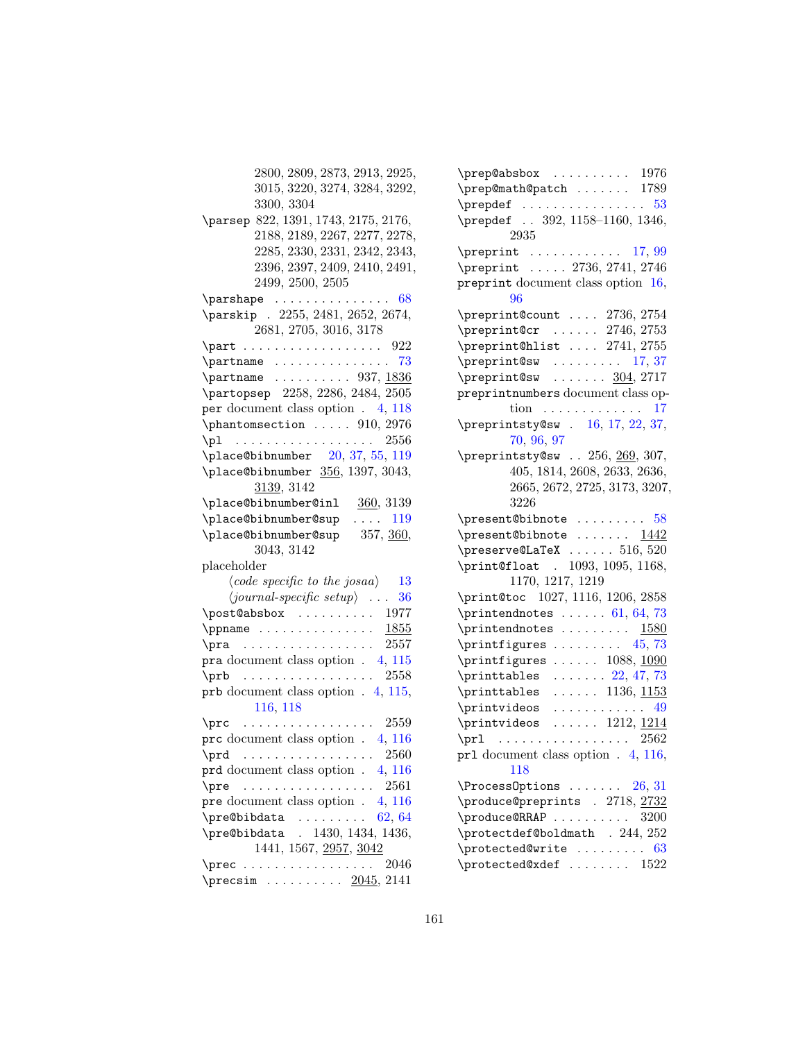2800, 2809, 2873, 2913, 2925, 3015, 3220, 3274, 3284, 3292, 3300, 3304

\parsep 822, 1391, 1743, 2175, 2176, 2188, 2189, 2267, 2277, 2278, 2285, 2330, 2331, 2342, 2343, 2396, 2397, 2409, 2410, 2491, 2499, 2500, 2505

\parshape . . . . . . . . . . . . . . . 68

\parskip . 2255, 2481, 2652, 2674, 2681, 2705, 3016, 3178

\part . . . . . . . . . . . . . . . . . . 922

\partname . . . . . . . . . . . . . . . 73

\partname . . . . . . . . . . 937, 1836

\partopsep 2258, 2286, 2484, 2505

per document class option . 4, 118

\phantomsection . . . . . 910, 2976

\pl . . . . . . . . . . . . . . . . . . 2556

\place@bibnumber 20, 37, 55, 119

\place@bibnumber 356, 1397, 3043, 3139, 3142

\place@bibnumber@inl 360, 3139

\place@bibnumber@sup . . . . 119

\place@bibnumber@sup 357, 360, 3043, 3142

placeholder

⟨*code specific to the josaa*⟩ 13

⟨*journal-specific setup*⟩ . . . 36

\post@absbox . . . . . . . . . . 1977

\ppname . . . . . . . . . . . . . . . 1855

\pra . . . . . . . . . . . . . . . . . 2557

pra document class option . 4, 115

\prb . . . . . . . . . . . . . . . . . 2558

prb document class option . 4, 115, 116, 118

\prc . . . . . . . . . . . . . . . . . 2559

prc document class option . 4, 116

\prd . . . . . . . . . . . . . . . . . 2560

prd document class option . 4, 116

\pre . . . . . . . . . . . . . . . . . 2561

pre document class option . 4, 116

\pre@bibdata . . . . . . . . . 62, 64

\pre@bibdata . 1430, 1434, 1436, 1441, 1567, 2957, 3042

\prec . . . . . . . . . . . . . . . . . 2046

\precsim . . . . . . . . . . 2045, 2141

\prep@absbox . . . . . . . . . . 1976

\prep@math@patch . . . . . . . 1789

\prepdef . . . . . . . . . . . . . . . . 53

\prepdef . . 392, 1158–1160, 1346, 2935

\preprint . . . . . . . . . . . . 17, 99

\preprint . . . . . 2736, 2741, 2746

preprint document class option 16, 96

\preprint@count . . . . 2736, 2754

\preprint@cr . . . . . . 2746, 2753

\preprint@hlist . . . . 2741, 2755

\preprint@sw . . . . . . . . . 17, 37

\preprint@sw . . . . . . . 304, 2717

preprintnumbers document class option . . . . . . . . . . . . . 17

\preprintsty@sw . 16, 17, 22, 37, 70, 96, 97

\preprintsty@sw . . 256, 269, 307, 405, 1814, 2608, 2633, 2636, 2665, 2672, 2725, 3173, 3207, 3226

\present@bibnote . . . . . . . . . 58

\present@bibnote . . . . . . . 1442

\preserve@LaTeX . . . . . . 516, 520

\print@float . 1093, 1095, 1168, 1170, 1217, 1219

\print@toc 1027, 1116, 1206, 2858

\printendnotes . . . . . . 61, 64, 73

\printendnotes . . . . . . . . . 1580

\printfigures . . . . . . . . . 45, 73

\printfigures . . . . . . 1088, 1090

\printtables . . . . . . . 22, 47, 73

\printtables . . . . . . 1136, 1153

\printvideos . . . . . . . . . . . 49

\printvideos . . . . . . 1212, 1214

\prl . . . . . . . . . . . . . . . . . 2562

prl document class option . 4, 116, 118

\ProcessOptions . . . . . . . 26, 31

\produce@preprints . 2718, 2732

\produce@RRAP . . . . . . . . . . 3200

\protectdef@boldmath . 244, 252

\protected@write . . . . . . . . . 63

\protected@xdef . . . . . . . . 1522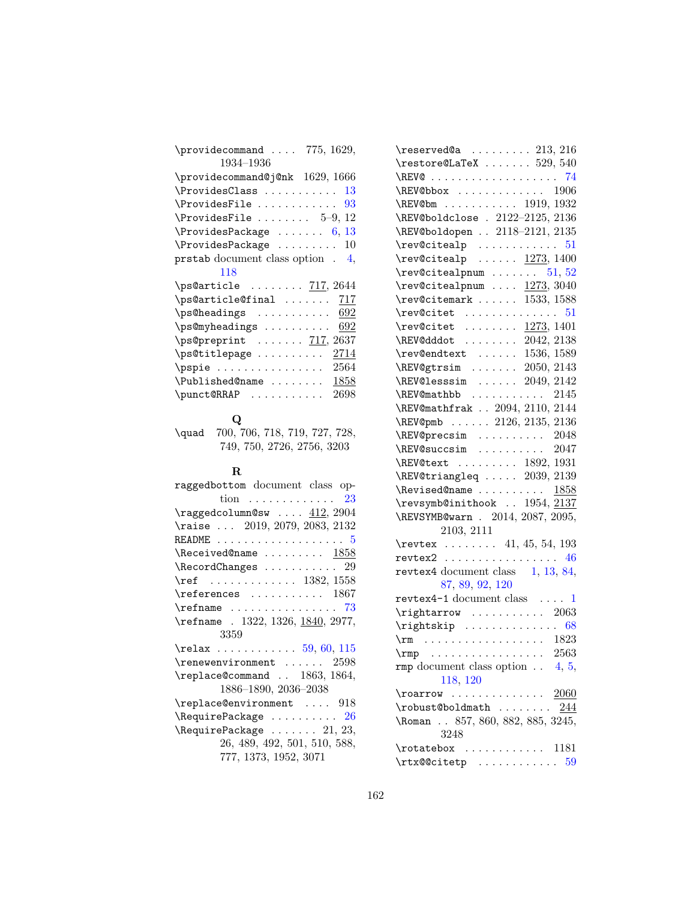\providecommand . . . . 775, 1629, 1934–1936
\providecommand@j@nk 1629, 1666
\ProvidesClass . . . . . . . . . . . 13
\ProvidesFile . . . . . . . . . . . . 93
\ProvidesFile . . . . . . . . 5–9, 12
\ProvidesPackage . . . . . . . 6, 13
\ProvidesPackage . . . . . . . . . 10
prstab document class option . 4, 118
\ps@article . . . . . . . . 717, 2644
\ps@article@final . . . . . . . 717
\ps@headings . . . . . . . . . . . 692
\ps@myheadings . . . . . . . . . . 692
\ps@preprint . . . . . . . 717, 2637
\ps@titlepage . . . . . . . . . . 2714
\pspie . . . . . . . . . . . . . . . . 2564
\Published@name . . . . . . . . 1858
\punct@RRAP . . . . . . . . . . . 2698

**Q**

\quad 700, 706, 718, 719, 727, 728, 749, 750, 2726, 2756, 3203

**R**

raggedbottom document class option . . . . . . . . . . . . . 23
\raggedcolumn@sw . . . . 412, 2904
\raise . . . 2019, 2079, 2083, 2132
README . . . . . . . . . . . . . . . . . . . 5
\Received@name . . . . . . . . . 1858
\RecordChanges . . . . . . . . . . . 29
\ref . . . . . . . . . . . . . 1382, 1558
\references . . . . . . . . . . . 1867
\refname . . . . . . . . . . . . . . . . 73
\refname . 1322, 1326, 1840, 2977, 3359
\relax . . . . . . . . . . . . 59, 60, 115
\renewenvironment . . . . . . 2598
\replace@command . . 1863, 1864, 1886–1890, 2036–2038
\replace@environment . . . . 918
\RequirePackage . . . . . . . . . . 26
\RequirePackage . . . . . . . 21, 23, 26, 489, 492, 501, 510, 588, 777, 1373, 1952, 3071

\reserved@a . . . . . . . . . 213, 216
\restore@LaTeX . . . . . . . 529, 540
\REV@ . . . . . . . . . . . . . . . . . . 74
\REV@bbox . . . . . . . . . . . . . 1906
\REV@bm . . . . . . . . . . . 1919, 1932
\REV@boldclose . 2122–2125, 2136
\REV@boldopen . . 2118–2121, 2135
\rev@citealp . . . . . . . . . . . . 51
\rev@citealp . . . . . . 1273, 1400
\rev@citealpnum . . . . . . . 51, 52
\rev@citealpnum . . . . 1273, 3040
\rev@citemark . . . . . . 1533, 1588
\rev@citet . . . . . . . . . . . . . . 51
\rev@citet . . . . . . . . 1273, 1401
\REV@dddot . . . . . . . . 2042, 2138
\rev@endtext . . . . . . 1536, 1589
\REV@gtrsim . . . . . . . 2050, 2143
\REV@lesssim . . . . . . 2049, 2142
\REV@mathbb . . . . . . . . . . . 2145
\REV@mathfrak . . 2094, 2110, 2144
\REV@pmb . . . . . . 2126, 2135, 2136
\REV@precsim . . . . . . . . . . 2048
\REV@succsim . . . . . . . . . . 2047
\REV@text . . . . . . . . . 1892, 1931
\REV@triangleq . . . . . 2039, 2139
\Revised@name . . . . . . . . . . 1858
\revsymb@inithook . . 1954, 2137
\REVSYMB@warn . 2014, 2087, 2095, 2103, 2111
\revtex . . . . . . . . 41, 45, 54, 193
revtex2 . . . . . . . . . . . . . . . . . 46
revtex4 document class 1, 13, 84, 87, 89, 92, 120
revtex4-1 document class . . . . 1
\rightarrow . . . . . . . . . . . 2063
\rightskip . . . . . . . . . . . . . . 68
\rm . . . . . . . . . . . . . . . . . 1823
\rmp . . . . . . . . . . . . . . . . . 2563
rmp document class option . . 4, 5, 118, 120
\roarrow . . . . . . . . . . . . . 2060
\robust@boldmath . . . . . . . . 244
\Roman . . 857, 860, 882, 885, 3245, 3248
\rotatebox . . . . . . . . . . . . 1181
\rtx@@citetp . . . . . . . . . . . . 59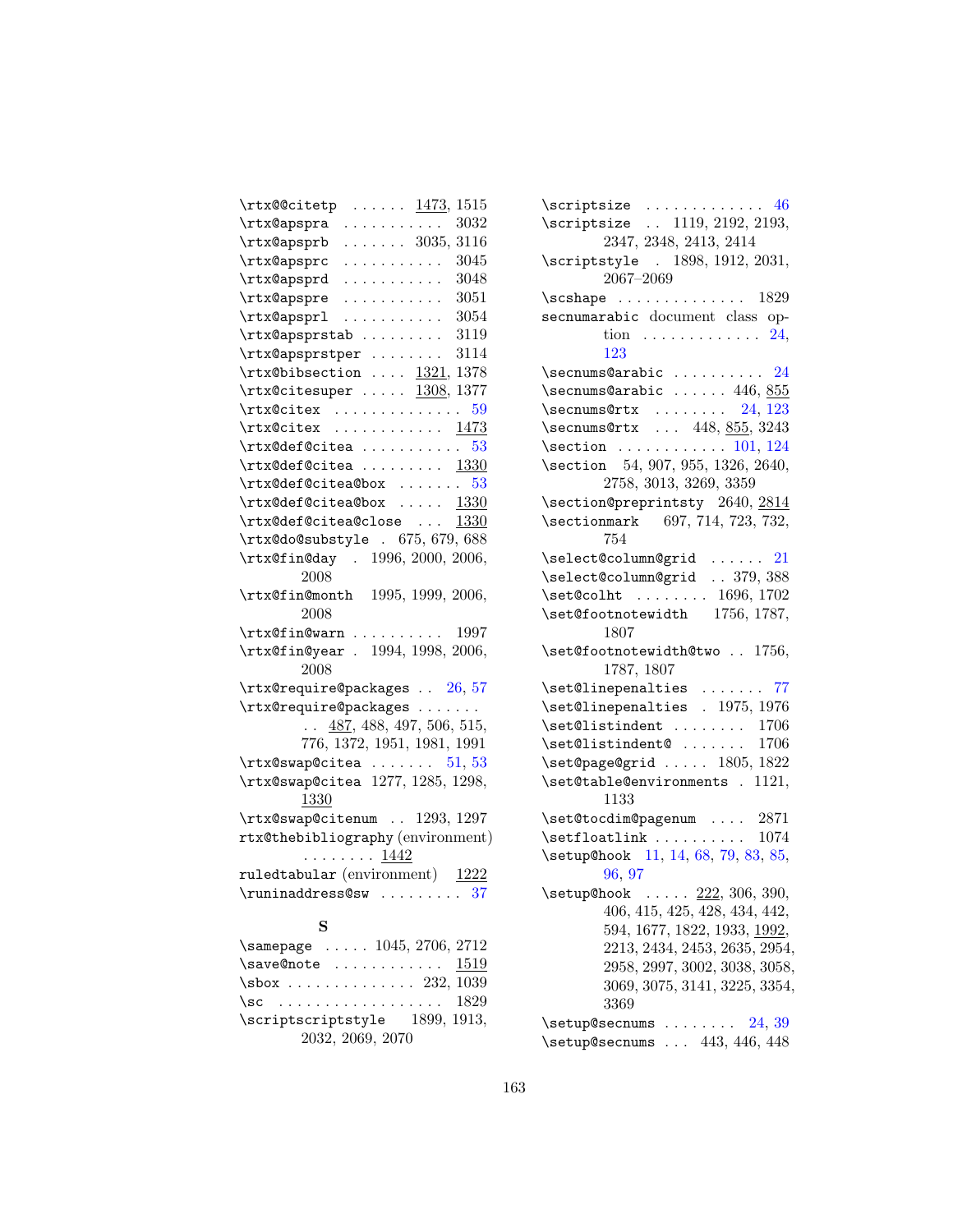\rtx@@citetp . . . . . . 1473, 1515
\rtx@apspra . . . . . . . . . . . 3032
\rtx@apsprb . . . . . . . 3035, 3116
\rtx@apsprc . . . . . . . . . . . 3045
\rtx@apsprd . . . . . . . . . . . 3048
\rtx@apspre . . . . . . . . . . . 3051
\rtx@apsprl . . . . . . . . . . . 3054
\rtx@apsprstab . . . . . . . . . 3119
\rtx@apsprstper . . . . . . . . 3114
\rtx@bibsection . . . . 1321, 1378
\rtx@citesuper . . . . . 1308, 1377
\rtx@citex . . . . . . . . . . . . . . 59
\rtx@citex . . . . . . . . . . . . 1473
\rtx@def@citea . . . . . . . . . . . 53
\rtx@def@citea . . . . . . . . . 1330
\rtx@def@citea@box . . . . . . . 53
\rtx@def@citea@box . . . . . 1330
\rtx@def@citea@close . . . 1330
\rtx@do@substyle . 675, 679, 688
\rtx@fin@day . 1996, 2000, 2006, 2008
\rtx@fin@month 1995, 1999, 2006, 2008
\rtx@fin@warn . . . . . . . . . . 1997
\rtx@fin@year . 1994, 1998, 2006, 2008
\rtx@require@packages . . 26, 57
\rtx@require@packages . . . . . . . . . 487, 488, 497, 506, 515, 776, 1372, 1951, 1981, 1991
\rtx@swap@citea . . . . . . . 51, 53
\rtx@swap@citea 1277, 1285, 1298, 1330
\rtx@swap@citenum . . 1293, 1297
rtx@thebibliography (environment) . . . . . . . . 1442
ruledtabular (environment) 1222
\runinaddress@sw . . . . . . . . . 37

**S**

\samepage . . . . . 1045, 2706, 2712
\save@note . . . . . . . . . . . . 1519
\sbox . . . . . . . . . . . . . . 232, 1039
\sc . . . . . . . . . . . . . . . . . . 1829
\scriptscriptstyle 1899, 1913, 2032, 2069, 2070
\scriptsize . . . . . . . . . . . . . 46
\scriptsize . . 1119, 2192, 2193, 2347, 2348, 2413, 2414
\scriptstyle . 1898, 1912, 2031, 2067–2069
\scshape . . . . . . . . . . . . . . 1829
secnumarabic document class option . . . . . . . . . . . . . 24, 123
\secnums@arabic . . . . . . . . . . 24
\secnums@arabic . . . . . . 446, 855
\secnums@rtx . . . . . . . . 24, 123
\secnums@rtx . . . 448, 855, 3243
\section . . . . . . . . . . . . 101, 124
\section 54, 907, 955, 1326, 2640, 2758, 3013, 3269, 3359
\section@preprintsty 2640, 2814
\sectionmark 697, 714, 723, 732, 754
\select@column@grid . . . . . . 21
\select@column@grid . . 379, 388
\set@colht . . . . . . . . 1696, 1702
\set@footnotewidth 1756, 1787, 1807
\set@footnotewidth@two . . 1756, 1787, 1807
\set@linepenalties . . . . . . . 77
\set@linepenalties . 1975, 1976
\set@listindent . . . . . . . . 1706
\set@listindent@ . . . . . . . 1706
\set@page@grid . . . . . 1805, 1822
\set@table@environments . 1121, 1133
\set@tocdim@pagenum . . . . 2871
\setfloatlink . . . . . . . . . . 1074
\setup@hook 11, 14, 68, 79, 83, 85, 96, 97
\setup@hook . . . . . 222, 306, 390, 406, 415, 425, 428, 434, 442, 594, 1677, 1822, 1933, 1992, 2213, 2434, 2453, 2635, 2954, 2958, 2997, 3002, 3038, 3058, 3069, 3075, 3141, 3225, 3354, 3369
\setup@secnums . . . . . . . . 24, 39
\setup@secnums . . . 443, 446, 448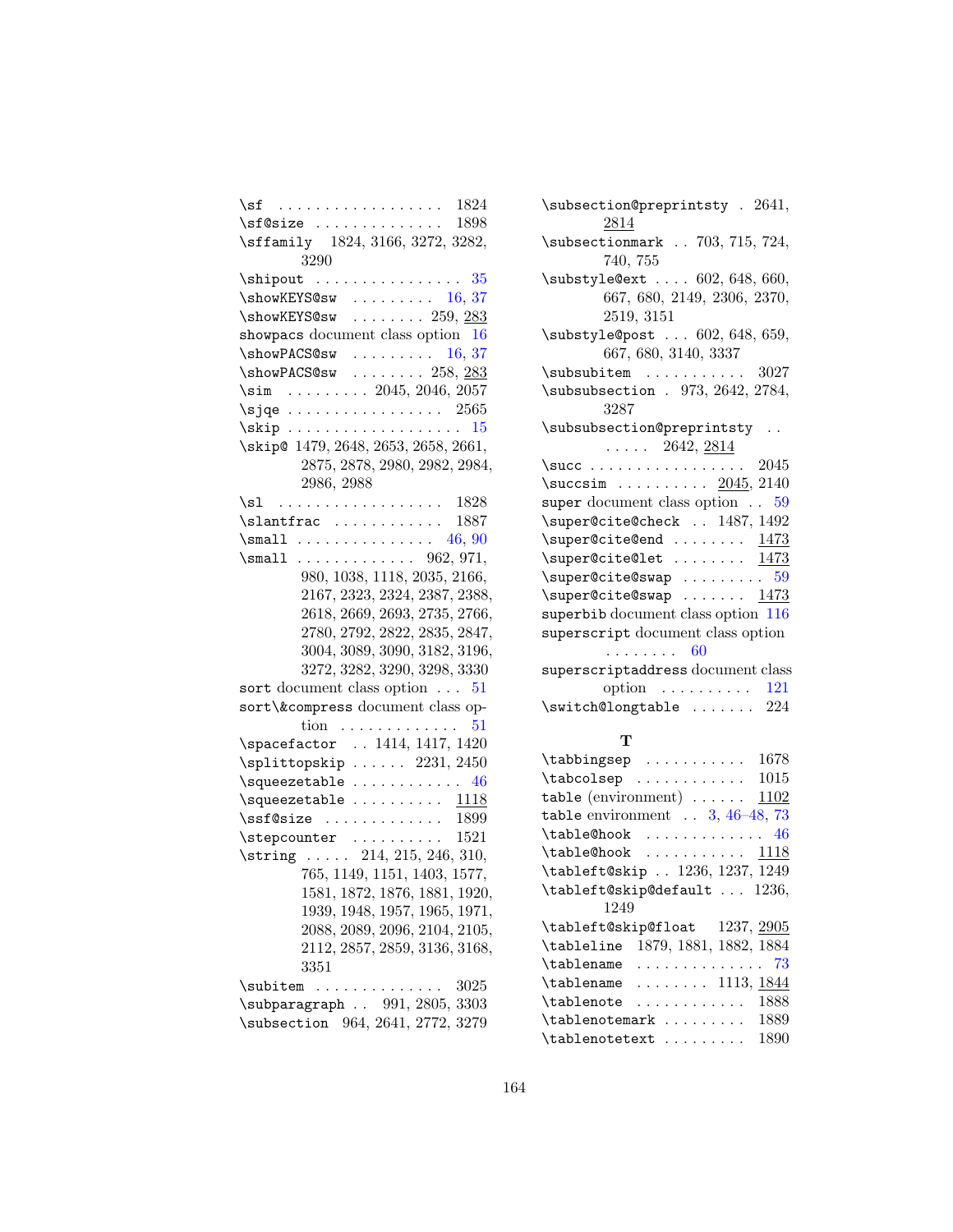\sf . . . . . . . . . . . . . . . . . . 1824
\sf@size . . . . . . . . . . . . . . 1898
\sffamily 1824, 3166, 3272, 3282, 3290
\shipout . . . . . . . . . . . . . . . . 35
\showKEYS@sw . . . . . . . . . 16, 37
\showKEYS@sw . . . . . . . . 259, 283
showpacs document class option 16
\showPACS@sw . . . . . . . . . 16, 37
\showPACS@sw . . . . . . . . 258, 283
\sim . . . . . . . . . 2045, 2046, 2057
\sjqe . . . . . . . . . . . . . . . . . 2565
\skip . . . . . . . . . . . . . . . . . . . 15
\skip@ 1479, 2648, 2653, 2658, 2661, 2875, 2878, 2980, 2982, 2984, 2986, 2988
\sl . . . . . . . . . . . . . . . . . . 1828
\slantfrac . . . . . . . . . . . . 1887
\small . . . . . . . . . . . . . . . 46, 90
\small . . . . . . . . . . . . . 962, 971, 980, 1038, 1118, 2035, 2166, 2167, 2323, 2324, 2387, 2388, 2618, 2669, 2693, 2735, 2766, 2780, 2792, 2822, 2835, 2847, 3004, 3089, 3090, 3182, 3196, 3272, 3282, 3290, 3298, 3330
sort document class option . . . 51
sort\&compress document class option . . . . . . . . . . . . . 51
\spacefactor . . 1414, 1417, 1420
\splittopskip . . . . . . 2231, 2450
\squeezetable . . . . . . . . . . . . 46
\squeezetable . . . . . . . . . . 1118
\ssf@size . . . . . . . . . . . . . 1899
\stepcounter . . . . . . . . . . 1521
\string . . . . . 214, 215, 246, 310, 765, 1149, 1151, 1403, 1577, 1581, 1872, 1876, 1881, 1920, 1939, 1948, 1957, 1965, 1971, 2088, 2089, 2096, 2104, 2105, 2112, 2857, 2859, 3136, 3168, 3351
\subitem . . . . . . . . . . . . . . 3025
\subparagraph . . 991, 2805, 3303
\subsection 964, 2641, 2772, 3279
\subsection@preprintsty . 2641, 2814
\subsectionmark . . 703, 715, 724, 740, 755
\substyle@ext . . . . 602, 648, 660, 667, 680, 2149, 2306, 2370, 2519, 3151
\substyle@post . . . 602, 648, 659, 667, 680, 3140, 3337
\subsubitem . . . . . . . . . . . 3027
\subsubsection . 973, 2642, 2784, 3287
\subsubsection@preprintsty . . . . . . . 2642, 2814
\succ . . . . . . . . . . . . . . . . . 2045
\succsim . . . . . . . . . . 2045, 2140
super document class option . . 59
\super@cite@check . . 1487, 1492
\super@cite@end . . . . . . . . 1473
\super@cite@let . . . . . . . . 1473
\super@cite@swap . . . . . . . . . 59
\super@cite@swap . . . . . . . 1473
superbib document class option 116
superscript document class option . . . . . . . . 60
superscriptaddress document class option . . . . . . . . . . 121
\switch@longtable . . . . . . . 224

**T**

\tabbingsep . . . . . . . . . . . 1678
\tabcolsep . . . . . . . . . . . . 1015
table (environment) . . . . . . 1102
table environment . . 3, 46–48, 73
\table@hook . . . . . . . . . . . . . 46
\table@hook . . . . . . . . . . . 1118
\tableft@skip . . 1236, 1237, 1249
\tableft@skip@default . . . 1236, 1249
\tableft@skip@float 1237, 2905
\tableline 1879, 1881, 1882, 1884
\tablename . . . . . . . . . . . . . . 73
\tablename . . . . . . . . 1113, 1844
\tablenote . . . . . . . . . . . . 1888
\tablenotemark . . . . . . . . . 1889
\tablenotetext . . . . . . . . . 1890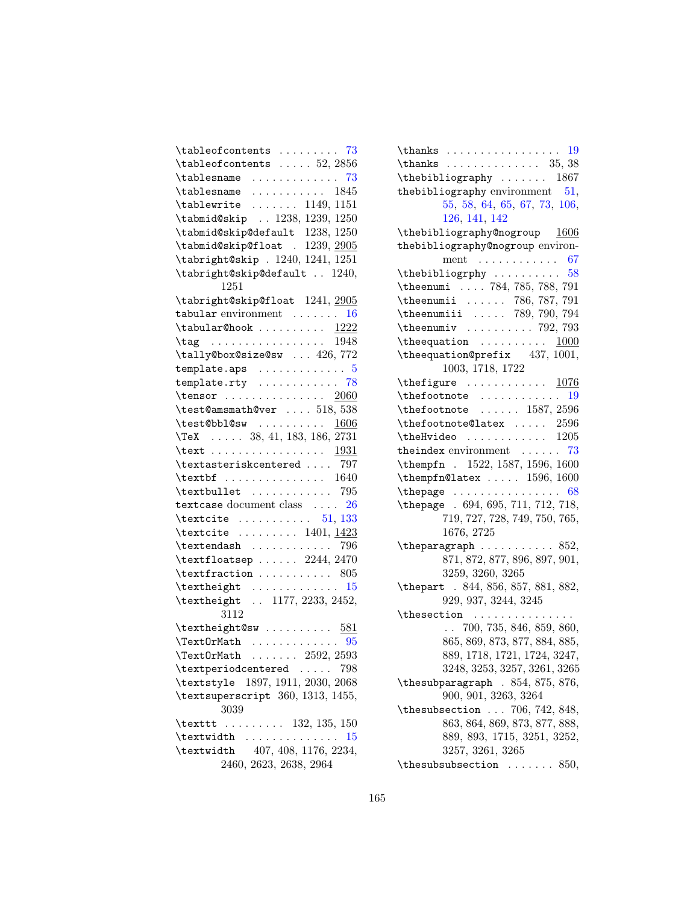\tableofcontents . . . . . . . . . 73
\tableofcontents . . . . . 52, 2856
\tablesname . . . . . . . . . . . . 73
\tablesname . . . . . . . . . . . 1845
\tablewrite . . . . . . . 1149, 1151
\tabmid@skip . . 1238, 1239, 1250
\tabmid@skip@default 1238, 1250
\tabmid@skip@float . 1239, 2905
\tabright@skip . 1240, 1241, 1251
\tabright@skip@default . . 1240, 1251
\tabright@skip@float 1241, 2905
tabular environment . . . . . . . 16
\tabular@hook . . . . . . . . . . 1222
\tag . . . . . . . . . . . . . . . . . 1948
\tally@box@size@sw . . . 426, 772
template.aps . . . . . . . . . . . . . 5
template.rty . . . . . . . . . . . . 78
\tensor . . . . . . . . . . . . . . . 2060
\test@amsmath@ver . . . . 518, 538
\test@bbl@sw . . . . . . . . . . 1606
\TeX . . . . . 38, 41, 183, 186, 2731
\text . . . . . . . . . . . . . . . . . 1931
\textasteriskcentered . . . . 797
\textbf . . . . . . . . . . . . . . . 1640
\textbullet . . . . . . . . . . . . 795
textcase document class . . . . 26
\textcite . . . . . . . . . . . 51, 133
\textcite . . . . . . . . . 1401, 1423
\textendash . . . . . . . . . . . . 796
\textfloatsep . . . . . . 2244, 2470
\textfraction . . . . . . . . . . . 805
\textheight . . . . . . . . . . . . . 15
\textheight . . 1177, 2233, 2452, 3112
\textheight@sw . . . . . . . . . . 581
\TextOrMath . . . . . . . . . . . . . 95
\TextOrMath . . . . . . . 2592, 2593
\textperiodcentered . . . . . 798
\textstyle 1897, 1911, 2030, 2068
\textsuperscript 360, 1313, 1455, 3039
\texttt . . . . . . . . . 132, 135, 150
\textwidth . . . . . . . . . . . . . . 15
\textwidth 407, 408, 1176, 2234, 2460, 2623, 2638, 2964
\thanks . . . . . . . . . . . . . . . . . 19
\thanks . . . . . . . . . . . . . . 35, 38
\thebibliography . . . . . . . 1867
thebibliography environment 51, 55, 58, 64, 65, 67, 73, 106, 126, 141, 142
\thebibliography@nogroup 1606
thebibliography@nogroup environment . . . . . . . . . . . . 67
\thebibliogrphy . . . . . . . . . . 58
\theenumi . . . . 784, 785, 788, 791
\theenumii . . . . . . 786, 787, 791
\theenumiii . . . . . 789, 790, 794
\theenumiv . . . . . . . . . . 792, 793
\theequation . . . . . . . . . . 1000
\theequation@prefix 437, 1001, 1003, 1718, 1722
\thefigure . . . . . . . . . . . . 1076
\thefootnote . . . . . . . . . . . . 19
\thefootnote . . . . . . 1587, 2596
\thefootnote@latex . . . . . 2596
\theHvideo . . . . . . . . . . . . 1205
theindex environment . . . . . . 73
\thempfn . 1522, 1587, 1596, 1600
\thempfn@latex . . . . . 1596, 1600
\thepage . . . . . . . . . . . . . . . 68
\thepage . 694, 695, 711, 712, 718, 719, 727, 728, 749, 750, 765, 1676, 2725
\theparagraph . . . . . . . . . . . 852, 871, 872, 877, 896, 897, 901, 3259, 3260, 3265
\thepart . 844, 856, 857, 881, 882, 929, 937, 3244, 3245
\thesection . . . . . . . . . . . . . . . 700, 735, 846, 859, 860, 865, 869, 873, 877, 884, 885, 889, 1718, 1721, 1724, 3247, 3248, 3253, 3257, 3261, 3265
\thesubparagraph . 854, 875, 876, 900, 901, 3263, 3264
\thesubsection . . . 706, 742, 848, 863, 864, 869, 873, 877, 888, 889, 893, 1715, 3251, 3252, 3257, 3261, 3265
\thesubsubsection . . . . . . . 850,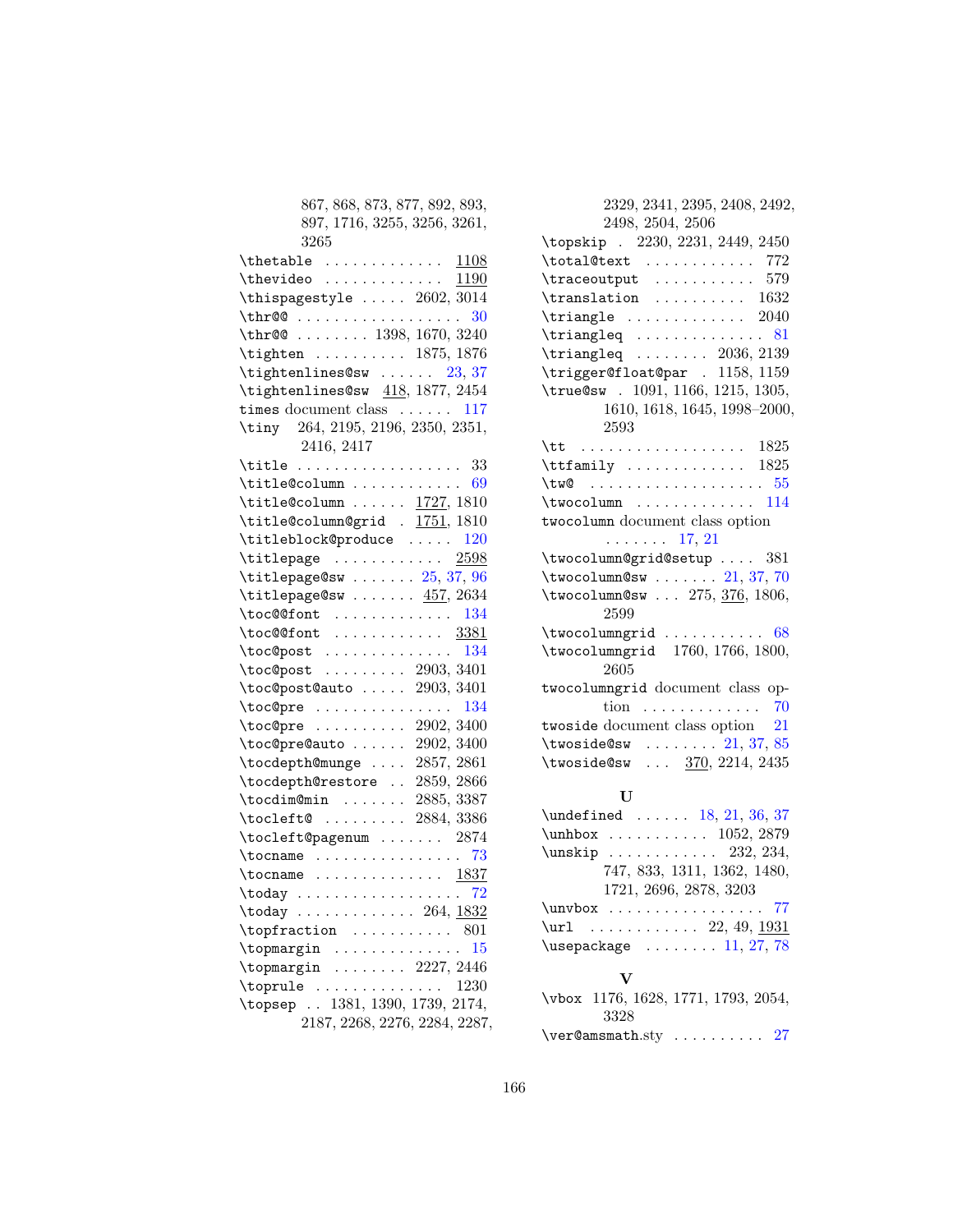867, 868, 873, 877, 892, 893, 897, 1716, 3255, 3256, 3261, 3265

\thetable . . . . . . . . . . . . . 1108

\thevideo . . . . . . . . . . . . . 1190

\thispagestyle . . . . . 2602, 3014

\thr@@ . . . . . . . . . . . . . . . . . . 30

\thr@@ . . . . . . . . 1398, 1670, 3240

\tighten . . . . . . . . . . 1875, 1876

\tightenlines@sw . . . . . . 23, 37

\tightenlines@sw 418, 1877, 2454

times document class . . . . . . 117

\tiny 264, 2195, 2196, 2350, 2351, 2416, 2417

\title . . . . . . . . . . . . . . . . . . 33

\title@column . . . . . . . . . . . . 69

\title@column . . . . . . 1727, 1810

\title@column@grid . 1751, 1810

\titleblock@produce . . . . . 120

\titlepage . . . . . . . . . . . . 2598

\titlepage@sw . . . . . . . 25, 37, 96

\titlepage@sw . . . . . . . 457, 2634

\toc@@font . . . . . . . . . . . . . 134

\toc@@font . . . . . . . . . . . . 3381

\toc@post . . . . . . . . . . . . . . 134

\toc@post . . . . . . . . . 2903, 3401

\toc@post@auto . . . . . 2903, 3401

\toc@pre . . . . . . . . . . . . . . . 134

\toc@pre . . . . . . . . . . 2902, 3400

\toc@pre@auto . . . . . . 2902, 3400

\tocdepth@munge . . . . 2857, 2861

\tocdepth@restore . . 2859, 2866

\tocdim@min . . . . . . . 2885, 3387

\tocleft@ . . . . . . . . . 2884, 3386

\tocleft@pagenum . . . . . . . 2874

\tocname . . . . . . . . . . . . . . . . 73

\tocname . . . . . . . . . . . . . . 1837

\today . . . . . . . . . . . . . . . . . . 72

\today . . . . . . . . . . . . . 264, 1832

\topfraction . . . . . . . . . . . 801

\topmargin . . . . . . . . . . . . . . 15

\topmargin . . . . . . . . 2227, 2446

\toprule . . . . . . . . . . . . . . 1230

\topsep . . 1381, 1390, 1739, 2174, 2187, 2268, 2276, 2284, 2287, 2329, 2341, 2395, 2408, 2492, 2498, 2504, 2506

\topskip . 2230, 2231, 2449, 2450

\total@text . . . . . . . . . . . . 772

\traceoutput . . . . . . . . . . . 579

\translation . . . . . . . . . . 1632

\triangle . . . . . . . . . . . . . 2040

\triangleq . . . . . . . . . . . . . . 81

\triangleq . . . . . . . . 2036, 2139

\trigger@float@par . 1158, 1159

\true@sw . 1091, 1166, 1215, 1305, 1610, 1618, 1645, 1998–2000, 2593

\tt . . . . . . . . . . . . . . . . . . 1825

\ttfamily . . . . . . . . . . . . . 1825

\tw@ . . . . . . . . . . . . . . . . . . . 55

\twocolumn . . . . . . . . . . . . . 114

twocolumn document class option . . . . . . . 17, 21

\twocolumn@grid@setup . . . . 381

\twocolumn@sw . . . . . . . 21, 37, 70

\twocolumn@sw . . . 275, 376, 1806, 2599

\twocolumngrid . . . . . . . . . . . 68

\twocolumngrid 1760, 1766, 1800, 2605

twocolumngrid document class option . . . . . . . . . . . . . 70

twoside document class option 21

\twoside@sw . . . . . . . . 21, 37, 85

\twoside@sw . . . 370, 2214, 2435

## U

\undefined . . . . . . 18, 21, 36, 37

\unhbox . . . . . . . . . . . 1052, 2879

\unskip . . . . . . . . . . . . 232, 234, 747, 833, 1311, 1362, 1480, 1721, 2696, 2878, 3203

\unvbox . . . . . . . . . . . . . . . . . 77

\url . . . . . . . . . . . . 22, 49, 1931

\usepackage . . . . . . . . 11, 27, 78

## V

\vbox 1176, 1628, 1771, 1793, 2054, 3328

\ver@amsmath.sty . . . . . . . . . . 27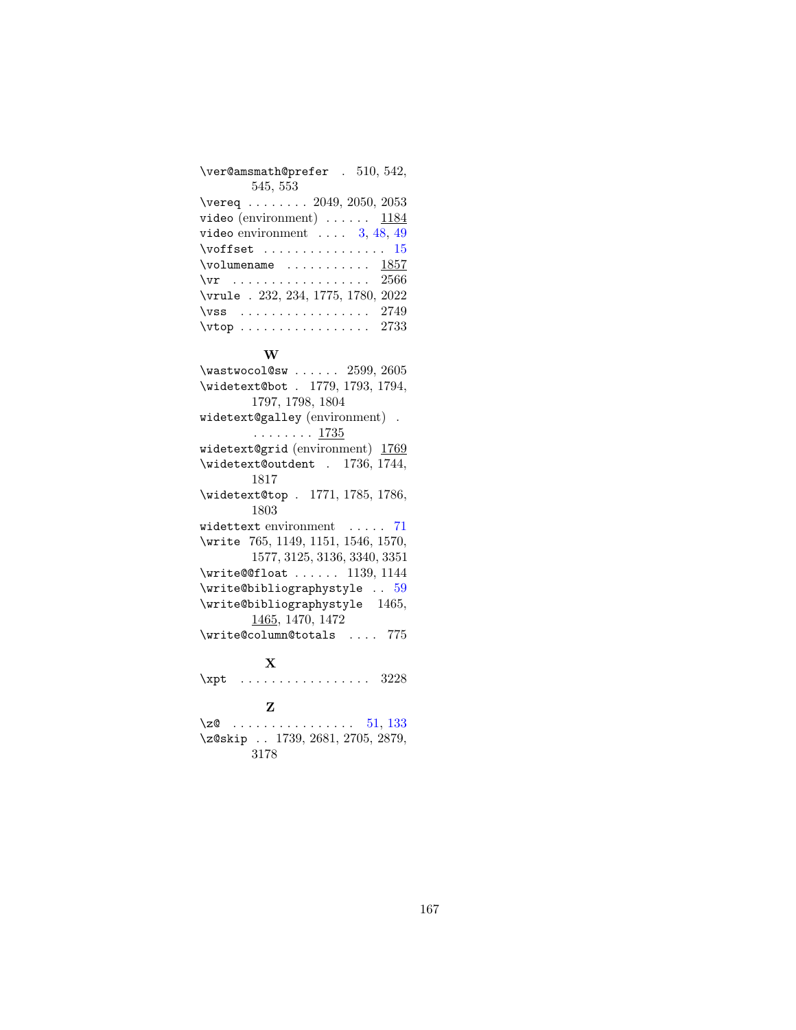\ver@amsmath@prefer . 510, 542, 545, 553
\vereq . . . . . . . . 2049, 2050, 2053
video (environment) . . . . . . 1184
video environment . . . . 3, 48, 49
\voffset . . . . . . . . . . . . . . . . 15
\volumename . . . . . . . . . . . 1857
\vr . . . . . . . . . . . . . . . . . . 2566
\vrule . 232, 234, 1775, 1780, 2022
\vss . . . . . . . . . . . . . . . . . 2749
\vtop . . . . . . . . . . . . . . . . . 2733

**W**

\wastwocol@sw . . . . . . 2599, 2605
\widetext@bot . 1779, 1793, 1794, 1797, 1798, 1804
widetext@galley (environment) . . . . . . . . . 1735
widetext@grid (environment) 1769
\widetext@outdent . 1736, 1744, 1817
\widetext@top . 1771, 1785, 1786, 1803
widettext environment . . . . . 71
\write 765, 1149, 1151, 1546, 1570, 1577, 3125, 3136, 3340, 3351
\write@@float . . . . . . 1139, 1144
\write@bibliographystyle . . 59
\write@bibliographystyle 1465, 1465, 1470, 1472
\write@column@totals . . . . 775

**X**

\xpt . . . . . . . . . . . . . . . . . 3228

**Z**

\z@ . . . . . . . . . . . . . . . . 51, 133
\z@skip . . 1739, 2681, 2705, 2879, 3178